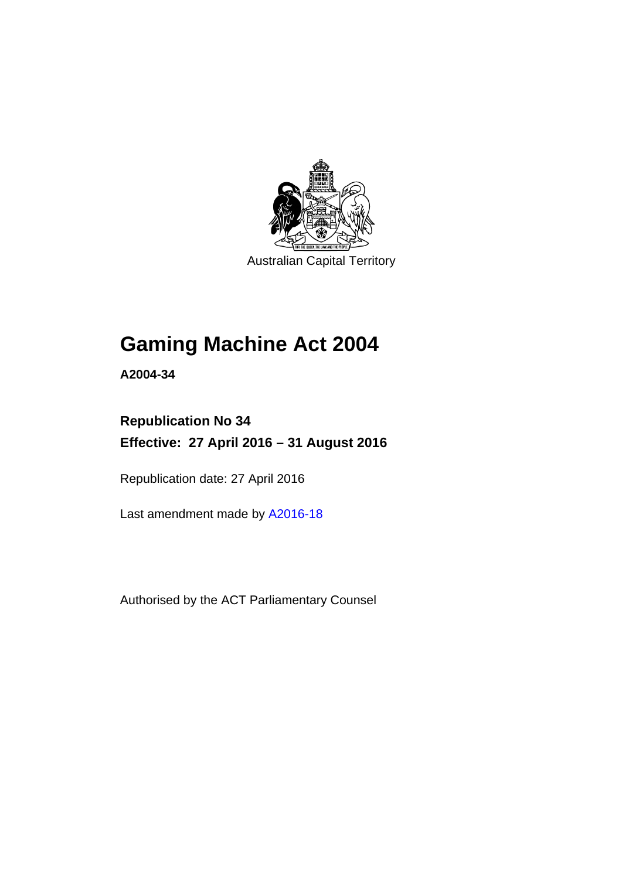Australian Capital Territory

# Gaming Machine Act 2004

**A2004-34**

## Republication No 34

## Effective: 27 April 2016 – 31 August 2016

Republication date: 27 April 2016

Last amendment made by A2016-18

Authorised by the ACT Parliamentary Counsel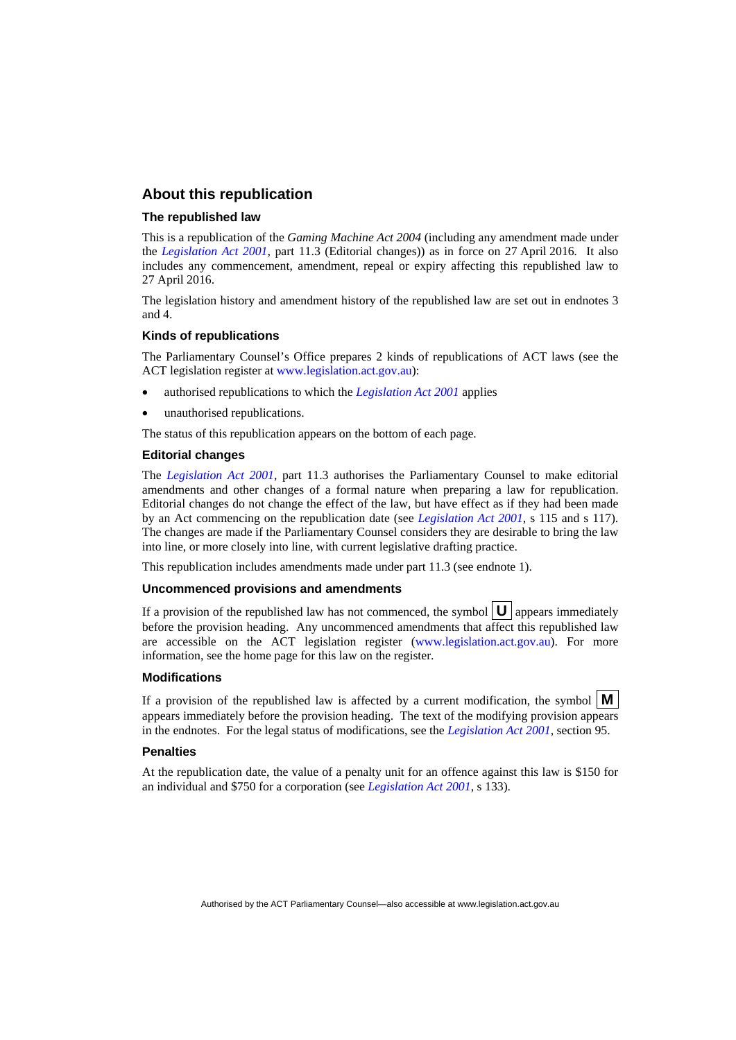## About this republication

### The republished law

This is a republication of the *Gaming Machine Act 2004* (including any amendment made under the *Legislation Act 2001*, part 11.3 (Editorial changes)) as in force on 27 April 2016. It also includes any commencement, amendment, repeal or expiry affecting this republished law to 27 April 2016.

The legislation history and amendment history of the republished law are set out in endnotes 3 and 4.

### Kinds of republications

The Parliamentary Counsel's Office prepares 2 kinds of republications of ACT laws (see the ACT legislation register at www.legislation.act.gov.au):

- authorised republications to which the *Legislation Act 2001* applies
- unauthorised republications.

The status of this republication appears on the bottom of each page.

### Editorial changes

The *Legislation Act 2001*, part 11.3 authorises the Parliamentary Counsel to make editorial amendments and other changes of a formal nature when preparing a law for republication. Editorial changes do not change the effect of the law, but have effect as if they had been made by an Act commencing on the republication date (see *Legislation Act 2001*, s 115 and s 117). The changes are made if the Parliamentary Counsel considers they are desirable to bring the law into line, or more closely into line, with current legislative drafting practice.

This republication includes amendments made under part 11.3 (see endnote 1).

### Uncommenced provisions and amendments

If a provision of the republished law has not commenced, the symbol **U** appears immediately before the provision heading. Any uncommenced amendments that affect this republished law are accessible on the ACT legislation register (www.legislation.act.gov.au). For more information, see the home page for this law on the register.

### Modifications

If a provision of the republished law is affected by a current modification, the symbol **M** appears immediately before the provision heading. The text of the modifying provision appears in the endnotes. For the legal status of modifications, see the *Legislation Act 2001*, section 95.

### Penalties

At the republication date, the value of a penalty unit for an offence against this law is $150 for an individual and $750 for a corporation (see *Legislation Act 2001*, s 133).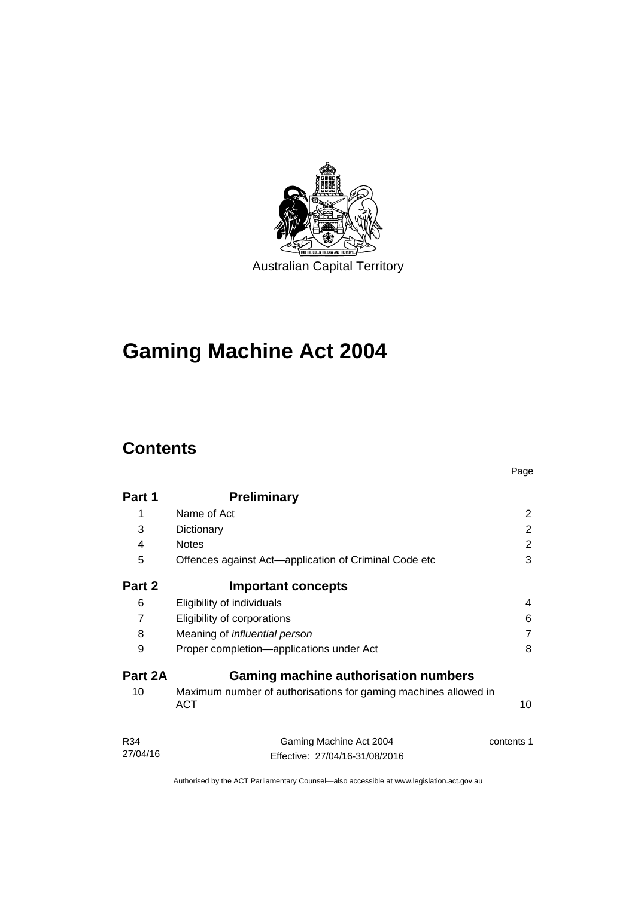Australian Capital Territory

# Gaming Machine Act 2004

## Contents

| | | Page |
|---|---|---|
| **Part 1** | **Preliminary** | |
| 1 | Name of Act | 2 |
| 3 | Dictionary | 2 |
| 4 | Notes | 2 |
| 5 | Offences against Act—application of Criminal Code etc | 3 |
| **Part 2** | **Important concepts** | |
| 6 | Eligibility of individuals | 4 |
| 7 | Eligibility of corporations | 6 |
| 8 | Meaning of *influential person* | 7 |
| 9 | Proper completion—applications under Act | 8 |
| **Part 2A** | **Gaming machine authorisation numbers** | |
| 10 | Maximum number of authorisations for gaming machines allowed in ACT | 10 |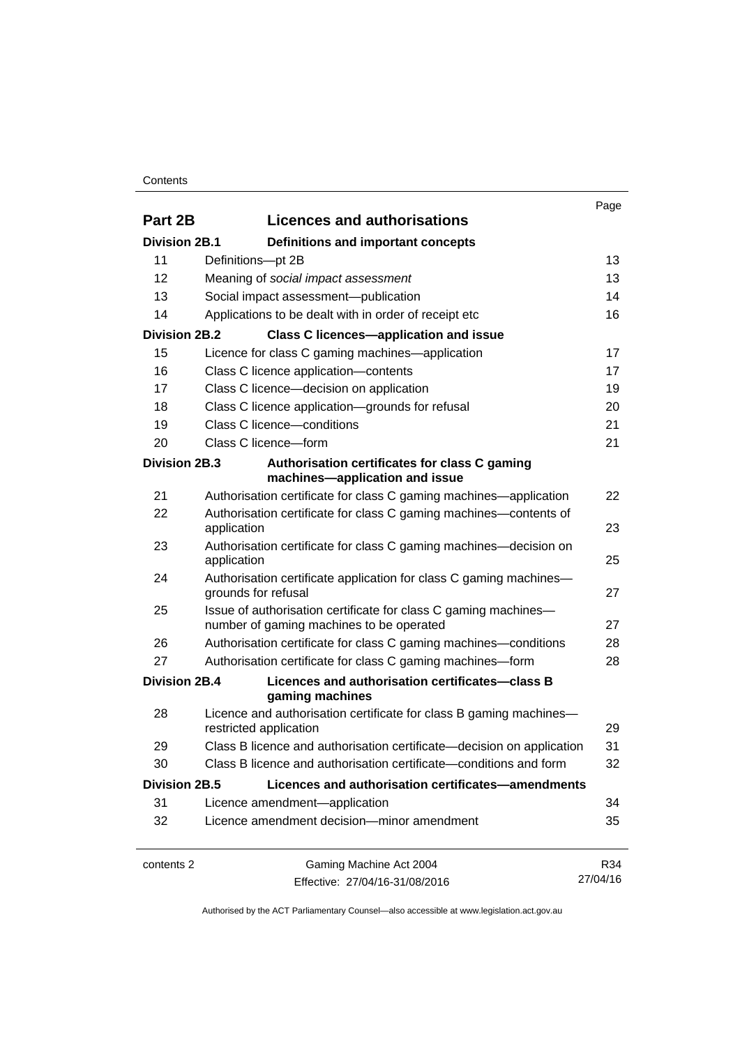| | | Page |
|---|---|---|
| **Part 2B** | **Licences and authorisations** | |
| **Division 2B.1** | **Definitions and important concepts** | |
| 11 | Definitions—pt 2B | 13 |
| 12 | Meaning of *social impact assessment* | 13 |
| 13 | Social impact assessment—publication | 14 |
| 14 | Applications to be dealt with in order of receipt etc | 16 |
| **Division 2B.2** | **Class C licences—application and issue** | |
| 15 | Licence for class C gaming machines—application | 17 |
| 16 | Class C licence application—contents | 17 |
| 17 | Class C licence—decision on application | 19 |
| 18 | Class C licence application—grounds for refusal | 20 |
| 19 | Class C licence—conditions | 21 |
| 20 | Class C licence—form | 21 |
| **Division 2B.3** | **Authorisation certificates for class C gaming machines—application and issue** | |
| 21 | Authorisation certificate for class C gaming machines—application | 22 |
| 22 | Authorisation certificate for class C gaming machines—contents of application | 23 |
| 23 | Authorisation certificate for class C gaming machines—decision on application | 25 |
| 24 | Authorisation certificate application for class C gaming machines—grounds for refusal | 27 |
| 25 | Issue of authorisation certificate for class C gaming machines—number of gaming machines to be operated | 27 |
| 26 | Authorisation certificate for class C gaming machines—conditions | 28 |
| 27 | Authorisation certificate for class C gaming machines—form | 28 |
| **Division 2B.4** | **Licences and authorisation certificates—class B gaming machines** | |
| 28 | Licence and authorisation certificate for class B gaming machines—restricted application | 29 |
| 29 | Class B licence and authorisation certificate—decision on application | 31 |
| 30 | Class B licence and authorisation certificate—conditions and form | 32 |
| **Division 2B.5** | **Licences and authorisation certificates—amendments** | |
| 31 | Licence amendment—application | 34 |
| 32 | Licence amendment decision—minor amendment | 35 |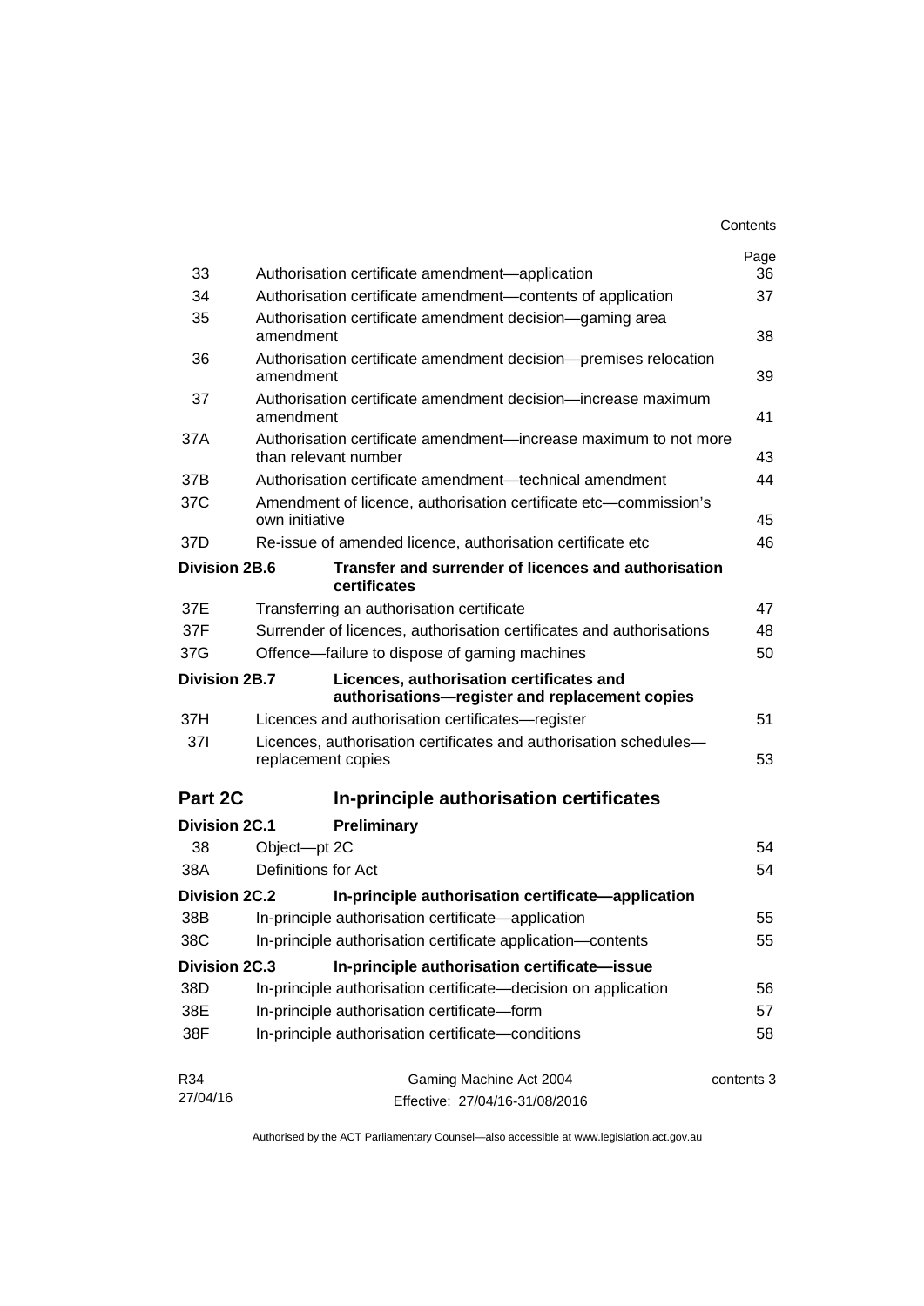| | | Page |
|---|---|---|
| 33 | Authorisation certificate amendment—application | 36 |
| 34 | Authorisation certificate amendment—contents of application | 37 |
| 35 | Authorisation certificate amendment decision—gaming area amendment | 38 |
| 36 | Authorisation certificate amendment decision—premises relocation amendment | 39 |
| 37 | Authorisation certificate amendment decision—increase maximum amendment | 41 |
| 37A | Authorisation certificate amendment—increase maximum to not more than relevant number | 43 |
| 37B | Authorisation certificate amendment—technical amendment | 44 |
| 37C | Amendment of licence, authorisation certificate etc—commission's own initiative | 45 |
| 37D | Re-issue of amended licence, authorisation certificate etc | 46 |
| **Division 2B.6** | **Transfer and surrender of licences and authorisation certificates** | |
| 37E | Transferring an authorisation certificate | 47 |
| 37F | Surrender of licences, authorisation certificates and authorisations | 48 |
| 37G | Offence—failure to dispose of gaming machines | 50 |
| **Division 2B.7** | **Licences, authorisation certificates and authorisations—register and replacement copies** | |
| 37H | Licences and authorisation certificates—register | 51 |
| 37I | Licences, authorisation certificates and authorisation schedules—replacement copies | 53 |
| **Part 2C** | **In-principle authorisation certificates** | |
| **Division 2C.1** | **Preliminary** | |
| 38 | Object—pt 2C | 54 |
| 38A | Definitions for Act | 54 |
| **Division 2C.2** | **In-principle authorisation certificate—application** | |
| 38B | In-principle authorisation certificate—application | 55 |
| 38C | In-principle authorisation certificate application—contents | 55 |
| **Division 2C.3** | **In-principle authorisation certificate—issue** | |
| 38D | In-principle authorisation certificate—decision on application | 56 |
| 38E | In-principle authorisation certificate—form | 57 |
| 38F | In-principle authorisation certificate—conditions | 58 |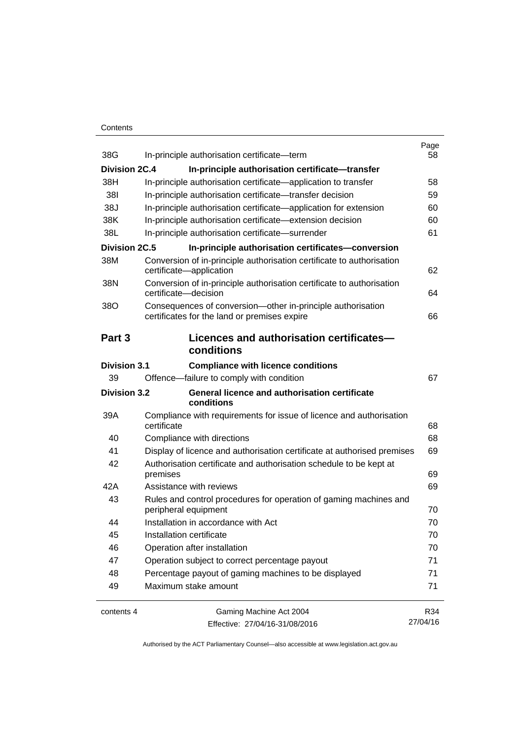| | | Page |
|---|---|---|
| 38G | In-principle authorisation certificate—term | 58 |
| **Division 2C.4** | **In-principle authorisation certificate—transfer** | |
| 38H | In-principle authorisation certificate—application to transfer | 58 |
| 38I | In-principle authorisation certificate—transfer decision | 59 |
| 38J | In-principle authorisation certificate—application for extension | 60 |
| 38K | In-principle authorisation certificate—extension decision | 60 |
| 38L | In-principle authorisation certificate—surrender | 61 |
| **Division 2C.5** | **In-principle authorisation certificates—conversion** | |
| 38M | Conversion of in-principle authorisation certificate to authorisation certificate—application | 62 |
| 38N | Conversion of in-principle authorisation certificate to authorisation certificate—decision | 64 |
| 38O | Consequences of conversion—other in-principle authorisation certificates for the land or premises expire | 66 |
| **Part 3** | **Licences and authorisation certificates—conditions** | |
| **Division 3.1** | **Compliance with licence conditions** | |
| 39 | Offence—failure to comply with condition | 67 |
| **Division 3.2** | **General licence and authorisation certificate conditions** | |
| 39A | Compliance with requirements for issue of licence and authorisation certificate | 68 |
| 40 | Compliance with directions | 68 |
| 41 | Display of licence and authorisation certificate at authorised premises | 69 |
| 42 | Authorisation certificate and authorisation schedule to be kept at premises | 69 |
| 42A | Assistance with reviews | 69 |
| 43 | Rules and control procedures for operation of gaming machines and peripheral equipment | 70 |
| 44 | Installation in accordance with Act | 70 |
| 45 | Installation certificate | 70 |
| 46 | Operation after installation | 70 |
| 47 | Operation subject to correct percentage payout | 71 |
| 48 | Percentage payout of gaming machines to be displayed | 71 |
| 49 | Maximum stake amount | 71 |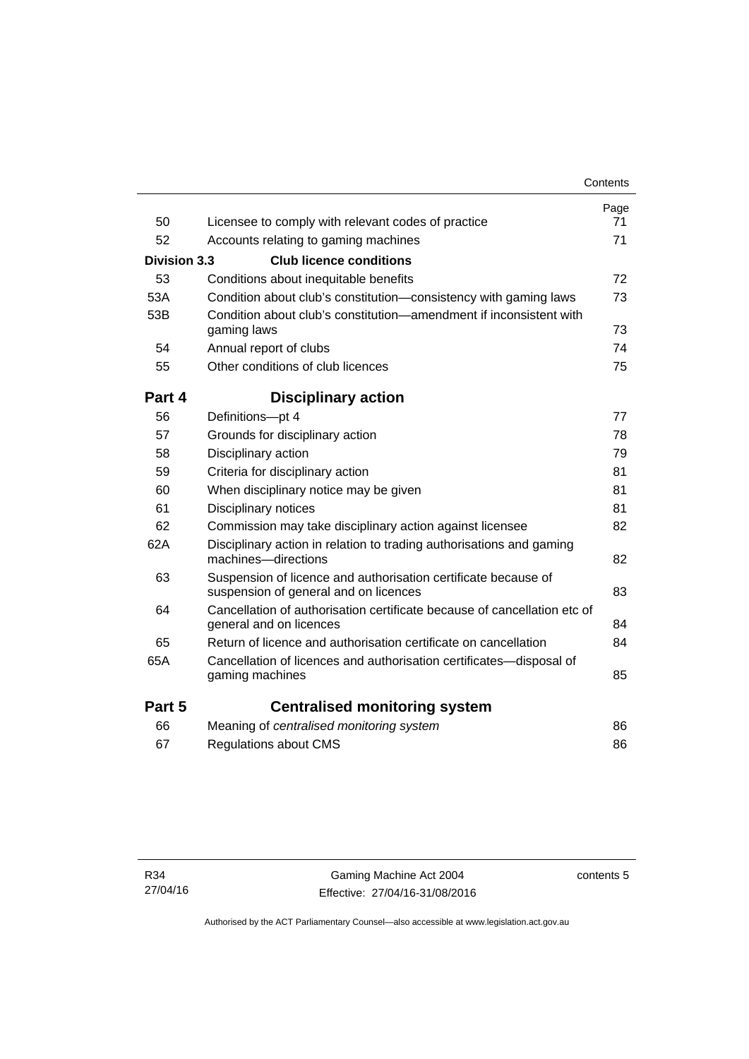| | | Page |
|---|---|---|
| 50 | Licensee to comply with relevant codes of practice | 71 |
| 52 | Accounts relating to gaming machines | 71 |
| **Division 3.3** | **Club licence conditions** | |
| 53 | Conditions about inequitable benefits | 72 |
| 53A | Condition about club's constitution—consistency with gaming laws | 73 |
| 53B | Condition about club's constitution—amendment if inconsistent with gaming laws | 73 |
| 54 | Annual report of clubs | 74 |
| 55 | Other conditions of club licences | 75 |
| **Part 4** | **Disciplinary action** | |
| 56 | Definitions—pt 4 | 77 |
| 57 | Grounds for disciplinary action | 78 |
| 58 | Disciplinary action | 79 |
| 59 | Criteria for disciplinary action | 81 |
| 60 | When disciplinary notice may be given | 81 |
| 61 | Disciplinary notices | 81 |
| 62 | Commission may take disciplinary action against licensee | 82 |
| 62A | Disciplinary action in relation to trading authorisations and gaming machines—directions | 82 |
| 63 | Suspension of licence and authorisation certificate because of suspension of general and on licences | 83 |
| 64 | Cancellation of authorisation certificate because of cancellation etc of general and on licences | 84 |
| 65 | Return of licence and authorisation certificate on cancellation | 84 |
| 65A | Cancellation of licences and authorisation certificates—disposal of gaming machines | 85 |
| **Part 5** | **Centralised monitoring system** | |
| 66 | Meaning of *centralised monitoring system* | 86 |
| 67 | Regulations about CMS | 86 |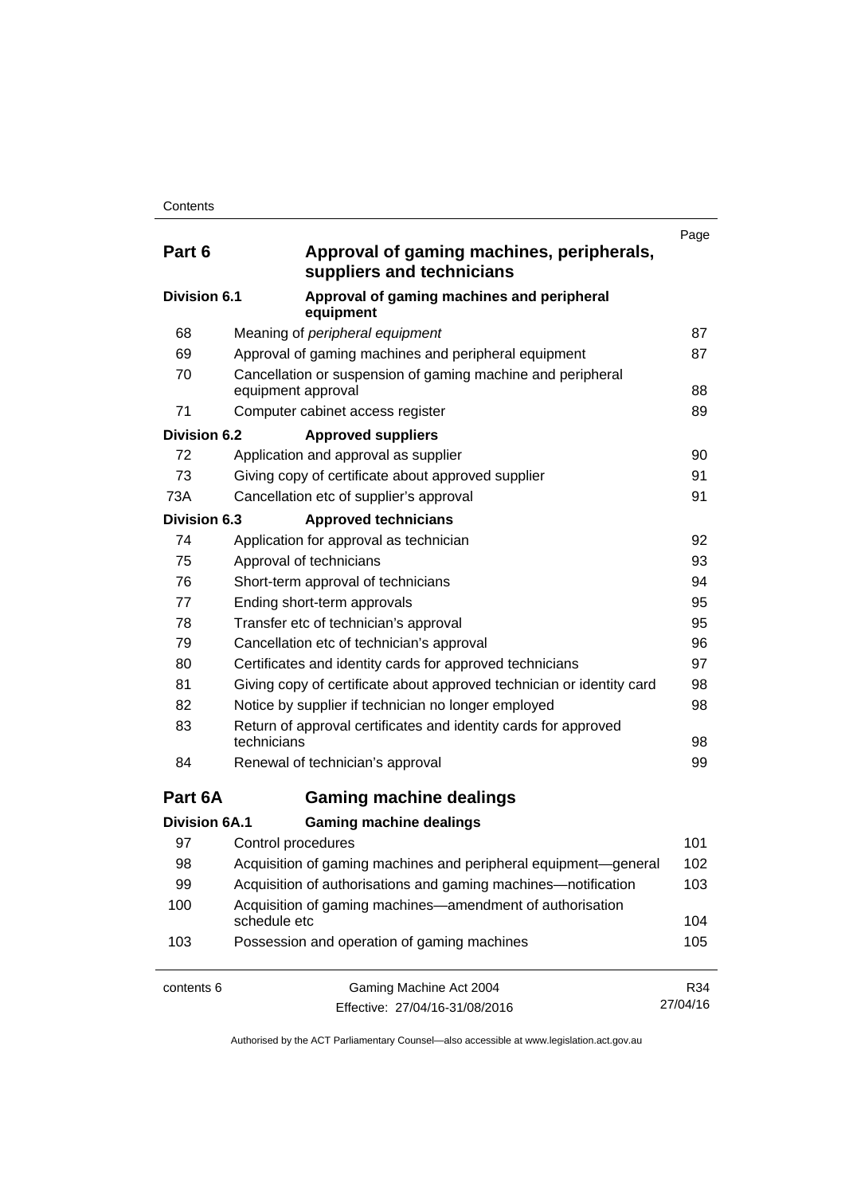| | | Page |
|---|---|---|
| **Part 6** | **Approval of gaming machines, peripherals, suppliers and technicians** | |
| **Division 6.1** | **Approval of gaming machines and peripheral equipment** | |
| 68 | Meaning of *peripheral equipment* | 87 |
| 69 | Approval of gaming machines and peripheral equipment | 87 |
| 70 | Cancellation or suspension of gaming machine and peripheral equipment approval | 88 |
| 71 | Computer cabinet access register | 89 |
| **Division 6.2** | **Approved suppliers** | |
| 72 | Application and approval as supplier | 90 |
| 73 | Giving copy of certificate about approved supplier | 91 |
| 73A | Cancellation etc of supplier's approval | 91 |
| **Division 6.3** | **Approved technicians** | |
| 74 | Application for approval as technician | 92 |
| 75 | Approval of technicians | 93 |
| 76 | Short-term approval of technicians | 94 |
| 77 | Ending short-term approvals | 95 |
| 78 | Transfer etc of technician's approval | 95 |
| 79 | Cancellation etc of technician's approval | 96 |
| 80 | Certificates and identity cards for approved technicians | 97 |
| 81 | Giving copy of certificate about approved technician or identity card | 98 |
| 82 | Notice by supplier if technician no longer employed | 98 |
| 83 | Return of approval certificates and identity cards for approved technicians | 98 |
| 84 | Renewal of technician's approval | 99 |
| **Part 6A** | **Gaming machine dealings** | |
| **Division 6A.1** | **Gaming machine dealings** | |
| 97 | Control procedures | 101 |
| 98 | Acquisition of gaming machines and peripheral equipment—general | 102 |
| 99 | Acquisition of authorisations and gaming machines—notification | 103 |
| 100 | Acquisition of gaming machines—amendment of authorisation schedule etc | 104 |
| 103 | Possession and operation of gaming machines | 105 |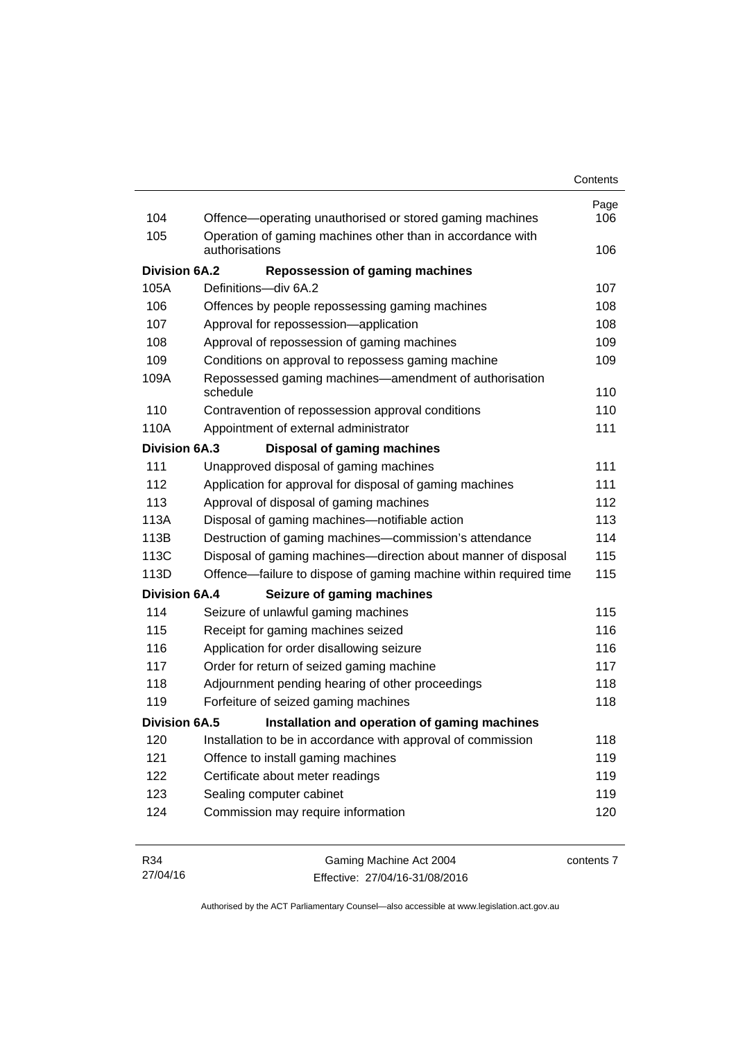| | | Page |
|---|---|---|
| 104 | Offence—operating unauthorised or stored gaming machines | 106 |
| 105 | Operation of gaming machines other than in accordance with authorisations | 106 |
| **Division 6A.2** | **Repossession of gaming machines** | |
| 105A | Definitions—div 6A.2 | 107 |
| 106 | Offences by people repossessing gaming machines | 108 |
| 107 | Approval for repossession—application | 108 |
| 108 | Approval of repossession of gaming machines | 109 |
| 109 | Conditions on approval to repossess gaming machine | 109 |
| 109A | Repossessed gaming machines—amendment of authorisation schedule | 110 |
| 110 | Contravention of repossession approval conditions | 110 |
| 110A | Appointment of external administrator | 111 |
| **Division 6A.3** | **Disposal of gaming machines** | |
| 111 | Unapproved disposal of gaming machines | 111 |
| 112 | Application for approval for disposal of gaming machines | 111 |
| 113 | Approval of disposal of gaming machines | 112 |
| 113A | Disposal of gaming machines—notifiable action | 113 |
| 113B | Destruction of gaming machines—commission's attendance | 114 |
| 113C | Disposal of gaming machines—direction about manner of disposal | 115 |
| 113D | Offence—failure to dispose of gaming machine within required time | 115 |
| **Division 6A.4** | **Seizure of gaming machines** | |
| 114 | Seizure of unlawful gaming machines | 115 |
| 115 | Receipt for gaming machines seized | 116 |
| 116 | Application for order disallowing seizure | 116 |
| 117 | Order for return of seized gaming machine | 117 |
| 118 | Adjournment pending hearing of other proceedings | 118 |
| 119 | Forfeiture of seized gaming machines | 118 |
| **Division 6A.5** | **Installation and operation of gaming machines** | |
| 120 | Installation to be in accordance with approval of commission | 118 |
| 121 | Offence to install gaming machines | 119 |
| 122 | Certificate about meter readings | 119 |
| 123 | Sealing computer cabinet | 119 |
| 124 | Commission may require information | 120 |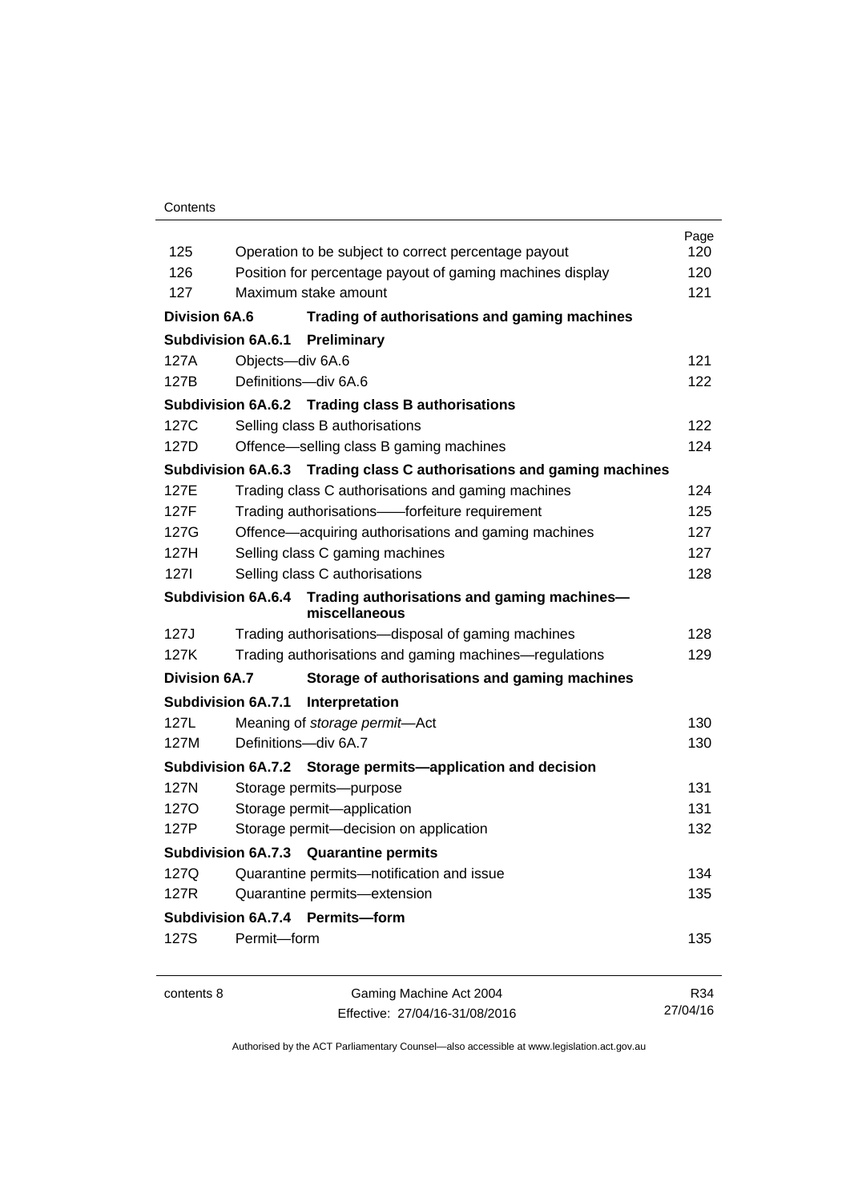| | | Page |
|---|---|---|
| 125 | Operation to be subject to correct percentage payout | 120 |
| 126 | Position for percentage payout of gaming machines display | 120 |
| 127 | Maximum stake amount | 121 |
| **Division 6A.6** | **Trading of authorisations and gaming machines** | |
| **Subdivision 6A.6.1** | **Preliminary** | |
| 127A | Objects—div 6A.6 | 121 |
| 127B | Definitions—div 6A.6 | 122 |
| **Subdivision 6A.6.2** | **Trading class B authorisations** | |
| 127C | Selling class B authorisations | 122 |
| 127D | Offence—selling class B gaming machines | 124 |
| **Subdivision 6A.6.3** | **Trading class C authorisations and gaming machines** | |
| 127E | Trading class C authorisations and gaming machines | 124 |
| 127F | Trading authorisations——forfeiture requirement | 125 |
| 127G | Offence—acquiring authorisations and gaming machines | 127 |
| 127H | Selling class C gaming machines | 127 |
| 127I | Selling class C authorisations | 128 |
| **Subdivision 6A.6.4** | **Trading authorisations and gaming machines—miscellaneous** | |
| 127J | Trading authorisations—disposal of gaming machines | 128 |
| 127K | Trading authorisations and gaming machines—regulations | 129 |
| **Division 6A.7** | **Storage of authorisations and gaming machines** | |
| **Subdivision 6A.7.1** | **Interpretation** | |
| 127L | Meaning of *storage permit*—Act | 130 |
| 127M | Definitions—div 6A.7 | 130 |
| **Subdivision 6A.7.2** | **Storage permits—application and decision** | |
| 127N | Storage permits—purpose | 131 |
| 127O | Storage permit—application | 131 |
| 127P | Storage permit—decision on application | 132 |
| **Subdivision 6A.7.3** | **Quarantine permits** | |
| 127Q | Quarantine permits—notification and issue | 134 |
| 127R | Quarantine permits—extension | 135 |
| **Subdivision 6A.7.4** | **Permits—form** | |
| 127S | Permit—form | 135 |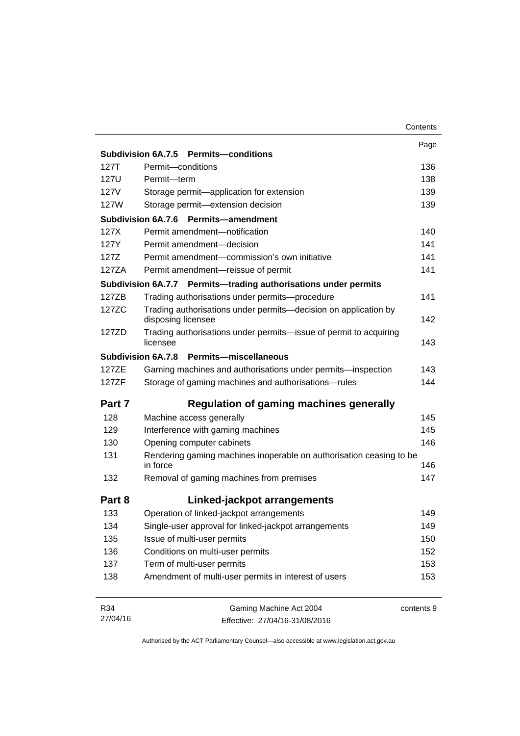| | | Page |
|---|---|---|
| **Subdivision 6A.7.5** | **Permits—conditions** | |
| 127T | Permit—conditions | 136 |
| 127U | Permit—term | 138 |
| 127V | Storage permit—application for extension | 139 |
| 127W | Storage permit—extension decision | 139 |
| **Subdivision 6A.7.6** | **Permits—amendment** | |
| 127X | Permit amendment—notification | 140 |
| 127Y | Permit amendment—decision | 141 |
| 127Z | Permit amendment—commission's own initiative | 141 |
| 127ZA | Permit amendment—reissue of permit | 141 |
| **Subdivision 6A.7.7** | **Permits—trading authorisations under permits** | |
| 127ZB | Trading authorisations under permits—procedure | 141 |
| 127ZC | Trading authorisations under permits—decision on application by disposing licensee | 142 |
| 127ZD | Trading authorisations under permits—issue of permit to acquiring licensee | 143 |
| **Subdivision 6A.7.8** | **Permits—miscellaneous** | |
| 127ZE | Gaming machines and authorisations under permits—inspection | 143 |
| 127ZF | Storage of gaming machines and authorisations—rules | 144 |

## Part 7 Regulation of gaming machines generally

| | | |
|---|---|---|
| 128 | Machine access generally | 145 |
| 129 | Interference with gaming machines | 145 |
| 130 | Opening computer cabinets | 146 |
| 131 | Rendering gaming machines inoperable on authorisation ceasing to be in force | 146 |
| 132 | Removal of gaming machines from premises | 147 |

## Part 8 Linked-jackpot arrangements

| | | |
|---|---|---|
| 133 | Operation of linked-jackpot arrangements | 149 |
| 134 | Single-user approval for linked-jackpot arrangements | 149 |
| 135 | Issue of multi-user permits | 150 |
| 136 | Conditions on multi-user permits | 152 |
| 137 | Term of multi-user permits | 153 |
| 138 | Amendment of multi-user permits in interest of users | 153 |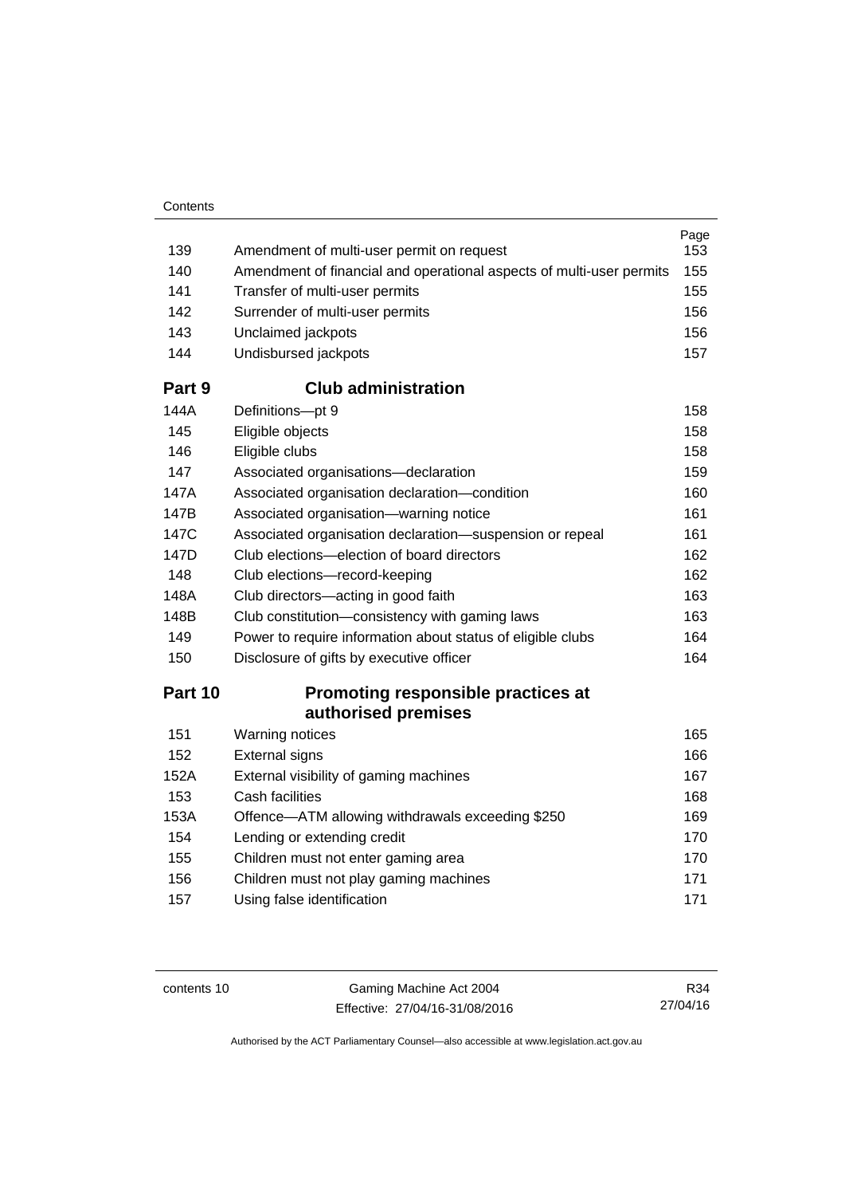| | | Page |
|---|---|---|
| 139 | Amendment of multi-user permit on request | 153 |
| 140 | Amendment of financial and operational aspects of multi-user permits | 155 |
| 141 | Transfer of multi-user permits | 155 |
| 142 | Surrender of multi-user permits | 156 |
| 143 | Unclaimed jackpots | 156 |
| 144 | Undisbursed jackpots | 157 |
| **Part 9** | **Club administration** | |
| 144A | Definitions—pt 9 | 158 |
| 145 | Eligible objects | 158 |
| 146 | Eligible clubs | 158 |
| 147 | Associated organisations—declaration | 159 |
| 147A | Associated organisation declaration—condition | 160 |
| 147B | Associated organisation—warning notice | 161 |
| 147C | Associated organisation declaration—suspension or repeal | 161 |
| 147D | Club elections—election of board directors | 162 |
| 148 | Club elections—record-keeping | 162 |
| 148A | Club directors—acting in good faith | 163 |
| 148B | Club constitution—consistency with gaming laws | 163 |
| 149 | Power to require information about status of eligible clubs | 164 |
| 150 | Disclosure of gifts by executive officer | 164 |
| **Part 10** | **Promoting responsible practices at authorised premises** | |
| 151 | Warning notices | 165 |
| 152 | External signs | 166 |
| 152A | External visibility of gaming machines | 167 |
| 153 | Cash facilities | 168 |
| 153A | Offence—ATM allowing withdrawals exceeding $250 | 169 |
| 154 | Lending or extending credit | 170 |
| 155 | Children must not enter gaming area | 170 |
| 156 | Children must not play gaming machines | 171 |
| 157 | Using false identification | 171 |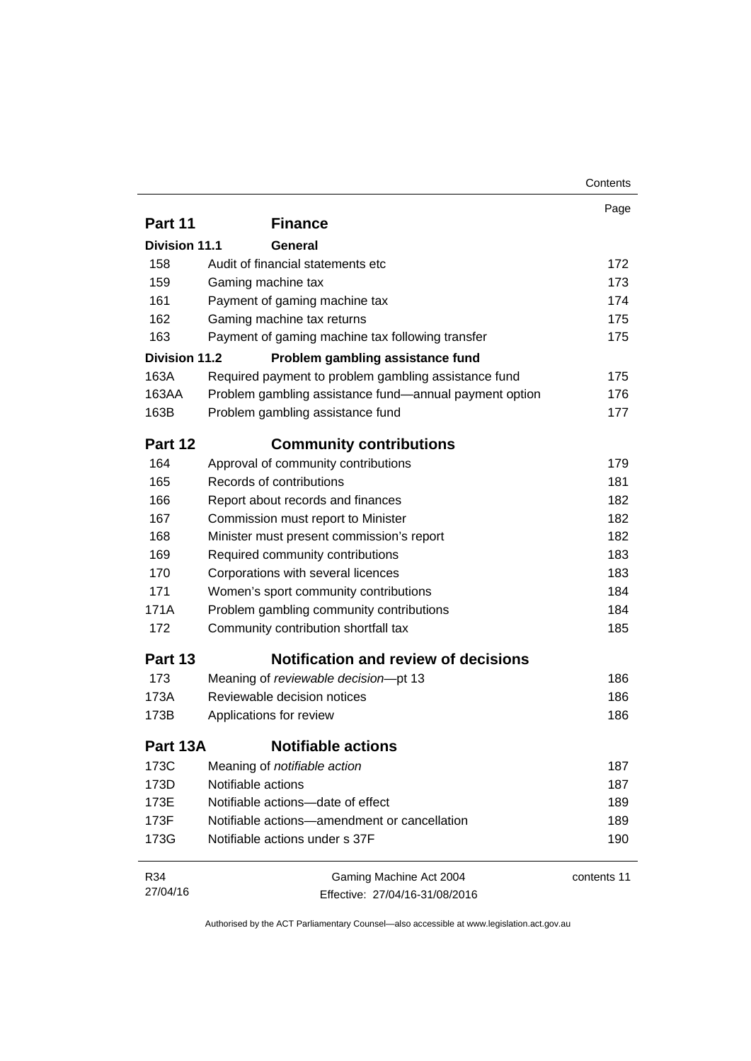| | | Page |
|---|---|---|
| **Part 11** | **Finance** | |
| **Division 11.1** | **General** | |
| 158 | Audit of financial statements etc | 172 |
| 159 | Gaming machine tax | 173 |
| 161 | Payment of gaming machine tax | 174 |
| 162 | Gaming machine tax returns | 175 |
| 163 | Payment of gaming machine tax following transfer | 175 |
| **Division 11.2** | **Problem gambling assistance fund** | |
| 163A | Required payment to problem gambling assistance fund | 175 |
| 163AA | Problem gambling assistance fund—annual payment option | 176 |
| 163B | Problem gambling assistance fund | 177 |
| **Part 12** | **Community contributions** | |
| 164 | Approval of community contributions | 179 |
| 165 | Records of contributions | 181 |
| 166 | Report about records and finances | 182 |
| 167 | Commission must report to Minister | 182 |
| 168 | Minister must present commission's report | 182 |
| 169 | Required community contributions | 183 |
| 170 | Corporations with several licences | 183 |
| 171 | Women's sport community contributions | 184 |
| 171A | Problem gambling community contributions | 184 |
| 172 | Community contribution shortfall tax | 185 |
| **Part 13** | **Notification and review of decisions** | |
| 173 | Meaning of *reviewable decision*—pt 13 | 186 |
| 173A | Reviewable decision notices | 186 |
| 173B | Applications for review | 186 |
| **Part 13A** | **Notifiable actions** | |
| 173C | Meaning of *notifiable action* | 187 |
| 173D | Notifiable actions | 187 |
| 173E | Notifiable actions—date of effect | 189 |
| 173F | Notifiable actions—amendment or cancellation | 189 |
| 173G | Notifiable actions under s 37F | 190 |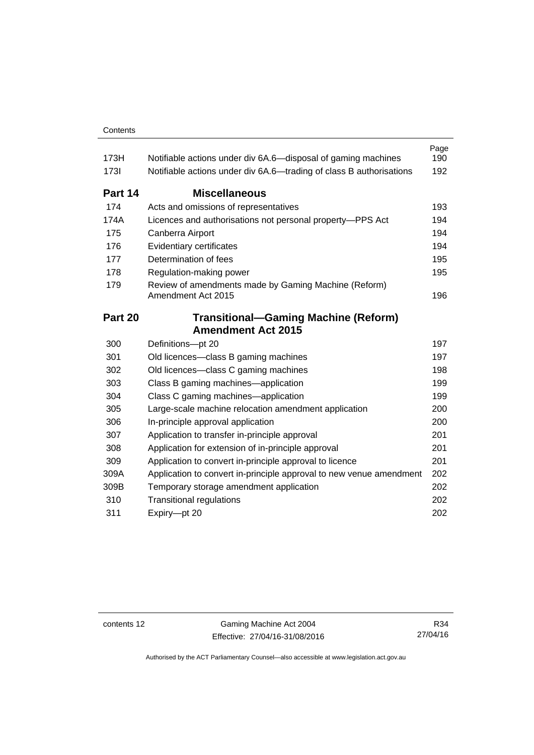| | | Page |
|---|---|---|
| 173H | Notifiable actions under div 6A.6—disposal of gaming machines | 190 |
| 173I | Notifiable actions under div 6A.6—trading of class B authorisations | 192 |

## Part 14 Miscellaneous

| | | |
|---|---|---|
| 174 | Acts and omissions of representatives | 193 |
| 174A | Licences and authorisations not personal property—PPS Act | 194 |
| 175 | Canberra Airport | 194 |
| 176 | Evidentiary certificates | 194 |
| 177 | Determination of fees | 195 |
| 178 | Regulation-making power | 195 |
| 179 | Review of amendments made by Gaming Machine (Reform) Amendment Act 2015 | 196 |

## Part 20 Transitional—Gaming Machine (Reform) Amendment Act 2015

| | | |
|---|---|---|
| 300 | Definitions—pt 20 | 197 |
| 301 | Old licences—class B gaming machines | 197 |
| 302 | Old licences—class C gaming machines | 198 |
| 303 | Class B gaming machines—application | 199 |
| 304 | Class C gaming machines—application | 199 |
| 305 | Large-scale machine relocation amendment application | 200 |
| 306 | In-principle approval application | 200 |
| 307 | Application to transfer in-principle approval | 201 |
| 308 | Application for extension of in-principle approval | 201 |
| 309 | Application to convert in-principle approval to licence | 201 |
| 309A | Application to convert in-principle approval to new venue amendment | 202 |
| 309B | Temporary storage amendment application | 202 |
| 310 | Transitional regulations | 202 |
| 311 | Expiry—pt 20 | 202 |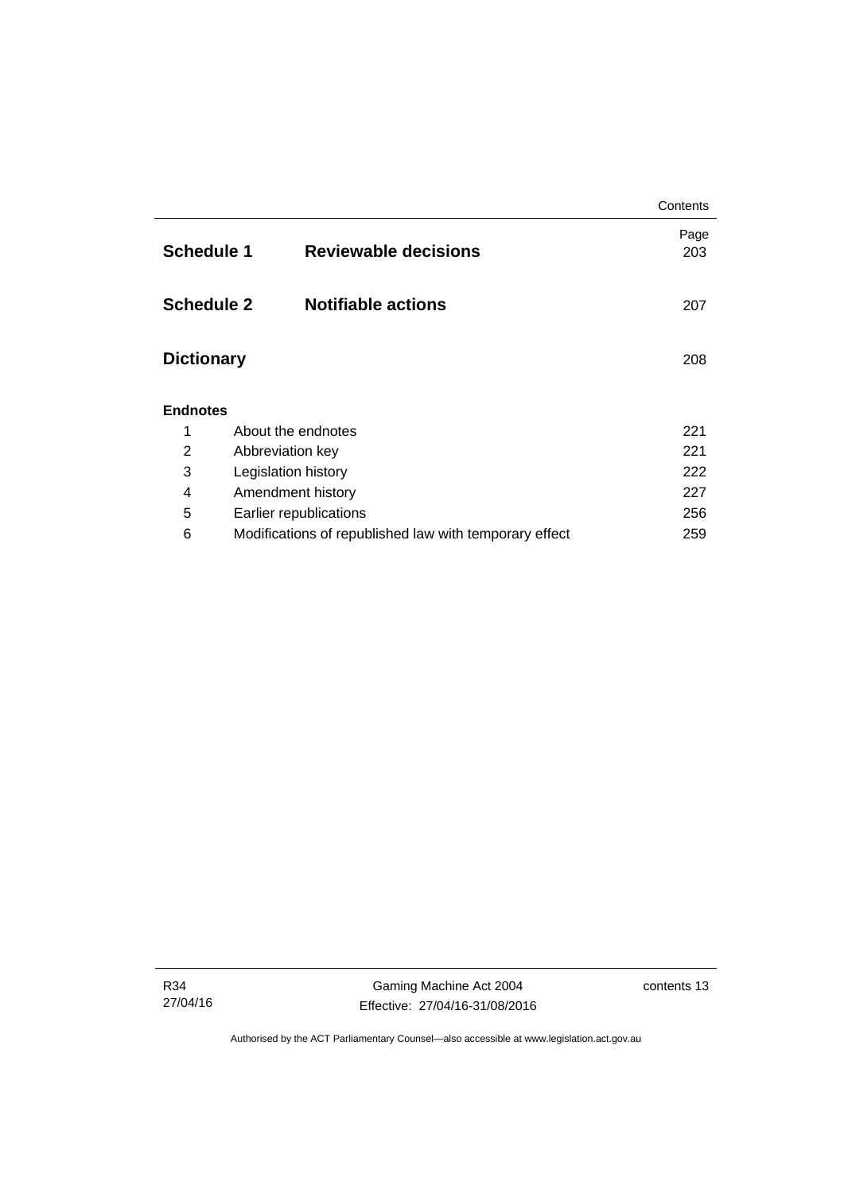| | | Page |
|---|---|---|
| **Schedule 1** | **Reviewable decisions** | 203 |
| **Schedule 2** | **Notifiable actions** | 207 |
| **Dictionary** | | 208 |

**Endnotes**

| | | |
|---|---|---|
| 1 | About the endnotes | 221 |
| 2 | Abbreviation key | 221 |
| 3 | Legislation history | 222 |
| 4 | Amendment history | 227 |
| 5 | Earlier republications | 256 |
| 6 | Modifications of republished law with temporary effect | 259 |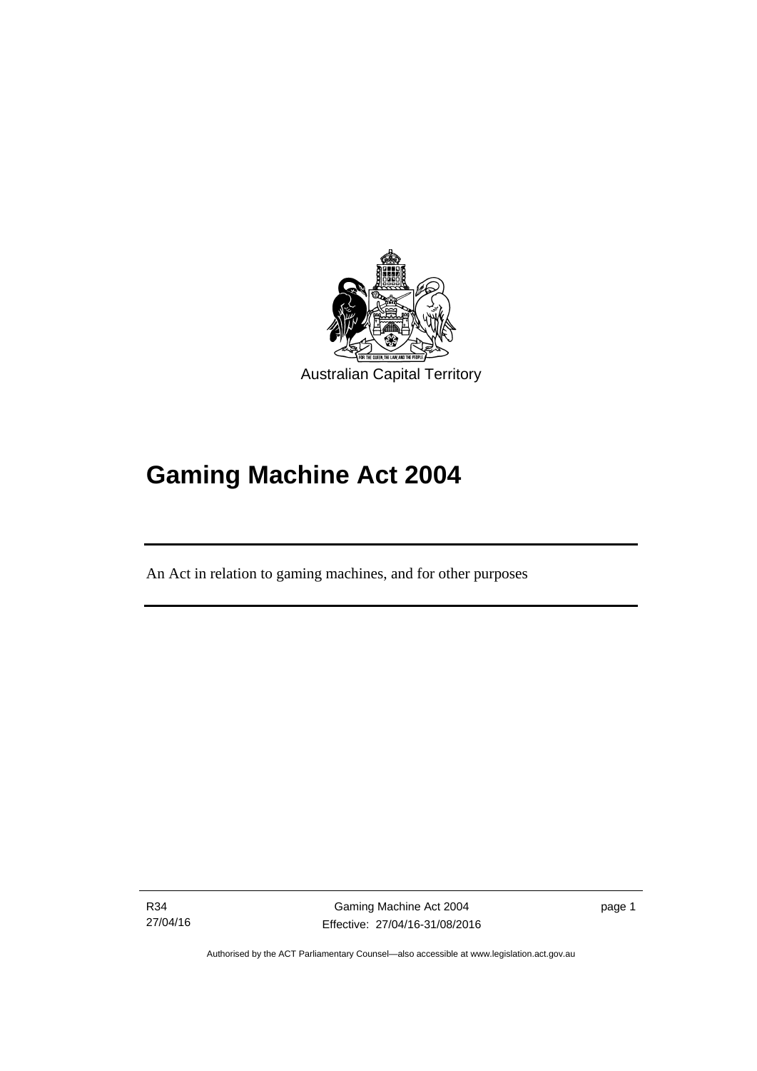Australian Capital Territory

# Gaming Machine Act 2004

An Act in relation to gaming machines, and for other purposes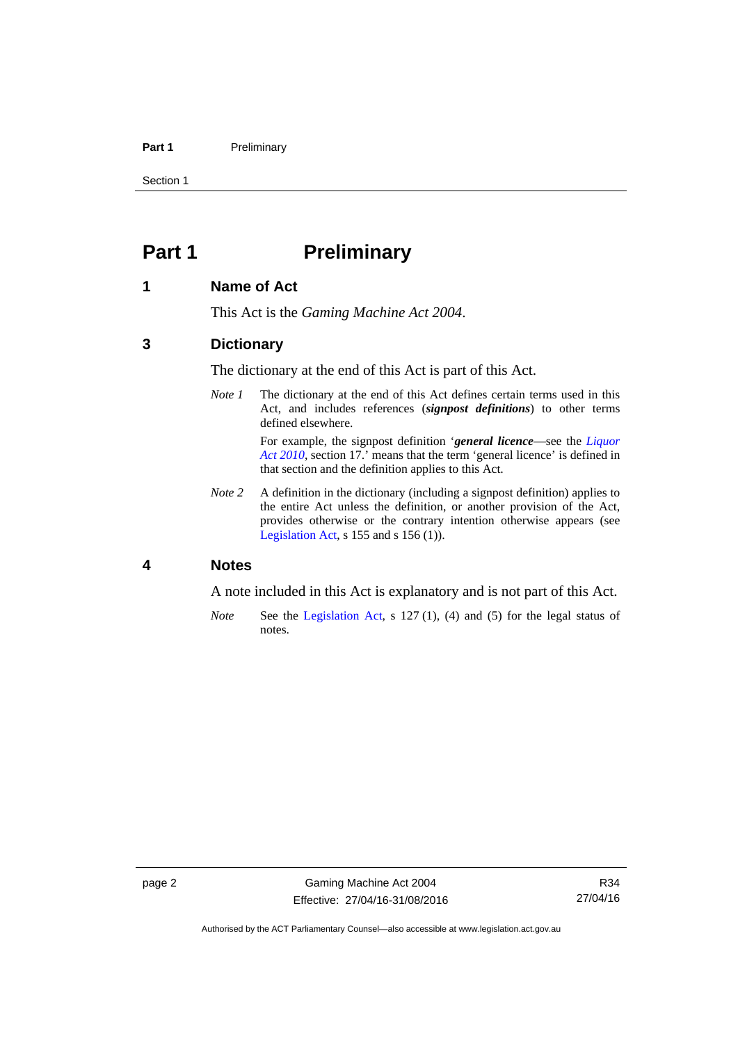# Part 1 Preliminary

## 1 Name of Act

This Act is the *Gaming Machine Act 2004*.

## 3 Dictionary

The dictionary at the end of this Act is part of this Act.

*Note 1* The dictionary at the end of this Act defines certain terms used in this Act, and includes references (***signpost definitions***) to other terms defined elsewhere.

For example, the signpost definition '***general licence***—see the *Liquor Act 2010*, section 17.' means that the term 'general licence' is defined in that section and the definition applies to this Act.

*Note 2* A definition in the dictionary (including a signpost definition) applies to the entire Act unless the definition, or another provision of the Act, provides otherwise or the contrary intention otherwise appears (see Legislation Act, s 155 and s 156 (1)).

## 4 Notes

A note included in this Act is explanatory and is not part of this Act.

*Note* See the Legislation Act, s 127 (1), (4) and (5) for the legal status of notes.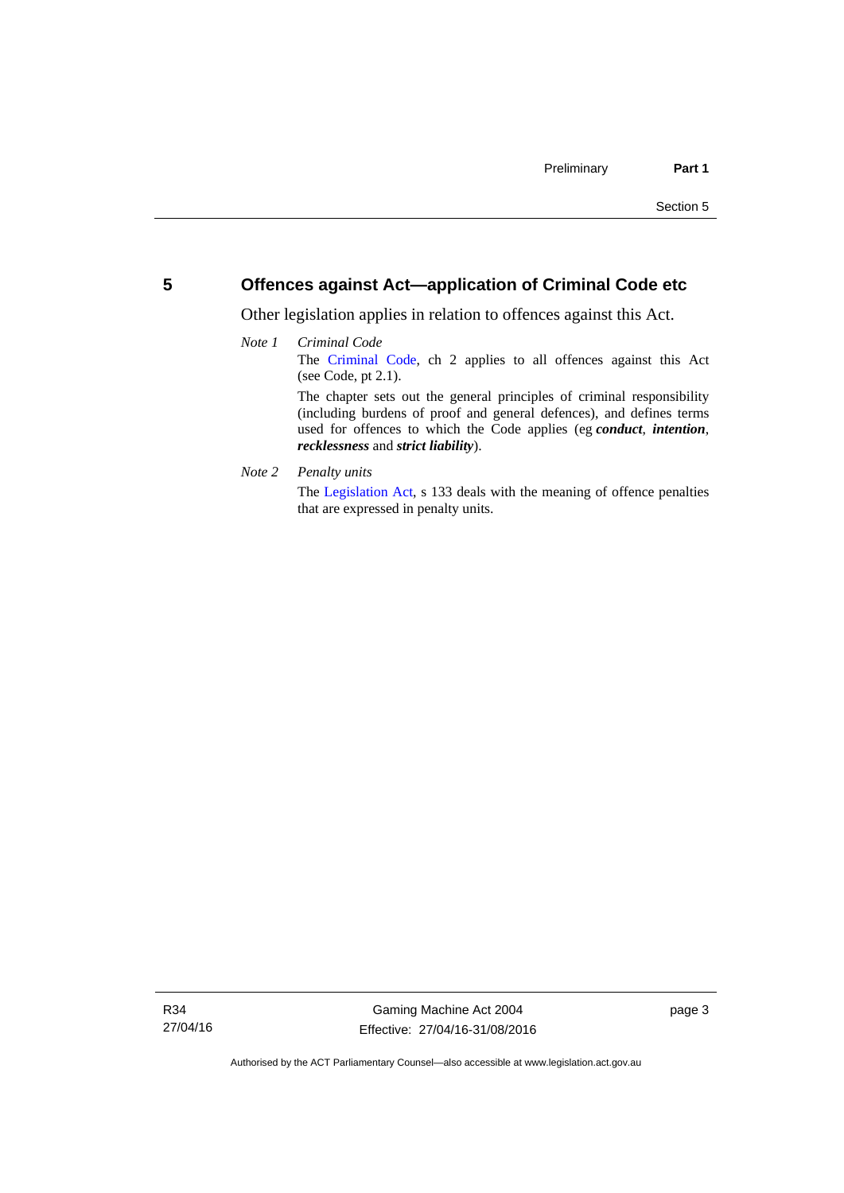## 5 Offences against Act—application of Criminal Code etc

Other legislation applies in relation to offences against this Act.

*Note 1* *Criminal Code*

The Criminal Code, ch 2 applies to all offences against this Act (see Code, pt 2.1).

The chapter sets out the general principles of criminal responsibility (including burdens of proof and general defences), and defines terms used for offences to which the Code applies (eg ***conduct***, ***intention***, ***recklessness*** and ***strict liability***).

*Note 2* *Penalty units*

The Legislation Act, s 133 deals with the meaning of offence penalties that are expressed in penalty units.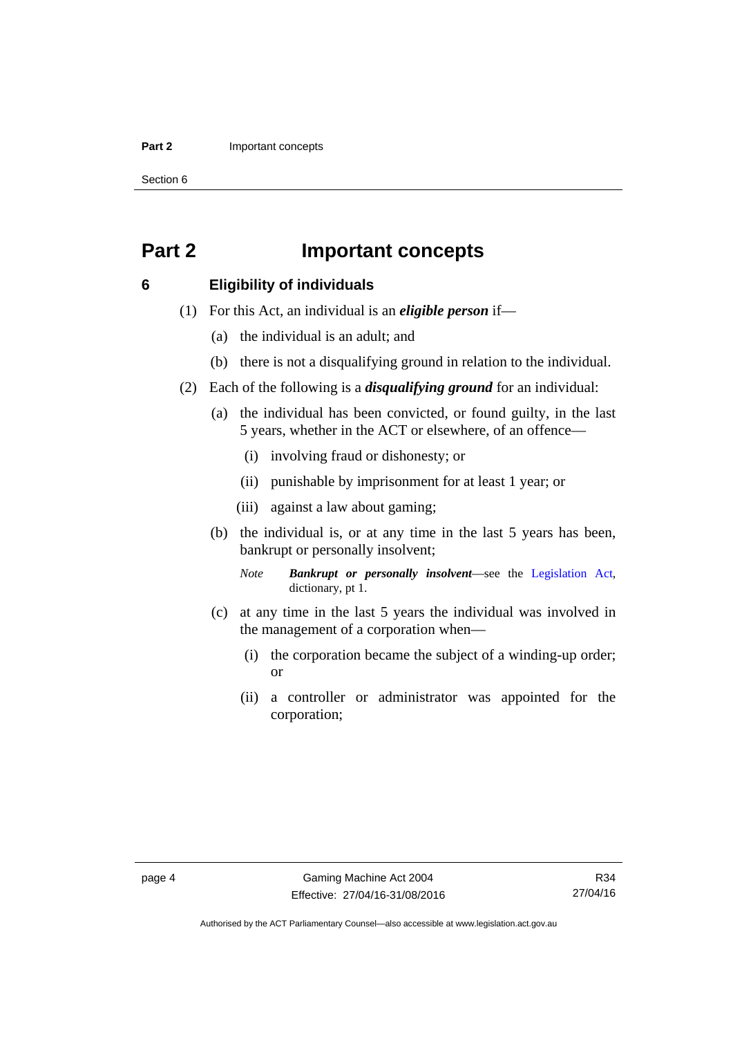# Part 2 Important concepts

## 6 Eligibility of individuals

(1) For this Act, an individual is an ***eligible person*** if—

(a) the individual is an adult; and

(b) there is not a disqualifying ground in relation to the individual.

(2) Each of the following is a ***disqualifying ground*** for an individual:

(a) the individual has been convicted, or found guilty, in the last 5 years, whether in the ACT or elsewhere, of an offence—

(i) involving fraud or dishonesty; or

(ii) punishable by imprisonment for at least 1 year; or

(iii) against a law about gaming;

(b) the individual is, or at any time in the last 5 years has been, bankrupt or personally insolvent;

*Note* ***Bankrupt or personally insolvent***—see the Legislation Act, dictionary, pt 1.

(c) at any time in the last 5 years the individual was involved in the management of a corporation when—

(i) the corporation became the subject of a winding-up order; or

(ii) a controller or administrator was appointed for the corporation;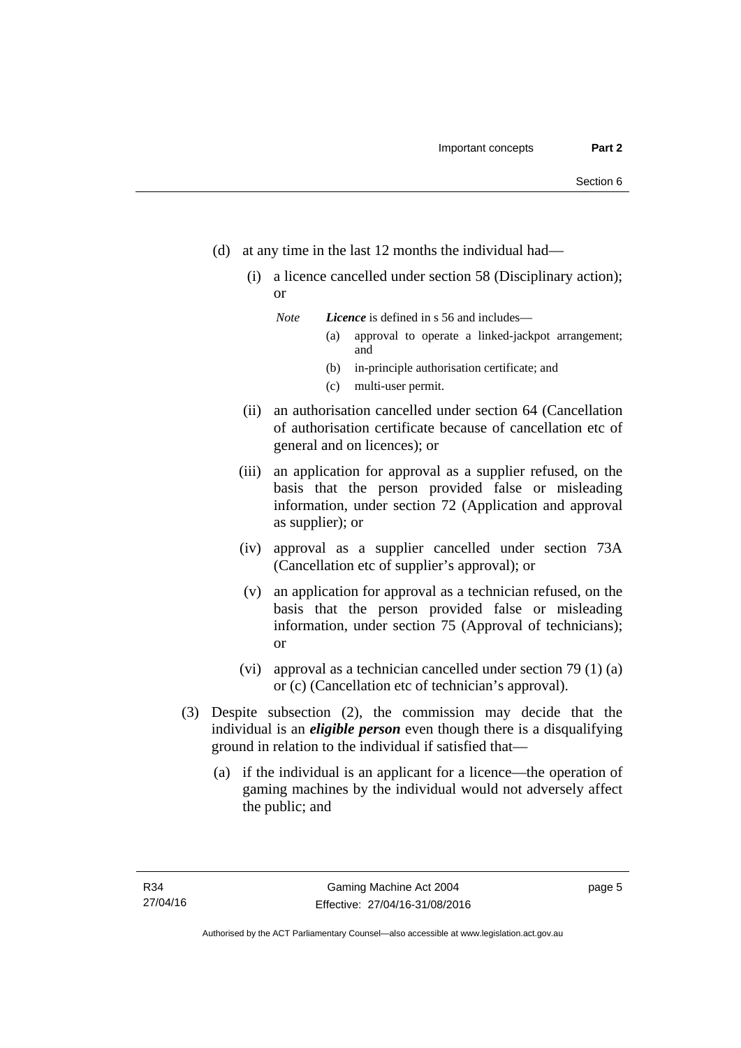(d) at any time in the last 12 months the individual had—

   (i) a licence cancelled under section 58 (Disciplinary action); or

   *Note* ***Licence*** is defined in s 56 and includes—

   (a) approval to operate a linked-jackpot arrangement; and

   (b) in-principle authorisation certificate; and

   (c) multi-user permit.

   (ii) an authorisation cancelled under section 64 (Cancellation of authorisation certificate because of cancellation etc of general and on licences); or

   (iii) an application for approval as a supplier refused, on the basis that the person provided false or misleading information, under section 72 (Application and approval as supplier); or

   (iv) approval as a supplier cancelled under section 73A (Cancellation etc of supplier's approval); or

   (v) an application for approval as a technician refused, on the basis that the person provided false or misleading information, under section 75 (Approval of technicians); or

   (vi) approval as a technician cancelled under section 79 (1) (a) or (c) (Cancellation etc of technician's approval).

(3) Despite subsection (2), the commission may decide that the individual is an ***eligible person*** even though there is a disqualifying ground in relation to the individual if satisfied that—

   (a) if the individual is an applicant for a licence—the operation of gaming machines by the individual would not adversely affect the public; and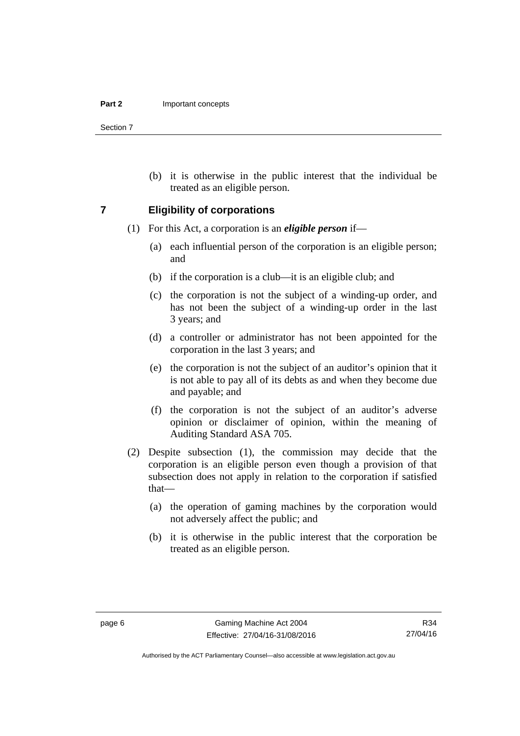(b) it is otherwise in the public interest that the individual be treated as an eligible person.

## 7 Eligibility of corporations

(1) For this Act, a corporation is an ***eligible person*** if—

(a) each influential person of the corporation is an eligible person; and

(b) if the corporation is a club—it is an eligible club; and

(c) the corporation is not the subject of a winding-up order, and has not been the subject of a winding-up order in the last 3 years; and

(d) a controller or administrator has not been appointed for the corporation in the last 3 years; and

(e) the corporation is not the subject of an auditor's opinion that it is not able to pay all of its debts as and when they become due and payable; and

(f) the corporation is not the subject of an auditor's adverse opinion or disclaimer of opinion, within the meaning of Auditing Standard ASA 705.

(2) Despite subsection (1), the commission may decide that the corporation is an eligible person even though a provision of that subsection does not apply in relation to the corporation if satisfied that—

(a) the operation of gaming machines by the corporation would not adversely affect the public; and

(b) it is otherwise in the public interest that the corporation be treated as an eligible person.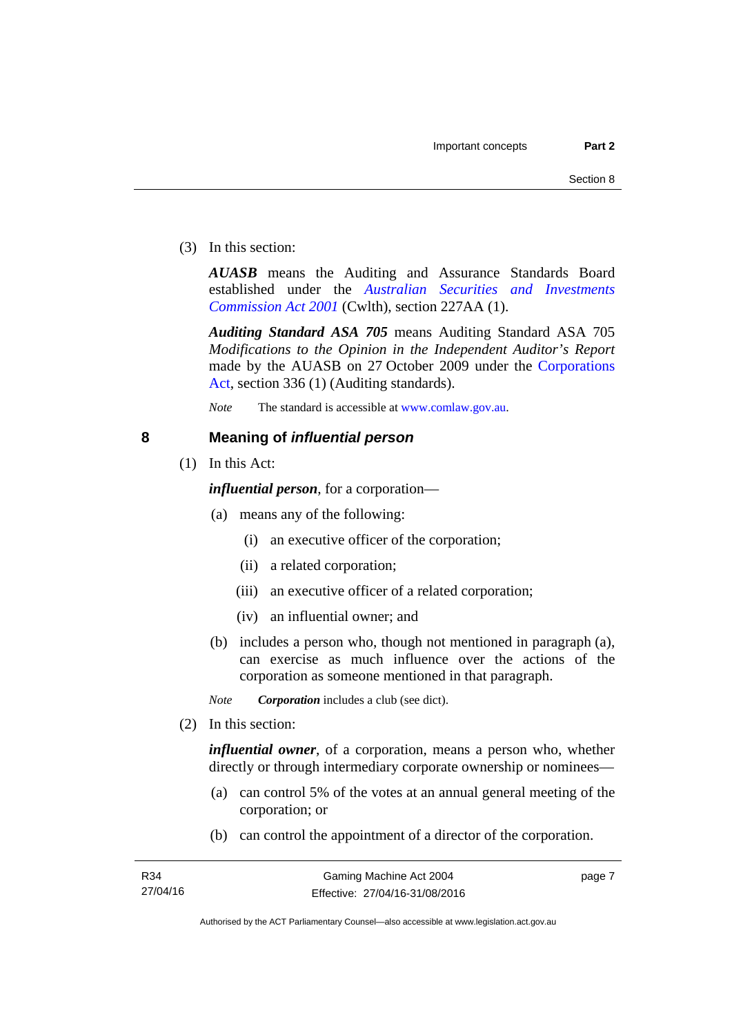(3) In this section:

***AUASB*** means the Auditing and Assurance Standards Board established under the *Australian Securities and Investments Commission Act 2001* (Cwlth), section 227AA (1).

***Auditing Standard ASA 705*** means Auditing Standard ASA 705 *Modifications to the Opinion in the Independent Auditor's Report* made by the AUASB on 27 October 2009 under the Corporations Act, section 336 (1) (Auditing standards).

*Note* The standard is accessible at www.comlaw.gov.au.

## 8 Meaning of *influential person*

(1) In this Act:

***influential person***, for a corporation—

(a) means any of the following:

(i) an executive officer of the corporation;

(ii) a related corporation;

(iii) an executive officer of a related corporation;

(iv) an influential owner; and

(b) includes a person who, though not mentioned in paragraph (a), can exercise as much influence over the actions of the corporation as someone mentioned in that paragraph.

*Note* ***Corporation*** includes a club (see dict).

(2) In this section:

***influential owner***, of a corporation, means a person who, whether directly or through intermediary corporate ownership or nominees—

(a) can control 5% of the votes at an annual general meeting of the corporation; or

(b) can control the appointment of a director of the corporation.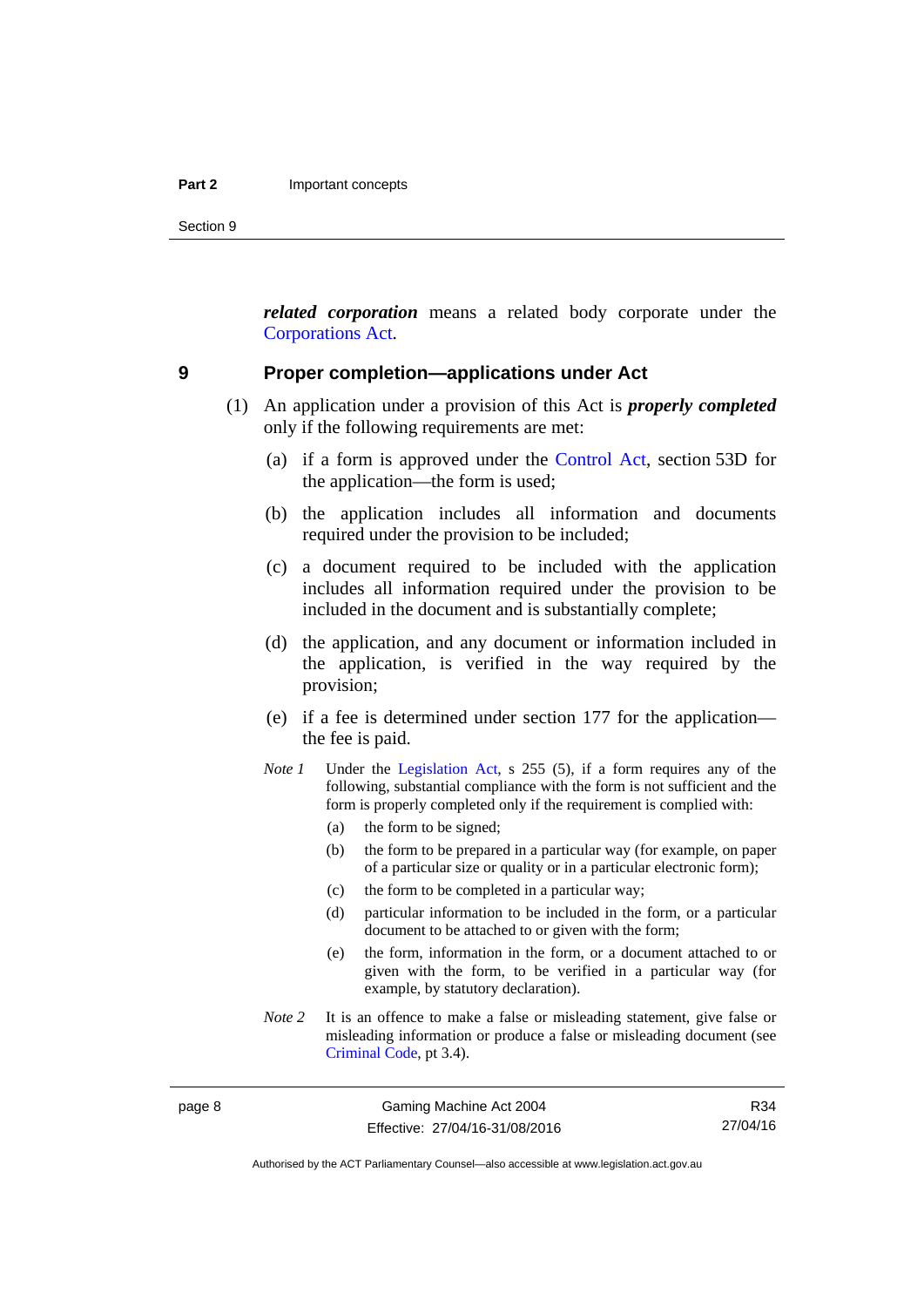***related corporation*** means a related body corporate under the Corporations Act.

## 9 Proper completion—applications under Act

(1) An application under a provision of this Act is ***properly completed*** only if the following requirements are met:

(a) if a form is approved under the Control Act, section 53D for the application—the form is used;

(b) the application includes all information and documents required under the provision to be included;

(c) a document required to be included with the application includes all information required under the provision to be included in the document and is substantially complete;

(d) the application, and any document or information included in the application, is verified in the way required by the provision;

(e) if a fee is determined under section 177 for the application—the fee is paid.

*Note 1* Under the Legislation Act, s 255 (5), if a form requires any of the following, substantial compliance with the form is not sufficient and the form is properly completed only if the requirement is complied with:

(a) the form to be signed;

(b) the form to be prepared in a particular way (for example, on paper of a particular size or quality or in a particular electronic form);

(c) the form to be completed in a particular way;

(d) particular information to be included in the form, or a particular document to be attached to or given with the form;

(e) the form, information in the form, or a document attached to or given with the form, to be verified in a particular way (for example, by statutory declaration).

*Note 2* It is an offence to make a false or misleading statement, give false or misleading information or produce a false or misleading document (see Criminal Code, pt 3.4).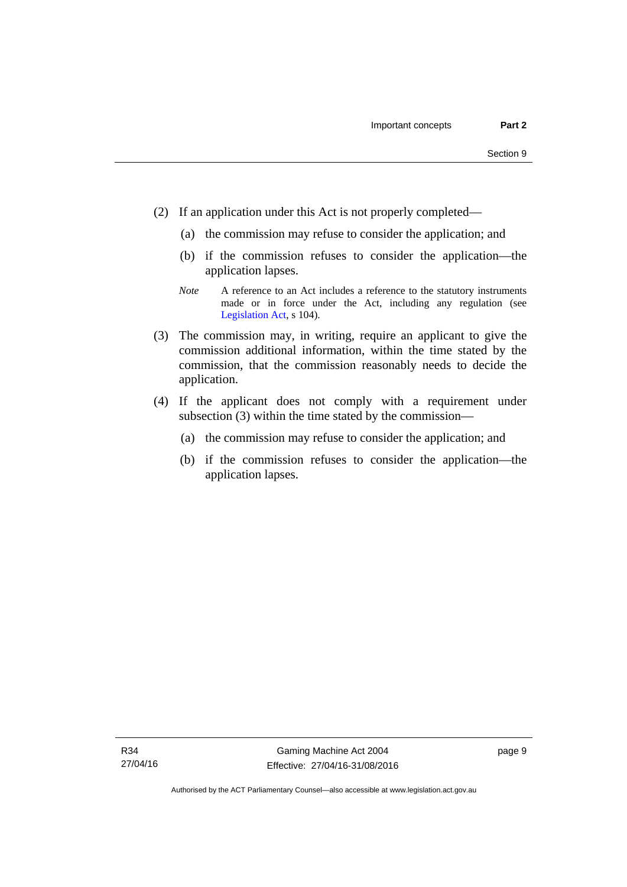(2) If an application under this Act is not properly completed—

(a) the commission may refuse to consider the application; and

(b) if the commission refuses to consider the application—the application lapses.

*Note* A reference to an Act includes a reference to the statutory instruments made or in force under the Act, including any regulation (see Legislation Act, s 104).

(3) The commission may, in writing, require an applicant to give the commission additional information, within the time stated by the commission, that the commission reasonably needs to decide the application.

(4) If the applicant does not comply with a requirement under subsection (3) within the time stated by the commission—

(a) the commission may refuse to consider the application; and

(b) if the commission refuses to consider the application—the application lapses.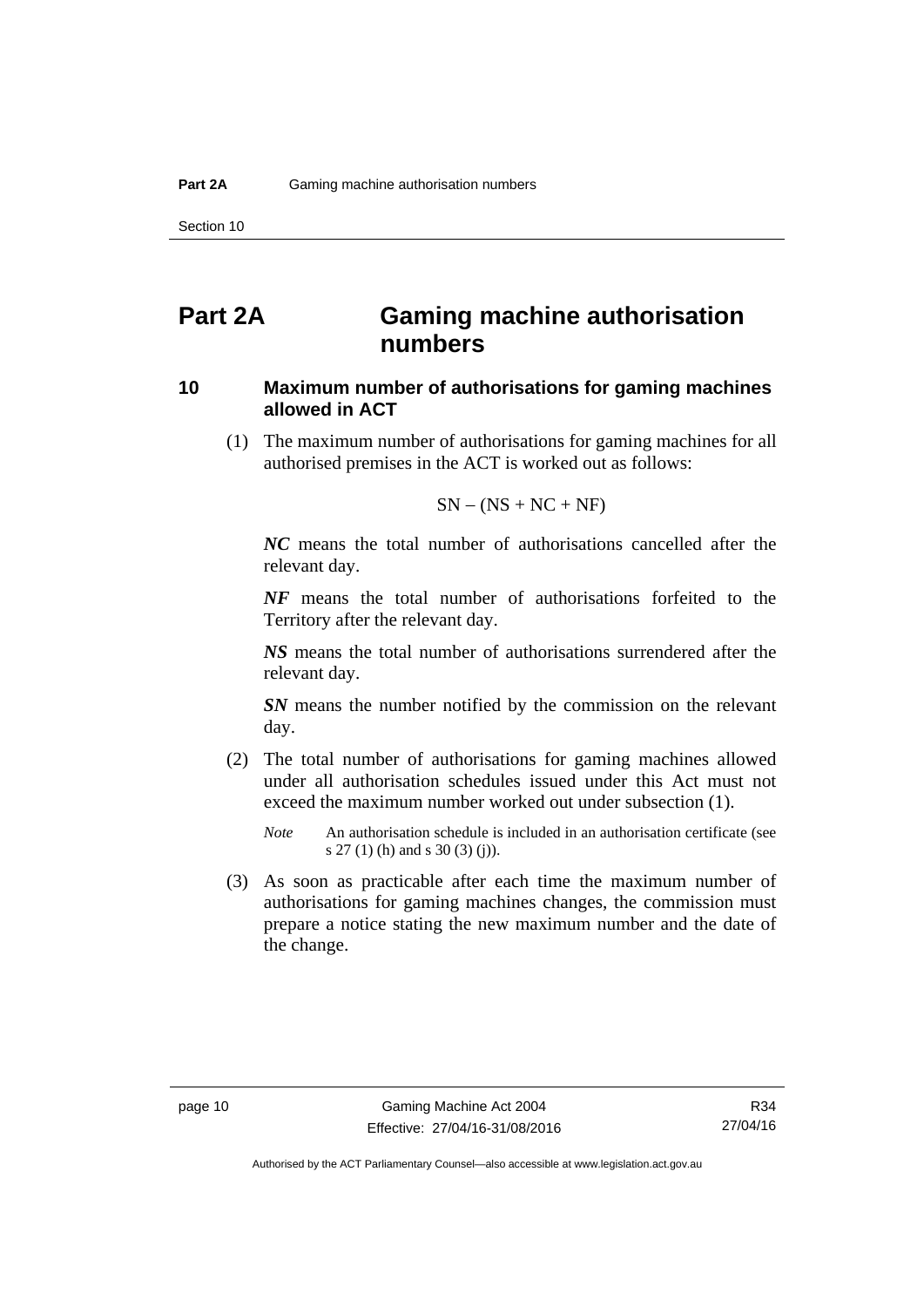# Part 2A Gaming machine authorisation numbers

## 10 Maximum number of authorisations for gaming machines allowed in ACT

(1) The maximum number of authorisations for gaming machines for all authorised premises in the ACT is worked out as follows:

$$SN - (NS + NC + NF)$$

***NC*** means the total number of authorisations cancelled after the relevant day.

***NF*** means the total number of authorisations forfeited to the Territory after the relevant day.

***NS*** means the total number of authorisations surrendered after the relevant day.

***SN*** means the number notified by the commission on the relevant day.

(2) The total number of authorisations for gaming machines allowed under all authorisation schedules issued under this Act must not exceed the maximum number worked out under subsection (1).

*Note* An authorisation schedule is included in an authorisation certificate (see s 27 (1) (h) and s 30 (3) (j)).

(3) As soon as practicable after each time the maximum number of authorisations for gaming machines changes, the commission must prepare a notice stating the new maximum number and the date of the change.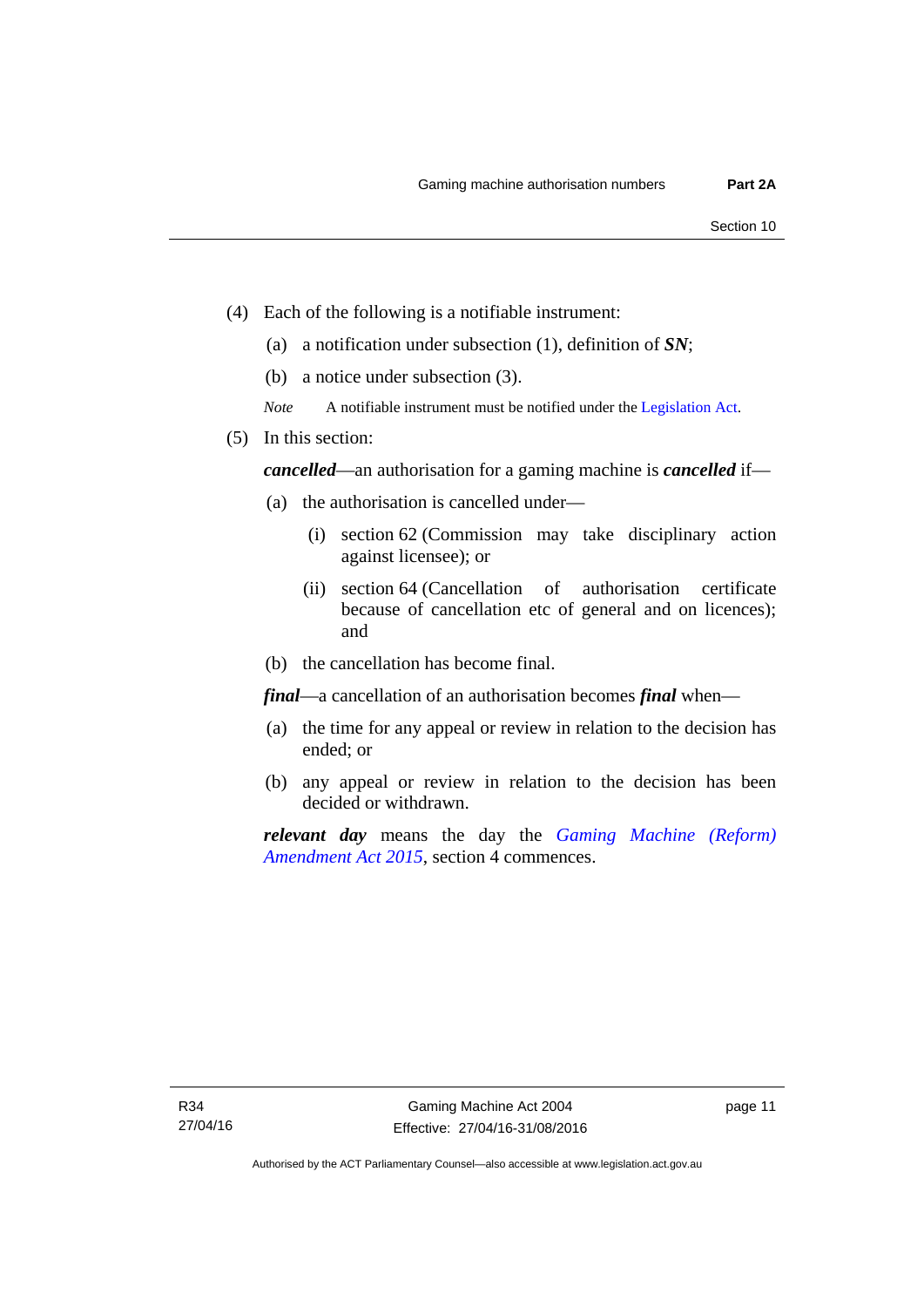(4) Each of the following is a notifiable instrument:

(a) a notification under subsection (1), definition of ***SN***;

(b) a notice under subsection (3).

*Note* A notifiable instrument must be notified under the Legislation Act.

(5) In this section:

***cancelled***—an authorisation for a gaming machine is ***cancelled*** if—

(a) the authorisation is cancelled under—

(i) section 62 (Commission may take disciplinary action against licensee); or

(ii) section 64 (Cancellation of authorisation certificate because of cancellation etc of general and on licences); and

(b) the cancellation has become final.

***final***—a cancellation of an authorisation becomes ***final*** when—

(a) the time for any appeal or review in relation to the decision has ended; or

(b) any appeal or review in relation to the decision has been decided or withdrawn.

***relevant day*** means the day the *Gaming Machine (Reform) Amendment Act 2015*, section 4 commences.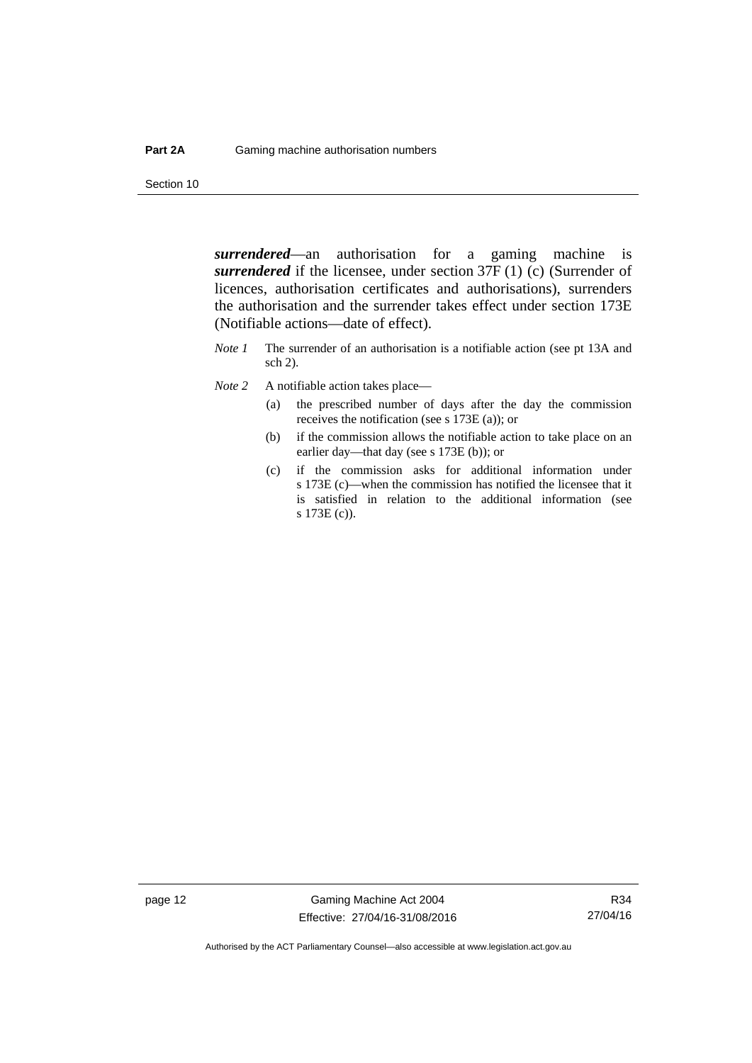***surrendered***—an authorisation for a gaming machine is ***surrendered*** if the licensee, under section 37F (1) (c) (Surrender of licences, authorisation certificates and authorisations), surrenders the authorisation and the surrender takes effect under section 173E (Notifiable actions—date of effect).

*Note 1* The surrender of an authorisation is a notifiable action (see pt 13A and sch 2).

*Note 2* A notifiable action takes place—

(a) the prescribed number of days after the day the commission receives the notification (see s 173E (a)); or

(b) if the commission allows the notifiable action to take place on an earlier day—that day (see s 173E (b)); or

(c) if the commission asks for additional information under s 173E (c)—when the commission has notified the licensee that it is satisfied in relation to the additional information (see s 173E (c)).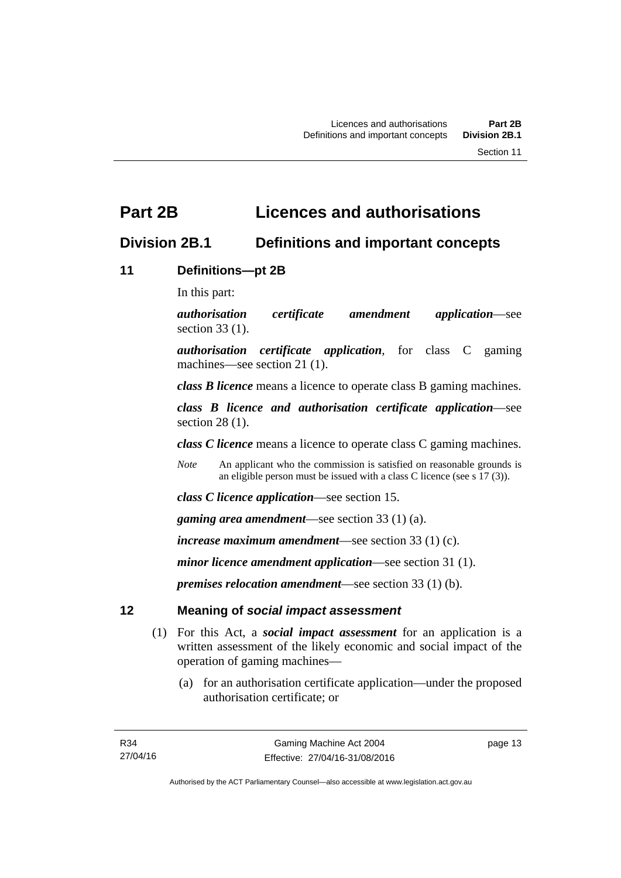# Part 2B Licences and authorisations

## Division 2B.1 Definitions and important concepts

### 11 Definitions—pt 2B

In this part:

***authorisation certificate amendment application***—see section 33 (1).

***authorisation certificate application***, for class C gaming machines—see section 21 (1).

***class B licence*** means a licence to operate class B gaming machines.

***class B licence and authorisation certificate application***—see section 28 (1).

***class C licence*** means a licence to operate class C gaming machines.

*Note* An applicant who the commission is satisfied on reasonable grounds is an eligible person must be issued with a class C licence (see s 17 (3)).

***class C licence application***—see section 15.

***gaming area amendment***—see section 33 (1) (a).

***increase maximum amendment***—see section 33 (1) (c).

***minor licence amendment application***—see section 31 (1).

***premises relocation amendment***—see section 33 (1) (b).

### 12 Meaning of *social impact assessment*

(1) For this Act, a ***social impact assessment*** for an application is a written assessment of the likely economic and social impact of the operation of gaming machines—

(a) for an authorisation certificate application—under the proposed authorisation certificate; or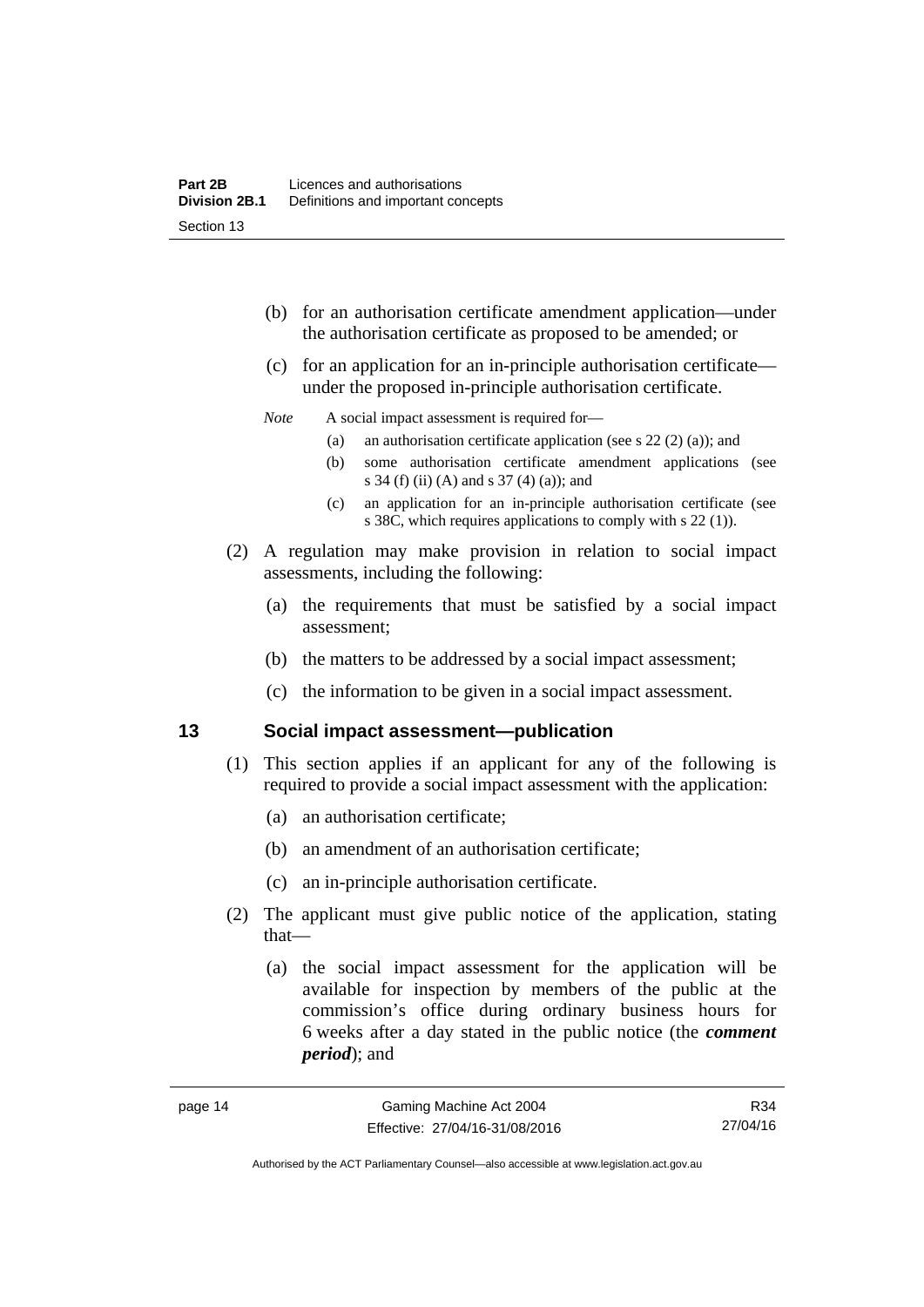(b) for an authorisation certificate amendment application—under the authorisation certificate as proposed to be amended; or

(c) for an application for an in-principle authorisation certificate—under the proposed in-principle authorisation certificate.

*Note* A social impact assessment is required for—

(a) an authorisation certificate application (see s 22 (2) (a)); and

(b) some authorisation certificate amendment applications (see s 34 (f) (ii) (A) and s 37 (4) (a)); and

(c) an application for an in-principle authorisation certificate (see s 38C, which requires applications to comply with s 22 (1)).

(2) A regulation may make provision in relation to social impact assessments, including the following:

(a) the requirements that must be satisfied by a social impact assessment;

(b) the matters to be addressed by a social impact assessment;

(c) the information to be given in a social impact assessment.

## 13 Social impact assessment—publication

(1) This section applies if an applicant for any of the following is required to provide a social impact assessment with the application:

(a) an authorisation certificate;

(b) an amendment of an authorisation certificate;

(c) an in-principle authorisation certificate.

(2) The applicant must give public notice of the application, stating that—

(a) the social impact assessment for the application will be available for inspection by members of the public at the commission's office during ordinary business hours for 6 weeks after a day stated in the public notice (the ***comment period***); and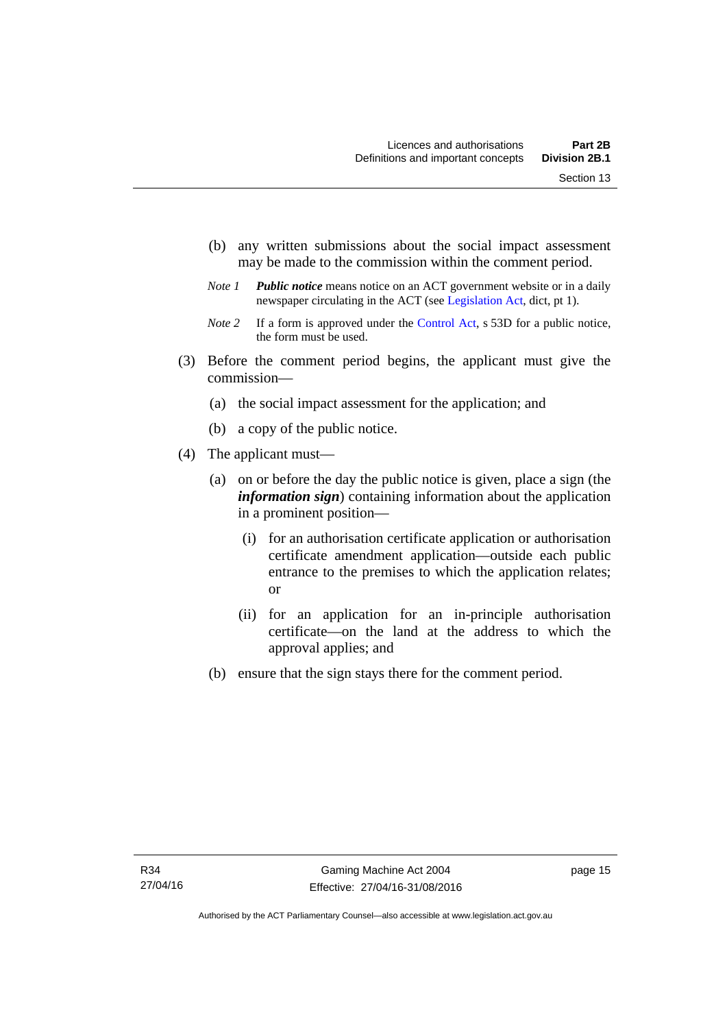(b) any written submissions about the social impact assessment may be made to the commission within the comment period.

*Note 1* ***Public notice*** means notice on an ACT government website or in a daily newspaper circulating in the ACT (see Legislation Act, dict, pt 1).

*Note 2* If a form is approved under the Control Act, s 53D for a public notice, the form must be used.

(3) Before the comment period begins, the applicant must give the commission—

(a) the social impact assessment for the application; and

(b) a copy of the public notice.

(4) The applicant must—

(a) on or before the day the public notice is given, place a sign (the ***information sign***) containing information about the application in a prominent position—

(i) for an authorisation certificate application or authorisation certificate amendment application—outside each public entrance to the premises to which the application relates; or

(ii) for an application for an in-principle authorisation certificate—on the land at the address to which the approval applies; and

(b) ensure that the sign stays there for the comment period.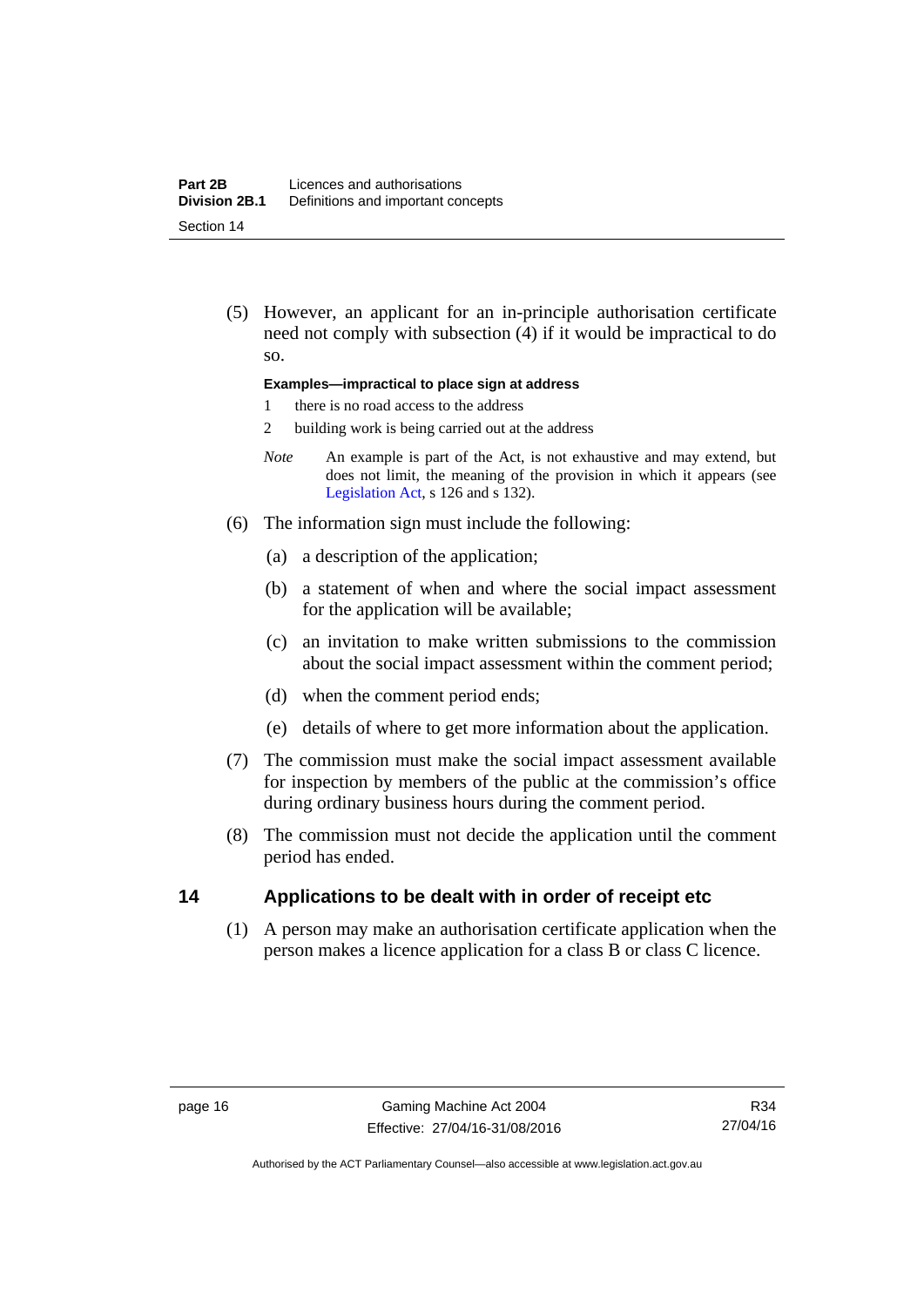(5) However, an applicant for an in-principle authorisation certificate need not comply with subsection (4) if it would be impractical to do so.

**Examples—impractical to place sign at address**

1 there is no road access to the address

2 building work is being carried out at the address

*Note* An example is part of the Act, is not exhaustive and may extend, but does not limit, the meaning of the provision in which it appears (see Legislation Act, s 126 and s 132).

(6) The information sign must include the following:

(a) a description of the application;

(b) a statement of when and where the social impact assessment for the application will be available;

(c) an invitation to make written submissions to the commission about the social impact assessment within the comment period;

(d) when the comment period ends;

(e) details of where to get more information about the application.

(7) The commission must make the social impact assessment available for inspection by members of the public at the commission's office during ordinary business hours during the comment period.

(8) The commission must not decide the application until the comment period has ended.

## 14 Applications to be dealt with in order of receipt etc

(1) A person may make an authorisation certificate application when the person makes a licence application for a class B or class C licence.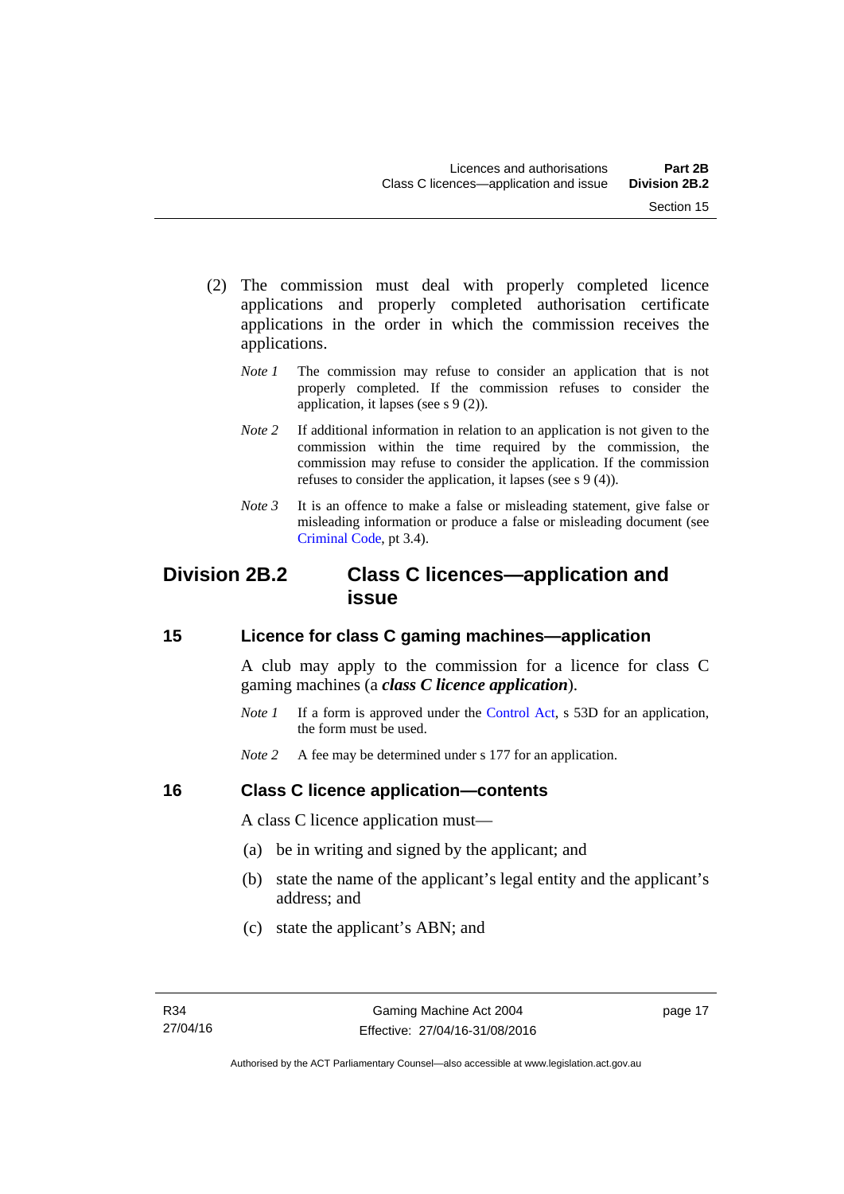(2) The commission must deal with properly completed licence applications and properly completed authorisation certificate applications in the order in which the commission receives the applications.

*Note 1* The commission may refuse to consider an application that is not properly completed. If the commission refuses to consider the application, it lapses (see s 9 (2)).

*Note 2* If additional information in relation to an application is not given to the commission within the time required by the commission, the commission may refuse to consider the application. If the commission refuses to consider the application, it lapses (see s 9 (4)).

*Note 3* It is an offence to make a false or misleading statement, give false or misleading information or produce a false or misleading document (see Criminal Code, pt 3.4).

## Division 2B.2 Class C licences—application and issue

### 15 Licence for class C gaming machines—application

A club may apply to the commission for a licence for class C gaming machines (a ***class C licence application***).

*Note 1* If a form is approved under the Control Act, s 53D for an application, the form must be used.

*Note 2* A fee may be determined under s 177 for an application.

### 16 Class C licence application—contents

A class C licence application must—

(a) be in writing and signed by the applicant; and

(b) state the name of the applicant's legal entity and the applicant's address; and

(c) state the applicant's ABN; and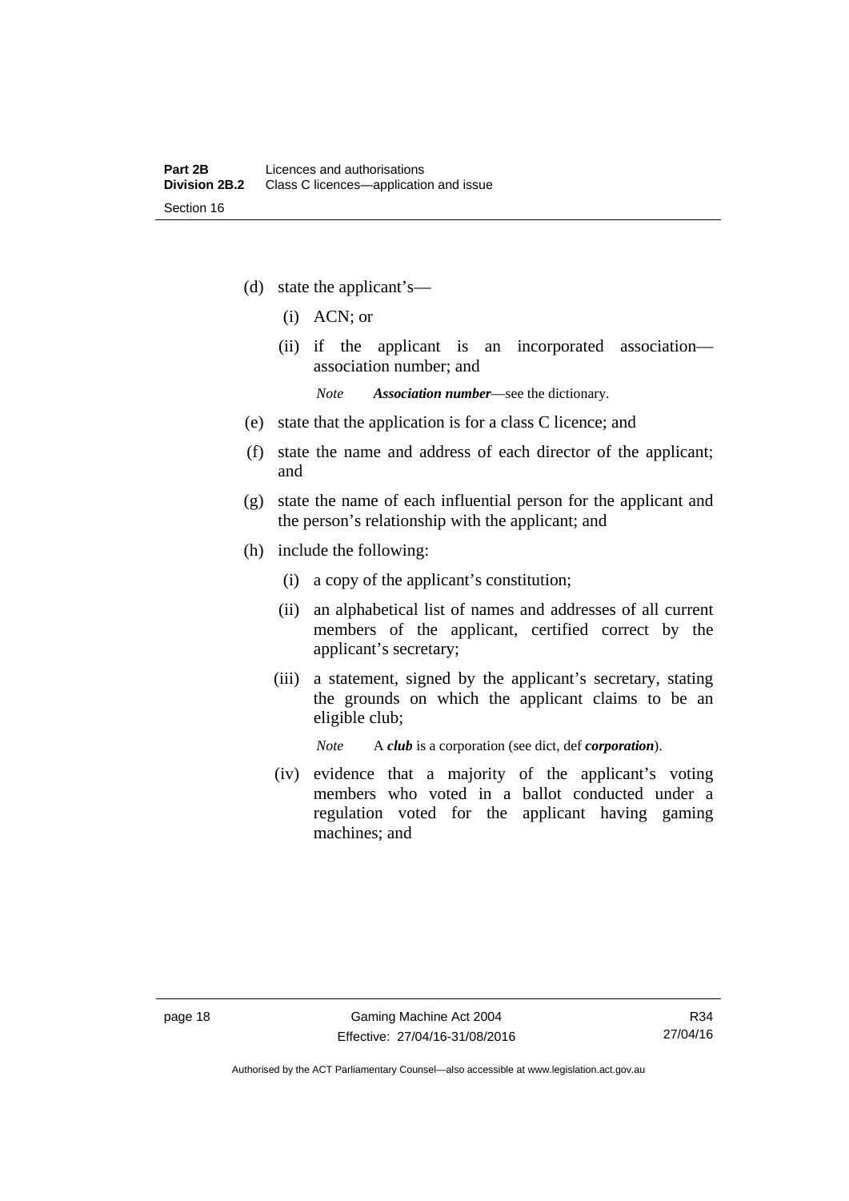(d) state the applicant's—

  (i) ACN; or

  (ii) if the applicant is an incorporated association—association number; and

  *Note* ***Association number***—see the dictionary.

(e) state that the application is for a class C licence; and

(f) state the name and address of each director of the applicant; and

(g) state the name of each influential person for the applicant and the person's relationship with the applicant; and

(h) include the following:

  (i) a copy of the applicant's constitution;

  (ii) an alphabetical list of names and addresses of all current members of the applicant, certified correct by the applicant's secretary;

  (iii) a statement, signed by the applicant's secretary, stating the grounds on which the applicant claims to be an eligible club;

  *Note* A ***club*** is a corporation (see dict, def ***corporation***).

  (iv) evidence that a majority of the applicant's voting members who voted in a ballot conducted under a regulation voted for the applicant having gaming machines; and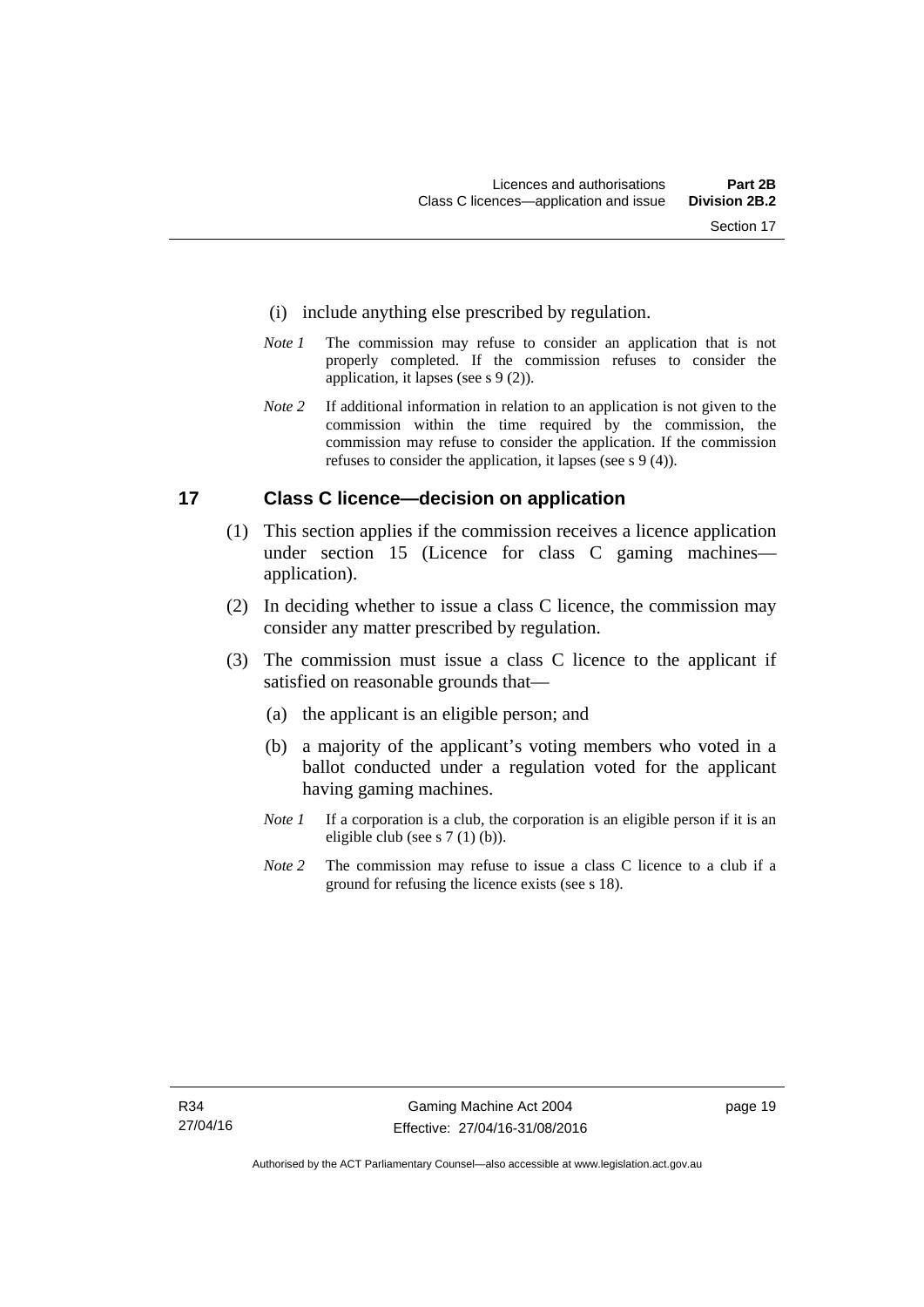(i) include anything else prescribed by regulation.

*Note 1* The commission may refuse to consider an application that is not properly completed. If the commission refuses to consider the application, it lapses (see s 9 (2)).

*Note 2* If additional information in relation to an application is not given to the commission within the time required by the commission, the commission may refuse to consider the application. If the commission refuses to consider the application, it lapses (see s 9 (4)).

## 17 Class C licence—decision on application

(1) This section applies if the commission receives a licence application under section 15 (Licence for class C gaming machines—application).

(2) In deciding whether to issue a class C licence, the commission may consider any matter prescribed by regulation.

(3) The commission must issue a class C licence to the applicant if satisfied on reasonable grounds that—

(a) the applicant is an eligible person; and

(b) a majority of the applicant's voting members who voted in a ballot conducted under a regulation voted for the applicant having gaming machines.

*Note 1* If a corporation is a club, the corporation is an eligible person if it is an eligible club (see s 7 (1) (b)).

*Note 2* The commission may refuse to issue a class C licence to a club if a ground for refusing the licence exists (see s 18).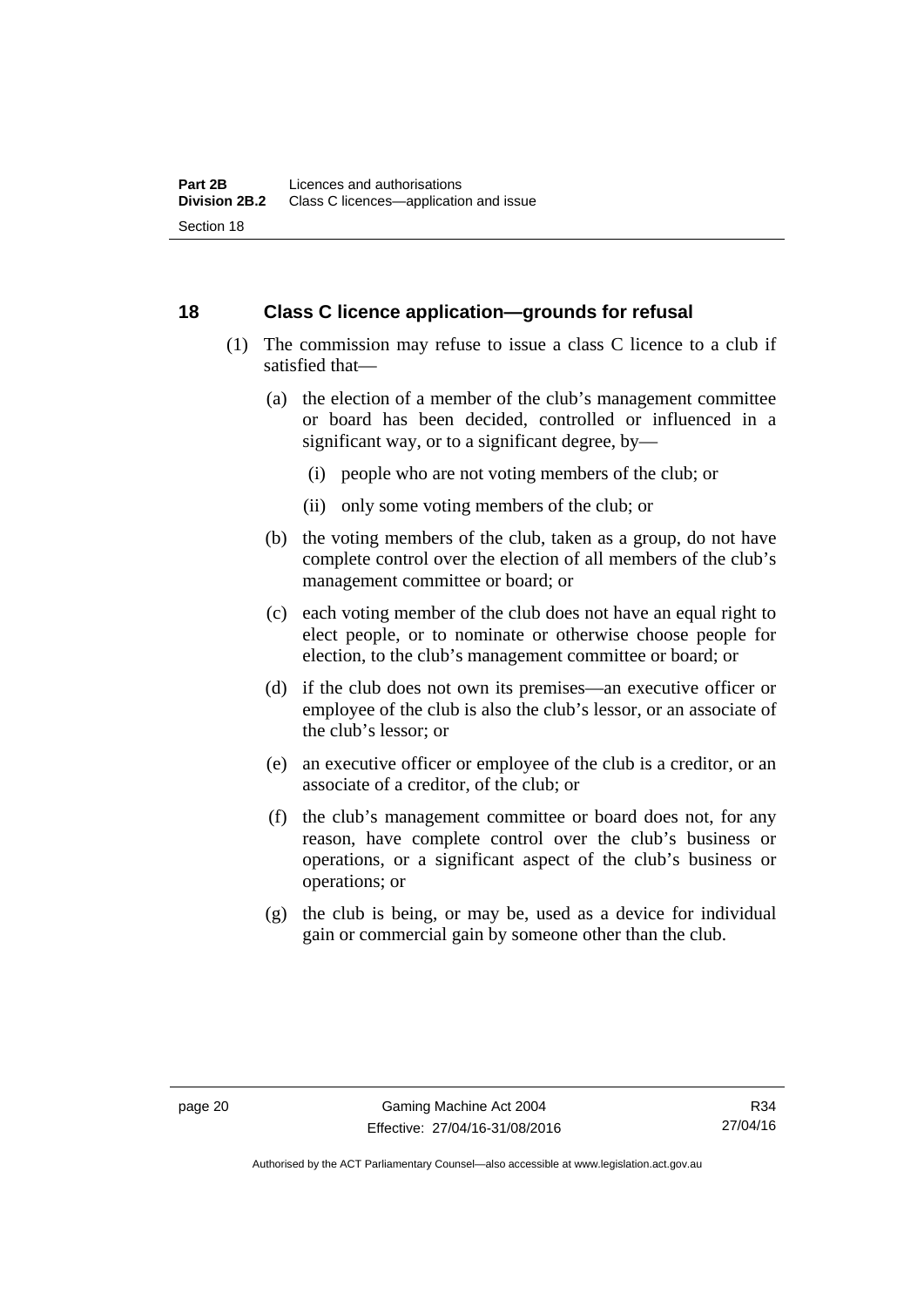## 18 Class C licence application—grounds for refusal

(1) The commission may refuse to issue a class C licence to a club if satisfied that—

(a) the election of a member of the club's management committee or board has been decided, controlled or influenced in a significant way, or to a significant degree, by—

(i) people who are not voting members of the club; or

(ii) only some voting members of the club; or

(b) the voting members of the club, taken as a group, do not have complete control over the election of all members of the club's management committee or board; or

(c) each voting member of the club does not have an equal right to elect people, or to nominate or otherwise choose people for election, to the club's management committee or board; or

(d) if the club does not own its premises—an executive officer or employee of the club is also the club's lessor, or an associate of the club's lessor; or

(e) an executive officer or employee of the club is a creditor, or an associate of a creditor, of the club; or

(f) the club's management committee or board does not, for any reason, have complete control over the club's business or operations, or a significant aspect of the club's business or operations; or

(g) the club is being, or may be, used as a device for individual gain or commercial gain by someone other than the club.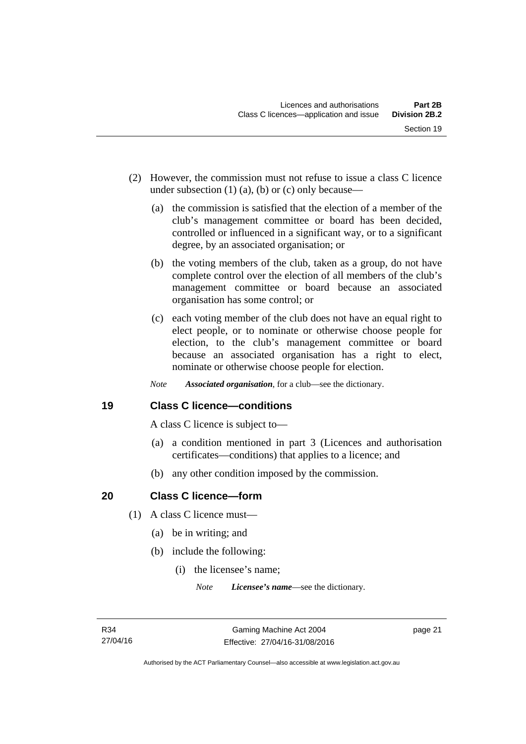(2) However, the commission must not refuse to issue a class C licence under subsection (1) (a), (b) or (c) only because—

(a) the commission is satisfied that the election of a member of the club's management committee or board has been decided, controlled or influenced in a significant way, or to a significant degree, by an associated organisation; or

(b) the voting members of the club, taken as a group, do not have complete control over the election of all members of the club's management committee or board because an associated organisation has some control; or

(c) each voting member of the club does not have an equal right to elect people, or to nominate or otherwise choose people for election, to the club's management committee or board because an associated organisation has a right to elect, nominate or otherwise choose people for election.

*Note* ***Associated organisation***, for a club—see the dictionary.

## 19 Class C licence—conditions

A class C licence is subject to—

(a) a condition mentioned in part 3 (Licences and authorisation certificates—conditions) that applies to a licence; and

(b) any other condition imposed by the commission.

## 20 Class C licence—form

(1) A class C licence must—

(a) be in writing; and

(b) include the following:

(i) the licensee's name;

*Note* ***Licensee's name***—see the dictionary.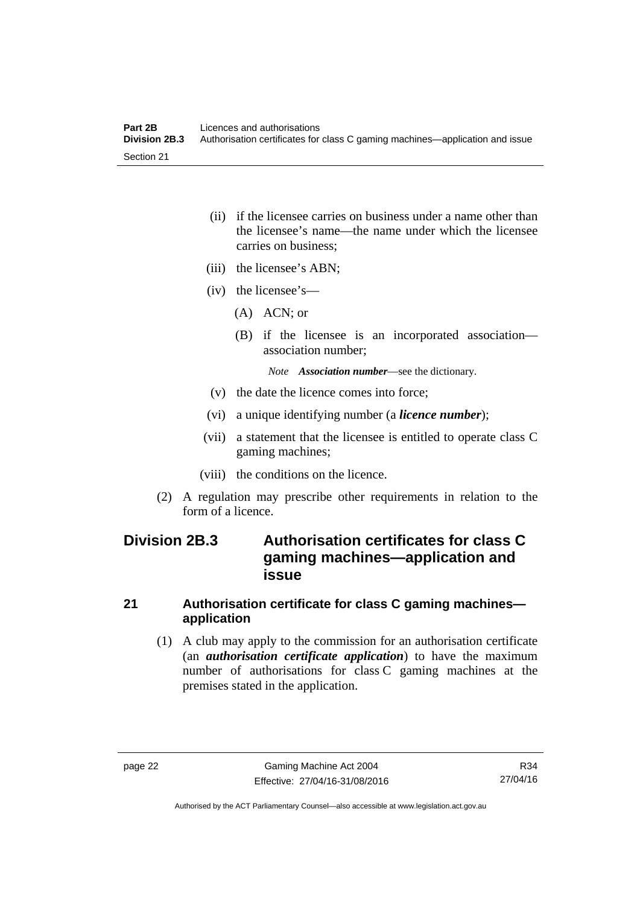(ii) if the licensee carries on business under a name other than the licensee's name—the name under which the licensee carries on business;

(iii) the licensee's ABN;

(iv) the licensee's—

(A) ACN; or

(B) if the licensee is an incorporated association—association number;

*Note* ***Association number***—see the dictionary.

(v) the date the licence comes into force;

(vi) a unique identifying number (a ***licence number***);

(vii) a statement that the licensee is entitled to operate class C gaming machines;

(viii) the conditions on the licence.

(2) A regulation may prescribe other requirements in relation to the form of a licence.

## Division 2B.3 Authorisation certificates for class C gaming machines—application and issue

### 21 Authorisation certificate for class C gaming machines—application

(1) A club may apply to the commission for an authorisation certificate (an ***authorisation certificate application***) to have the maximum number of authorisations for class C gaming machines at the premises stated in the application.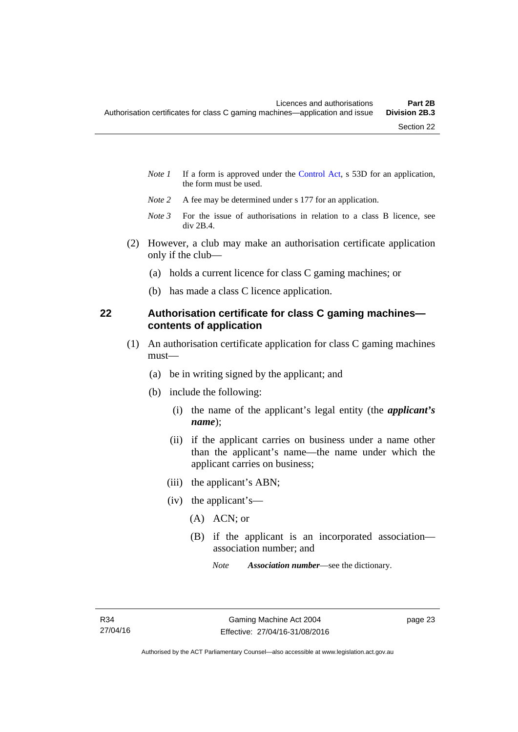*Note 1* If a form is approved under the Control Act, s 53D for an application, the form must be used.

*Note 2* A fee may be determined under s 177 for an application.

*Note 3* For the issue of authorisations in relation to a class B licence, see div 2B.4.

(2) However, a club may make an authorisation certificate application only if the club—

(a) holds a current licence for class C gaming machines; or

(b) has made a class C licence application.

## 22 Authorisation certificate for class C gaming machines—contents of application

(1) An authorisation certificate application for class C gaming machines must—

(a) be in writing signed by the applicant; and

(b) include the following:

(i) the name of the applicant's legal entity (the ***applicant's name***);

(ii) if the applicant carries on business under a name other than the applicant's name—the name under which the applicant carries on business;

(iii) the applicant's ABN;

(iv) the applicant's—

(A) ACN; or

(B) if the applicant is an incorporated association—association number; and

*Note* ***Association number***—see the dictionary.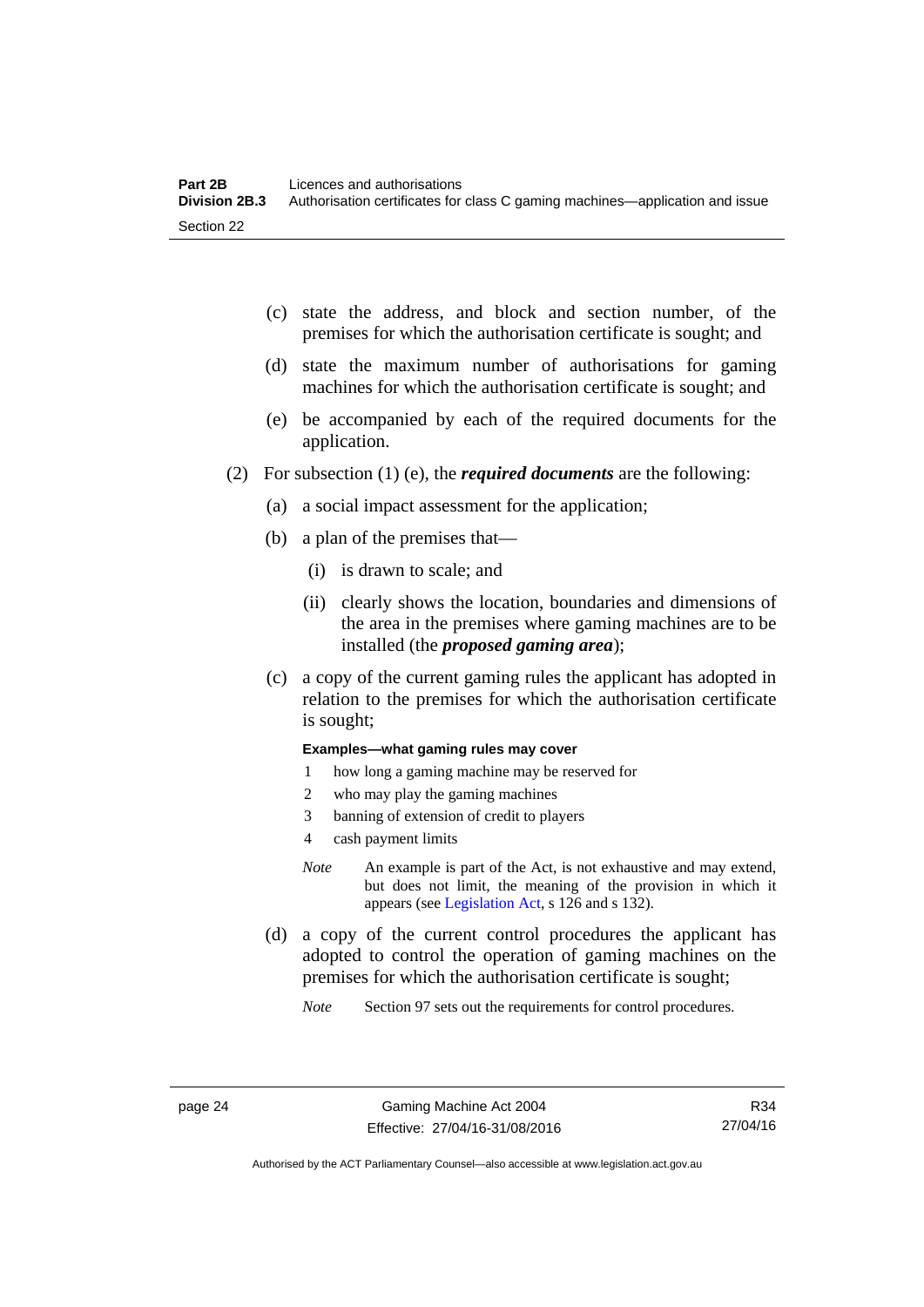(c) state the address, and block and section number, of the premises for which the authorisation certificate is sought; and

(d) state the maximum number of authorisations for gaming machines for which the authorisation certificate is sought; and

(e) be accompanied by each of the required documents for the application.

(2) For subsection (1) (e), the ***required documents*** are the following:

(a) a social impact assessment for the application;

(b) a plan of the premises that—

(i) is drawn to scale; and

(ii) clearly shows the location, boundaries and dimensions of the area in the premises where gaming machines are to be installed (the ***proposed gaming area***);

(c) a copy of the current gaming rules the applicant has adopted in relation to the premises for which the authorisation certificate is sought;

**Examples—what gaming rules may cover**

1 how long a gaming machine may be reserved for

2 who may play the gaming machines

3 banning of extension of credit to players

4 cash payment limits

*Note* An example is part of the Act, is not exhaustive and may extend, but does not limit, the meaning of the provision in which it appears (see Legislation Act, s 126 and s 132).

(d) a copy of the current control procedures the applicant has adopted to control the operation of gaming machines on the premises for which the authorisation certificate is sought;

*Note* Section 97 sets out the requirements for control procedures.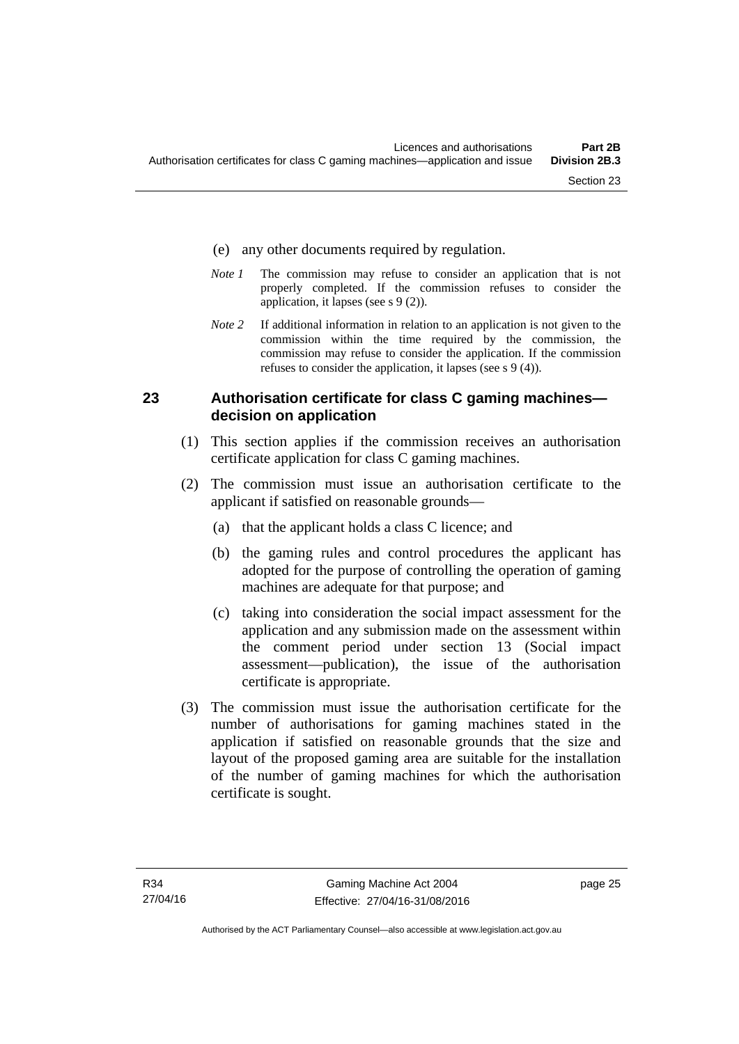(e) any other documents required by regulation.

*Note 1* The commission may refuse to consider an application that is not properly completed. If the commission refuses to consider the application, it lapses (see s 9 (2)).

*Note 2* If additional information in relation to an application is not given to the commission within the time required by the commission, the commission may refuse to consider the application. If the commission refuses to consider the application, it lapses (see s 9 (4)).

### 23 Authorisation certificate for class C gaming machines—decision on application

(1) This section applies if the commission receives an authorisation certificate application for class C gaming machines.

(2) The commission must issue an authorisation certificate to the applicant if satisfied on reasonable grounds—

(a) that the applicant holds a class C licence; and

(b) the gaming rules and control procedures the applicant has adopted for the purpose of controlling the operation of gaming machines are adequate for that purpose; and

(c) taking into consideration the social impact assessment for the application and any submission made on the assessment within the comment period under section 13 (Social impact assessment—publication), the issue of the authorisation certificate is appropriate.

(3) The commission must issue the authorisation certificate for the number of authorisations for gaming machines stated in the application if satisfied on reasonable grounds that the size and layout of the proposed gaming area are suitable for the installation of the number of gaming machines for which the authorisation certificate is sought.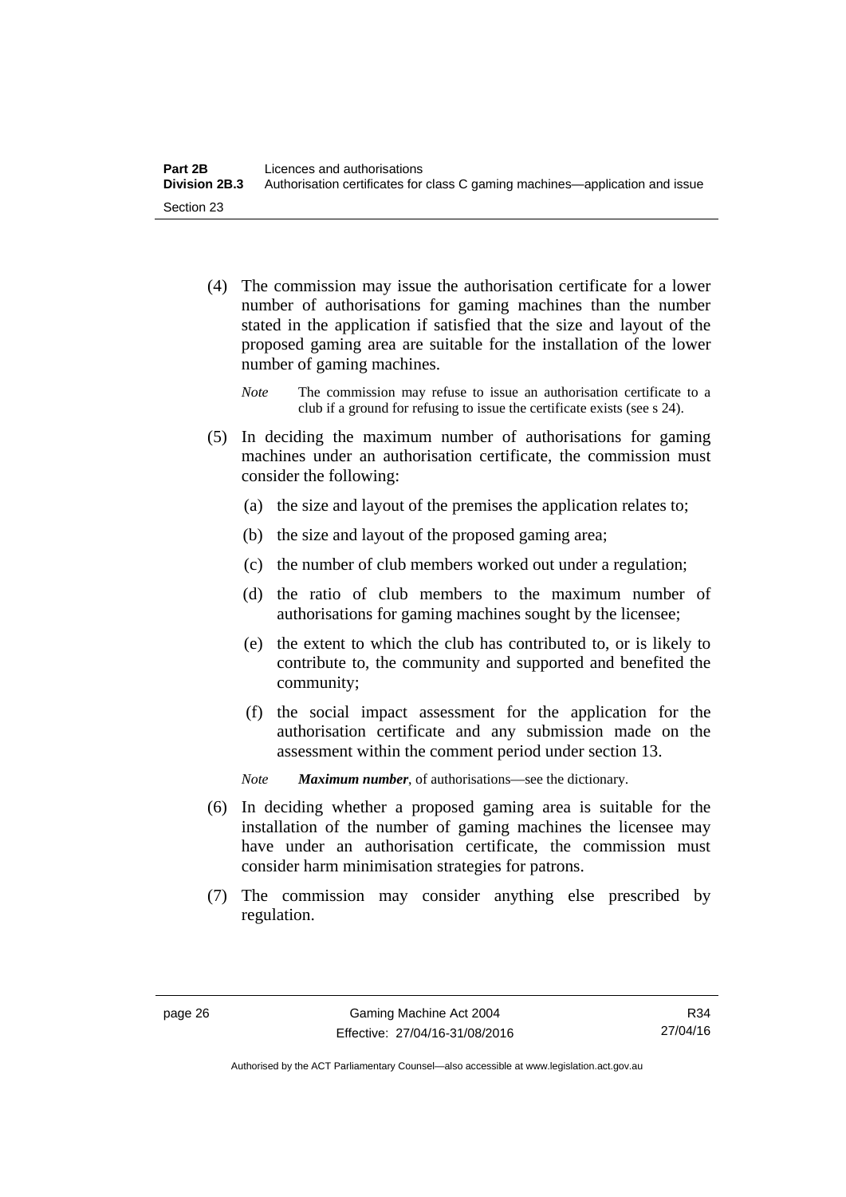(4) The commission may issue the authorisation certificate for a lower number of authorisations for gaming machines than the number stated in the application if satisfied that the size and layout of the proposed gaming area are suitable for the installation of the lower number of gaming machines.

*Note* The commission may refuse to issue an authorisation certificate to a club if a ground for refusing to issue the certificate exists (see s 24).

(5) In deciding the maximum number of authorisations for gaming machines under an authorisation certificate, the commission must consider the following:

(a) the size and layout of the premises the application relates to;

(b) the size and layout of the proposed gaming area;

(c) the number of club members worked out under a regulation;

(d) the ratio of club members to the maximum number of authorisations for gaming machines sought by the licensee;

(e) the extent to which the club has contributed to, or is likely to contribute to, the community and supported and benefited the community;

(f) the social impact assessment for the application for the authorisation certificate and any submission made on the assessment within the comment period under section 13.

*Note* ***Maximum number***, of authorisations—see the dictionary.

(6) In deciding whether a proposed gaming area is suitable for the installation of the number of gaming machines the licensee may have under an authorisation certificate, the commission must consider harm minimisation strategies for patrons.

(7) The commission may consider anything else prescribed by regulation.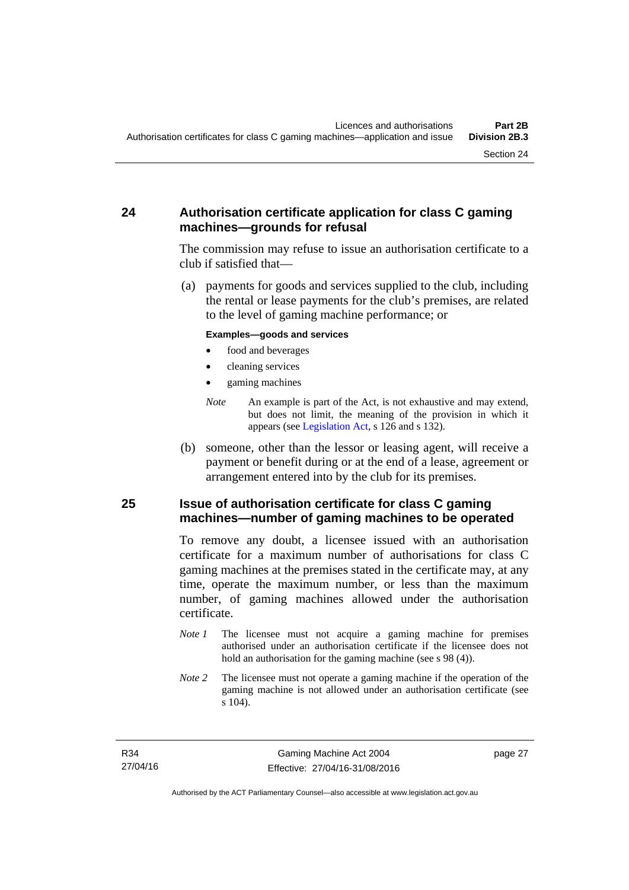## 24 Authorisation certificate application for class C gaming machines—grounds for refusal

The commission may refuse to issue an authorisation certificate to a club if satisfied that—

(a) payments for goods and services supplied to the club, including the rental or lease payments for the club's premises, are related to the level of gaming machine performance; or

**Examples—goods and services**

- food and beverages
- cleaning services
- gaming machines

*Note* An example is part of the Act, is not exhaustive and may extend, but does not limit, the meaning of the provision in which it appears (see Legislation Act, s 126 and s 132).

(b) someone, other than the lessor or leasing agent, will receive a payment or benefit during or at the end of a lease, agreement or arrangement entered into by the club for its premises.

## 25 Issue of authorisation certificate for class C gaming machines—number of gaming machines to be operated

To remove any doubt, a licensee issued with an authorisation certificate for a maximum number of authorisations for class C gaming machines at the premises stated in the certificate may, at any time, operate the maximum number, or less than the maximum number, of gaming machines allowed under the authorisation certificate.

*Note 1* The licensee must not acquire a gaming machine for premises authorised under an authorisation certificate if the licensee does not hold an authorisation for the gaming machine (see s 98 (4)).

*Note 2* The licensee must not operate a gaming machine if the operation of the gaming machine is not allowed under an authorisation certificate (see s 104).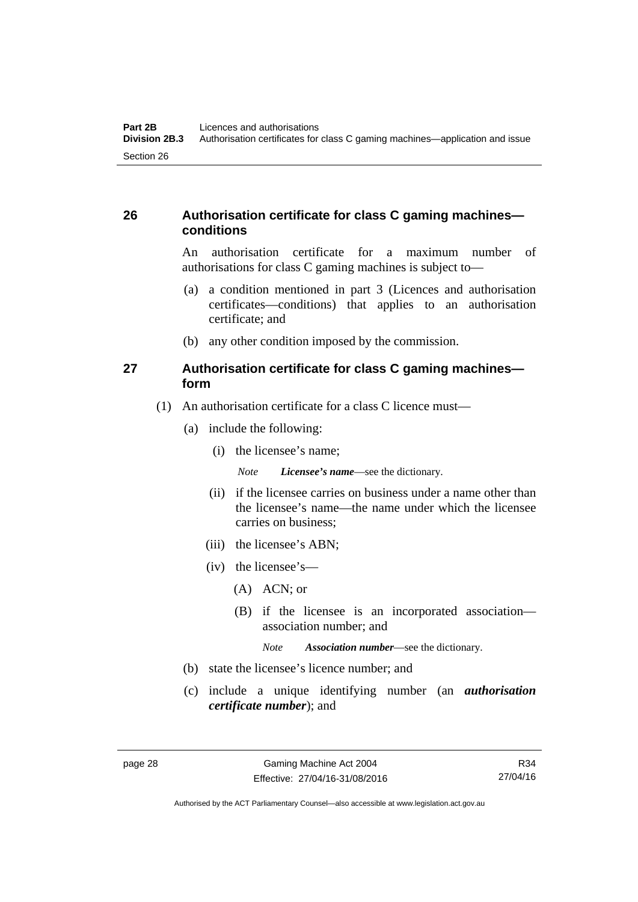## 26 Authorisation certificate for class C gaming machines—conditions

An authorisation certificate for a maximum number of authorisations for class C gaming machines is subject to—

(a) a condition mentioned in part 3 (Licences and authorisation certificates—conditions) that applies to an authorisation certificate; and

(b) any other condition imposed by the commission.

## 27 Authorisation certificate for class C gaming machines—form

(1) An authorisation certificate for a class C licence must—

(a) include the following:

(i) the licensee's name;

*Note* ***Licensee's name***—see the dictionary.

(ii) if the licensee carries on business under a name other than the licensee's name—the name under which the licensee carries on business;

(iii) the licensee's ABN;

(iv) the licensee's—

(A) ACN; or

(B) if the licensee is an incorporated association—association number; and

*Note* ***Association number***—see the dictionary.

(b) state the licensee's licence number; and

(c) include a unique identifying number (an ***authorisation certificate number***); and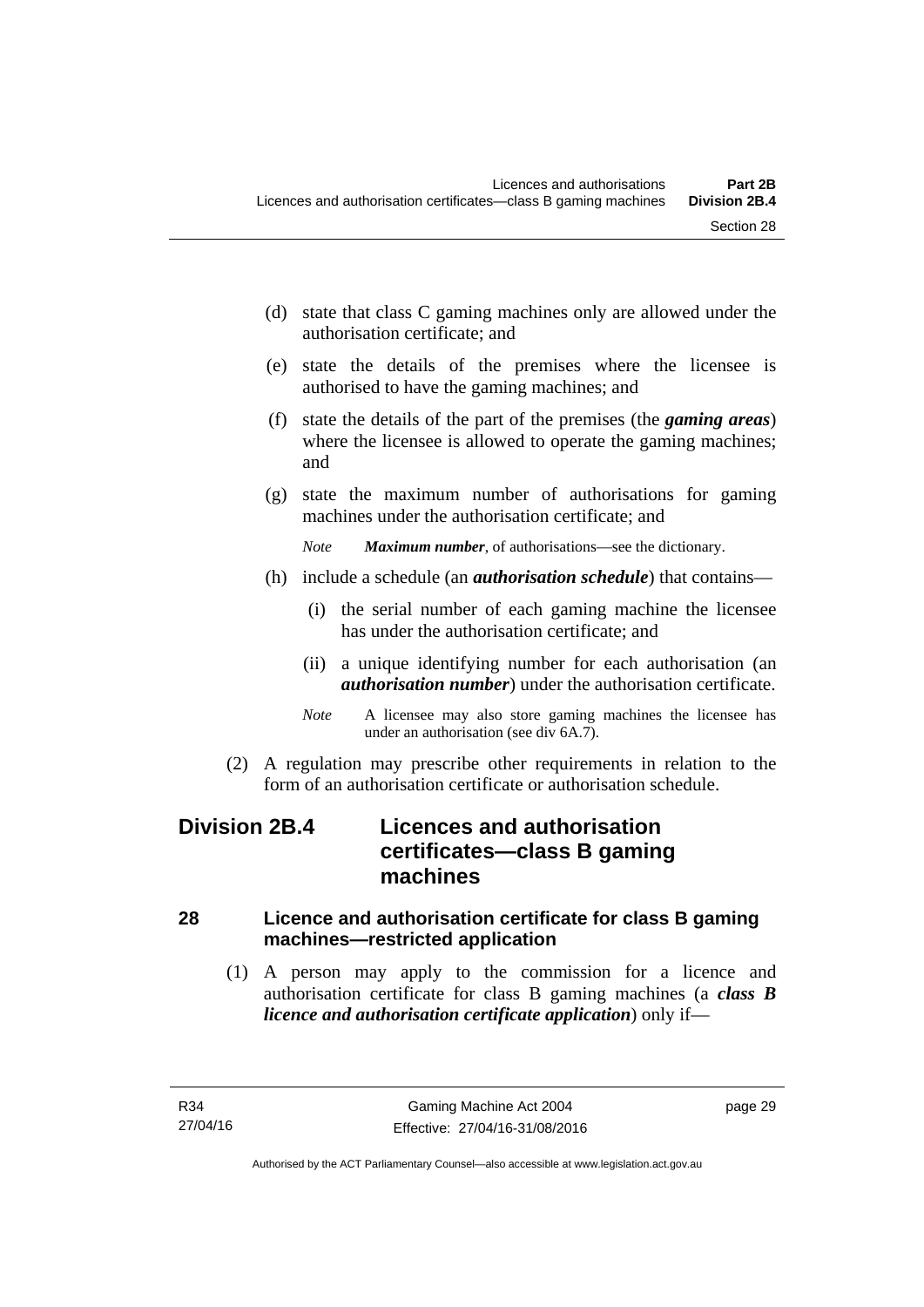(d) state that class C gaming machines only are allowed under the authorisation certificate; and

(e) state the details of the premises where the licensee is authorised to have the gaming machines; and

(f) state the details of the part of the premises (the ***gaming areas***) where the licensee is allowed to operate the gaming machines; and

(g) state the maximum number of authorisations for gaming machines under the authorisation certificate; and

*Note* ***Maximum number***, of authorisations—see the dictionary.

(h) include a schedule (an ***authorisation schedule***) that contains—

(i) the serial number of each gaming machine the licensee has under the authorisation certificate; and

(ii) a unique identifying number for each authorisation (an ***authorisation number***) under the authorisation certificate.

*Note* A licensee may also store gaming machines the licensee has under an authorisation (see div 6A.7).

(2) A regulation may prescribe other requirements in relation to the form of an authorisation certificate or authorisation schedule.

## Division 2B.4 Licences and authorisation certificates—class B gaming machines

### 28 Licence and authorisation certificate for class B gaming machines—restricted application

(1) A person may apply to the commission for a licence and authorisation certificate for class B gaming machines (a ***class B licence and authorisation certificate application***) only if—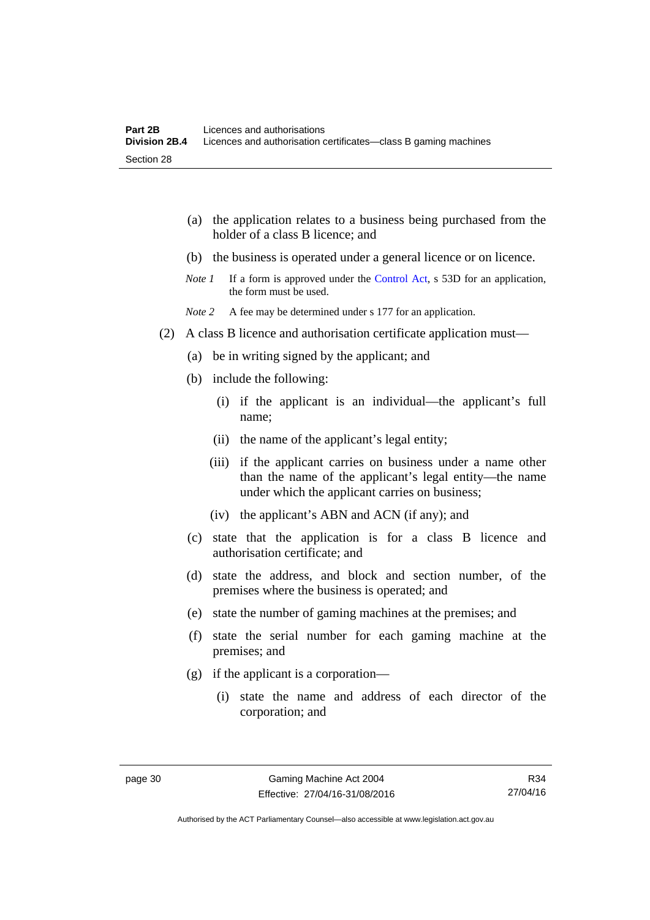(a) the application relates to a business being purchased from the holder of a class B licence; and

(b) the business is operated under a general licence or on licence.

*Note 1* If a form is approved under the Control Act, s 53D for an application, the form must be used.

*Note 2* A fee may be determined under s 177 for an application.

(2) A class B licence and authorisation certificate application must—

(a) be in writing signed by the applicant; and

(b) include the following:

(i) if the applicant is an individual—the applicant's full name;

(ii) the name of the applicant's legal entity;

(iii) if the applicant carries on business under a name other than the name of the applicant's legal entity—the name under which the applicant carries on business;

(iv) the applicant's ABN and ACN (if any); and

(c) state that the application is for a class B licence and authorisation certificate; and

(d) state the address, and block and section number, of the premises where the business is operated; and

(e) state the number of gaming machines at the premises; and

(f) state the serial number for each gaming machine at the premises; and

(g) if the applicant is a corporation—

(i) state the name and address of each director of the corporation; and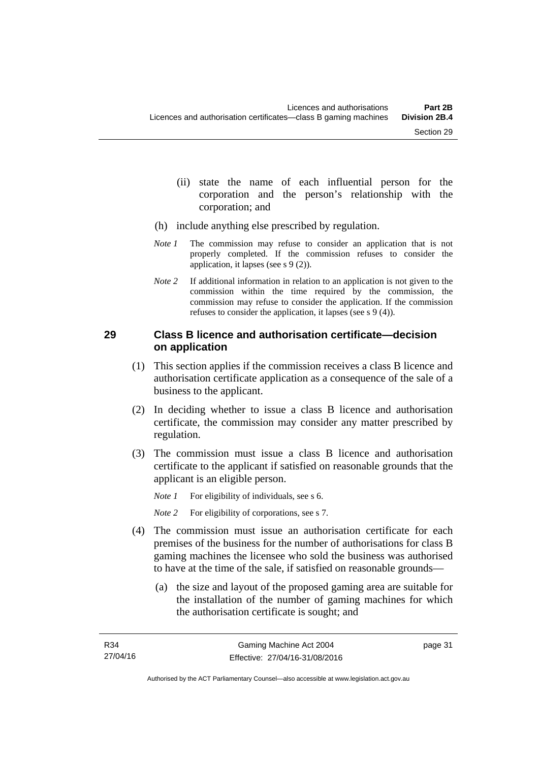(ii) state the name of each influential person for the corporation and the person's relationship with the corporation; and

(h) include anything else prescribed by regulation.

*Note 1* The commission may refuse to consider an application that is not properly completed. If the commission refuses to consider the application, it lapses (see s 9 (2)).

*Note 2* If additional information in relation to an application is not given to the commission within the time required by the commission, the commission may refuse to consider the application. If the commission refuses to consider the application, it lapses (see s 9 (4)).

### 29 Class B licence and authorisation certificate—decision on application

(1) This section applies if the commission receives a class B licence and authorisation certificate application as a consequence of the sale of a business to the applicant.

(2) In deciding whether to issue a class B licence and authorisation certificate, the commission may consider any matter prescribed by regulation.

(3) The commission must issue a class B licence and authorisation certificate to the applicant if satisfied on reasonable grounds that the applicant is an eligible person.

*Note 1* For eligibility of individuals, see s 6.

*Note 2* For eligibility of corporations, see s 7.

(4) The commission must issue an authorisation certificate for each premises of the business for the number of authorisations for class B gaming machines the licensee who sold the business was authorised to have at the time of the sale, if satisfied on reasonable grounds—

(a) the size and layout of the proposed gaming area are suitable for the installation of the number of gaming machines for which the authorisation certificate is sought; and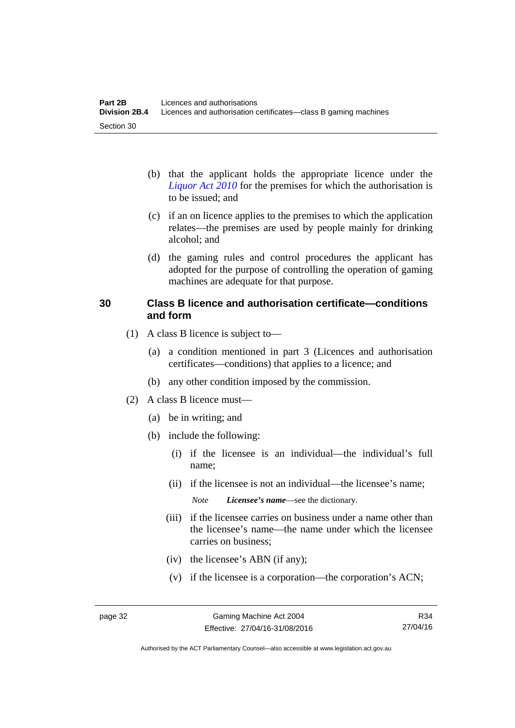(b) that the applicant holds the appropriate licence under the *Liquor Act 2010* for the premises for which the authorisation is to be issued; and

(c) if an on licence applies to the premises to which the application relates—the premises are used by people mainly for drinking alcohol; and

(d) the gaming rules and control procedures the applicant has adopted for the purpose of controlling the operation of gaming machines are adequate for that purpose.

## 30 Class B licence and authorisation certificate—conditions and form

(1) A class B licence is subject to—

(a) a condition mentioned in part 3 (Licences and authorisation certificates—conditions) that applies to a licence; and

(b) any other condition imposed by the commission.

(2) A class B licence must—

(a) be in writing; and

(b) include the following:

(i) if the licensee is an individual—the individual's full name;

(ii) if the licensee is not an individual—the licensee's name;

*Note* ***Licensee's name***—see the dictionary.

(iii) if the licensee carries on business under a name other than the licensee's name—the name under which the licensee carries on business;

(iv) the licensee's ABN (if any);

(v) if the licensee is a corporation—the corporation's ACN;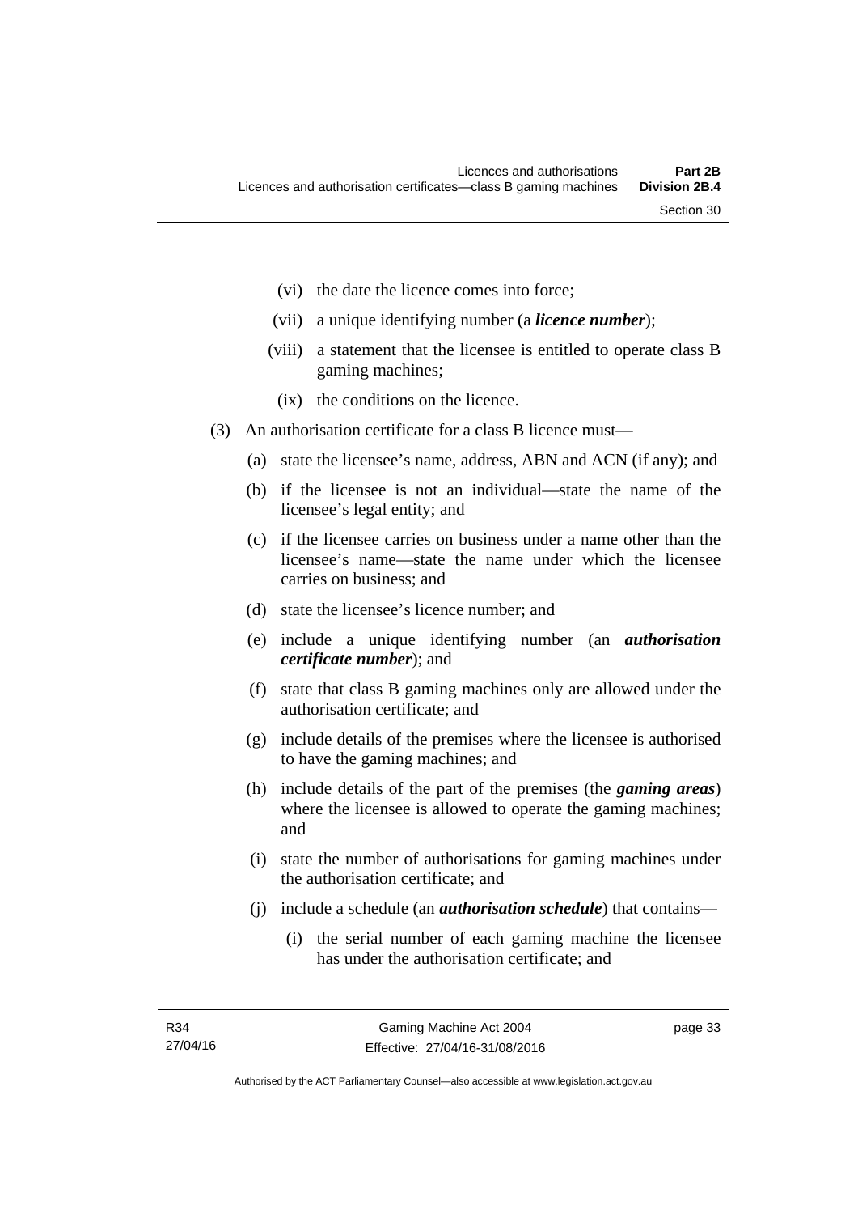(vi) the date the licence comes into force;

(vii) a unique identifying number (a ***licence number***);

(viii) a statement that the licensee is entitled to operate class B gaming machines;

(ix) the conditions on the licence.

(3) An authorisation certificate for a class B licence must—

(a) state the licensee's name, address, ABN and ACN (if any); and

(b) if the licensee is not an individual—state the name of the licensee's legal entity; and

(c) if the licensee carries on business under a name other than the licensee's name—state the name under which the licensee carries on business; and

(d) state the licensee's licence number; and

(e) include a unique identifying number (an ***authorisation certificate number***); and

(f) state that class B gaming machines only are allowed under the authorisation certificate; and

(g) include details of the premises where the licensee is authorised to have the gaming machines; and

(h) include details of the part of the premises (the ***gaming areas***) where the licensee is allowed to operate the gaming machines; and

(i) state the number of authorisations for gaming machines under the authorisation certificate; and

(j) include a schedule (an ***authorisation schedule***) that contains—

(i) the serial number of each gaming machine the licensee has under the authorisation certificate; and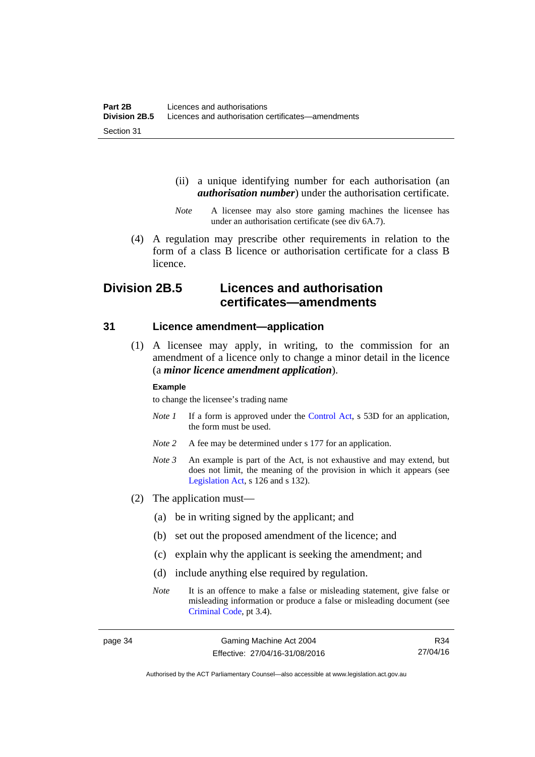(ii) a unique identifying number for each authorisation (an ***authorisation number***) under the authorisation certificate.

*Note* A licensee may also store gaming machines the licensee has under an authorisation certificate (see div 6A.7).

(4) A regulation may prescribe other requirements in relation to the form of a class B licence or authorisation certificate for a class B licence.

## Division 2B.5 Licences and authorisation certificates—amendments

### 31 Licence amendment—application

(1) A licensee may apply, in writing, to the commission for an amendment of a licence only to change a minor detail in the licence (a ***minor licence amendment application***).

**Example**

to change the licensee's trading name

*Note 1* If a form is approved under the Control Act, s 53D for an application, the form must be used.

*Note 2* A fee may be determined under s 177 for an application.

*Note 3* An example is part of the Act, is not exhaustive and may extend, but does not limit, the meaning of the provision in which it appears (see Legislation Act, s 126 and s 132).

(2) The application must—

(a) be in writing signed by the applicant; and

(b) set out the proposed amendment of the licence; and

(c) explain why the applicant is seeking the amendment; and

(d) include anything else required by regulation.

*Note* It is an offence to make a false or misleading statement, give false or misleading information or produce a false or misleading document (see Criminal Code, pt 3.4).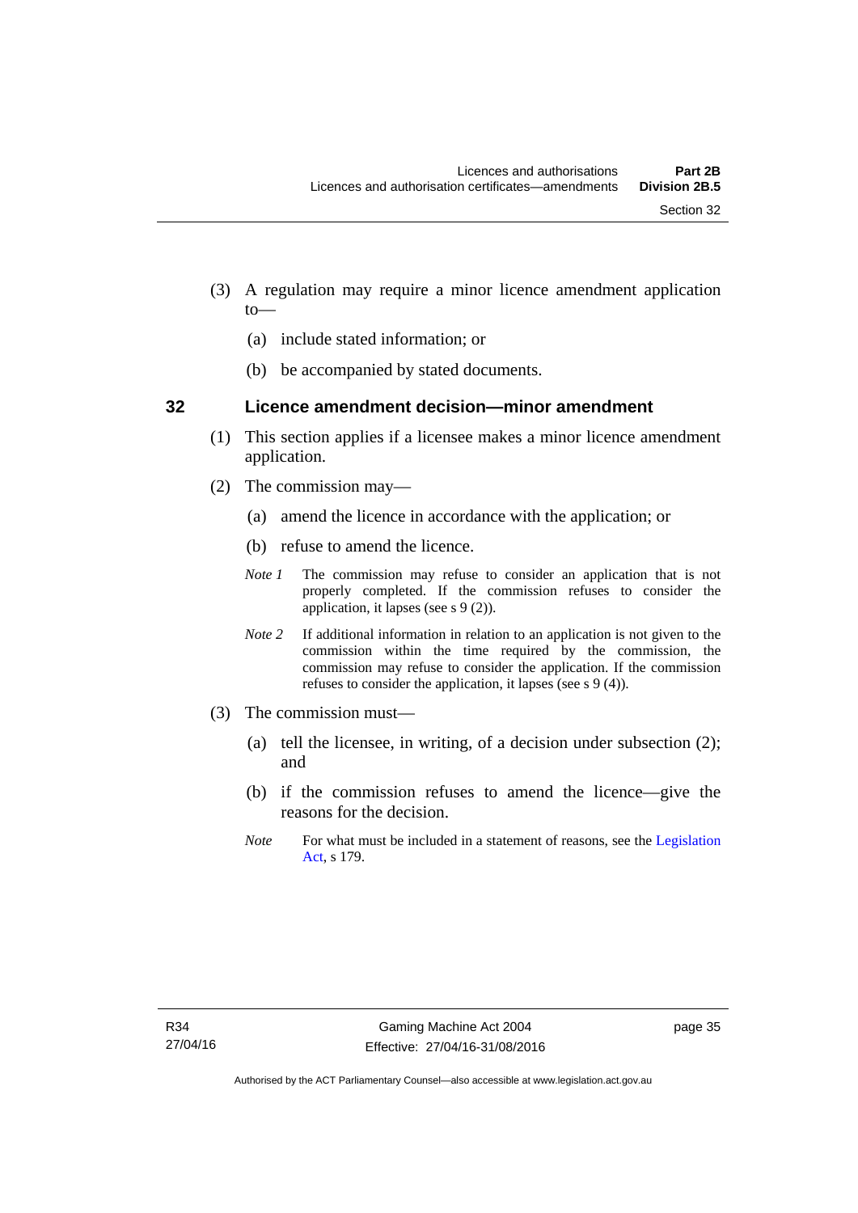(3) A regulation may require a minor licence amendment application to—

(a) include stated information; or

(b) be accompanied by stated documents.

### 32 Licence amendment decision—minor amendment

(1) This section applies if a licensee makes a minor licence amendment application.

(2) The commission may—

(a) amend the licence in accordance with the application; or

(b) refuse to amend the licence.

*Note 1* The commission may refuse to consider an application that is not properly completed. If the commission refuses to consider the application, it lapses (see s 9 (2)).

*Note 2* If additional information in relation to an application is not given to the commission within the time required by the commission, the commission may refuse to consider the application. If the commission refuses to consider the application, it lapses (see s 9 (4)).

(3) The commission must—

(a) tell the licensee, in writing, of a decision under subsection (2); and

(b) if the commission refuses to amend the licence—give the reasons for the decision.

*Note* For what must be included in a statement of reasons, see the Legislation Act, s 179.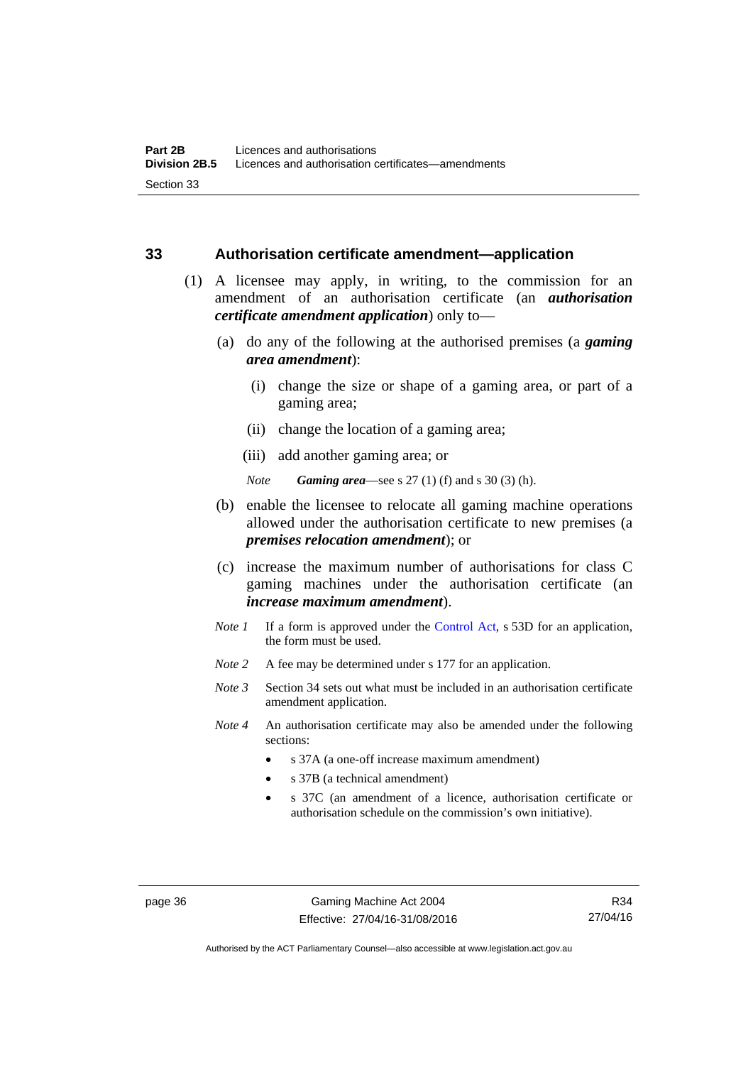## 33 Authorisation certificate amendment—application

(1) A licensee may apply, in writing, to the commission for an amendment of an authorisation certificate (an ***authorisation certificate amendment application***) only to—

(a) do any of the following at the authorised premises (a ***gaming area amendment***):

(i) change the size or shape of a gaming area, or part of a gaming area;

(ii) change the location of a gaming area;

(iii) add another gaming area; or

*Note* ***Gaming area***—see s 27 (1) (f) and s 30 (3) (h).

(b) enable the licensee to relocate all gaming machine operations allowed under the authorisation certificate to new premises (a ***premises relocation amendment***); or

(c) increase the maximum number of authorisations for class C gaming machines under the authorisation certificate (an ***increase maximum amendment***).

*Note 1* If a form is approved under the Control Act, s 53D for an application, the form must be used.

*Note 2* A fee may be determined under s 177 for an application.

*Note 3* Section 34 sets out what must be included in an authorisation certificate amendment application.

*Note 4* An authorisation certificate may also be amended under the following sections:

- s 37A (a one-off increase maximum amendment)
- s 37B (a technical amendment)
- s 37C (an amendment of a licence, authorisation certificate or authorisation schedule on the commission's own initiative).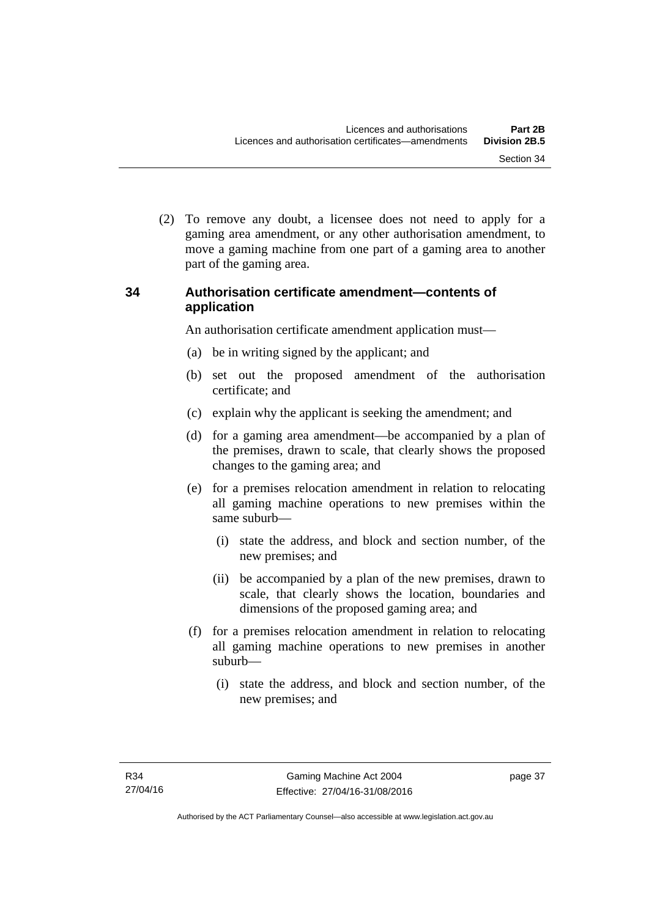(2) To remove any doubt, a licensee does not need to apply for a gaming area amendment, or any other authorisation amendment, to move a gaming machine from one part of a gaming area to another part of the gaming area.

## 34 Authorisation certificate amendment—contents of application

An authorisation certificate amendment application must—

(a) be in writing signed by the applicant; and

(b) set out the proposed amendment of the authorisation certificate; and

(c) explain why the applicant is seeking the amendment; and

(d) for a gaming area amendment—be accompanied by a plan of the premises, drawn to scale, that clearly shows the proposed changes to the gaming area; and

(e) for a premises relocation amendment in relation to relocating all gaming machine operations to new premises within the same suburb—

(i) state the address, and block and section number, of the new premises; and

(ii) be accompanied by a plan of the new premises, drawn to scale, that clearly shows the location, boundaries and dimensions of the proposed gaming area; and

(f) for a premises relocation amendment in relation to relocating all gaming machine operations to new premises in another suburb—

(i) state the address, and block and section number, of the new premises; and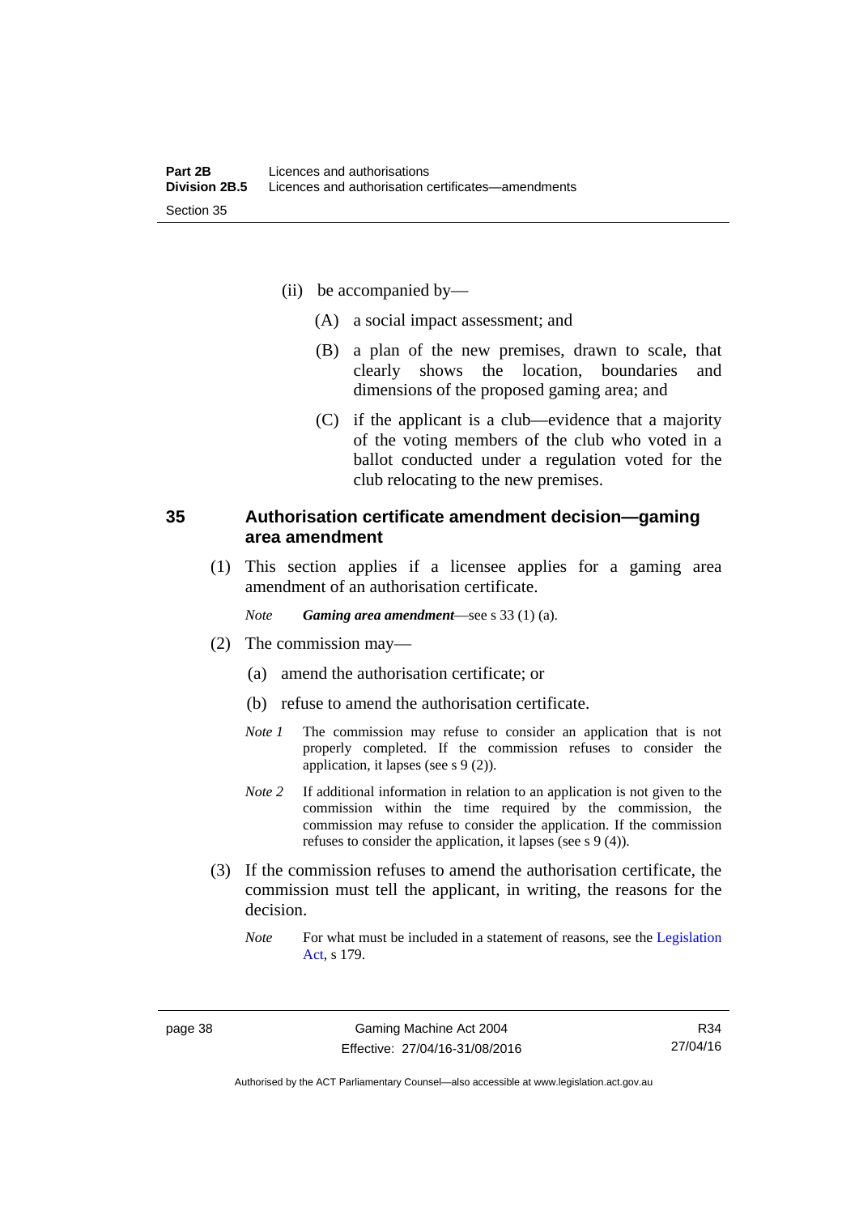(ii) be accompanied by—

(A) a social impact assessment; and

(B) a plan of the new premises, drawn to scale, that clearly shows the location, boundaries and dimensions of the proposed gaming area; and

(C) if the applicant is a club—evidence that a majority of the voting members of the club who voted in a ballot conducted under a regulation voted for the club relocating to the new premises.

## 35 Authorisation certificate amendment decision—gaming area amendment

(1) This section applies if a licensee applies for a gaming area amendment of an authorisation certificate.

*Note* ***Gaming area amendment***—see s 33 (1) (a).

(2) The commission may—

(a) amend the authorisation certificate; or

(b) refuse to amend the authorisation certificate.

*Note 1* The commission may refuse to consider an application that is not properly completed. If the commission refuses to consider the application, it lapses (see s 9 (2)).

*Note 2* If additional information in relation to an application is not given to the commission within the time required by the commission, the commission may refuse to consider the application. If the commission refuses to consider the application, it lapses (see s 9 (4)).

(3) If the commission refuses to amend the authorisation certificate, the commission must tell the applicant, in writing, the reasons for the decision.

*Note* For what must be included in a statement of reasons, see the Legislation Act, s 179.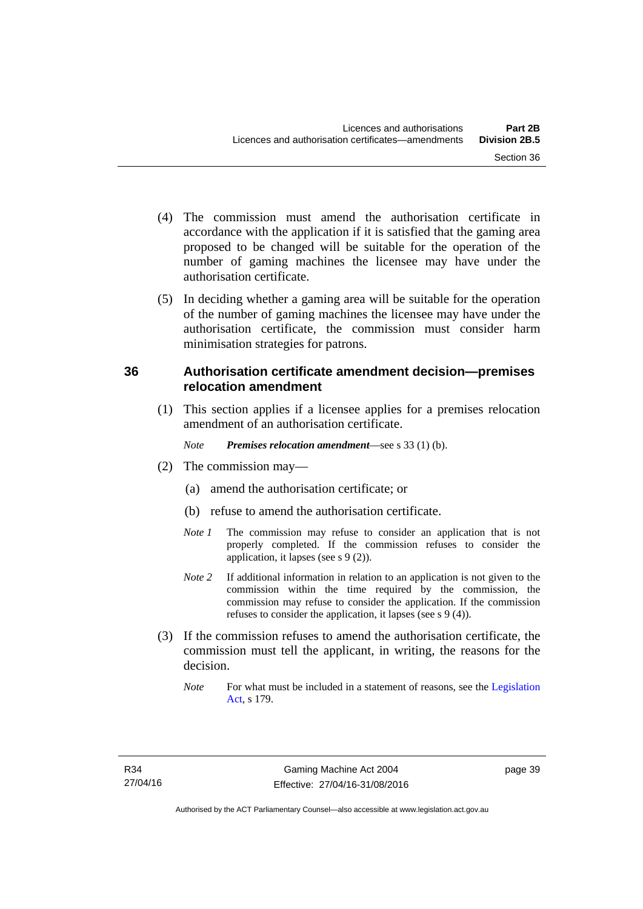(4) The commission must amend the authorisation certificate in accordance with the application if it is satisfied that the gaming area proposed to be changed will be suitable for the operation of the number of gaming machines the licensee may have under the authorisation certificate.

(5) In deciding whether a gaming area will be suitable for the operation of the number of gaming machines the licensee may have under the authorisation certificate, the commission must consider harm minimisation strategies for patrons.

## 36 Authorisation certificate amendment decision—premises relocation amendment

(1) This section applies if a licensee applies for a premises relocation amendment of an authorisation certificate.

*Note* ***Premises relocation amendment***—see s 33 (1) (b).

(2) The commission may—

(a) amend the authorisation certificate; or

(b) refuse to amend the authorisation certificate.

*Note 1* The commission may refuse to consider an application that is not properly completed. If the commission refuses to consider the application, it lapses (see s 9 (2)).

*Note 2* If additional information in relation to an application is not given to the commission within the time required by the commission, the commission may refuse to consider the application. If the commission refuses to consider the application, it lapses (see s 9 (4)).

(3) If the commission refuses to amend the authorisation certificate, the commission must tell the applicant, in writing, the reasons for the decision.

*Note* For what must be included in a statement of reasons, see the Legislation Act, s 179.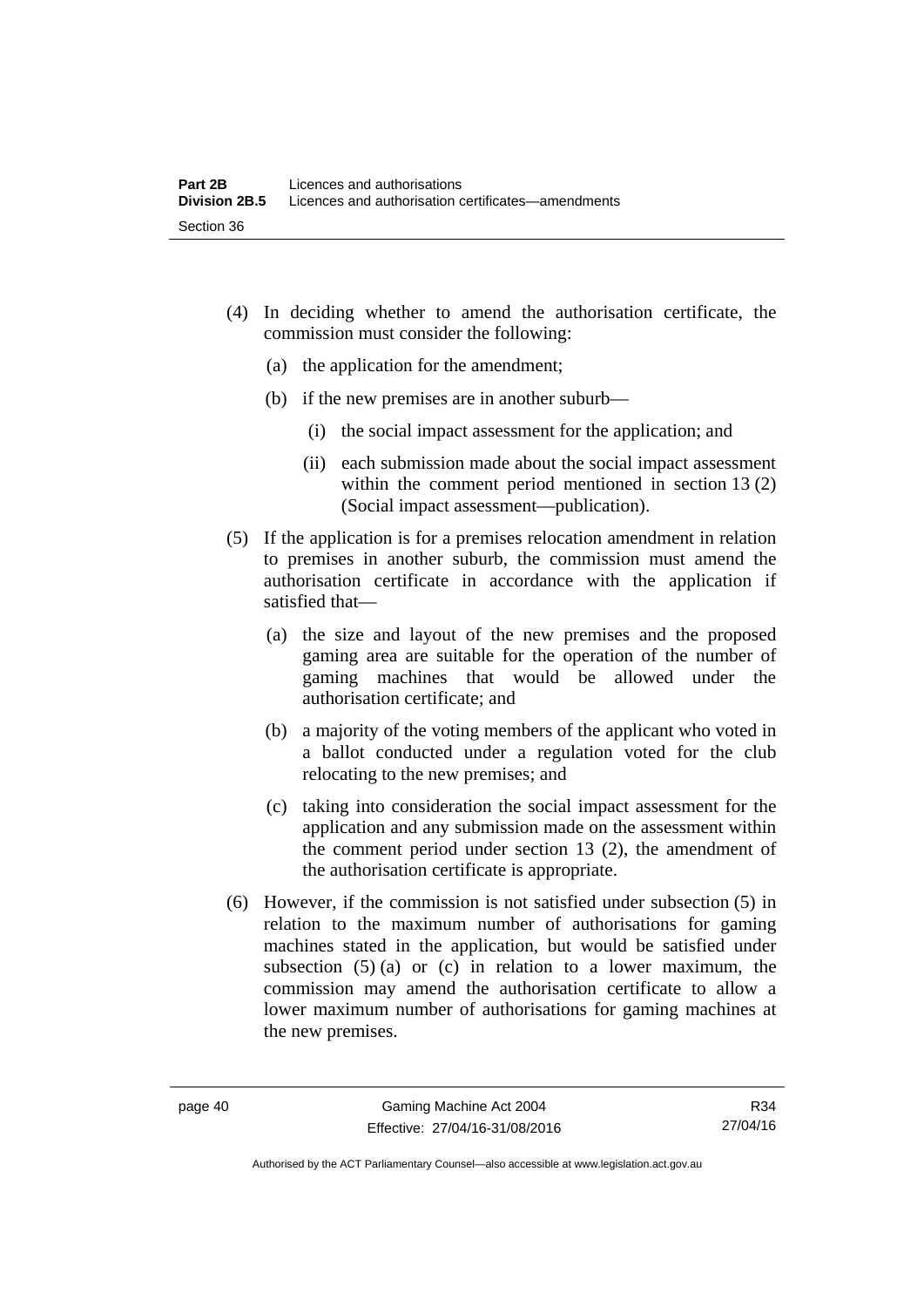(4) In deciding whether to amend the authorisation certificate, the commission must consider the following:

   (a) the application for the amendment;

   (b) if the new premises are in another suburb—

      (i) the social impact assessment for the application; and

      (ii) each submission made about the social impact assessment within the comment period mentioned in section 13 (2) (Social impact assessment—publication).

(5) If the application is for a premises relocation amendment in relation to premises in another suburb, the commission must amend the authorisation certificate in accordance with the application if satisfied that—

   (a) the size and layout of the new premises and the proposed gaming area are suitable for the operation of the number of gaming machines that would be allowed under the authorisation certificate; and

   (b) a majority of the voting members of the applicant who voted in a ballot conducted under a regulation voted for the club relocating to the new premises; and

   (c) taking into consideration the social impact assessment for the application and any submission made on the assessment within the comment period under section 13 (2), the amendment of the authorisation certificate is appropriate.

(6) However, if the commission is not satisfied under subsection (5) in relation to the maximum number of authorisations for gaming machines stated in the application, but would be satisfied under subsection (5) (a) or (c) in relation to a lower maximum, the commission may amend the authorisation certificate to allow a lower maximum number of authorisations for gaming machines at the new premises.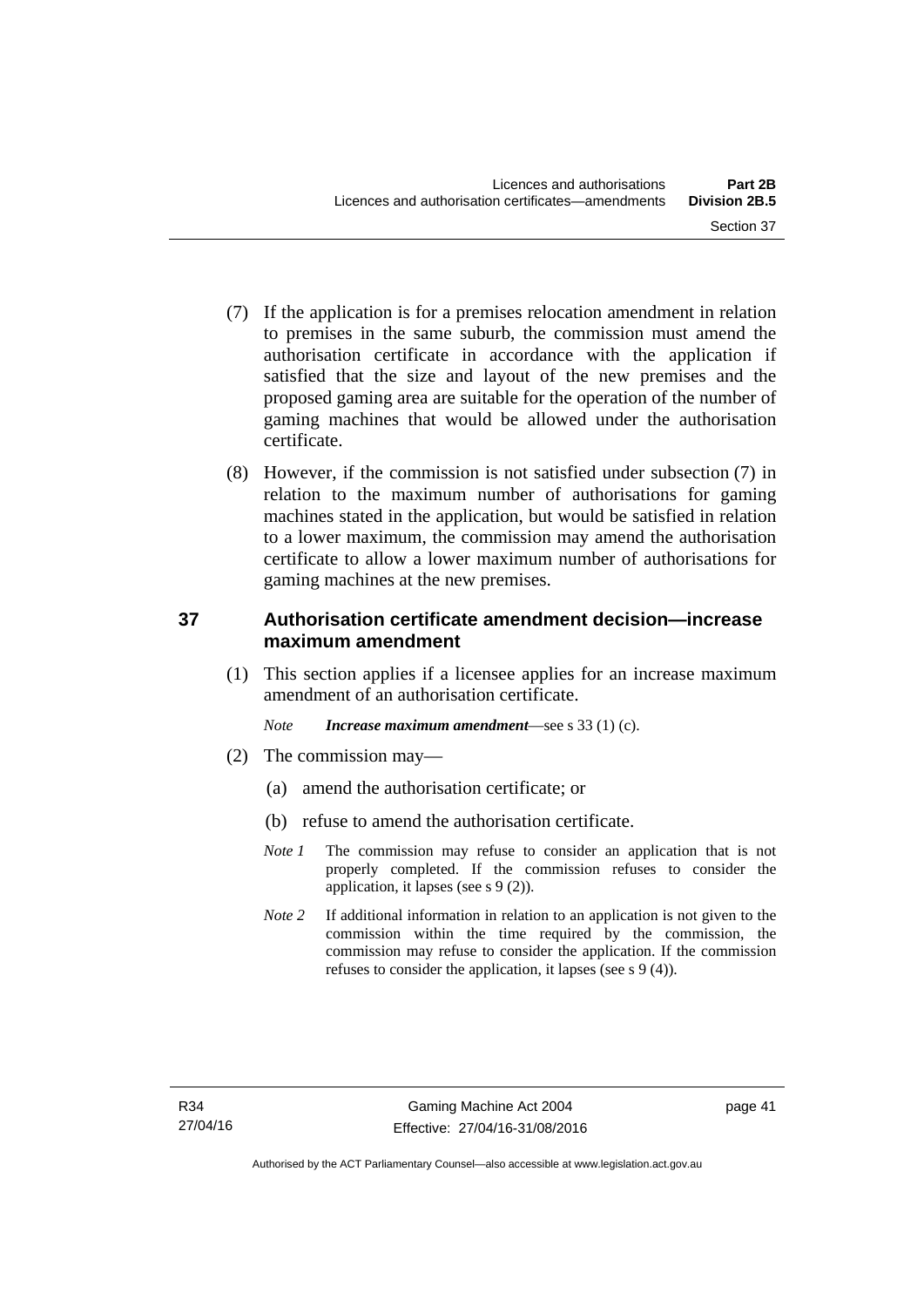(7) If the application is for a premises relocation amendment in relation to premises in the same suburb, the commission must amend the authorisation certificate in accordance with the application if satisfied that the size and layout of the new premises and the proposed gaming area are suitable for the operation of the number of gaming machines that would be allowed under the authorisation certificate.

(8) However, if the commission is not satisfied under subsection (7) in relation to the maximum number of authorisations for gaming machines stated in the application, but would be satisfied in relation to a lower maximum, the commission may amend the authorisation certificate to allow a lower maximum number of authorisations for gaming machines at the new premises.

## 37 Authorisation certificate amendment decision—increase maximum amendment

(1) This section applies if a licensee applies for an increase maximum amendment of an authorisation certificate.

*Note* ***Increase maximum amendment***—see s 33 (1) (c).

(2) The commission may—

(a) amend the authorisation certificate; or

(b) refuse to amend the authorisation certificate.

*Note 1* The commission may refuse to consider an application that is not properly completed. If the commission refuses to consider the application, it lapses (see s 9 (2)).

*Note 2* If additional information in relation to an application is not given to the commission within the time required by the commission, the commission may refuse to consider the application. If the commission refuses to consider the application, it lapses (see s 9 (4)).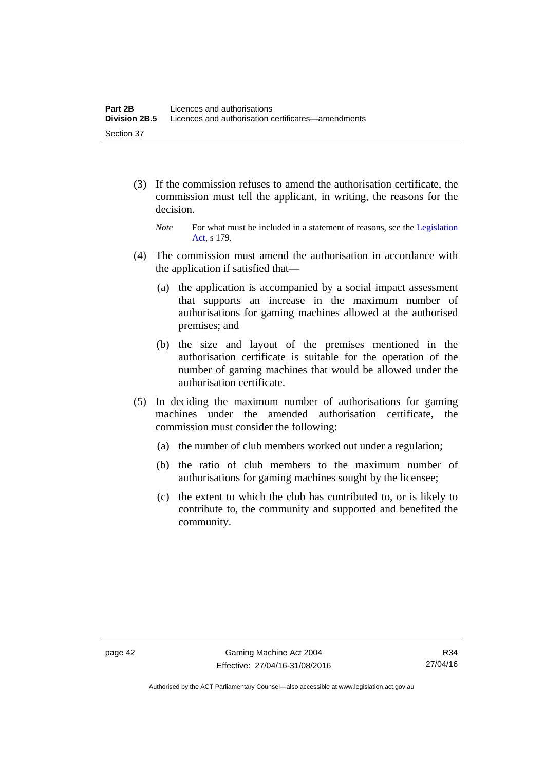(3) If the commission refuses to amend the authorisation certificate, the commission must tell the applicant, in writing, the reasons for the decision.

*Note* For what must be included in a statement of reasons, see the Legislation Act, s 179.

(4) The commission must amend the authorisation in accordance with the application if satisfied that—

(a) the application is accompanied by a social impact assessment that supports an increase in the maximum number of authorisations for gaming machines allowed at the authorised premises; and

(b) the size and layout of the premises mentioned in the authorisation certificate is suitable for the operation of the number of gaming machines that would be allowed under the authorisation certificate.

(5) In deciding the maximum number of authorisations for gaming machines under the amended authorisation certificate, the commission must consider the following:

(a) the number of club members worked out under a regulation;

(b) the ratio of club members to the maximum number of authorisations for gaming machines sought by the licensee;

(c) the extent to which the club has contributed to, or is likely to contribute to, the community and supported and benefited the community.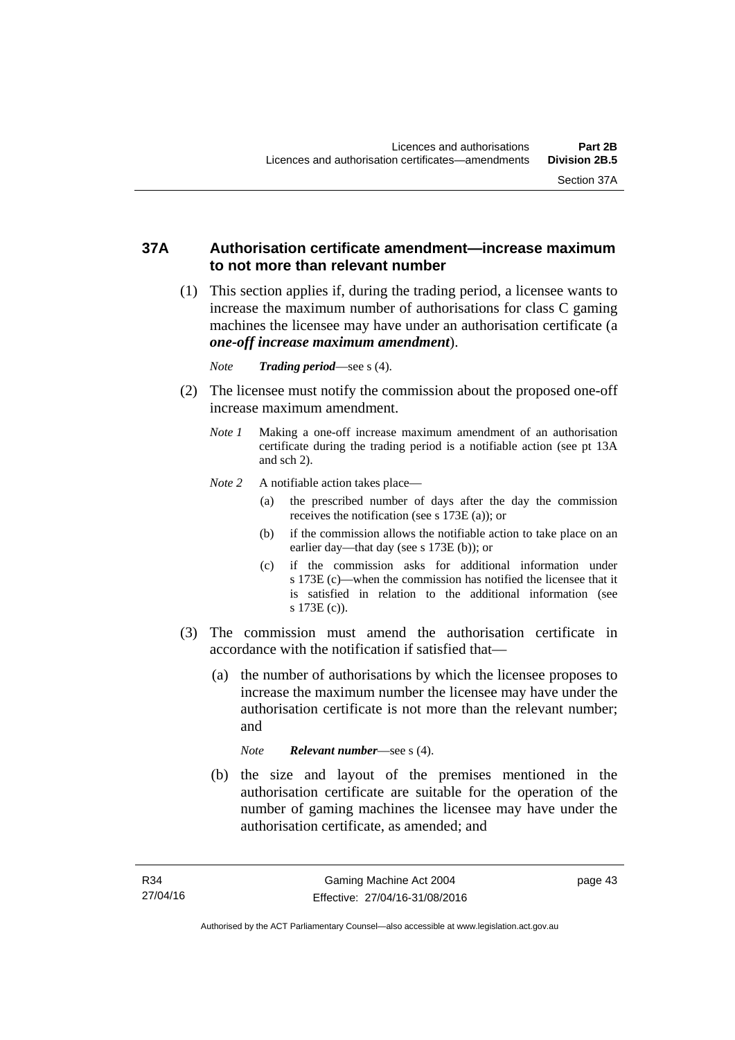### 37A Authorisation certificate amendment—increase maximum to not more than relevant number

(1) This section applies if, during the trading period, a licensee wants to increase the maximum number of authorisations for class C gaming machines the licensee may have under an authorisation certificate (a ***one-off increase maximum amendment***).

*Note* ***Trading period***—see s (4).

(2) The licensee must notify the commission about the proposed one-off increase maximum amendment.

*Note 1* Making a one-off increase maximum amendment of an authorisation certificate during the trading period is a notifiable action (see pt 13A and sch 2).

*Note 2* A notifiable action takes place—

(a) the prescribed number of days after the day the commission receives the notification (see s 173E (a)); or

(b) if the commission allows the notifiable action to take place on an earlier day—that day (see s 173E (b)); or

(c) if the commission asks for additional information under s 173E (c)—when the commission has notified the licensee that it is satisfied in relation to the additional information (see s 173E (c)).

(3) The commission must amend the authorisation certificate in accordance with the notification if satisfied that—

(a) the number of authorisations by which the licensee proposes to increase the maximum number the licensee may have under the authorisation certificate is not more than the relevant number; and

*Note* ***Relevant number***—see s (4).

(b) the size and layout of the premises mentioned in the authorisation certificate are suitable for the operation of the number of gaming machines the licensee may have under the authorisation certificate, as amended; and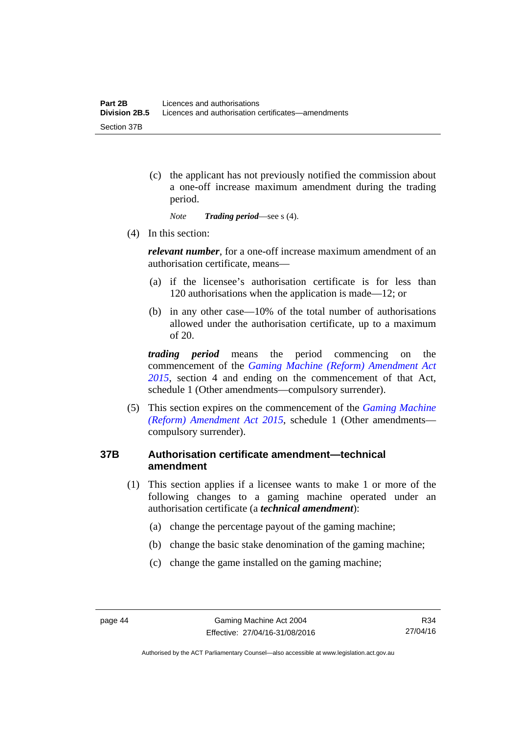(c) the applicant has not previously notified the commission about a one-off increase maximum amendment during the trading period.

*Note* ***Trading period***—see s (4).

(4) In this section:

***relevant number***, for a one-off increase maximum amendment of an authorisation certificate, means—

(a) if the licensee's authorisation certificate is for less than 120 authorisations when the application is made—12; or

(b) in any other case—10% of the total number of authorisations allowed under the authorisation certificate, up to a maximum of 20.

***trading period*** means the period commencing on the commencement of the *Gaming Machine (Reform) Amendment Act 2015*, section 4 and ending on the commencement of that Act, schedule 1 (Other amendments—compulsory surrender).

(5) This section expires on the commencement of the *Gaming Machine (Reform) Amendment Act 2015*, schedule 1 (Other amendments—compulsory surrender).

### 37B Authorisation certificate amendment—technical amendment

(1) This section applies if a licensee wants to make 1 or more of the following changes to a gaming machine operated under an authorisation certificate (a ***technical amendment***):

(a) change the percentage payout of the gaming machine;

(b) change the basic stake denomination of the gaming machine;

(c) change the game installed on the gaming machine;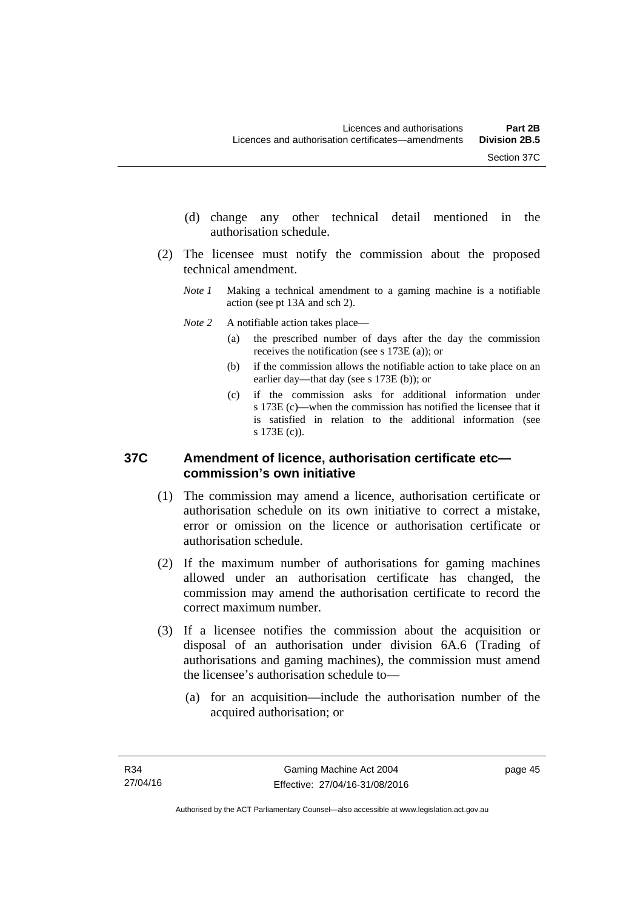(d) change any other technical detail mentioned in the authorisation schedule.

(2) The licensee must notify the commission about the proposed technical amendment.

*Note 1* Making a technical amendment to a gaming machine is a notifiable action (see pt 13A and sch 2).

*Note 2* A notifiable action takes place—

(a) the prescribed number of days after the day the commission receives the notification (see s 173E (a)); or

(b) if the commission allows the notifiable action to take place on an earlier day—that day (see s 173E (b)); or

(c) if the commission asks for additional information under s 173E (c)—when the commission has notified the licensee that it is satisfied in relation to the additional information (see s 173E (c)).

## 37C Amendment of licence, authorisation certificate etc—commission's own initiative

(1) The commission may amend a licence, authorisation certificate or authorisation schedule on its own initiative to correct a mistake, error or omission on the licence or authorisation certificate or authorisation schedule.

(2) If the maximum number of authorisations for gaming machines allowed under an authorisation certificate has changed, the commission may amend the authorisation certificate to record the correct maximum number.

(3) If a licensee notifies the commission about the acquisition or disposal of an authorisation under division 6A.6 (Trading of authorisations and gaming machines), the commission must amend the licensee's authorisation schedule to—

(a) for an acquisition—include the authorisation number of the acquired authorisation; or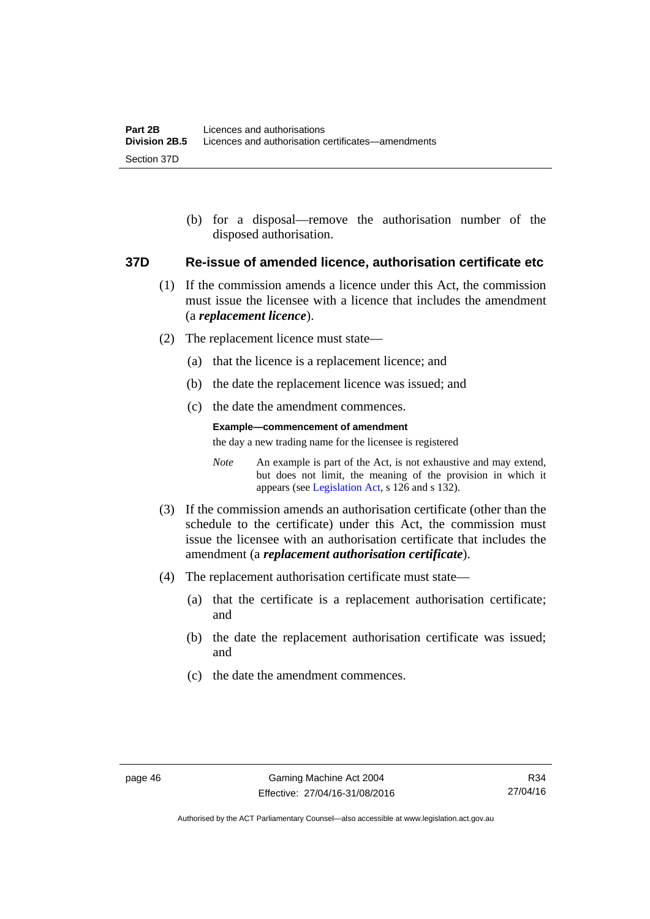(b) for a disposal—remove the authorisation number of the disposed authorisation.

### 37D Re-issue of amended licence, authorisation certificate etc

(1) If the commission amends a licence under this Act, the commission must issue the licensee with a licence that includes the amendment (a ***replacement licence***).

(2) The replacement licence must state—

(a) that the licence is a replacement licence; and

(b) the date the replacement licence was issued; and

(c) the date the amendment commences.

**Example—commencement of amendment**

the day a new trading name for the licensee is registered

*Note* An example is part of the Act, is not exhaustive and may extend, but does not limit, the meaning of the provision in which it appears (see Legislation Act, s 126 and s 132).

(3) If the commission amends an authorisation certificate (other than the schedule to the certificate) under this Act, the commission must issue the licensee with an authorisation certificate that includes the amendment (a ***replacement authorisation certificate***).

(4) The replacement authorisation certificate must state—

(a) that the certificate is a replacement authorisation certificate; and

(b) the date the replacement authorisation certificate was issued; and

(c) the date the amendment commences.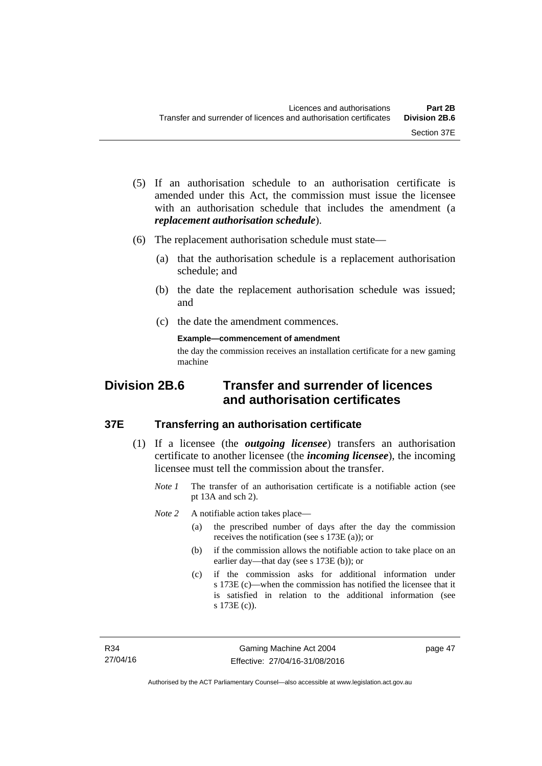(5) If an authorisation schedule to an authorisation certificate is amended under this Act, the commission must issue the licensee with an authorisation schedule that includes the amendment (a ***replacement authorisation schedule***).

(6) The replacement authorisation schedule must state—

  (a) that the authorisation schedule is a replacement authorisation schedule; and

  (b) the date the replacement authorisation schedule was issued; and

  (c) the date the amendment commences.

**Example—commencement of amendment**

the day the commission receives an installation certificate for a new gaming machine

## Division 2B.6 Transfer and surrender of licences and authorisation certificates

### 37E Transferring an authorisation certificate

(1) If a licensee (the ***outgoing licensee***) transfers an authorisation certificate to another licensee (the ***incoming licensee***), the incoming licensee must tell the commission about the transfer.

*Note 1* The transfer of an authorisation certificate is a notifiable action (see pt 13A and sch 2).

*Note 2* A notifiable action takes place—

  (a) the prescribed number of days after the day the commission receives the notification (see s 173E (a)); or

  (b) if the commission allows the notifiable action to take place on an earlier day—that day (see s 173E (b)); or

  (c) if the commission asks for additional information under s 173E (c)—when the commission has notified the licensee that it is satisfied in relation to the additional information (see s 173E (c)).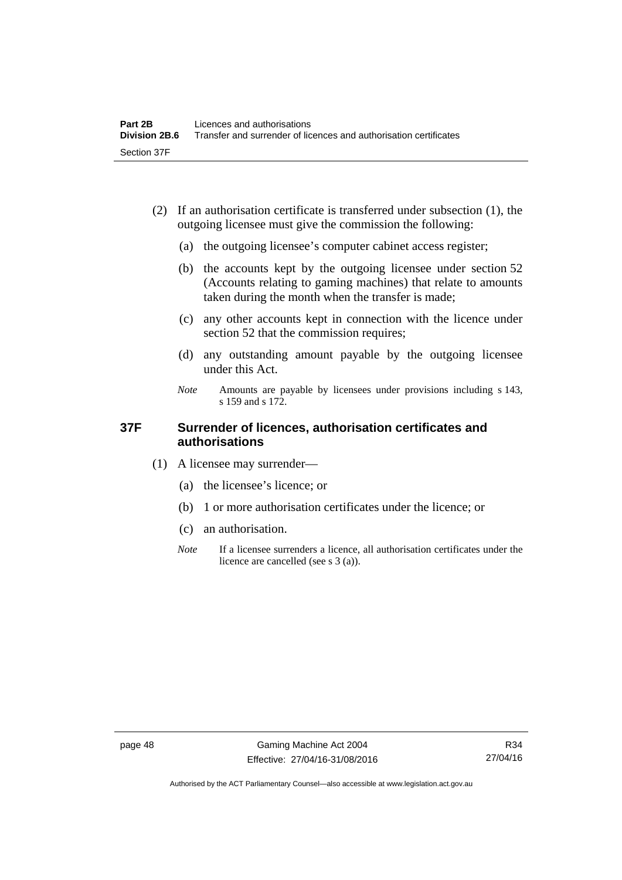(2) If an authorisation certificate is transferred under subsection (1), the outgoing licensee must give the commission the following:

(a) the outgoing licensee's computer cabinet access register;

(b) the accounts kept by the outgoing licensee under section 52 (Accounts relating to gaming machines) that relate to amounts taken during the month when the transfer is made;

(c) any other accounts kept in connection with the licence under section 52 that the commission requires;

(d) any outstanding amount payable by the outgoing licensee under this Act.

*Note* Amounts are payable by licensees under provisions including s 143, s 159 and s 172.

### 37F Surrender of licences, authorisation certificates and authorisations

(1) A licensee may surrender—

(a) the licensee's licence; or

(b) 1 or more authorisation certificates under the licence; or

(c) an authorisation.

*Note* If a licensee surrenders a licence, all authorisation certificates under the licence are cancelled (see s 3 (a)).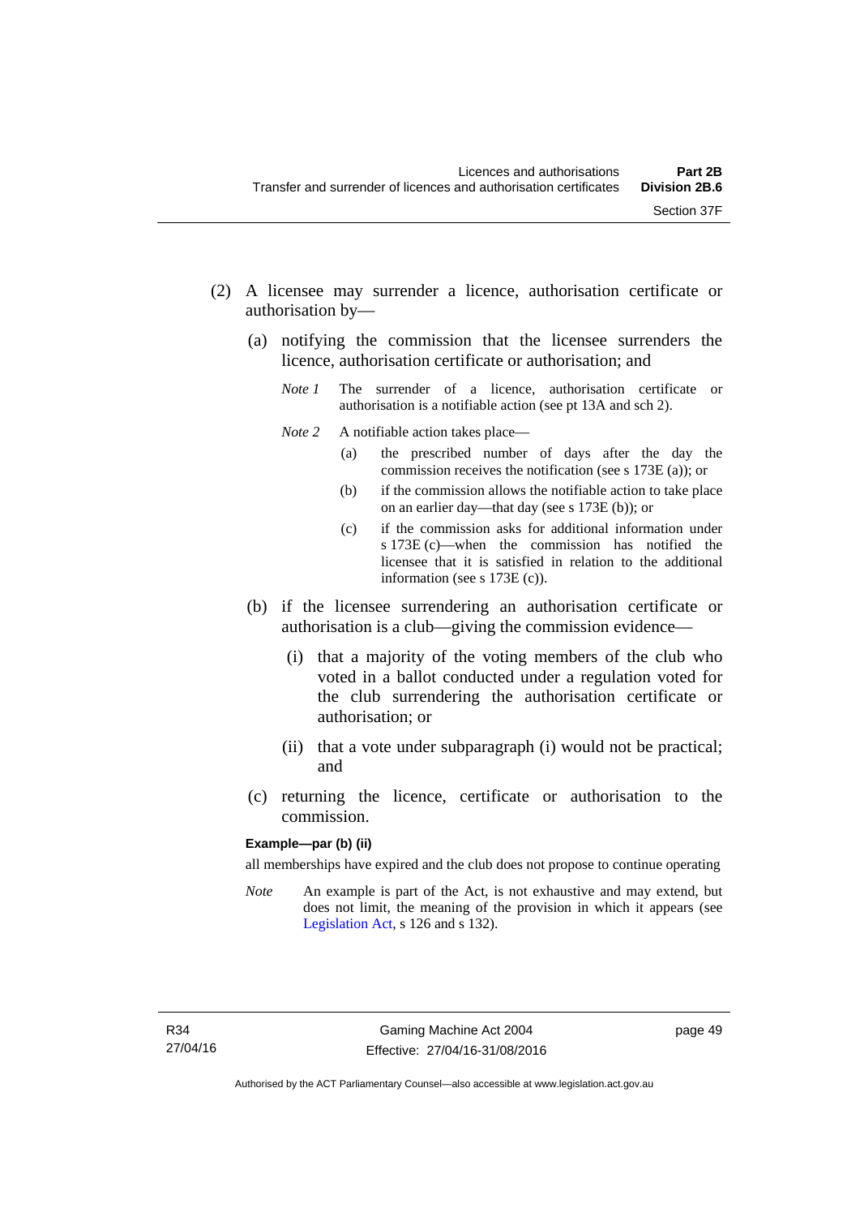(2) A licensee may surrender a licence, authorisation certificate or authorisation by—

   (a) notifying the commission that the licensee surrenders the licence, authorisation certificate or authorisation; and

      *Note 1* The surrender of a licence, authorisation certificate or authorisation is a notifiable action (see pt 13A and sch 2).

      *Note 2* A notifiable action takes place—

         (a) the prescribed number of days after the day the commission receives the notification (see s 173E (a)); or

         (b) if the commission allows the notifiable action to take place on an earlier day—that day (see s 173E (b)); or

         (c) if the commission asks for additional information under s 173E (c)—when the commission has notified the licensee that it is satisfied in relation to the additional information (see s 173E (c)).

   (b) if the licensee surrendering an authorisation certificate or authorisation is a club—giving the commission evidence—

      (i) that a majority of the voting members of the club who voted in a ballot conducted under a regulation voted for the club surrendering the authorisation certificate or authorisation; or

      (ii) that a vote under subparagraph (i) would not be practical; and

   (c) returning the licence, certificate or authorisation to the commission.

**Example—par (b) (ii)**

all memberships have expired and the club does not propose to continue operating

*Note* An example is part of the Act, is not exhaustive and may extend, but does not limit, the meaning of the provision in which it appears (see Legislation Act, s 126 and s 132).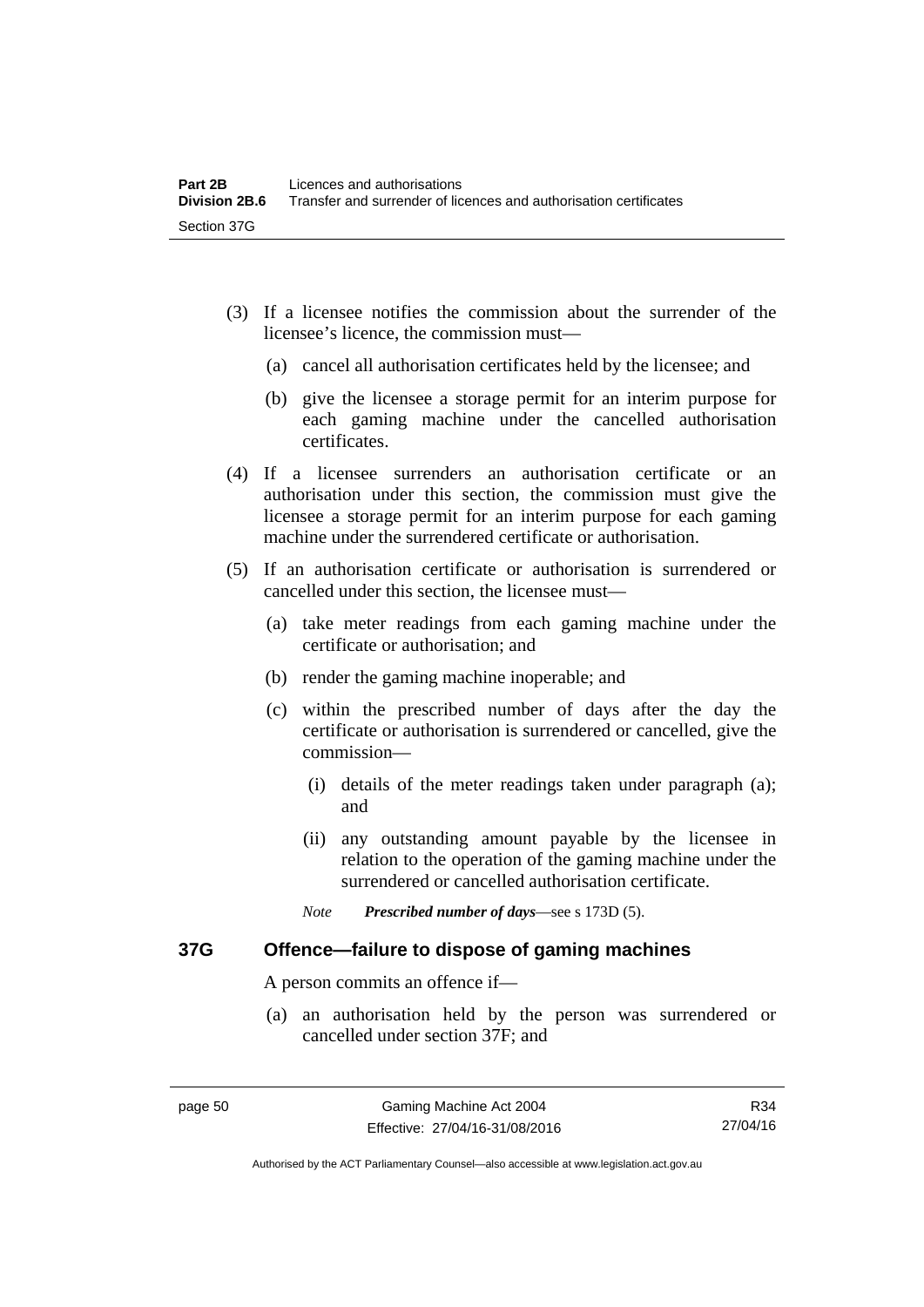(3) If a licensee notifies the commission about the surrender of the licensee's licence, the commission must—

(a) cancel all authorisation certificates held by the licensee; and

(b) give the licensee a storage permit for an interim purpose for each gaming machine under the cancelled authorisation certificates.

(4) If a licensee surrenders an authorisation certificate or an authorisation under this section, the commission must give the licensee a storage permit for an interim purpose for each gaming machine under the surrendered certificate or authorisation.

(5) If an authorisation certificate or authorisation is surrendered or cancelled under this section, the licensee must—

(a) take meter readings from each gaming machine under the certificate or authorisation; and

(b) render the gaming machine inoperable; and

(c) within the prescribed number of days after the day the certificate or authorisation is surrendered or cancelled, give the commission—

(i) details of the meter readings taken under paragraph (a); and

(ii) any outstanding amount payable by the licensee in relation to the operation of the gaming machine under the surrendered or cancelled authorisation certificate.

*Note* ***Prescribed number of days***—see s 173D (5).

## 37G Offence—failure to dispose of gaming machines

A person commits an offence if—

(a) an authorisation held by the person was surrendered or cancelled under section 37F; and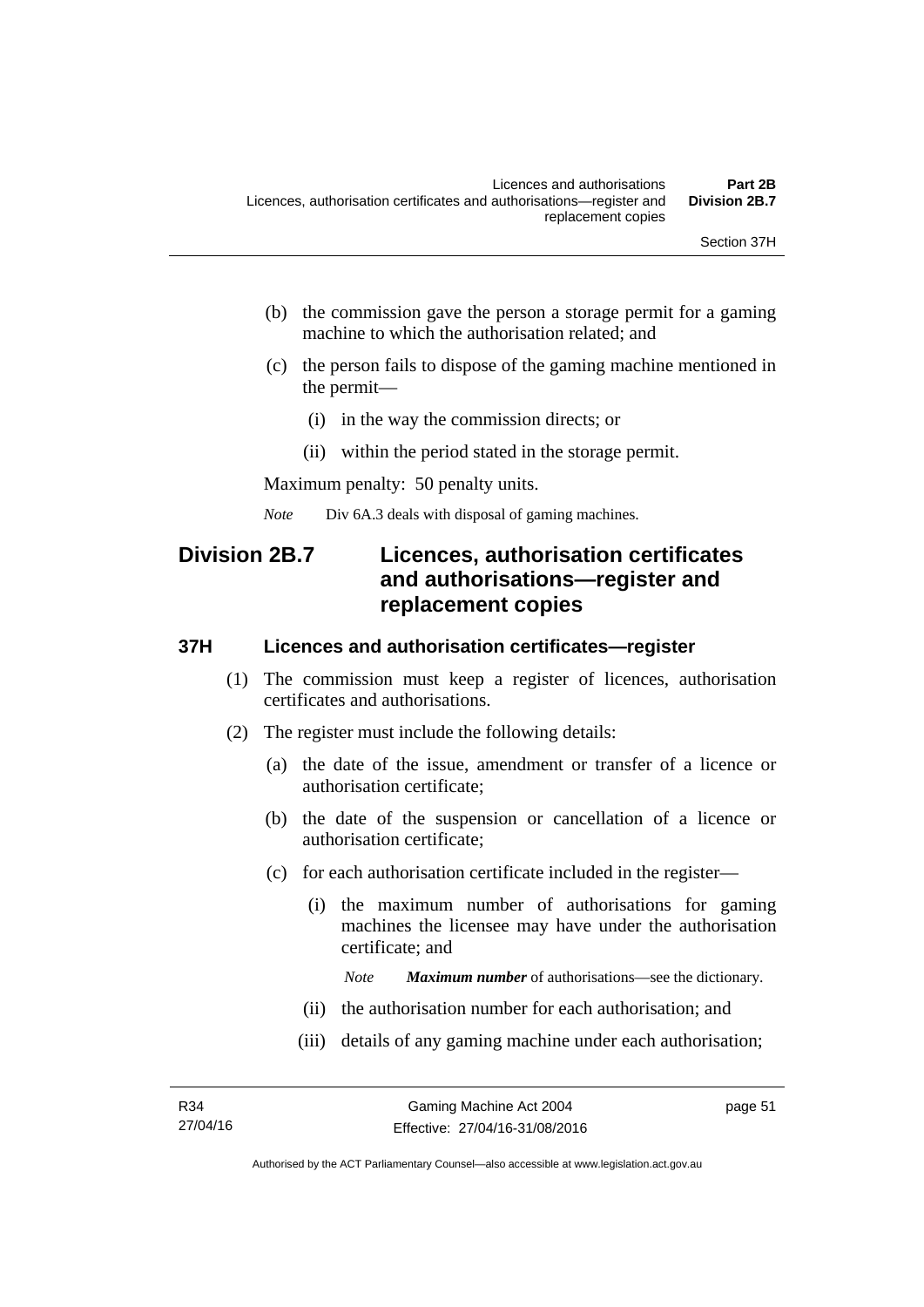(b) the commission gave the person a storage permit for a gaming machine to which the authorisation related; and

(c) the person fails to dispose of the gaming machine mentioned in the permit—

(i) in the way the commission directs; or

(ii) within the period stated in the storage permit.

Maximum penalty: 50 penalty units.

*Note* Div 6A.3 deals with disposal of gaming machines.

## Division 2B.7 Licences, authorisation certificates and authorisations—register and replacement copies

### 37H Licences and authorisation certificates—register

(1) The commission must keep a register of licences, authorisation certificates and authorisations.

(2) The register must include the following details:

(a) the date of the issue, amendment or transfer of a licence or authorisation certificate;

(b) the date of the suspension or cancellation of a licence or authorisation certificate;

(c) for each authorisation certificate included in the register—

(i) the maximum number of authorisations for gaming machines the licensee may have under the authorisation certificate; and

*Note* ***Maximum number*** of authorisations—see the dictionary.

(ii) the authorisation number for each authorisation; and

(iii) details of any gaming machine under each authorisation;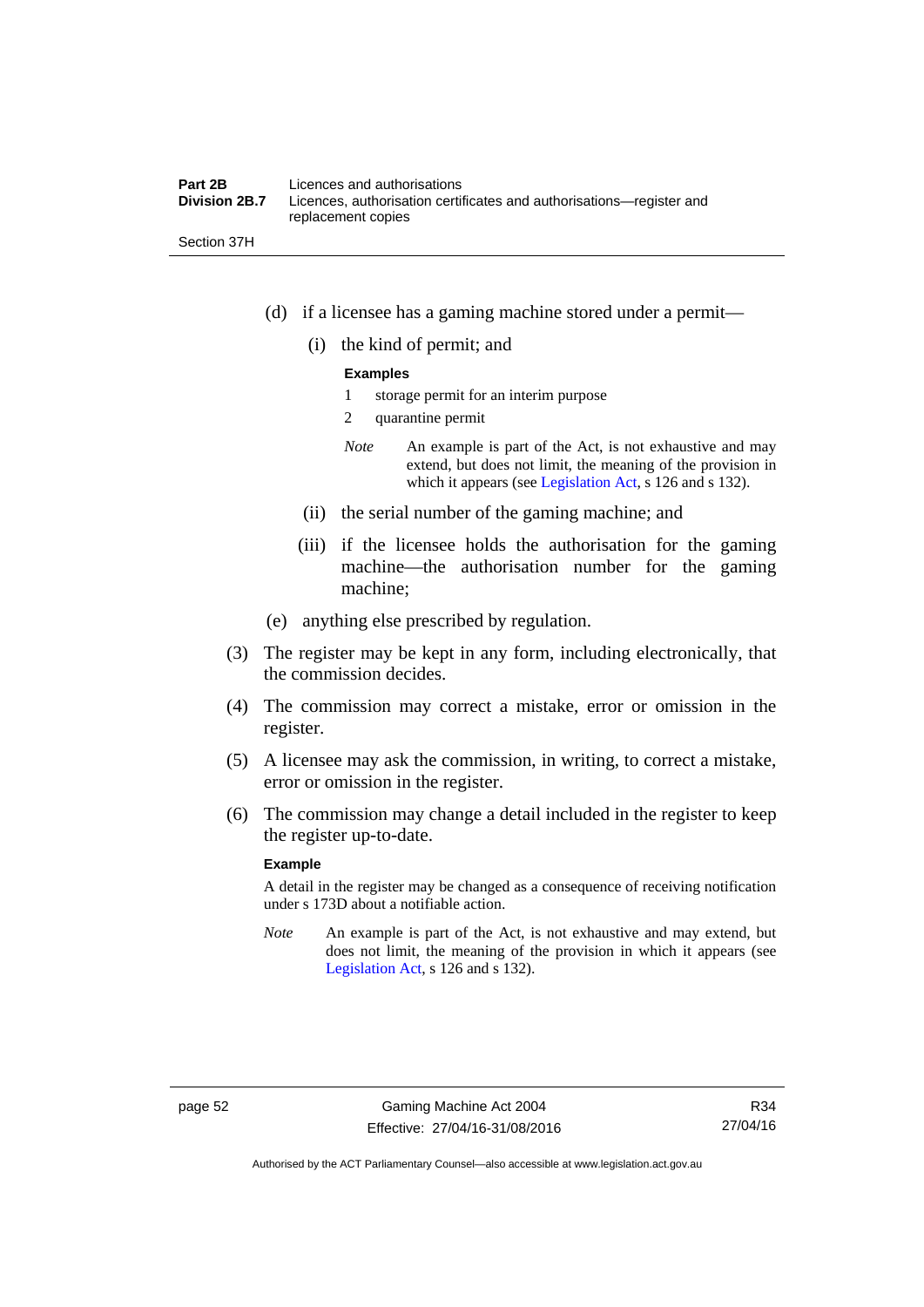(d) if a licensee has a gaming machine stored under a permit—

(i) the kind of permit; and

**Examples**

1 storage permit for an interim purpose

2 quarantine permit

*Note* An example is part of the Act, is not exhaustive and may extend, but does not limit, the meaning of the provision in which it appears (see Legislation Act, s 126 and s 132).

(ii) the serial number of the gaming machine; and

(iii) if the licensee holds the authorisation for the gaming machine—the authorisation number for the gaming machine;

(e) anything else prescribed by regulation.

(3) The register may be kept in any form, including electronically, that the commission decides.

(4) The commission may correct a mistake, error or omission in the register.

(5) A licensee may ask the commission, in writing, to correct a mistake, error or omission in the register.

(6) The commission may change a detail included in the register to keep the register up-to-date.

**Example**

A detail in the register may be changed as a consequence of receiving notification under s 173D about a notifiable action.

*Note* An example is part of the Act, is not exhaustive and may extend, but does not limit, the meaning of the provision in which it appears (see Legislation Act, s 126 and s 132).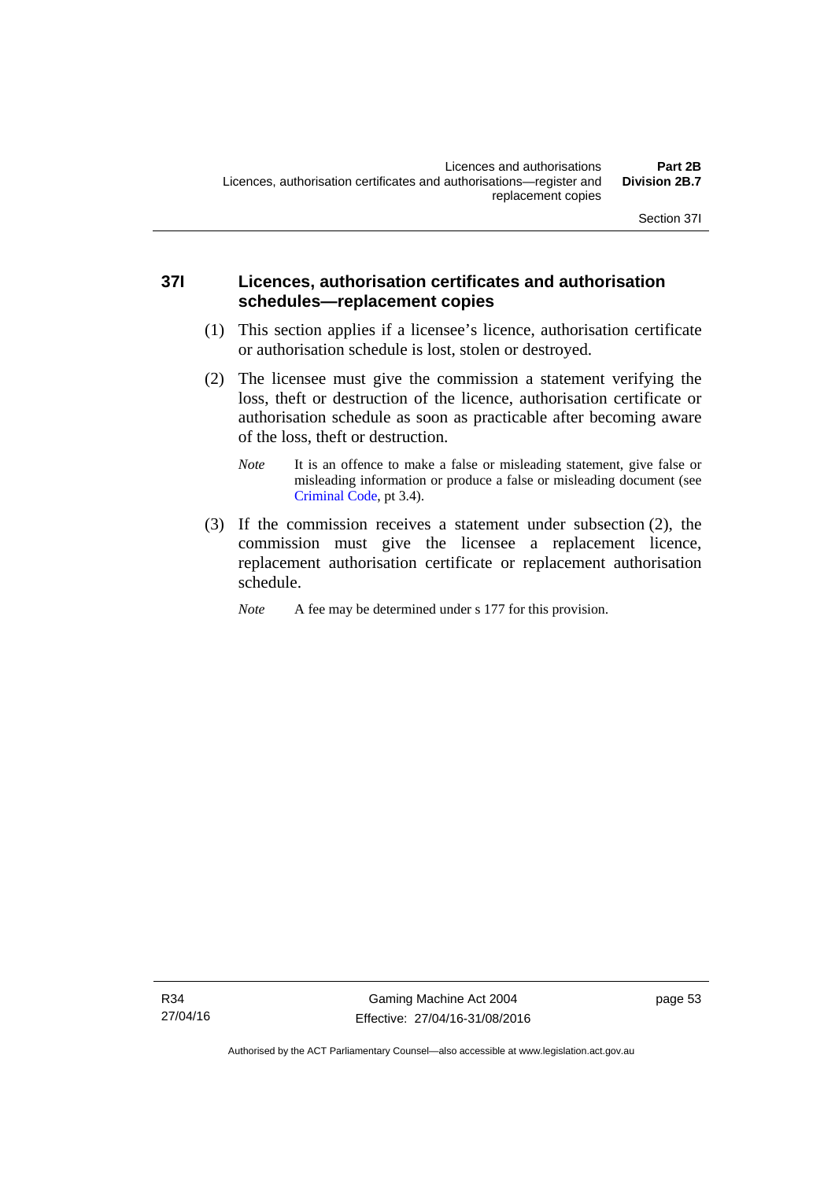## 37I Licences, authorisation certificates and authorisation schedules—replacement copies

(1) This section applies if a licensee's licence, authorisation certificate or authorisation schedule is lost, stolen or destroyed.

(2) The licensee must give the commission a statement verifying the loss, theft or destruction of the licence, authorisation certificate or authorisation schedule as soon as practicable after becoming aware of the loss, theft or destruction.

*Note* It is an offence to make a false or misleading statement, give false or misleading information or produce a false or misleading document (see Criminal Code, pt 3.4).

(3) If the commission receives a statement under subsection (2), the commission must give the licensee a replacement licence, replacement authorisation certificate or replacement authorisation schedule.

*Note* A fee may be determined under s 177 for this provision.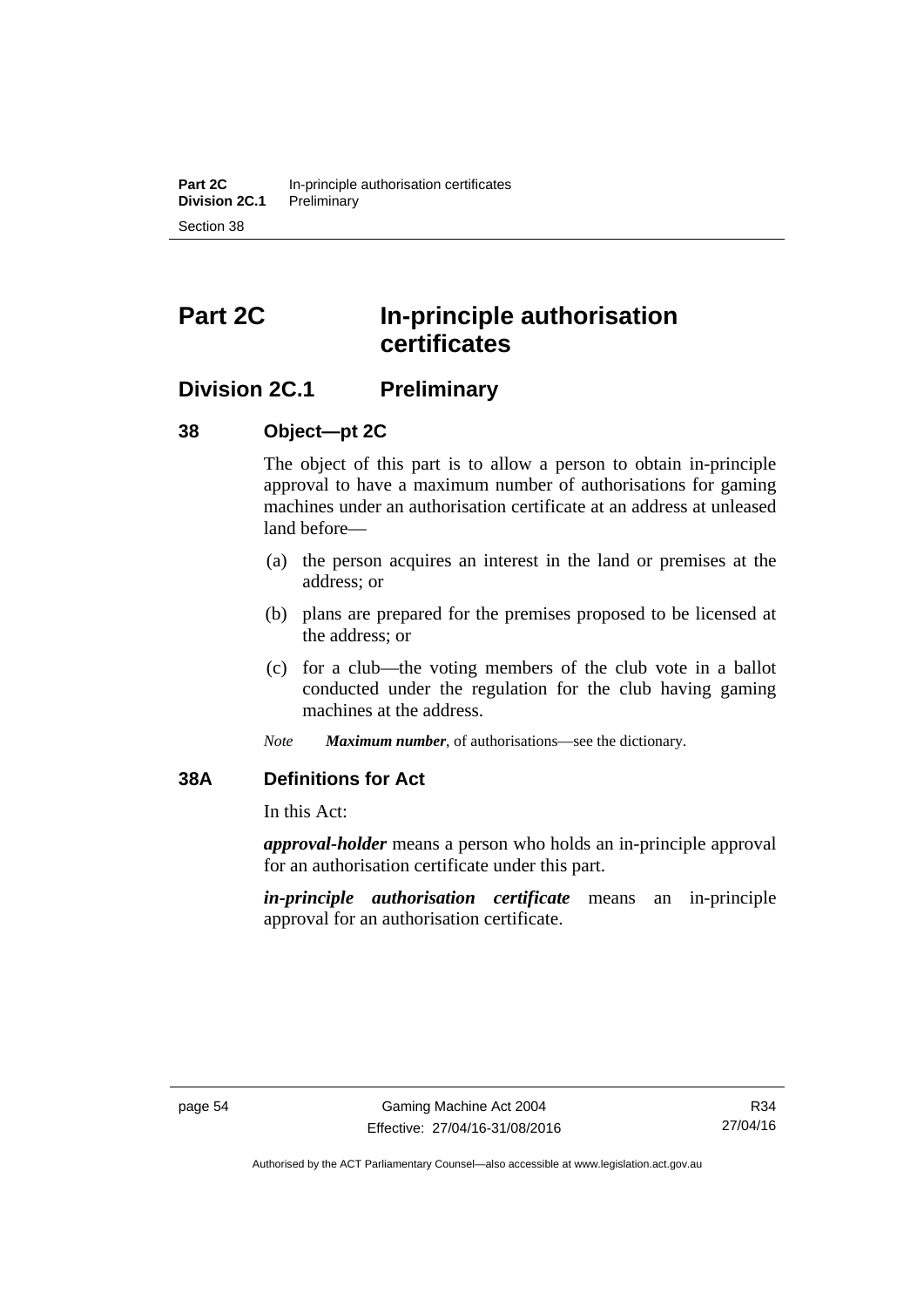# Part 2C In-principle authorisation certificates

## Division 2C.1 Preliminary

### 38 Object—pt 2C

The object of this part is to allow a person to obtain in-principle approval to have a maximum number of authorisations for gaming machines under an authorisation certificate at an address at unleased land before—

(a) the person acquires an interest in the land or premises at the address; or

(b) plans are prepared for the premises proposed to be licensed at the address; or

(c) for a club—the voting members of the club vote in a ballot conducted under the regulation for the club having gaming machines at the address.

*Note* ***Maximum number***, of authorisations—see the dictionary.

### 38A Definitions for Act

In this Act:

***approval-holder*** means a person who holds an in-principle approval for an authorisation certificate under this part.

***in-principle authorisation certificate*** means an in-principle approval for an authorisation certificate.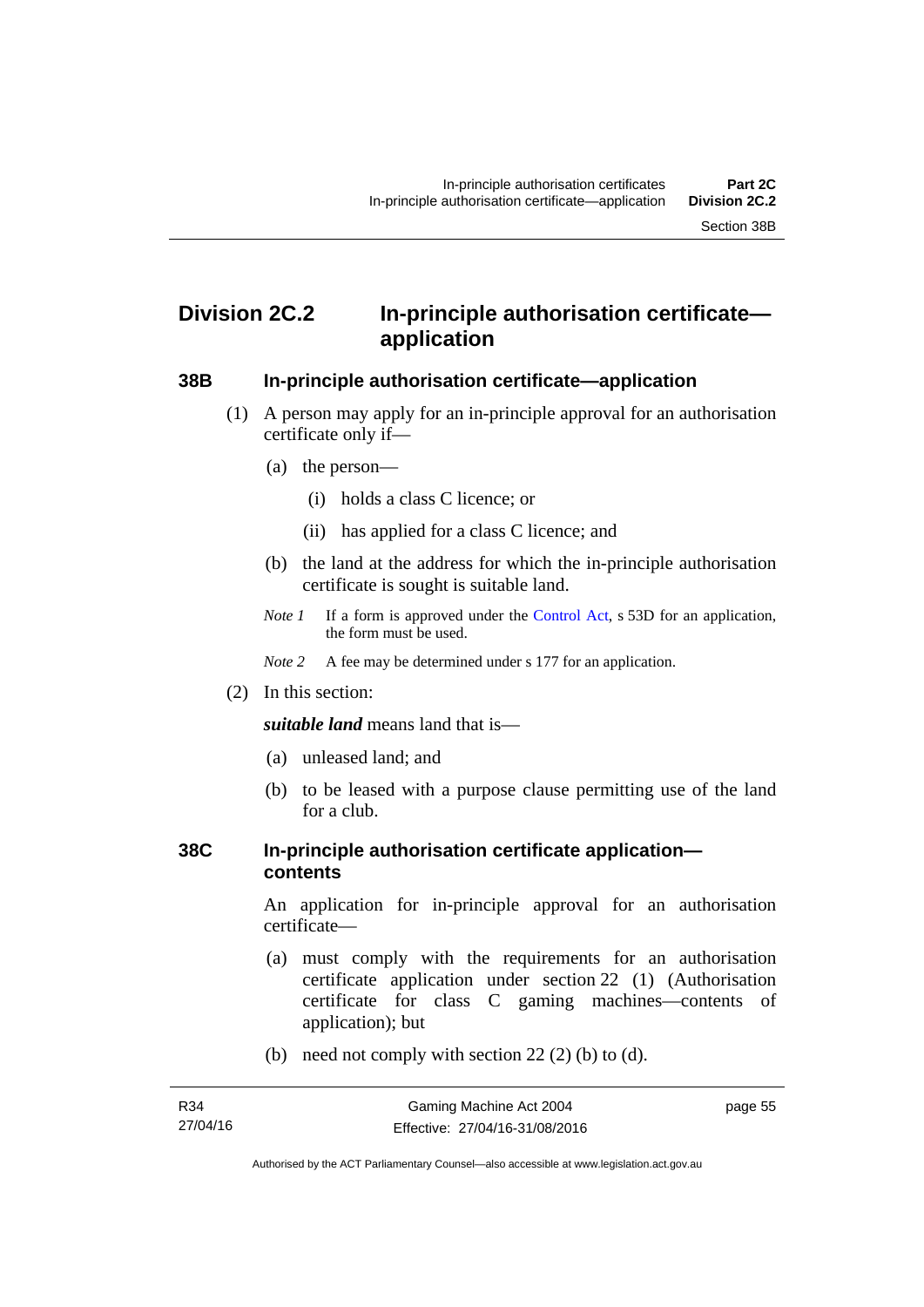## Division 2C.2 In-principle authorisation certificate—application

### 38B In-principle authorisation certificate—application

(1) A person may apply for an in-principle approval for an authorisation certificate only if—

(a) the person—

(i) holds a class C licence; or

(ii) has applied for a class C licence; and

(b) the land at the address for which the in-principle authorisation certificate is sought is suitable land.

*Note 1* If a form is approved under the Control Act, s 53D for an application, the form must be used.

*Note 2* A fee may be determined under s 177 for an application.

(2) In this section:

***suitable land*** means land that is—

(a) unleased land; and

(b) to be leased with a purpose clause permitting use of the land for a club.

### 38C In-principle authorisation certificate application—contents

An application for in-principle approval for an authorisation certificate—

(a) must comply with the requirements for an authorisation certificate application under section 22 (1) (Authorisation certificate for class C gaming machines—contents of application); but

(b) need not comply with section 22 (2) (b) to (d).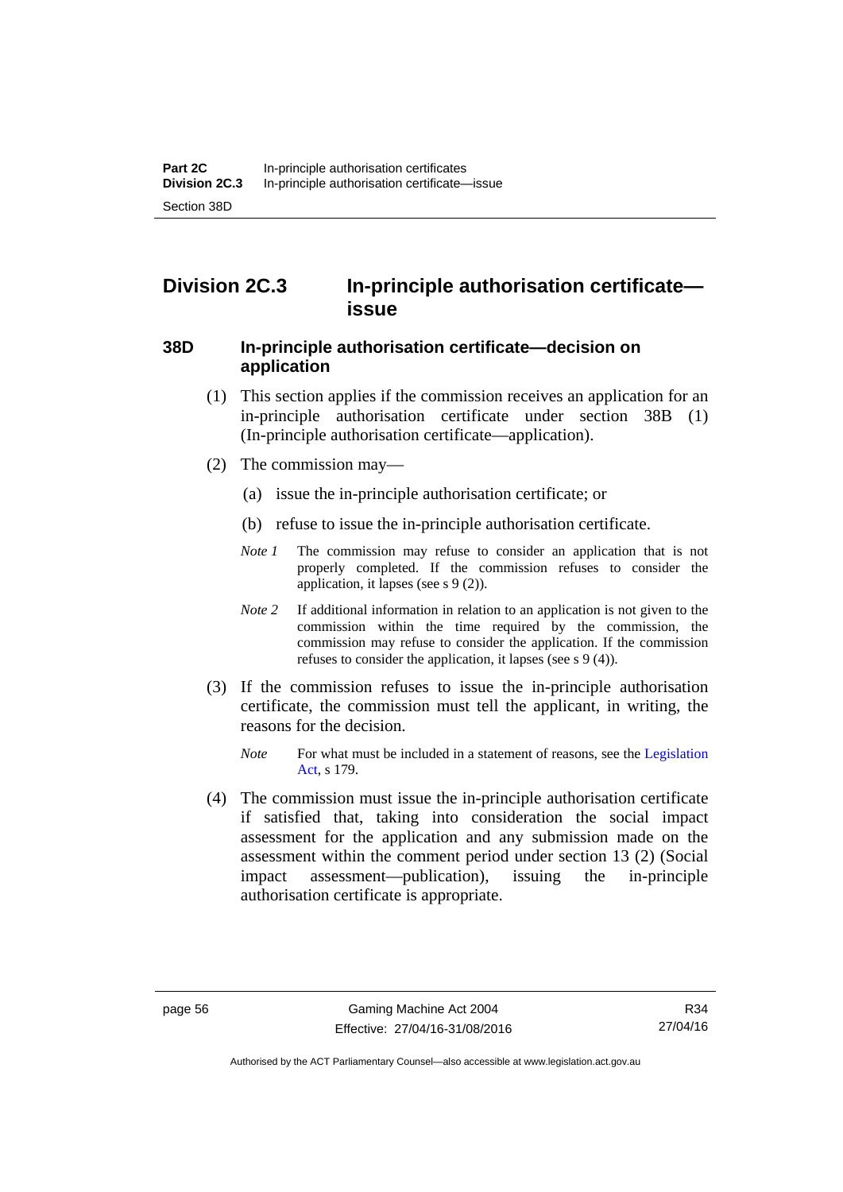## Division 2C.3 In-principle authorisation certificate—issue

### 38D In-principle authorisation certificate—decision on application

(1) This section applies if the commission receives an application for an in-principle authorisation certificate under section 38B (1) (In-principle authorisation certificate—application).

(2) The commission may—

(a) issue the in-principle authorisation certificate; or

(b) refuse to issue the in-principle authorisation certificate.

*Note 1* The commission may refuse to consider an application that is not properly completed. If the commission refuses to consider the application, it lapses (see s 9 (2)).

*Note 2* If additional information in relation to an application is not given to the commission within the time required by the commission, the commission may refuse to consider the application. If the commission refuses to consider the application, it lapses (see s 9 (4)).

(3) If the commission refuses to issue the in-principle authorisation certificate, the commission must tell the applicant, in writing, the reasons for the decision.

*Note* For what must be included in a statement of reasons, see the Legislation Act, s 179.

(4) The commission must issue the in-principle authorisation certificate if satisfied that, taking into consideration the social impact assessment for the application and any submission made on the assessment within the comment period under section 13 (2) (Social impact assessment—publication), issuing the in-principle authorisation certificate is appropriate.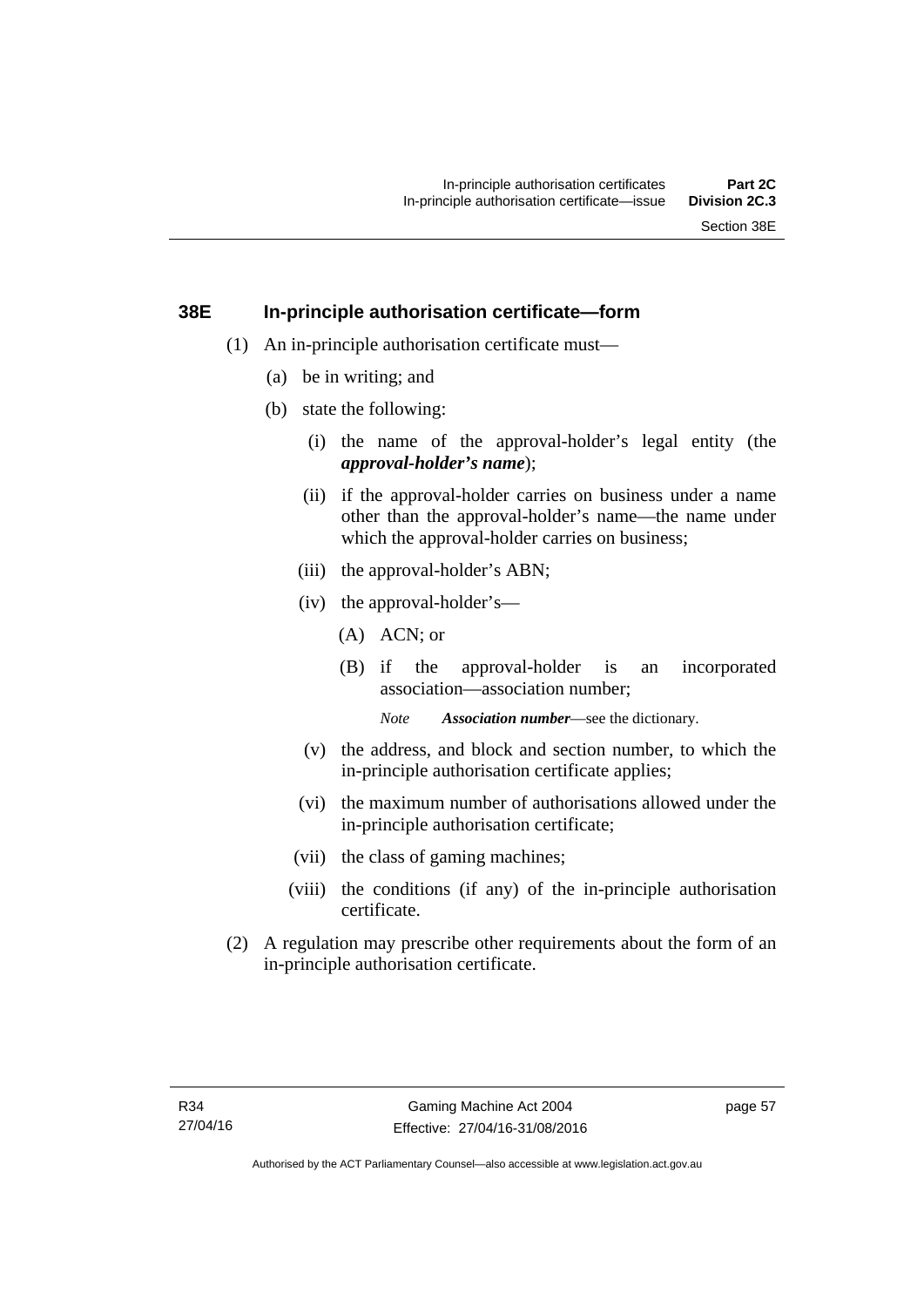## 38E In-principle authorisation certificate—form

(1) An in-principle authorisation certificate must—

(a) be in writing; and

(b) state the following:

(i) the name of the approval-holder's legal entity (the ***approval-holder's name***);

(ii) if the approval-holder carries on business under a name other than the approval-holder's name—the name under which the approval-holder carries on business;

(iii) the approval-holder's ABN;

(iv) the approval-holder's—

(A) ACN; or

(B) if the approval-holder is an incorporated association—association number;

*Note* ***Association number***—see the dictionary.

(v) the address, and block and section number, to which the in-principle authorisation certificate applies;

(vi) the maximum number of authorisations allowed under the in-principle authorisation certificate;

(vii) the class of gaming machines;

(viii) the conditions (if any) of the in-principle authorisation certificate.

(2) A regulation may prescribe other requirements about the form of an in-principle authorisation certificate.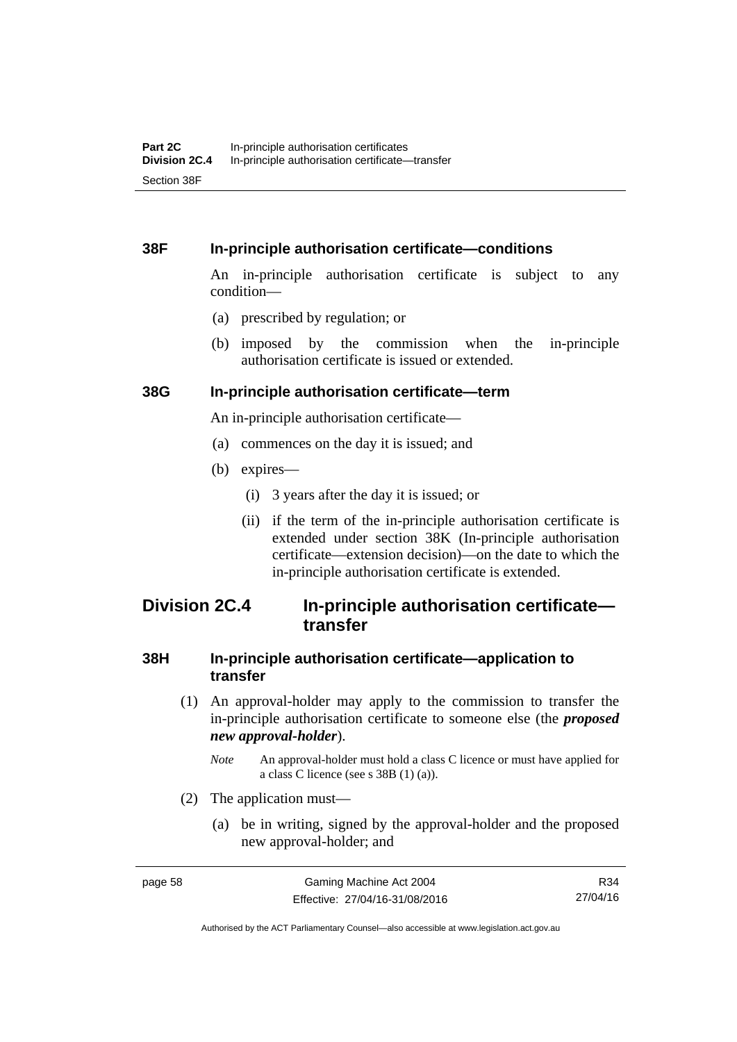### 38F In-principle authorisation certificate—conditions

An in-principle authorisation certificate is subject to any condition—

(a) prescribed by regulation; or

(b) imposed by the commission when the in-principle authorisation certificate is issued or extended.

### 38G In-principle authorisation certificate—term

An in-principle authorisation certificate—

(a) commences on the day it is issued; and

(b) expires—

(i) 3 years after the day it is issued; or

(ii) if the term of the in-principle authorisation certificate is extended under section 38K (In-principle authorisation certificate—extension decision)—on the date to which the in-principle authorisation certificate is extended.

## Division 2C.4 In-principle authorisation certificate—transfer

### 38H In-principle authorisation certificate—application to transfer

(1) An approval-holder may apply to the commission to transfer the in-principle authorisation certificate to someone else (the ***proposed new approval-holder***).

*Note* An approval-holder must hold a class C licence or must have applied for a class C licence (see s 38B (1) (a)).

(2) The application must—

(a) be in writing, signed by the approval-holder and the proposed new approval-holder; and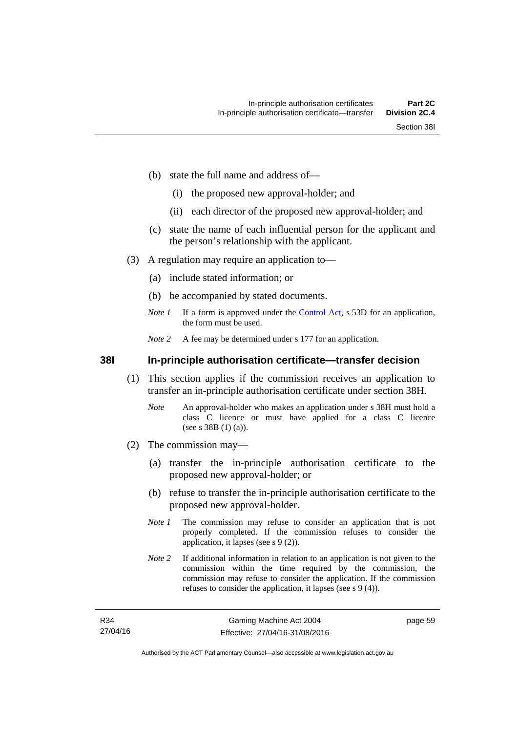(b) state the full name and address of—

(i) the proposed new approval-holder; and

(ii) each director of the proposed new approval-holder; and

(c) state the name of each influential person for the applicant and the person's relationship with the applicant.

(3) A regulation may require an application to—

(a) include stated information; or

(b) be accompanied by stated documents.

*Note 1* If a form is approved under the Control Act, s 53D for an application, the form must be used.

*Note 2* A fee may be determined under s 177 for an application.

## 38I In-principle authorisation certificate—transfer decision

(1) This section applies if the commission receives an application to transfer an in-principle authorisation certificate under section 38H.

*Note* An approval-holder who makes an application under s 38H must hold a class C licence or must have applied for a class C licence (see s 38B (1) (a)).

(2) The commission may—

(a) transfer the in-principle authorisation certificate to the proposed new approval-holder; or

(b) refuse to transfer the in-principle authorisation certificate to the proposed new approval-holder.

*Note 1* The commission may refuse to consider an application that is not properly completed. If the commission refuses to consider the application, it lapses (see s 9 (2)).

*Note 2* If additional information in relation to an application is not given to the commission within the time required by the commission, the commission may refuse to consider the application. If the commission refuses to consider the application, it lapses (see s 9 (4)).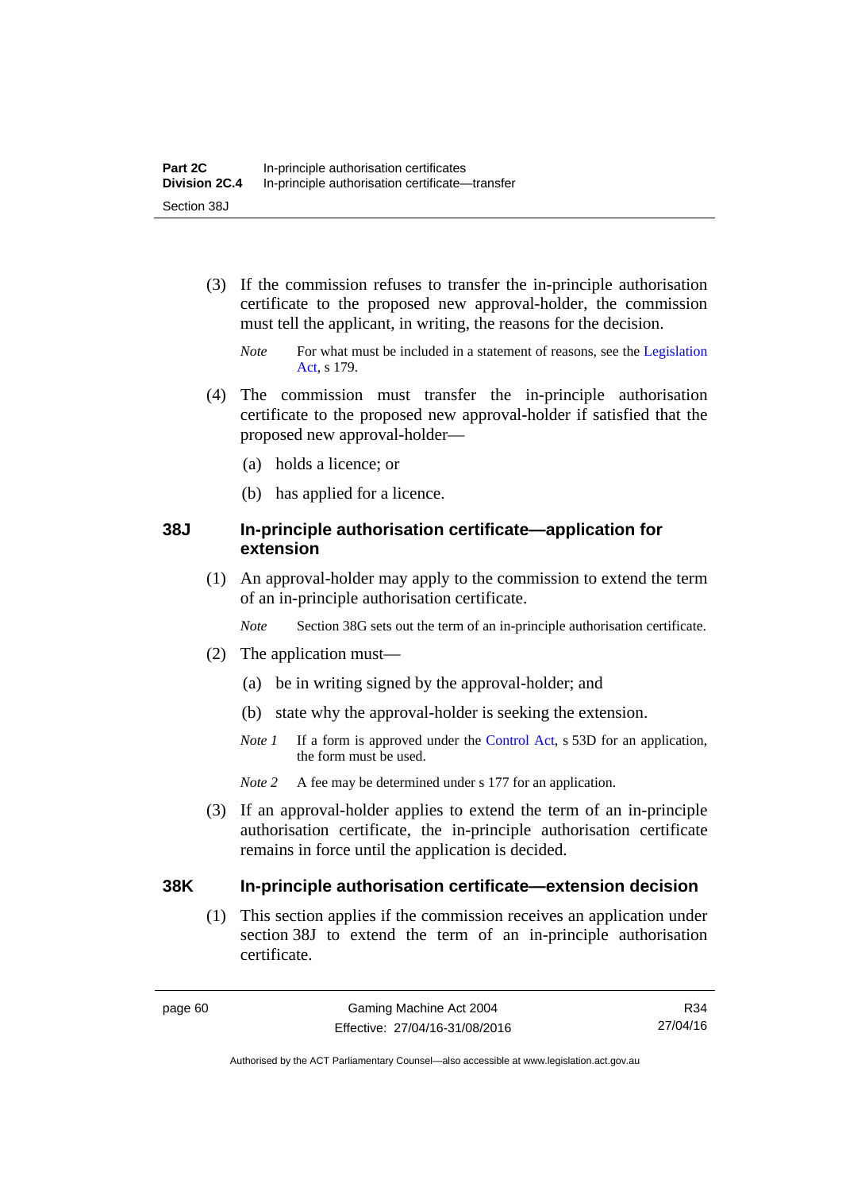(3) If the commission refuses to transfer the in-principle authorisation certificate to the proposed new approval-holder, the commission must tell the applicant, in writing, the reasons for the decision.

*Note* For what must be included in a statement of reasons, see the Legislation Act, s 179.

(4) The commission must transfer the in-principle authorisation certificate to the proposed new approval-holder if satisfied that the proposed new approval-holder—

(a) holds a licence; or

(b) has applied for a licence.

## 38J In-principle authorisation certificate—application for extension

(1) An approval-holder may apply to the commission to extend the term of an in-principle authorisation certificate.

*Note* Section 38G sets out the term of an in-principle authorisation certificate.

(2) The application must—

(a) be in writing signed by the approval-holder; and

(b) state why the approval-holder is seeking the extension.

*Note 1* If a form is approved under the Control Act, s 53D for an application, the form must be used.

*Note 2* A fee may be determined under s 177 for an application.

(3) If an approval-holder applies to extend the term of an in-principle authorisation certificate, the in-principle authorisation certificate remains in force until the application is decided.

## 38K In-principle authorisation certificate—extension decision

(1) This section applies if the commission receives an application under section 38J to extend the term of an in-principle authorisation certificate.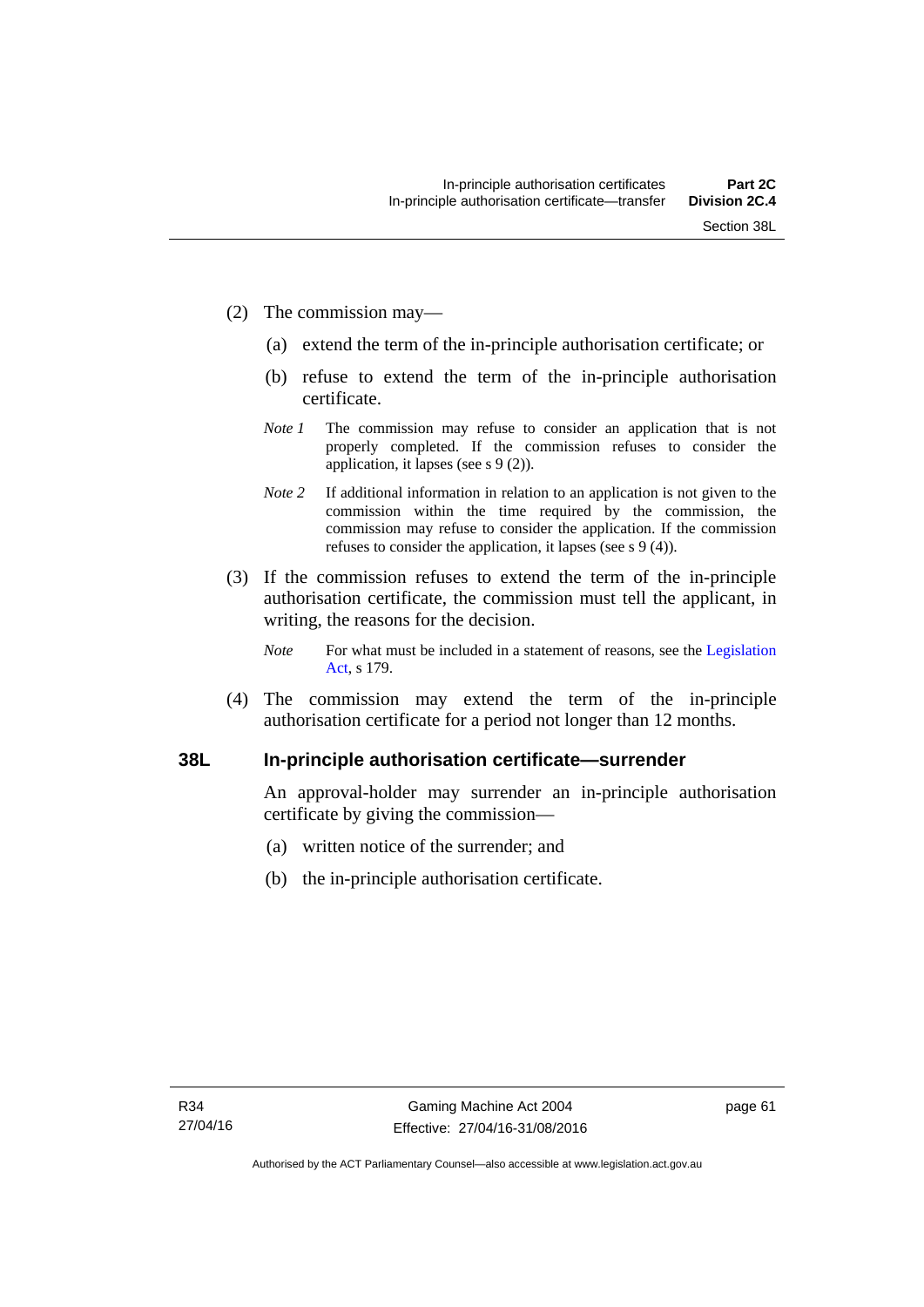(2) The commission may—

(a) extend the term of the in-principle authorisation certificate; or

(b) refuse to extend the term of the in-principle authorisation certificate.

*Note 1* The commission may refuse to consider an application that is not properly completed. If the commission refuses to consider the application, it lapses (see s 9 (2)).

*Note 2* If additional information in relation to an application is not given to the commission within the time required by the commission, the commission may refuse to consider the application. If the commission refuses to consider the application, it lapses (see s 9 (4)).

(3) If the commission refuses to extend the term of the in-principle authorisation certificate, the commission must tell the applicant, in writing, the reasons for the decision.

*Note* For what must be included in a statement of reasons, see the Legislation Act, s 179.

(4) The commission may extend the term of the in-principle authorisation certificate for a period not longer than 12 months.

### 38L In-principle authorisation certificate—surrender

An approval-holder may surrender an in-principle authorisation certificate by giving the commission—

(a) written notice of the surrender; and

(b) the in-principle authorisation certificate.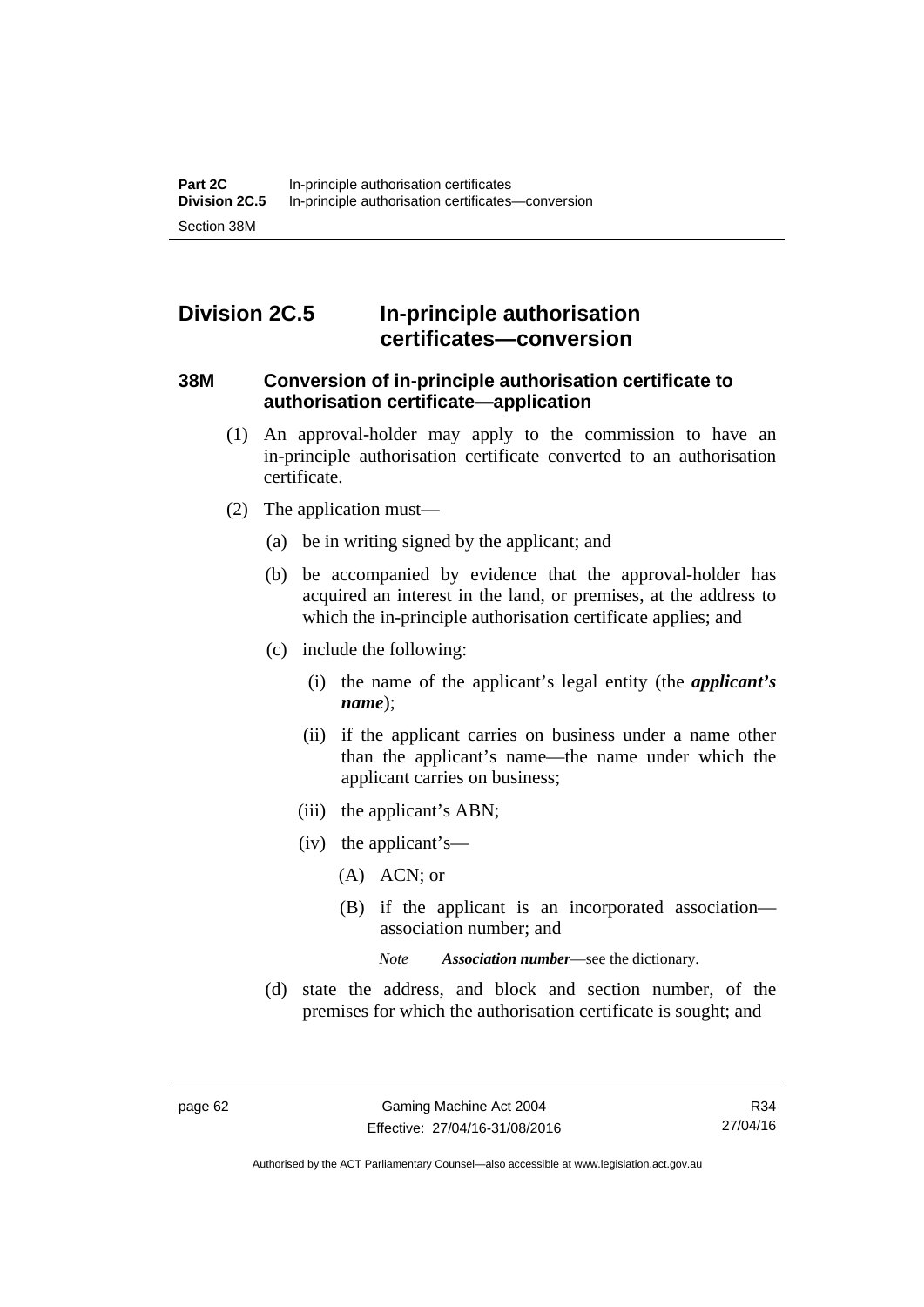## Division 2C.5 In-principle authorisation certificates—conversion

### 38M Conversion of in-principle authorisation certificate to authorisation certificate—application

(1) An approval-holder may apply to the commission to have an in-principle authorisation certificate converted to an authorisation certificate.

(2) The application must—

(a) be in writing signed by the applicant; and

(b) be accompanied by evidence that the approval-holder has acquired an interest in the land, or premises, at the address to which the in-principle authorisation certificate applies; and

(c) include the following:

(i) the name of the applicant's legal entity (the ***applicant's name***);

(ii) if the applicant carries on business under a name other than the applicant's name—the name under which the applicant carries on business;

(iii) the applicant's ABN;

(iv) the applicant's—

(A) ACN; or

(B) if the applicant is an incorporated association—association number; and

*Note* ***Association number***—see the dictionary.

(d) state the address, and block and section number, of the premises for which the authorisation certificate is sought; and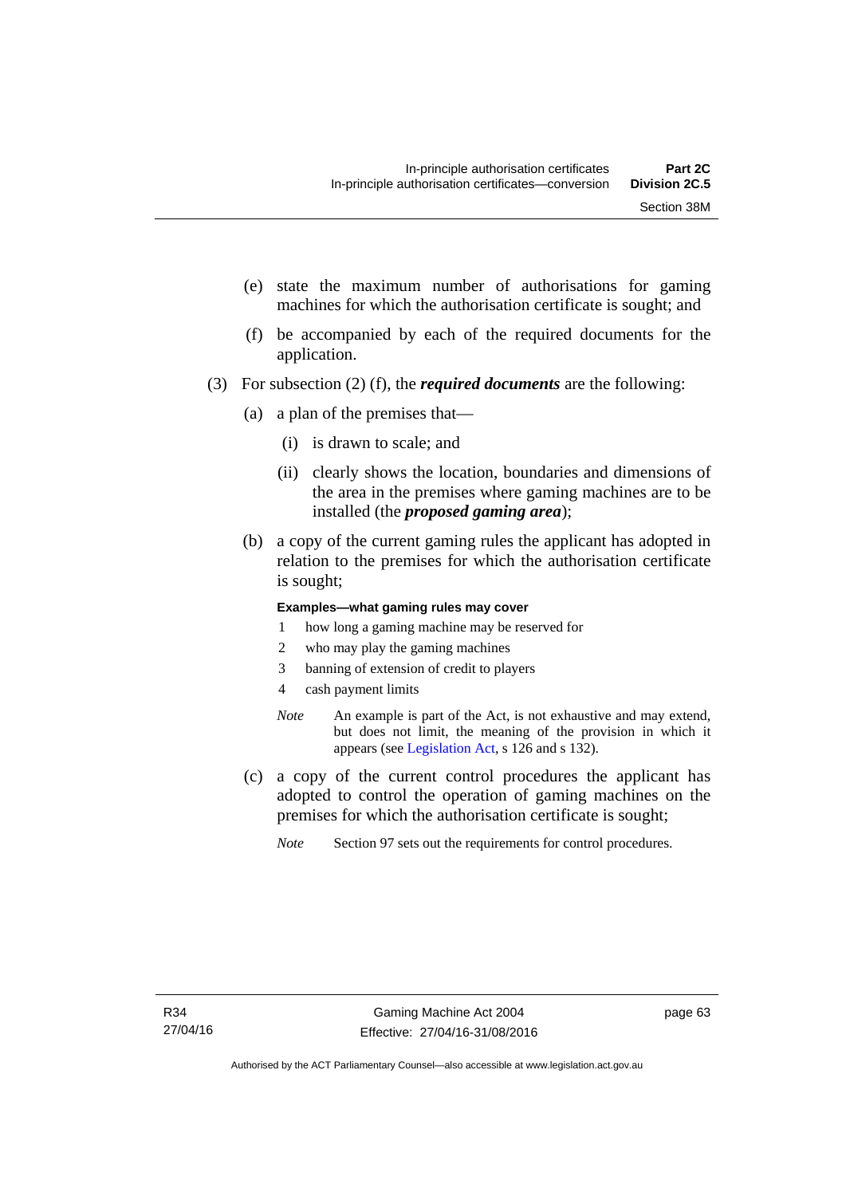(e) state the maximum number of authorisations for gaming machines for which the authorisation certificate is sought; and

(f) be accompanied by each of the required documents for the application.

(3) For subsection (2) (f), the ***required documents*** are the following:

(a) a plan of the premises that—

(i) is drawn to scale; and

(ii) clearly shows the location, boundaries and dimensions of the area in the premises where gaming machines are to be installed (the ***proposed gaming area***);

(b) a copy of the current gaming rules the applicant has adopted in relation to the premises for which the authorisation certificate is sought;

**Examples—what gaming rules may cover**

1 how long a gaming machine may be reserved for

2 who may play the gaming machines

3 banning of extension of credit to players

4 cash payment limits

*Note* An example is part of the Act, is not exhaustive and may extend, but does not limit, the meaning of the provision in which it appears (see Legislation Act, s 126 and s 132).

(c) a copy of the current control procedures the applicant has adopted to control the operation of gaming machines on the premises for which the authorisation certificate is sought;

*Note* Section 97 sets out the requirements for control procedures.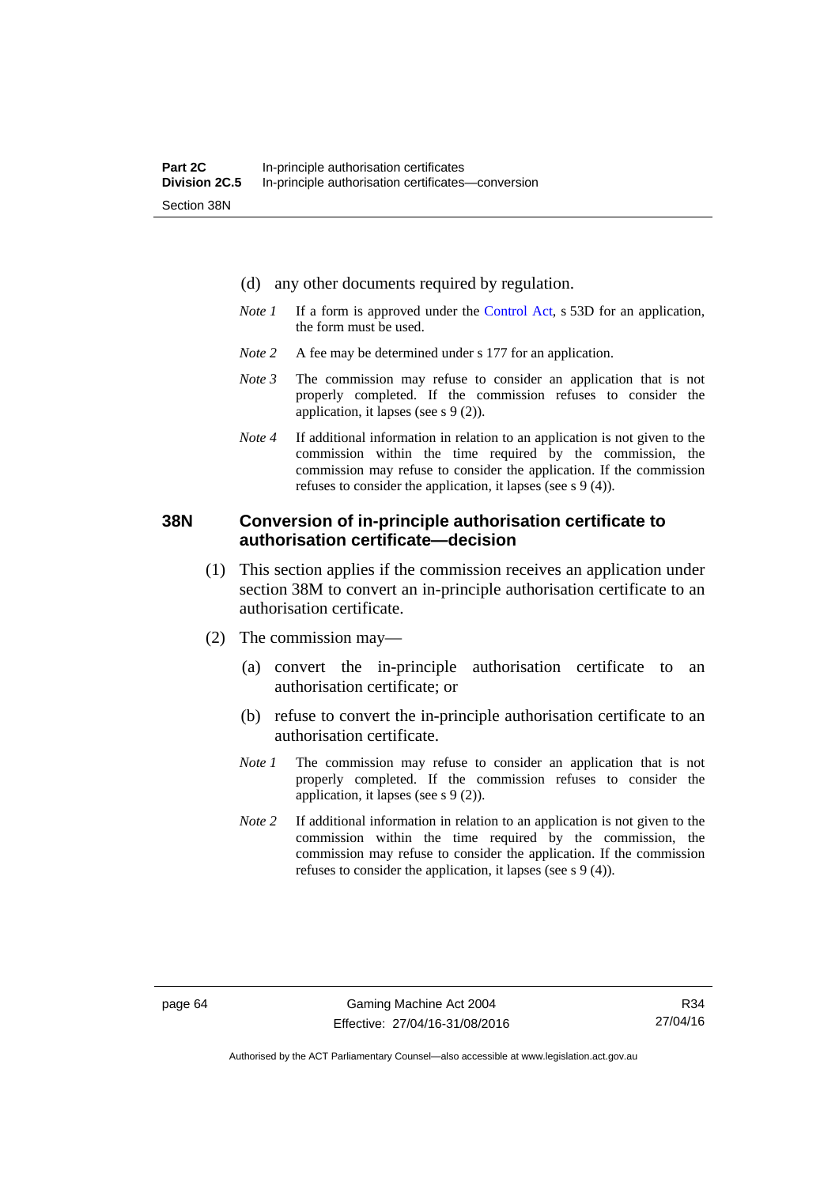(d) any other documents required by regulation.

*Note 1* If a form is approved under the Control Act, s 53D for an application, the form must be used.

*Note 2* A fee may be determined under s 177 for an application.

*Note 3* The commission may refuse to consider an application that is not properly completed. If the commission refuses to consider the application, it lapses (see s 9 (2)).

*Note 4* If additional information in relation to an application is not given to the commission within the time required by the commission, the commission may refuse to consider the application. If the commission refuses to consider the application, it lapses (see s 9 (4)).

## 38N Conversion of in-principle authorisation certificate to authorisation certificate—decision

(1) This section applies if the commission receives an application under section 38M to convert an in-principle authorisation certificate to an authorisation certificate.

(2) The commission may—

(a) convert the in-principle authorisation certificate to an authorisation certificate; or

(b) refuse to convert the in-principle authorisation certificate to an authorisation certificate.

*Note 1* The commission may refuse to consider an application that is not properly completed. If the commission refuses to consider the application, it lapses (see s 9 (2)).

*Note 2* If additional information in relation to an application is not given to the commission within the time required by the commission, the commission may refuse to consider the application. If the commission refuses to consider the application, it lapses (see s 9 (4)).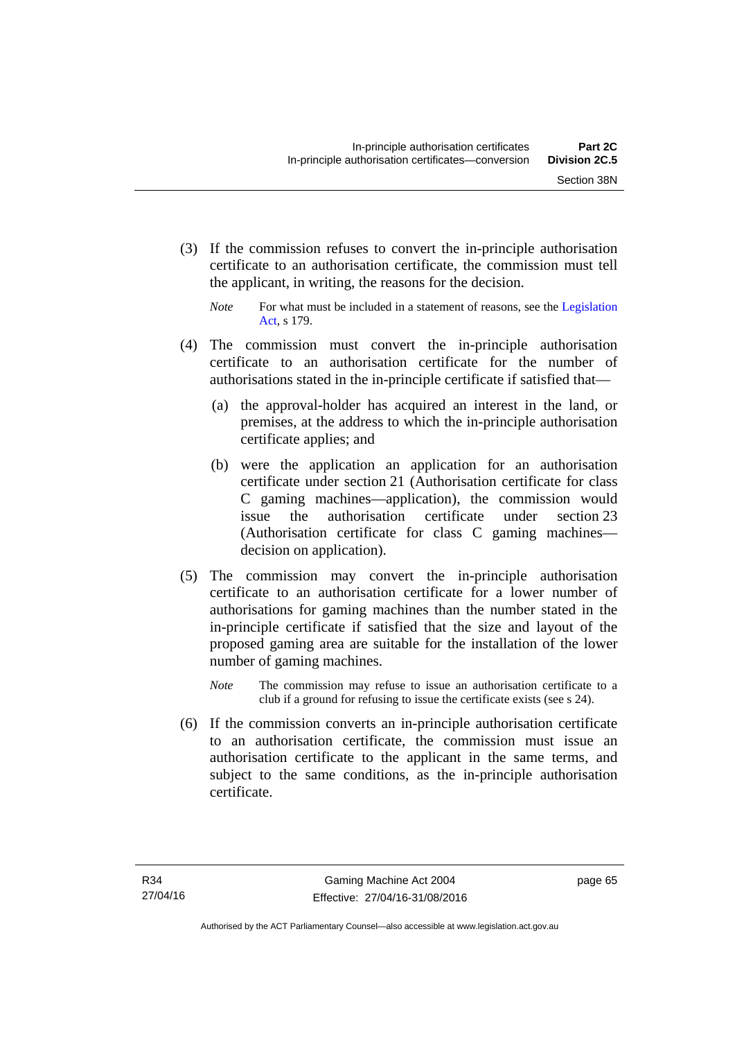(3) If the commission refuses to convert the in-principle authorisation certificate to an authorisation certificate, the commission must tell the applicant, in writing, the reasons for the decision.

*Note* For what must be included in a statement of reasons, see the Legislation Act, s 179.

(4) The commission must convert the in-principle authorisation certificate to an authorisation certificate for the number of authorisations stated in the in-principle certificate if satisfied that—

(a) the approval-holder has acquired an interest in the land, or premises, at the address to which the in-principle authorisation certificate applies; and

(b) were the application an application for an authorisation certificate under section 21 (Authorisation certificate for class C gaming machines—application), the commission would issue the authorisation certificate under section 23 (Authorisation certificate for class C gaming machines—decision on application).

(5) The commission may convert the in-principle authorisation certificate to an authorisation certificate for a lower number of authorisations for gaming machines than the number stated in the in-principle certificate if satisfied that the size and layout of the proposed gaming area are suitable for the installation of the lower number of gaming machines.

*Note* The commission may refuse to issue an authorisation certificate to a club if a ground for refusing to issue the certificate exists (see s 24).

(6) If the commission converts an in-principle authorisation certificate to an authorisation certificate, the commission must issue an authorisation certificate to the applicant in the same terms, and subject to the same conditions, as the in-principle authorisation certificate.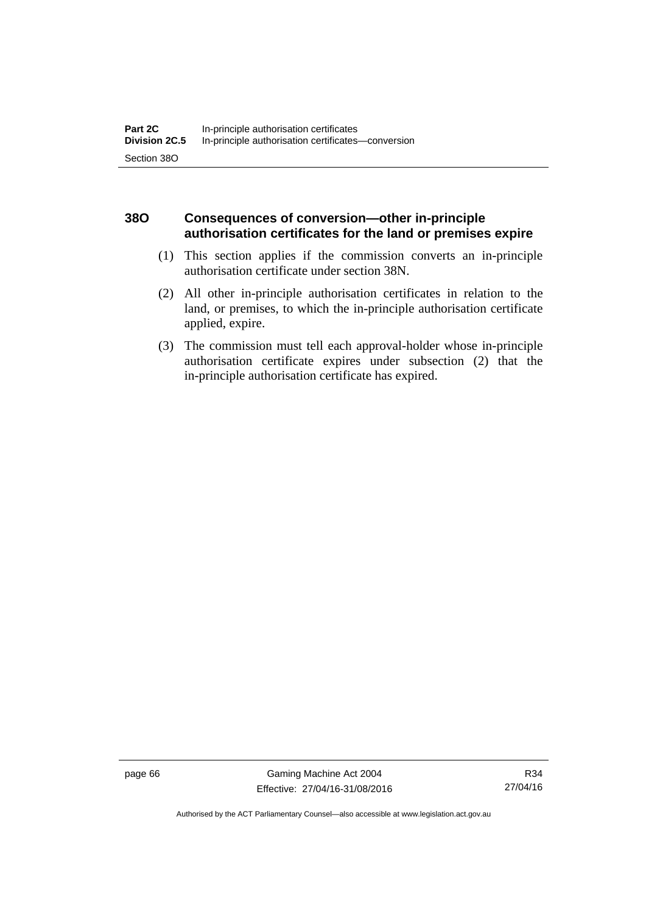### 38O Consequences of conversion—other in-principle authorisation certificates for the land or premises expire

(1) This section applies if the commission converts an in-principle authorisation certificate under section 38N.

(2) All other in-principle authorisation certificates in relation to the land, or premises, to which the in-principle authorisation certificate applied, expire.

(3) The commission must tell each approval-holder whose in-principle authorisation certificate expires under subsection (2) that the in-principle authorisation certificate has expired.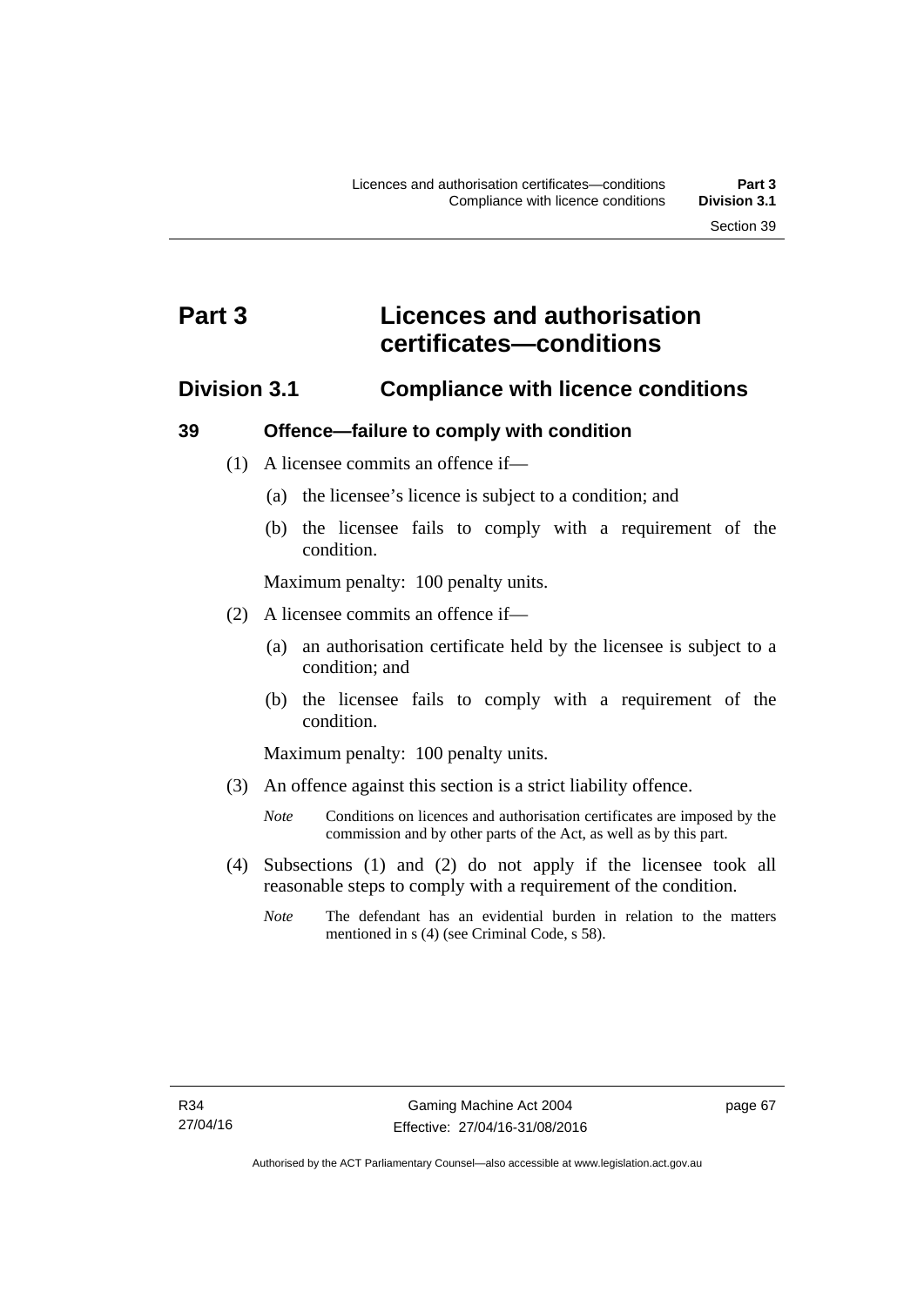# Part 3 Licences and authorisation certificates—conditions

## Division 3.1 Compliance with licence conditions

### 39 Offence—failure to comply with condition

(1) A licensee commits an offence if—

(a) the licensee's licence is subject to a condition; and

(b) the licensee fails to comply with a requirement of the condition.

Maximum penalty: 100 penalty units.

(2) A licensee commits an offence if—

(a) an authorisation certificate held by the licensee is subject to a condition; and

(b) the licensee fails to comply with a requirement of the condition.

Maximum penalty: 100 penalty units.

(3) An offence against this section is a strict liability offence.

*Note* Conditions on licences and authorisation certificates are imposed by the commission and by other parts of the Act, as well as by this part.

(4) Subsections (1) and (2) do not apply if the licensee took all reasonable steps to comply with a requirement of the condition.

*Note* The defendant has an evidential burden in relation to the matters mentioned in s (4) (see Criminal Code, s 58).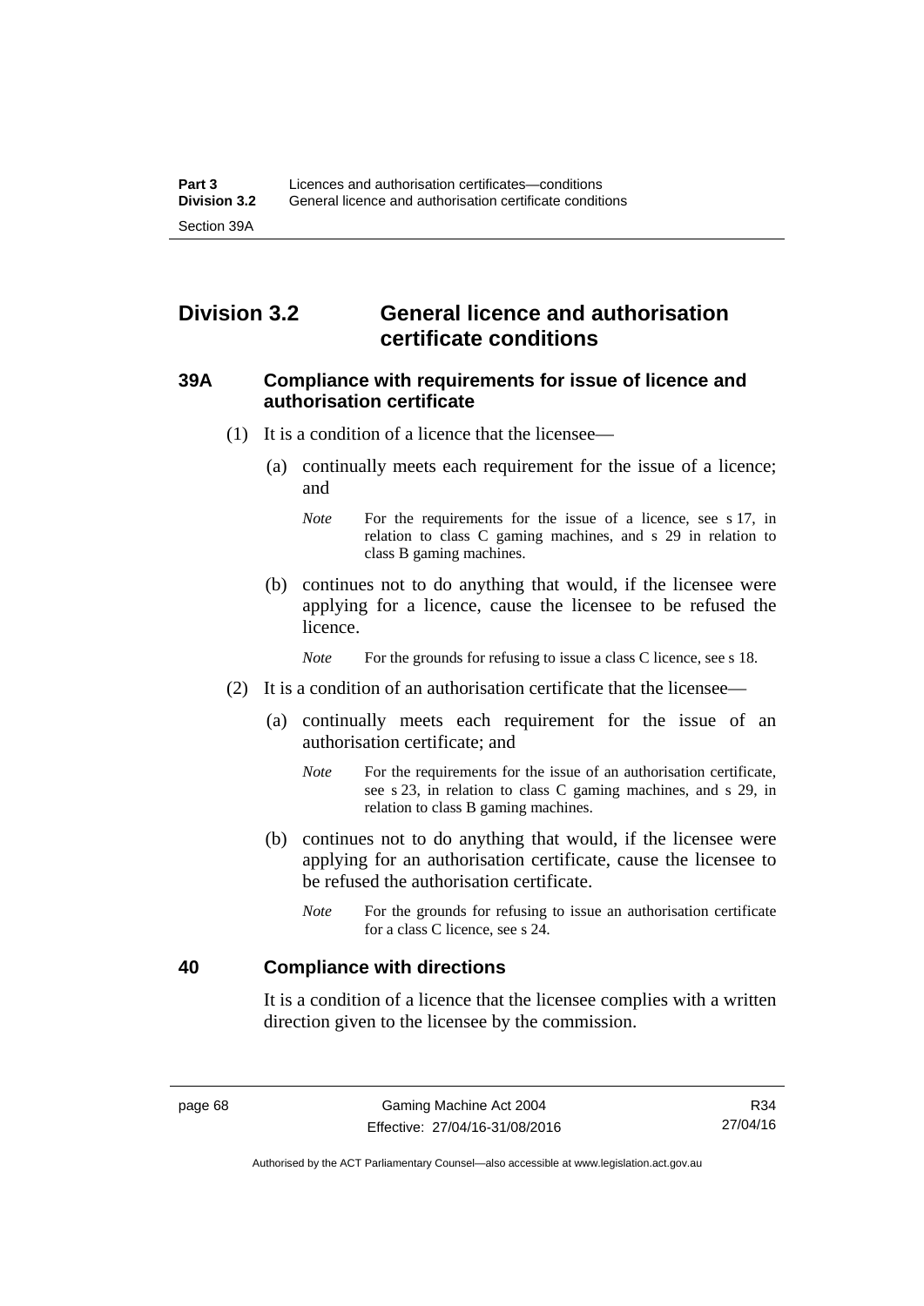## Division 3.2 General licence and authorisation certificate conditions

### 39A Compliance with requirements for issue of licence and authorisation certificate

(1) It is a condition of a licence that the licensee—

(a) continually meets each requirement for the issue of a licence; and

*Note* For the requirements for the issue of a licence, see s 17, in relation to class C gaming machines, and s 29 in relation to class B gaming machines.

(b) continues not to do anything that would, if the licensee were applying for a licence, cause the licensee to be refused the licence.

*Note* For the grounds for refusing to issue a class C licence, see s 18.

(2) It is a condition of an authorisation certificate that the licensee—

(a) continually meets each requirement for the issue of an authorisation certificate; and

*Note* For the requirements for the issue of an authorisation certificate, see s 23, in relation to class C gaming machines, and s 29, in relation to class B gaming machines.

(b) continues not to do anything that would, if the licensee were applying for an authorisation certificate, cause the licensee to be refused the authorisation certificate.

*Note* For the grounds for refusing to issue an authorisation certificate for a class C licence, see s 24.

### 40 Compliance with directions

It is a condition of a licence that the licensee complies with a written direction given to the licensee by the commission.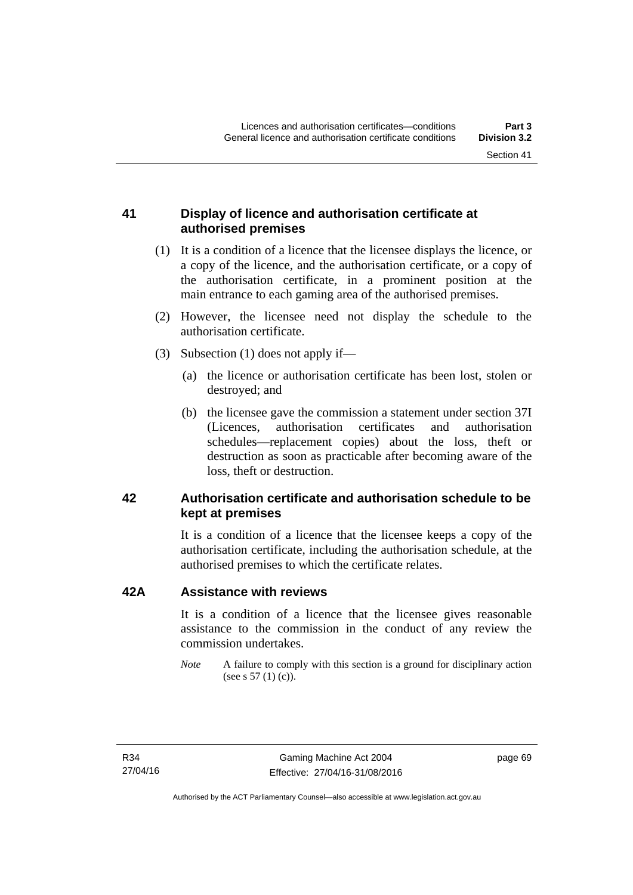## 41 Display of licence and authorisation certificate at authorised premises

(1) It is a condition of a licence that the licensee displays the licence, or a copy of the licence, and the authorisation certificate, or a copy of the authorisation certificate, in a prominent position at the main entrance to each gaming area of the authorised premises.

(2) However, the licensee need not display the schedule to the authorisation certificate.

(3) Subsection (1) does not apply if—

(a) the licence or authorisation certificate has been lost, stolen or destroyed; and

(b) the licensee gave the commission a statement under section 37I (Licences, authorisation certificates and authorisation schedules—replacement copies) about the loss, theft or destruction as soon as practicable after becoming aware of the loss, theft or destruction.

## 42 Authorisation certificate and authorisation schedule to be kept at premises

It is a condition of a licence that the licensee keeps a copy of the authorisation certificate, including the authorisation schedule, at the authorised premises to which the certificate relates.

## 42A Assistance with reviews

It is a condition of a licence that the licensee gives reasonable assistance to the commission in the conduct of any review the commission undertakes.

*Note* A failure to comply with this section is a ground for disciplinary action (see s 57 (1) (c)).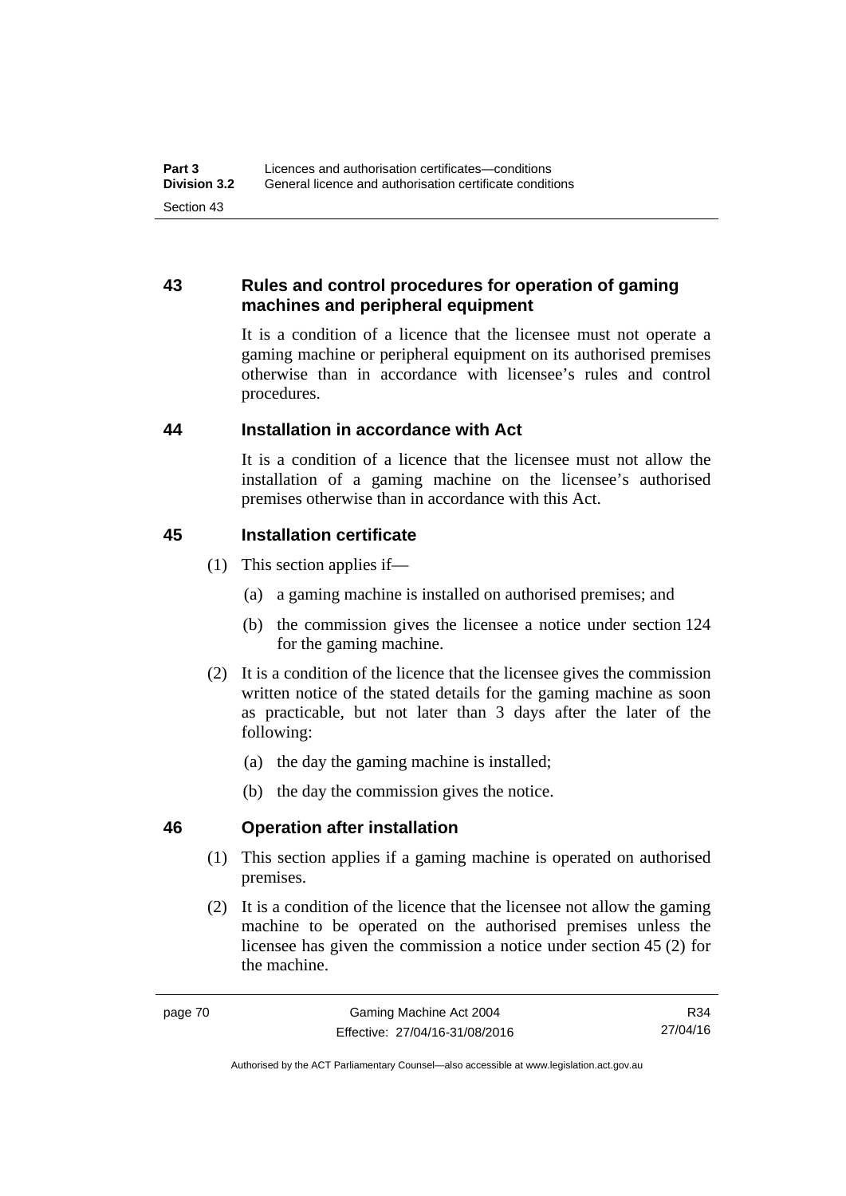## 43 Rules and control procedures for operation of gaming machines and peripheral equipment

It is a condition of a licence that the licensee must not operate a gaming machine or peripheral equipment on its authorised premises otherwise than in accordance with licensee's rules and control procedures.

## 44 Installation in accordance with Act

It is a condition of a licence that the licensee must not allow the installation of a gaming machine on the licensee's authorised premises otherwise than in accordance with this Act.

## 45 Installation certificate

(1) This section applies if—

(a) a gaming machine is installed on authorised premises; and

(b) the commission gives the licensee a notice under section 124 for the gaming machine.

(2) It is a condition of the licence that the licensee gives the commission written notice of the stated details for the gaming machine as soon as practicable, but not later than 3 days after the later of the following:

(a) the day the gaming machine is installed;

(b) the day the commission gives the notice.

## 46 Operation after installation

(1) This section applies if a gaming machine is operated on authorised premises.

(2) It is a condition of the licence that the licensee not allow the gaming machine to be operated on the authorised premises unless the licensee has given the commission a notice under section 45 (2) for the machine.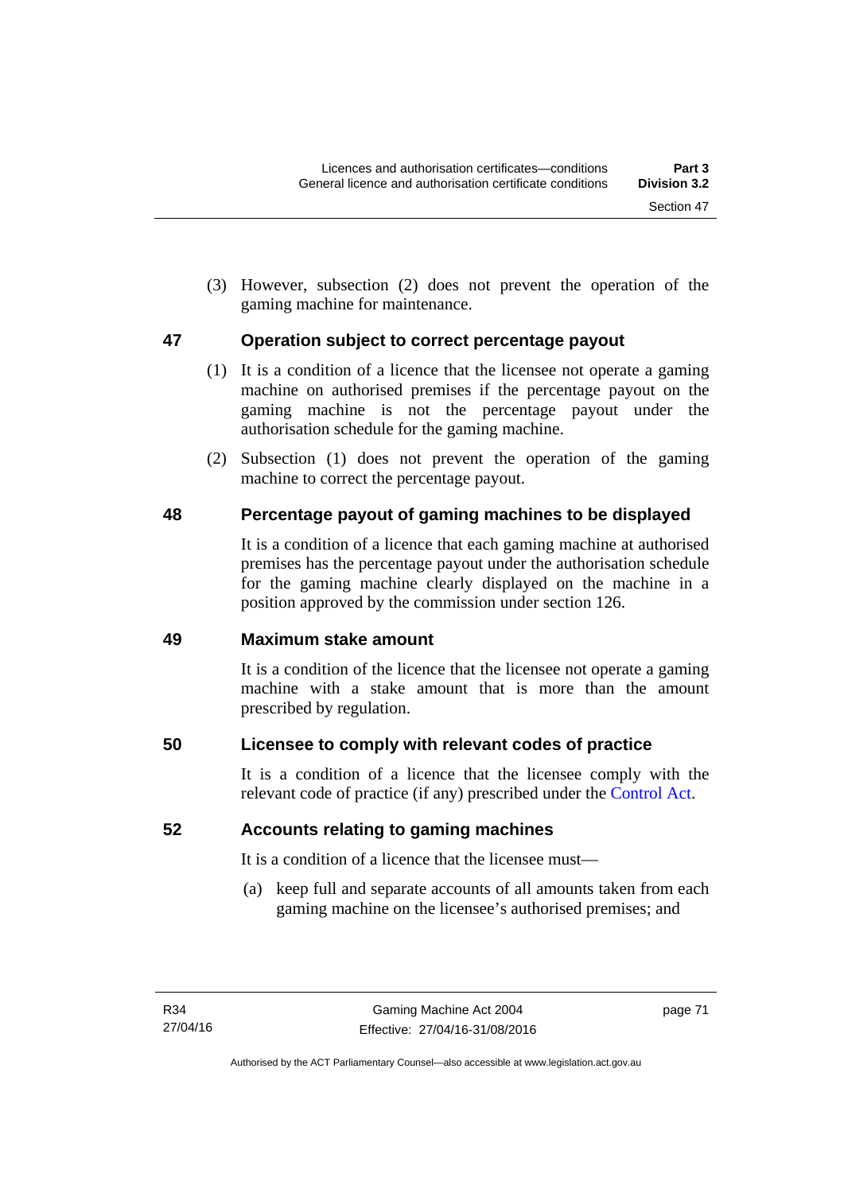(3) However, subsection (2) does not prevent the operation of the gaming machine for maintenance.

## 47 Operation subject to correct percentage payout

(1) It is a condition of a licence that the licensee not operate a gaming machine on authorised premises if the percentage payout on the gaming machine is not the percentage payout under the authorisation schedule for the gaming machine.

(2) Subsection (1) does not prevent the operation of the gaming machine to correct the percentage payout.

## 48 Percentage payout of gaming machines to be displayed

It is a condition of a licence that each gaming machine at authorised premises has the percentage payout under the authorisation schedule for the gaming machine clearly displayed on the machine in a position approved by the commission under section 126.

## 49 Maximum stake amount

It is a condition of the licence that the licensee not operate a gaming machine with a stake amount that is more than the amount prescribed by regulation.

## 50 Licensee to comply with relevant codes of practice

It is a condition of a licence that the licensee comply with the relevant code of practice (if any) prescribed under the Control Act.

## 52 Accounts relating to gaming machines

It is a condition of a licence that the licensee must—

(a) keep full and separate accounts of all amounts taken from each gaming machine on the licensee's authorised premises; and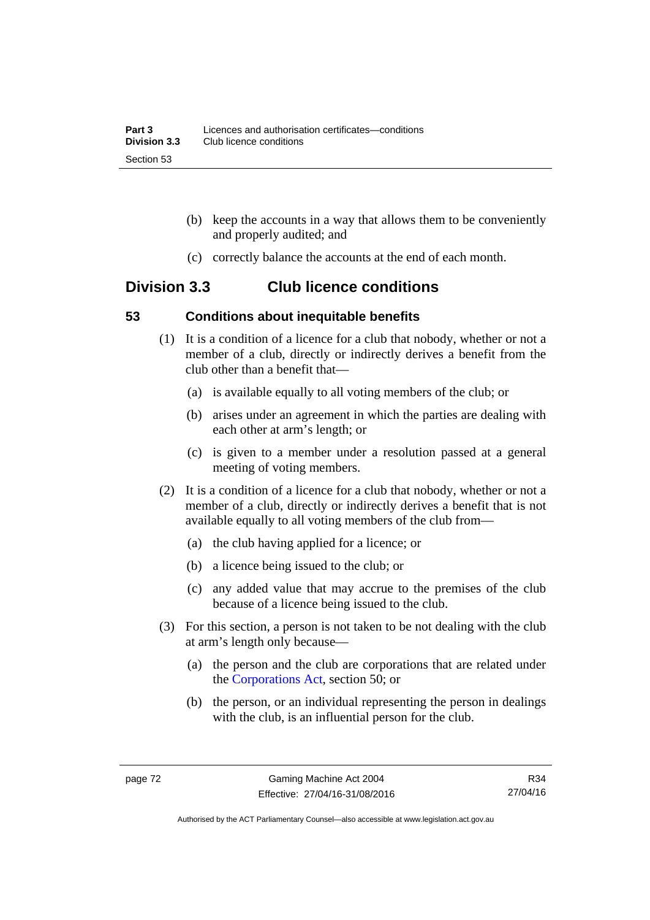(b) keep the accounts in a way that allows them to be conveniently and properly audited; and

(c) correctly balance the accounts at the end of each month.

## Division 3.3 Club licence conditions

### 53 Conditions about inequitable benefits

(1) It is a condition of a licence for a club that nobody, whether or not a member of a club, directly or indirectly derives a benefit from the club other than a benefit that—

(a) is available equally to all voting members of the club; or

(b) arises under an agreement in which the parties are dealing with each other at arm's length; or

(c) is given to a member under a resolution passed at a general meeting of voting members.

(2) It is a condition of a licence for a club that nobody, whether or not a member of a club, directly or indirectly derives a benefit that is not available equally to all voting members of the club from—

(a) the club having applied for a licence; or

(b) a licence being issued to the club; or

(c) any added value that may accrue to the premises of the club because of a licence being issued to the club.

(3) For this section, a person is not taken to be not dealing with the club at arm's length only because—

(a) the person and the club are corporations that are related under the Corporations Act, section 50; or

(b) the person, or an individual representing the person in dealings with the club, is an influential person for the club.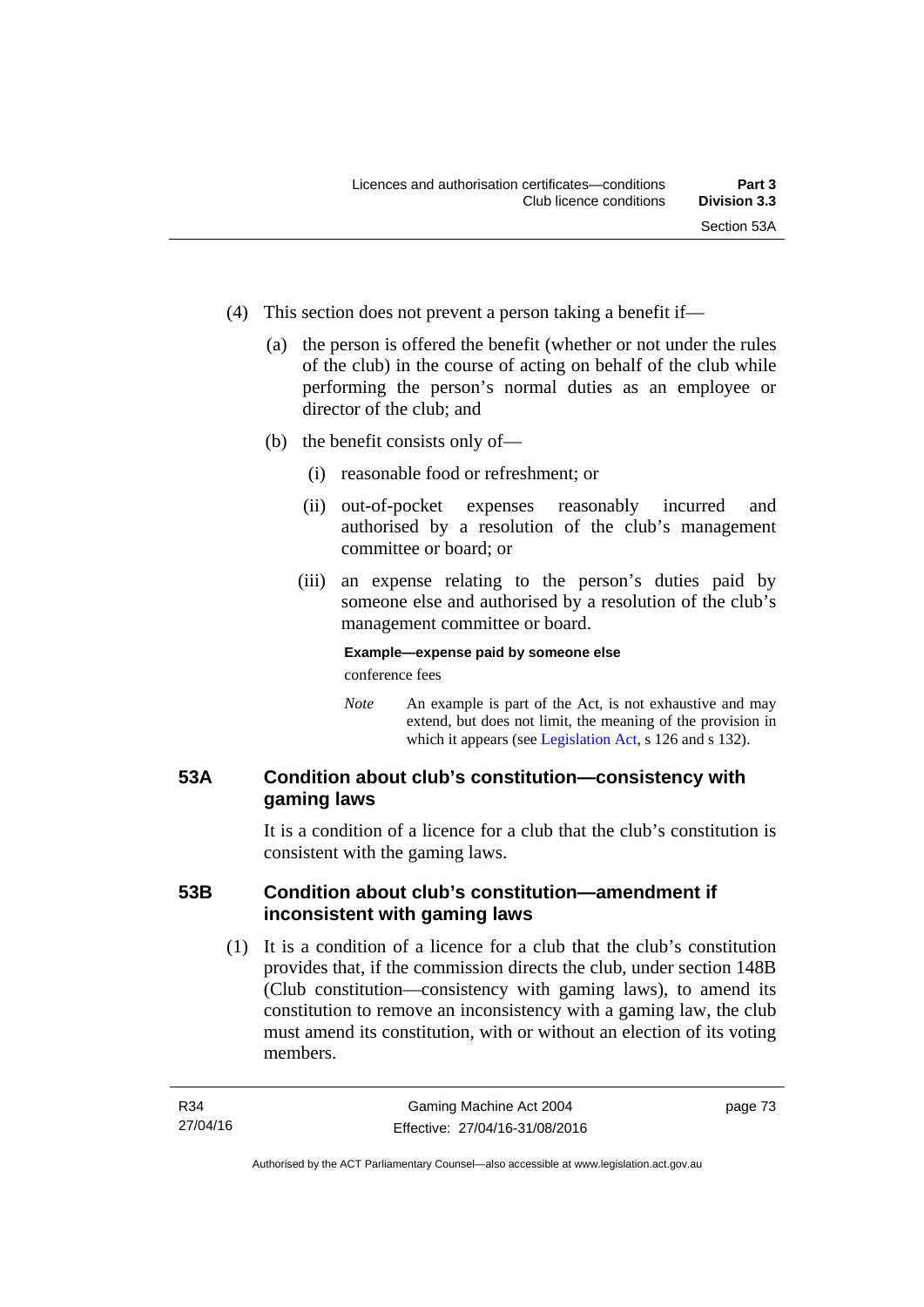(4) This section does not prevent a person taking a benefit if—

   (a) the person is offered the benefit (whether or not under the rules of the club) in the course of acting on behalf of the club while performing the person's normal duties as an employee or director of the club; and

   (b) the benefit consists only of—

      (i) reasonable food or refreshment; or

      (ii) out-of-pocket expenses reasonably incurred and authorised by a resolution of the club's management committee or board; or

      (iii) an expense relating to the person's duties paid by someone else and authorised by a resolution of the club's management committee or board.

      **Example—expense paid by someone else**

      conference fees

      *Note* An example is part of the Act, is not exhaustive and may extend, but does not limit, the meaning of the provision in which it appears (see Legislation Act, s 126 and s 132).

## 53A Condition about club's constitution—consistency with gaming laws

It is a condition of a licence for a club that the club's constitution is consistent with the gaming laws.

## 53B Condition about club's constitution—amendment if inconsistent with gaming laws

(1) It is a condition of a licence for a club that the club's constitution provides that, if the commission directs the club, under section 148B (Club constitution—consistency with gaming laws), to amend its constitution to remove an inconsistency with a gaming law, the club must amend its constitution, with or without an election of its voting members.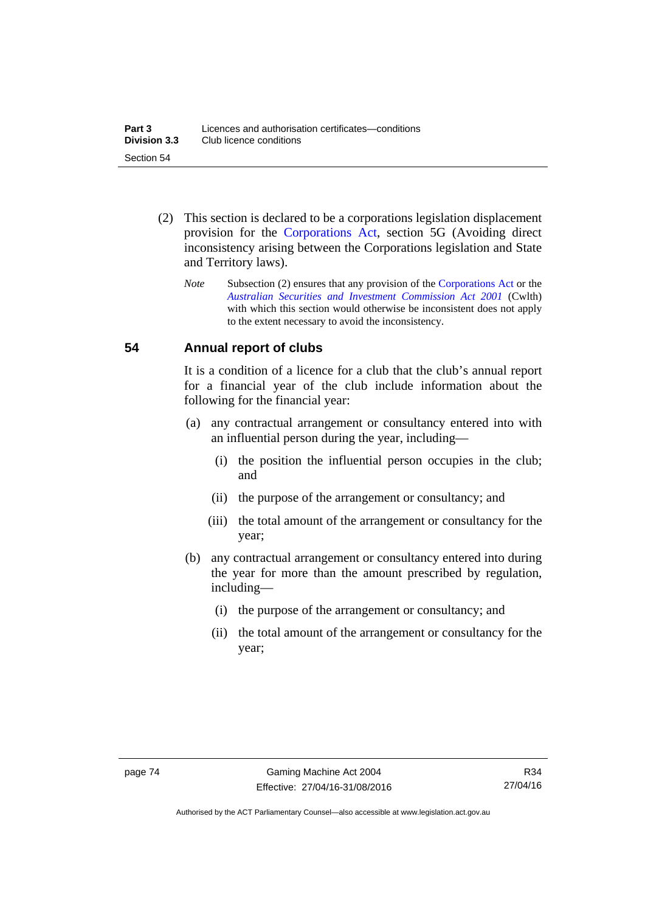(2) This section is declared to be a corporations legislation displacement provision for the Corporations Act, section 5G (Avoiding direct inconsistency arising between the Corporations legislation and State and Territory laws).

*Note* Subsection (2) ensures that any provision of the Corporations Act or the *Australian Securities and Investment Commission Act 2001* (Cwlth) with which this section would otherwise be inconsistent does not apply to the extent necessary to avoid the inconsistency.

## 54 Annual report of clubs

It is a condition of a licence for a club that the club's annual report for a financial year of the club include information about the following for the financial year:

(a) any contractual arrangement or consultancy entered into with an influential person during the year, including—

(i) the position the influential person occupies in the club; and

(ii) the purpose of the arrangement or consultancy; and

(iii) the total amount of the arrangement or consultancy for the year;

(b) any contractual arrangement or consultancy entered into during the year for more than the amount prescribed by regulation, including—

(i) the purpose of the arrangement or consultancy; and

(ii) the total amount of the arrangement or consultancy for the year;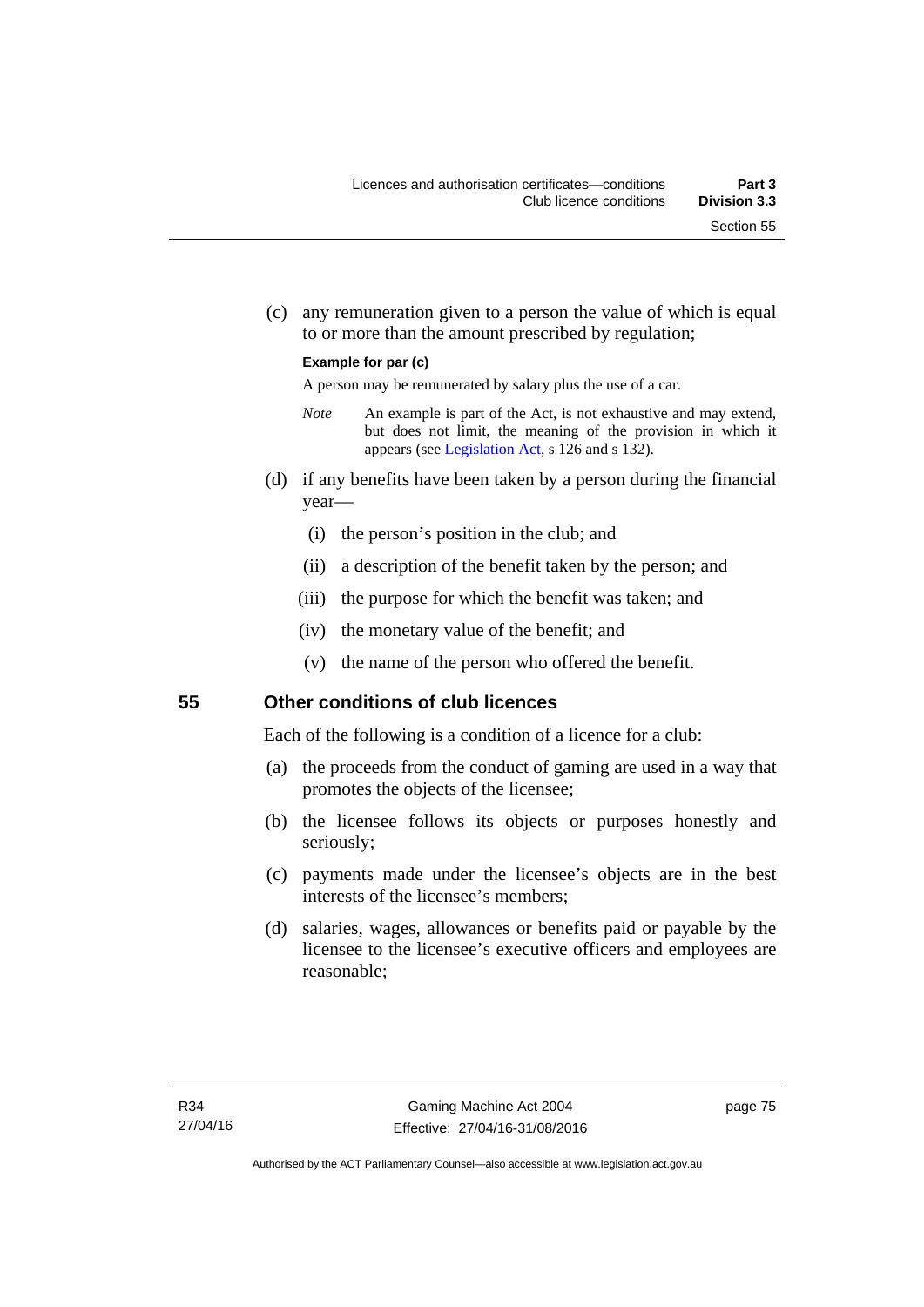(c) any remuneration given to a person the value of which is equal to or more than the amount prescribed by regulation;

**Example for par (c)**

A person may be remunerated by salary plus the use of a car.

*Note* An example is part of the Act, is not exhaustive and may extend, but does not limit, the meaning of the provision in which it appears (see Legislation Act, s 126 and s 132).

(d) if any benefits have been taken by a person during the financial year—

(i) the person's position in the club; and

(ii) a description of the benefit taken by the person; and

(iii) the purpose for which the benefit was taken; and

(iv) the monetary value of the benefit; and

(v) the name of the person who offered the benefit.

## 55 Other conditions of club licences

Each of the following is a condition of a licence for a club:

(a) the proceeds from the conduct of gaming are used in a way that promotes the objects of the licensee;

(b) the licensee follows its objects or purposes honestly and seriously;

(c) payments made under the licensee's objects are in the best interests of the licensee's members;

(d) salaries, wages, allowances or benefits paid or payable by the licensee to the licensee's executive officers and employees are reasonable;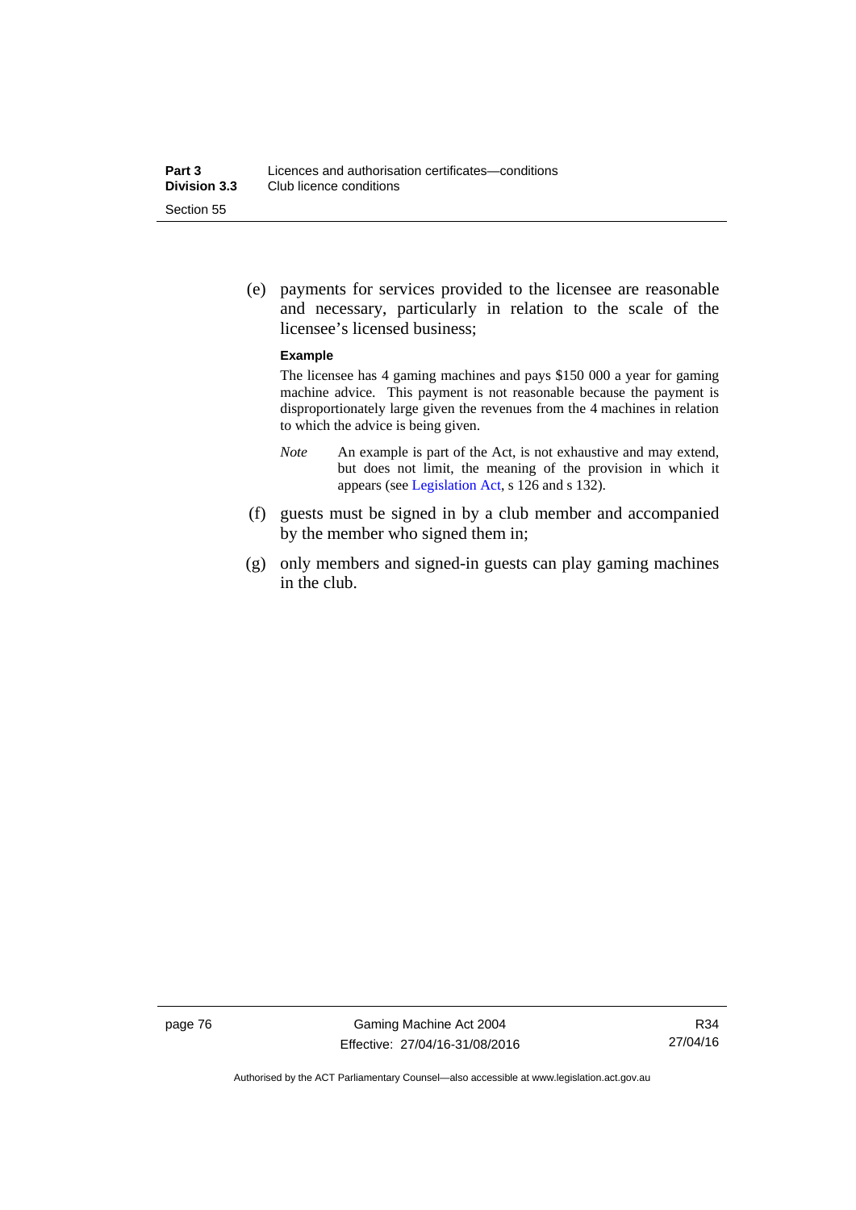(e) payments for services provided to the licensee are reasonable and necessary, particularly in relation to the scale of the licensee's licensed business;

**Example**

The licensee has 4 gaming machines and pays $150 000 a year for gaming machine advice. This payment is not reasonable because the payment is disproportionately large given the revenues from the 4 machines in relation to which the advice is being given.

*Note* An example is part of the Act, is not exhaustive and may extend, but does not limit, the meaning of the provision in which it appears (see Legislation Act, s 126 and s 132).

(f) guests must be signed in by a club member and accompanied by the member who signed them in;

(g) only members and signed-in guests can play gaming machines in the club.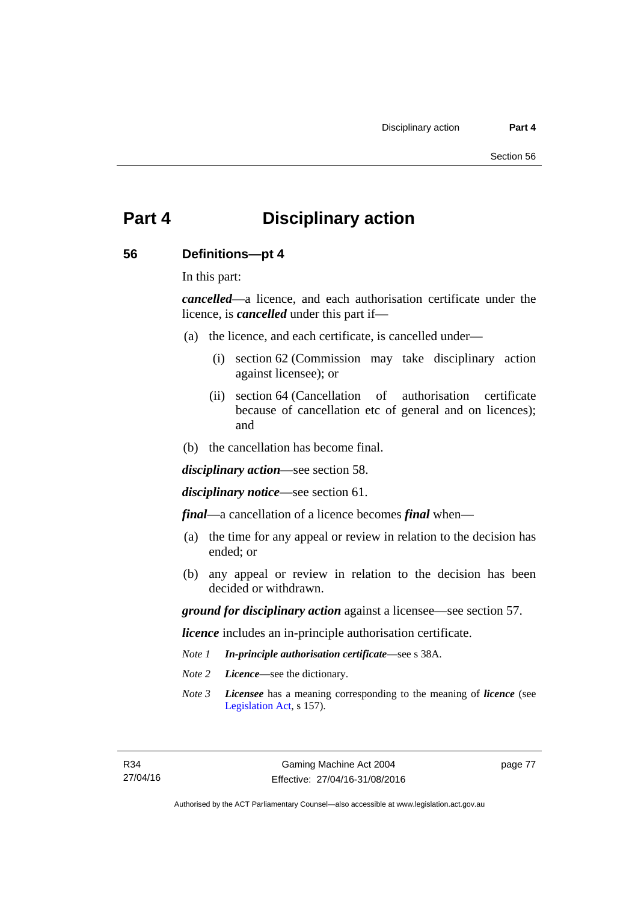# Part 4 Disciplinary action

## 56 Definitions—pt 4

In this part:

***cancelled***—a licence, and each authorisation certificate under the licence, is ***cancelled*** under this part if—

(a) the licence, and each certificate, is cancelled under—

  (i) section 62 (Commission may take disciplinary action against licensee); or

  (ii) section 64 (Cancellation of authorisation certificate because of cancellation etc of general and on licences); and

(b) the cancellation has become final.

***disciplinary action***—see section 58.

***disciplinary notice***—see section 61.

***final***—a cancellation of a licence becomes ***final*** when—

(a) the time for any appeal or review in relation to the decision has ended; or

(b) any appeal or review in relation to the decision has been decided or withdrawn.

***ground for disciplinary action*** against a licensee—see section 57.

***licence*** includes an in-principle authorisation certificate.

*Note 1* ***In-principle authorisation certificate***—see s 38A.

*Note 2* ***Licence***—see the dictionary.

*Note 3* ***Licensee*** has a meaning corresponding to the meaning of ***licence*** (see Legislation Act, s 157).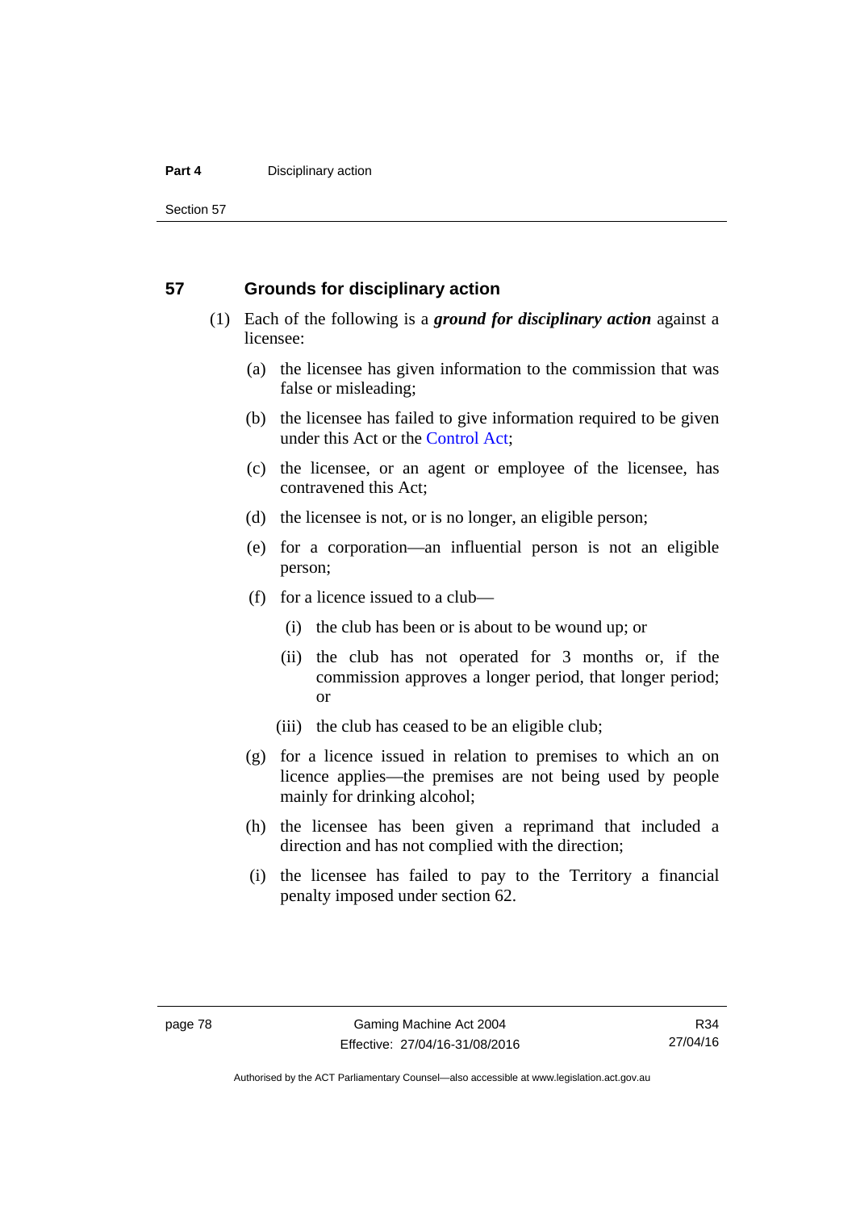## 57 Grounds for disciplinary action

(1) Each of the following is a ***ground for disciplinary action*** against a licensee:

(a) the licensee has given information to the commission that was false or misleading;

(b) the licensee has failed to give information required to be given under this Act or the Control Act;

(c) the licensee, or an agent or employee of the licensee, has contravened this Act;

(d) the licensee is not, or is no longer, an eligible person;

(e) for a corporation—an influential person is not an eligible person;

(f) for a licence issued to a club—

(i) the club has been or is about to be wound up; or

(ii) the club has not operated for 3 months or, if the commission approves a longer period, that longer period; or

(iii) the club has ceased to be an eligible club;

(g) for a licence issued in relation to premises to which an on licence applies—the premises are not being used by people mainly for drinking alcohol;

(h) the licensee has been given a reprimand that included a direction and has not complied with the direction;

(i) the licensee has failed to pay to the Territory a financial penalty imposed under section 62.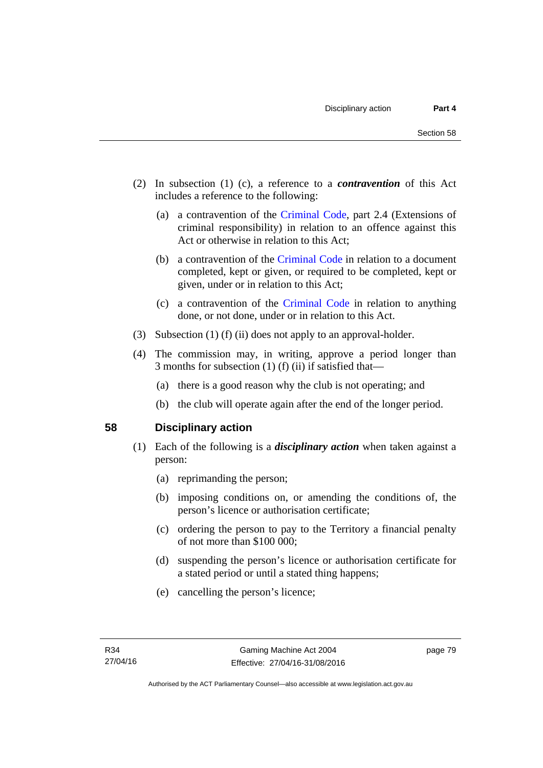(2) In subsection (1) (c), a reference to a ***contravention*** of this Act includes a reference to the following:

(a) a contravention of the Criminal Code, part 2.4 (Extensions of criminal responsibility) in relation to an offence against this Act or otherwise in relation to this Act;

(b) a contravention of the Criminal Code in relation to a document completed, kept or given, or required to be completed, kept or given, under or in relation to this Act;

(c) a contravention of the Criminal Code in relation to anything done, or not done, under or in relation to this Act.

(3) Subsection (1) (f) (ii) does not apply to an approval-holder.

(4) The commission may, in writing, approve a period longer than 3 months for subsection (1) (f) (ii) if satisfied that—

(a) there is a good reason why the club is not operating; and

(b) the club will operate again after the end of the longer period.

## 58 Disciplinary action

(1) Each of the following is a ***disciplinary action*** when taken against a person:

(a) reprimanding the person;

(b) imposing conditions on, or amending the conditions of, the person's licence or authorisation certificate;

(c) ordering the person to pay to the Territory a financial penalty of not more than $100 000;

(d) suspending the person's licence or authorisation certificate for a stated period or until a stated thing happens;

(e) cancelling the person's licence;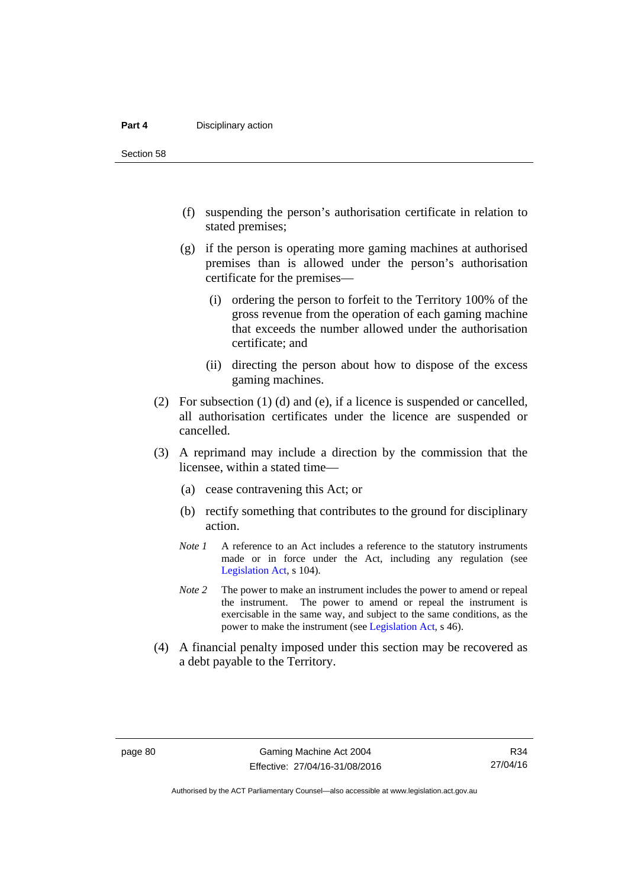(f) suspending the person's authorisation certificate in relation to stated premises;

(g) if the person is operating more gaming machines at authorised premises than is allowed under the person's authorisation certificate for the premises—

  (i) ordering the person to forfeit to the Territory 100% of the gross revenue from the operation of each gaming machine that exceeds the number allowed under the authorisation certificate; and

  (ii) directing the person about how to dispose of the excess gaming machines.

(2) For subsection (1) (d) and (e), if a licence is suspended or cancelled, all authorisation certificates under the licence are suspended or cancelled.

(3) A reprimand may include a direction by the commission that the licensee, within a stated time—

  (a) cease contravening this Act; or

  (b) rectify something that contributes to the ground for disciplinary action.

*Note 1* A reference to an Act includes a reference to the statutory instruments made or in force under the Act, including any regulation (see Legislation Act, s 104).

*Note 2* The power to make an instrument includes the power to amend or repeal the instrument. The power to amend or repeal the instrument is exercisable in the same way, and subject to the same conditions, as the power to make the instrument (see Legislation Act, s 46).

(4) A financial penalty imposed under this section may be recovered as a debt payable to the Territory.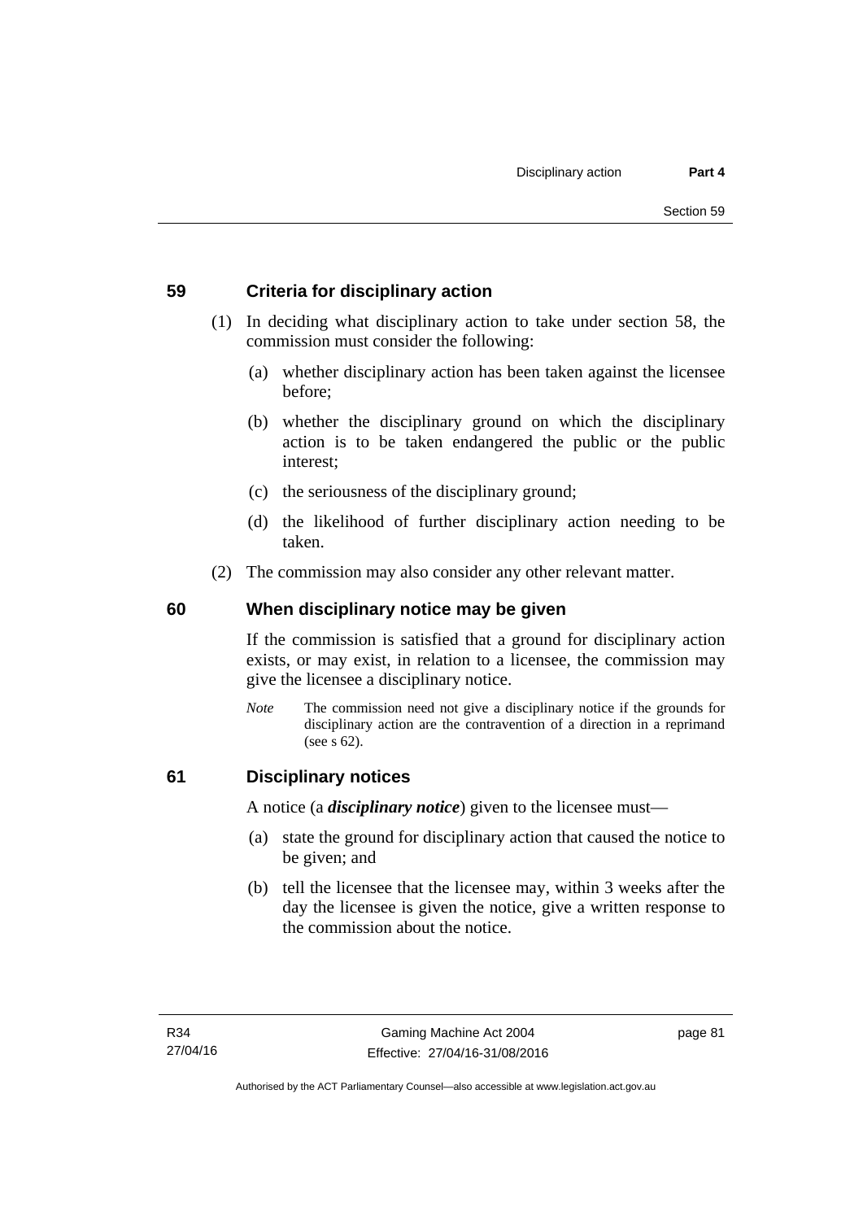## 59 Criteria for disciplinary action

(1) In deciding what disciplinary action to take under section 58, the commission must consider the following:

(a) whether disciplinary action has been taken against the licensee before;

(b) whether the disciplinary ground on which the disciplinary action is to be taken endangered the public or the public interest;

(c) the seriousness of the disciplinary ground;

(d) the likelihood of further disciplinary action needing to be taken.

(2) The commission may also consider any other relevant matter.

## 60 When disciplinary notice may be given

If the commission is satisfied that a ground for disciplinary action exists, or may exist, in relation to a licensee, the commission may give the licensee a disciplinary notice.

*Note* The commission need not give a disciplinary notice if the grounds for disciplinary action are the contravention of a direction in a reprimand (see s 62).

## 61 Disciplinary notices

A notice (a ***disciplinary notice***) given to the licensee must—

(a) state the ground for disciplinary action that caused the notice to be given; and

(b) tell the licensee that the licensee may, within 3 weeks after the day the licensee is given the notice, give a written response to the commission about the notice.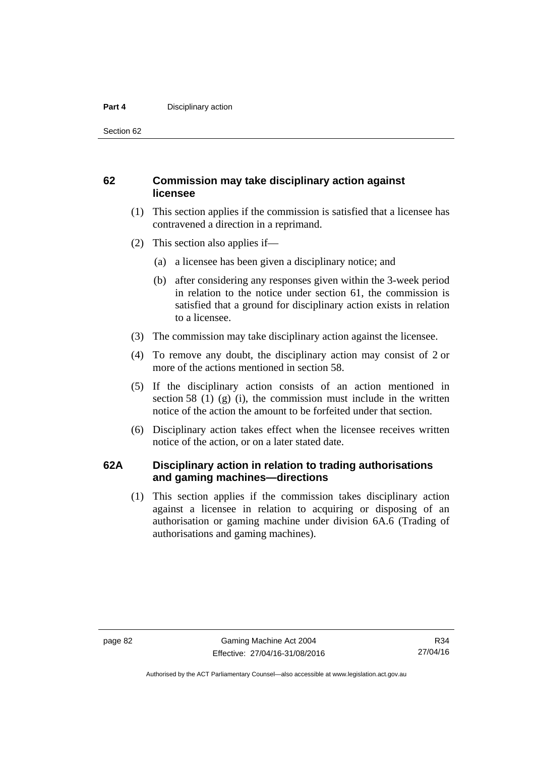### 62 Commission may take disciplinary action against licensee

(1) This section applies if the commission is satisfied that a licensee has contravened a direction in a reprimand.

(2) This section also applies if—

(a) a licensee has been given a disciplinary notice; and

(b) after considering any responses given within the 3-week period in relation to the notice under section 61, the commission is satisfied that a ground for disciplinary action exists in relation to a licensee.

(3) The commission may take disciplinary action against the licensee.

(4) To remove any doubt, the disciplinary action may consist of 2 or more of the actions mentioned in section 58.

(5) If the disciplinary action consists of an action mentioned in section 58 (1) (g) (i), the commission must include in the written notice of the action the amount to be forfeited under that section.

(6) Disciplinary action takes effect when the licensee receives written notice of the action, or on a later stated date.

### 62A Disciplinary action in relation to trading authorisations and gaming machines—directions

(1) This section applies if the commission takes disciplinary action against a licensee in relation to acquiring or disposing of an authorisation or gaming machine under division 6A.6 (Trading of authorisations and gaming machines).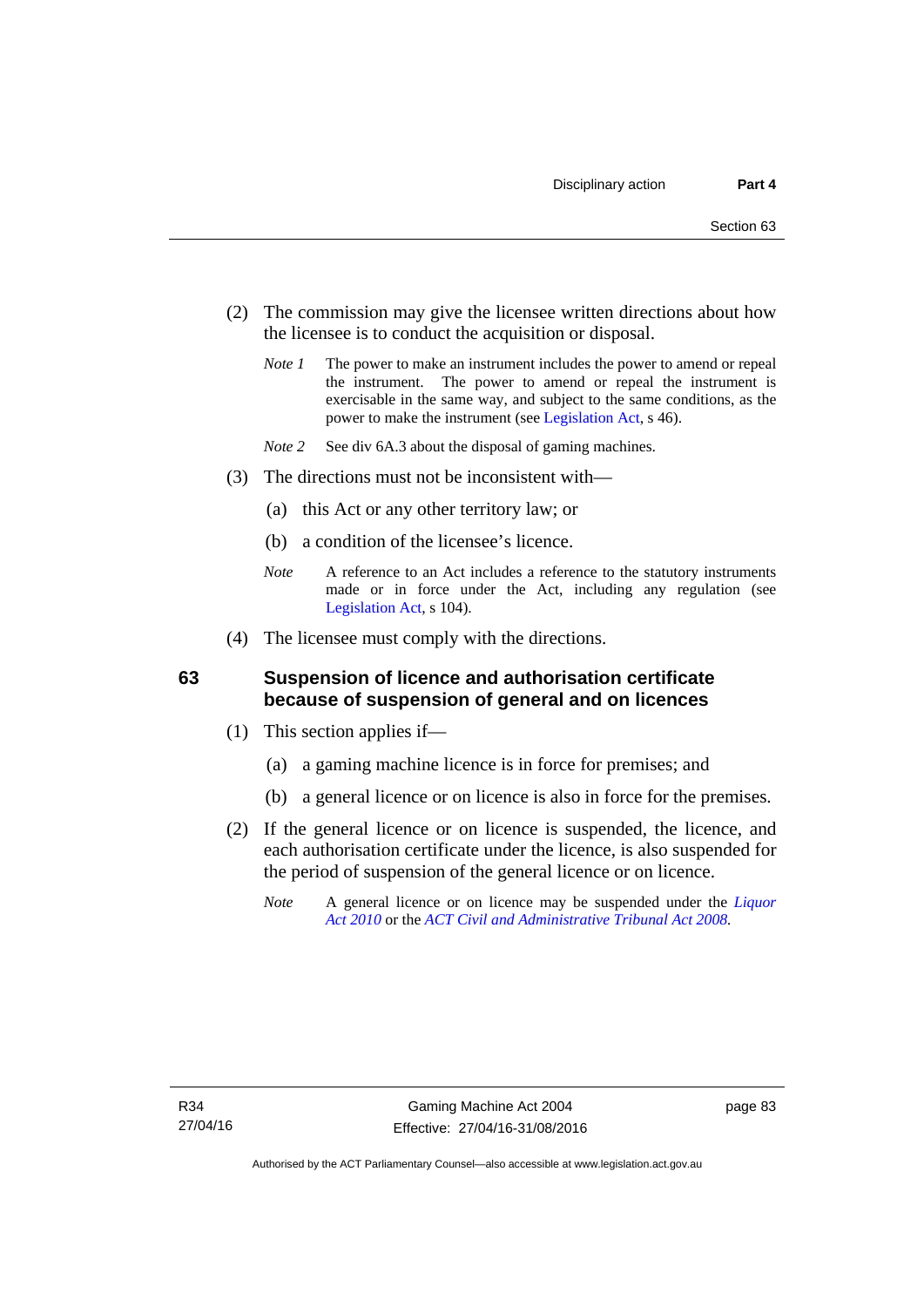(2) The commission may give the licensee written directions about how the licensee is to conduct the acquisition or disposal.

*Note 1* The power to make an instrument includes the power to amend or repeal the instrument. The power to amend or repeal the instrument is exercisable in the same way, and subject to the same conditions, as the power to make the instrument (see Legislation Act, s 46).

*Note 2* See div 6A.3 about the disposal of gaming machines.

(3) The directions must not be inconsistent with—

(a) this Act or any other territory law; or

(b) a condition of the licensee's licence.

*Note* A reference to an Act includes a reference to the statutory instruments made or in force under the Act, including any regulation (see Legislation Act, s 104).

(4) The licensee must comply with the directions.

## 63 Suspension of licence and authorisation certificate because of suspension of general and on licences

(1) This section applies if—

(a) a gaming machine licence is in force for premises; and

(b) a general licence or on licence is also in force for the premises.

(2) If the general licence or on licence is suspended, the licence, and each authorisation certificate under the licence, is also suspended for the period of suspension of the general licence or on licence.

*Note* A general licence or on licence may be suspended under the *Liquor Act 2010* or the *ACT Civil and Administrative Tribunal Act 2008*.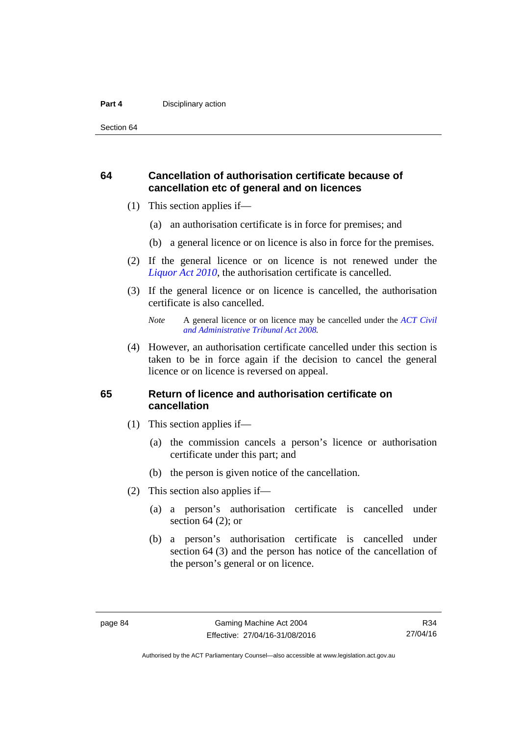## 64 Cancellation of authorisation certificate because of cancellation etc of general and on licences

(1) This section applies if—

(a) an authorisation certificate is in force for premises; and

(b) a general licence or on licence is also in force for the premises.

(2) If the general licence or on licence is not renewed under the *Liquor Act 2010*, the authorisation certificate is cancelled.

(3) If the general licence or on licence is cancelled, the authorisation certificate is also cancelled.

*Note* A general licence or on licence may be cancelled under the *ACT Civil and Administrative Tribunal Act 2008*.

(4) However, an authorisation certificate cancelled under this section is taken to be in force again if the decision to cancel the general licence or on licence is reversed on appeal.

## 65 Return of licence and authorisation certificate on cancellation

(1) This section applies if—

(a) the commission cancels a person's licence or authorisation certificate under this part; and

(b) the person is given notice of the cancellation.

(2) This section also applies if—

(a) a person's authorisation certificate is cancelled under section 64 (2); or

(b) a person's authorisation certificate is cancelled under section 64 (3) and the person has notice of the cancellation of the person's general or on licence.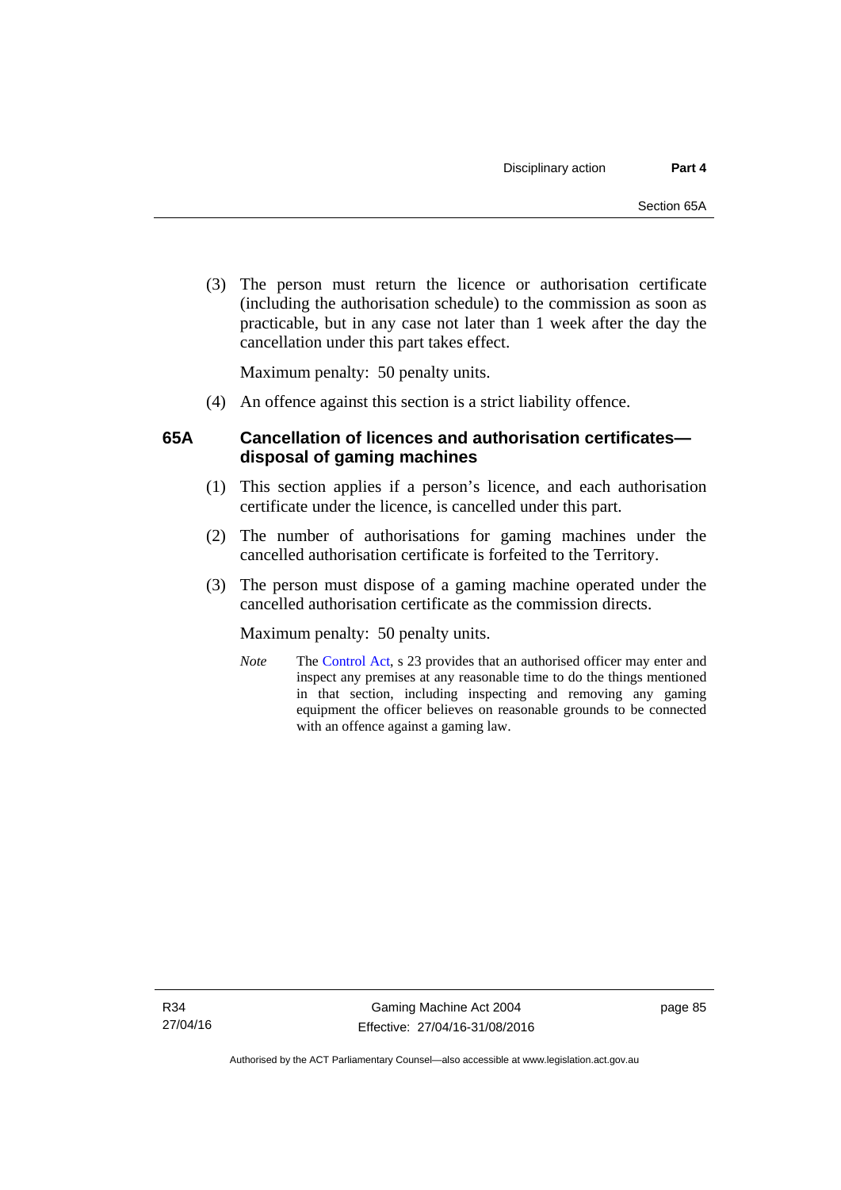(3) The person must return the licence or authorisation certificate (including the authorisation schedule) to the commission as soon as practicable, but in any case not later than 1 week after the day the cancellation under this part takes effect.

Maximum penalty: 50 penalty units.

(4) An offence against this section is a strict liability offence.

### 65A Cancellation of licences and authorisation certificates—disposal of gaming machines

(1) This section applies if a person's licence, and each authorisation certificate under the licence, is cancelled under this part.

(2) The number of authorisations for gaming machines under the cancelled authorisation certificate is forfeited to the Territory.

(3) The person must dispose of a gaming machine operated under the cancelled authorisation certificate as the commission directs.

Maximum penalty: 50 penalty units.

*Note* The Control Act, s 23 provides that an authorised officer may enter and inspect any premises at any reasonable time to do the things mentioned in that section, including inspecting and removing any gaming equipment the officer believes on reasonable grounds to be connected with an offence against a gaming law.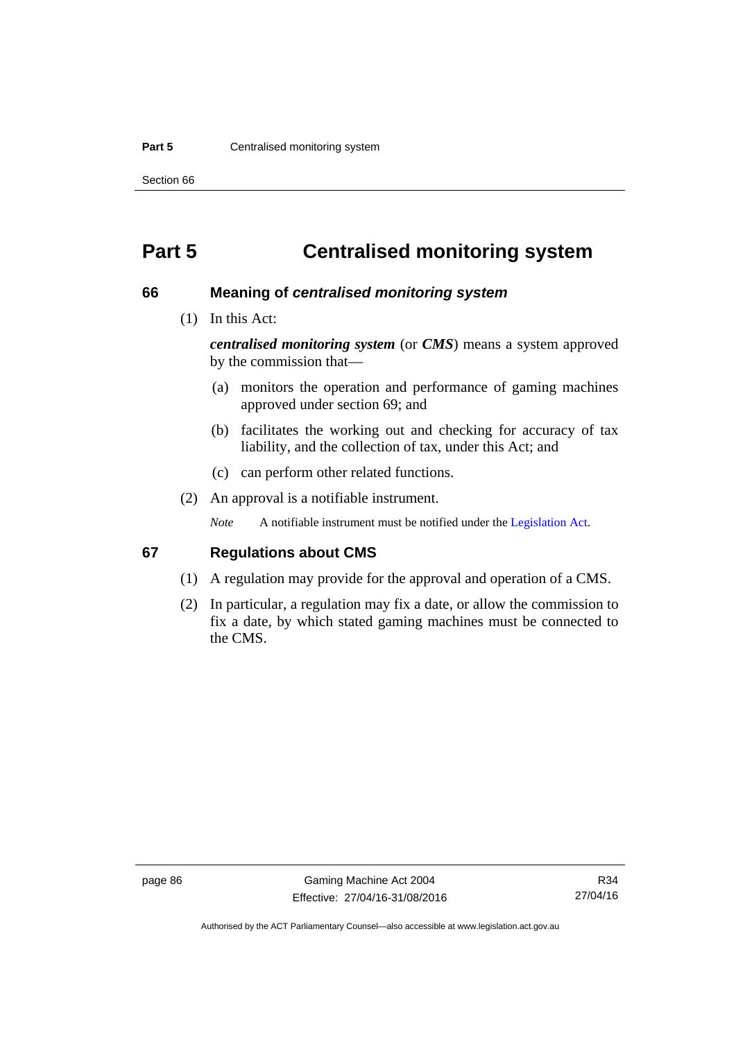# Part 5 Centralised monitoring system

## 66 Meaning of *centralised monitoring system*

(1) In this Act:

***centralised monitoring system*** (or ***CMS***) means a system approved by the commission that—

(a) monitors the operation and performance of gaming machines approved under section 69; and

(b) facilitates the working out and checking for accuracy of tax liability, and the collection of tax, under this Act; and

(c) can perform other related functions.

(2) An approval is a notifiable instrument.

*Note* A notifiable instrument must be notified under the Legislation Act.

## 67 Regulations about CMS

(1) A regulation may provide for the approval and operation of a CMS.

(2) In particular, a regulation may fix a date, or allow the commission to fix a date, by which stated gaming machines must be connected to the CMS.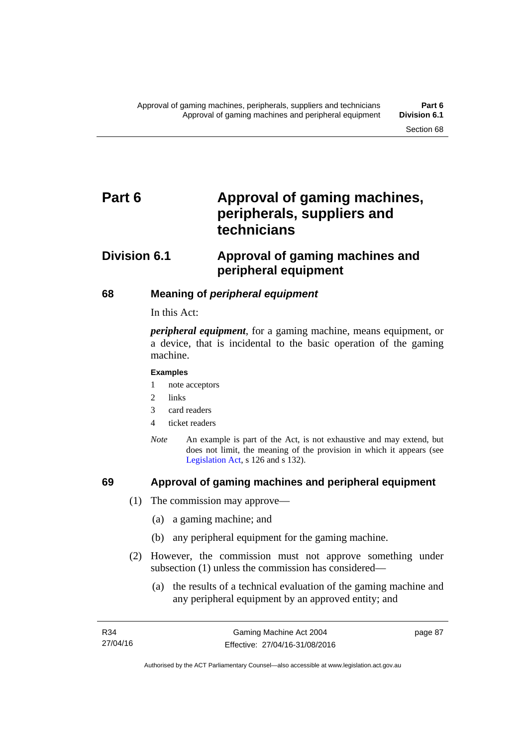# Part 6 Approval of gaming machines, peripherals, suppliers and technicians

## Division 6.1 Approval of gaming machines and peripheral equipment

### 68 Meaning of *peripheral equipment*

In this Act:

***peripheral equipment***, for a gaming machine, means equipment, or a device, that is incidental to the basic operation of the gaming machine.

**Examples**

1 note acceptors
2 links
3 card readers
4 ticket readers

*Note* An example is part of the Act, is not exhaustive and may extend, but does not limit, the meaning of the provision in which it appears (see Legislation Act, s 126 and s 132).

### 69 Approval of gaming machines and peripheral equipment

(1) The commission may approve—

(a) a gaming machine; and

(b) any peripheral equipment for the gaming machine.

(2) However, the commission must not approve something under subsection (1) unless the commission has considered—

(a) the results of a technical evaluation of the gaming machine and any peripheral equipment by an approved entity; and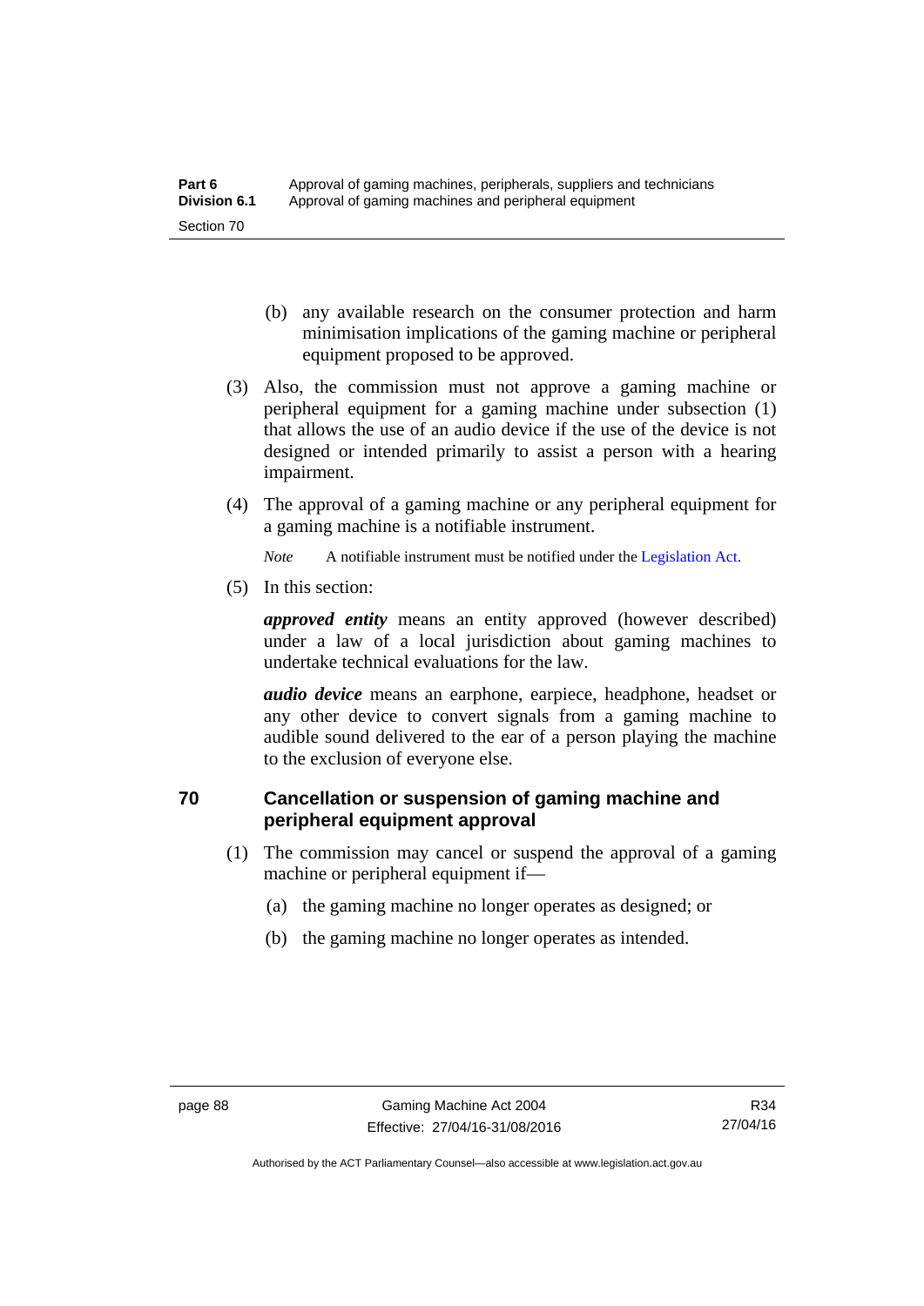(b) any available research on the consumer protection and harm minimisation implications of the gaming machine or peripheral equipment proposed to be approved.

(3) Also, the commission must not approve a gaming machine or peripheral equipment for a gaming machine under subsection (1) that allows the use of an audio device if the use of the device is not designed or intended primarily to assist a person with a hearing impairment.

(4) The approval of a gaming machine or any peripheral equipment for a gaming machine is a notifiable instrument.

*Note* A notifiable instrument must be notified under the Legislation Act.

(5) In this section:

***approved entity*** means an entity approved (however described) under a law of a local jurisdiction about gaming machines to undertake technical evaluations for the law.

***audio device*** means an earphone, earpiece, headphone, headset or any other device to convert signals from a gaming machine to audible sound delivered to the ear of a person playing the machine to the exclusion of everyone else.

## 70 Cancellation or suspension of gaming machine and peripheral equipment approval

(1) The commission may cancel or suspend the approval of a gaming machine or peripheral equipment if—

(a) the gaming machine no longer operates as designed; or

(b) the gaming machine no longer operates as intended.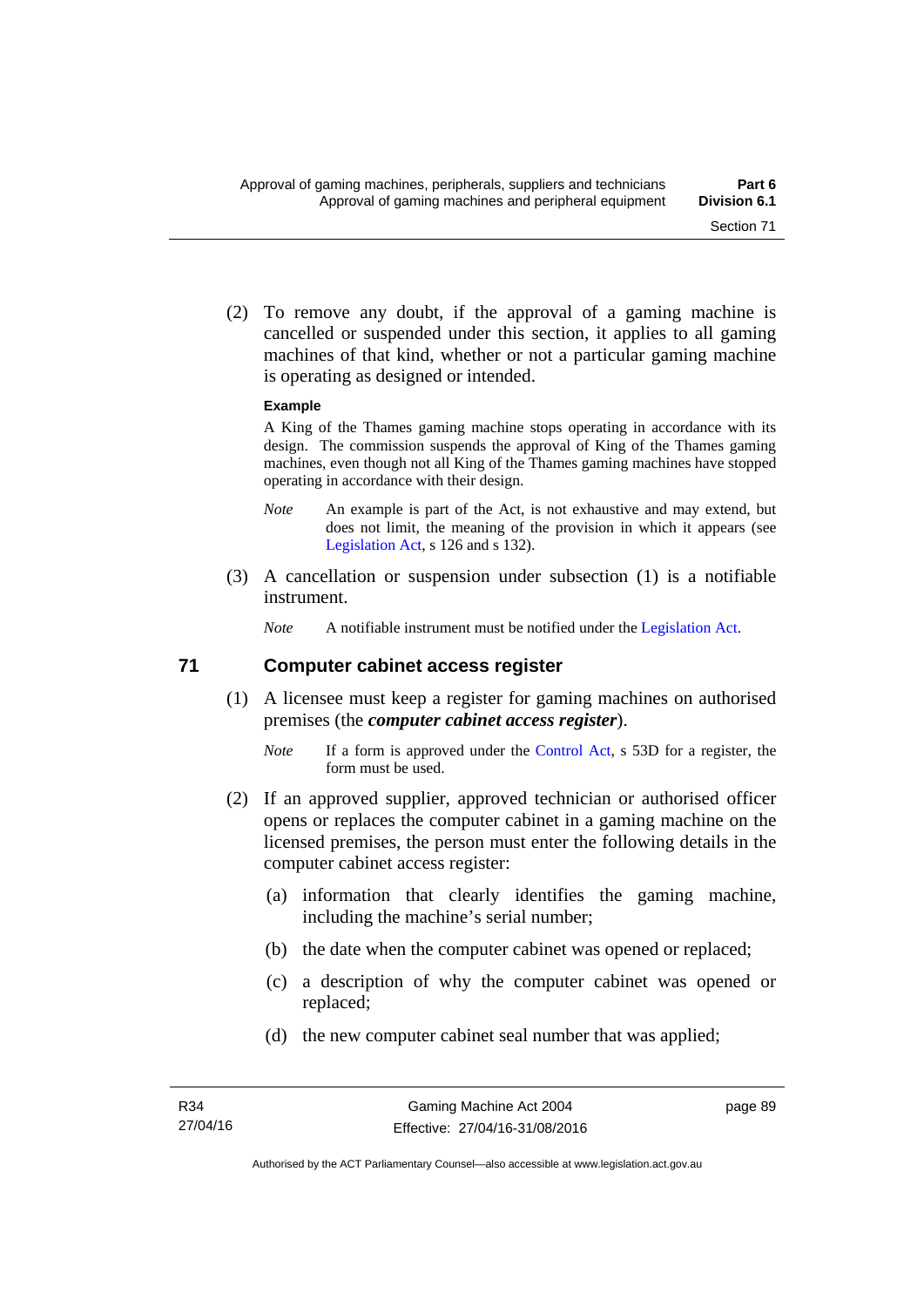(2) To remove any doubt, if the approval of a gaming machine is cancelled or suspended under this section, it applies to all gaming machines of that kind, whether or not a particular gaming machine is operating as designed or intended.

**Example**

A King of the Thames gaming machine stops operating in accordance with its design. The commission suspends the approval of King of the Thames gaming machines, even though not all King of the Thames gaming machines have stopped operating in accordance with their design.

*Note* An example is part of the Act, is not exhaustive and may extend, but does not limit, the meaning of the provision in which it appears (see Legislation Act, s 126 and s 132).

(3) A cancellation or suspension under subsection (1) is a notifiable instrument.

*Note* A notifiable instrument must be notified under the Legislation Act.

## 71 Computer cabinet access register

(1) A licensee must keep a register for gaming machines on authorised premises (the ***computer cabinet access register***).

*Note* If a form is approved under the Control Act, s 53D for a register, the form must be used.

(2) If an approved supplier, approved technician or authorised officer opens or replaces the computer cabinet in a gaming machine on the licensed premises, the person must enter the following details in the computer cabinet access register:

(a) information that clearly identifies the gaming machine, including the machine's serial number;

(b) the date when the computer cabinet was opened or replaced;

(c) a description of why the computer cabinet was opened or replaced;

(d) the new computer cabinet seal number that was applied;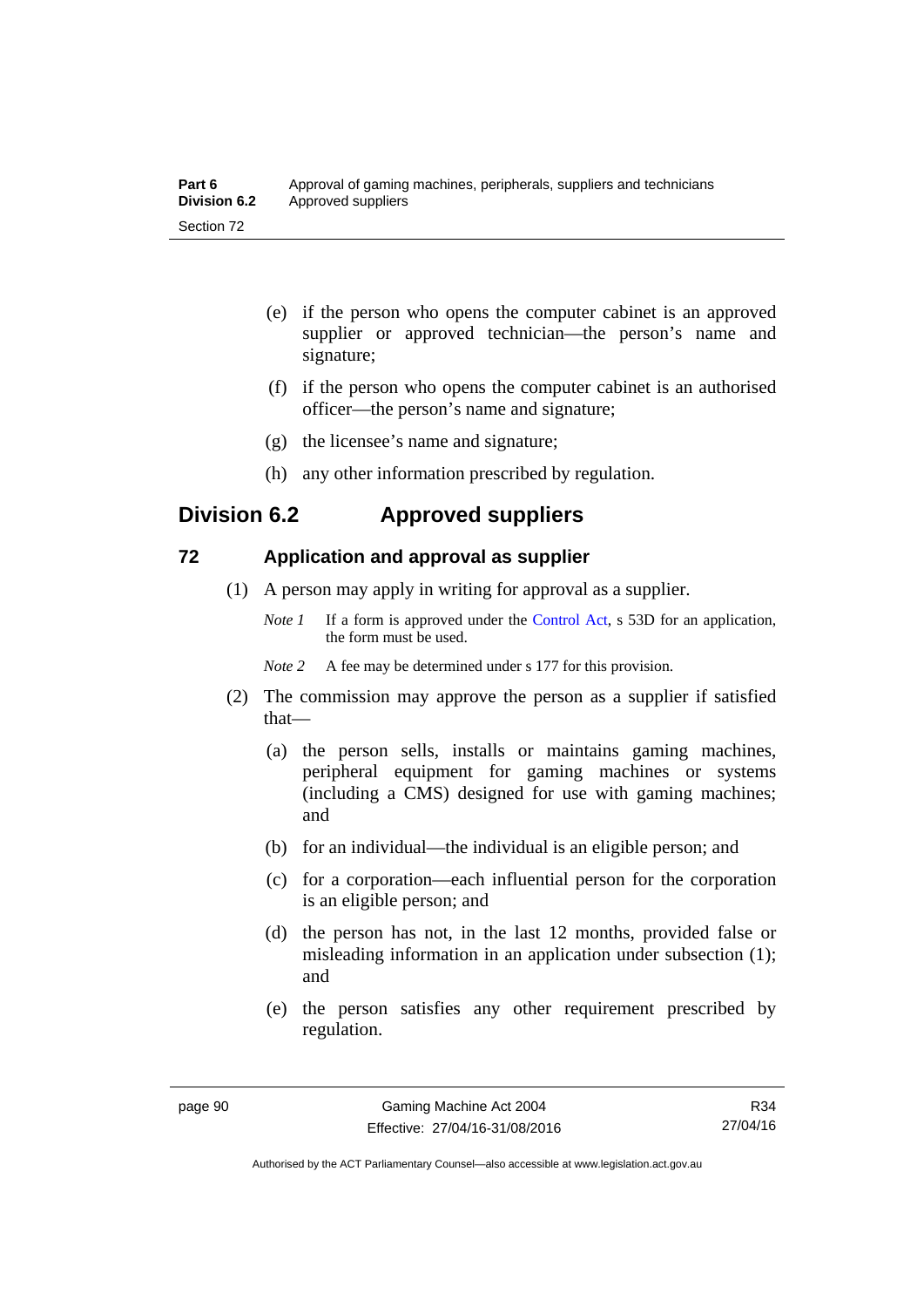(e) if the person who opens the computer cabinet is an approved supplier or approved technician—the person's name and signature;

(f) if the person who opens the computer cabinet is an authorised officer—the person's name and signature;

(g) the licensee's name and signature;

(h) any other information prescribed by regulation.

## Division 6.2 Approved suppliers

### 72 Application and approval as supplier

(1) A person may apply in writing for approval as a supplier.

*Note 1* If a form is approved under the Control Act, s 53D for an application, the form must be used.

*Note 2* A fee may be determined under s 177 for this provision.

(2) The commission may approve the person as a supplier if satisfied that—

(a) the person sells, installs or maintains gaming machines, peripheral equipment for gaming machines or systems (including a CMS) designed for use with gaming machines; and

(b) for an individual—the individual is an eligible person; and

(c) for a corporation—each influential person for the corporation is an eligible person; and

(d) the person has not, in the last 12 months, provided false or misleading information in an application under subsection (1); and

(e) the person satisfies any other requirement prescribed by regulation.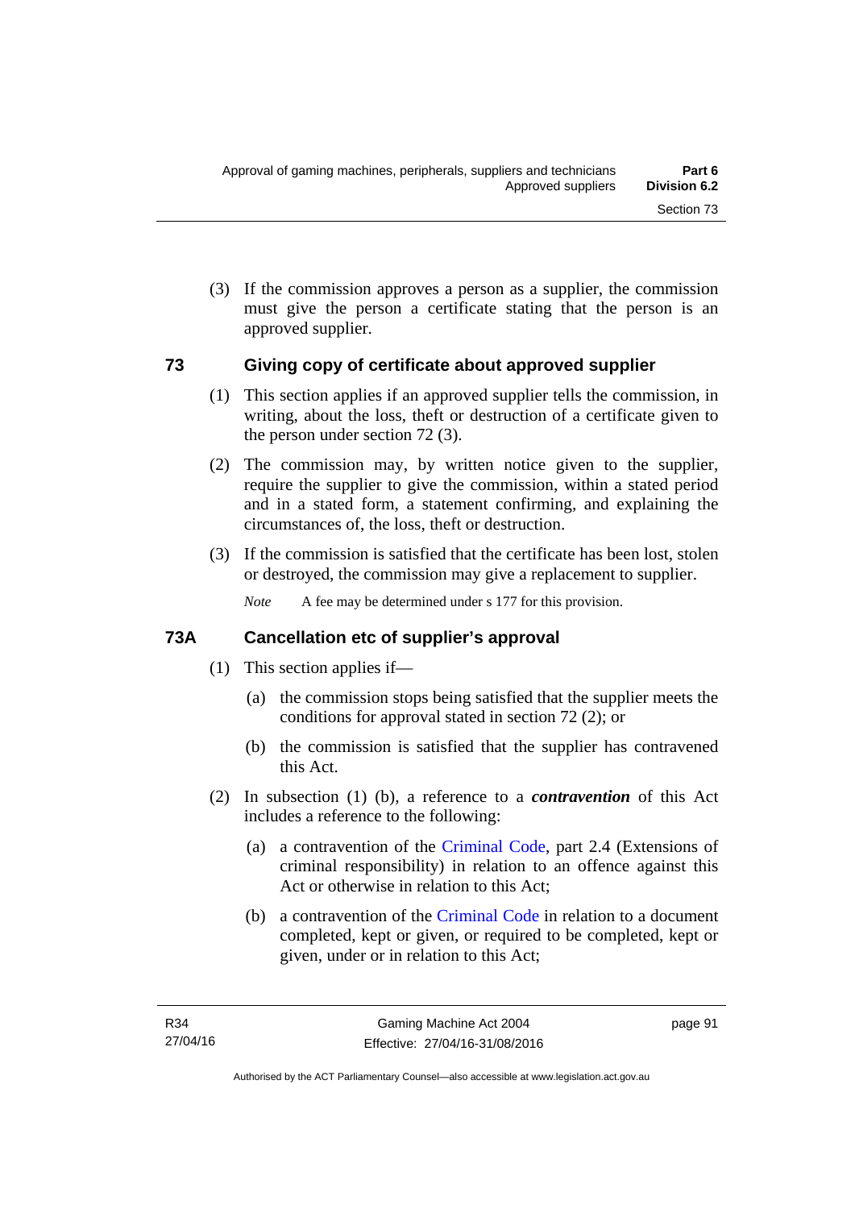(3) If the commission approves a person as a supplier, the commission must give the person a certificate stating that the person is an approved supplier.

## 73 Giving copy of certificate about approved supplier

(1) This section applies if an approved supplier tells the commission, in writing, about the loss, theft or destruction of a certificate given to the person under section 72 (3).

(2) The commission may, by written notice given to the supplier, require the supplier to give the commission, within a stated period and in a stated form, a statement confirming, and explaining the circumstances of, the loss, theft or destruction.

(3) If the commission is satisfied that the certificate has been lost, stolen or destroyed, the commission may give a replacement to supplier.

*Note* A fee may be determined under s 177 for this provision.

## 73A Cancellation etc of supplier's approval

(1) This section applies if—

(a) the commission stops being satisfied that the supplier meets the conditions for approval stated in section 72 (2); or

(b) the commission is satisfied that the supplier has contravened this Act.

(2) In subsection (1) (b), a reference to a ***contravention*** of this Act includes a reference to the following:

(a) a contravention of the Criminal Code, part 2.4 (Extensions of criminal responsibility) in relation to an offence against this Act or otherwise in relation to this Act;

(b) a contravention of the Criminal Code in relation to a document completed, kept or given, or required to be completed, kept or given, under or in relation to this Act;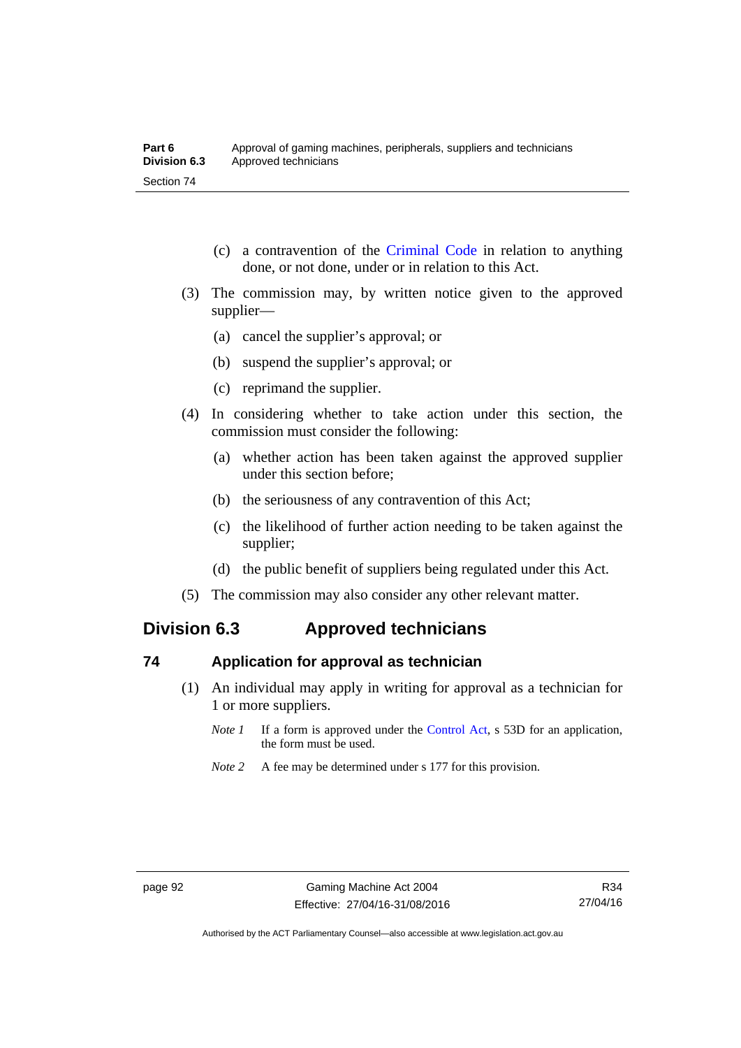(c) a contravention of the Criminal Code in relation to anything done, or not done, under or in relation to this Act.

(3) The commission may, by written notice given to the approved supplier—

(a) cancel the supplier's approval; or

(b) suspend the supplier's approval; or

(c) reprimand the supplier.

(4) In considering whether to take action under this section, the commission must consider the following:

(a) whether action has been taken against the approved supplier under this section before;

(b) the seriousness of any contravention of this Act;

(c) the likelihood of further action needing to be taken against the supplier;

(d) the public benefit of suppliers being regulated under this Act.

(5) The commission may also consider any other relevant matter.

## Division 6.3 Approved technicians

### 74 Application for approval as technician

(1) An individual may apply in writing for approval as a technician for 1 or more suppliers.

*Note 1* If a form is approved under the Control Act, s 53D for an application, the form must be used.

*Note 2* A fee may be determined under s 177 for this provision.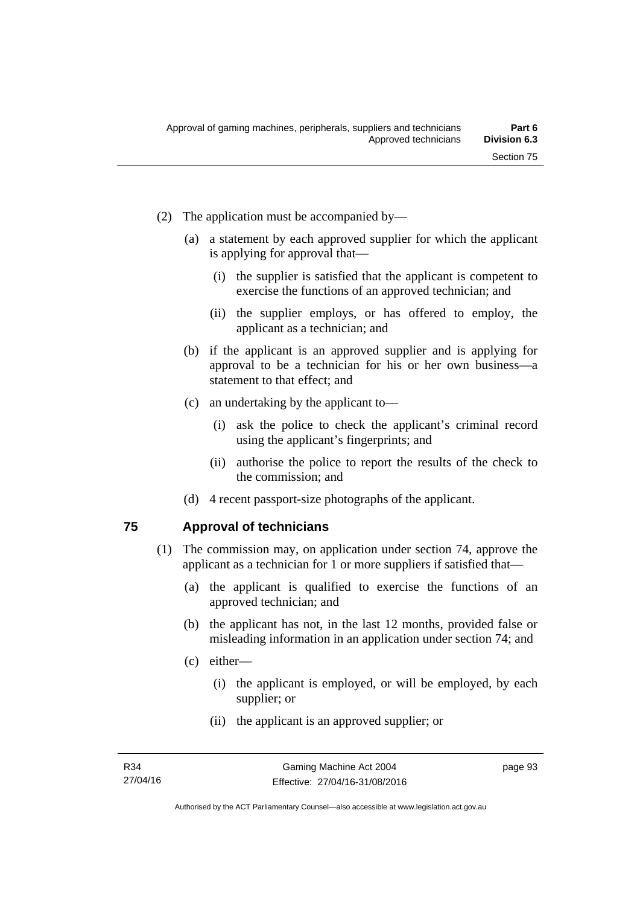(2) The application must be accompanied by—

(a) a statement by each approved supplier for which the applicant is applying for approval that—

(i) the supplier is satisfied that the applicant is competent to exercise the functions of an approved technician; and

(ii) the supplier employs, or has offered to employ, the applicant as a technician; and

(b) if the applicant is an approved supplier and is applying for approval to be a technician for his or her own business—a statement to that effect; and

(c) an undertaking by the applicant to—

(i) ask the police to check the applicant's criminal record using the applicant's fingerprints; and

(ii) authorise the police to report the results of the check to the commission; and

(d) 4 recent passport-size photographs of the applicant.

## 75 Approval of technicians

(1) The commission may, on application under section 74, approve the applicant as a technician for 1 or more suppliers if satisfied that—

(a) the applicant is qualified to exercise the functions of an approved technician; and

(b) the applicant has not, in the last 12 months, provided false or misleading information in an application under section 74; and

(c) either—

(i) the applicant is employed, or will be employed, by each supplier; or

(ii) the applicant is an approved supplier; or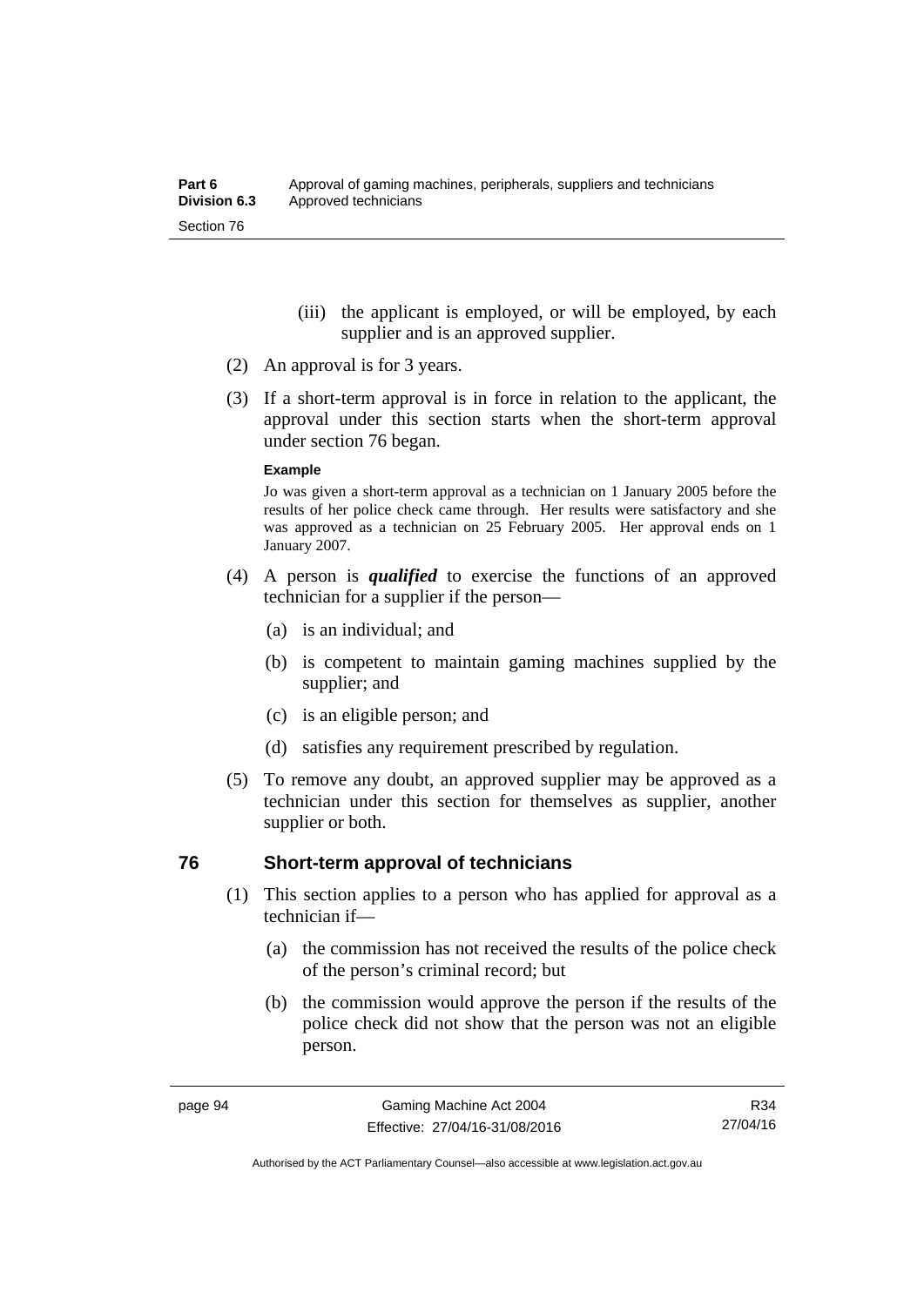(iii) the applicant is employed, or will be employed, by each supplier and is an approved supplier.

(2) An approval is for 3 years.

(3) If a short-term approval is in force in relation to the applicant, the approval under this section starts when the short-term approval under section 76 began.

**Example**

Jo was given a short-term approval as a technician on 1 January 2005 before the results of her police check came through. Her results were satisfactory and she was approved as a technician on 25 February 2005. Her approval ends on 1 January 2007.

(4) A person is ***qualified*** to exercise the functions of an approved technician for a supplier if the person—

(a) is an individual; and

(b) is competent to maintain gaming machines supplied by the supplier; and

(c) is an eligible person; and

(d) satisfies any requirement prescribed by regulation.

(5) To remove any doubt, an approved supplier may be approved as a technician under this section for themselves as supplier, another supplier or both.

## 76 Short-term approval of technicians

(1) This section applies to a person who has applied for approval as a technician if—

(a) the commission has not received the results of the police check of the person's criminal record; but

(b) the commission would approve the person if the results of the police check did not show that the person was not an eligible person.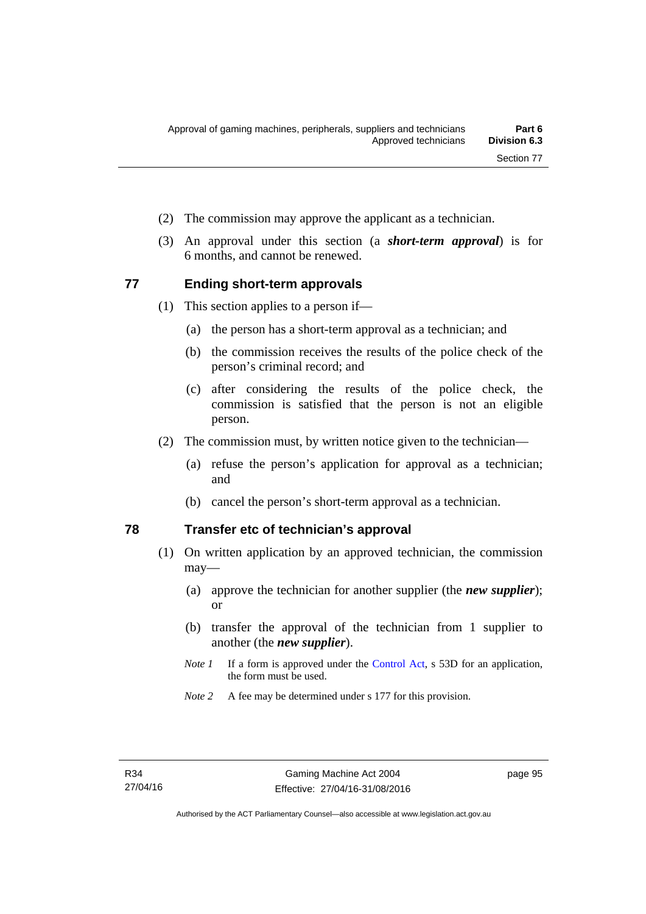(2) The commission may approve the applicant as a technician.

(3) An approval under this section (a ***short-term approval***) is for 6 months, and cannot be renewed.

## 77 Ending short-term approvals

(1) This section applies to a person if—

(a) the person has a short-term approval as a technician; and

(b) the commission receives the results of the police check of the person's criminal record; and

(c) after considering the results of the police check, the commission is satisfied that the person is not an eligible person.

(2) The commission must, by written notice given to the technician—

(a) refuse the person's application for approval as a technician; and

(b) cancel the person's short-term approval as a technician.

## 78 Transfer etc of technician's approval

(1) On written application by an approved technician, the commission may—

(a) approve the technician for another supplier (the ***new supplier***); or

(b) transfer the approval of the technician from 1 supplier to another (the ***new supplier***).

*Note 1* If a form is approved under the Control Act, s 53D for an application, the form must be used.

*Note 2* A fee may be determined under s 177 for this provision.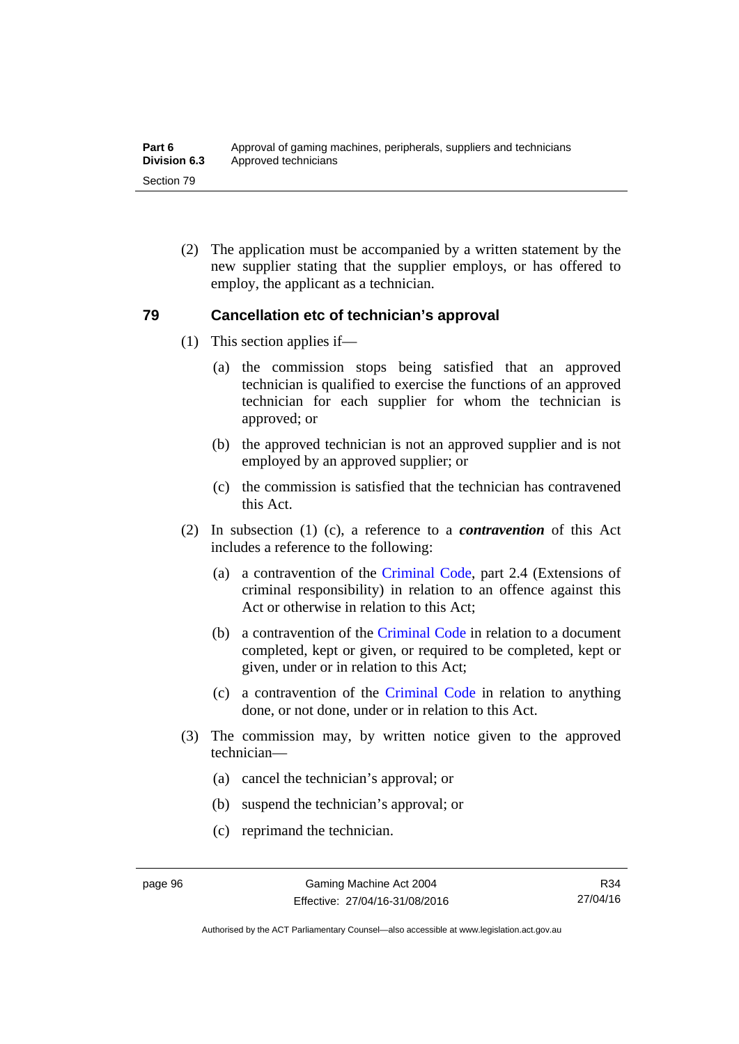(2) The application must be accompanied by a written statement by the new supplier stating that the supplier employs, or has offered to employ, the applicant as a technician.

## 79 Cancellation etc of technician's approval

(1) This section applies if—

(a) the commission stops being satisfied that an approved technician is qualified to exercise the functions of an approved technician for each supplier for whom the technician is approved; or

(b) the approved technician is not an approved supplier and is not employed by an approved supplier; or

(c) the commission is satisfied that the technician has contravened this Act.

(2) In subsection (1) (c), a reference to a ***contravention*** of this Act includes a reference to the following:

(a) a contravention of the Criminal Code, part 2.4 (Extensions of criminal responsibility) in relation to an offence against this Act or otherwise in relation to this Act;

(b) a contravention of the Criminal Code in relation to a document completed, kept or given, or required to be completed, kept or given, under or in relation to this Act;

(c) a contravention of the Criminal Code in relation to anything done, or not done, under or in relation to this Act.

(3) The commission may, by written notice given to the approved technician—

(a) cancel the technician's approval; or

(b) suspend the technician's approval; or

(c) reprimand the technician.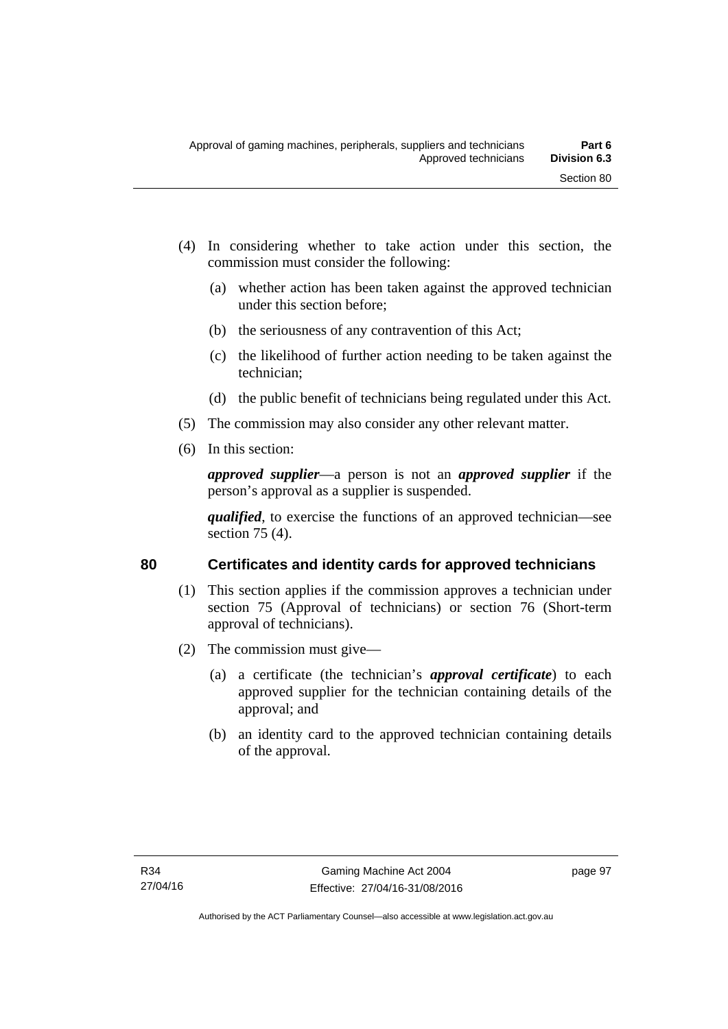(4) In considering whether to take action under this section, the commission must consider the following:

(a) whether action has been taken against the approved technician under this section before;

(b) the seriousness of any contravention of this Act;

(c) the likelihood of further action needing to be taken against the technician;

(d) the public benefit of technicians being regulated under this Act.

(5) The commission may also consider any other relevant matter.

(6) In this section:

***approved supplier***—a person is not an ***approved supplier*** if the person's approval as a supplier is suspended.

***qualified***, to exercise the functions of an approved technician—see section 75 (4).

## 80 Certificates and identity cards for approved technicians

(1) This section applies if the commission approves a technician under section 75 (Approval of technicians) or section 76 (Short-term approval of technicians).

(2) The commission must give—

(a) a certificate (the technician's ***approval certificate***) to each approved supplier for the technician containing details of the approval; and

(b) an identity card to the approved technician containing details of the approval.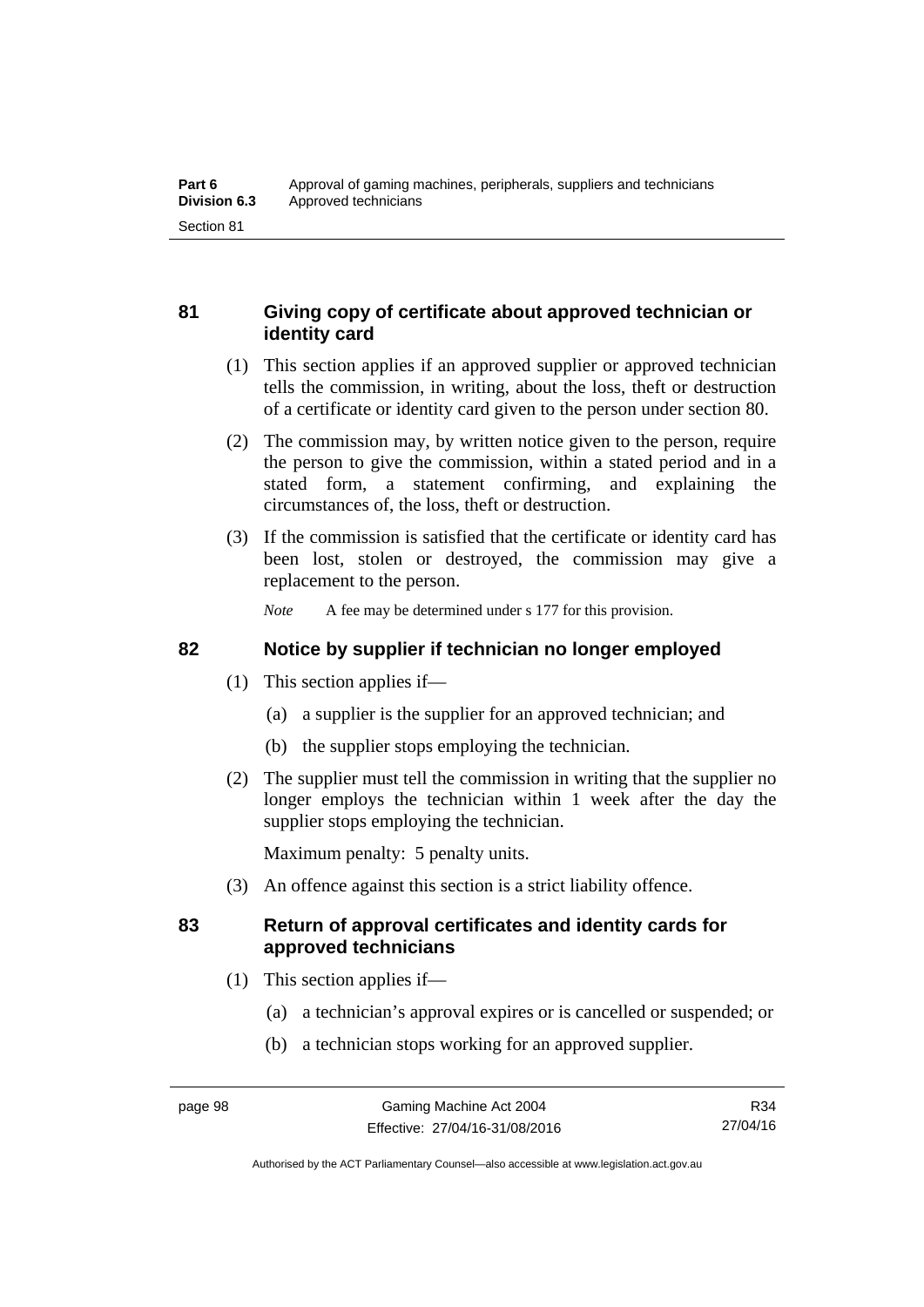### 81 Giving copy of certificate about approved technician or identity card

(1) This section applies if an approved supplier or approved technician tells the commission, in writing, about the loss, theft or destruction of a certificate or identity card given to the person under section 80.

(2) The commission may, by written notice given to the person, require the person to give the commission, within a stated period and in a stated form, a statement confirming, and explaining the circumstances of, the loss, theft or destruction.

(3) If the commission is satisfied that the certificate or identity card has been lost, stolen or destroyed, the commission may give a replacement to the person.

*Note* A fee may be determined under s 177 for this provision.

### 82 Notice by supplier if technician no longer employed

(1) This section applies if—

(a) a supplier is the supplier for an approved technician; and

(b) the supplier stops employing the technician.

(2) The supplier must tell the commission in writing that the supplier no longer employs the technician within 1 week after the day the supplier stops employing the technician.

Maximum penalty: 5 penalty units.

(3) An offence against this section is a strict liability offence.

### 83 Return of approval certificates and identity cards for approved technicians

(1) This section applies if—

(a) a technician's approval expires or is cancelled or suspended; or

(b) a technician stops working for an approved supplier.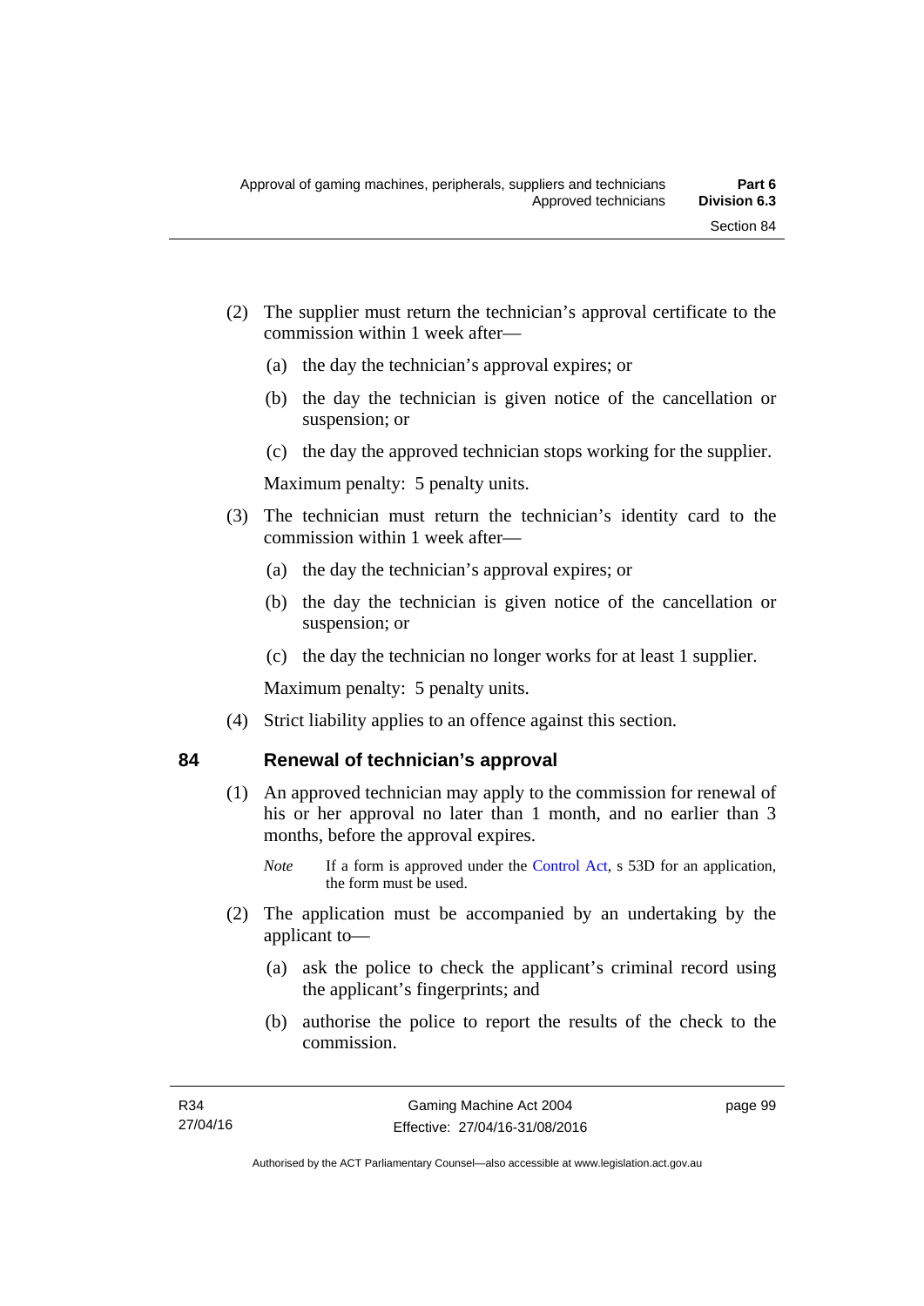(2) The supplier must return the technician's approval certificate to the commission within 1 week after—

(a) the day the technician's approval expires; or

(b) the day the technician is given notice of the cancellation or suspension; or

(c) the day the approved technician stops working for the supplier.

Maximum penalty: 5 penalty units.

(3) The technician must return the technician's identity card to the commission within 1 week after—

(a) the day the technician's approval expires; or

(b) the day the technician is given notice of the cancellation or suspension; or

(c) the day the technician no longer works for at least 1 supplier.

Maximum penalty: 5 penalty units.

(4) Strict liability applies to an offence against this section.

## 84 Renewal of technician's approval

(1) An approved technician may apply to the commission for renewal of his or her approval no later than 1 month, and no earlier than 3 months, before the approval expires.

*Note* If a form is approved under the Control Act, s 53D for an application, the form must be used.

(2) The application must be accompanied by an undertaking by the applicant to—

(a) ask the police to check the applicant's criminal record using the applicant's fingerprints; and

(b) authorise the police to report the results of the check to the commission.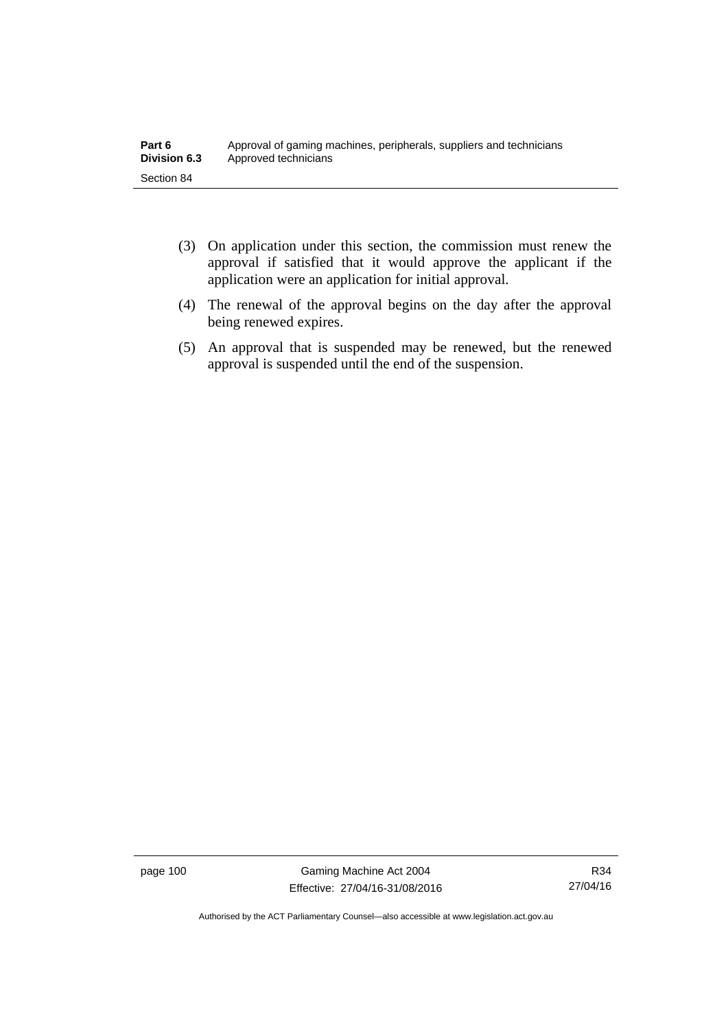(3) On application under this section, the commission must renew the approval if satisfied that it would approve the applicant if the application were an application for initial approval.

(4) The renewal of the approval begins on the day after the approval being renewed expires.

(5) An approval that is suspended may be renewed, but the renewed approval is suspended until the end of the suspension.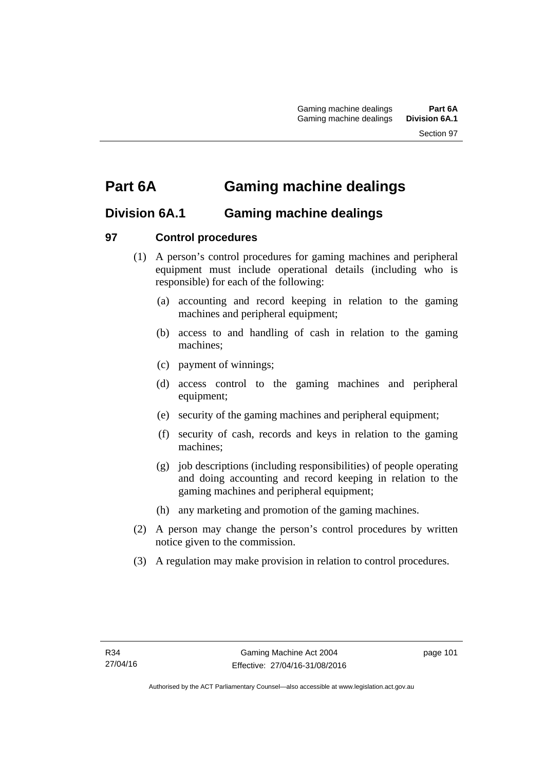# Part 6A Gaming machine dealings

## Division 6A.1 Gaming machine dealings

### 97 Control procedures

(1) A person's control procedures for gaming machines and peripheral equipment must include operational details (including who is responsible) for each of the following:

(a) accounting and record keeping in relation to the gaming machines and peripheral equipment;

(b) access to and handling of cash in relation to the gaming machines;

(c) payment of winnings;

(d) access control to the gaming machines and peripheral equipment;

(e) security of the gaming machines and peripheral equipment;

(f) security of cash, records and keys in relation to the gaming machines;

(g) job descriptions (including responsibilities) of people operating and doing accounting and record keeping in relation to the gaming machines and peripheral equipment;

(h) any marketing and promotion of the gaming machines.

(2) A person may change the person's control procedures by written notice given to the commission.

(3) A regulation may make provision in relation to control procedures.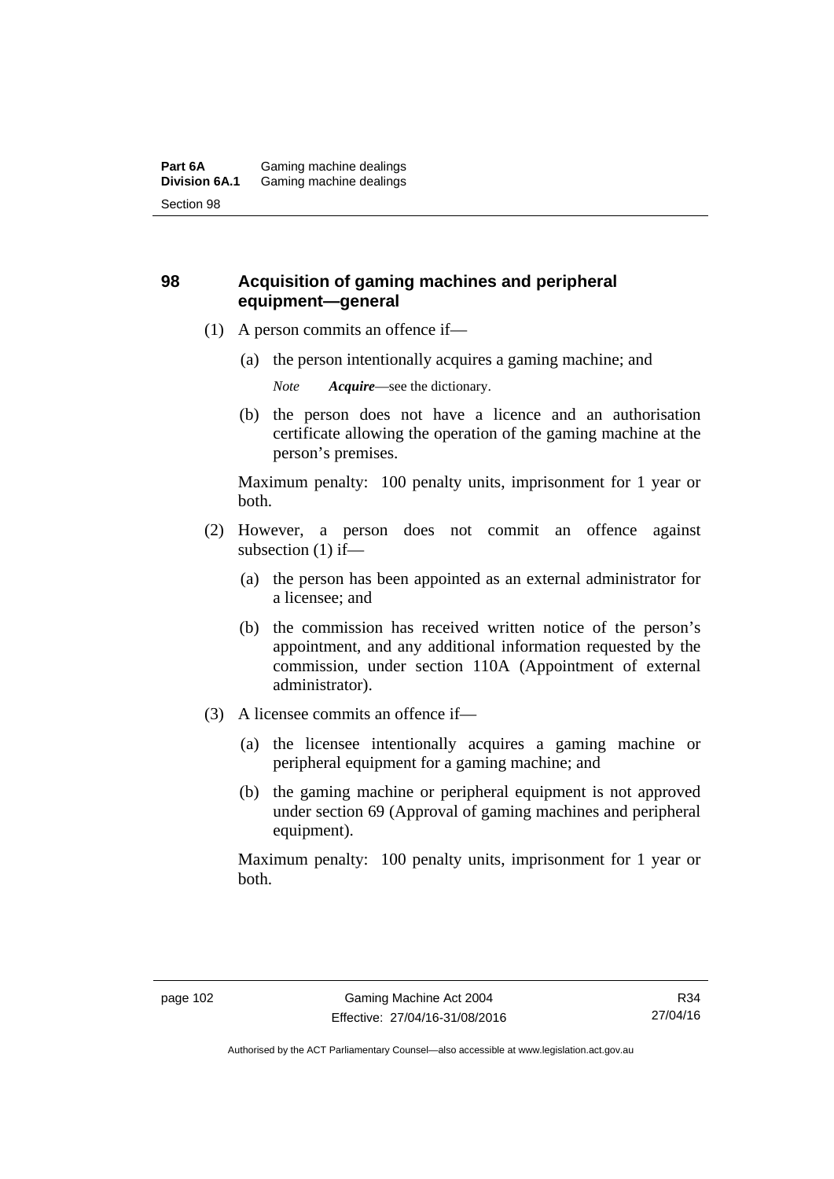## 98 Acquisition of gaming machines and peripheral equipment—general

(1) A person commits an offence if—

(a) the person intentionally acquires a gaming machine; and

*Note* ***Acquire***—see the dictionary.

(b) the person does not have a licence and an authorisation certificate allowing the operation of the gaming machine at the person's premises.

Maximum penalty: 100 penalty units, imprisonment for 1 year or both.

(2) However, a person does not commit an offence against subsection (1) if—

(a) the person has been appointed as an external administrator for a licensee; and

(b) the commission has received written notice of the person's appointment, and any additional information requested by the commission, under section 110A (Appointment of external administrator).

(3) A licensee commits an offence if—

(a) the licensee intentionally acquires a gaming machine or peripheral equipment for a gaming machine; and

(b) the gaming machine or peripheral equipment is not approved under section 69 (Approval of gaming machines and peripheral equipment).

Maximum penalty: 100 penalty units, imprisonment for 1 year or both.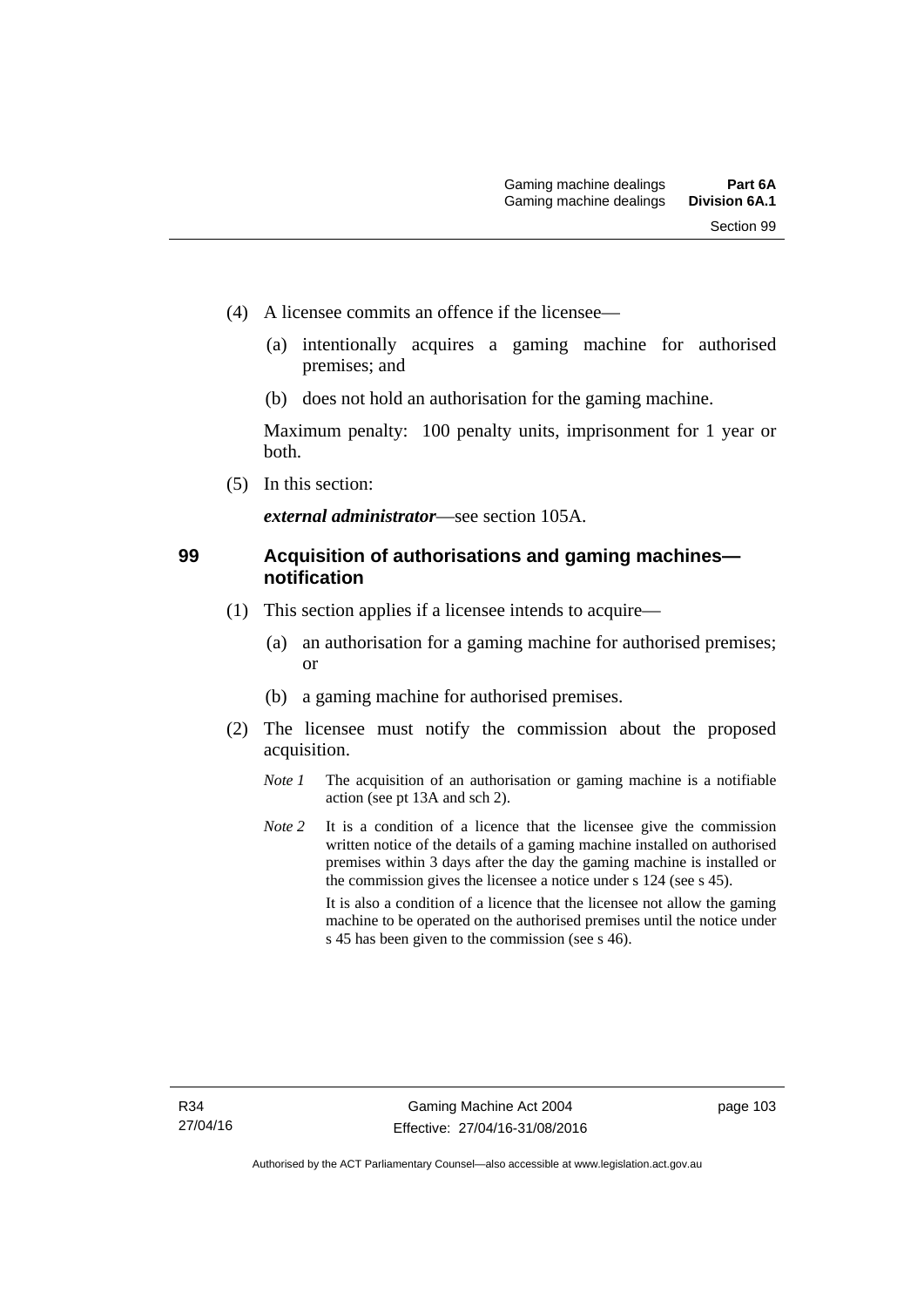(4) A licensee commits an offence if the licensee—

(a) intentionally acquires a gaming machine for authorised premises; and

(b) does not hold an authorisation for the gaming machine.

Maximum penalty: 100 penalty units, imprisonment for 1 year or both.

(5) In this section:

***external administrator***—see section 105A.

## 99 Acquisition of authorisations and gaming machines—notification

(1) This section applies if a licensee intends to acquire—

(a) an authorisation for a gaming machine for authorised premises; or

(b) a gaming machine for authorised premises.

(2) The licensee must notify the commission about the proposed acquisition.

*Note 1* The acquisition of an authorisation or gaming machine is a notifiable action (see pt 13A and sch 2).

*Note 2* It is a condition of a licence that the licensee give the commission written notice of the details of a gaming machine installed on authorised premises within 3 days after the day the gaming machine is installed or the commission gives the licensee a notice under s 124 (see s 45).

It is also a condition of a licence that the licensee not allow the gaming machine to be operated on the authorised premises until the notice under s 45 has been given to the commission (see s 46).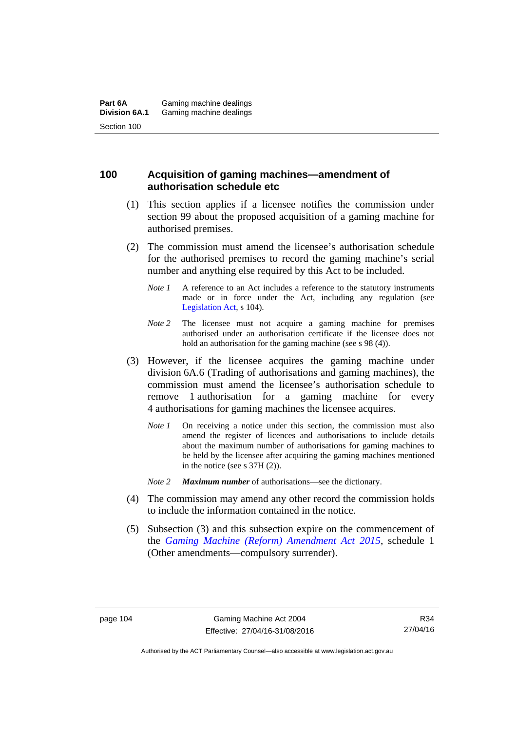## 100 Acquisition of gaming machines—amendment of authorisation schedule etc

(1) This section applies if a licensee notifies the commission under section 99 about the proposed acquisition of a gaming machine for authorised premises.

(2) The commission must amend the licensee's authorisation schedule for the authorised premises to record the gaming machine's serial number and anything else required by this Act to be included.

*Note 1* A reference to an Act includes a reference to the statutory instruments made or in force under the Act, including any regulation (see Legislation Act, s 104).

*Note 2* The licensee must not acquire a gaming machine for premises authorised under an authorisation certificate if the licensee does not hold an authorisation for the gaming machine (see s 98 (4)).

(3) However, if the licensee acquires the gaming machine under division 6A.6 (Trading of authorisations and gaming machines), the commission must amend the licensee's authorisation schedule to remove 1 authorisation for a gaming machine for every 4 authorisations for gaming machines the licensee acquires.

*Note 1* On receiving a notice under this section, the commission must also amend the register of licences and authorisations to include details about the maximum number of authorisations for gaming machines to be held by the licensee after acquiring the gaming machines mentioned in the notice (see s 37H (2)).

*Note 2* ***Maximum number*** of authorisations—see the dictionary.

(4) The commission may amend any other record the commission holds to include the information contained in the notice.

(5) Subsection (3) and this subsection expire on the commencement of the *Gaming Machine (Reform) Amendment Act 2015*, schedule 1 (Other amendments—compulsory surrender).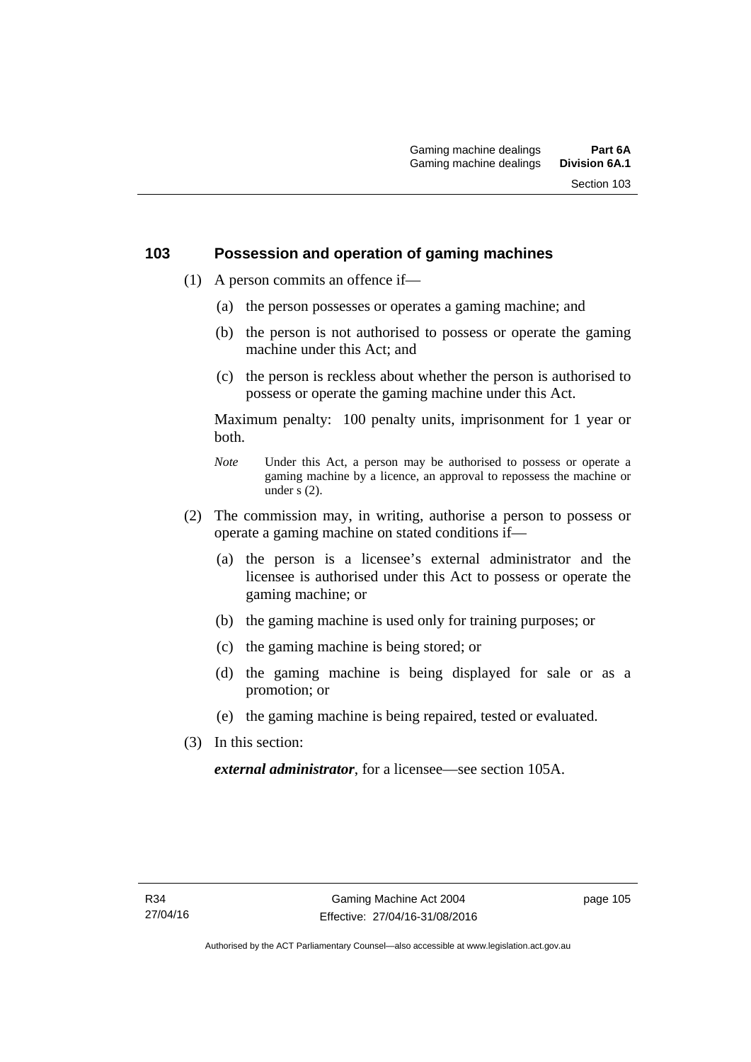## 103 Possession and operation of gaming machines

(1) A person commits an offence if—

(a) the person possesses or operates a gaming machine; and

(b) the person is not authorised to possess or operate the gaming machine under this Act; and

(c) the person is reckless about whether the person is authorised to possess or operate the gaming machine under this Act.

Maximum penalty: 100 penalty units, imprisonment for 1 year or both.

*Note* Under this Act, a person may be authorised to possess or operate a gaming machine by a licence, an approval to repossess the machine or under s (2).

(2) The commission may, in writing, authorise a person to possess or operate a gaming machine on stated conditions if—

(a) the person is a licensee's external administrator and the licensee is authorised under this Act to possess or operate the gaming machine; or

(b) the gaming machine is used only for training purposes; or

(c) the gaming machine is being stored; or

(d) the gaming machine is being displayed for sale or as a promotion; or

(e) the gaming machine is being repaired, tested or evaluated.

(3) In this section:

***external administrator***, for a licensee—see section 105A.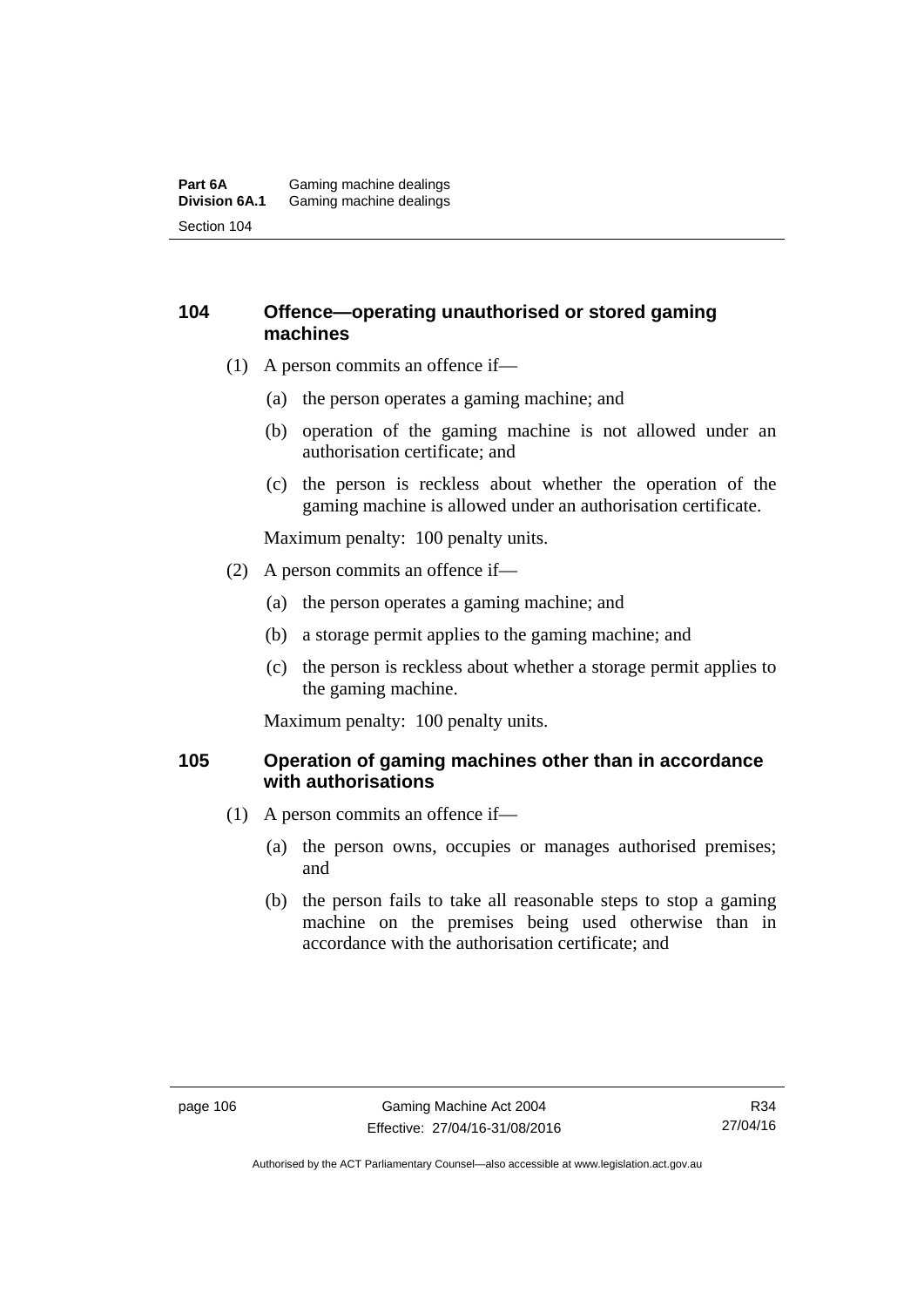### 104 Offence—operating unauthorised or stored gaming machines

(1) A person commits an offence if—

(a) the person operates a gaming machine; and

(b) operation of the gaming machine is not allowed under an authorisation certificate; and

(c) the person is reckless about whether the operation of the gaming machine is allowed under an authorisation certificate.

Maximum penalty: 100 penalty units.

(2) A person commits an offence if—

(a) the person operates a gaming machine; and

(b) a storage permit applies to the gaming machine; and

(c) the person is reckless about whether a storage permit applies to the gaming machine.

Maximum penalty: 100 penalty units.

### 105 Operation of gaming machines other than in accordance with authorisations

(1) A person commits an offence if—

(a) the person owns, occupies or manages authorised premises; and

(b) the person fails to take all reasonable steps to stop a gaming machine on the premises being used otherwise than in accordance with the authorisation certificate; and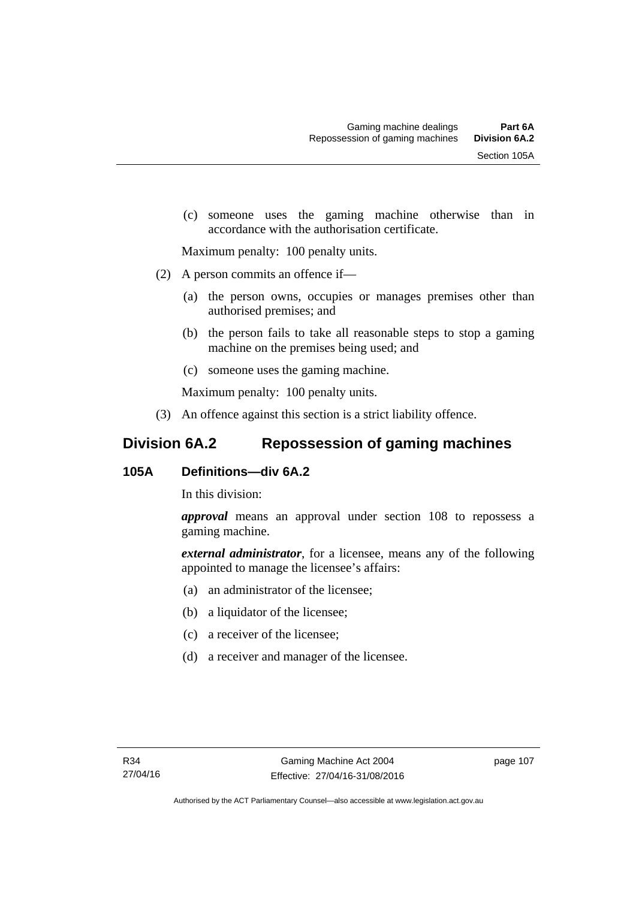(c) someone uses the gaming machine otherwise than in accordance with the authorisation certificate.

Maximum penalty: 100 penalty units.

(2) A person commits an offence if—

(a) the person owns, occupies or manages premises other than authorised premises; and

(b) the person fails to take all reasonable steps to stop a gaming machine on the premises being used; and

(c) someone uses the gaming machine.

Maximum penalty: 100 penalty units.

(3) An offence against this section is a strict liability offence.

## Division 6A.2 Repossession of gaming machines

### 105A Definitions—div 6A.2

In this division:

***approval*** means an approval under section 108 to repossess a gaming machine.

***external administrator***, for a licensee, means any of the following appointed to manage the licensee's affairs:

(a) an administrator of the licensee;

(b) a liquidator of the licensee;

(c) a receiver of the licensee;

(d) a receiver and manager of the licensee.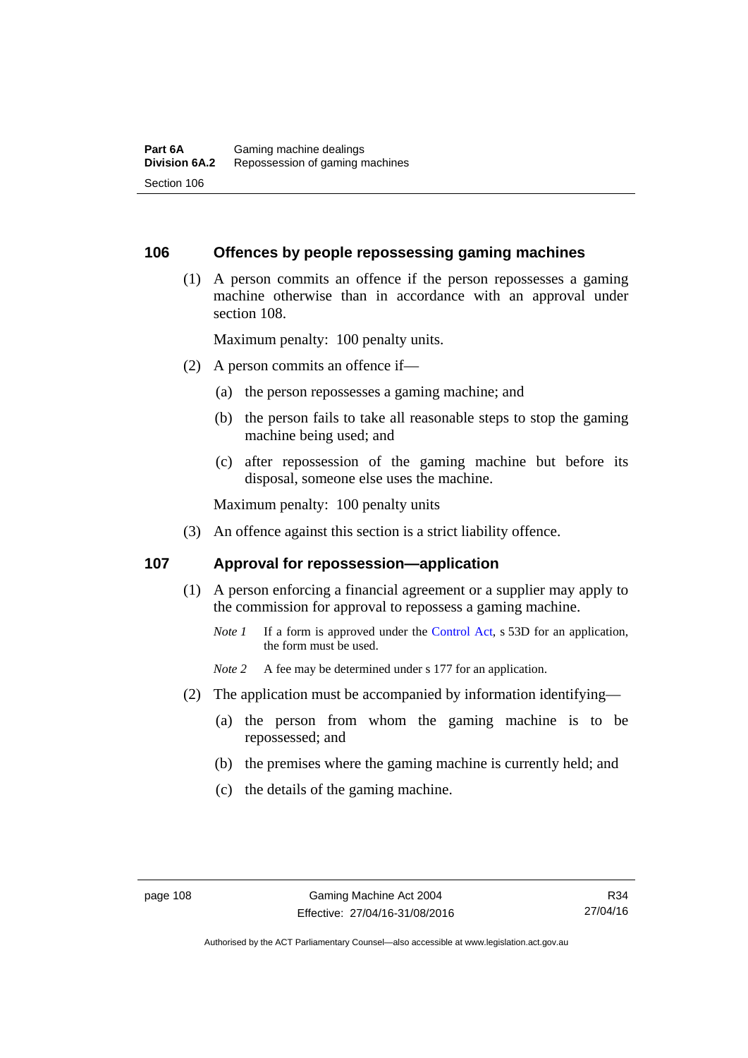## 106 Offences by people repossessing gaming machines

(1) A person commits an offence if the person repossesses a gaming machine otherwise than in accordance with an approval under section 108.

Maximum penalty: 100 penalty units.

(2) A person commits an offence if—

(a) the person repossesses a gaming machine; and

(b) the person fails to take all reasonable steps to stop the gaming machine being used; and

(c) after repossession of the gaming machine but before its disposal, someone else uses the machine.

Maximum penalty: 100 penalty units

(3) An offence against this section is a strict liability offence.

## 107 Approval for repossession—application

(1) A person enforcing a financial agreement or a supplier may apply to the commission for approval to repossess a gaming machine.

*Note 1* If a form is approved under the Control Act, s 53D for an application, the form must be used.

*Note 2* A fee may be determined under s 177 for an application.

(2) The application must be accompanied by information identifying—

(a) the person from whom the gaming machine is to be repossessed; and

(b) the premises where the gaming machine is currently held; and

(c) the details of the gaming machine.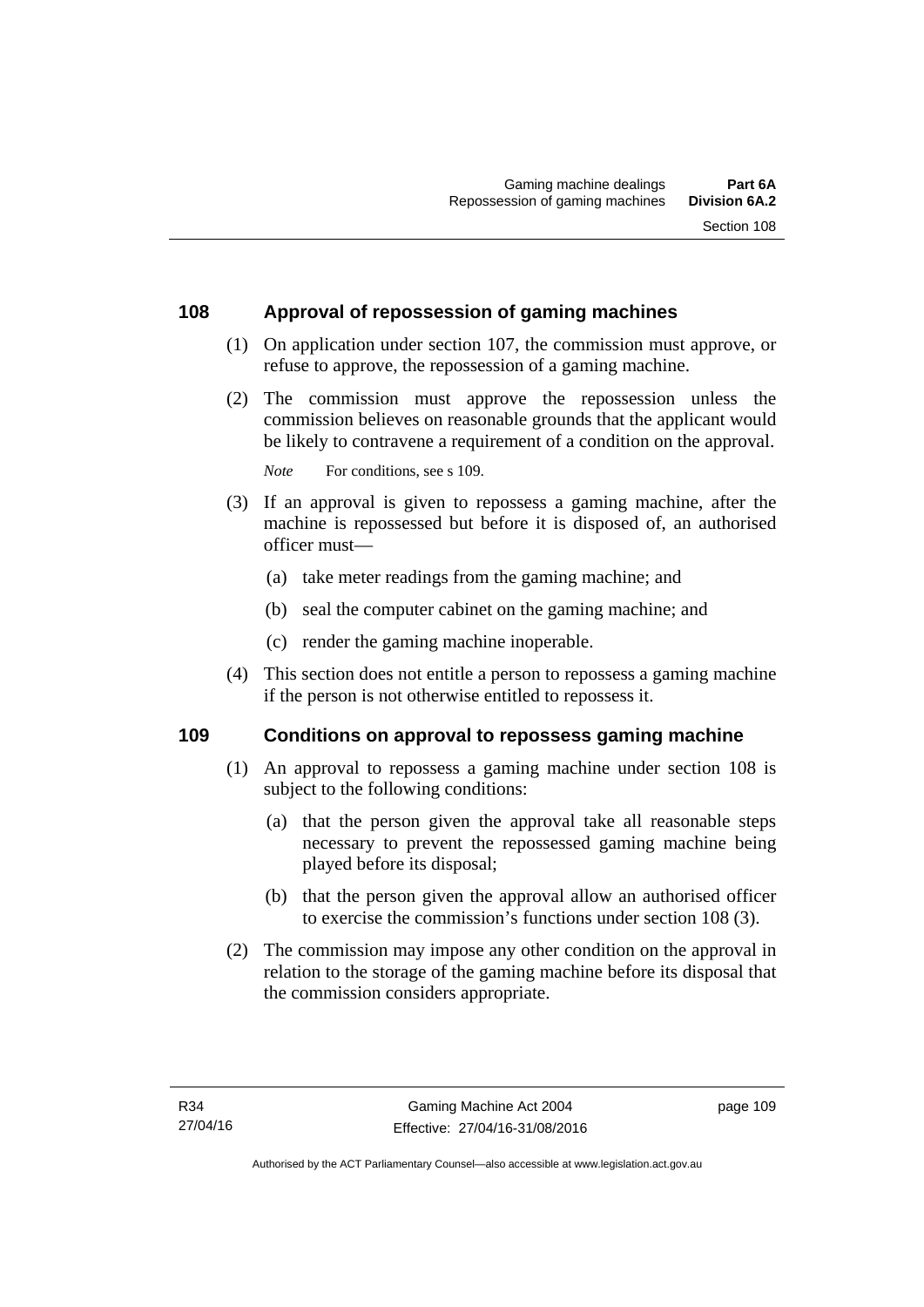## 108 Approval of repossession of gaming machines

(1) On application under section 107, the commission must approve, or refuse to approve, the repossession of a gaming machine.

(2) The commission must approve the repossession unless the commission believes on reasonable grounds that the applicant would be likely to contravene a requirement of a condition on the approval.

*Note* For conditions, see s 109.

(3) If an approval is given to repossess a gaming machine, after the machine is repossessed but before it is disposed of, an authorised officer must—

- (a) take meter readings from the gaming machine; and
- (b) seal the computer cabinet on the gaming machine; and
- (c) render the gaming machine inoperable.

(4) This section does not entitle a person to repossess a gaming machine if the person is not otherwise entitled to repossess it.

## 109 Conditions on approval to repossess gaming machine

(1) An approval to repossess a gaming machine under section 108 is subject to the following conditions:

- (a) that the person given the approval take all reasonable steps necessary to prevent the repossessed gaming machine being played before its disposal;
- (b) that the person given the approval allow an authorised officer to exercise the commission's functions under section 108 (3).

(2) The commission may impose any other condition on the approval in relation to the storage of the gaming machine before its disposal that the commission considers appropriate.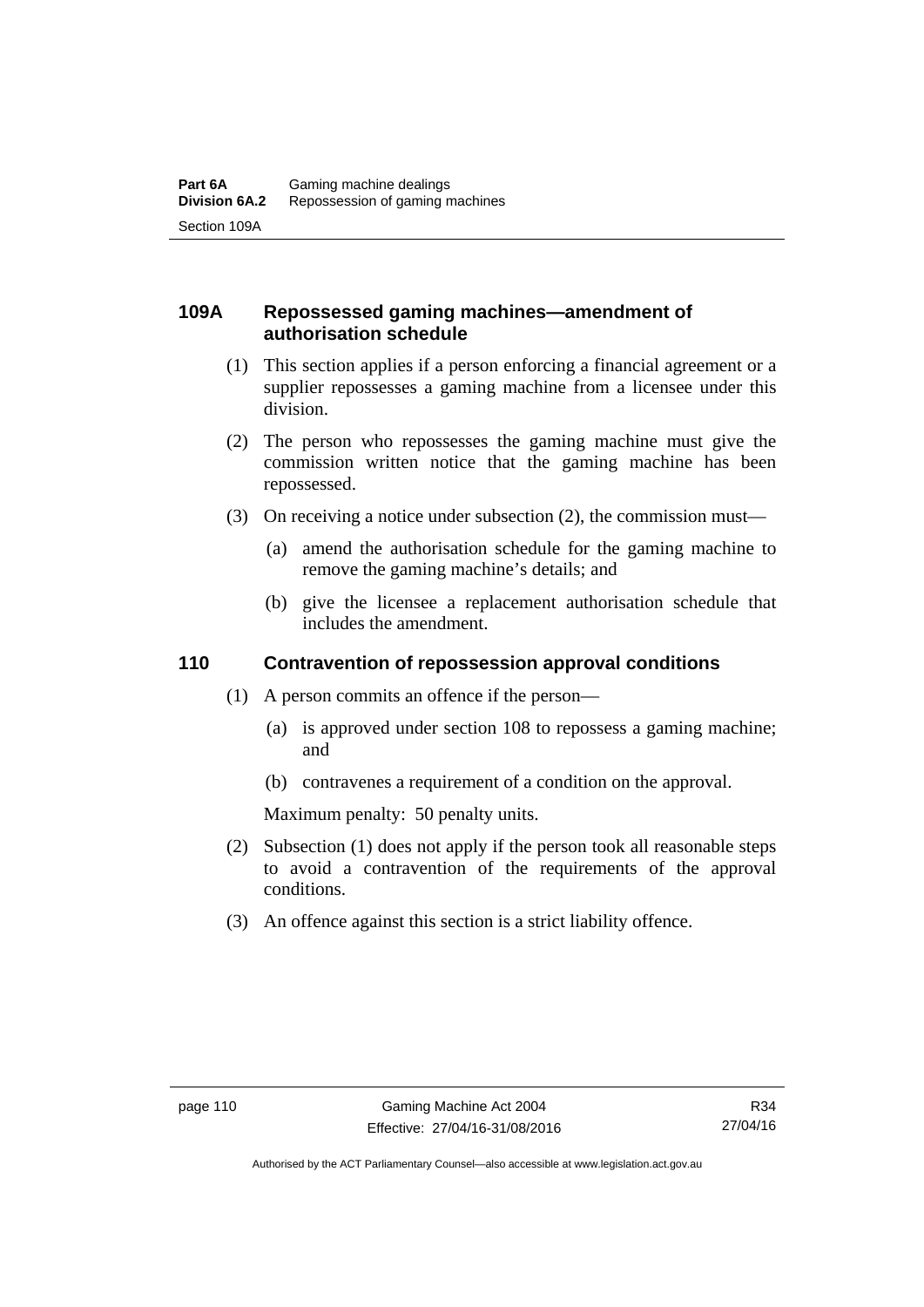### 109A Repossessed gaming machines—amendment of authorisation schedule

(1) This section applies if a person enforcing a financial agreement or a supplier repossesses a gaming machine from a licensee under this division.

(2) The person who repossesses the gaming machine must give the commission written notice that the gaming machine has been repossessed.

(3) On receiving a notice under subsection (2), the commission must—

(a) amend the authorisation schedule for the gaming machine to remove the gaming machine's details; and

(b) give the licensee a replacement authorisation schedule that includes the amendment.

### 110 Contravention of repossession approval conditions

(1) A person commits an offence if the person—

(a) is approved under section 108 to repossess a gaming machine; and

(b) contravenes a requirement of a condition on the approval.

Maximum penalty: 50 penalty units.

(2) Subsection (1) does not apply if the person took all reasonable steps to avoid a contravention of the requirements of the approval conditions.

(3) An offence against this section is a strict liability offence.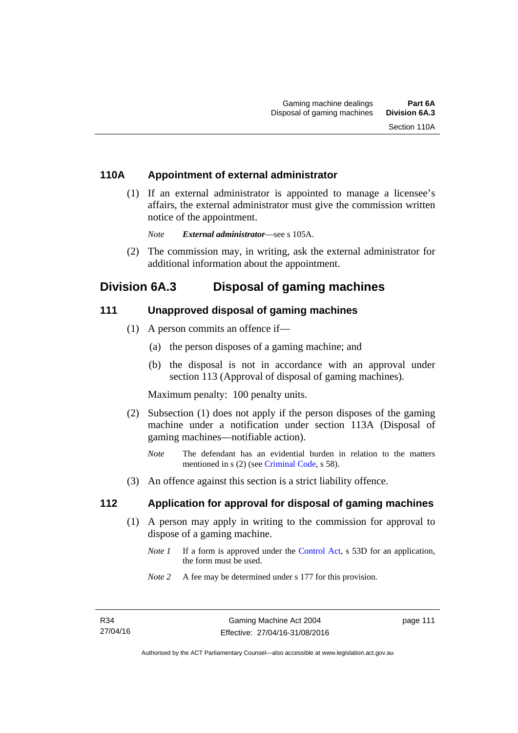### 110A Appointment of external administrator

(1) If an external administrator is appointed to manage a licensee's affairs, the external administrator must give the commission written notice of the appointment.

*Note* ***External administrator***—see s 105A.

(2) The commission may, in writing, ask the external administrator for additional information about the appointment.

## Division 6A.3 Disposal of gaming machines

### 111 Unapproved disposal of gaming machines

(1) A person commits an offence if—

(a) the person disposes of a gaming machine; and

(b) the disposal is not in accordance with an approval under section 113 (Approval of disposal of gaming machines).

Maximum penalty: 100 penalty units.

(2) Subsection (1) does not apply if the person disposes of the gaming machine under a notification under section 113A (Disposal of gaming machines—notifiable action).

*Note* The defendant has an evidential burden in relation to the matters mentioned in s (2) (see Criminal Code, s 58).

(3) An offence against this section is a strict liability offence.

### 112 Application for approval for disposal of gaming machines

(1) A person may apply in writing to the commission for approval to dispose of a gaming machine.

*Note 1* If a form is approved under the Control Act, s 53D for an application, the form must be used.

*Note 2* A fee may be determined under s 177 for this provision.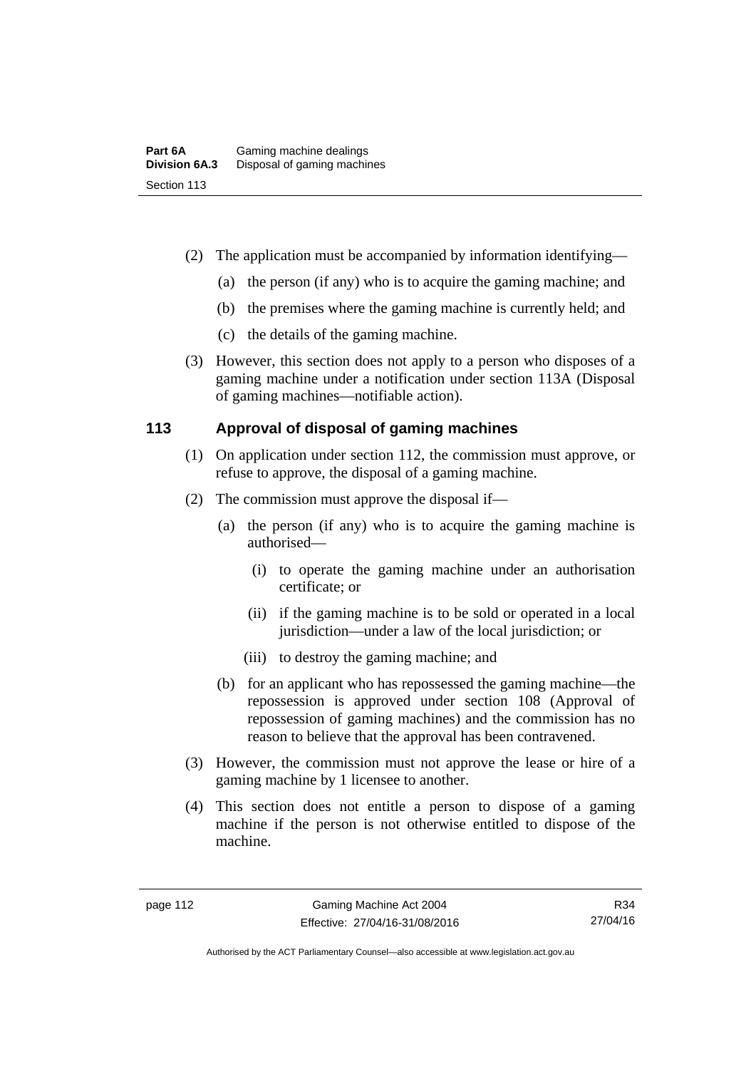(2) The application must be accompanied by information identifying—

(a) the person (if any) who is to acquire the gaming machine; and

(b) the premises where the gaming machine is currently held; and

(c) the details of the gaming machine.

(3) However, this section does not apply to a person who disposes of a gaming machine under a notification under section 113A (Disposal of gaming machines—notifiable action).

### 113 Approval of disposal of gaming machines

(1) On application under section 112, the commission must approve, or refuse to approve, the disposal of a gaming machine.

(2) The commission must approve the disposal if—

(a) the person (if any) who is to acquire the gaming machine is authorised—

(i) to operate the gaming machine under an authorisation certificate; or

(ii) if the gaming machine is to be sold or operated in a local jurisdiction—under a law of the local jurisdiction; or

(iii) to destroy the gaming machine; and

(b) for an applicant who has repossessed the gaming machine—the repossession is approved under section 108 (Approval of repossession of gaming machines) and the commission has no reason to believe that the approval has been contravened.

(3) However, the commission must not approve the lease or hire of a gaming machine by 1 licensee to another.

(4) This section does not entitle a person to dispose of a gaming machine if the person is not otherwise entitled to dispose of the machine.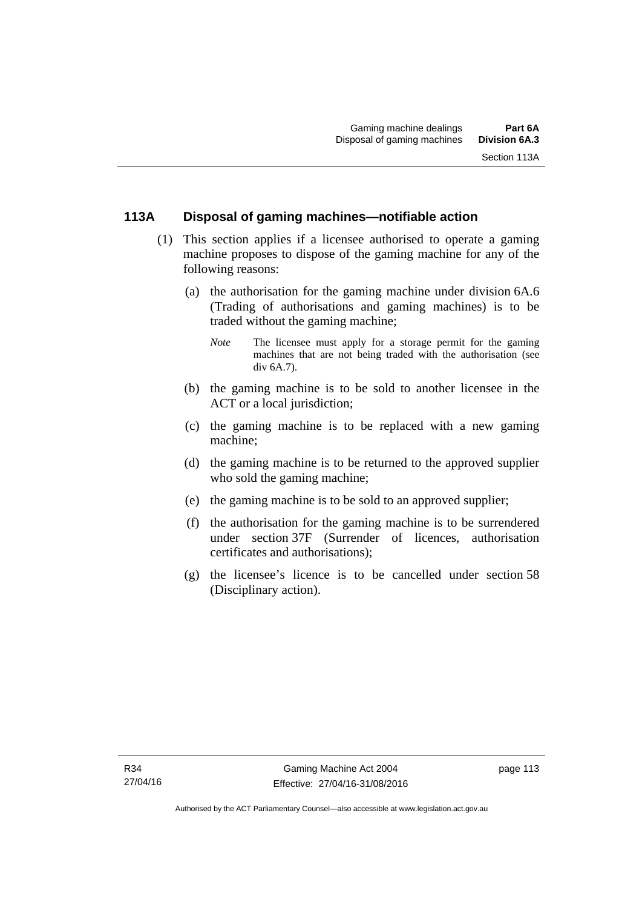## 113A Disposal of gaming machines—notifiable action

(1) This section applies if a licensee authorised to operate a gaming machine proposes to dispose of the gaming machine for any of the following reasons:

(a) the authorisation for the gaming machine under division 6A.6 (Trading of authorisations and gaming machines) is to be traded without the gaming machine;

*Note* The licensee must apply for a storage permit for the gaming machines that are not being traded with the authorisation (see div 6A.7).

(b) the gaming machine is to be sold to another licensee in the ACT or a local jurisdiction;

(c) the gaming machine is to be replaced with a new gaming machine;

(d) the gaming machine is to be returned to the approved supplier who sold the gaming machine;

(e) the gaming machine is to be sold to an approved supplier;

(f) the authorisation for the gaming machine is to be surrendered under section 37F (Surrender of licences, authorisation certificates and authorisations);

(g) the licensee's licence is to be cancelled under section 58 (Disciplinary action).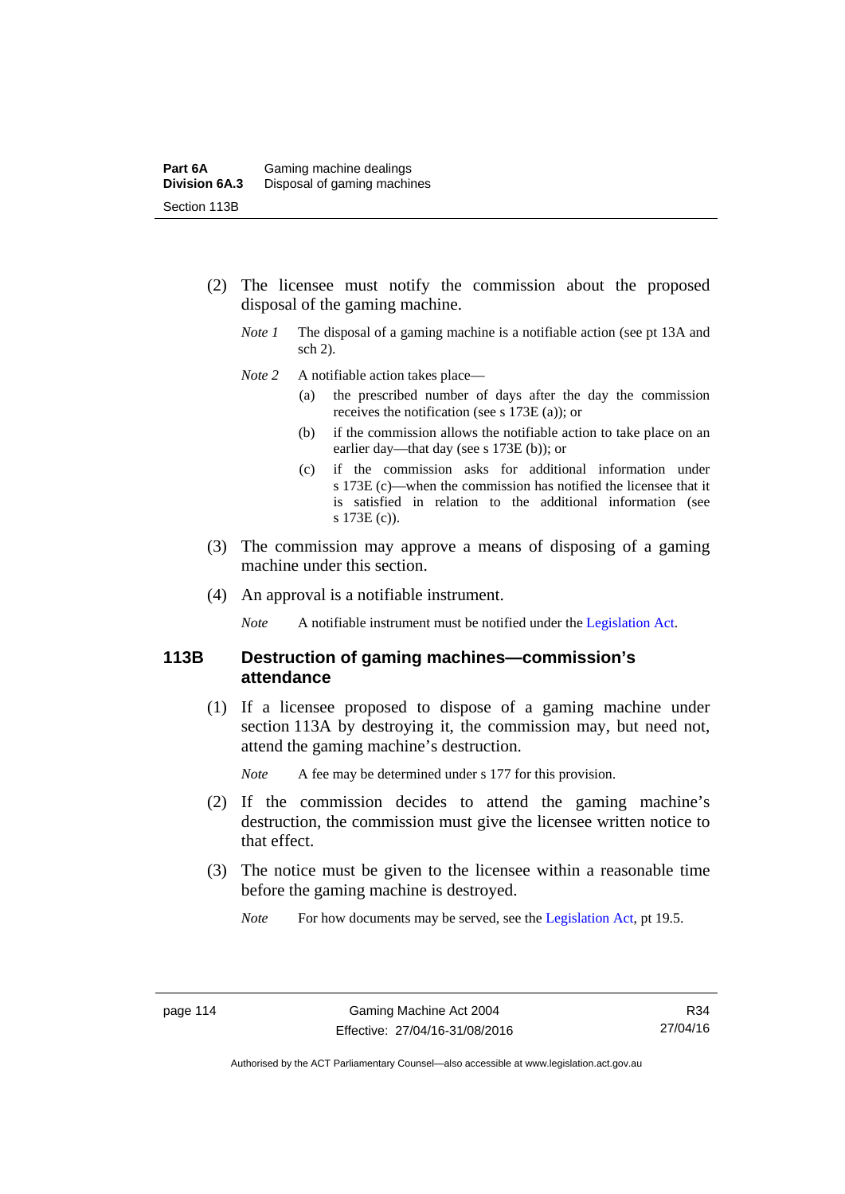(2) The licensee must notify the commission about the proposed disposal of the gaming machine.

*Note 1* The disposal of a gaming machine is a notifiable action (see pt 13A and sch 2).

*Note 2* A notifiable action takes place—

(a) the prescribed number of days after the day the commission receives the notification (see s 173E (a)); or

(b) if the commission allows the notifiable action to take place on an earlier day—that day (see s 173E (b)); or

(c) if the commission asks for additional information under s 173E (c)—when the commission has notified the licensee that it is satisfied in relation to the additional information (see s 173E (c)).

(3) The commission may approve a means of disposing of a gaming machine under this section.

(4) An approval is a notifiable instrument.

*Note* A notifiable instrument must be notified under the Legislation Act.

## 113B Destruction of gaming machines—commission's attendance

(1) If a licensee proposed to dispose of a gaming machine under section 113A by destroying it, the commission may, but need not, attend the gaming machine's destruction.

*Note* A fee may be determined under s 177 for this provision.

(2) If the commission decides to attend the gaming machine's destruction, the commission must give the licensee written notice to that effect.

(3) The notice must be given to the licensee within a reasonable time before the gaming machine is destroyed.

*Note* For how documents may be served, see the Legislation Act, pt 19.5.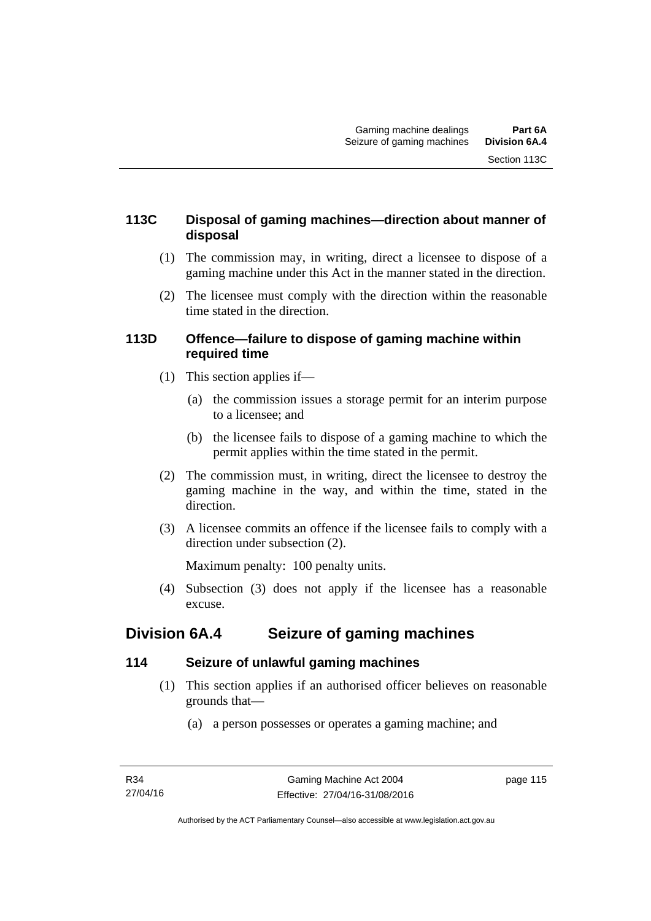### 113C Disposal of gaming machines—direction about manner of disposal

(1) The commission may, in writing, direct a licensee to dispose of a gaming machine under this Act in the manner stated in the direction.

(2) The licensee must comply with the direction within the reasonable time stated in the direction.

### 113D Offence—failure to dispose of gaming machine within required time

(1) This section applies if—

(a) the commission issues a storage permit for an interim purpose to a licensee; and

(b) the licensee fails to dispose of a gaming machine to which the permit applies within the time stated in the permit.

(2) The commission must, in writing, direct the licensee to destroy the gaming machine in the way, and within the time, stated in the direction.

(3) A licensee commits an offence if the licensee fails to comply with a direction under subsection (2).

Maximum penalty: 100 penalty units.

(4) Subsection (3) does not apply if the licensee has a reasonable excuse.

## Division 6A.4 Seizure of gaming machines

### 114 Seizure of unlawful gaming machines

(1) This section applies if an authorised officer believes on reasonable grounds that—

(a) a person possesses or operates a gaming machine; and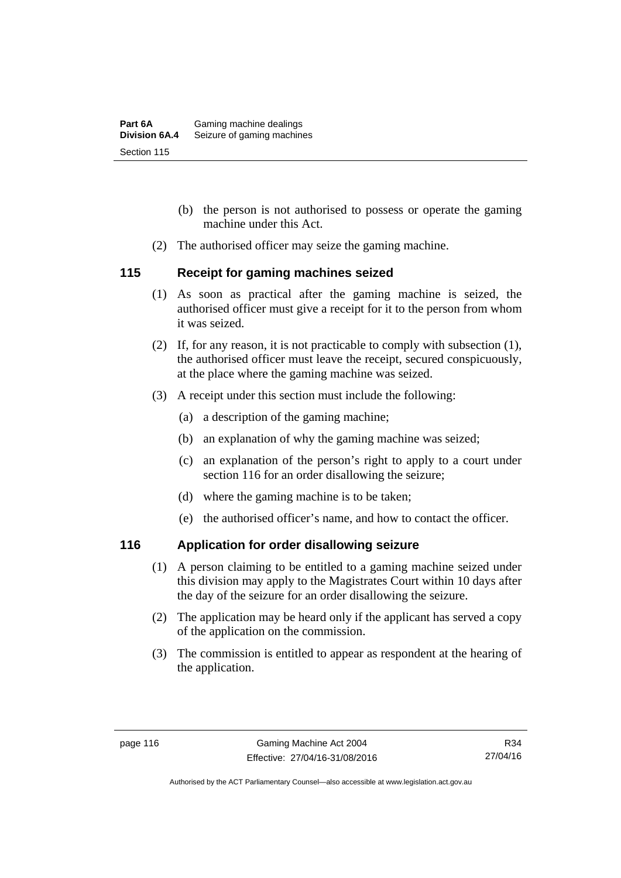(b) the person is not authorised to possess or operate the gaming machine under this Act.

(2) The authorised officer may seize the gaming machine.

## 115 Receipt for gaming machines seized

(1) As soon as practical after the gaming machine is seized, the authorised officer must give a receipt for it to the person from whom it was seized.

(2) If, for any reason, it is not practicable to comply with subsection (1), the authorised officer must leave the receipt, secured conspicuously, at the place where the gaming machine was seized.

(3) A receipt under this section must include the following:

(a) a description of the gaming machine;

(b) an explanation of why the gaming machine was seized;

(c) an explanation of the person's right to apply to a court under section 116 for an order disallowing the seizure;

(d) where the gaming machine is to be taken;

(e) the authorised officer's name, and how to contact the officer.

## 116 Application for order disallowing seizure

(1) A person claiming to be entitled to a gaming machine seized under this division may apply to the Magistrates Court within 10 days after the day of the seizure for an order disallowing the seizure.

(2) The application may be heard only if the applicant has served a copy of the application on the commission.

(3) The commission is entitled to appear as respondent at the hearing of the application.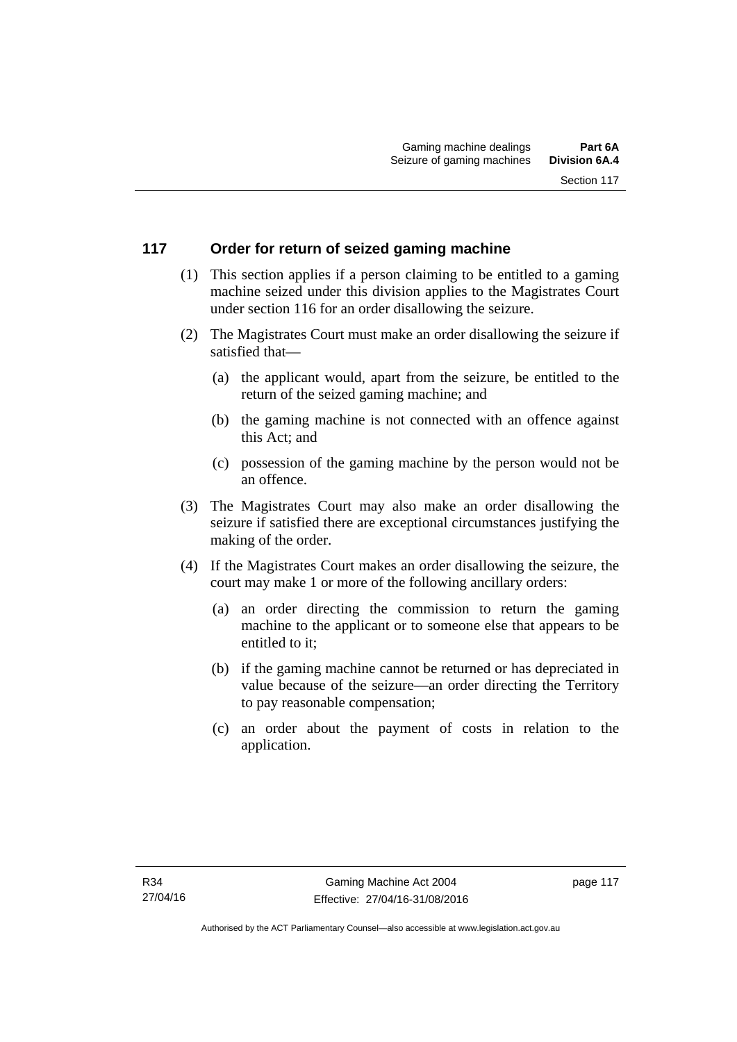## 117 Order for return of seized gaming machine

(1) This section applies if a person claiming to be entitled to a gaming machine seized under this division applies to the Magistrates Court under section 116 for an order disallowing the seizure.

(2) The Magistrates Court must make an order disallowing the seizure if satisfied that—

(a) the applicant would, apart from the seizure, be entitled to the return of the seized gaming machine; and

(b) the gaming machine is not connected with an offence against this Act; and

(c) possession of the gaming machine by the person would not be an offence.

(3) The Magistrates Court may also make an order disallowing the seizure if satisfied there are exceptional circumstances justifying the making of the order.

(4) If the Magistrates Court makes an order disallowing the seizure, the court may make 1 or more of the following ancillary orders:

(a) an order directing the commission to return the gaming machine to the applicant or to someone else that appears to be entitled to it;

(b) if the gaming machine cannot be returned or has depreciated in value because of the seizure—an order directing the Territory to pay reasonable compensation;

(c) an order about the payment of costs in relation to the application.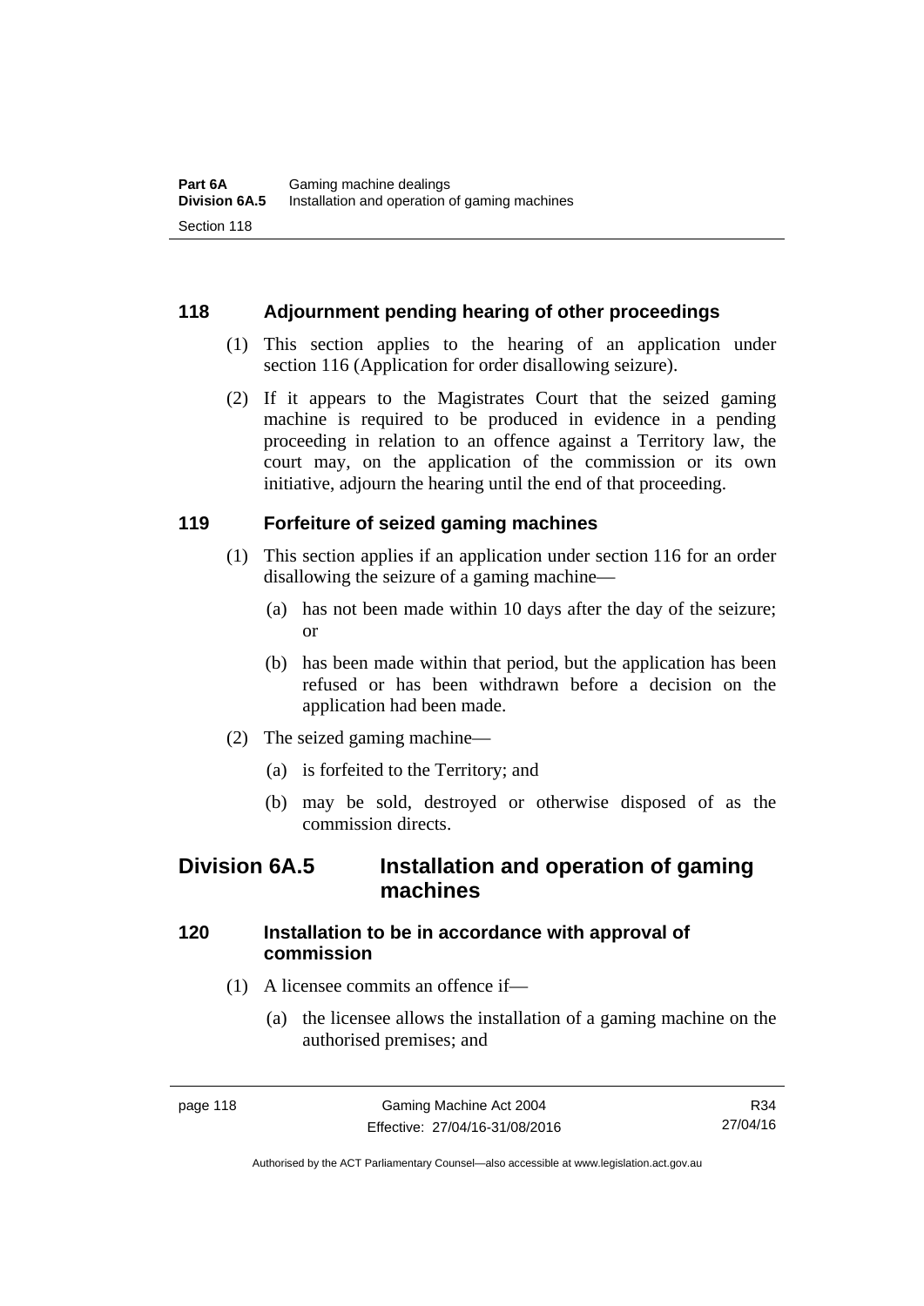### 118 Adjournment pending hearing of other proceedings

(1) This section applies to the hearing of an application under section 116 (Application for order disallowing seizure).

(2) If it appears to the Magistrates Court that the seized gaming machine is required to be produced in evidence in a pending proceeding in relation to an offence against a Territory law, the court may, on the application of the commission or its own initiative, adjourn the hearing until the end of that proceeding.

### 119 Forfeiture of seized gaming machines

(1) This section applies if an application under section 116 for an order disallowing the seizure of a gaming machine—

(a) has not been made within 10 days after the day of the seizure; or

(b) has been made within that period, but the application has been refused or has been withdrawn before a decision on the application had been made.

(2) The seized gaming machine—

(a) is forfeited to the Territory; and

(b) may be sold, destroyed or otherwise disposed of as the commission directs.

## Division 6A.5 Installation and operation of gaming machines

### 120 Installation to be in accordance with approval of commission

(1) A licensee commits an offence if—

(a) the licensee allows the installation of a gaming machine on the authorised premises; and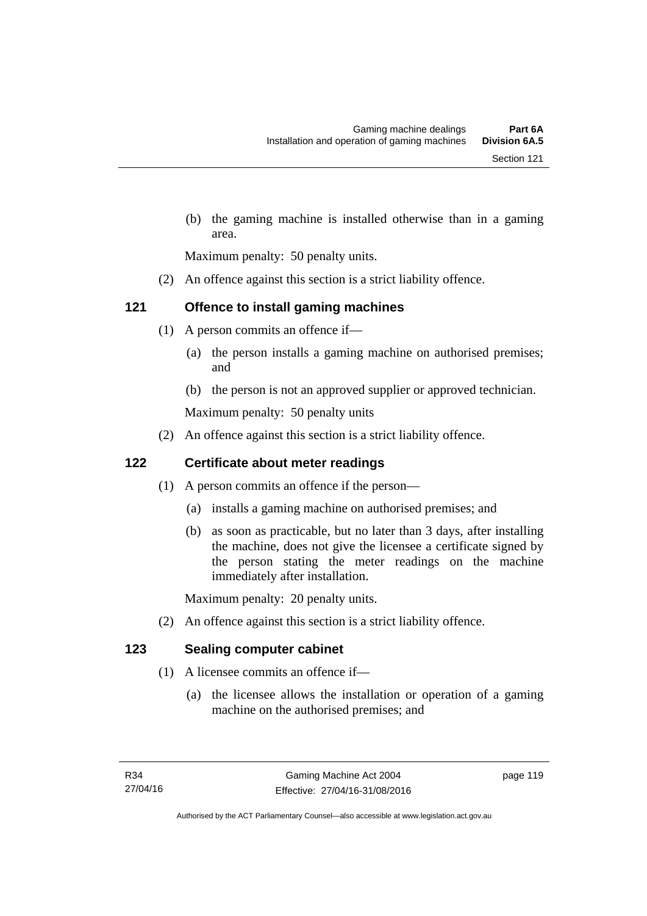(b) the gaming machine is installed otherwise than in a gaming area.

Maximum penalty: 50 penalty units.

(2) An offence against this section is a strict liability offence.

### 121 Offence to install gaming machines

(1) A person commits an offence if—

(a) the person installs a gaming machine on authorised premises; and

(b) the person is not an approved supplier or approved technician.

Maximum penalty: 50 penalty units

(2) An offence against this section is a strict liability offence.

### 122 Certificate about meter readings

(1) A person commits an offence if the person—

(a) installs a gaming machine on authorised premises; and

(b) as soon as practicable, but no later than 3 days, after installing the machine, does not give the licensee a certificate signed by the person stating the meter readings on the machine immediately after installation.

Maximum penalty: 20 penalty units.

(2) An offence against this section is a strict liability offence.

### 123 Sealing computer cabinet

(1) A licensee commits an offence if—

(a) the licensee allows the installation or operation of a gaming machine on the authorised premises; and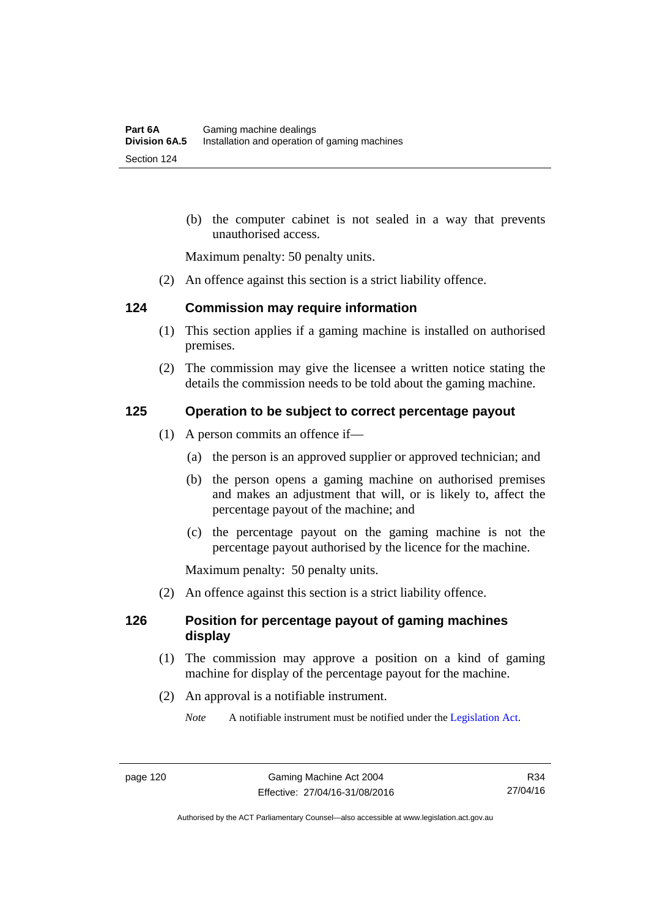(b) the computer cabinet is not sealed in a way that prevents unauthorised access.

Maximum penalty: 50 penalty units.

(2) An offence against this section is a strict liability offence.

## 124 Commission may require information

(1) This section applies if a gaming machine is installed on authorised premises.

(2) The commission may give the licensee a written notice stating the details the commission needs to be told about the gaming machine.

## 125 Operation to be subject to correct percentage payout

(1) A person commits an offence if—

(a) the person is an approved supplier or approved technician; and

(b) the person opens a gaming machine on authorised premises and makes an adjustment that will, or is likely to, affect the percentage payout of the machine; and

(c) the percentage payout on the gaming machine is not the percentage payout authorised by the licence for the machine.

Maximum penalty: 50 penalty units.

(2) An offence against this section is a strict liability offence.

## 126 Position for percentage payout of gaming machines display

(1) The commission may approve a position on a kind of gaming machine for display of the percentage payout for the machine.

(2) An approval is a notifiable instrument.

*Note* A notifiable instrument must be notified under the Legislation Act.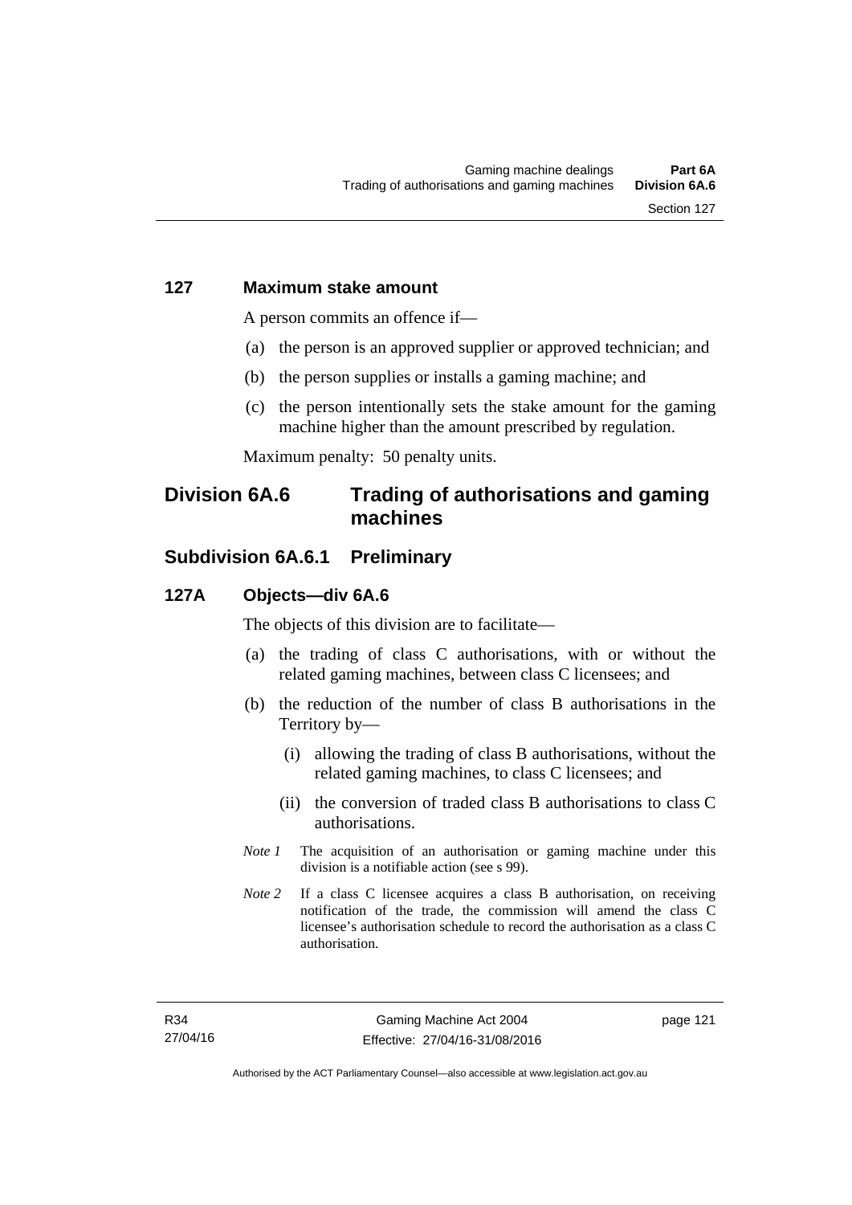### 127 Maximum stake amount

A person commits an offence if—

(a) the person is an approved supplier or approved technician; and

(b) the person supplies or installs a gaming machine; and

(c) the person intentionally sets the stake amount for the gaming machine higher than the amount prescribed by regulation.

Maximum penalty: 50 penalty units.

## Division 6A.6 Trading of authorisations and gaming machines

## Subdivision 6A.6.1 Preliminary

### 127A Objects—div 6A.6

The objects of this division are to facilitate—

(a) the trading of class C authorisations, with or without the related gaming machines, between class C licensees; and

(b) the reduction of the number of class B authorisations in the Territory by—

  (i) allowing the trading of class B authorisations, without the related gaming machines, to class C licensees; and

  (ii) the conversion of traded class B authorisations to class C authorisations.

*Note 1* The acquisition of an authorisation or gaming machine under this division is a notifiable action (see s 99).

*Note 2* If a class C licensee acquires a class B authorisation, on receiving notification of the trade, the commission will amend the class C licensee's authorisation schedule to record the authorisation as a class C authorisation.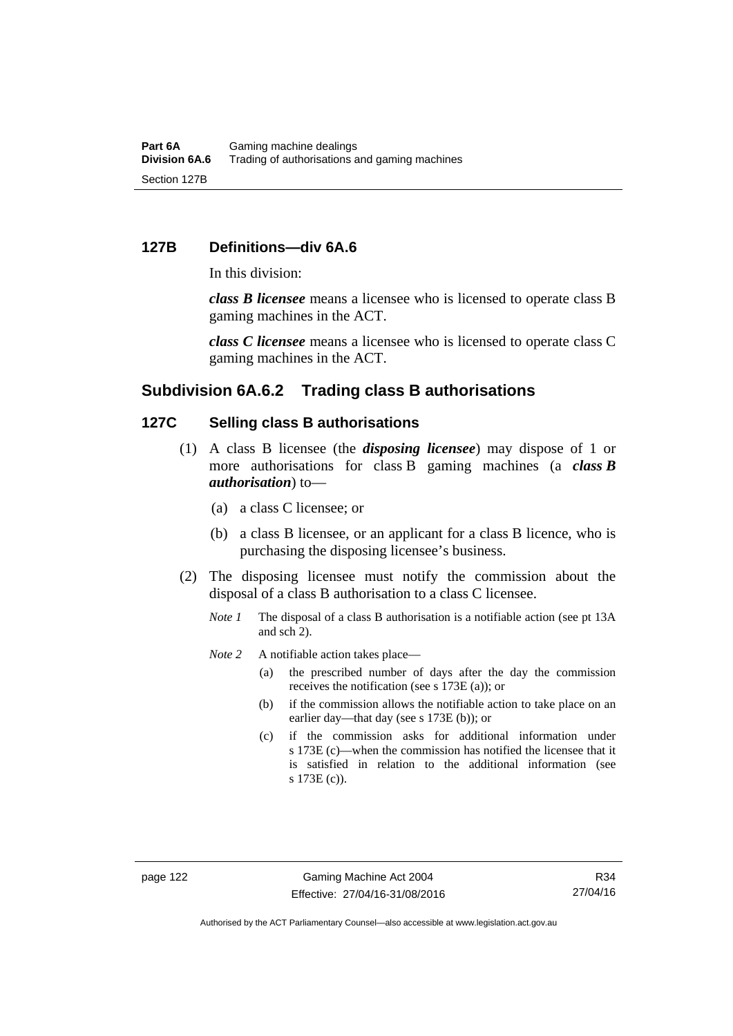### 127B Definitions—div 6A.6

In this division:

***class B licensee*** means a licensee who is licensed to operate class B gaming machines in the ACT.

***class C licensee*** means a licensee who is licensed to operate class C gaming machines in the ACT.

## Subdivision 6A.6.2 Trading class B authorisations

### 127C Selling class B authorisations

(1) A class B licensee (the ***disposing licensee***) may dispose of 1 or more authorisations for class B gaming machines (a ***class B authorisation***) to—

   (a) a class C licensee; or

   (b) a class B licensee, or an applicant for a class B licence, who is purchasing the disposing licensee's business.

(2) The disposing licensee must notify the commission about the disposal of a class B authorisation to a class C licensee.

   *Note 1* The disposal of a class B authorisation is a notifiable action (see pt 13A and sch 2).

   *Note 2* A notifiable action takes place—

   (a) the prescribed number of days after the day the commission receives the notification (see s 173E (a)); or

   (b) if the commission allows the notifiable action to take place on an earlier day—that day (see s 173E (b)); or

   (c) if the commission asks for additional information under s 173E (c)—when the commission has notified the licensee that it is satisfied in relation to the additional information (see s 173E (c)).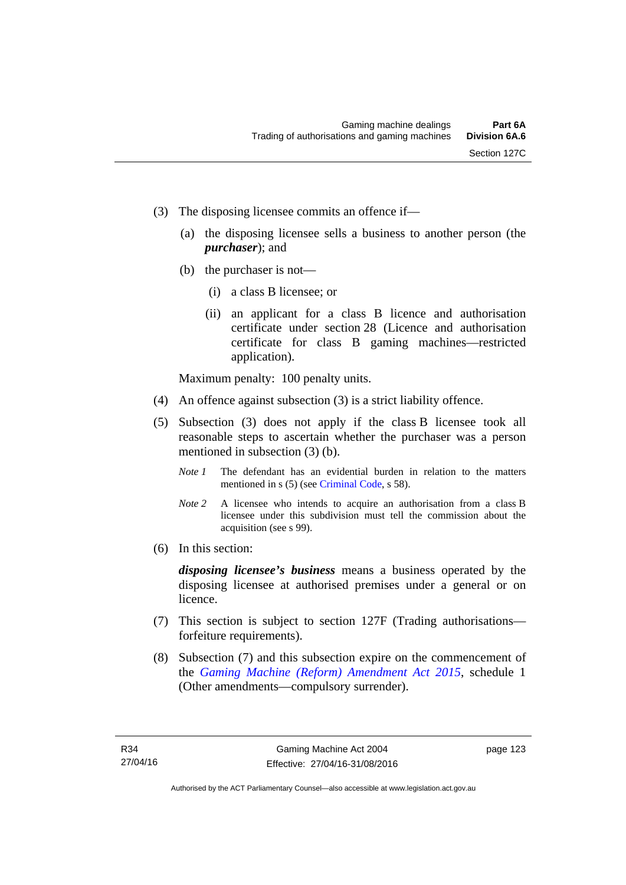(3) The disposing licensee commits an offence if—

 (a) the disposing licensee sells a business to another person (the ***purchaser***); and

 (b) the purchaser is not—

  (i) a class B licensee; or

  (ii) an applicant for a class B licence and authorisation certificate under section 28 (Licence and authorisation certificate for class B gaming machines—restricted application).

Maximum penalty: 100 penalty units.

(4) An offence against subsection (3) is a strict liability offence.

(5) Subsection (3) does not apply if the class B licensee took all reasonable steps to ascertain whether the purchaser was a person mentioned in subsection (3) (b).

*Note 1* The defendant has an evidential burden in relation to the matters mentioned in s (5) (see Criminal Code, s 58).

*Note 2* A licensee who intends to acquire an authorisation from a class B licensee under this subdivision must tell the commission about the acquisition (see s 99).

(6) In this section:

***disposing licensee's business*** means a business operated by the disposing licensee at authorised premises under a general or on licence.

(7) This section is subject to section 127F (Trading authorisations—forfeiture requirements).

(8) Subsection (7) and this subsection expire on the commencement of the *Gaming Machine (Reform) Amendment Act 2015*, schedule 1 (Other amendments—compulsory surrender).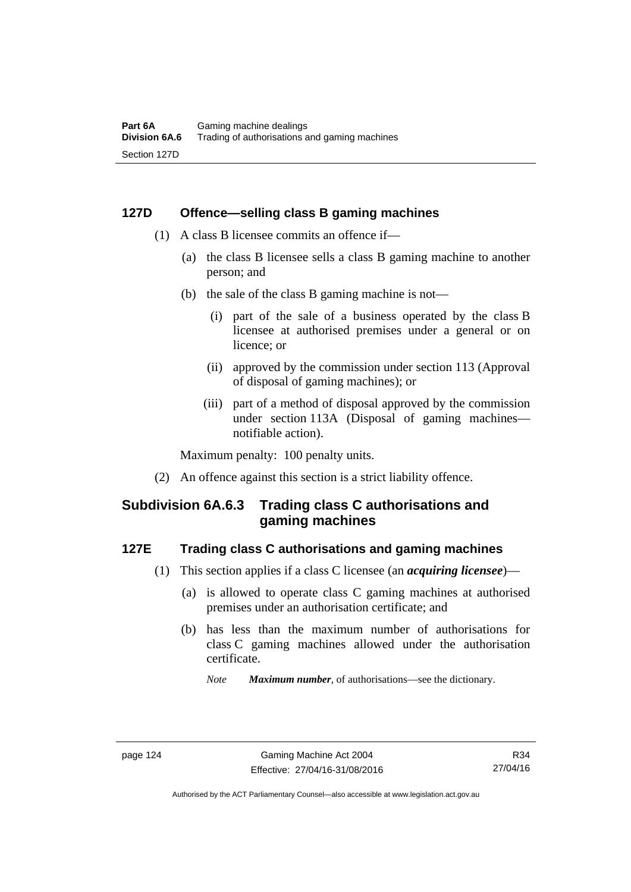### 127D Offence—selling class B gaming machines

(1) A class B licensee commits an offence if—

(a) the class B licensee sells a class B gaming machine to another person; and

(b) the sale of the class B gaming machine is not—

(i) part of the sale of a business operated by the class B licensee at authorised premises under a general or on licence; or

(ii) approved by the commission under section 113 (Approval of disposal of gaming machines); or

(iii) part of a method of disposal approved by the commission under section 113A (Disposal of gaming machines—notifiable action).

Maximum penalty: 100 penalty units.

(2) An offence against this section is a strict liability offence.

## Subdivision 6A.6.3 Trading class C authorisations and gaming machines

### 127E Trading class C authorisations and gaming machines

(1) This section applies if a class C licensee (an ***acquiring licensee***)—

(a) is allowed to operate class C gaming machines at authorised premises under an authorisation certificate; and

(b) has less than the maximum number of authorisations for class C gaming machines allowed under the authorisation certificate.

*Note* ***Maximum number***, of authorisations—see the dictionary.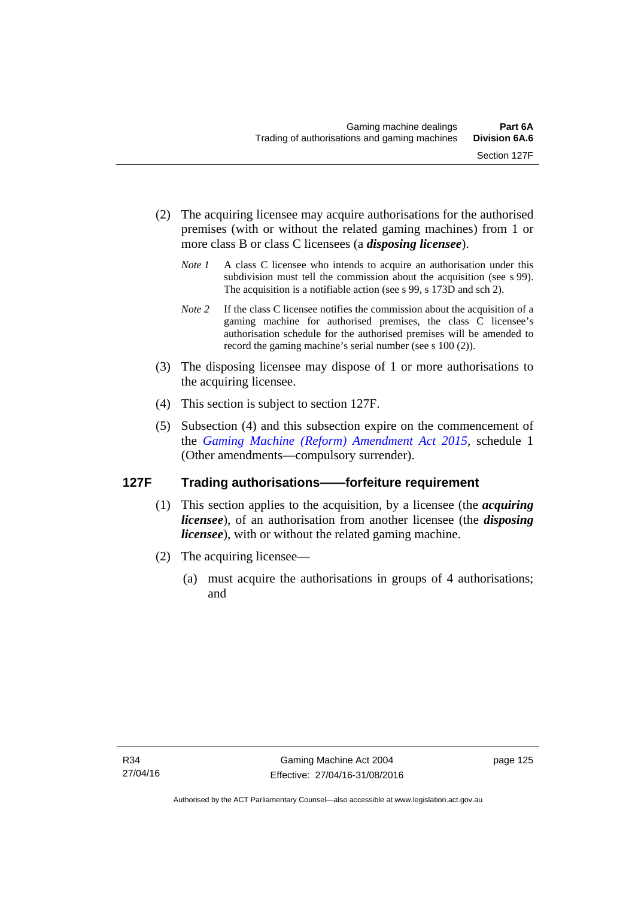(2) The acquiring licensee may acquire authorisations for the authorised premises (with or without the related gaming machines) from 1 or more class B or class C licensees (a ***disposing licensee***).

*Note 1* A class C licensee who intends to acquire an authorisation under this subdivision must tell the commission about the acquisition (see s 99). The acquisition is a notifiable action (see s 99, s 173D and sch 2).

*Note 2* If the class C licensee notifies the commission about the acquisition of a gaming machine for authorised premises, the class C licensee's authorisation schedule for the authorised premises will be amended to record the gaming machine's serial number (see s 100 (2)).

(3) The disposing licensee may dispose of 1 or more authorisations to the acquiring licensee.

(4) This section is subject to section 127F.

(5) Subsection (4) and this subsection expire on the commencement of the *Gaming Machine (Reform) Amendment Act 2015*, schedule 1 (Other amendments—compulsory surrender).

### 127F Trading authorisations——forfeiture requirement

(1) This section applies to the acquisition, by a licensee (the ***acquiring licensee***), of an authorisation from another licensee (the ***disposing licensee***), with or without the related gaming machine.

(2) The acquiring licensee—

(a) must acquire the authorisations in groups of 4 authorisations; and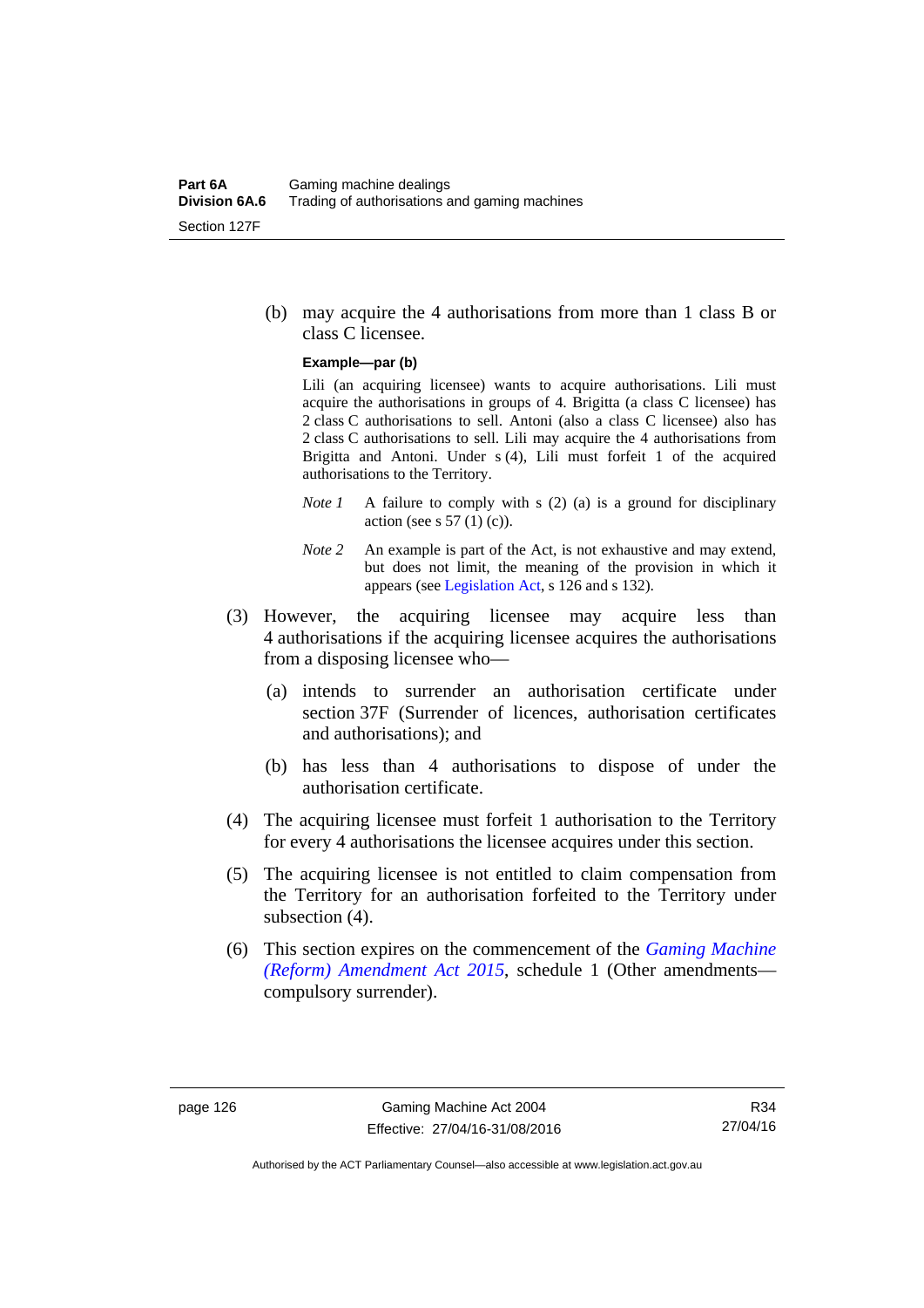(b) may acquire the 4 authorisations from more than 1 class B or class C licensee.

**Example—par (b)**

Lili (an acquiring licensee) wants to acquire authorisations. Lili must acquire the authorisations in groups of 4. Brigitta (a class C licensee) has 2 class C authorisations to sell. Antoni (also a class C licensee) also has 2 class C authorisations to sell. Lili may acquire the 4 authorisations from Brigitta and Antoni. Under s (4), Lili must forfeit 1 of the acquired authorisations to the Territory.

*Note 1* A failure to comply with s (2) (a) is a ground for disciplinary action (see s 57 (1) (c)).

*Note 2* An example is part of the Act, is not exhaustive and may extend, but does not limit, the meaning of the provision in which it appears (see Legislation Act, s 126 and s 132).

(3) However, the acquiring licensee may acquire less than 4 authorisations if the acquiring licensee acquires the authorisations from a disposing licensee who—

(a) intends to surrender an authorisation certificate under section 37F (Surrender of licences, authorisation certificates and authorisations); and

(b) has less than 4 authorisations to dispose of under the authorisation certificate.

(4) The acquiring licensee must forfeit 1 authorisation to the Territory for every 4 authorisations the licensee acquires under this section.

(5) The acquiring licensee is not entitled to claim compensation from the Territory for an authorisation forfeited to the Territory under subsection (4).

(6) This section expires on the commencement of the *Gaming Machine (Reform) Amendment Act 2015*, schedule 1 (Other amendments—compulsory surrender).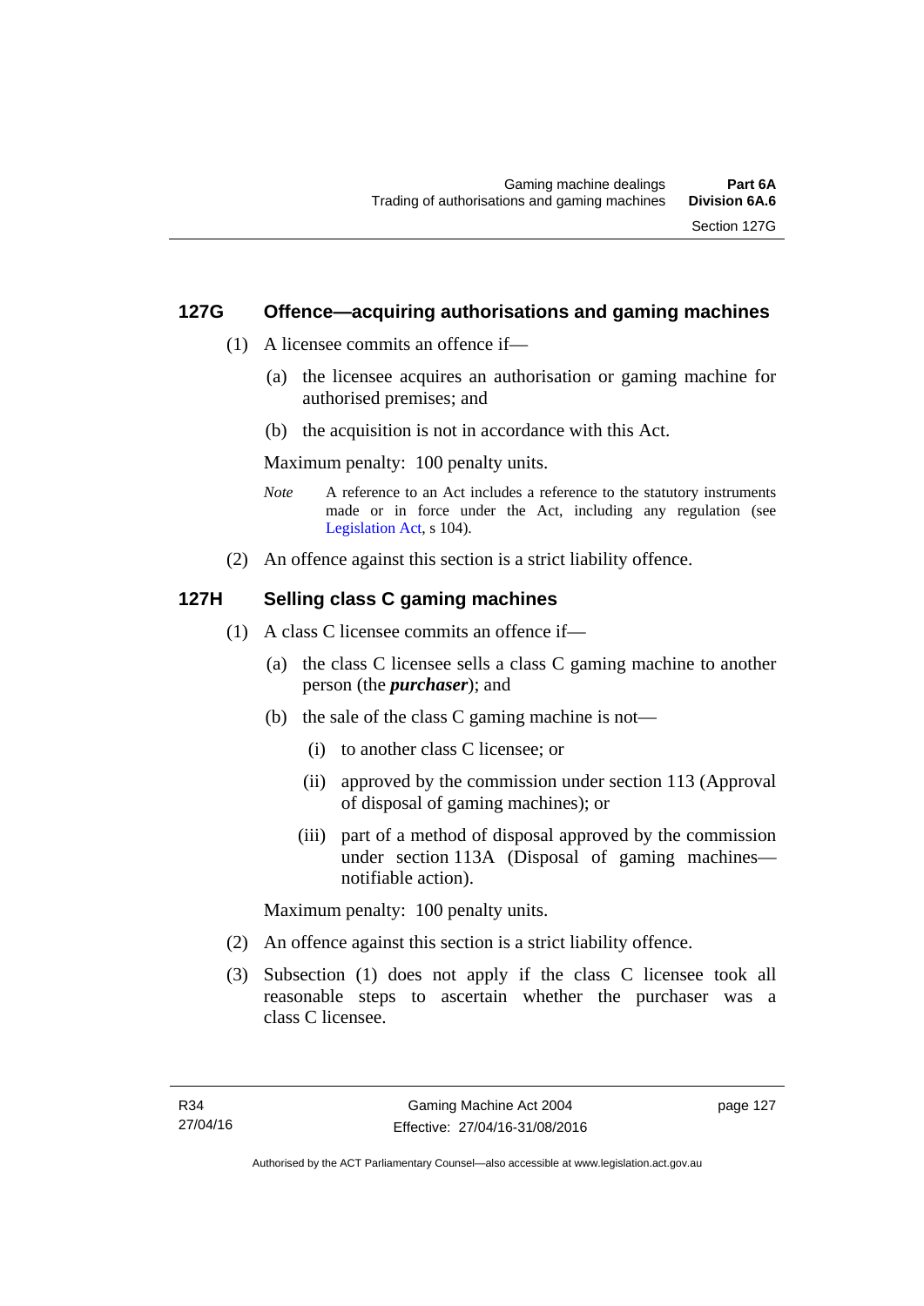## 127G Offence—acquiring authorisations and gaming machines

(1) A licensee commits an offence if—

(a) the licensee acquires an authorisation or gaming machine for authorised premises; and

(b) the acquisition is not in accordance with this Act.

Maximum penalty: 100 penalty units.

*Note* A reference to an Act includes a reference to the statutory instruments made or in force under the Act, including any regulation (see Legislation Act, s 104).

(2) An offence against this section is a strict liability offence.

## 127H Selling class C gaming machines

(1) A class C licensee commits an offence if—

(a) the class C licensee sells a class C gaming machine to another person (the ***purchaser***); and

(b) the sale of the class C gaming machine is not—

(i) to another class C licensee; or

(ii) approved by the commission under section 113 (Approval of disposal of gaming machines); or

(iii) part of a method of disposal approved by the commission under section 113A (Disposal of gaming machines—notifiable action).

Maximum penalty: 100 penalty units.

(2) An offence against this section is a strict liability offence.

(3) Subsection (1) does not apply if the class C licensee took all reasonable steps to ascertain whether the purchaser was a class C licensee.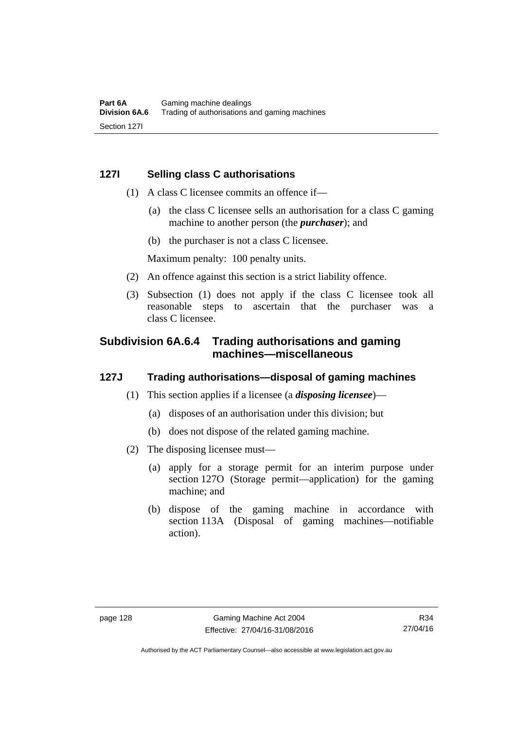### 127I Selling class C authorisations

(1) A class C licensee commits an offence if—

(a) the class C licensee sells an authorisation for a class C gaming machine to another person (the ***purchaser***); and

(b) the purchaser is not a class C licensee.

Maximum penalty: 100 penalty units.

(2) An offence against this section is a strict liability offence.

(3) Subsection (1) does not apply if the class C licensee took all reasonable steps to ascertain that the purchaser was a class C licensee.

## Subdivision 6A.6.4 Trading authorisations and gaming machines—miscellaneous

### 127J Trading authorisations—disposal of gaming machines

(1) This section applies if a licensee (a ***disposing licensee***)—

(a) disposes of an authorisation under this division; but

(b) does not dispose of the related gaming machine.

(2) The disposing licensee must—

(a) apply for a storage permit for an interim purpose under section 127O (Storage permit—application) for the gaming machine; and

(b) dispose of the gaming machine in accordance with section 113A (Disposal of gaming machines—notifiable action).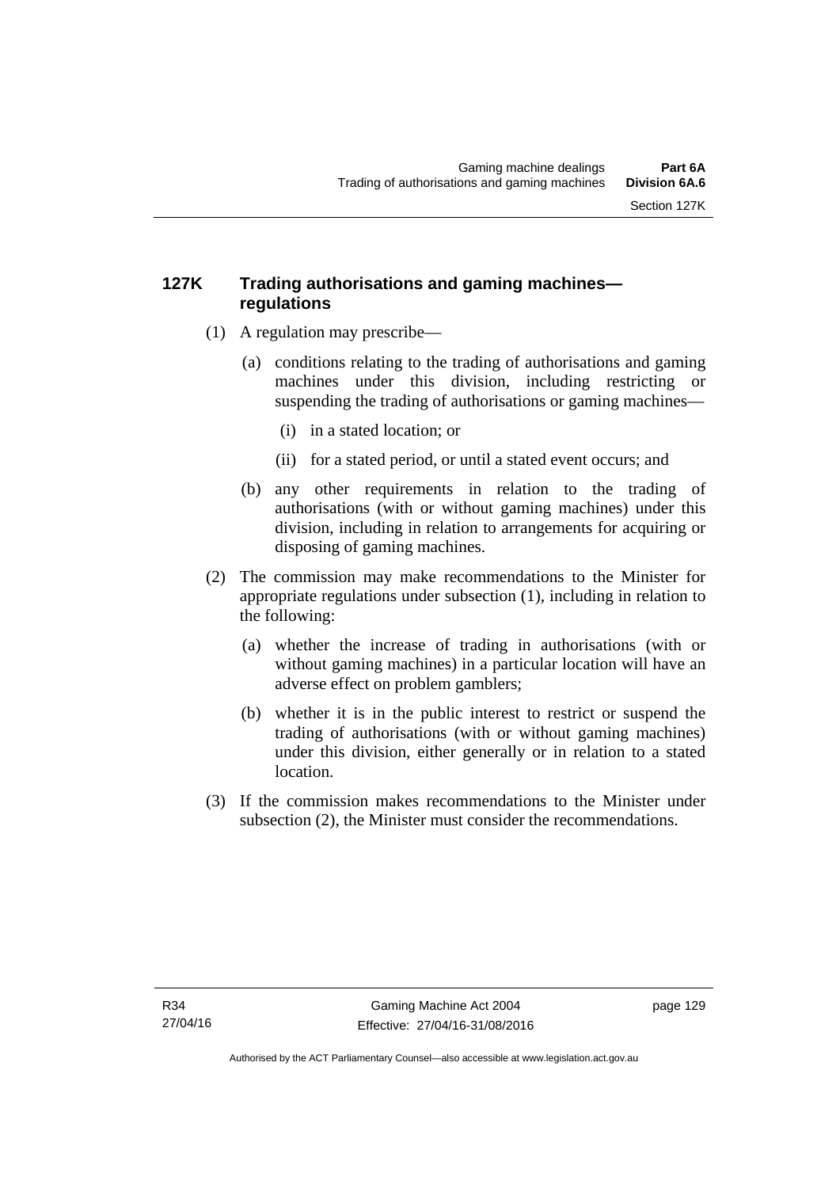### 127K Trading authorisations and gaming machines—regulations

(1) A regulation may prescribe—

(a) conditions relating to the trading of authorisations and gaming machines under this division, including restricting or suspending the trading of authorisations or gaming machines—

(i) in a stated location; or

(ii) for a stated period, or until a stated event occurs; and

(b) any other requirements in relation to the trading of authorisations (with or without gaming machines) under this division, including in relation to arrangements for acquiring or disposing of gaming machines.

(2) The commission may make recommendations to the Minister for appropriate regulations under subsection (1), including in relation to the following:

(a) whether the increase of trading in authorisations (with or without gaming machines) in a particular location will have an adverse effect on problem gamblers;

(b) whether it is in the public interest to restrict or suspend the trading of authorisations (with or without gaming machines) under this division, either generally or in relation to a stated location.

(3) If the commission makes recommendations to the Minister under subsection (2), the Minister must consider the recommendations.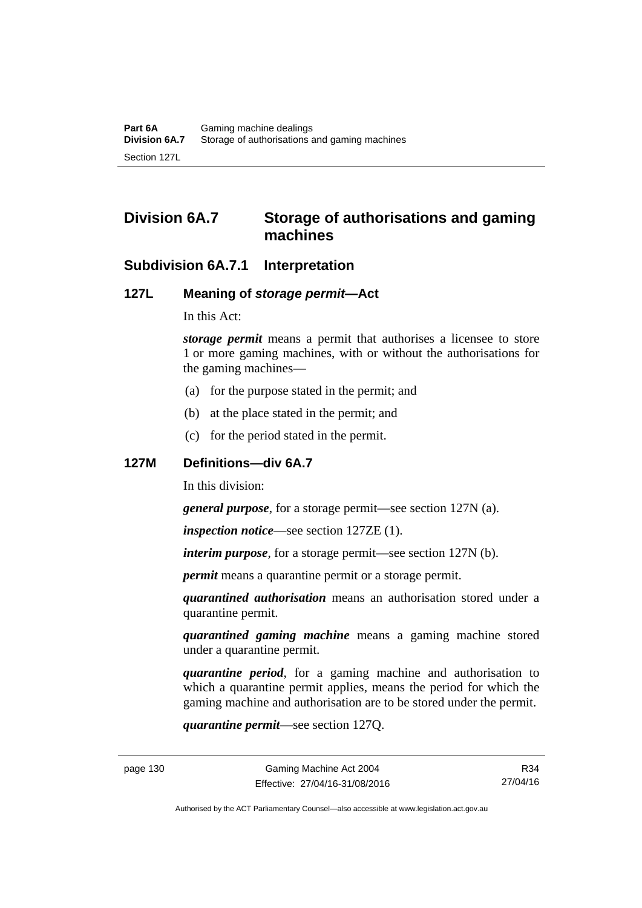## Division 6A.7 Storage of authorisations and gaming machines

### Subdivision 6A.7.1 Interpretation

#### 127L Meaning of *storage permit*—Act

In this Act:

***storage permit*** means a permit that authorises a licensee to store 1 or more gaming machines, with or without the authorisations for the gaming machines—

(a) for the purpose stated in the permit; and

(b) at the place stated in the permit; and

(c) for the period stated in the permit.

#### 127M Definitions—div 6A.7

In this division:

***general purpose***, for a storage permit—see section 127N (a).

***inspection notice***—see section 127ZE (1).

***interim purpose***, for a storage permit—see section 127N (b).

***permit*** means a quarantine permit or a storage permit.

***quarantined authorisation*** means an authorisation stored under a quarantine permit.

***quarantined gaming machine*** means a gaming machine stored under a quarantine permit.

***quarantine period***, for a gaming machine and authorisation to which a quarantine permit applies, means the period for which the gaming machine and authorisation are to be stored under the permit.

***quarantine permit***—see section 127Q.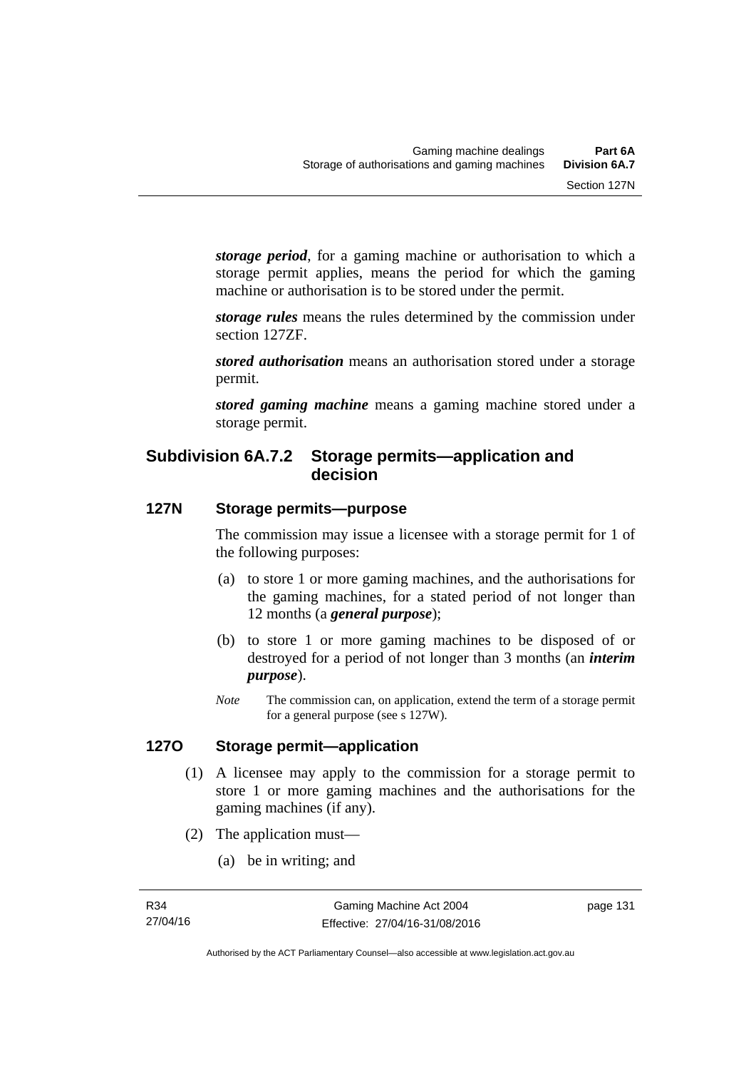***storage period***, for a gaming machine or authorisation to which a storage permit applies, means the period for which the gaming machine or authorisation is to be stored under the permit.

***storage rules*** means the rules determined by the commission under section 127ZF.

***stored authorisation*** means an authorisation stored under a storage permit.

***stored gaming machine*** means a gaming machine stored under a storage permit.

## Subdivision 6A.7.2 Storage permits—application and decision

### 127N Storage permits—purpose

The commission may issue a licensee with a storage permit for 1 of the following purposes:

(a) to store 1 or more gaming machines, and the authorisations for the gaming machines, for a stated period of not longer than 12 months (a ***general purpose***);

(b) to store 1 or more gaming machines to be disposed of or destroyed for a period of not longer than 3 months (an ***interim purpose***).

*Note* The commission can, on application, extend the term of a storage permit for a general purpose (see s 127W).

### 127O Storage permit—application

(1) A licensee may apply to the commission for a storage permit to store 1 or more gaming machines and the authorisations for the gaming machines (if any).

(2) The application must—

(a) be in writing; and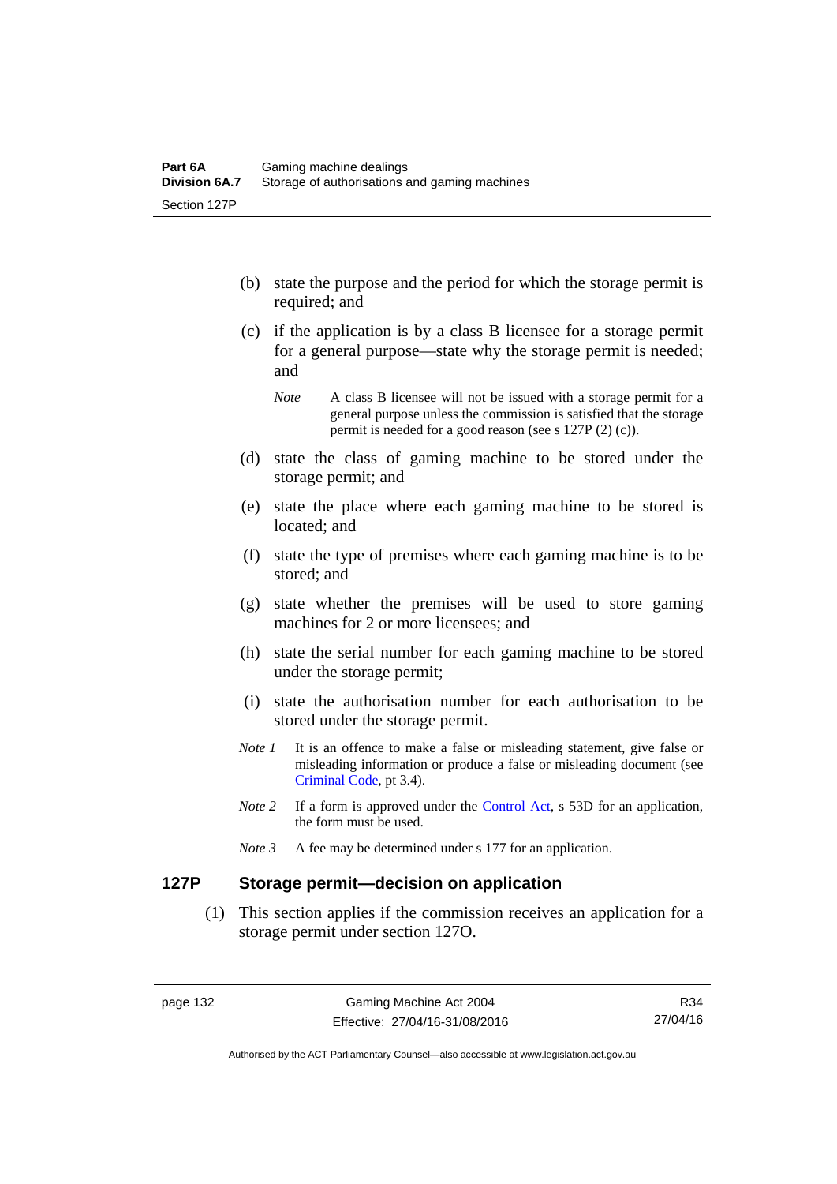(b) state the purpose and the period for which the storage permit is required; and

(c) if the application is by a class B licensee for a storage permit for a general purpose—state why the storage permit is needed; and

*Note* A class B licensee will not be issued with a storage permit for a general purpose unless the commission is satisfied that the storage permit is needed for a good reason (see s 127P (2) (c)).

(d) state the class of gaming machine to be stored under the storage permit; and

(e) state the place where each gaming machine to be stored is located; and

(f) state the type of premises where each gaming machine is to be stored; and

(g) state whether the premises will be used to store gaming machines for 2 or more licensees; and

(h) state the serial number for each gaming machine to be stored under the storage permit;

(i) state the authorisation number for each authorisation to be stored under the storage permit.

*Note 1* It is an offence to make a false or misleading statement, give false or misleading information or produce a false or misleading document (see Criminal Code, pt 3.4).

*Note 2* If a form is approved under the Control Act, s 53D for an application, the form must be used.

*Note 3* A fee may be determined under s 177 for an application.

## 127P Storage permit—decision on application

(1) This section applies if the commission receives an application for a storage permit under section 127O.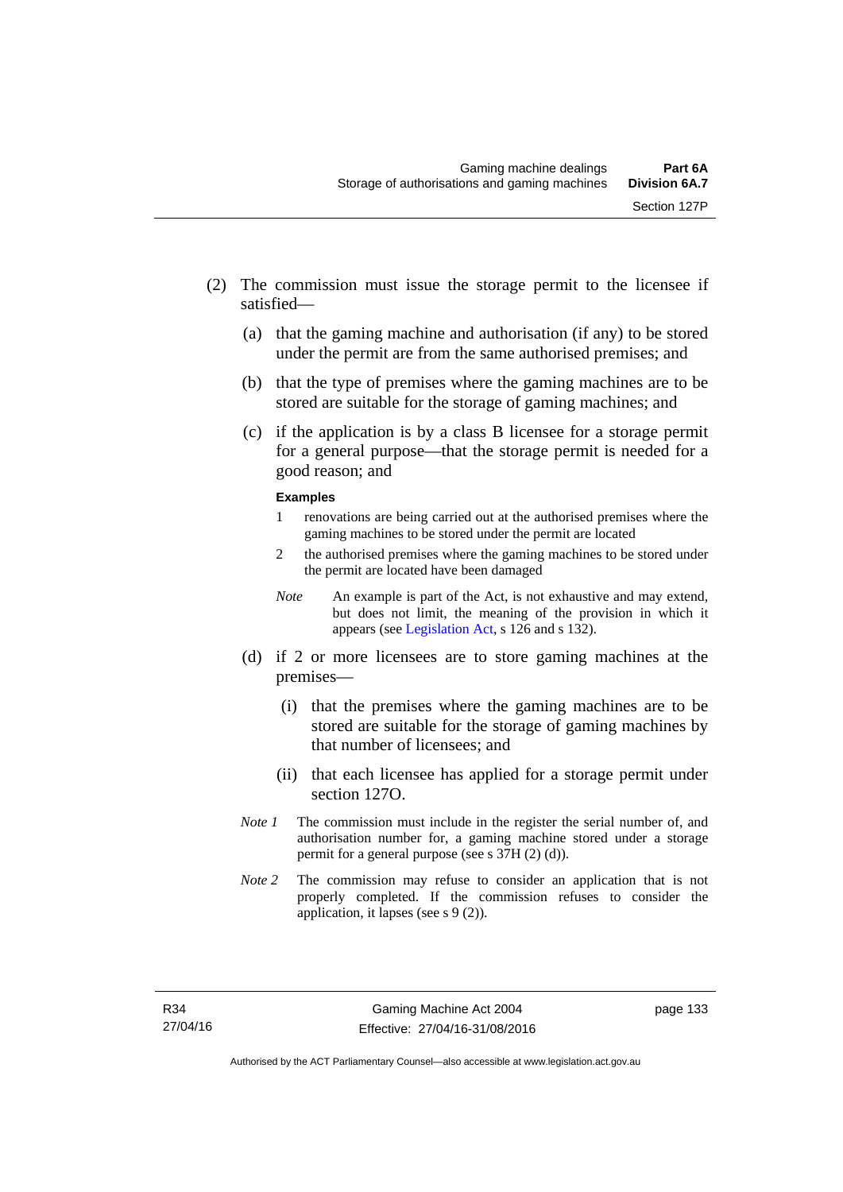(2) The commission must issue the storage permit to the licensee if satisfied—

(a) that the gaming machine and authorisation (if any) to be stored under the permit are from the same authorised premises; and

(b) that the type of premises where the gaming machines are to be stored are suitable for the storage of gaming machines; and

(c) if the application is by a class B licensee for a storage permit for a general purpose—that the storage permit is needed for a good reason; and

**Examples**

1 renovations are being carried out at the authorised premises where the gaming machines to be stored under the permit are located

2 the authorised premises where the gaming machines to be stored under the permit are located have been damaged

*Note* An example is part of the Act, is not exhaustive and may extend, but does not limit, the meaning of the provision in which it appears (see Legislation Act, s 126 and s 132).

(d) if 2 or more licensees are to store gaming machines at the premises—

(i) that the premises where the gaming machines are to be stored are suitable for the storage of gaming machines by that number of licensees; and

(ii) that each licensee has applied for a storage permit under section 127O.

*Note 1* The commission must include in the register the serial number of, and authorisation number for, a gaming machine stored under a storage permit for a general purpose (see s 37H (2) (d)).

*Note 2* The commission may refuse to consider an application that is not properly completed. If the commission refuses to consider the application, it lapses (see s 9 (2)).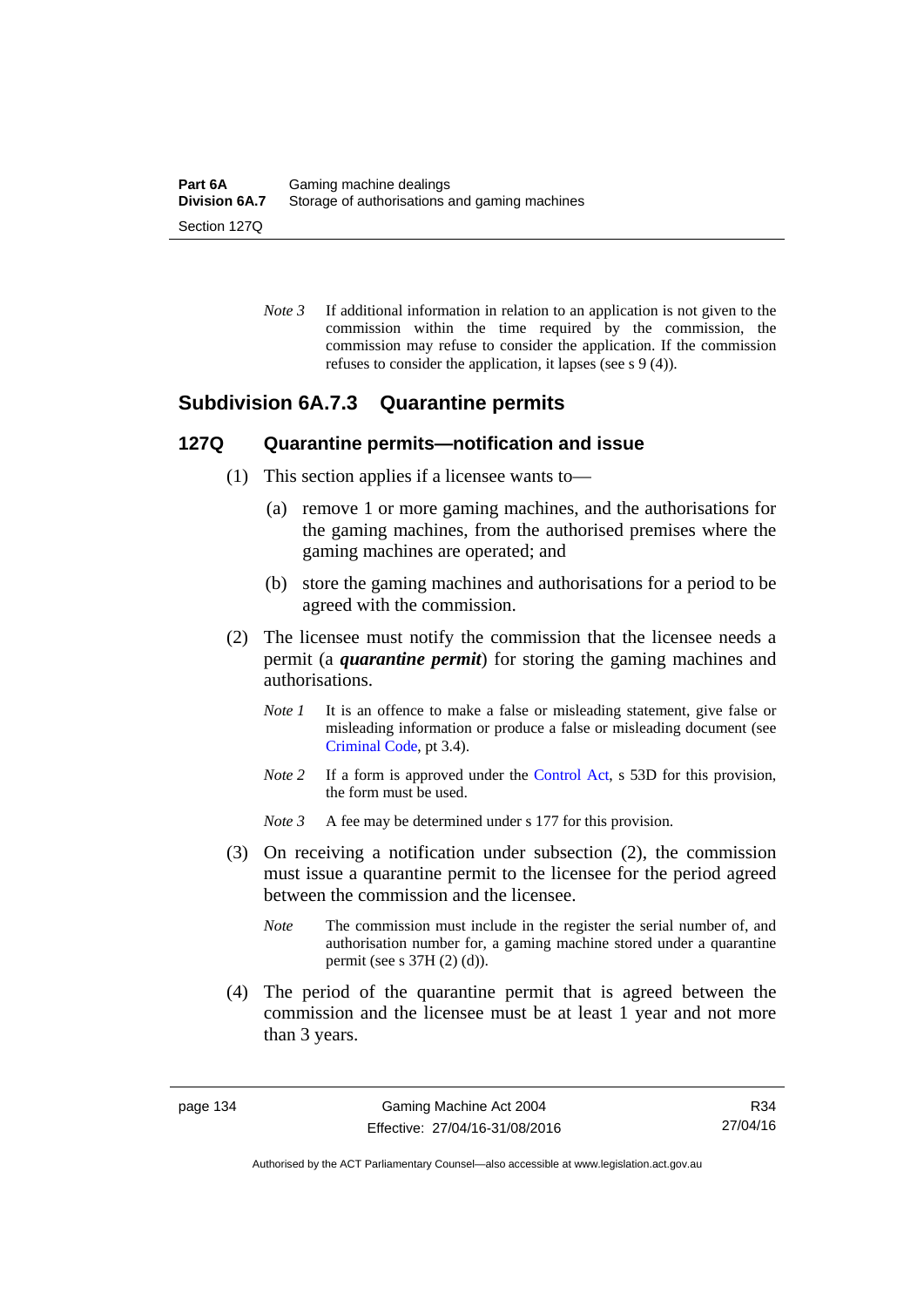*Note 3* If additional information in relation to an application is not given to the commission within the time required by the commission, the commission may refuse to consider the application. If the commission refuses to consider the application, it lapses (see s 9 (4)).

## Subdivision 6A.7.3 Quarantine permits

### 127Q Quarantine permits—notification and issue

(1) This section applies if a licensee wants to—

(a) remove 1 or more gaming machines, and the authorisations for the gaming machines, from the authorised premises where the gaming machines are operated; and

(b) store the gaming machines and authorisations for a period to be agreed with the commission.

(2) The licensee must notify the commission that the licensee needs a permit (a ***quarantine permit***) for storing the gaming machines and authorisations.

*Note 1* It is an offence to make a false or misleading statement, give false or misleading information or produce a false or misleading document (see Criminal Code, pt 3.4).

*Note 2* If a form is approved under the Control Act, s 53D for this provision, the form must be used.

*Note 3* A fee may be determined under s 177 for this provision.

(3) On receiving a notification under subsection (2), the commission must issue a quarantine permit to the licensee for the period agreed between the commission and the licensee.

*Note* The commission must include in the register the serial number of, and authorisation number for, a gaming machine stored under a quarantine permit (see s 37H (2) (d)).

(4) The period of the quarantine permit that is agreed between the commission and the licensee must be at least 1 year and not more than 3 years.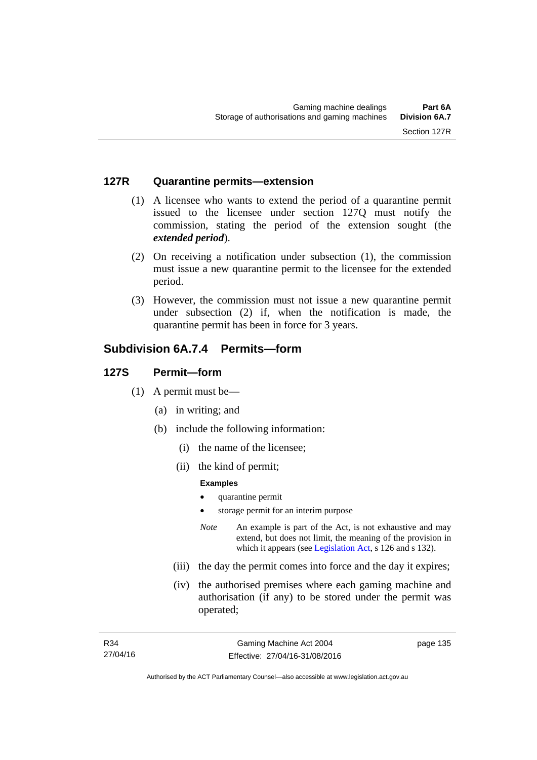### 127R Quarantine permits—extension

(1) A licensee who wants to extend the period of a quarantine permit issued to the licensee under section 127Q must notify the commission, stating the period of the extension sought (the ***extended period***).

(2) On receiving a notification under subsection (1), the commission must issue a new quarantine permit to the licensee for the extended period.

(3) However, the commission must not issue a new quarantine permit under subsection (2) if, when the notification is made, the quarantine permit has been in force for 3 years.

## Subdivision 6A.7.4 Permits—form

### 127S Permit—form

(1) A permit must be—

(a) in writing; and

(b) include the following information:

(i) the name of the licensee;

(ii) the kind of permit;

**Examples**

- quarantine permit
- storage permit for an interim purpose

*Note* An example is part of the Act, is not exhaustive and may extend, but does not limit, the meaning of the provision in which it appears (see Legislation Act, s 126 and s 132).

(iii) the day the permit comes into force and the day it expires;

(iv) the authorised premises where each gaming machine and authorisation (if any) to be stored under the permit was operated;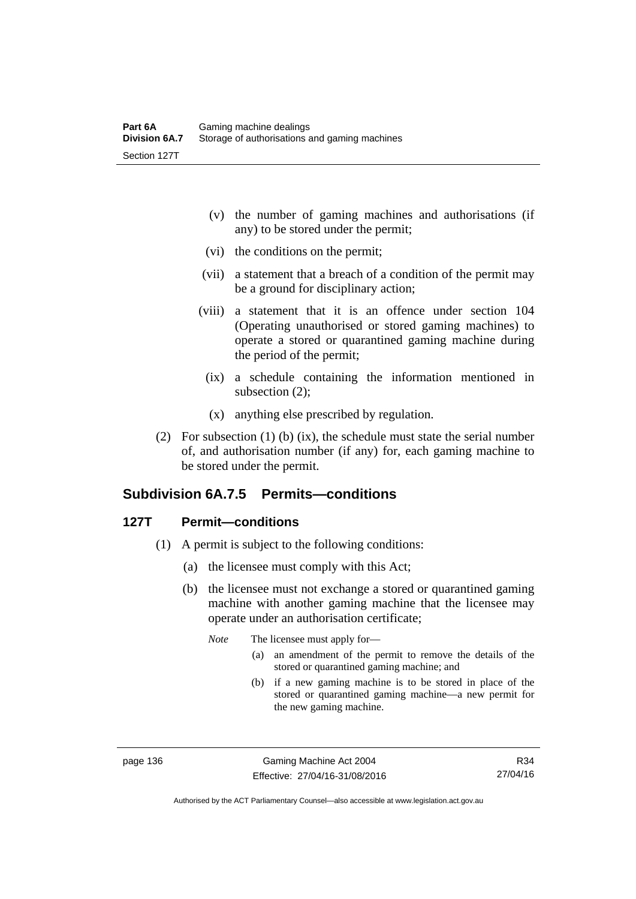(v) the number of gaming machines and authorisations (if any) to be stored under the permit;

(vi) the conditions on the permit;

(vii) a statement that a breach of a condition of the permit may be a ground for disciplinary action;

(viii) a statement that it is an offence under section 104 (Operating unauthorised or stored gaming machines) to operate a stored or quarantined gaming machine during the period of the permit;

(ix) a schedule containing the information mentioned in subsection (2);

(x) anything else prescribed by regulation.

(2) For subsection (1) (b) (ix), the schedule must state the serial number of, and authorisation number (if any) for, each gaming machine to be stored under the permit.

## Subdivision 6A.7.5 Permits—conditions

### 127T Permit—conditions

(1) A permit is subject to the following conditions:

(a) the licensee must comply with this Act;

(b) the licensee must not exchange a stored or quarantined gaming machine with another gaming machine that the licensee may operate under an authorisation certificate;

*Note* The licensee must apply for—

(a) an amendment of the permit to remove the details of the stored or quarantined gaming machine; and

(b) if a new gaming machine is to be stored in place of the stored or quarantined gaming machine—a new permit for the new gaming machine.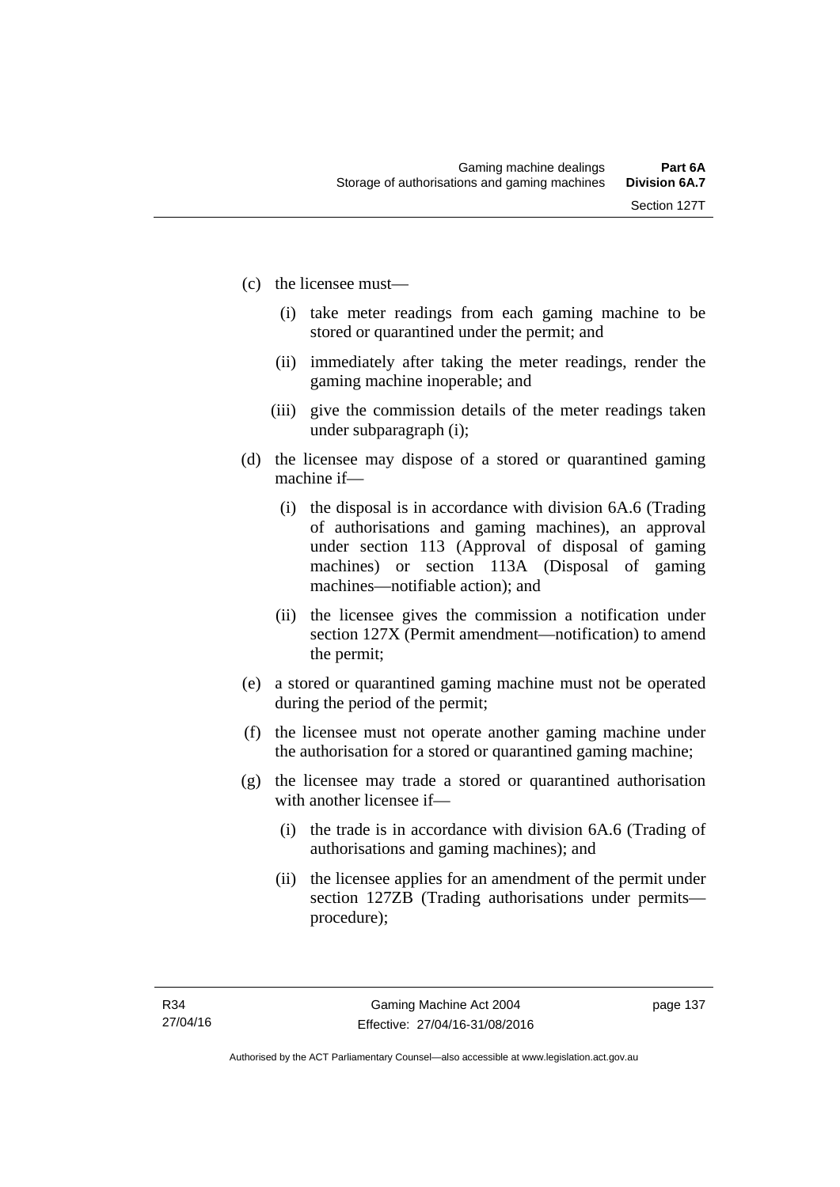(c) the licensee must—

  (i) take meter readings from each gaming machine to be stored or quarantined under the permit; and

  (ii) immediately after taking the meter readings, render the gaming machine inoperable; and

  (iii) give the commission details of the meter readings taken under subparagraph (i);

(d) the licensee may dispose of a stored or quarantined gaming machine if—

  (i) the disposal is in accordance with division 6A.6 (Trading of authorisations and gaming machines), an approval under section 113 (Approval of disposal of gaming machines) or section 113A (Disposal of gaming machines—notifiable action); and

  (ii) the licensee gives the commission a notification under section 127X (Permit amendment—notification) to amend the permit;

(e) a stored or quarantined gaming machine must not be operated during the period of the permit;

(f) the licensee must not operate another gaming machine under the authorisation for a stored or quarantined gaming machine;

(g) the licensee may trade a stored or quarantined authorisation with another licensee if—

  (i) the trade is in accordance with division 6A.6 (Trading of authorisations and gaming machines); and

  (ii) the licensee applies for an amendment of the permit under section 127ZB (Trading authorisations under permits—procedure);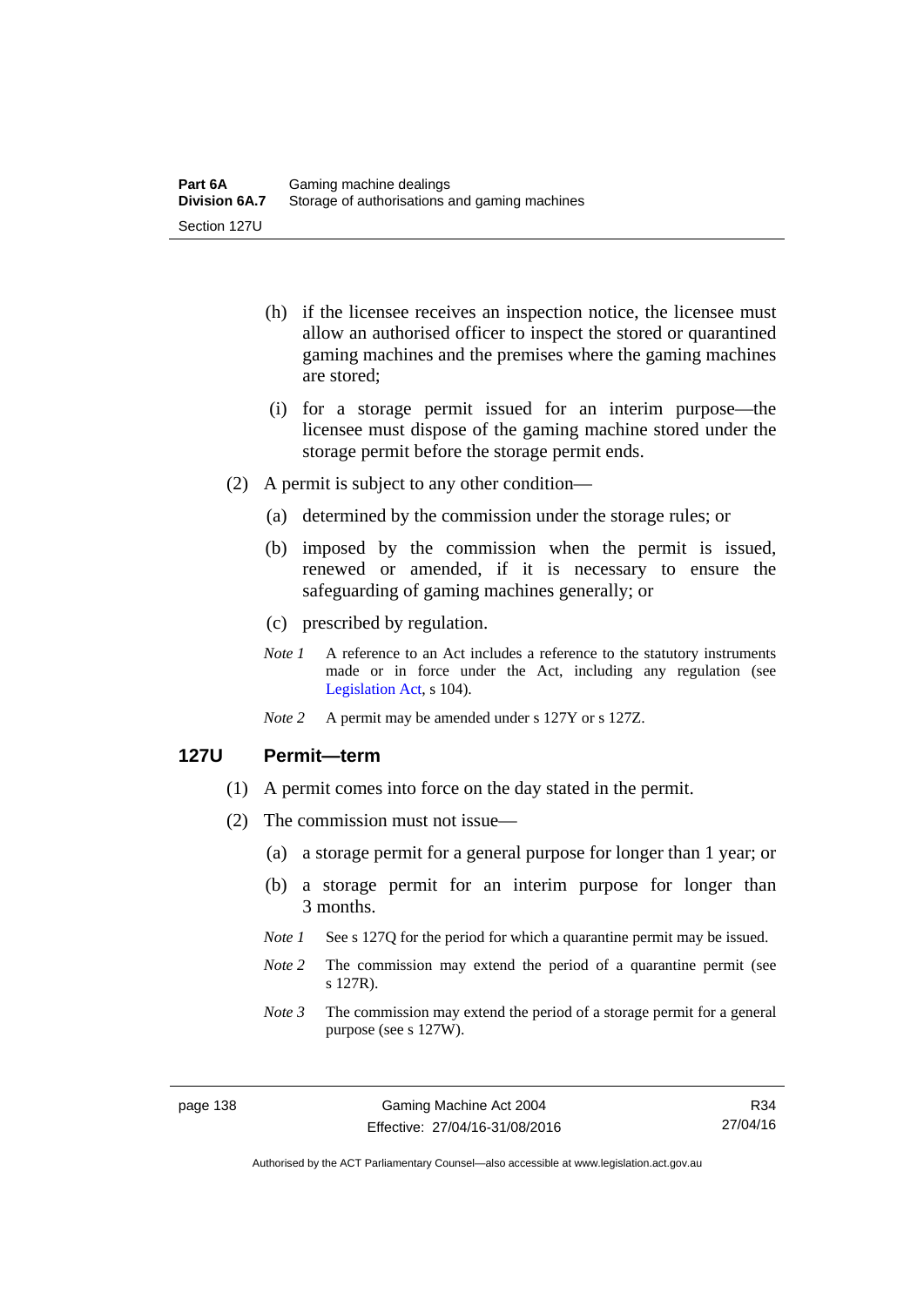(h) if the licensee receives an inspection notice, the licensee must allow an authorised officer to inspect the stored or quarantined gaming machines and the premises where the gaming machines are stored;

(i) for a storage permit issued for an interim purpose—the licensee must dispose of the gaming machine stored under the storage permit before the storage permit ends.

(2) A permit is subject to any other condition—

(a) determined by the commission under the storage rules; or

(b) imposed by the commission when the permit is issued, renewed or amended, if it is necessary to ensure the safeguarding of gaming machines generally; or

(c) prescribed by regulation.

*Note 1* A reference to an Act includes a reference to the statutory instruments made or in force under the Act, including any regulation (see Legislation Act, s 104).

*Note 2* A permit may be amended under s 127Y or s 127Z.

### 127U Permit—term

(1) A permit comes into force on the day stated in the permit.

(2) The commission must not issue—

(a) a storage permit for a general purpose for longer than 1 year; or

(b) a storage permit for an interim purpose for longer than 3 months.

*Note 1* See s 127Q for the period for which a quarantine permit may be issued.

*Note 2* The commission may extend the period of a quarantine permit (see s 127R).

*Note 3* The commission may extend the period of a storage permit for a general purpose (see s 127W).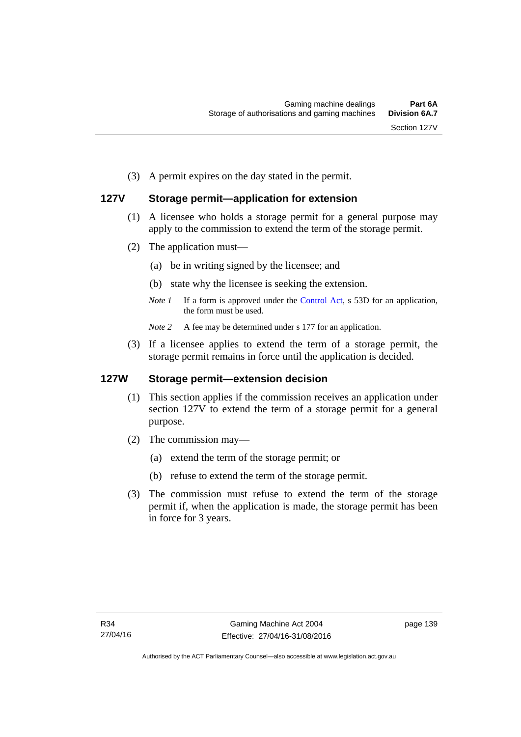(3) A permit expires on the day stated in the permit.

## 127V Storage permit—application for extension

(1) A licensee who holds a storage permit for a general purpose may apply to the commission to extend the term of the storage permit.

(2) The application must—

(a) be in writing signed by the licensee; and

(b) state why the licensee is seeking the extension.

*Note 1* If a form is approved under the Control Act, s 53D for an application, the form must be used.

*Note 2* A fee may be determined under s 177 for an application.

(3) If a licensee applies to extend the term of a storage permit, the storage permit remains in force until the application is decided.

## 127W Storage permit—extension decision

(1) This section applies if the commission receives an application under section 127V to extend the term of a storage permit for a general purpose.

(2) The commission may—

(a) extend the term of the storage permit; or

(b) refuse to extend the term of the storage permit.

(3) The commission must refuse to extend the term of the storage permit if, when the application is made, the storage permit has been in force for 3 years.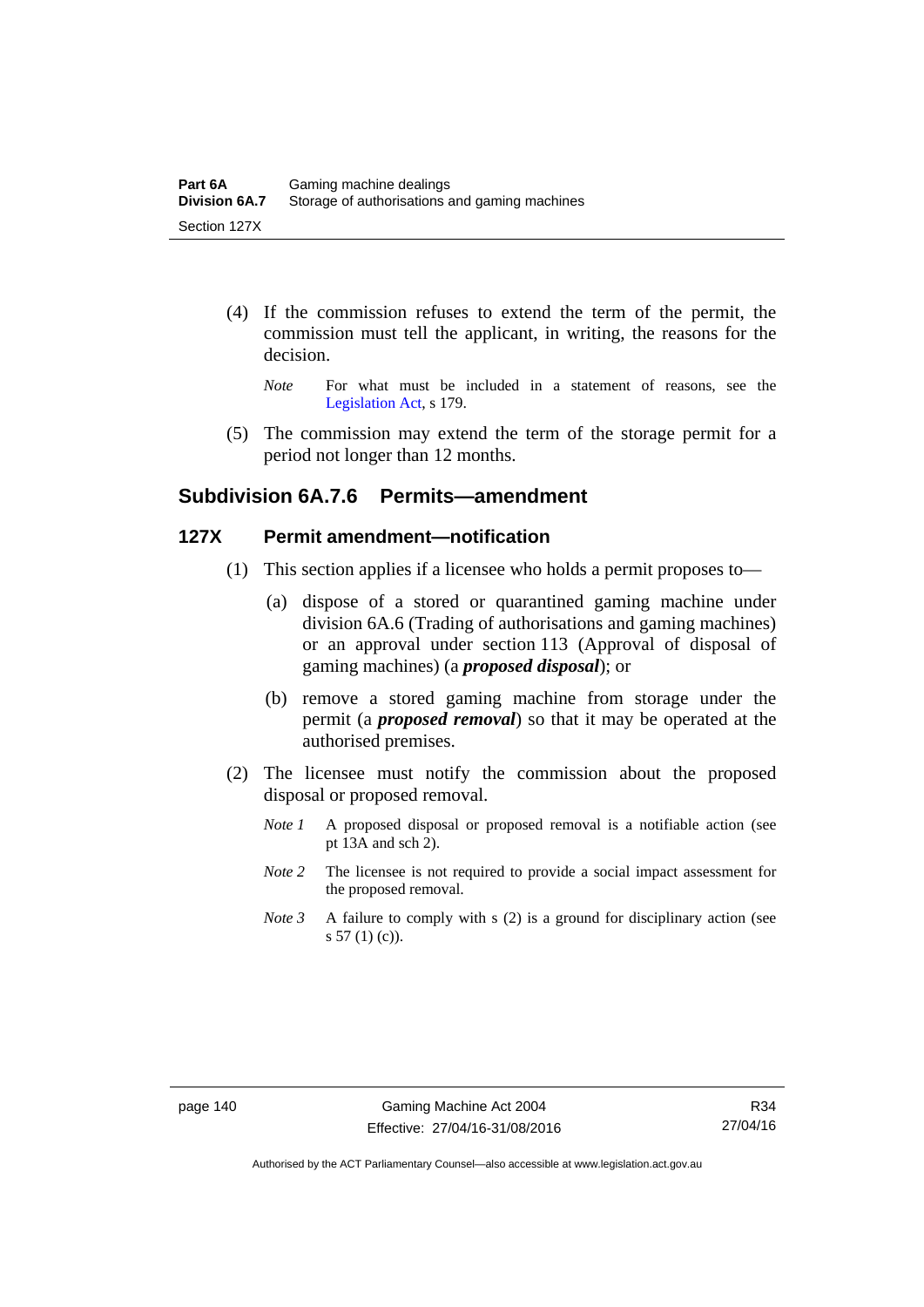(4) If the commission refuses to extend the term of the permit, the commission must tell the applicant, in writing, the reasons for the decision.

*Note* For what must be included in a statement of reasons, see the Legislation Act, s 179.

(5) The commission may extend the term of the storage permit for a period not longer than 12 months.

## Subdivision 6A.7.6 Permits—amendment

### 127X Permit amendment—notification

(1) This section applies if a licensee who holds a permit proposes to—

(a) dispose of a stored or quarantined gaming machine under division 6A.6 (Trading of authorisations and gaming machines) or an approval under section 113 (Approval of disposal of gaming machines) (a ***proposed disposal***); or

(b) remove a stored gaming machine from storage under the permit (a ***proposed removal***) so that it may be operated at the authorised premises.

(2) The licensee must notify the commission about the proposed disposal or proposed removal.

*Note 1* A proposed disposal or proposed removal is a notifiable action (see pt 13A and sch 2).

*Note 2* The licensee is not required to provide a social impact assessment for the proposed removal.

*Note 3* A failure to comply with s (2) is a ground for disciplinary action (see s 57 (1) (c)).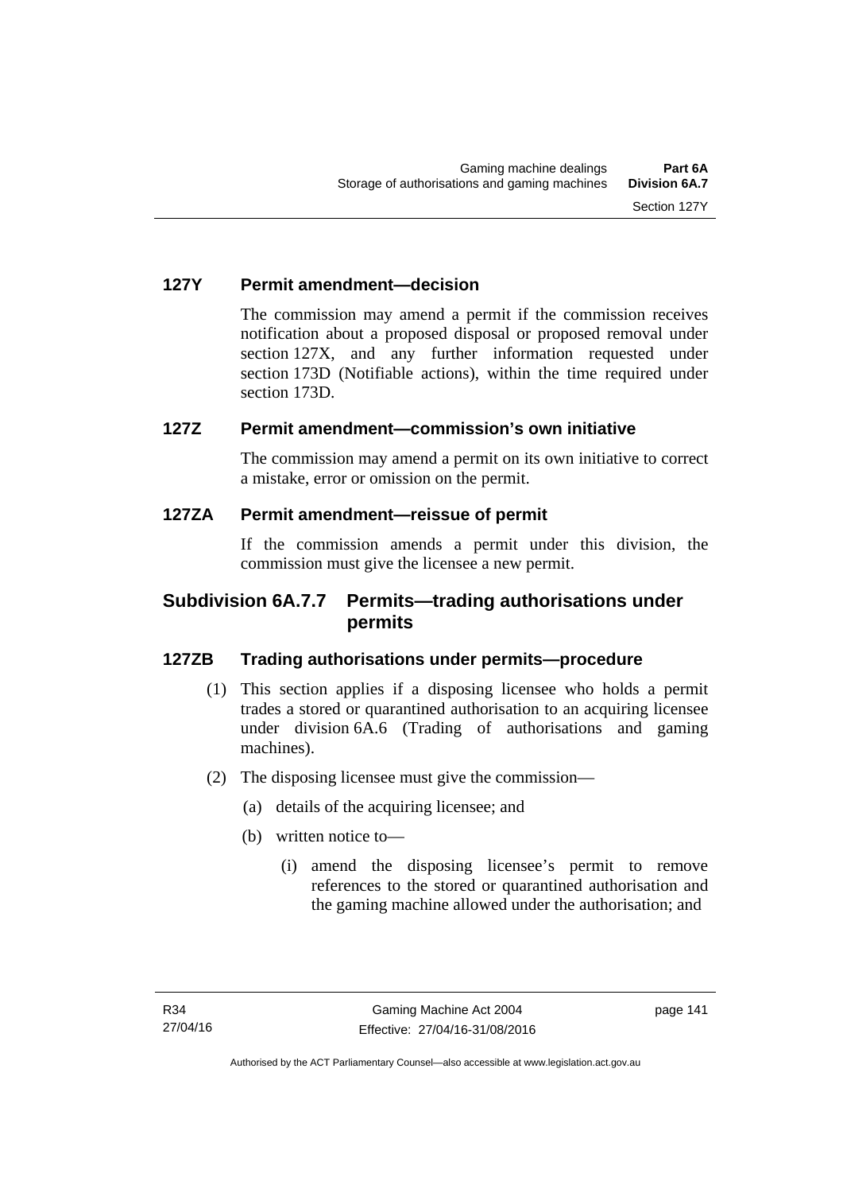### 127Y Permit amendment—decision

The commission may amend a permit if the commission receives notification about a proposed disposal or proposed removal under section 127X, and any further information requested under section 173D (Notifiable actions), within the time required under section 173D.

### 127Z Permit amendment—commission's own initiative

The commission may amend a permit on its own initiative to correct a mistake, error or omission on the permit.

### 127ZA Permit amendment—reissue of permit

If the commission amends a permit under this division, the commission must give the licensee a new permit.

## Subdivision 6A.7.7 Permits—trading authorisations under permits

### 127ZB Trading authorisations under permits—procedure

(1) This section applies if a disposing licensee who holds a permit trades a stored or quarantined authorisation to an acquiring licensee under division 6A.6 (Trading of authorisations and gaming machines).

(2) The disposing licensee must give the commission—

(a) details of the acquiring licensee; and

(b) written notice to—

(i) amend the disposing licensee's permit to remove references to the stored or quarantined authorisation and the gaming machine allowed under the authorisation; and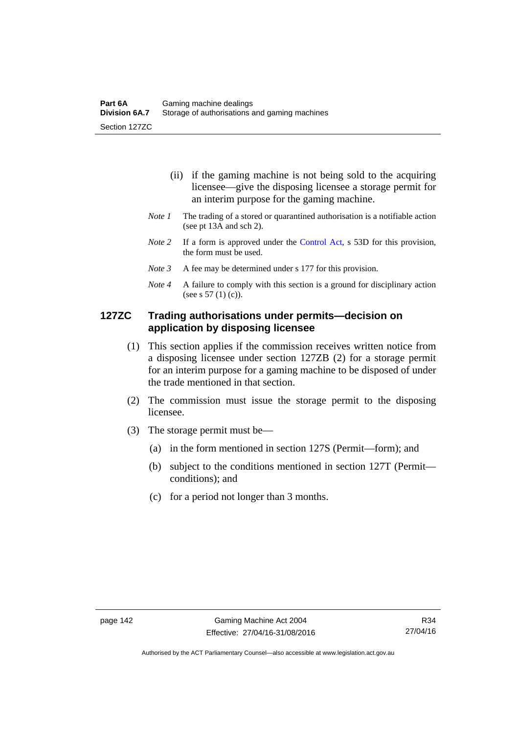(ii) if the gaming machine is not being sold to the acquiring licensee—give the disposing licensee a storage permit for an interim purpose for the gaming machine.

*Note 1* The trading of a stored or quarantined authorisation is a notifiable action (see pt 13A and sch 2).

*Note 2* If a form is approved under the Control Act, s 53D for this provision, the form must be used.

*Note 3* A fee may be determined under s 177 for this provision.

*Note 4* A failure to comply with this section is a ground for disciplinary action (see s 57 (1) (c)).

### 127ZC Trading authorisations under permits—decision on application by disposing licensee

(1) This section applies if the commission receives written notice from a disposing licensee under section 127ZB (2) for a storage permit for an interim purpose for a gaming machine to be disposed of under the trade mentioned in that section.

(2) The commission must issue the storage permit to the disposing licensee.

(3) The storage permit must be—

(a) in the form mentioned in section 127S (Permit—form); and

(b) subject to the conditions mentioned in section 127T (Permit—conditions); and

(c) for a period not longer than 3 months.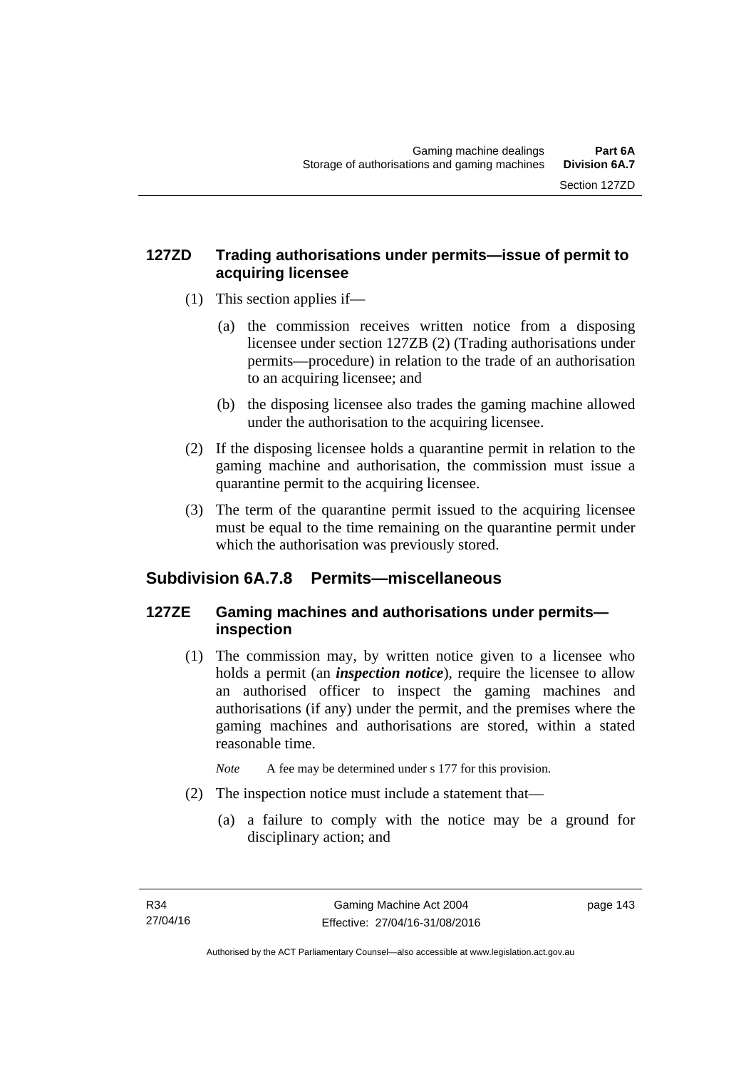### 127ZD Trading authorisations under permits—issue of permit to acquiring licensee

(1) This section applies if—

(a) the commission receives written notice from a disposing licensee under section 127ZB (2) (Trading authorisations under permits—procedure) in relation to the trade of an authorisation to an acquiring licensee; and

(b) the disposing licensee also trades the gaming machine allowed under the authorisation to the acquiring licensee.

(2) If the disposing licensee holds a quarantine permit in relation to the gaming machine and authorisation, the commission must issue a quarantine permit to the acquiring licensee.

(3) The term of the quarantine permit issued to the acquiring licensee must be equal to the time remaining on the quarantine permit under which the authorisation was previously stored.

## Subdivision 6A.7.8 Permits—miscellaneous

### 127ZE Gaming machines and authorisations under permits—inspection

(1) The commission may, by written notice given to a licensee who holds a permit (an ***inspection notice***), require the licensee to allow an authorised officer to inspect the gaming machines and authorisations (if any) under the permit, and the premises where the gaming machines and authorisations are stored, within a stated reasonable time.

*Note* A fee may be determined under s 177 for this provision.

(2) The inspection notice must include a statement that—

(a) a failure to comply with the notice may be a ground for disciplinary action; and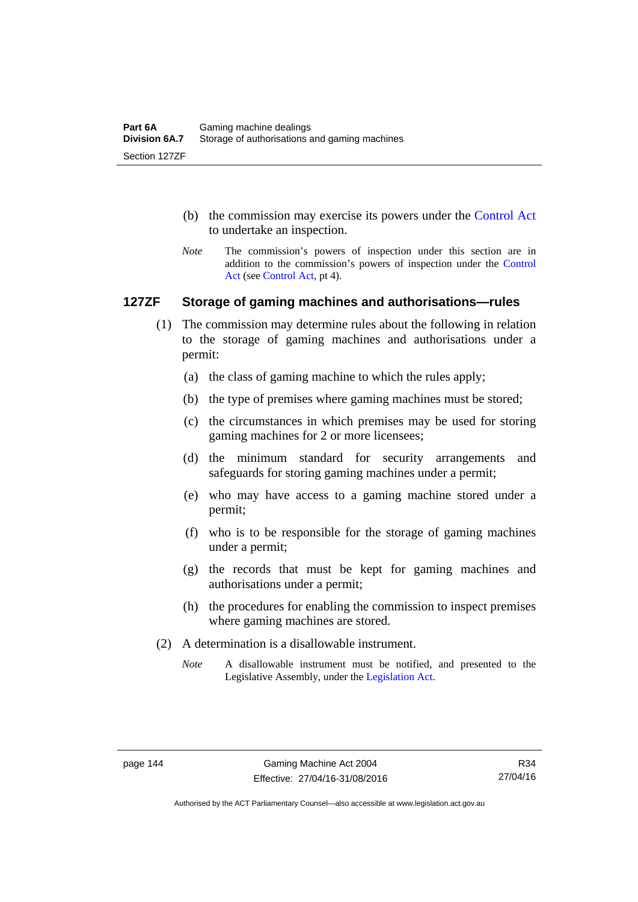(b) the commission may exercise its powers under the Control Act to undertake an inspection.

*Note* The commission's powers of inspection under this section are in addition to the commission's powers of inspection under the Control Act (see Control Act, pt 4).

### 127ZF Storage of gaming machines and authorisations—rules

(1) The commission may determine rules about the following in relation to the storage of gaming machines and authorisations under a permit:

(a) the class of gaming machine to which the rules apply;

(b) the type of premises where gaming machines must be stored;

(c) the circumstances in which premises may be used for storing gaming machines for 2 or more licensees;

(d) the minimum standard for security arrangements and safeguards for storing gaming machines under a permit;

(e) who may have access to a gaming machine stored under a permit;

(f) who is to be responsible for the storage of gaming machines under a permit;

(g) the records that must be kept for gaming machines and authorisations under a permit;

(h) the procedures for enabling the commission to inspect premises where gaming machines are stored.

(2) A determination is a disallowable instrument.

*Note* A disallowable instrument must be notified, and presented to the Legislative Assembly, under the Legislation Act.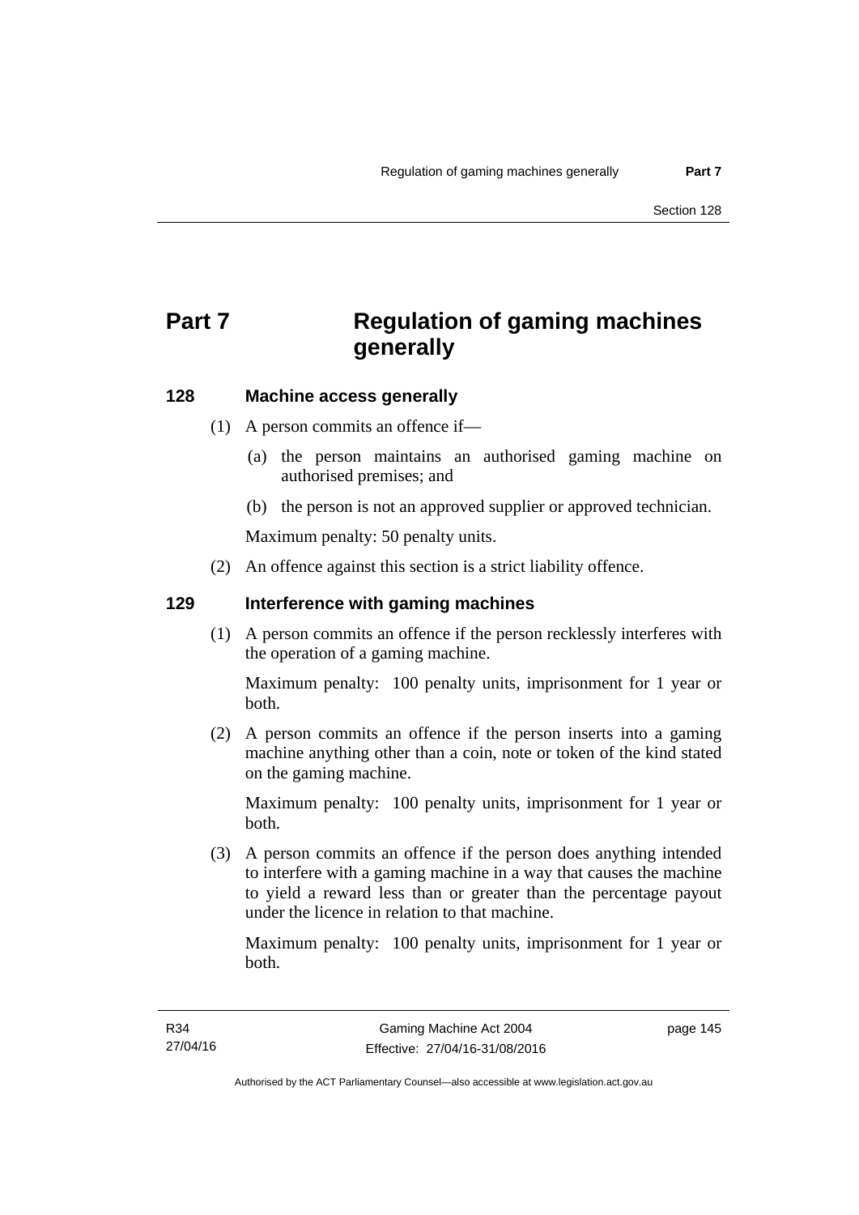# Part 7 Regulation of gaming machines generally

## 128 Machine access generally

(1) A person commits an offence if—

(a) the person maintains an authorised gaming machine on authorised premises; and

(b) the person is not an approved supplier or approved technician.

Maximum penalty: 50 penalty units.

(2) An offence against this section is a strict liability offence.

## 129 Interference with gaming machines

(1) A person commits an offence if the person recklessly interferes with the operation of a gaming machine.

Maximum penalty: 100 penalty units, imprisonment for 1 year or both.

(2) A person commits an offence if the person inserts into a gaming machine anything other than a coin, note or token of the kind stated on the gaming machine.

Maximum penalty: 100 penalty units, imprisonment for 1 year or both.

(3) A person commits an offence if the person does anything intended to interfere with a gaming machine in a way that causes the machine to yield a reward less than or greater than the percentage payout under the licence in relation to that machine.

Maximum penalty: 100 penalty units, imprisonment for 1 year or both.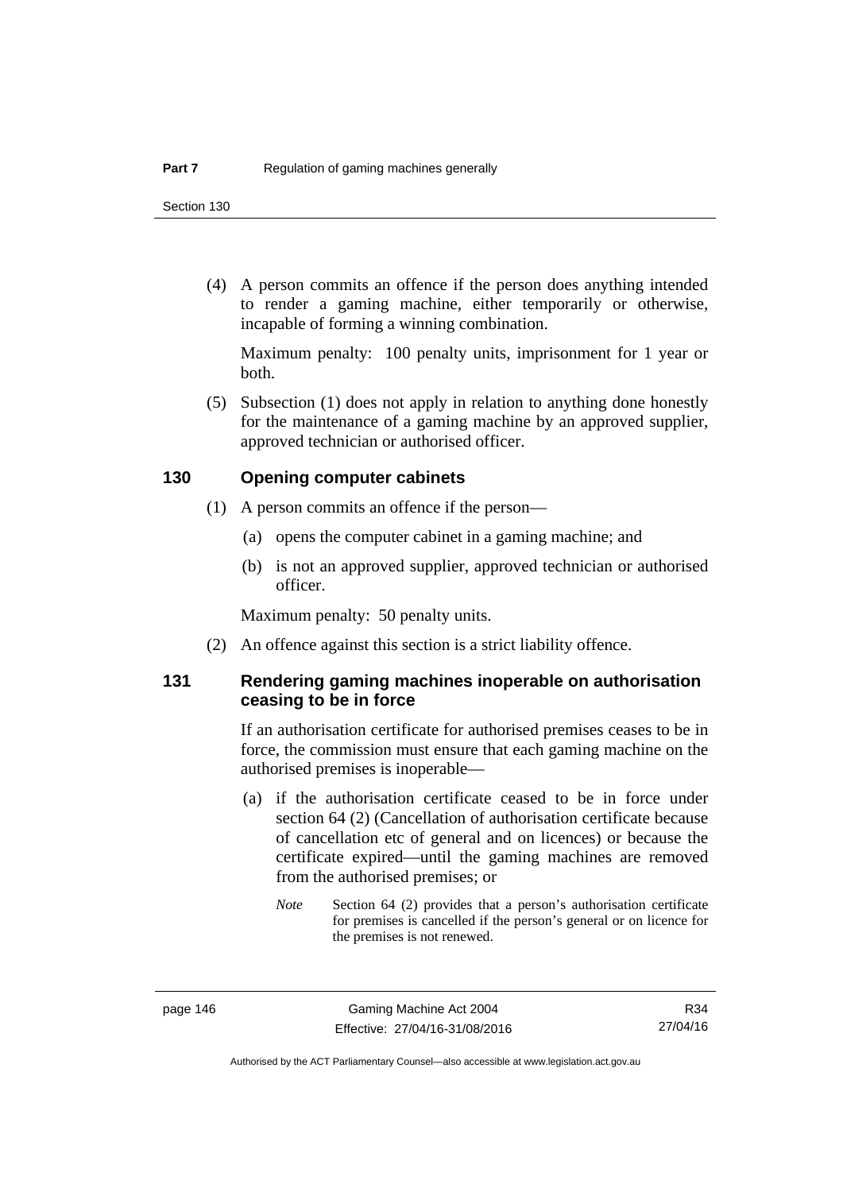(4) A person commits an offence if the person does anything intended to render a gaming machine, either temporarily or otherwise, incapable of forming a winning combination.

Maximum penalty: 100 penalty units, imprisonment for 1 year or both.

(5) Subsection (1) does not apply in relation to anything done honestly for the maintenance of a gaming machine by an approved supplier, approved technician or authorised officer.

## 130 Opening computer cabinets

(1) A person commits an offence if the person—

(a) opens the computer cabinet in a gaming machine; and

(b) is not an approved supplier, approved technician or authorised officer.

Maximum penalty: 50 penalty units.

(2) An offence against this section is a strict liability offence.

## 131 Rendering gaming machines inoperable on authorisation ceasing to be in force

If an authorisation certificate for authorised premises ceases to be in force, the commission must ensure that each gaming machine on the authorised premises is inoperable—

(a) if the authorisation certificate ceased to be in force under section 64 (2) (Cancellation of authorisation certificate because of cancellation etc of general and on licences) or because the certificate expired—until the gaming machines are removed from the authorised premises; or

*Note* Section 64 (2) provides that a person's authorisation certificate for premises is cancelled if the person's general or on licence for the premises is not renewed.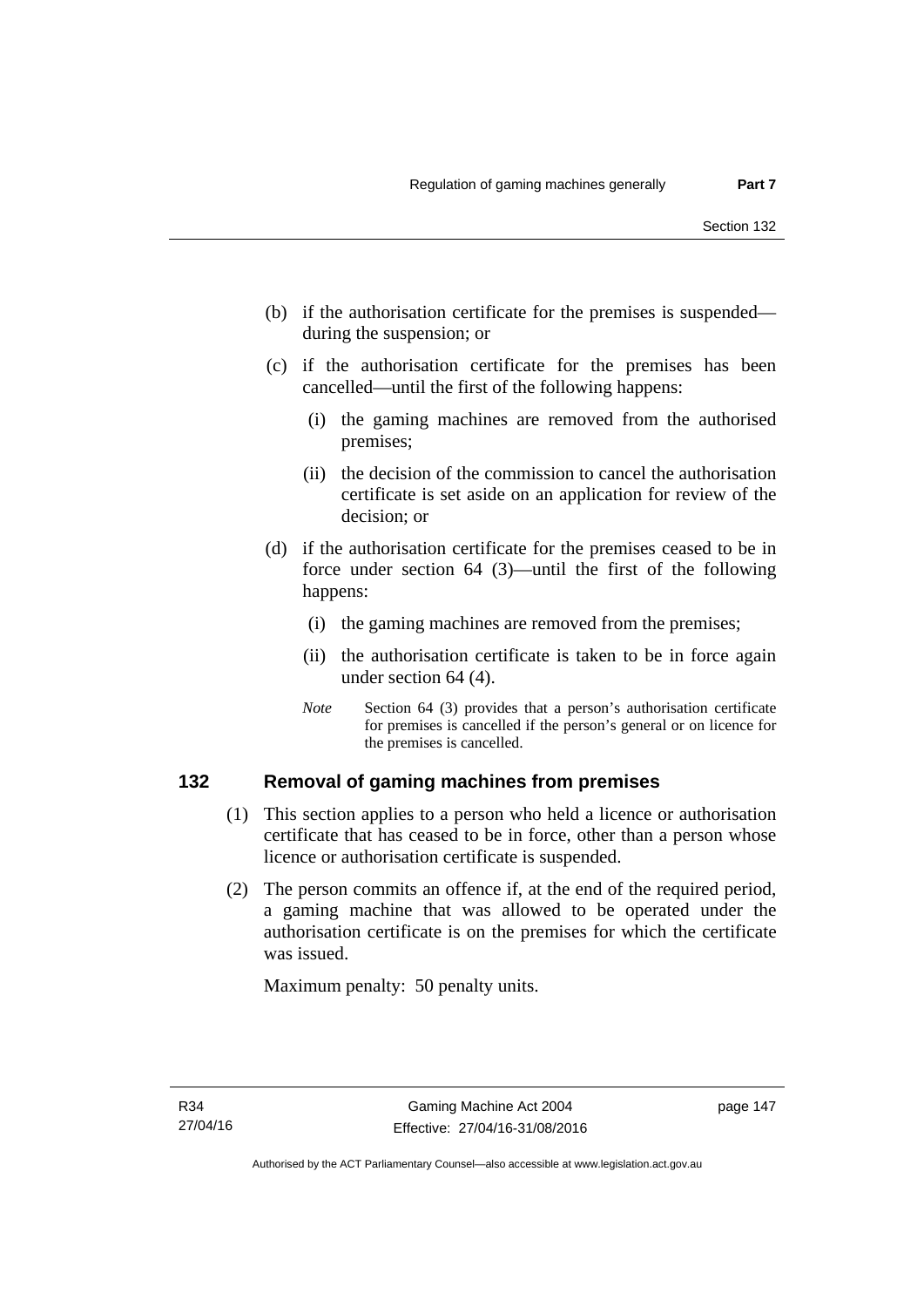(b) if the authorisation certificate for the premises is suspended—during the suspension; or

(c) if the authorisation certificate for the premises has been cancelled—until the first of the following happens:

   (i) the gaming machines are removed from the authorised premises;

   (ii) the decision of the commission to cancel the authorisation certificate is set aside on an application for review of the decision; or

(d) if the authorisation certificate for the premises ceased to be in force under section 64 (3)—until the first of the following happens:

   (i) the gaming machines are removed from the premises;

   (ii) the authorisation certificate is taken to be in force again under section 64 (4).

*Note* Section 64 (3) provides that a person's authorisation certificate for premises is cancelled if the person's general or on licence for the premises is cancelled.

## 132 Removal of gaming machines from premises

(1) This section applies to a person who held a licence or authorisation certificate that has ceased to be in force, other than a person whose licence or authorisation certificate is suspended.

(2) The person commits an offence if, at the end of the required period, a gaming machine that was allowed to be operated under the authorisation certificate is on the premises for which the certificate was issued.

Maximum penalty: 50 penalty units.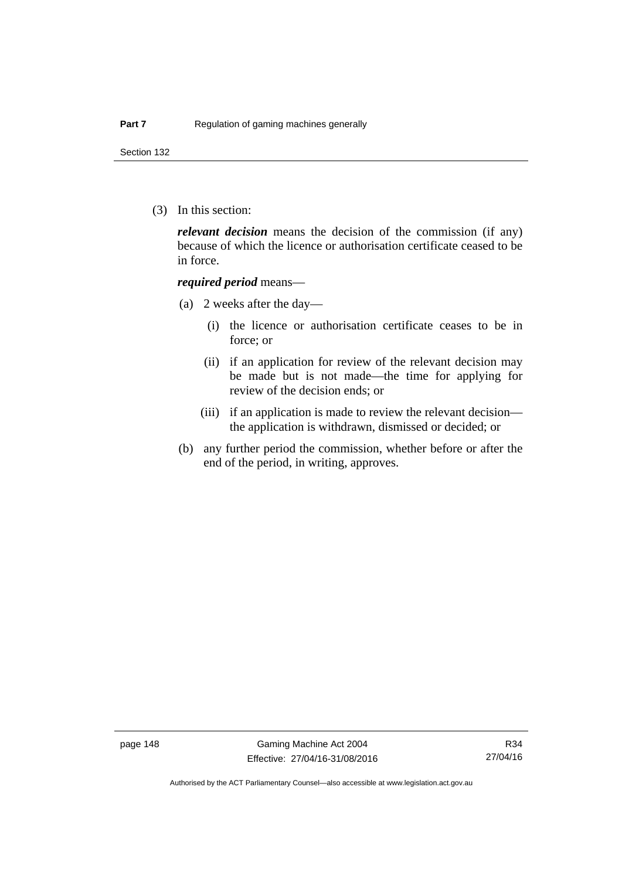(3) In this section:

***relevant decision*** means the decision of the commission (if any) because of which the licence or authorisation certificate ceased to be in force.

***required period*** means—

(a) 2 weeks after the day—

(i) the licence or authorisation certificate ceases to be in force; or

(ii) if an application for review of the relevant decision may be made but is not made—the time for applying for review of the decision ends; or

(iii) if an application is made to review the relevant decision—the application is withdrawn, dismissed or decided; or

(b) any further period the commission, whether before or after the end of the period, in writing, approves.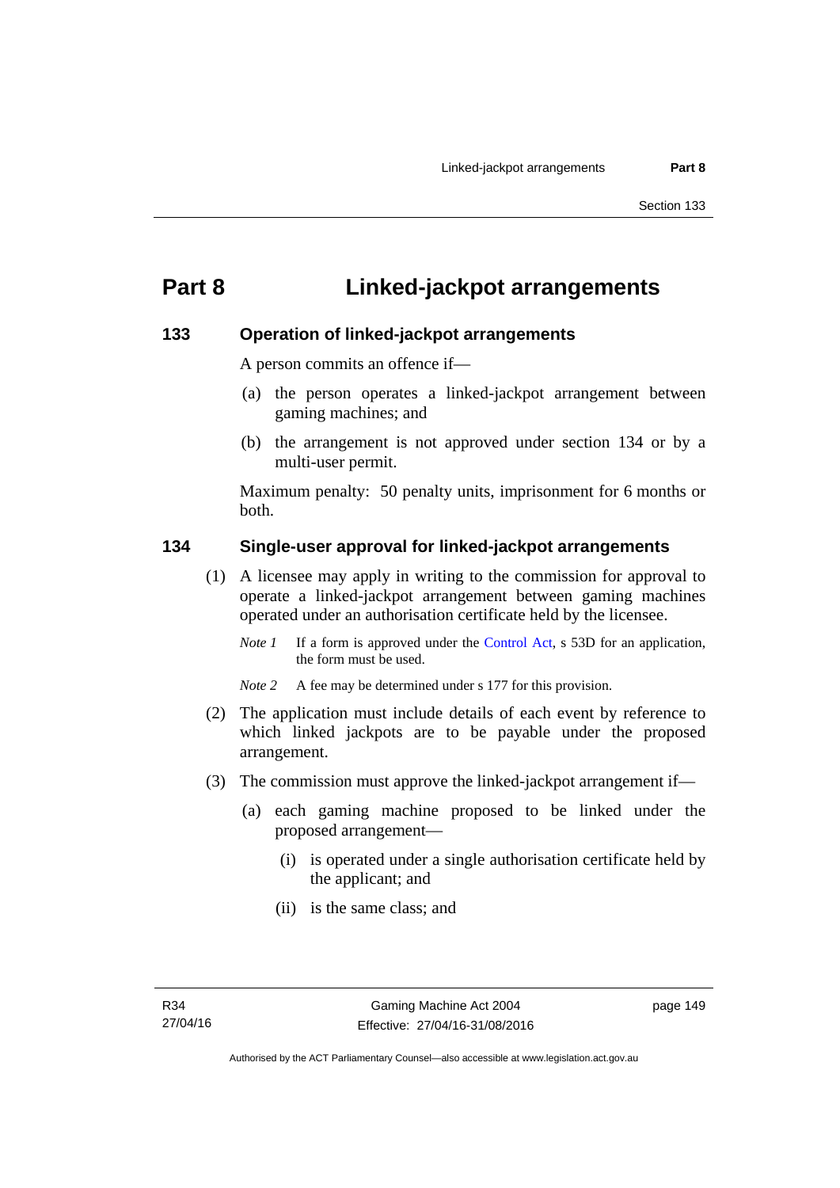# Part 8 Linked-jackpot arrangements

## 133 Operation of linked-jackpot arrangements

A person commits an offence if—

(a) the person operates a linked-jackpot arrangement between gaming machines; and

(b) the arrangement is not approved under section 134 or by a multi-user permit.

Maximum penalty: 50 penalty units, imprisonment for 6 months or both.

## 134 Single-user approval for linked-jackpot arrangements

(1) A licensee may apply in writing to the commission for approval to operate a linked-jackpot arrangement between gaming machines operated under an authorisation certificate held by the licensee.

*Note 1* If a form is approved under the Control Act, s 53D for an application, the form must be used.

*Note 2* A fee may be determined under s 177 for this provision.

(2) The application must include details of each event by reference to which linked jackpots are to be payable under the proposed arrangement.

(3) The commission must approve the linked-jackpot arrangement if—

(a) each gaming machine proposed to be linked under the proposed arrangement—

(i) is operated under a single authorisation certificate held by the applicant; and

(ii) is the same class; and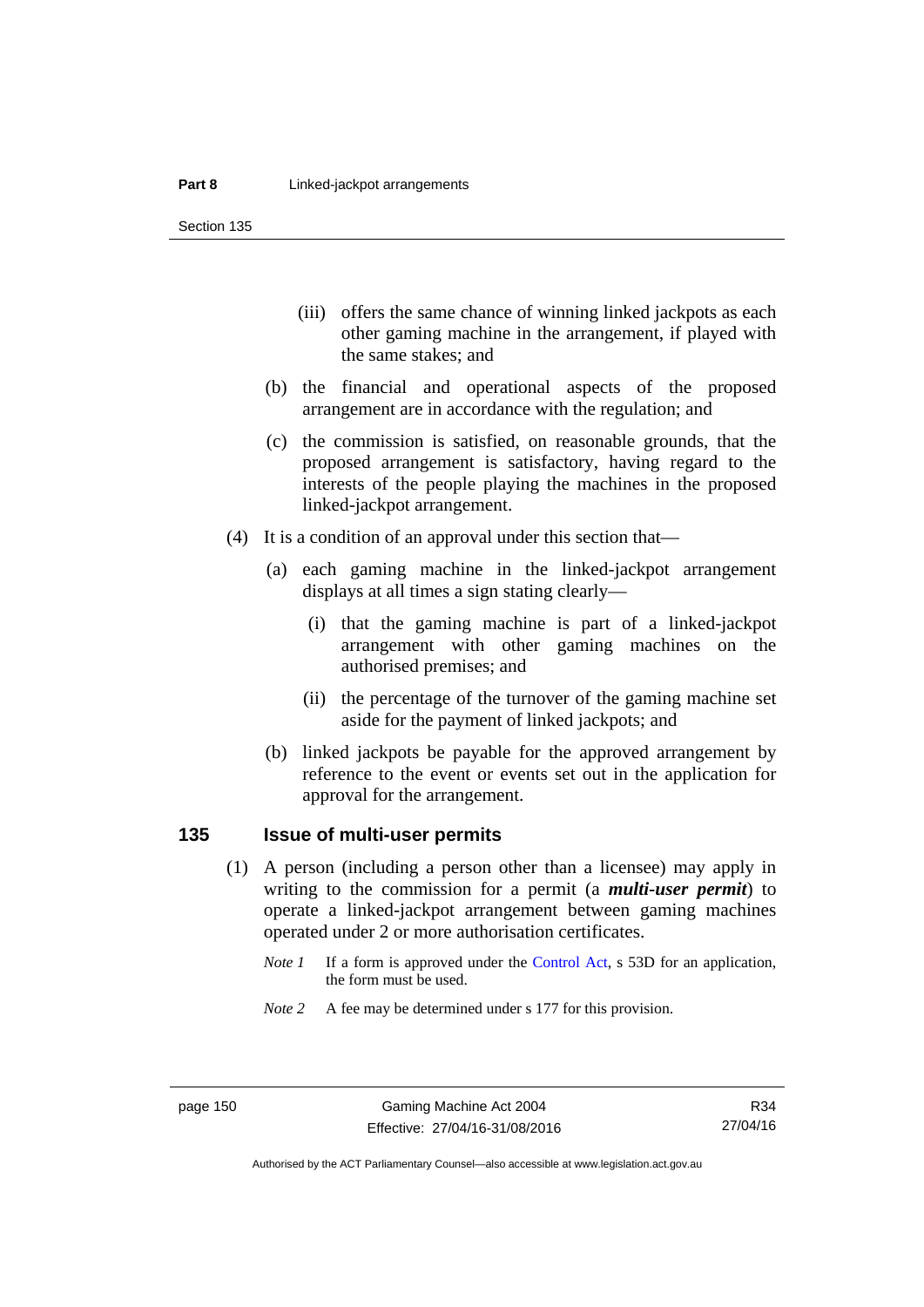(iii) offers the same chance of winning linked jackpots as each other gaming machine in the arrangement, if played with the same stakes; and

(b) the financial and operational aspects of the proposed arrangement are in accordance with the regulation; and

(c) the commission is satisfied, on reasonable grounds, that the proposed arrangement is satisfactory, having regard to the interests of the people playing the machines in the proposed linked-jackpot arrangement.

(4) It is a condition of an approval under this section that—

(a) each gaming machine in the linked-jackpot arrangement displays at all times a sign stating clearly—

(i) that the gaming machine is part of a linked-jackpot arrangement with other gaming machines on the authorised premises; and

(ii) the percentage of the turnover of the gaming machine set aside for the payment of linked jackpots; and

(b) linked jackpots be payable for the approved arrangement by reference to the event or events set out in the application for approval for the arrangement.

## 135 Issue of multi-user permits

(1) A person (including a person other than a licensee) may apply in writing to the commission for a permit (a ***multi-user permit***) to operate a linked-jackpot arrangement between gaming machines operated under 2 or more authorisation certificates.

*Note 1* If a form is approved under the Control Act, s 53D for an application, the form must be used.

*Note 2* A fee may be determined under s 177 for this provision.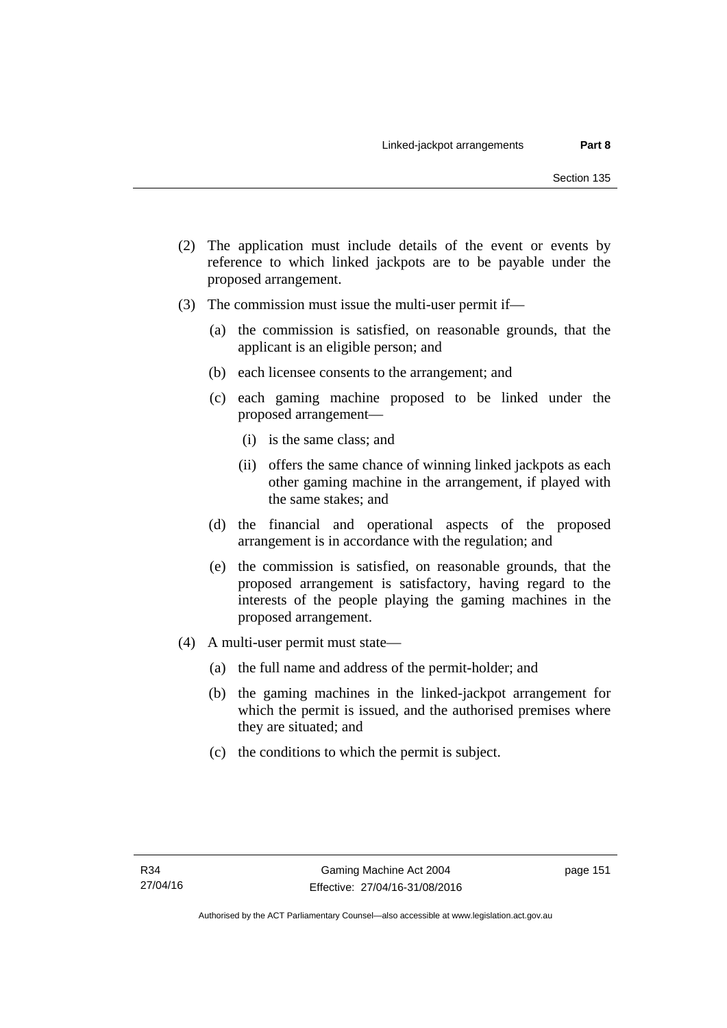(2) The application must include details of the event or events by reference to which linked jackpots are to be payable under the proposed arrangement.

(3) The commission must issue the multi-user permit if—

  (a) the commission is satisfied, on reasonable grounds, that the applicant is an eligible person; and

  (b) each licensee consents to the arrangement; and

  (c) each gaming machine proposed to be linked under the proposed arrangement—

    (i) is the same class; and

    (ii) offers the same chance of winning linked jackpots as each other gaming machine in the arrangement, if played with the same stakes; and

  (d) the financial and operational aspects of the proposed arrangement is in accordance with the regulation; and

  (e) the commission is satisfied, on reasonable grounds, that the proposed arrangement is satisfactory, having regard to the interests of the people playing the gaming machines in the proposed arrangement.

(4) A multi-user permit must state—

  (a) the full name and address of the permit-holder; and

  (b) the gaming machines in the linked-jackpot arrangement for which the permit is issued, and the authorised premises where they are situated; and

  (c) the conditions to which the permit is subject.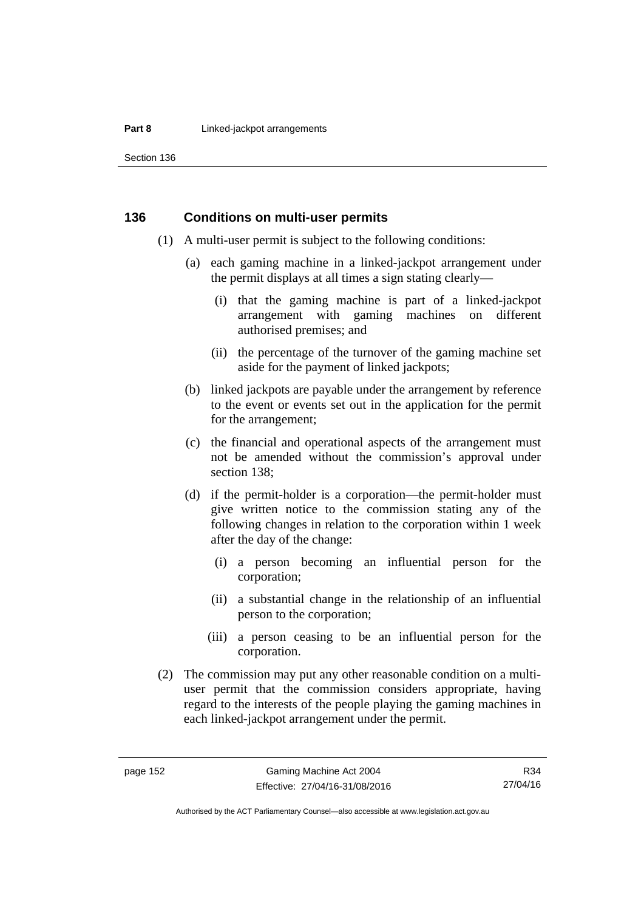### 136 Conditions on multi-user permits

(1) A multi-user permit is subject to the following conditions:

(a) each gaming machine in a linked-jackpot arrangement under the permit displays at all times a sign stating clearly—

(i) that the gaming machine is part of a linked-jackpot arrangement with gaming machines on different authorised premises; and

(ii) the percentage of the turnover of the gaming machine set aside for the payment of linked jackpots;

(b) linked jackpots are payable under the arrangement by reference to the event or events set out in the application for the permit for the arrangement;

(c) the financial and operational aspects of the arrangement must not be amended without the commission's approval under section 138;

(d) if the permit-holder is a corporation—the permit-holder must give written notice to the commission stating any of the following changes in relation to the corporation within 1 week after the day of the change:

(i) a person becoming an influential person for the corporation;

(ii) a substantial change in the relationship of an influential person to the corporation;

(iii) a person ceasing to be an influential person for the corporation.

(2) The commission may put any other reasonable condition on a multi-user permit that the commission considers appropriate, having regard to the interests of the people playing the gaming machines in each linked-jackpot arrangement under the permit.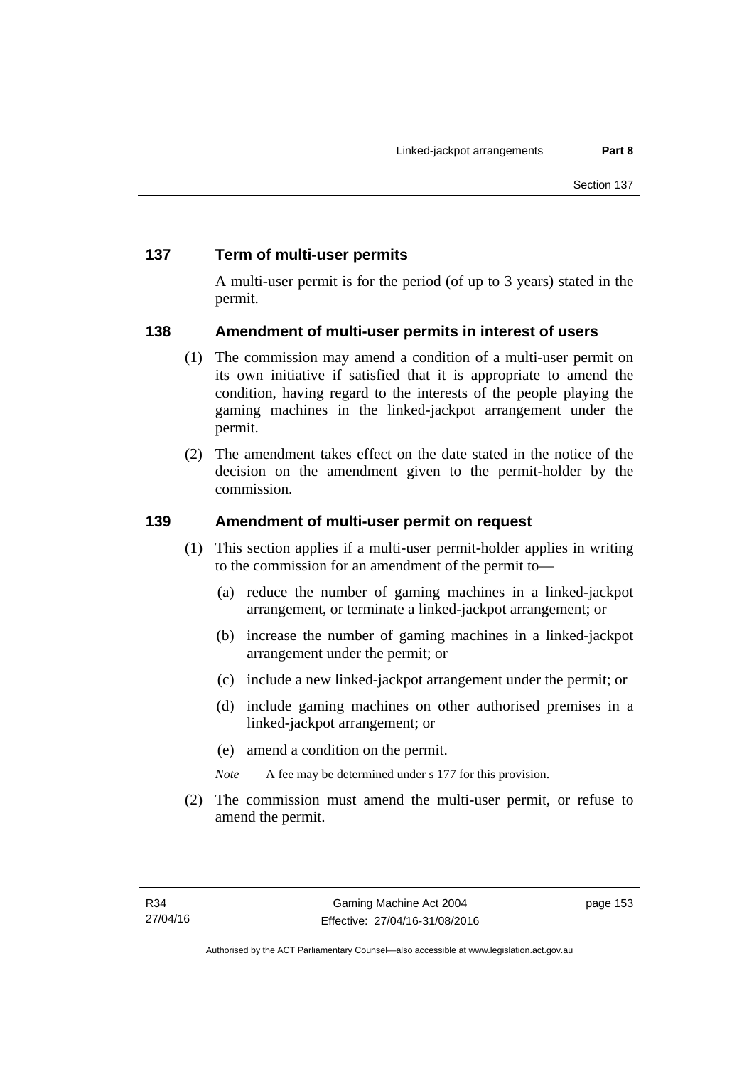## 137 Term of multi-user permits

A multi-user permit is for the period (of up to 3 years) stated in the permit.

## 138 Amendment of multi-user permits in interest of users

(1) The commission may amend a condition of a multi-user permit on its own initiative if satisfied that it is appropriate to amend the condition, having regard to the interests of the people playing the gaming machines in the linked-jackpot arrangement under the permit.

(2) The amendment takes effect on the date stated in the notice of the decision on the amendment given to the permit-holder by the commission.

## 139 Amendment of multi-user permit on request

(1) This section applies if a multi-user permit-holder applies in writing to the commission for an amendment of the permit to—

(a) reduce the number of gaming machines in a linked-jackpot arrangement, or terminate a linked-jackpot arrangement; or

(b) increase the number of gaming machines in a linked-jackpot arrangement under the permit; or

(c) include a new linked-jackpot arrangement under the permit; or

(d) include gaming machines on other authorised premises in a linked-jackpot arrangement; or

(e) amend a condition on the permit.

*Note* A fee may be determined under s 177 for this provision.

(2) The commission must amend the multi-user permit, or refuse to amend the permit.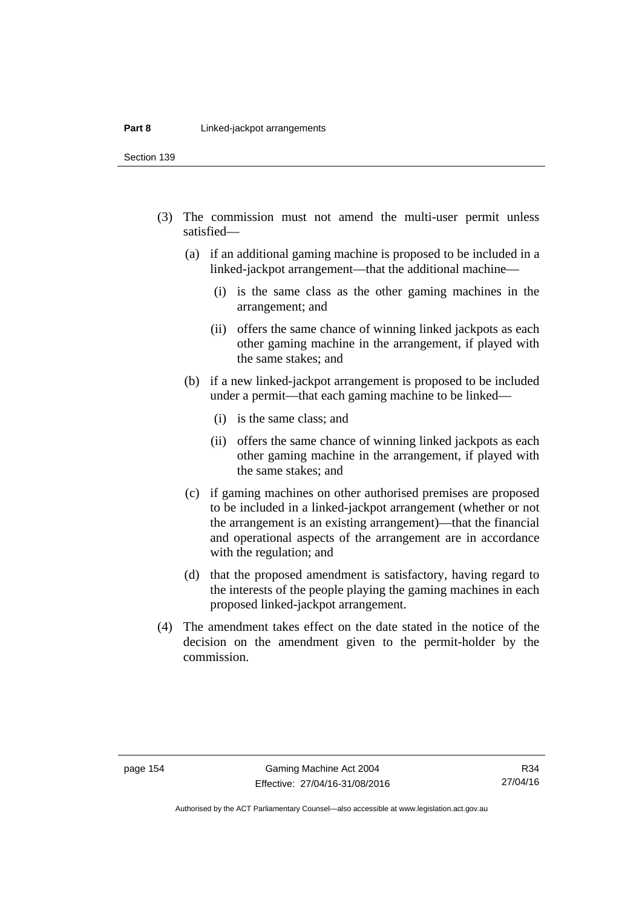(3) The commission must not amend the multi-user permit unless satisfied—

(a) if an additional gaming machine is proposed to be included in a linked-jackpot arrangement—that the additional machine—

(i) is the same class as the other gaming machines in the arrangement; and

(ii) offers the same chance of winning linked jackpots as each other gaming machine in the arrangement, if played with the same stakes; and

(b) if a new linked-jackpot arrangement is proposed to be included under a permit—that each gaming machine to be linked—

(i) is the same class; and

(ii) offers the same chance of winning linked jackpots as each other gaming machine in the arrangement, if played with the same stakes; and

(c) if gaming machines on other authorised premises are proposed to be included in a linked-jackpot arrangement (whether or not the arrangement is an existing arrangement)—that the financial and operational aspects of the arrangement are in accordance with the regulation; and

(d) that the proposed amendment is satisfactory, having regard to the interests of the people playing the gaming machines in each proposed linked-jackpot arrangement.

(4) The amendment takes effect on the date stated in the notice of the decision on the amendment given to the permit-holder by the commission.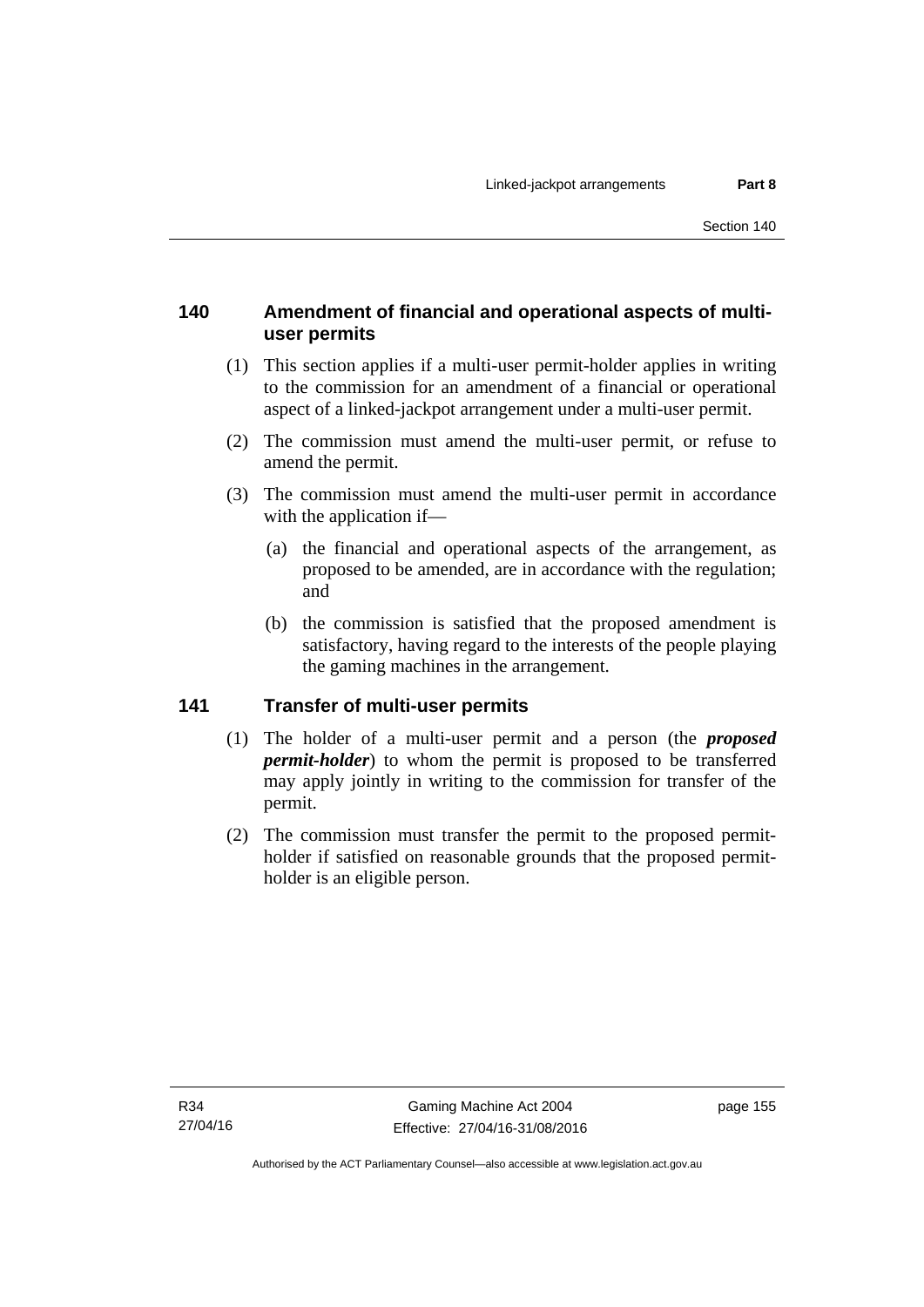### 140 Amendment of financial and operational aspects of multi-user permits

(1) This section applies if a multi-user permit-holder applies in writing to the commission for an amendment of a financial or operational aspect of a linked-jackpot arrangement under a multi-user permit.

(2) The commission must amend the multi-user permit, or refuse to amend the permit.

(3) The commission must amend the multi-user permit in accordance with the application if—

(a) the financial and operational aspects of the arrangement, as proposed to be amended, are in accordance with the regulation; and

(b) the commission is satisfied that the proposed amendment is satisfactory, having regard to the interests of the people playing the gaming machines in the arrangement.

### 141 Transfer of multi-user permits

(1) The holder of a multi-user permit and a person (the ***proposed permit-holder***) to whom the permit is proposed to be transferred may apply jointly in writing to the commission for transfer of the permit.

(2) The commission must transfer the permit to the proposed permit-holder if satisfied on reasonable grounds that the proposed permit-holder is an eligible person.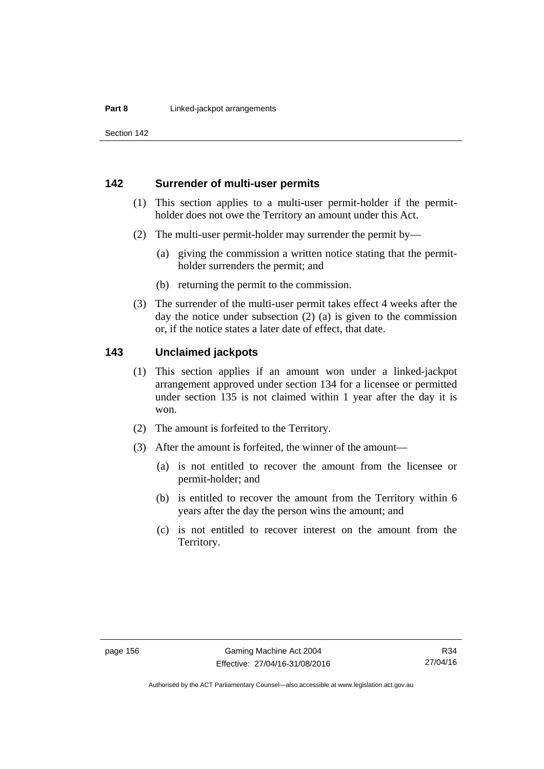## 142 Surrender of multi-user permits

(1) This section applies to a multi-user permit-holder if the permit-holder does not owe the Territory an amount under this Act.

(2) The multi-user permit-holder may surrender the permit by—

   (a) giving the commission a written notice stating that the permit-holder surrenders the permit; and

   (b) returning the permit to the commission.

(3) The surrender of the multi-user permit takes effect 4 weeks after the day the notice under subsection (2) (a) is given to the commission or, if the notice states a later date of effect, that date.

## 143 Unclaimed jackpots

(1) This section applies if an amount won under a linked-jackpot arrangement approved under section 134 for a licensee or permitted under section 135 is not claimed within 1 year after the day it is won.

(2) The amount is forfeited to the Territory.

(3) After the amount is forfeited, the winner of the amount—

   (a) is not entitled to recover the amount from the licensee or permit-holder; and

   (b) is entitled to recover the amount from the Territory within 6 years after the day the person wins the amount; and

   (c) is not entitled to recover interest on the amount from the Territory.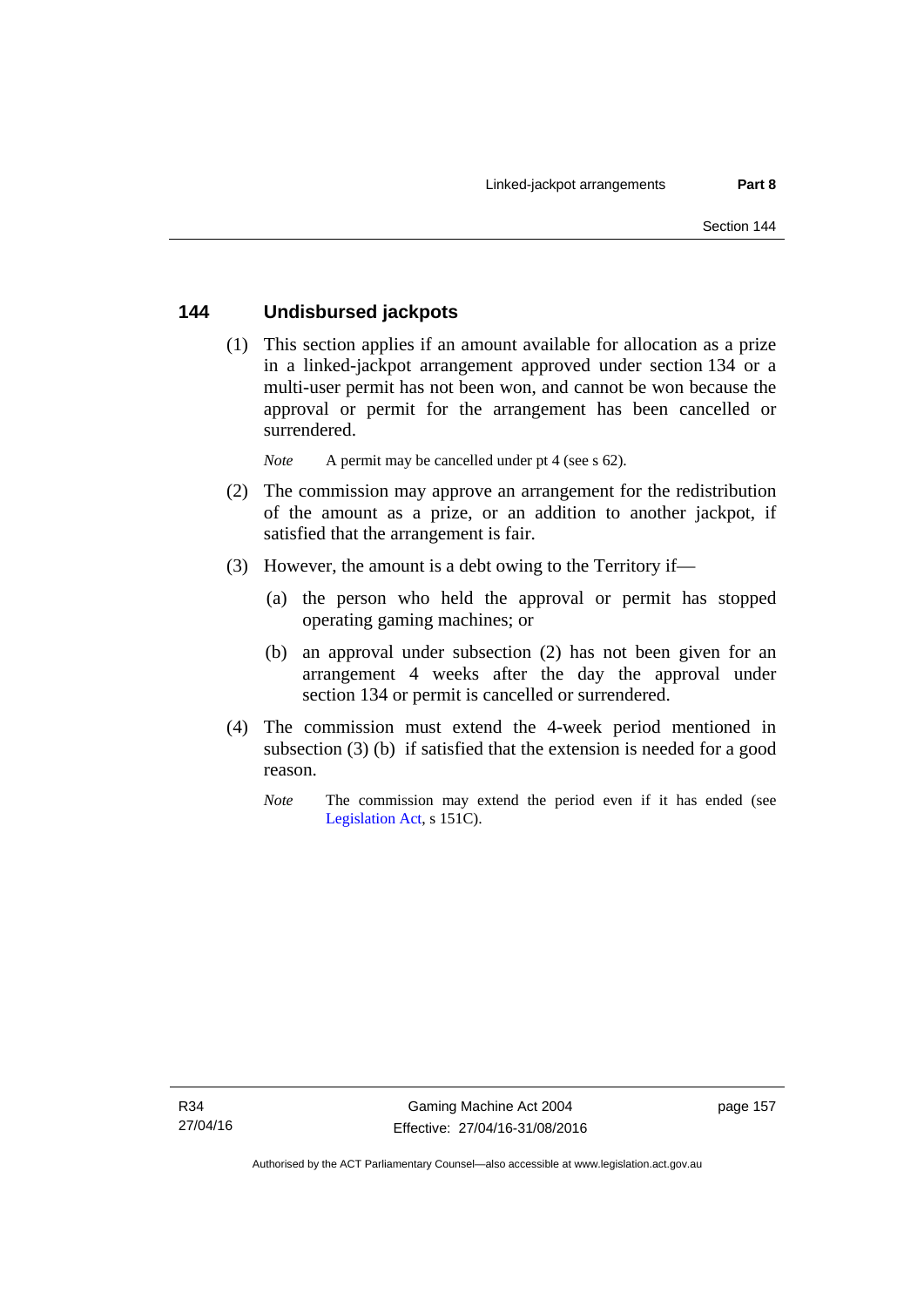## 144 Undisbursed jackpots

(1) This section applies if an amount available for allocation as a prize in a linked-jackpot arrangement approved under section 134 or a multi-user permit has not been won, and cannot be won because the approval or permit for the arrangement has been cancelled or surrendered.

*Note* A permit may be cancelled under pt 4 (see s 62).

(2) The commission may approve an arrangement for the redistribution of the amount as a prize, or an addition to another jackpot, if satisfied that the arrangement is fair.

(3) However, the amount is a debt owing to the Territory if—

(a) the person who held the approval or permit has stopped operating gaming machines; or

(b) an approval under subsection (2) has not been given for an arrangement 4 weeks after the day the approval under section 134 or permit is cancelled or surrendered.

(4) The commission must extend the 4-week period mentioned in subsection (3) (b) if satisfied that the extension is needed for a good reason.

*Note* The commission may extend the period even if it has ended (see Legislation Act, s 151C).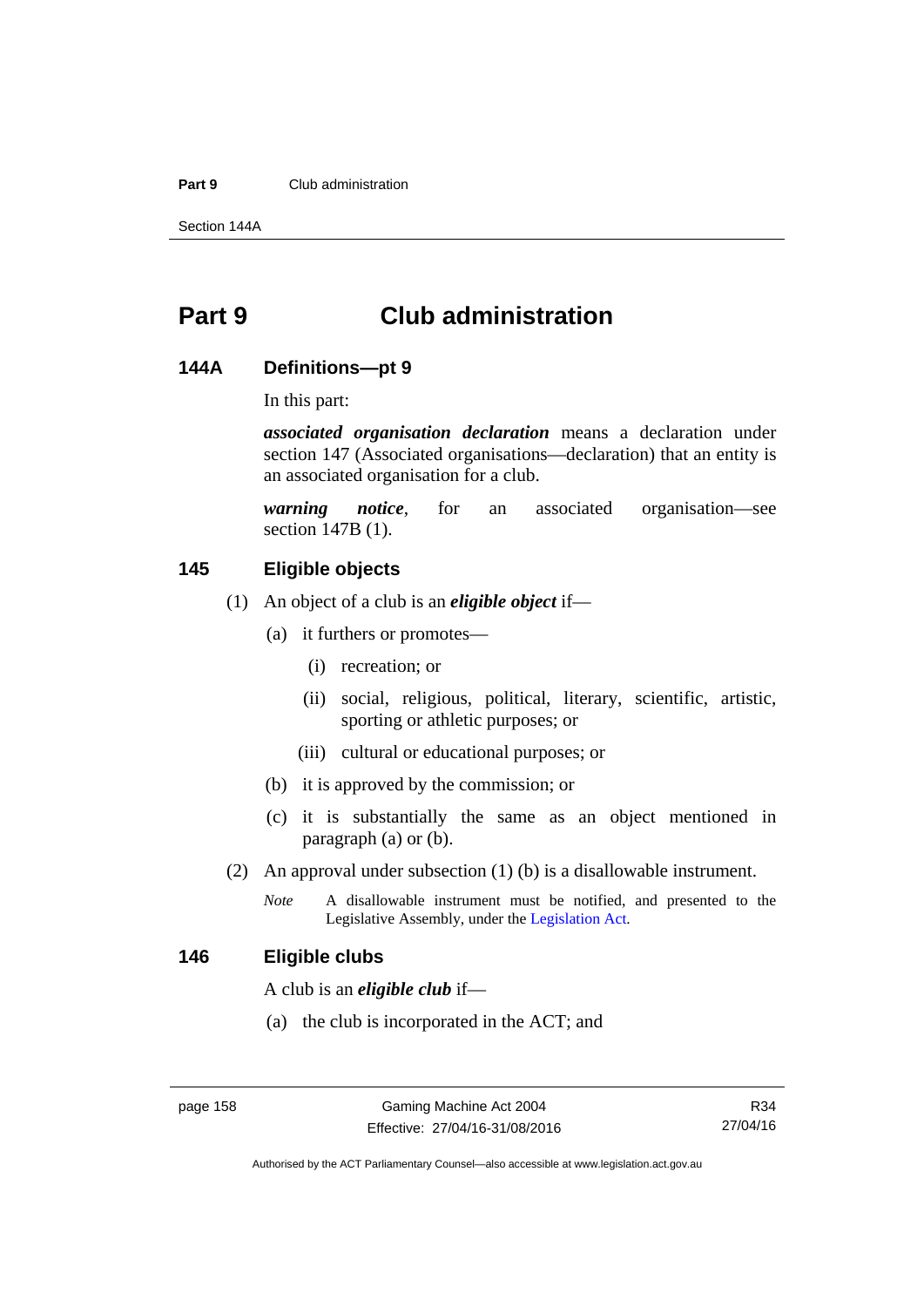# Part 9 Club administration

## 144A Definitions—pt 9

In this part:

***associated organisation declaration*** means a declaration under section 147 (Associated organisations—declaration) that an entity is an associated organisation for a club.

***warning notice***, for an associated organisation—see section 147B (1).

## 145 Eligible objects

(1) An object of a club is an ***eligible object*** if—

(a) it furthers or promotes—

(i) recreation; or

(ii) social, religious, political, literary, scientific, artistic, sporting or athletic purposes; or

(iii) cultural or educational purposes; or

(b) it is approved by the commission; or

(c) it is substantially the same as an object mentioned in paragraph (a) or (b).

(2) An approval under subsection (1) (b) is a disallowable instrument.

*Note* A disallowable instrument must be notified, and presented to the Legislative Assembly, under the Legislation Act.

## 146 Eligible clubs

A club is an ***eligible club*** if—

(a) the club is incorporated in the ACT; and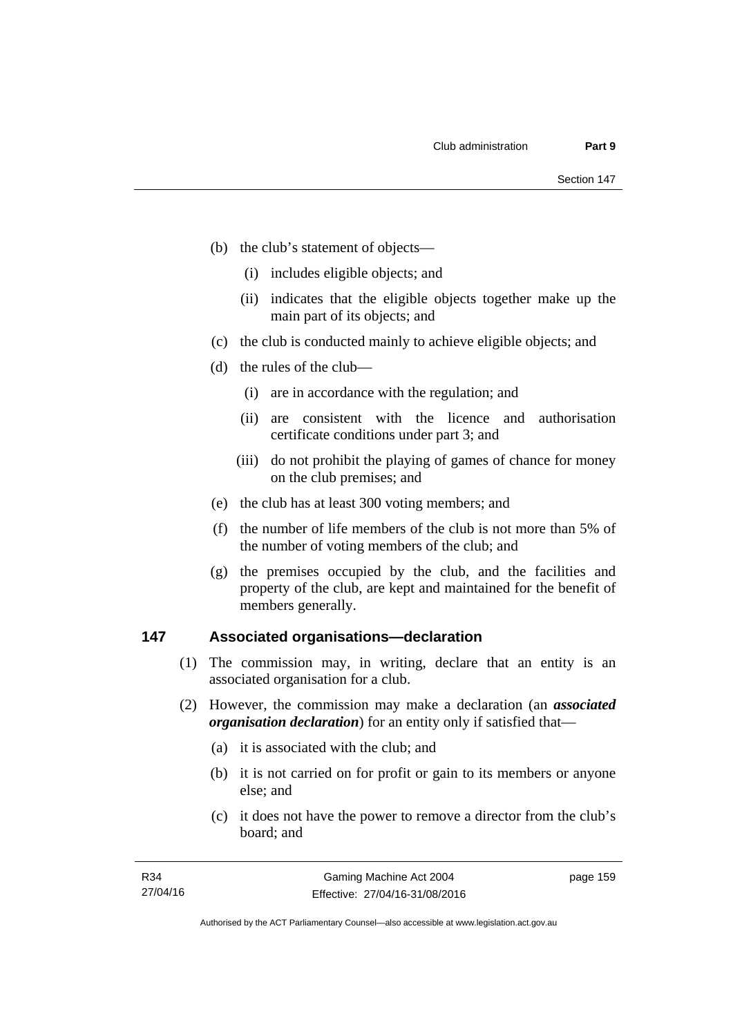(b) the club's statement of objects—

  (i) includes eligible objects; and

  (ii) indicates that the eligible objects together make up the main part of its objects; and

(c) the club is conducted mainly to achieve eligible objects; and

(d) the rules of the club—

  (i) are in accordance with the regulation; and

  (ii) are consistent with the licence and authorisation certificate conditions under part 3; and

  (iii) do not prohibit the playing of games of chance for money on the club premises; and

(e) the club has at least 300 voting members; and

(f) the number of life members of the club is not more than 5% of the number of voting members of the club; and

(g) the premises occupied by the club, and the facilities and property of the club, are kept and maintained for the benefit of members generally.

## 147 Associated organisations—declaration

(1) The commission may, in writing, declare that an entity is an associated organisation for a club.

(2) However, the commission may make a declaration (an ***associated organisation declaration***) for an entity only if satisfied that—

  (a) it is associated with the club; and

  (b) it is not carried on for profit or gain to its members or anyone else; and

  (c) it does not have the power to remove a director from the club's board; and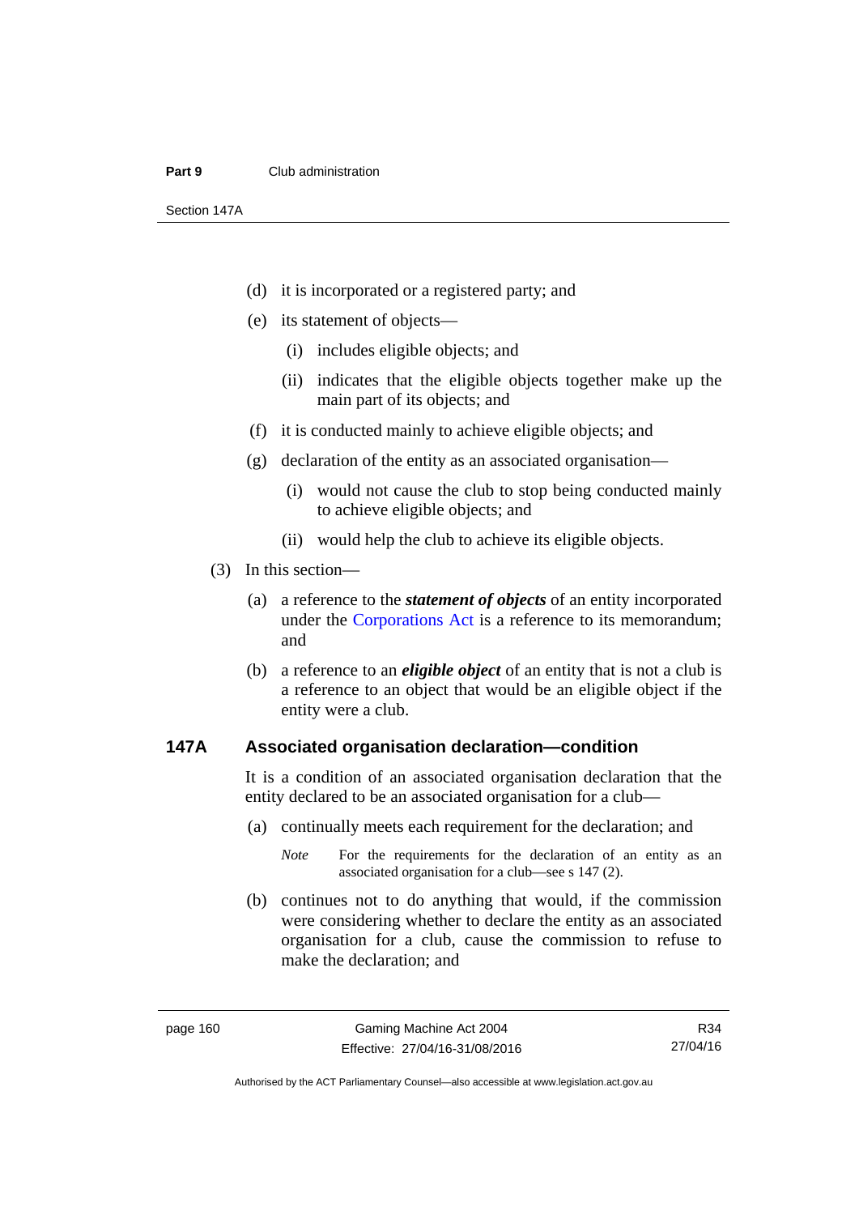(d) it is incorporated or a registered party; and

(e) its statement of objects—

(i) includes eligible objects; and

(ii) indicates that the eligible objects together make up the main part of its objects; and

(f) it is conducted mainly to achieve eligible objects; and

(g) declaration of the entity as an associated organisation—

(i) would not cause the club to stop being conducted mainly to achieve eligible objects; and

(ii) would help the club to achieve its eligible objects.

(3) In this section—

(a) a reference to the ***statement of objects*** of an entity incorporated under the Corporations Act is a reference to its memorandum; and

(b) a reference to an ***eligible object*** of an entity that is not a club is a reference to an object that would be an eligible object if the entity were a club.

### 147A Associated organisation declaration—condition

It is a condition of an associated organisation declaration that the entity declared to be an associated organisation for a club—

(a) continually meets each requirement for the declaration; and

*Note* For the requirements for the declaration of an entity as an associated organisation for a club—see s 147 (2).

(b) continues not to do anything that would, if the commission were considering whether to declare the entity as an associated organisation for a club, cause the commission to refuse to make the declaration; and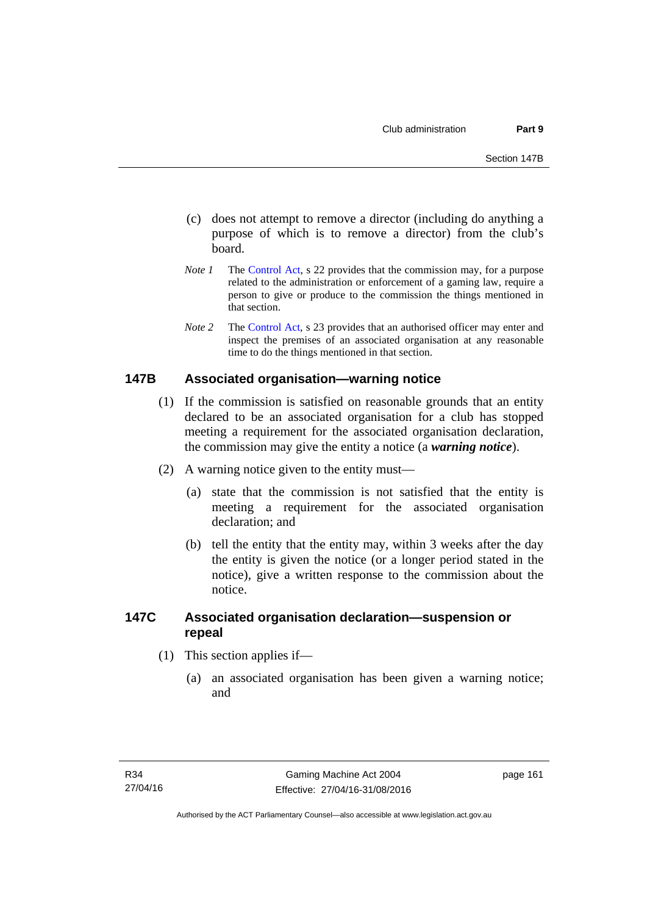(c) does not attempt to remove a director (including do anything a purpose of which is to remove a director) from the club's board.

*Note 1* The Control Act, s 22 provides that the commission may, for a purpose related to the administration or enforcement of a gaming law, require a person to give or produce to the commission the things mentioned in that section.

*Note 2* The Control Act, s 23 provides that an authorised officer may enter and inspect the premises of an associated organisation at any reasonable time to do the things mentioned in that section.

## 147B Associated organisation—warning notice

(1) If the commission is satisfied on reasonable grounds that an entity declared to be an associated organisation for a club has stopped meeting a requirement for the associated organisation declaration, the commission may give the entity a notice (a ***warning notice***).

(2) A warning notice given to the entity must—

(a) state that the commission is not satisfied that the entity is meeting a requirement for the associated organisation declaration; and

(b) tell the entity that the entity may, within 3 weeks after the day the entity is given the notice (or a longer period stated in the notice), give a written response to the commission about the notice.

## 147C Associated organisation declaration—suspension or repeal

(1) This section applies if—

(a) an associated organisation has been given a warning notice; and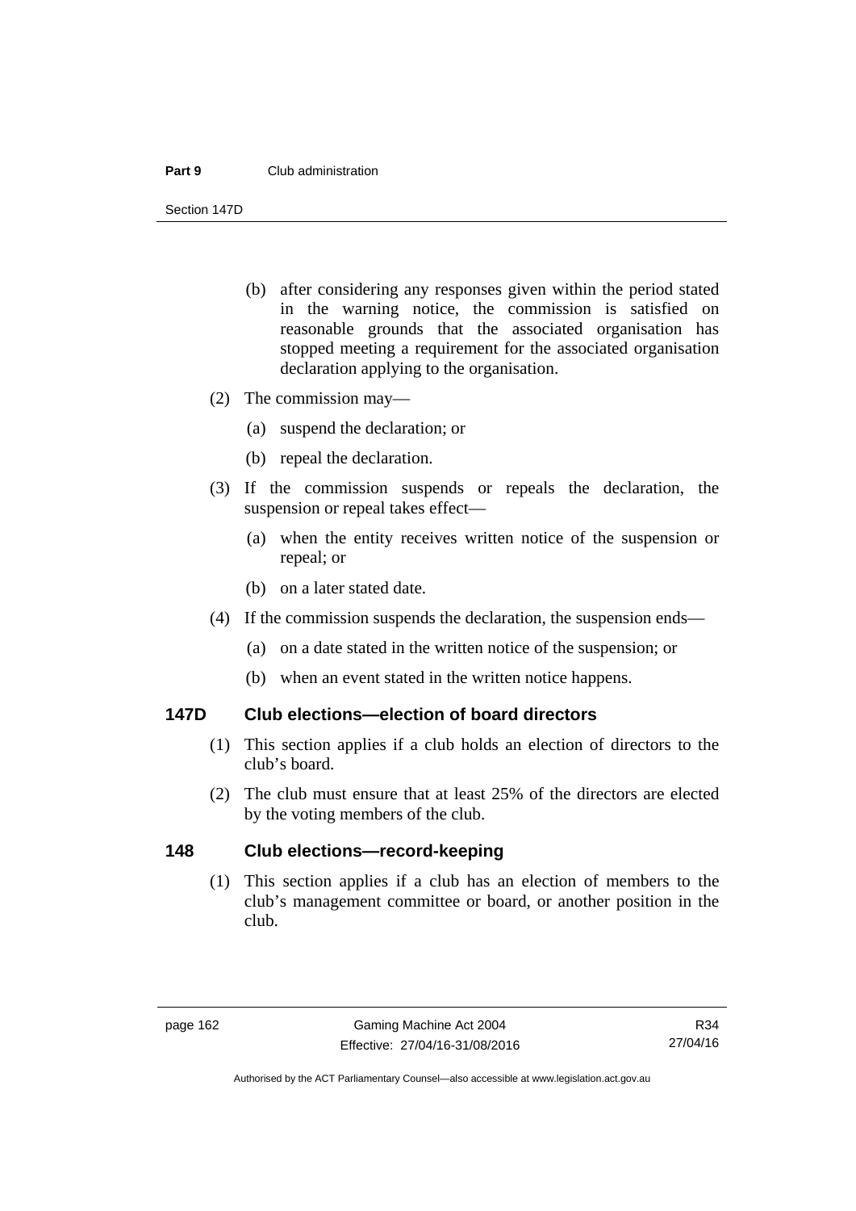(b) after considering any responses given within the period stated in the warning notice, the commission is satisfied on reasonable grounds that the associated organisation has stopped meeting a requirement for the associated organisation declaration applying to the organisation.

(2) The commission may—

(a) suspend the declaration; or

(b) repeal the declaration.

(3) If the commission suspends or repeals the declaration, the suspension or repeal takes effect—

(a) when the entity receives written notice of the suspension or repeal; or

(b) on a later stated date.

(4) If the commission suspends the declaration, the suspension ends—

(a) on a date stated in the written notice of the suspension; or

(b) when an event stated in the written notice happens.

### 147D Club elections—election of board directors

(1) This section applies if a club holds an election of directors to the club's board.

(2) The club must ensure that at least 25% of the directors are elected by the voting members of the club.

### 148 Club elections—record-keeping

(1) This section applies if a club has an election of members to the club's management committee or board, or another position in the club.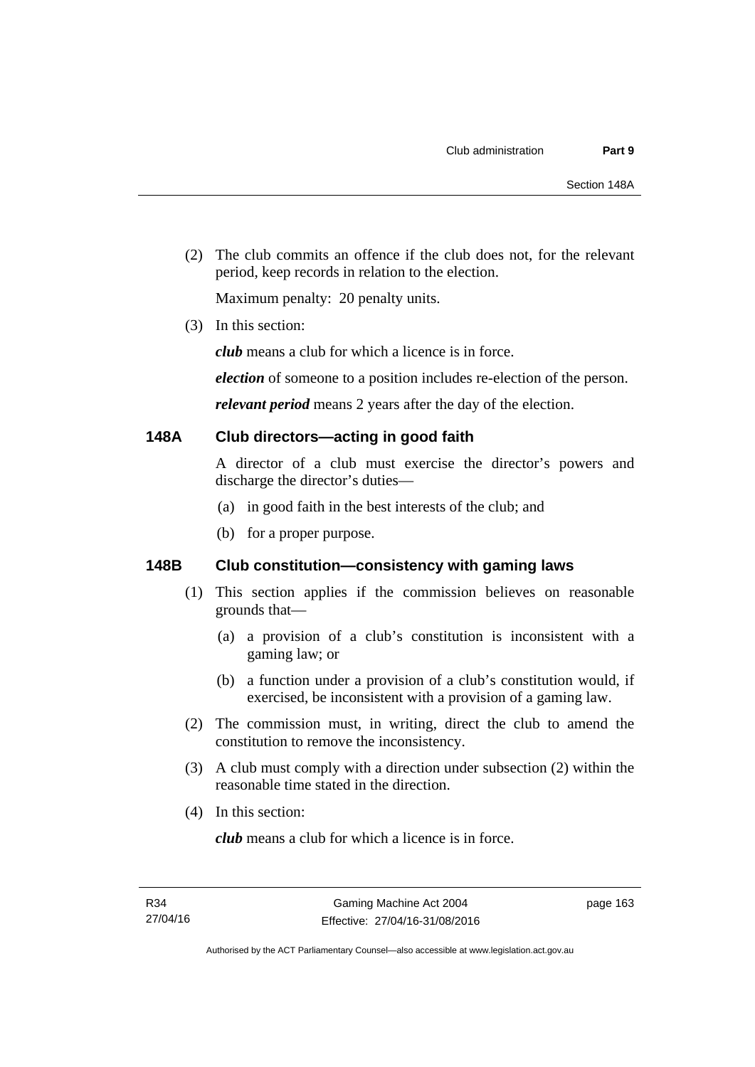(2) The club commits an offence if the club does not, for the relevant period, keep records in relation to the election.

Maximum penalty: 20 penalty units.

(3) In this section:

***club*** means a club for which a licence is in force.

***election*** of someone to a position includes re-election of the person.

***relevant period*** means 2 years after the day of the election.

### 148A Club directors—acting in good faith

A director of a club must exercise the director's powers and discharge the director's duties—

(a) in good faith in the best interests of the club; and

(b) for a proper purpose.

### 148B Club constitution—consistency with gaming laws

(1) This section applies if the commission believes on reasonable grounds that—

(a) a provision of a club's constitution is inconsistent with a gaming law; or

(b) a function under a provision of a club's constitution would, if exercised, be inconsistent with a provision of a gaming law.

(2) The commission must, in writing, direct the club to amend the constitution to remove the inconsistency.

(3) A club must comply with a direction under subsection (2) within the reasonable time stated in the direction.

(4) In this section:

***club*** means a club for which a licence is in force.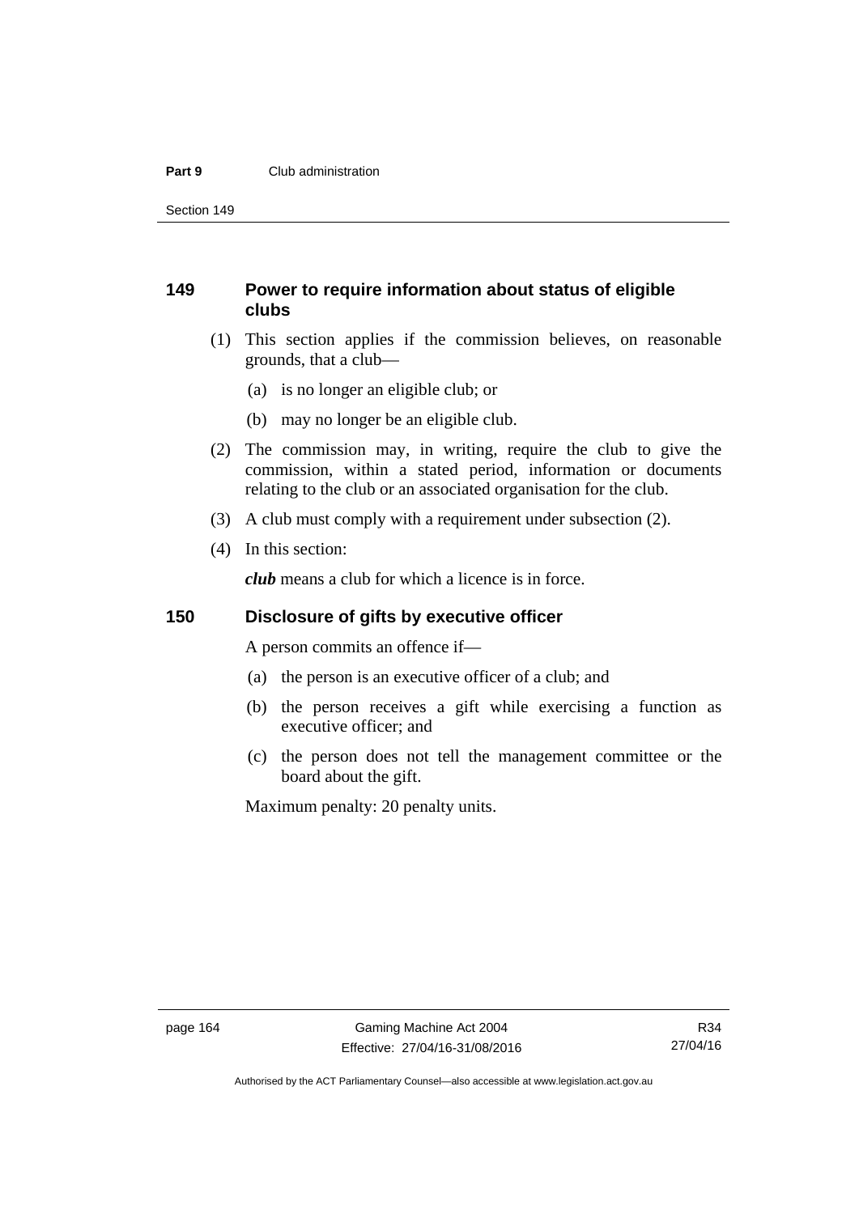## 149 Power to require information about status of eligible clubs

(1) This section applies if the commission believes, on reasonable grounds, that a club—

(a) is no longer an eligible club; or

(b) may no longer be an eligible club.

(2) The commission may, in writing, require the club to give the commission, within a stated period, information or documents relating to the club or an associated organisation for the club.

(3) A club must comply with a requirement under subsection (2).

(4) In this section:

***club*** means a club for which a licence is in force.

## 150 Disclosure of gifts by executive officer

A person commits an offence if—

(a) the person is an executive officer of a club; and

(b) the person receives a gift while exercising a function as executive officer; and

(c) the person does not tell the management committee or the board about the gift.

Maximum penalty: 20 penalty units.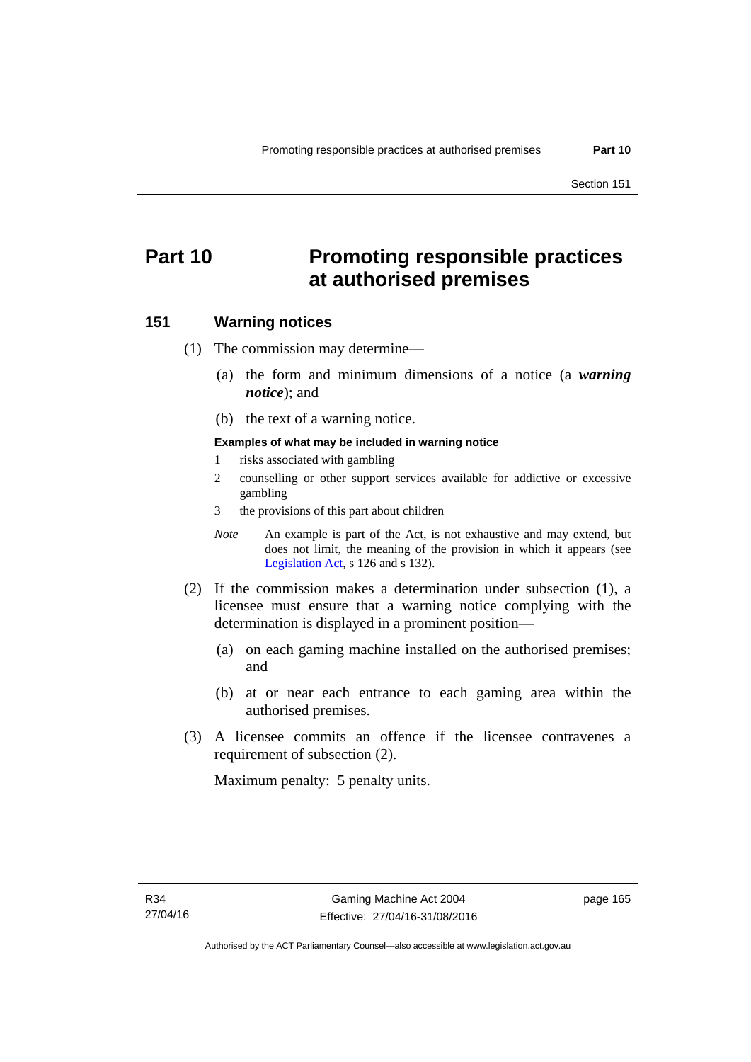# Part 10 Promoting responsible practices at authorised premises

## 151 Warning notices

(1) The commission may determine—

(a) the form and minimum dimensions of a notice (a ***warning notice***); and

(b) the text of a warning notice.

**Examples of what may be included in warning notice**

1 risks associated with gambling

2 counselling or other support services available for addictive or excessive gambling

3 the provisions of this part about children

*Note* An example is part of the Act, is not exhaustive and may extend, but does not limit, the meaning of the provision in which it appears (see Legislation Act, s 126 and s 132).

(2) If the commission makes a determination under subsection (1), a licensee must ensure that a warning notice complying with the determination is displayed in a prominent position—

(a) on each gaming machine installed on the authorised premises; and

(b) at or near each entrance to each gaming area within the authorised premises.

(3) A licensee commits an offence if the licensee contravenes a requirement of subsection (2).

Maximum penalty: 5 penalty units.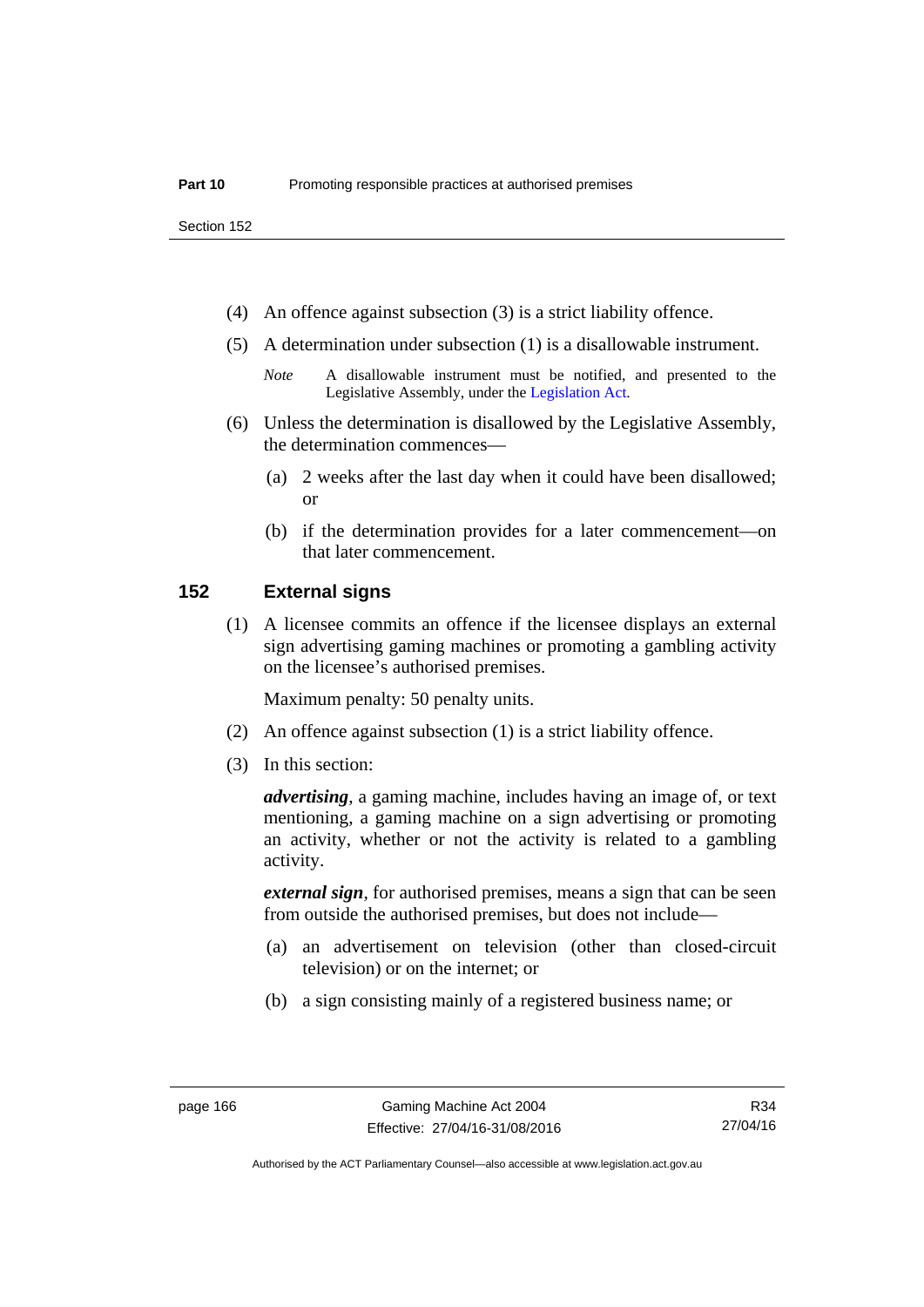(4) An offence against subsection (3) is a strict liability offence.

(5) A determination under subsection (1) is a disallowable instrument.

*Note* A disallowable instrument must be notified, and presented to the Legislative Assembly, under the Legislation Act.

(6) Unless the determination is disallowed by the Legislative Assembly, the determination commences—

(a) 2 weeks after the last day when it could have been disallowed; or

(b) if the determination provides for a later commencement—on that later commencement.

## 152 External signs

(1) A licensee commits an offence if the licensee displays an external sign advertising gaming machines or promoting a gambling activity on the licensee's authorised premises.

Maximum penalty: 50 penalty units.

(2) An offence against subsection (1) is a strict liability offence.

(3) In this section:

***advertising***, a gaming machine, includes having an image of, or text mentioning, a gaming machine on a sign advertising or promoting an activity, whether or not the activity is related to a gambling activity.

***external sign***, for authorised premises, means a sign that can be seen from outside the authorised premises, but does not include—

(a) an advertisement on television (other than closed-circuit television) or on the internet; or

(b) a sign consisting mainly of a registered business name; or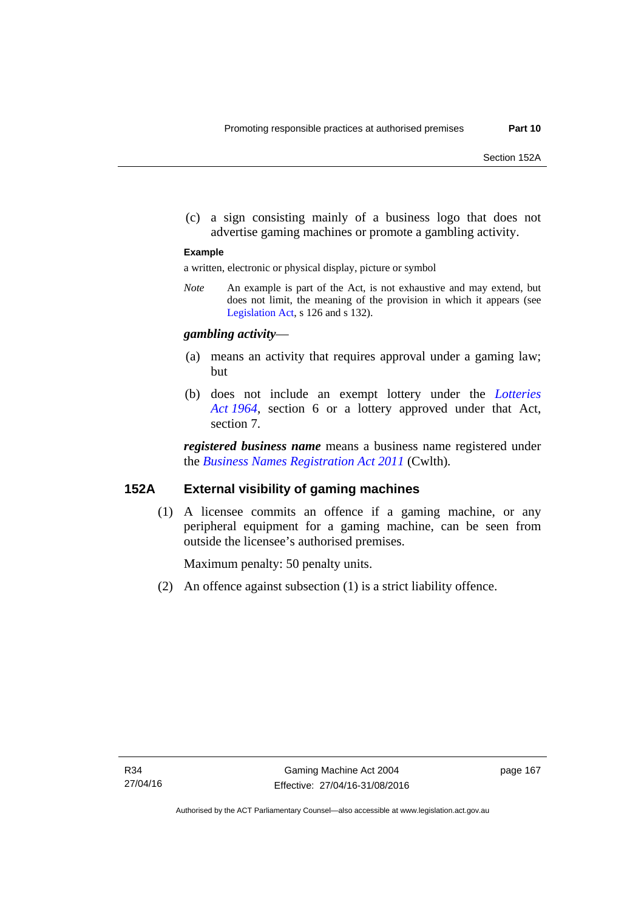(c) a sign consisting mainly of a business logo that does not advertise gaming machines or promote a gambling activity.

**Example**

a written, electronic or physical display, picture or symbol

*Note* An example is part of the Act, is not exhaustive and may extend, but does not limit, the meaning of the provision in which it appears (see Legislation Act, s 126 and s 132).

***gambling activity***—

(a) means an activity that requires approval under a gaming law; but

(b) does not include an exempt lottery under the *Lotteries Act 1964*, section 6 or a lottery approved under that Act, section 7.

***registered business name*** means a business name registered under the *Business Names Registration Act 2011* (Cwlth).

## 152A External visibility of gaming machines

(1) A licensee commits an offence if a gaming machine, or any peripheral equipment for a gaming machine, can be seen from outside the licensee's authorised premises.

Maximum penalty: 50 penalty units.

(2) An offence against subsection (1) is a strict liability offence.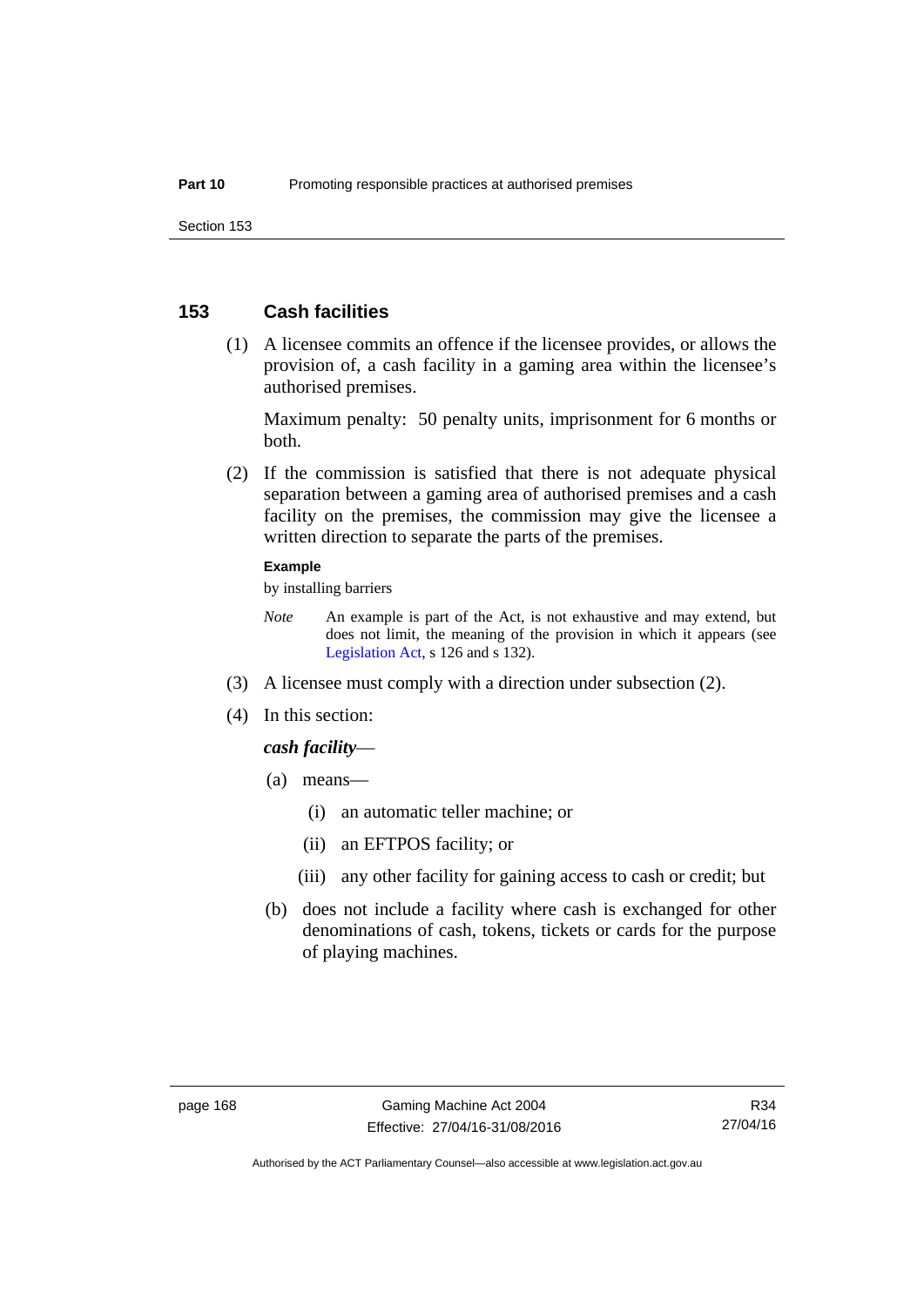## 153 Cash facilities

(1) A licensee commits an offence if the licensee provides, or allows the provision of, a cash facility in a gaming area within the licensee's authorised premises.

Maximum penalty: 50 penalty units, imprisonment for 6 months or both.

(2) If the commission is satisfied that there is not adequate physical separation between a gaming area of authorised premises and a cash facility on the premises, the commission may give the licensee a written direction to separate the parts of the premises.

**Example**

by installing barriers

*Note* An example is part of the Act, is not exhaustive and may extend, but does not limit, the meaning of the provision in which it appears (see Legislation Act, s 126 and s 132).

(3) A licensee must comply with a direction under subsection (2).

(4) In this section:

***cash facility***—

(a) means—

(i) an automatic teller machine; or

(ii) an EFTPOS facility; or

(iii) any other facility for gaining access to cash or credit; but

(b) does not include a facility where cash is exchanged for other denominations of cash, tokens, tickets or cards for the purpose of playing machines.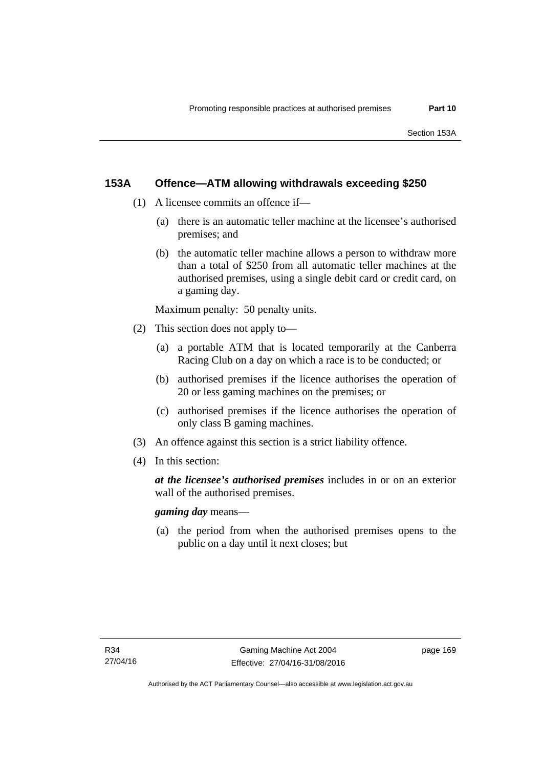## 153A Offence—ATM allowing withdrawals exceeding $250

(1) A licensee commits an offence if—

(a) there is an automatic teller machine at the licensee's authorised premises; and

(b) the automatic teller machine allows a person to withdraw more than a total of $250 from all automatic teller machines at the authorised premises, using a single debit card or credit card, on a gaming day.

Maximum penalty: 50 penalty units.

(2) This section does not apply to—

(a) a portable ATM that is located temporarily at the Canberra Racing Club on a day on which a race is to be conducted; or

(b) authorised premises if the licence authorises the operation of 20 or less gaming machines on the premises; or

(c) authorised premises if the licence authorises the operation of only class B gaming machines.

(3) An offence against this section is a strict liability offence.

(4) In this section:

***at the licensee's authorised premises*** includes in or on an exterior wall of the authorised premises.

***gaming day*** means—

(a) the period from when the authorised premises opens to the public on a day until it next closes; but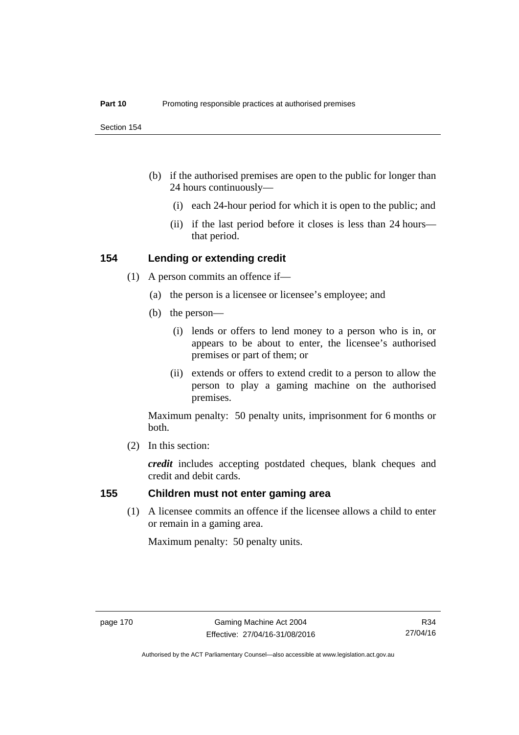(b) if the authorised premises are open to the public for longer than 24 hours continuously—

(i) each 24-hour period for which it is open to the public; and

(ii) if the last period before it closes is less than 24 hours—that period.

## 154 Lending or extending credit

(1) A person commits an offence if—

(a) the person is a licensee or licensee's employee; and

(b) the person—

(i) lends or offers to lend money to a person who is in, or appears to be about to enter, the licensee's authorised premises or part of them; or

(ii) extends or offers to extend credit to a person to allow the person to play a gaming machine on the authorised premises.

Maximum penalty: 50 penalty units, imprisonment for 6 months or both.

(2) In this section:

***credit*** includes accepting postdated cheques, blank cheques and credit and debit cards.

## 155 Children must not enter gaming area

(1) A licensee commits an offence if the licensee allows a child to enter or remain in a gaming area.

Maximum penalty: 50 penalty units.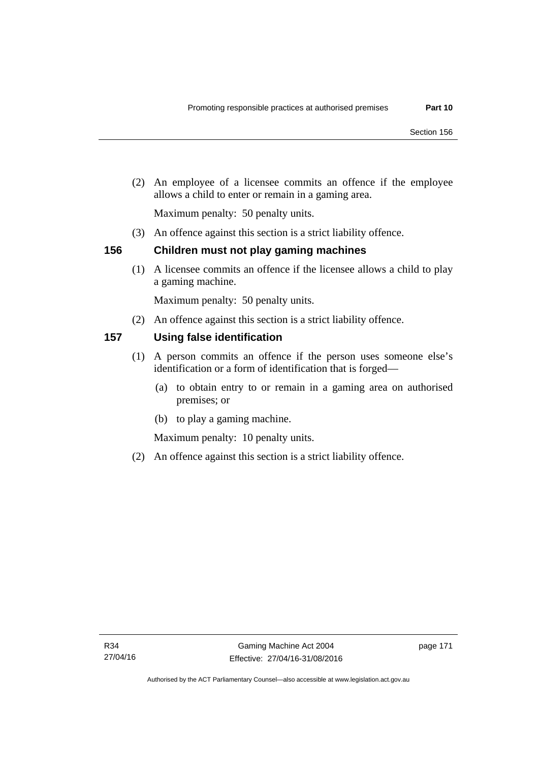(2) An employee of a licensee commits an offence if the employee allows a child to enter or remain in a gaming area.

Maximum penalty: 50 penalty units.

(3) An offence against this section is a strict liability offence.

## 156 Children must not play gaming machines

(1) A licensee commits an offence if the licensee allows a child to play a gaming machine.

Maximum penalty: 50 penalty units.

(2) An offence against this section is a strict liability offence.

## 157 Using false identification

(1) A person commits an offence if the person uses someone else's identification or a form of identification that is forged—

(a) to obtain entry to or remain in a gaming area on authorised premises; or

(b) to play a gaming machine.

Maximum penalty: 10 penalty units.

(2) An offence against this section is a strict liability offence.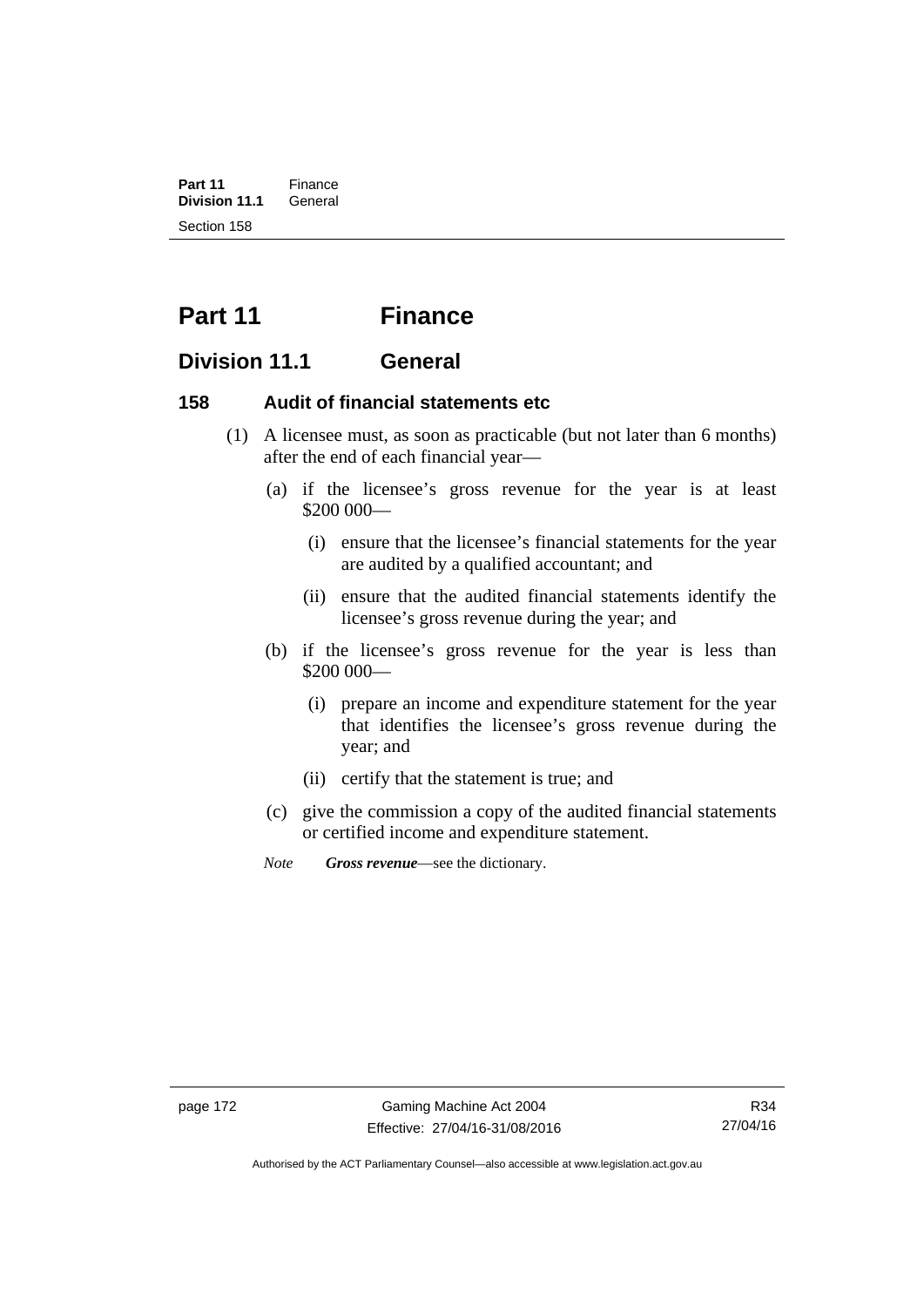# Part 11 Finance

## Division 11.1 General

### 158 Audit of financial statements etc

(1) A licensee must, as soon as practicable (but not later than 6 months) after the end of each financial year—

  (a) if the licensee's gross revenue for the year is at least \$200 000—

    (i) ensure that the licensee's financial statements for the year are audited by a qualified accountant; and

    (ii) ensure that the audited financial statements identify the licensee's gross revenue during the year; and

  (b) if the licensee's gross revenue for the year is less than \$200 000—

    (i) prepare an income and expenditure statement for the year that identifies the licensee's gross revenue during the year; and

    (ii) certify that the statement is true; and

  (c) give the commission a copy of the audited financial statements or certified income and expenditure statement.

*Note* ***Gross revenue***—see the dictionary.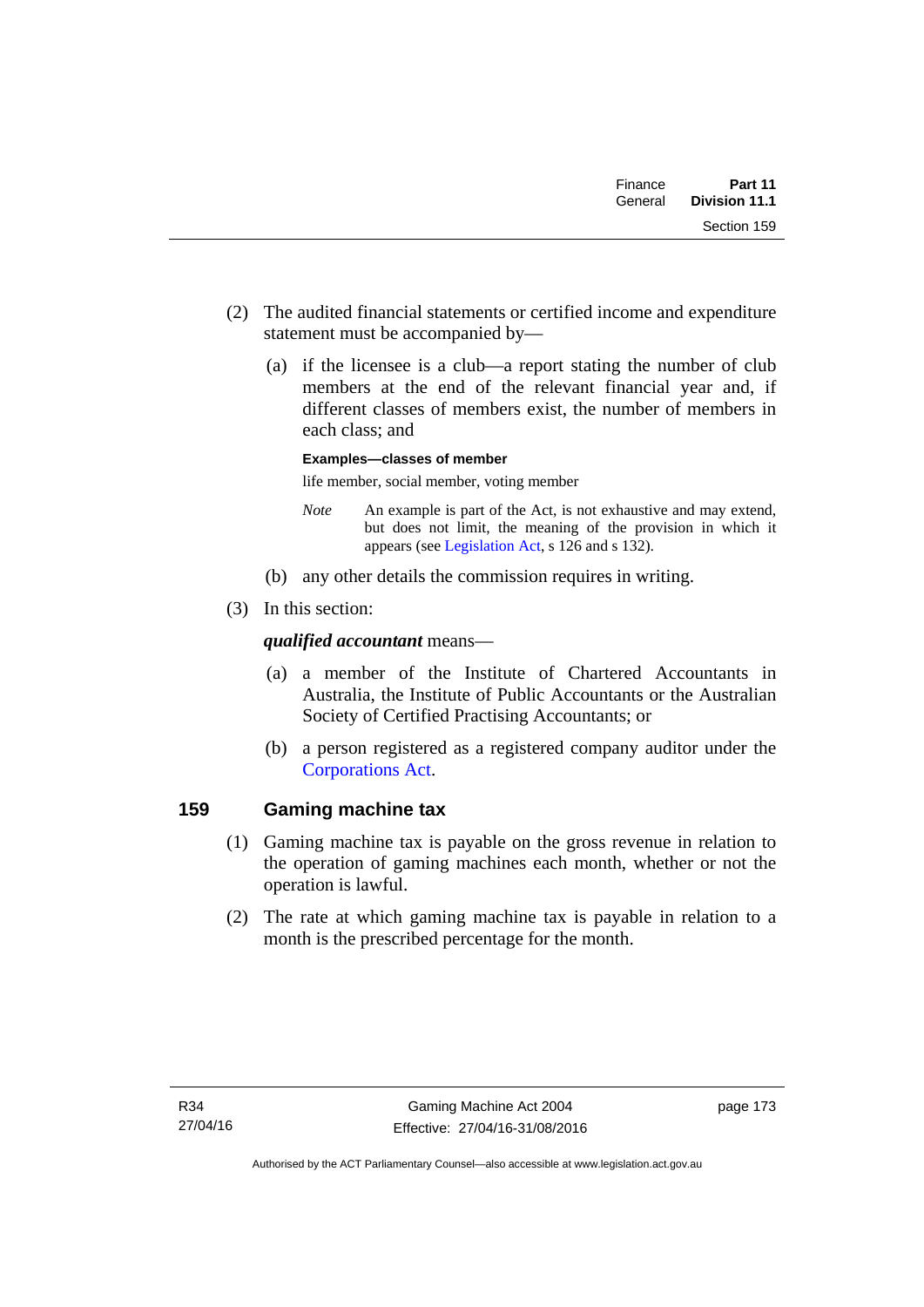(2) The audited financial statements or certified income and expenditure statement must be accompanied by—

(a) if the licensee is a club—a report stating the number of club members at the end of the relevant financial year and, if different classes of members exist, the number of members in each class; and

**Examples—classes of member**

life member, social member, voting member

*Note* An example is part of the Act, is not exhaustive and may extend, but does not limit, the meaning of the provision in which it appears (see Legislation Act, s 126 and s 132).

(b) any other details the commission requires in writing.

(3) In this section:

***qualified accountant*** means—

(a) a member of the Institute of Chartered Accountants in Australia, the Institute of Public Accountants or the Australian Society of Certified Practising Accountants; or

(b) a person registered as a registered company auditor under the Corporations Act.

## 159 Gaming machine tax

(1) Gaming machine tax is payable on the gross revenue in relation to the operation of gaming machines each month, whether or not the operation is lawful.

(2) The rate at which gaming machine tax is payable in relation to a month is the prescribed percentage for the month.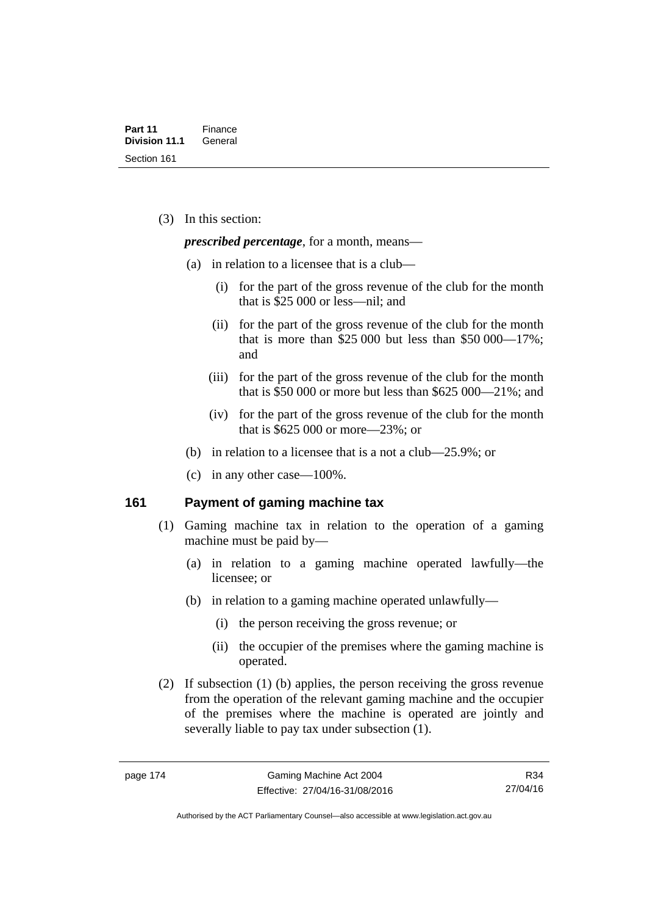(3) In this section:

***prescribed percentage***, for a month, means—

- (a) in relation to a licensee that is a club—
  - (i) for the part of the gross revenue of the club for the month that is \$25 000 or less—nil; and
  - (ii) for the part of the gross revenue of the club for the month that is more than \$25 000 but less than \$50 000—17%; and
  - (iii) for the part of the gross revenue of the club for the month that is \$50 000 or more but less than \$625 000—21%; and
  - (iv) for the part of the gross revenue of the club for the month that is \$625 000 or more—23%; or
- (b) in relation to a licensee that is a not a club—25.9%; or
- (c) in any other case—100%.

## 161 Payment of gaming machine tax

(1) Gaming machine tax in relation to the operation of a gaming machine must be paid by—

- (a) in relation to a gaming machine operated lawfully—the licensee; or
- (b) in relation to a gaming machine operated unlawfully—
  - (i) the person receiving the gross revenue; or
  - (ii) the occupier of the premises where the gaming machine is operated.

(2) If subsection (1) (b) applies, the person receiving the gross revenue from the operation of the relevant gaming machine and the occupier of the premises where the machine is operated are jointly and severally liable to pay tax under subsection (1).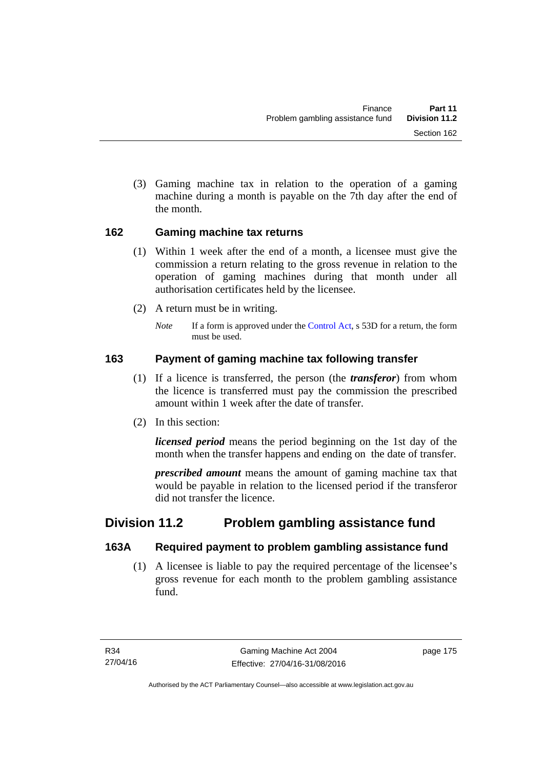(3) Gaming machine tax in relation to the operation of a gaming machine during a month is payable on the 7th day after the end of the month.

### 162 Gaming machine tax returns

(1) Within 1 week after the end of a month, a licensee must give the commission a return relating to the gross revenue in relation to the operation of gaming machines during that month under all authorisation certificates held by the licensee.

(2) A return must be in writing.

*Note* If a form is approved under the Control Act, s 53D for a return, the form must be used.

### 163 Payment of gaming machine tax following transfer

(1) If a licence is transferred, the person (the ***transferor***) from whom the licence is transferred must pay the commission the prescribed amount within 1 week after the date of transfer.

(2) In this section:

***licensed period*** means the period beginning on the 1st day of the month when the transfer happens and ending on the date of transfer.

***prescribed amount*** means the amount of gaming machine tax that would be payable in relation to the licensed period if the transferor did not transfer the licence.

## Division 11.2 Problem gambling assistance fund

### 163A Required payment to problem gambling assistance fund

(1) A licensee is liable to pay the required percentage of the licensee's gross revenue for each month to the problem gambling assistance fund.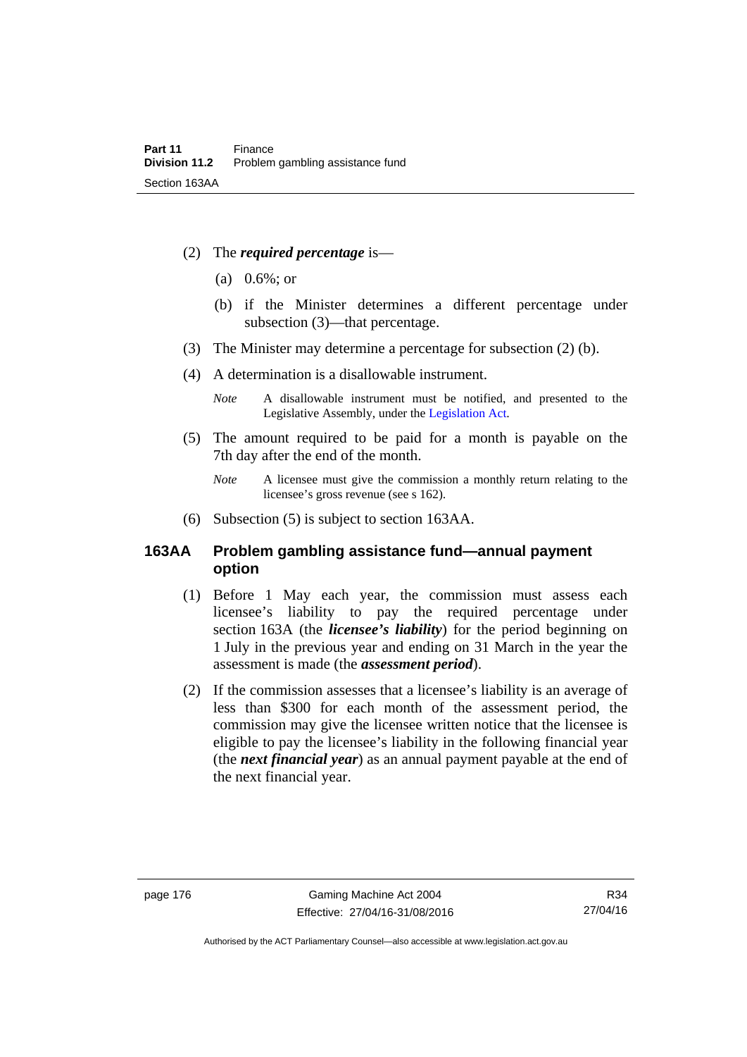(2) The ***required percentage*** is—

(a) 0.6%; or

(b) if the Minister determines a different percentage under subsection (3)—that percentage.

(3) The Minister may determine a percentage for subsection (2) (b).

(4) A determination is a disallowable instrument.

*Note* A disallowable instrument must be notified, and presented to the Legislative Assembly, under the Legislation Act.

(5) The amount required to be paid for a month is payable on the 7th day after the end of the month.

*Note* A licensee must give the commission a monthly return relating to the licensee's gross revenue (see s 162).

(6) Subsection (5) is subject to section 163AA.

### 163AA Problem gambling assistance fund—annual payment option

(1) Before 1 May each year, the commission must assess each licensee's liability to pay the required percentage under section 163A (the ***licensee's liability***) for the period beginning on 1 July in the previous year and ending on 31 March in the year the assessment is made (the ***assessment period***).

(2) If the commission assesses that a licensee's liability is an average of less than $300 for each month of the assessment period, the commission may give the licensee written notice that the licensee is eligible to pay the licensee's liability in the following financial year (the ***next financial year***) as an annual payment payable at the end of the next financial year.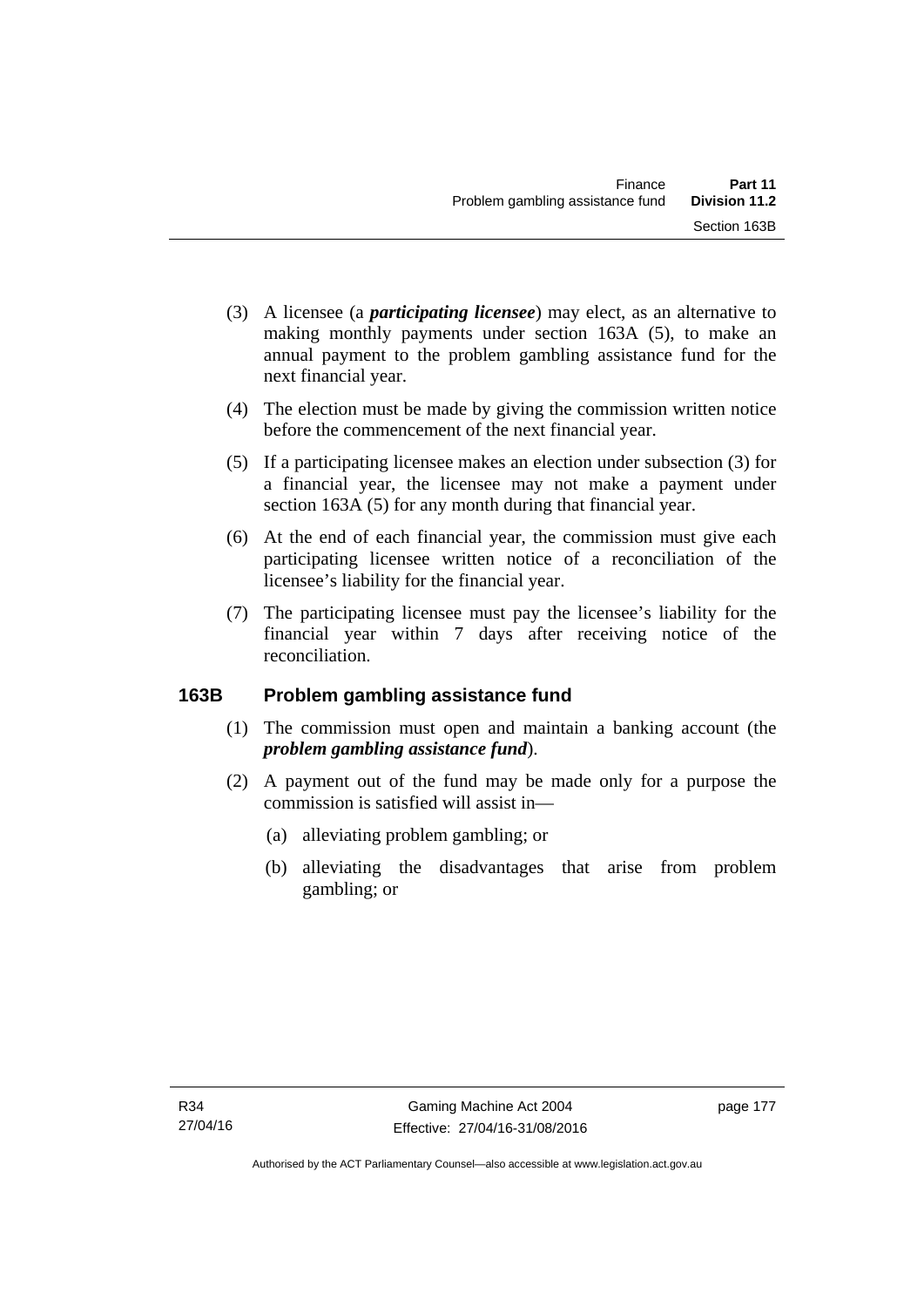(3) A licensee (a ***participating licensee***) may elect, as an alternative to making monthly payments under section 163A (5), to make an annual payment to the problem gambling assistance fund for the next financial year.

(4) The election must be made by giving the commission written notice before the commencement of the next financial year.

(5) If a participating licensee makes an election under subsection (3) for a financial year, the licensee may not make a payment under section 163A (5) for any month during that financial year.

(6) At the end of each financial year, the commission must give each participating licensee written notice of a reconciliation of the licensee's liability for the financial year.

(7) The participating licensee must pay the licensee's liability for the financial year within 7 days after receiving notice of the reconciliation.

## 163B Problem gambling assistance fund

(1) The commission must open and maintain a banking account (the ***problem gambling assistance fund***).

(2) A payment out of the fund may be made only for a purpose the commission is satisfied will assist in—

(a) alleviating problem gambling; or

(b) alleviating the disadvantages that arise from problem gambling; or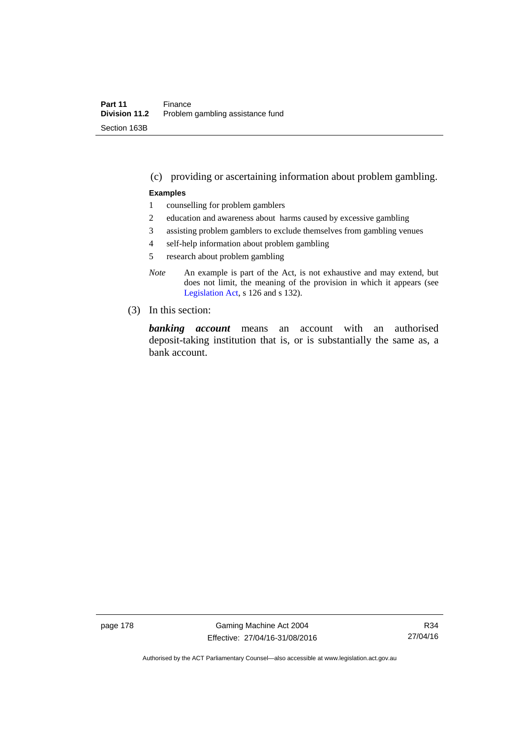(c) providing or ascertaining information about problem gambling.

**Examples**

1 counselling for problem gamblers

2 education and awareness about harms caused by excessive gambling

3 assisting problem gamblers to exclude themselves from gambling venues

4 self-help information about problem gambling

5 research about problem gambling

*Note* An example is part of the Act, is not exhaustive and may extend, but does not limit, the meaning of the provision in which it appears (see Legislation Act, s 126 and s 132).

(3) In this section:

***banking account*** means an account with an authorised deposit-taking institution that is, or is substantially the same as, a bank account.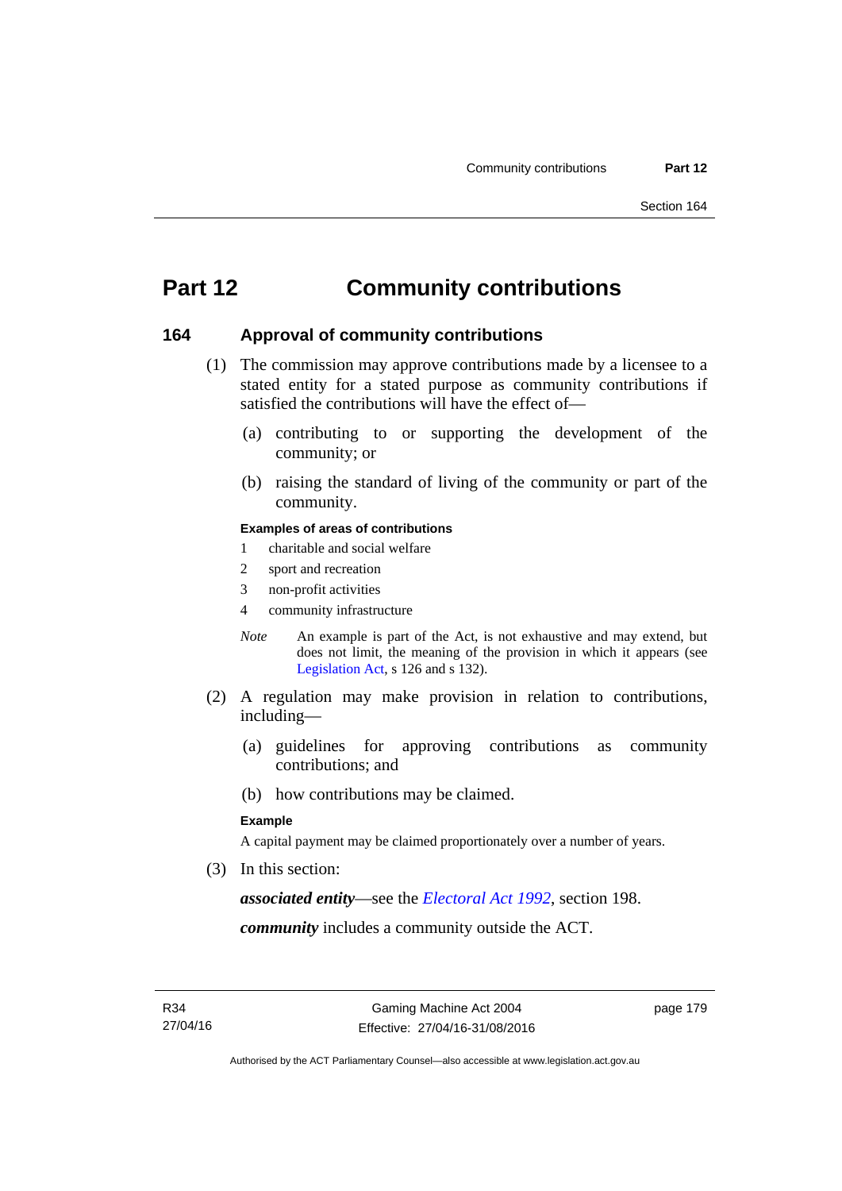# Part 12 Community contributions

## 164 Approval of community contributions

(1) The commission may approve contributions made by a licensee to a stated entity for a stated purpose as community contributions if satisfied the contributions will have the effect of—

(a) contributing to or supporting the development of the community; or

(b) raising the standard of living of the community or part of the community.

**Examples of areas of contributions**

1 charitable and social welfare

2 sport and recreation

3 non-profit activities

4 community infrastructure

*Note* An example is part of the Act, is not exhaustive and may extend, but does not limit, the meaning of the provision in which it appears (see Legislation Act, s 126 and s 132).

(2) A regulation may make provision in relation to contributions, including—

(a) guidelines for approving contributions as community contributions; and

(b) how contributions may be claimed.

**Example**

A capital payment may be claimed proportionately over a number of years.

(3) In this section:

***associated entity***—see the *Electoral Act 1992*, section 198.

***community*** includes a community outside the ACT.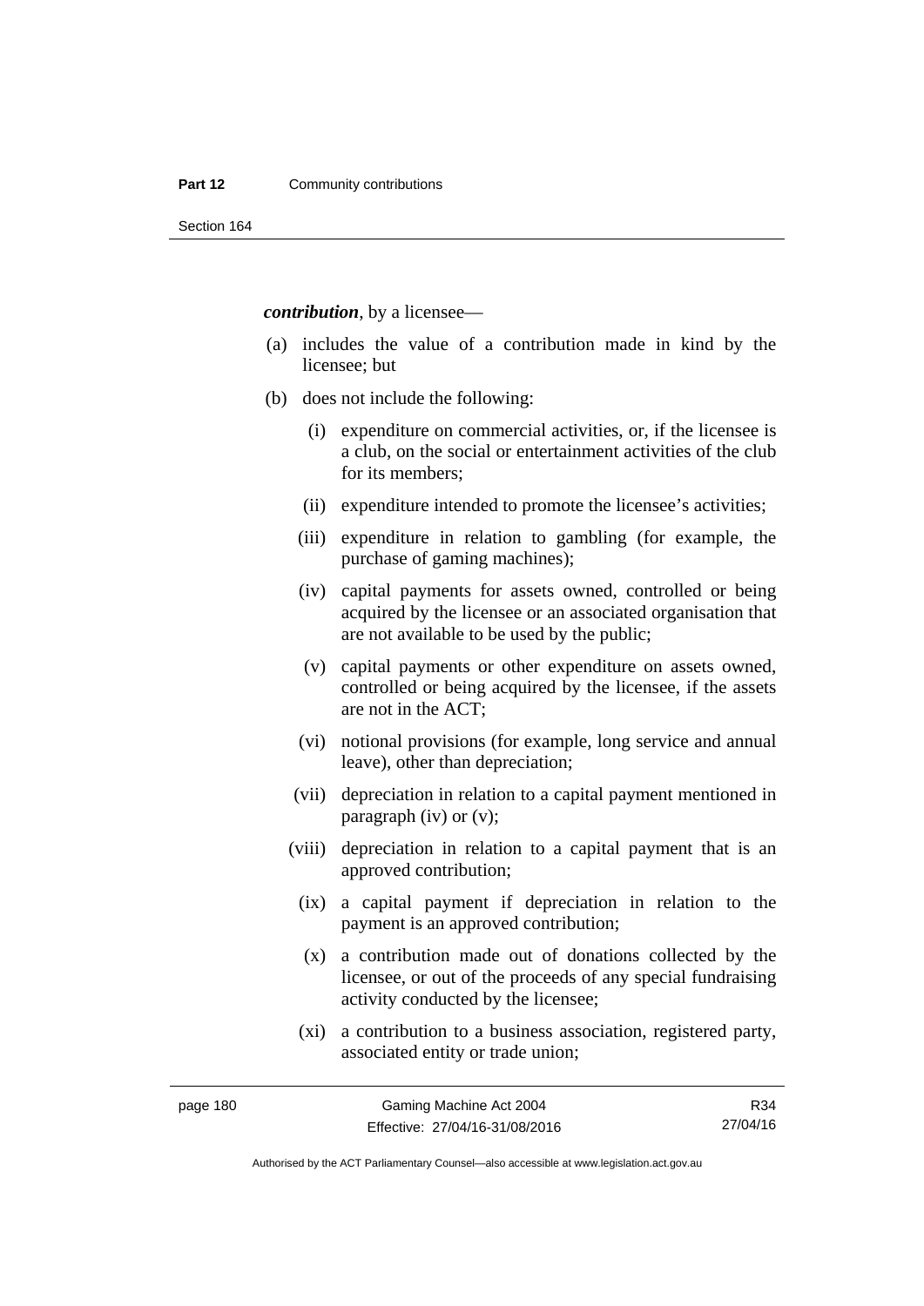***contribution***, by a licensee—

(a) includes the value of a contribution made in kind by the licensee; but

(b) does not include the following:

  (i) expenditure on commercial activities, or, if the licensee is a club, on the social or entertainment activities of the club for its members;

  (ii) expenditure intended to promote the licensee's activities;

  (iii) expenditure in relation to gambling (for example, the purchase of gaming machines);

  (iv) capital payments for assets owned, controlled or being acquired by the licensee or an associated organisation that are not available to be used by the public;

  (v) capital payments or other expenditure on assets owned, controlled or being acquired by the licensee, if the assets are not in the ACT;

  (vi) notional provisions (for example, long service and annual leave), other than depreciation;

  (vii) depreciation in relation to a capital payment mentioned in paragraph (iv) or (v);

  (viii) depreciation in relation to a capital payment that is an approved contribution;

  (ix) a capital payment if depreciation in relation to the payment is an approved contribution;

  (x) a contribution made out of donations collected by the licensee, or out of the proceeds of any special fundraising activity conducted by the licensee;

  (xi) a contribution to a business association, registered party, associated entity or trade union;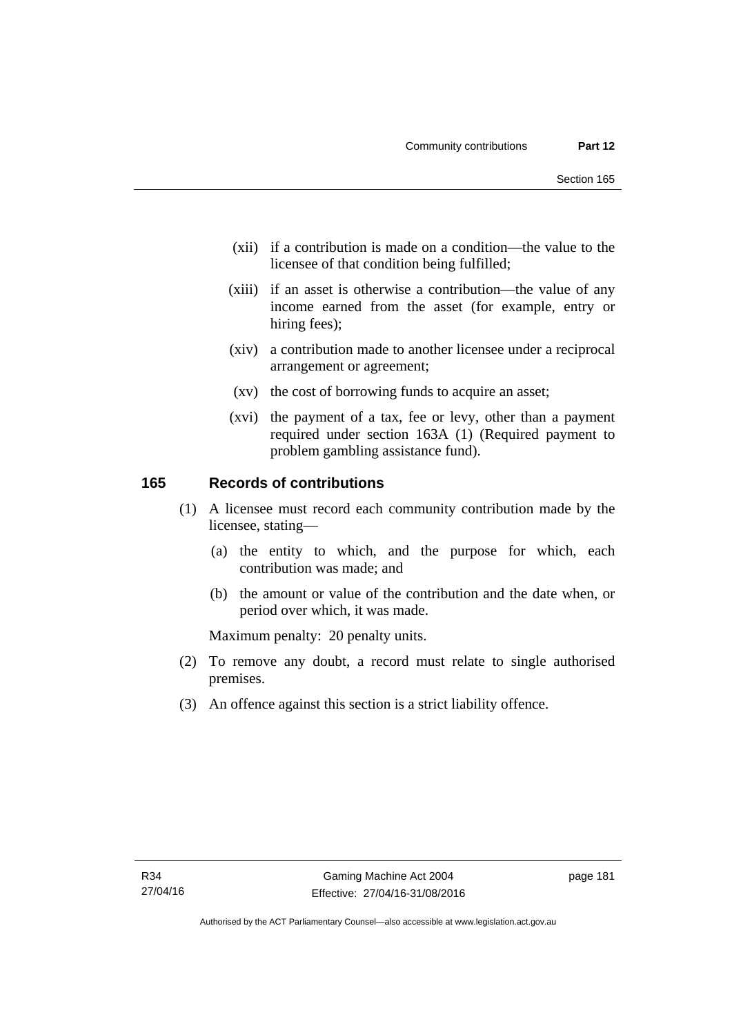(xii) if a contribution is made on a condition—the value to the licensee of that condition being fulfilled;

(xiii) if an asset is otherwise a contribution—the value of any income earned from the asset (for example, entry or hiring fees);

(xiv) a contribution made to another licensee under a reciprocal arrangement or agreement;

(xv) the cost of borrowing funds to acquire an asset;

(xvi) the payment of a tax, fee or levy, other than a payment required under section 163A (1) (Required payment to problem gambling assistance fund).

## 165 Records of contributions

(1) A licensee must record each community contribution made by the licensee, stating—

(a) the entity to which, and the purpose for which, each contribution was made; and

(b) the amount or value of the contribution and the date when, or period over which, it was made.

Maximum penalty: 20 penalty units.

(2) To remove any doubt, a record must relate to single authorised premises.

(3) An offence against this section is a strict liability offence.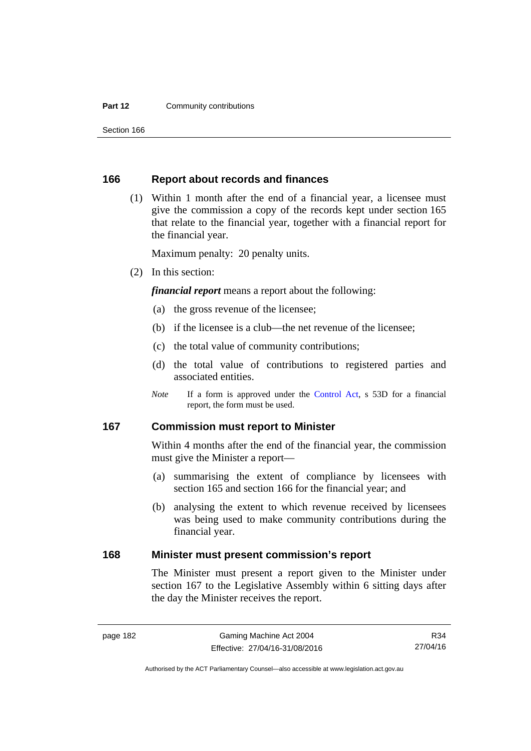## 166 Report about records and finances

(1) Within 1 month after the end of a financial year, a licensee must give the commission a copy of the records kept under section 165 that relate to the financial year, together with a financial report for the financial year.

Maximum penalty: 20 penalty units.

(2) In this section:

***financial report*** means a report about the following:

(a) the gross revenue of the licensee;

(b) if the licensee is a club—the net revenue of the licensee;

(c) the total value of community contributions;

(d) the total value of contributions to registered parties and associated entities.

*Note* If a form is approved under the Control Act, s 53D for a financial report, the form must be used.

## 167 Commission must report to Minister

Within 4 months after the end of the financial year, the commission must give the Minister a report—

(a) summarising the extent of compliance by licensees with section 165 and section 166 for the financial year; and

(b) analysing the extent to which revenue received by licensees was being used to make community contributions during the financial year.

## 168 Minister must present commission's report

The Minister must present a report given to the Minister under section 167 to the Legislative Assembly within 6 sitting days after the day the Minister receives the report.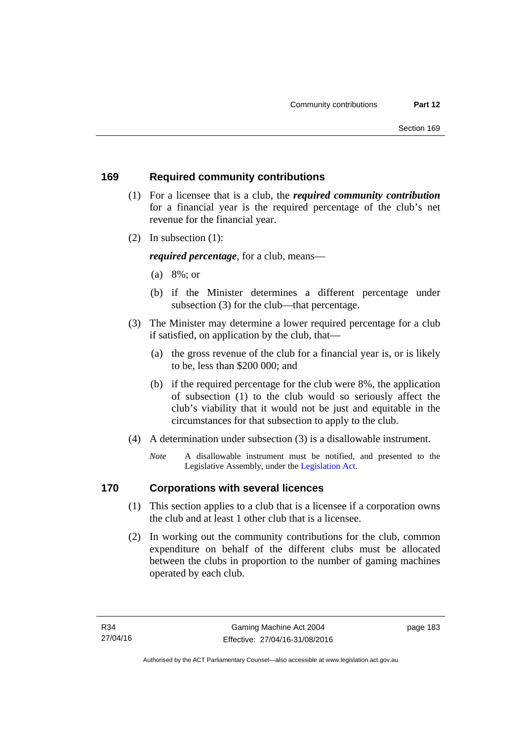## 169 Required community contributions

(1) For a licensee that is a club, the ***required community contribution*** for a financial year is the required percentage of the club's net revenue for the financial year.

(2) In subsection (1):

***required percentage***, for a club, means—

(a) 8%; or

(b) if the Minister determines a different percentage under subsection (3) for the club—that percentage.

(3) The Minister may determine a lower required percentage for a club if satisfied, on application by the club, that—

(a) the gross revenue of the club for a financial year is, or is likely to be, less than $200 000; and

(b) if the required percentage for the club were 8%, the application of subsection (1) to the club would so seriously affect the club's viability that it would not be just and equitable in the circumstances for that subsection to apply to the club.

(4) A determination under subsection (3) is a disallowable instrument.

*Note* A disallowable instrument must be notified, and presented to the Legislative Assembly, under the Legislation Act.

## 170 Corporations with several licences

(1) This section applies to a club that is a licensee if a corporation owns the club and at least 1 other club that is a licensee.

(2) In working out the community contributions for the club, common expenditure on behalf of the different clubs must be allocated between the clubs in proportion to the number of gaming machines operated by each club.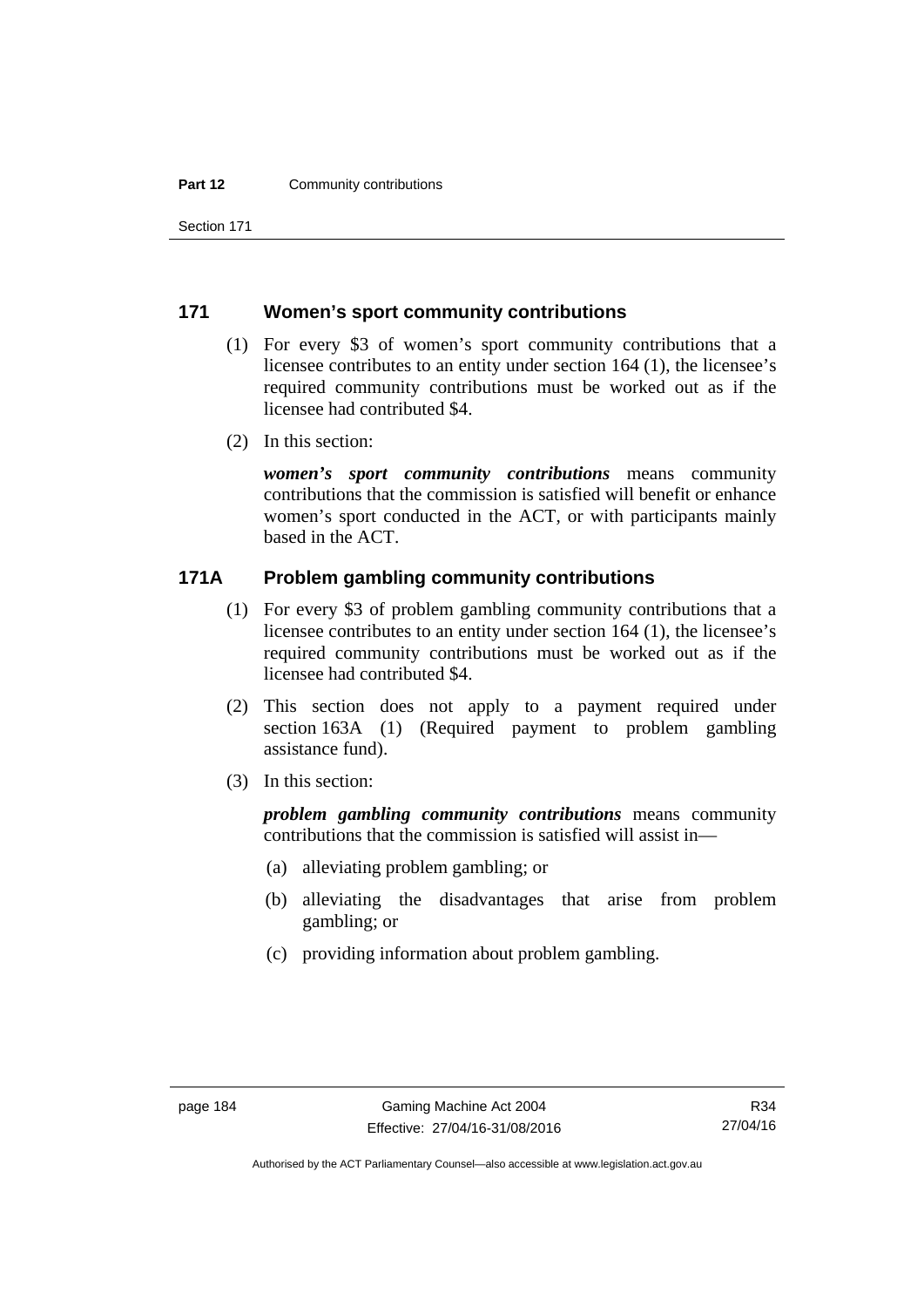### 171 Women's sport community contributions

(1) For every \$3 of women's sport community contributions that a licensee contributes to an entity under section 164 (1), the licensee's required community contributions must be worked out as if the licensee had contributed \$4.

(2) In this section:

***women's sport community contributions*** means community contributions that the commission is satisfied will benefit or enhance women's sport conducted in the ACT, or with participants mainly based in the ACT.

### 171A Problem gambling community contributions

(1) For every \$3 of problem gambling community contributions that a licensee contributes to an entity under section 164 (1), the licensee's required community contributions must be worked out as if the licensee had contributed \$4.

(2) This section does not apply to a payment required under section 163A (1) (Required payment to problem gambling assistance fund).

(3) In this section:

***problem gambling community contributions*** means community contributions that the commission is satisfied will assist in—

(a) alleviating problem gambling; or

(b) alleviating the disadvantages that arise from problem gambling; or

(c) providing information about problem gambling.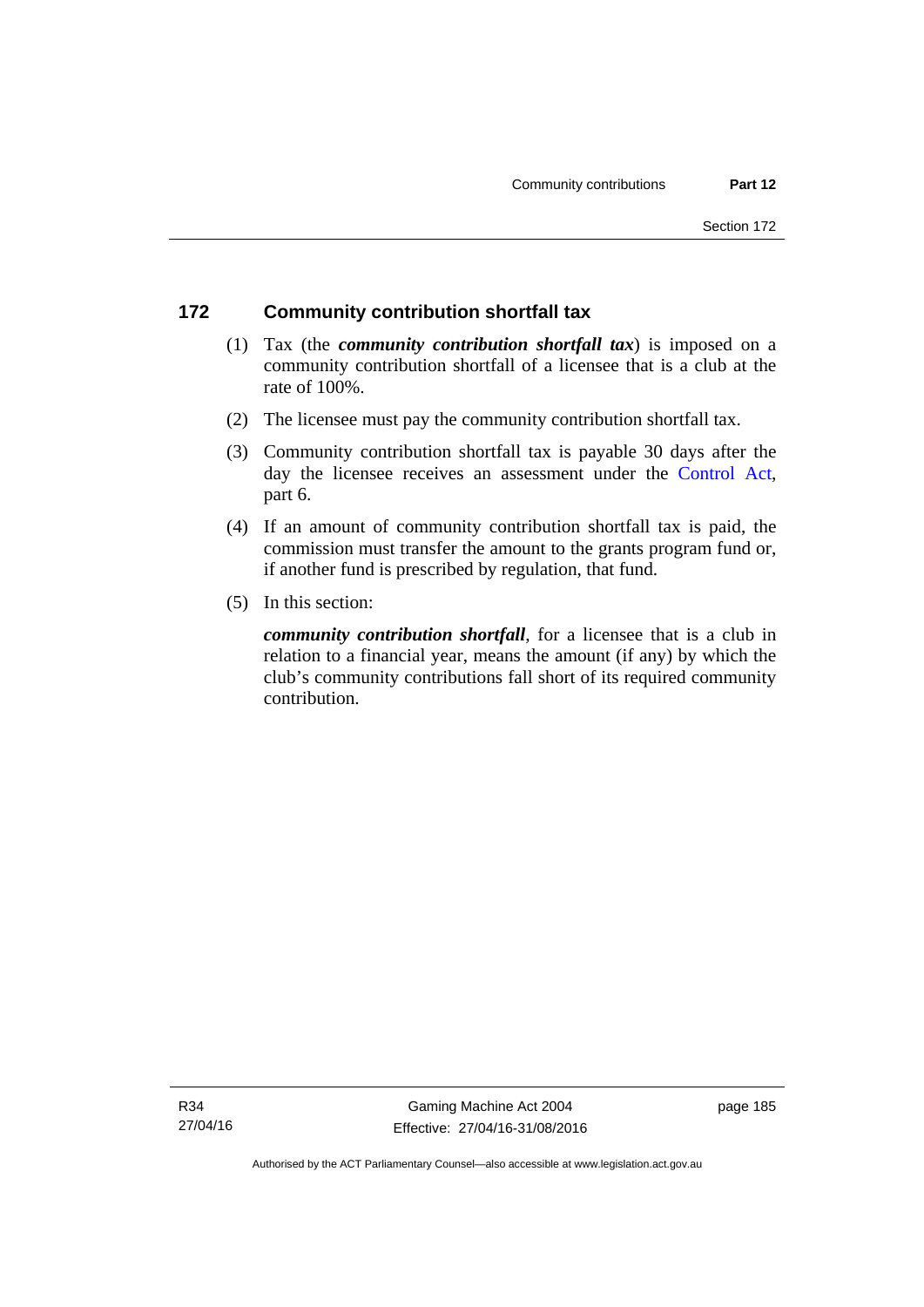## 172 Community contribution shortfall tax

(1) Tax (the ***community contribution shortfall tax***) is imposed on a community contribution shortfall of a licensee that is a club at the rate of 100%.

(2) The licensee must pay the community contribution shortfall tax.

(3) Community contribution shortfall tax is payable 30 days after the day the licensee receives an assessment under the Control Act, part 6.

(4) If an amount of community contribution shortfall tax is paid, the commission must transfer the amount to the grants program fund or, if another fund is prescribed by regulation, that fund.

(5) In this section:

***community contribution shortfall***, for a licensee that is a club in relation to a financial year, means the amount (if any) by which the club's community contributions fall short of its required community contribution.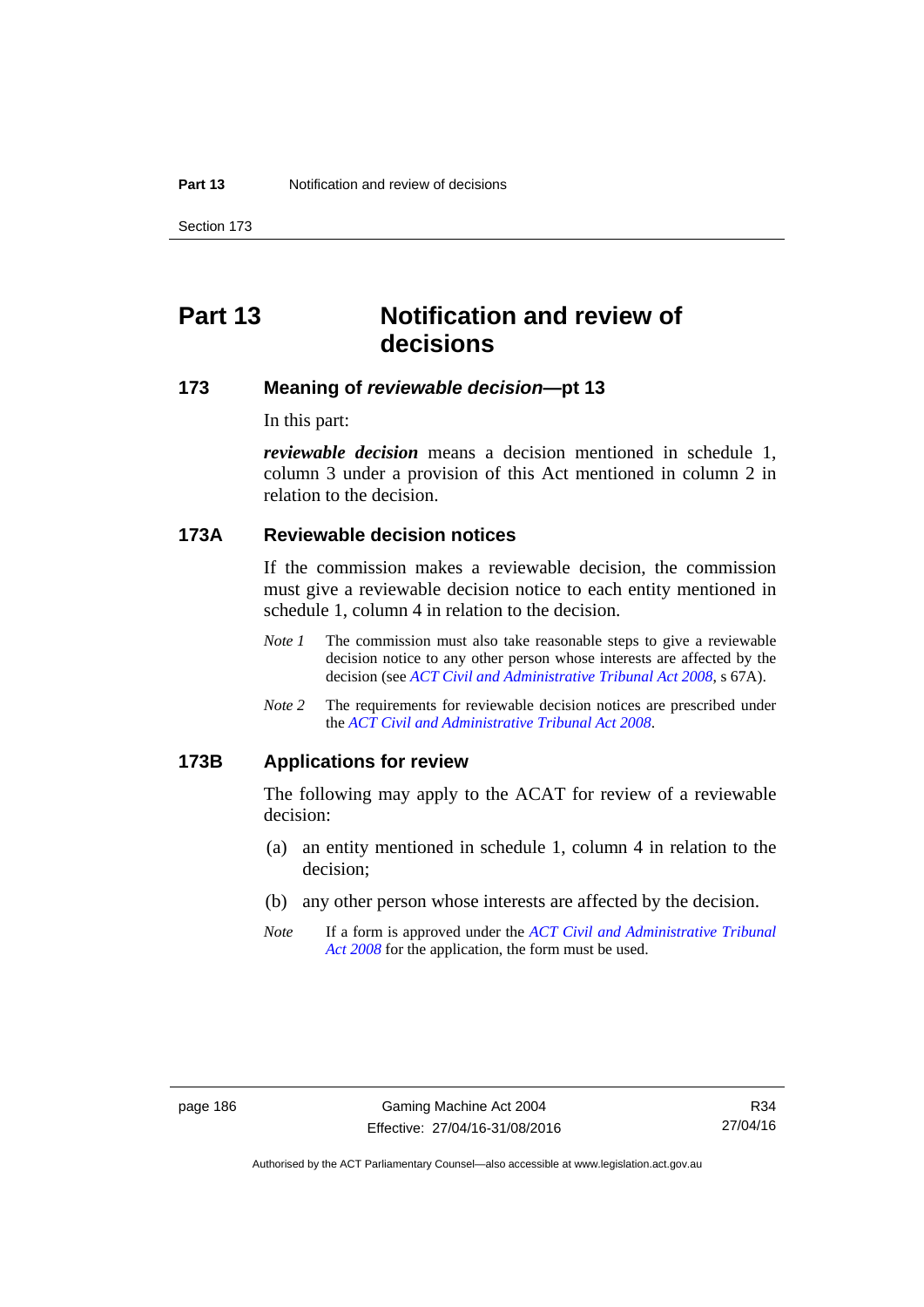# Part 13 Notification and review of decisions

## 173 Meaning of *reviewable decision*—pt 13

In this part:

***reviewable decision*** means a decision mentioned in schedule 1, column 3 under a provision of this Act mentioned in column 2 in relation to the decision.

## 173A Reviewable decision notices

If the commission makes a reviewable decision, the commission must give a reviewable decision notice to each entity mentioned in schedule 1, column 4 in relation to the decision.

*Note 1* The commission must also take reasonable steps to give a reviewable decision notice to any other person whose interests are affected by the decision (see *ACT Civil and Administrative Tribunal Act 2008*, s 67A).

*Note 2* The requirements for reviewable decision notices are prescribed under the *ACT Civil and Administrative Tribunal Act 2008*.

## 173B Applications for review

The following may apply to the ACAT for review of a reviewable decision:

(a) an entity mentioned in schedule 1, column 4 in relation to the decision;

(b) any other person whose interests are affected by the decision.

*Note* If a form is approved under the *ACT Civil and Administrative Tribunal Act 2008* for the application, the form must be used.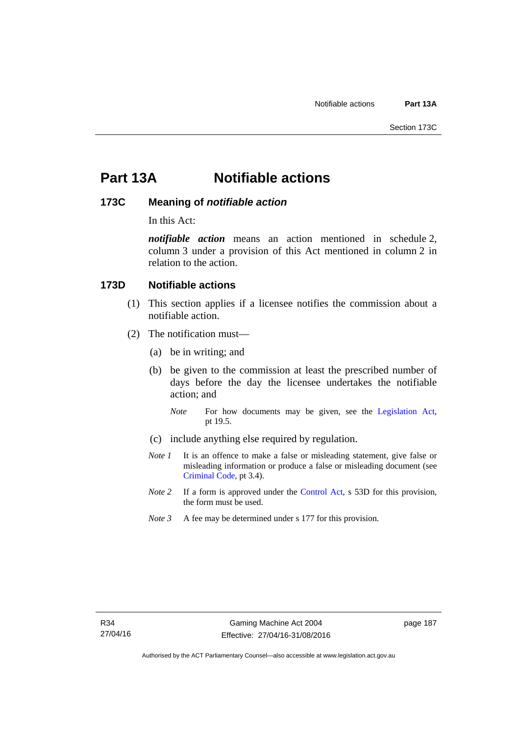# Part 13A Notifiable actions

## 173C Meaning of *notifiable action*

In this Act:

***notifiable action*** means an action mentioned in schedule 2, column 3 under a provision of this Act mentioned in column 2 in relation to the action.

## 173D Notifiable actions

(1) This section applies if a licensee notifies the commission about a notifiable action.

(2) The notification must—

(a) be in writing; and

(b) be given to the commission at least the prescribed number of days before the day the licensee undertakes the notifiable action; and

*Note* For how documents may be given, see the Legislation Act, pt 19.5.

(c) include anything else required by regulation.

*Note 1* It is an offence to make a false or misleading statement, give false or misleading information or produce a false or misleading document (see Criminal Code, pt 3.4).

*Note 2* If a form is approved under the Control Act, s 53D for this provision, the form must be used.

*Note 3* A fee may be determined under s 177 for this provision.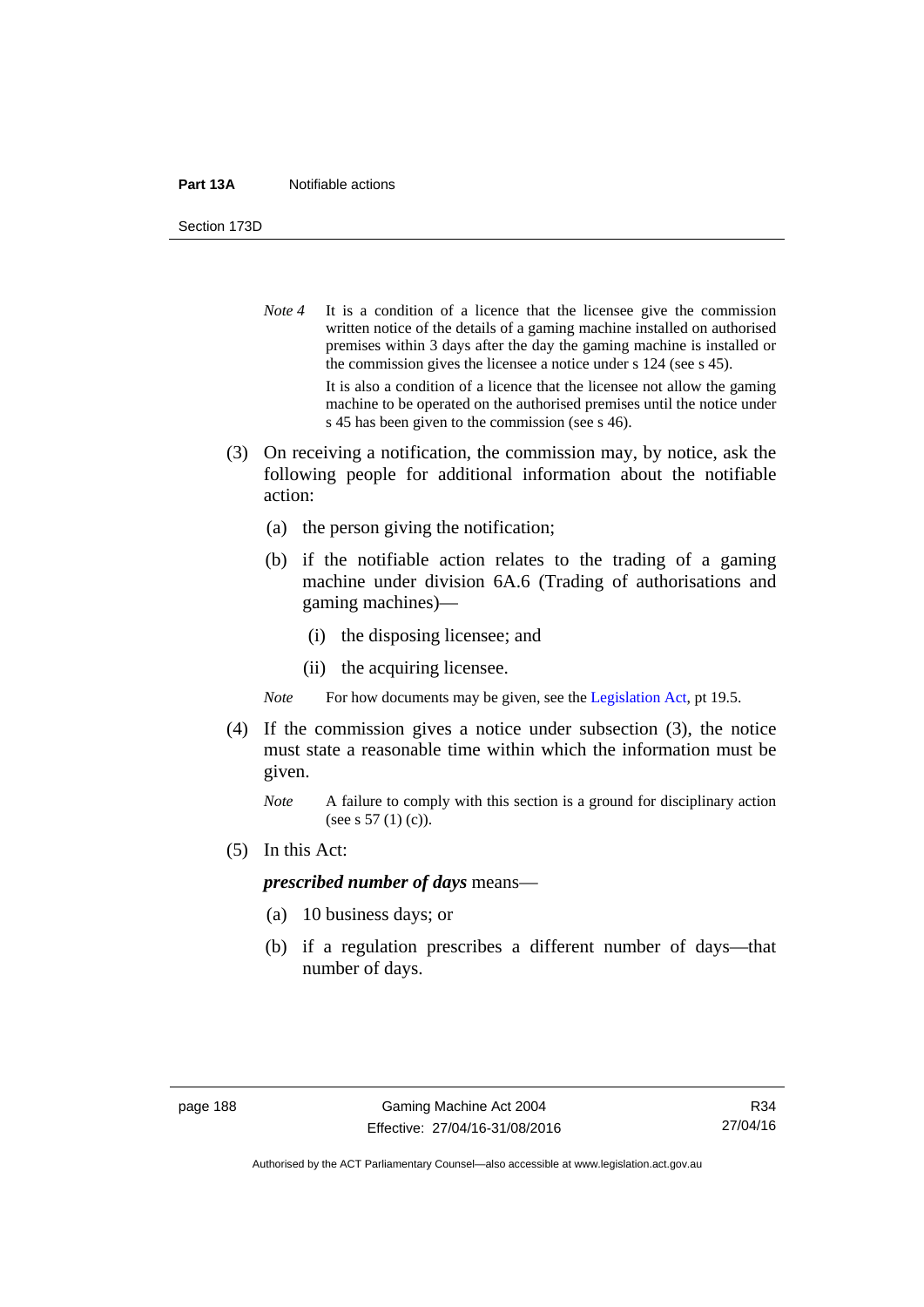*Note 4* It is a condition of a licence that the licensee give the commission written notice of the details of a gaming machine installed on authorised premises within 3 days after the day the gaming machine is installed or the commission gives the licensee a notice under s 124 (see s 45).

It is also a condition of a licence that the licensee not allow the gaming machine to be operated on the authorised premises until the notice under s 45 has been given to the commission (see s 46).

(3) On receiving a notification, the commission may, by notice, ask the following people for additional information about the notifiable action:

(a) the person giving the notification;

(b) if the notifiable action relates to the trading of a gaming machine under division 6A.6 (Trading of authorisations and gaming machines)—

(i) the disposing licensee; and

(ii) the acquiring licensee.

*Note* For how documents may be given, see the Legislation Act, pt 19.5.

(4) If the commission gives a notice under subsection (3), the notice must state a reasonable time within which the information must be given.

*Note* A failure to comply with this section is a ground for disciplinary action (see s 57 (1) (c)).

(5) In this Act:

***prescribed number of days*** means—

(a) 10 business days; or

(b) if a regulation prescribes a different number of days—that number of days.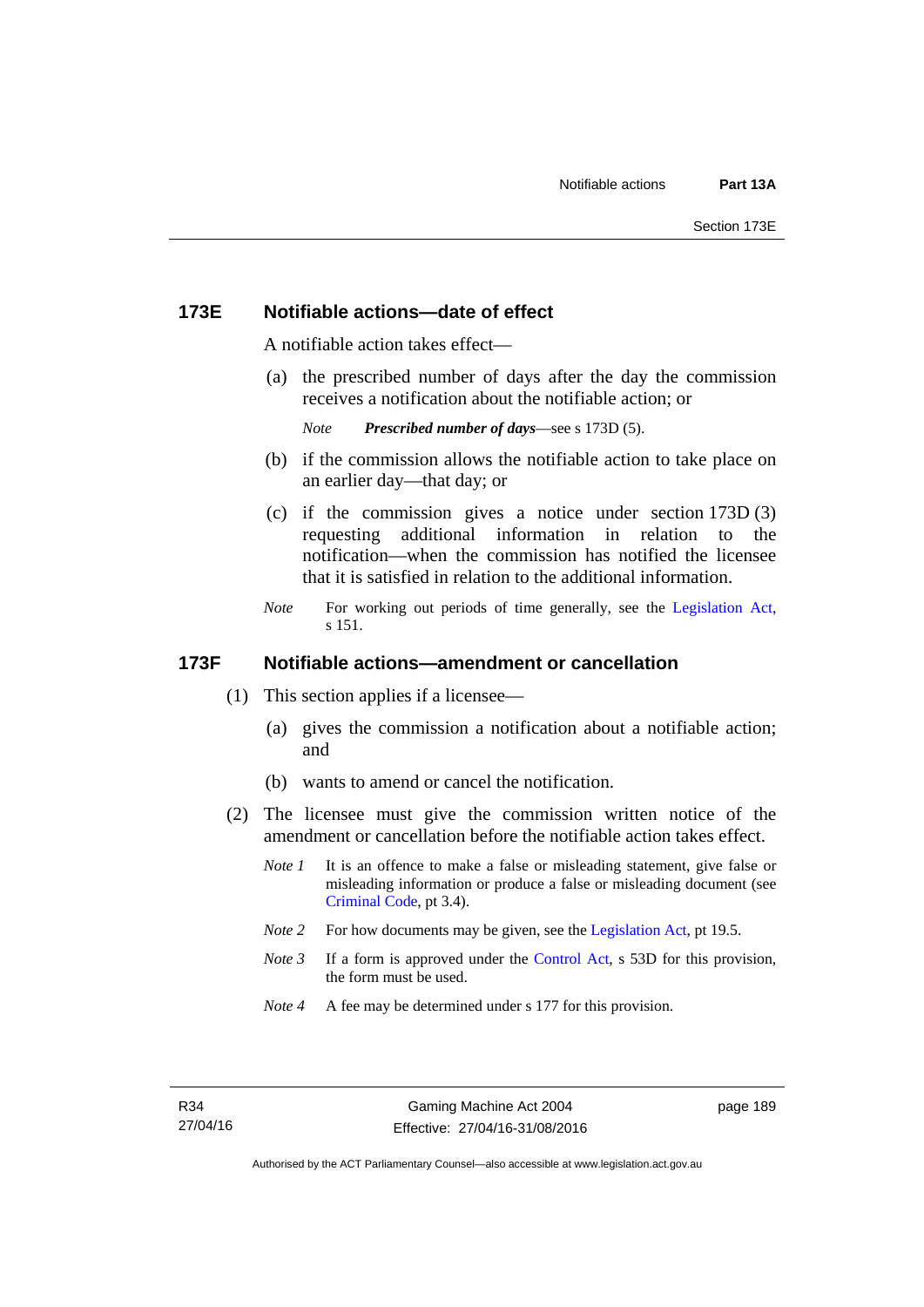## 173E Notifiable actions—date of effect

A notifiable action takes effect—

(a) the prescribed number of days after the day the commission receives a notification about the notifiable action; or

*Note* ***Prescribed number of days***—see s 173D (5).

(b) if the commission allows the notifiable action to take place on an earlier day—that day; or

(c) if the commission gives a notice under section 173D (3) requesting additional information in relation to the notification—when the commission has notified the licensee that it is satisfied in relation to the additional information.

*Note* For working out periods of time generally, see the Legislation Act, s 151.

## 173F Notifiable actions—amendment or cancellation

(1) This section applies if a licensee—

(a) gives the commission a notification about a notifiable action; and

(b) wants to amend or cancel the notification.

(2) The licensee must give the commission written notice of the amendment or cancellation before the notifiable action takes effect.

*Note 1* It is an offence to make a false or misleading statement, give false or misleading information or produce a false or misleading document (see Criminal Code, pt 3.4).

*Note 2* For how documents may be given, see the Legislation Act, pt 19.5.

*Note 3* If a form is approved under the Control Act, s 53D for this provision, the form must be used.

*Note 4* A fee may be determined under s 177 for this provision.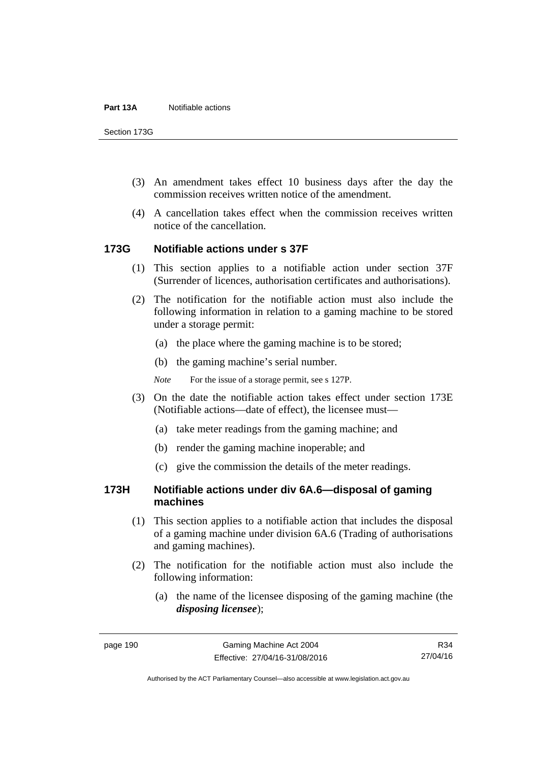(3) An amendment takes effect 10 business days after the day the commission receives written notice of the amendment.

(4) A cancellation takes effect when the commission receives written notice of the cancellation.

## 173G Notifiable actions under s 37F

(1) This section applies to a notifiable action under section 37F (Surrender of licences, authorisation certificates and authorisations).

(2) The notification for the notifiable action must also include the following information in relation to a gaming machine to be stored under a storage permit:

(a) the place where the gaming machine is to be stored;

(b) the gaming machine's serial number.

*Note* For the issue of a storage permit, see s 127P.

(3) On the date the notifiable action takes effect under section 173E (Notifiable actions—date of effect), the licensee must—

(a) take meter readings from the gaming machine; and

(b) render the gaming machine inoperable; and

(c) give the commission the details of the meter readings.

## 173H Notifiable actions under div 6A.6—disposal of gaming machines

(1) This section applies to a notifiable action that includes the disposal of a gaming machine under division 6A.6 (Trading of authorisations and gaming machines).

(2) The notification for the notifiable action must also include the following information:

(a) the name of the licensee disposing of the gaming machine (the ***disposing licensee***);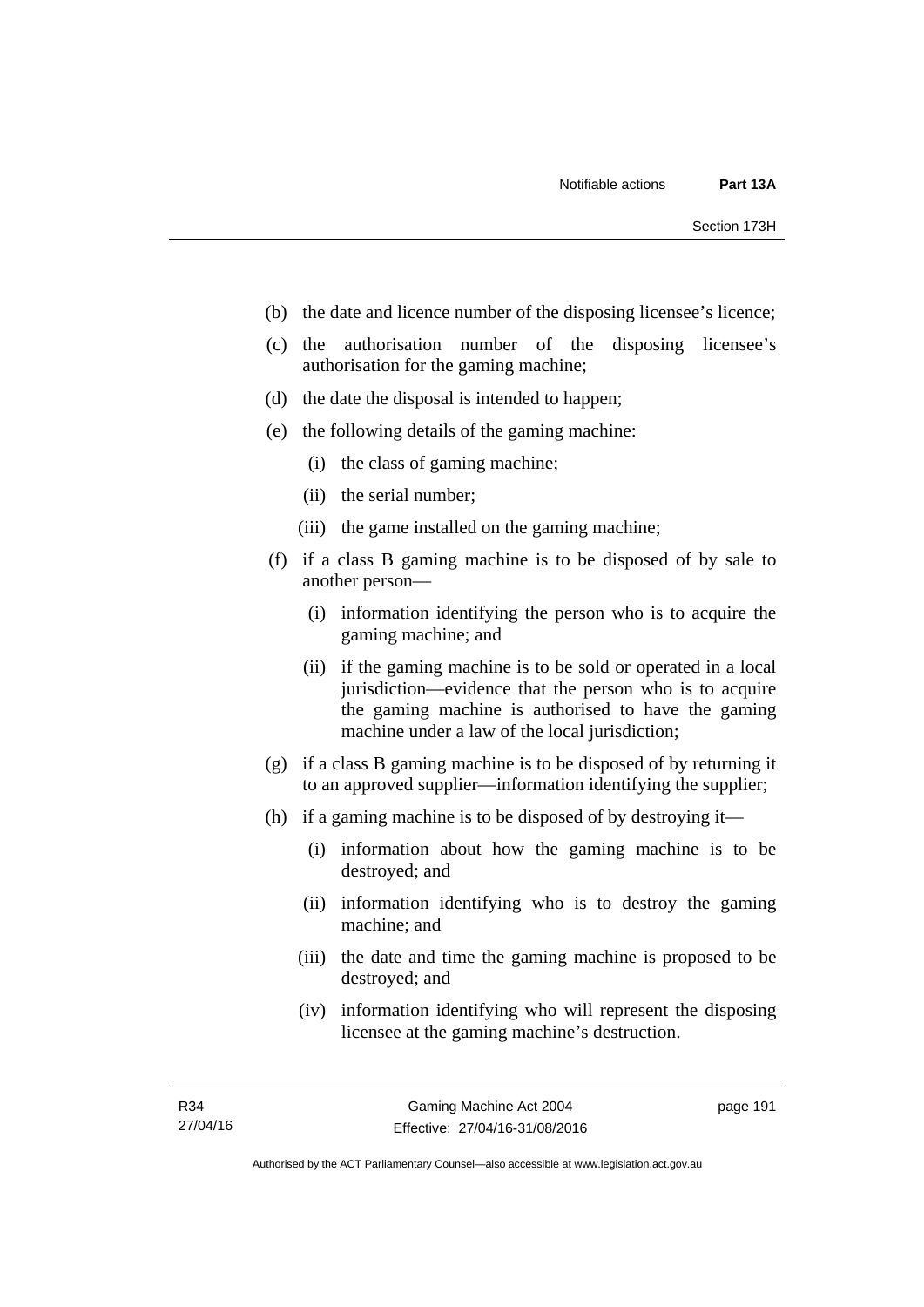(b) the date and licence number of the disposing licensee's licence;

(c) the authorisation number of the disposing licensee's authorisation for the gaming machine;

(d) the date the disposal is intended to happen;

(e) the following details of the gaming machine:

  (i) the class of gaming machine;

  (ii) the serial number;

  (iii) the game installed on the gaming machine;

(f) if a class B gaming machine is to be disposed of by sale to another person—

  (i) information identifying the person who is to acquire the gaming machine; and

  (ii) if the gaming machine is to be sold or operated in a local jurisdiction—evidence that the person who is to acquire the gaming machine is authorised to have the gaming machine under a law of the local jurisdiction;

(g) if a class B gaming machine is to be disposed of by returning it to an approved supplier—information identifying the supplier;

(h) if a gaming machine is to be disposed of by destroying it—

  (i) information about how the gaming machine is to be destroyed; and

  (ii) information identifying who is to destroy the gaming machine; and

  (iii) the date and time the gaming machine is proposed to be destroyed; and

  (iv) information identifying who will represent the disposing licensee at the gaming machine's destruction.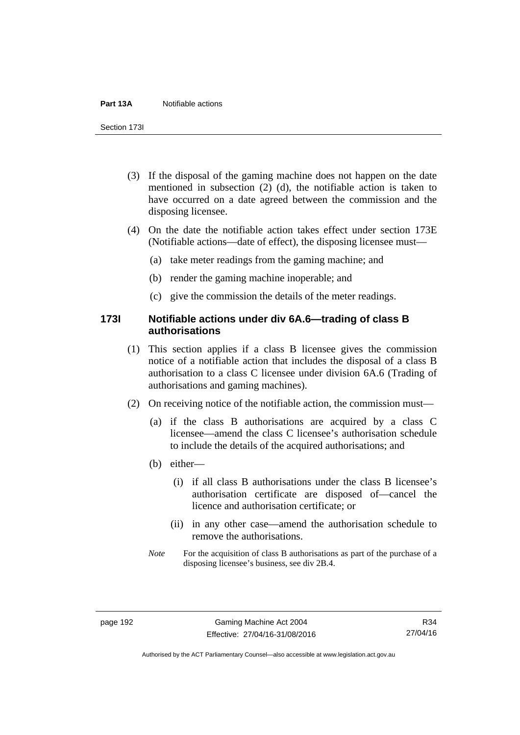(3) If the disposal of the gaming machine does not happen on the date mentioned in subsection (2) (d), the notifiable action is taken to have occurred on a date agreed between the commission and the disposing licensee.

(4) On the date the notifiable action takes effect under section 173E (Notifiable actions—date of effect), the disposing licensee must—

(a) take meter readings from the gaming machine; and

(b) render the gaming machine inoperable; and

(c) give the commission the details of the meter readings.

### 173I Notifiable actions under div 6A.6—trading of class B authorisations

(1) This section applies if a class B licensee gives the commission notice of a notifiable action that includes the disposal of a class B authorisation to a class C licensee under division 6A.6 (Trading of authorisations and gaming machines).

(2) On receiving notice of the notifiable action, the commission must—

(a) if the class B authorisations are acquired by a class C licensee—amend the class C licensee's authorisation schedule to include the details of the acquired authorisations; and

(b) either—

(i) if all class B authorisations under the class B licensee's authorisation certificate are disposed of—cancel the licence and authorisation certificate; or

(ii) in any other case—amend the authorisation schedule to remove the authorisations.

*Note* For the acquisition of class B authorisations as part of the purchase of a disposing licensee's business, see div 2B.4.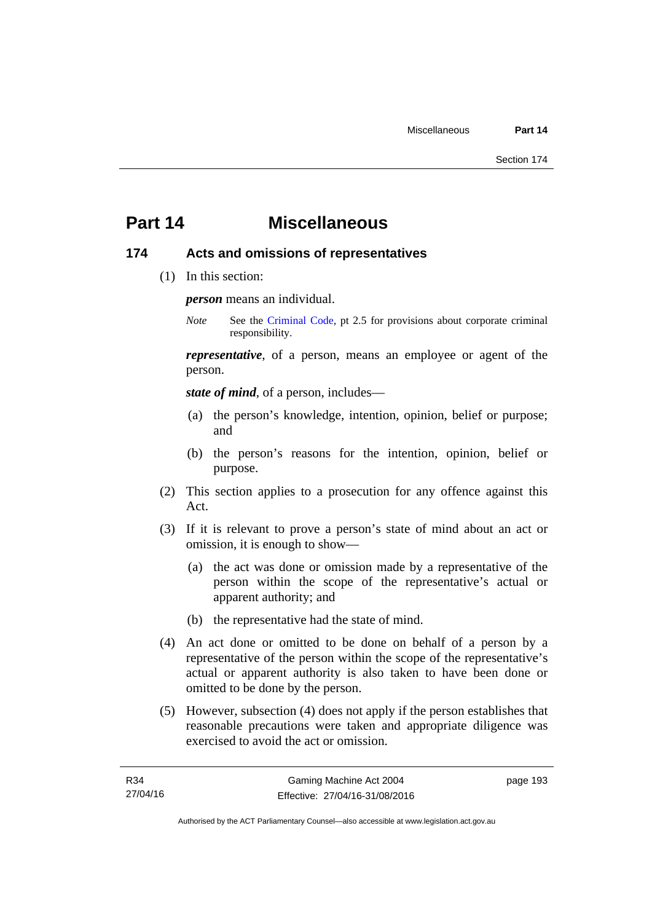# Part 14 Miscellaneous

## 174 Acts and omissions of representatives

(1) In this section:

***person*** means an individual.

*Note* See the Criminal Code, pt 2.5 for provisions about corporate criminal responsibility.

***representative***, of a person, means an employee or agent of the person.

***state of mind***, of a person, includes—

(a) the person's knowledge, intention, opinion, belief or purpose; and

(b) the person's reasons for the intention, opinion, belief or purpose.

(2) This section applies to a prosecution for any offence against this Act.

(3) If it is relevant to prove a person's state of mind about an act or omission, it is enough to show—

(a) the act was done or omission made by a representative of the person within the scope of the representative's actual or apparent authority; and

(b) the representative had the state of mind.

(4) An act done or omitted to be done on behalf of a person by a representative of the person within the scope of the representative's actual or apparent authority is also taken to have been done or omitted to be done by the person.

(5) However, subsection (4) does not apply if the person establishes that reasonable precautions were taken and appropriate diligence was exercised to avoid the act or omission.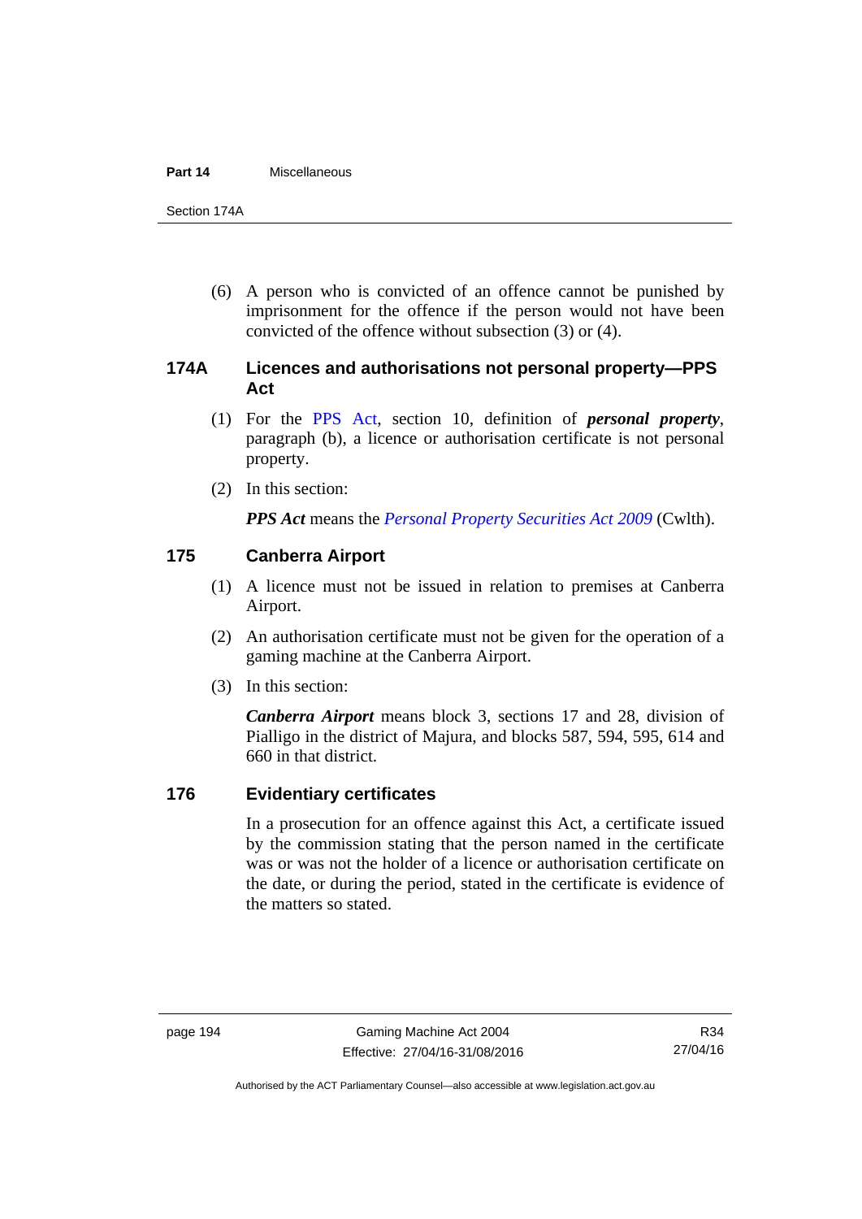(6) A person who is convicted of an offence cannot be punished by imprisonment for the offence if the person would not have been convicted of the offence without subsection (3) or (4).

### 174A Licences and authorisations not personal property—PPS Act

(1) For the PPS Act, section 10, definition of ***personal property***, paragraph (b), a licence or authorisation certificate is not personal property.

(2) In this section:

***PPS Act*** means the *Personal Property Securities Act 2009* (Cwlth).

### 175 Canberra Airport

(1) A licence must not be issued in relation to premises at Canberra Airport.

(2) An authorisation certificate must not be given for the operation of a gaming machine at the Canberra Airport.

(3) In this section:

***Canberra Airport*** means block 3, sections 17 and 28, division of Pialligo in the district of Majura, and blocks 587, 594, 595, 614 and 660 in that district.

### 176 Evidentiary certificates

In a prosecution for an offence against this Act, a certificate issued by the commission stating that the person named in the certificate was or was not the holder of a licence or authorisation certificate on the date, or during the period, stated in the certificate is evidence of the matters so stated.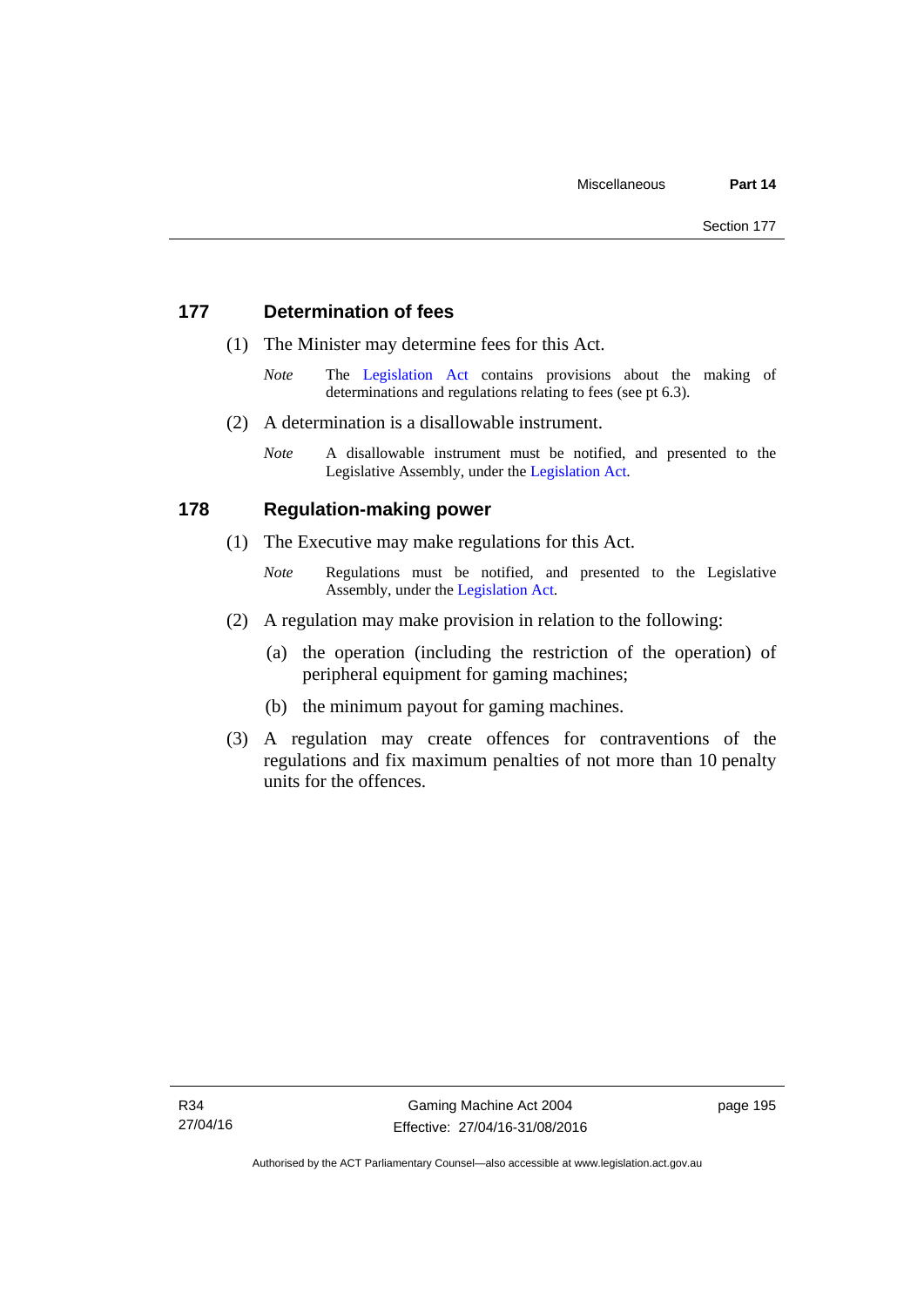## 177 Determination of fees

(1) The Minister may determine fees for this Act.

*Note* The Legislation Act contains provisions about the making of determinations and regulations relating to fees (see pt 6.3).

(2) A determination is a disallowable instrument.

*Note* A disallowable instrument must be notified, and presented to the Legislative Assembly, under the Legislation Act.

## 178 Regulation-making power

(1) The Executive may make regulations for this Act.

*Note* Regulations must be notified, and presented to the Legislative Assembly, under the Legislation Act.

(2) A regulation may make provision in relation to the following:

(a) the operation (including the restriction of the operation) of peripheral equipment for gaming machines;

(b) the minimum payout for gaming machines.

(3) A regulation may create offences for contraventions of the regulations and fix maximum penalties of not more than 10 penalty units for the offences.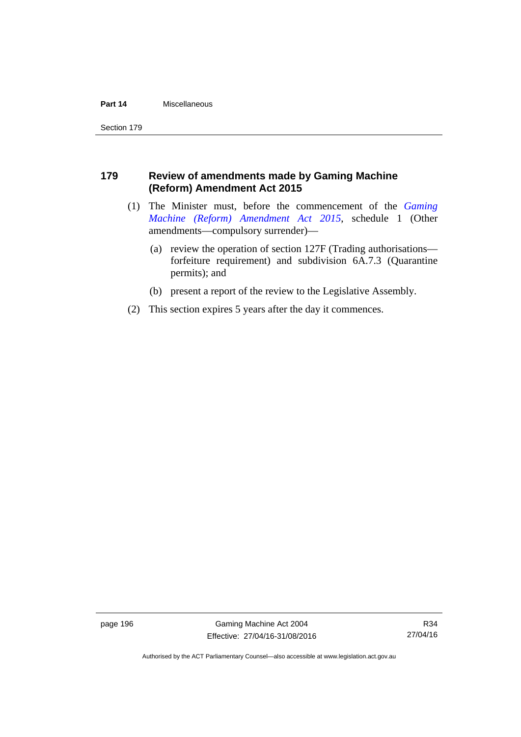## 179 Review of amendments made by Gaming Machine (Reform) Amendment Act 2015

(1) The Minister must, before the commencement of the *Gaming Machine (Reform) Amendment Act 2015*, schedule 1 (Other amendments—compulsory surrender)—

(a) review the operation of section 127F (Trading authorisations—forfeiture requirement) and subdivision 6A.7.3 (Quarantine permits); and

(b) present a report of the review to the Legislative Assembly.

(2) This section expires 5 years after the day it commences.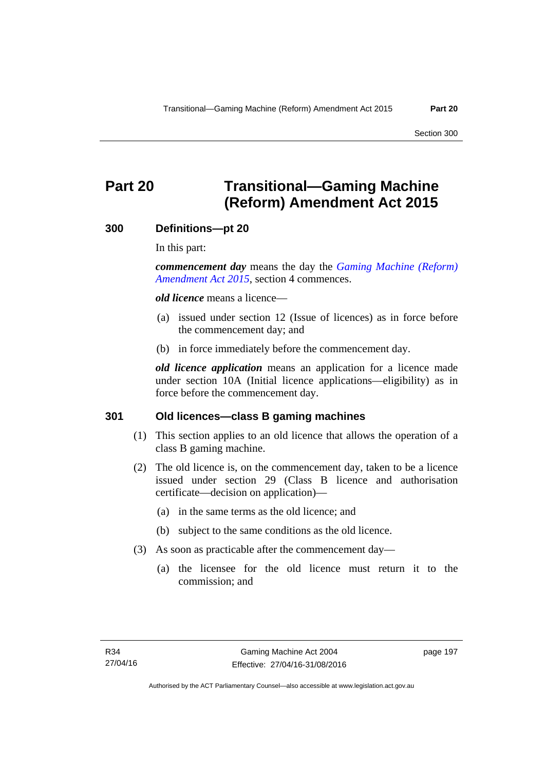# Part 20 Transitional—Gaming Machine (Reform) Amendment Act 2015

### 300 Definitions—pt 20

In this part:

***commencement day*** means the day the *Gaming Machine (Reform) Amendment Act 2015*, section 4 commences.

***old licence*** means a licence—

(a) issued under section 12 (Issue of licences) as in force before the commencement day; and

(b) in force immediately before the commencement day.

***old licence application*** means an application for a licence made under section 10A (Initial licence applications—eligibility) as in force before the commencement day.

### 301 Old licences—class B gaming machines

(1) This section applies to an old licence that allows the operation of a class B gaming machine.

(2) The old licence is, on the commencement day, taken to be a licence issued under section 29 (Class B licence and authorisation certificate—decision on application)—

(a) in the same terms as the old licence; and

(b) subject to the same conditions as the old licence.

(3) As soon as practicable after the commencement day—

(a) the licensee for the old licence must return it to the commission; and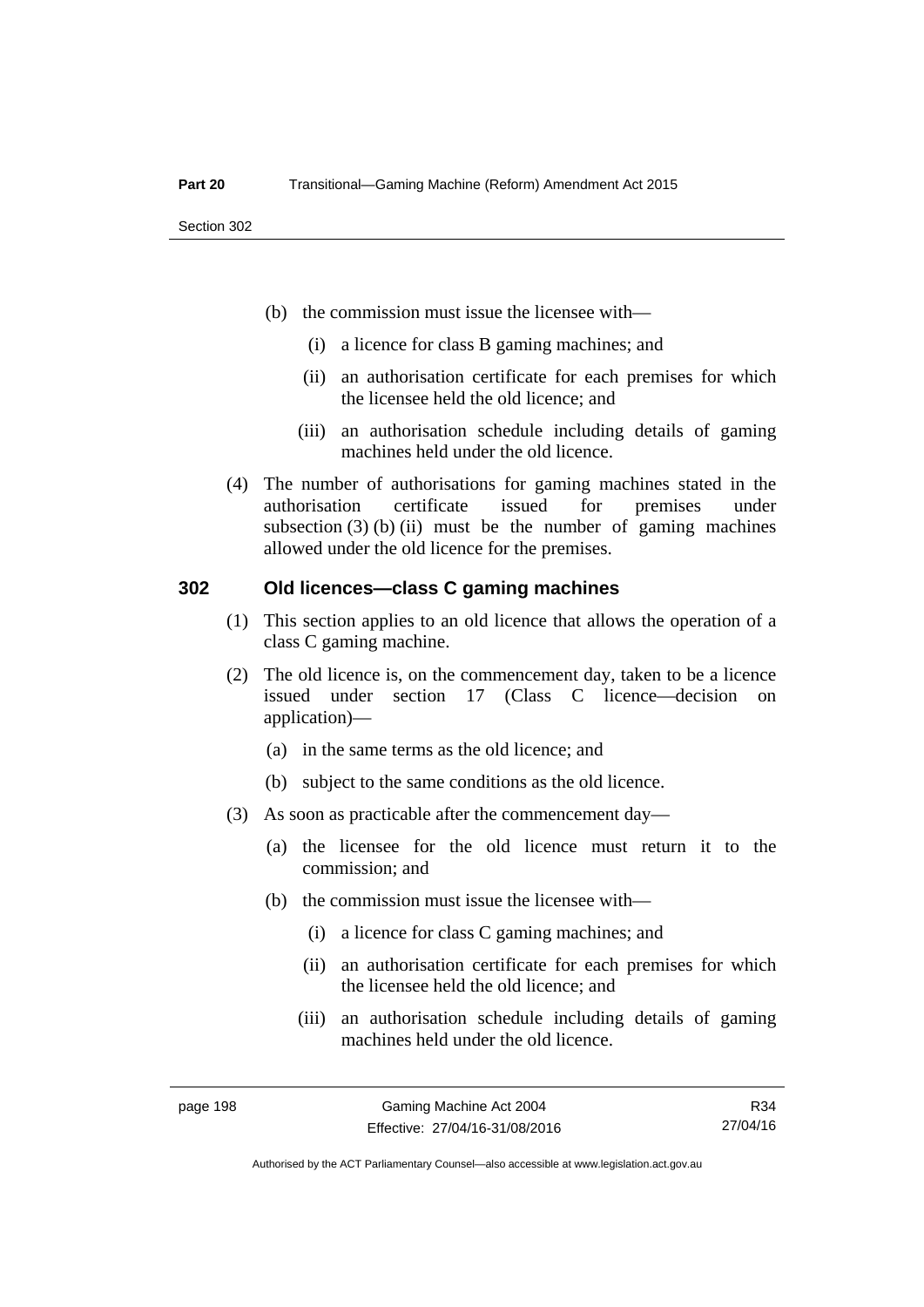(b) the commission must issue the licensee with—

(i) a licence for class B gaming machines; and

(ii) an authorisation certificate for each premises for which the licensee held the old licence; and

(iii) an authorisation schedule including details of gaming machines held under the old licence.

(4) The number of authorisations for gaming machines stated in the authorisation certificate issued for premises under subsection (3) (b) (ii) must be the number of gaming machines allowed under the old licence for the premises.

### 302 Old licences—class C gaming machines

(1) This section applies to an old licence that allows the operation of a class C gaming machine.

(2) The old licence is, on the commencement day, taken to be a licence issued under section 17 (Class C licence—decision on application)—

(a) in the same terms as the old licence; and

(b) subject to the same conditions as the old licence.

(3) As soon as practicable after the commencement day—

(a) the licensee for the old licence must return it to the commission; and

(b) the commission must issue the licensee with—

(i) a licence for class C gaming machines; and

(ii) an authorisation certificate for each premises for which the licensee held the old licence; and

(iii) an authorisation schedule including details of gaming machines held under the old licence.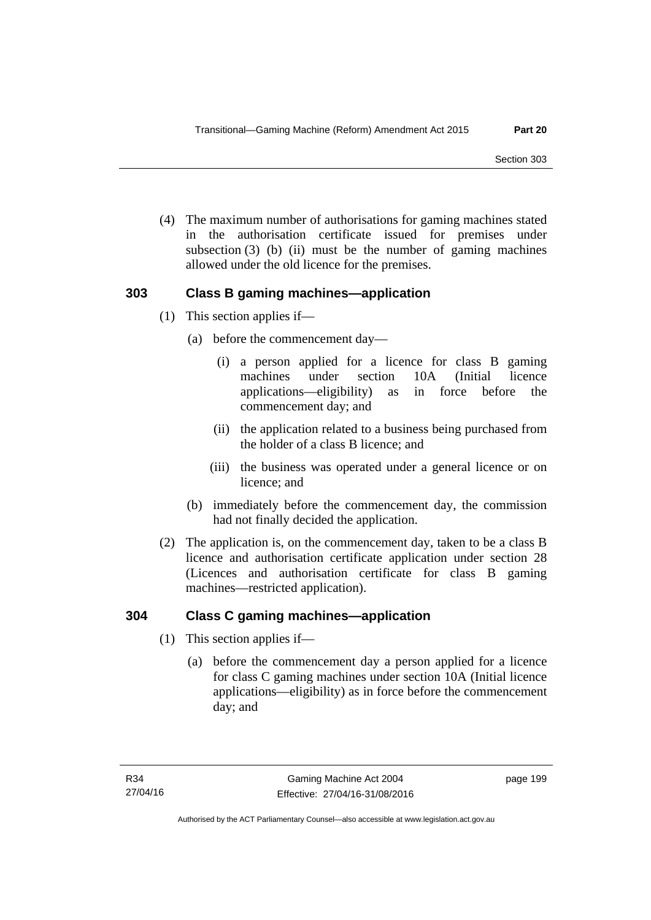(4) The maximum number of authorisations for gaming machines stated in the authorisation certificate issued for premises under subsection (3) (b) (ii) must be the number of gaming machines allowed under the old licence for the premises.

### 303 Class B gaming machines—application

(1) This section applies if—

(a) before the commencement day—

(i) a person applied for a licence for class B gaming machines under section 10A (Initial licence applications—eligibility) as in force before the commencement day; and

(ii) the application related to a business being purchased from the holder of a class B licence; and

(iii) the business was operated under a general licence or on licence; and

(b) immediately before the commencement day, the commission had not finally decided the application.

(2) The application is, on the commencement day, taken to be a class B licence and authorisation certificate application under section 28 (Licences and authorisation certificate for class B gaming machines—restricted application).

### 304 Class C gaming machines—application

(1) This section applies if—

(a) before the commencement day a person applied for a licence for class C gaming machines under section 10A (Initial licence applications—eligibility) as in force before the commencement day; and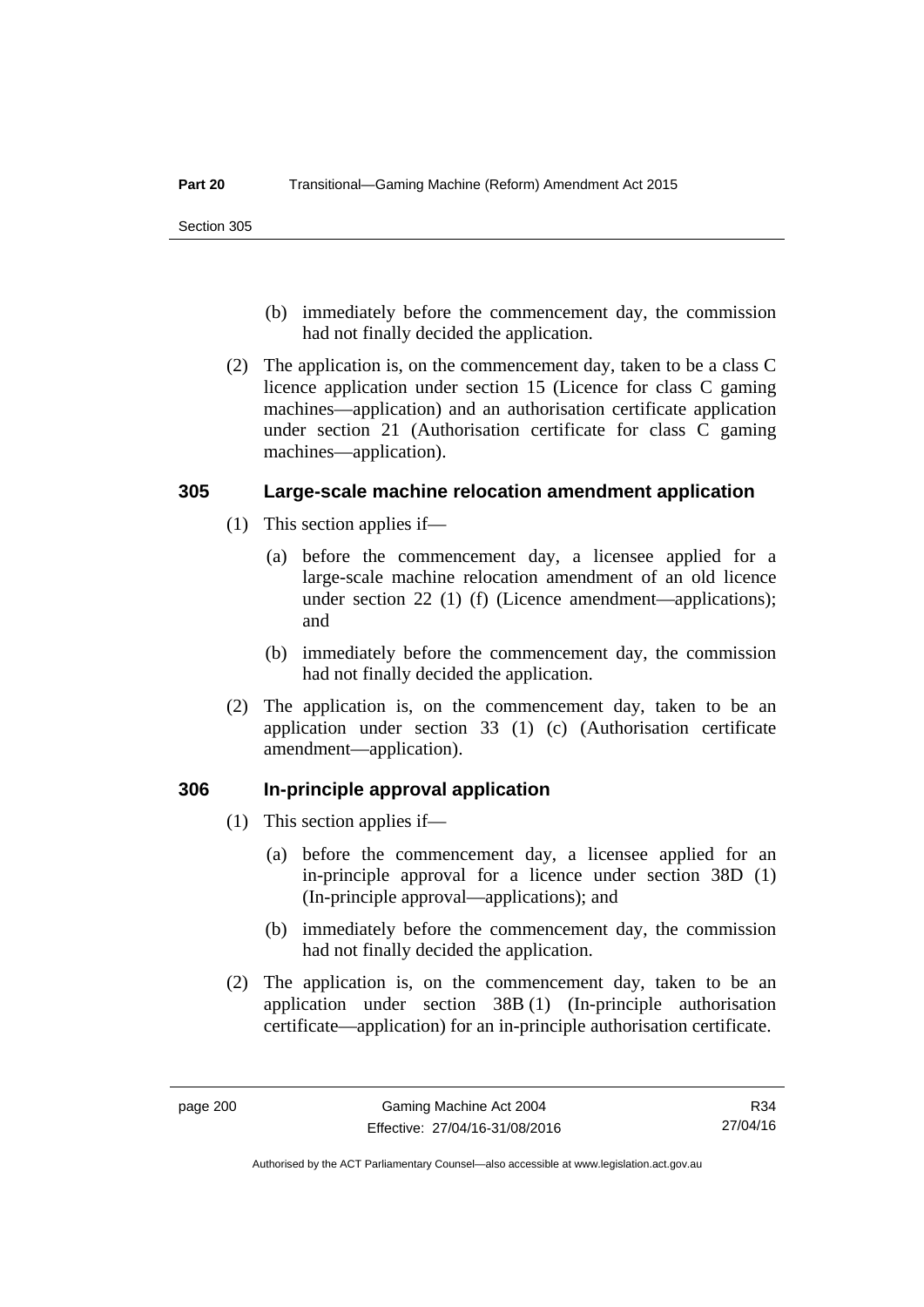(b) immediately before the commencement day, the commission had not finally decided the application.

(2) The application is, on the commencement day, taken to be a class C licence application under section 15 (Licence for class C gaming machines—application) and an authorisation certificate application under section 21 (Authorisation certificate for class C gaming machines—application).

### 305 Large-scale machine relocation amendment application

(1) This section applies if—

(a) before the commencement day, a licensee applied for a large-scale machine relocation amendment of an old licence under section 22 (1) (f) (Licence amendment—applications); and

(b) immediately before the commencement day, the commission had not finally decided the application.

(2) The application is, on the commencement day, taken to be an application under section 33 (1) (c) (Authorisation certificate amendment—application).

### 306 In-principle approval application

(1) This section applies if—

(a) before the commencement day, a licensee applied for an in-principle approval for a licence under section 38D (1) (In-principle approval—applications); and

(b) immediately before the commencement day, the commission had not finally decided the application.

(2) The application is, on the commencement day, taken to be an application under section 38B (1) (In-principle authorisation certificate—application) for an in-principle authorisation certificate.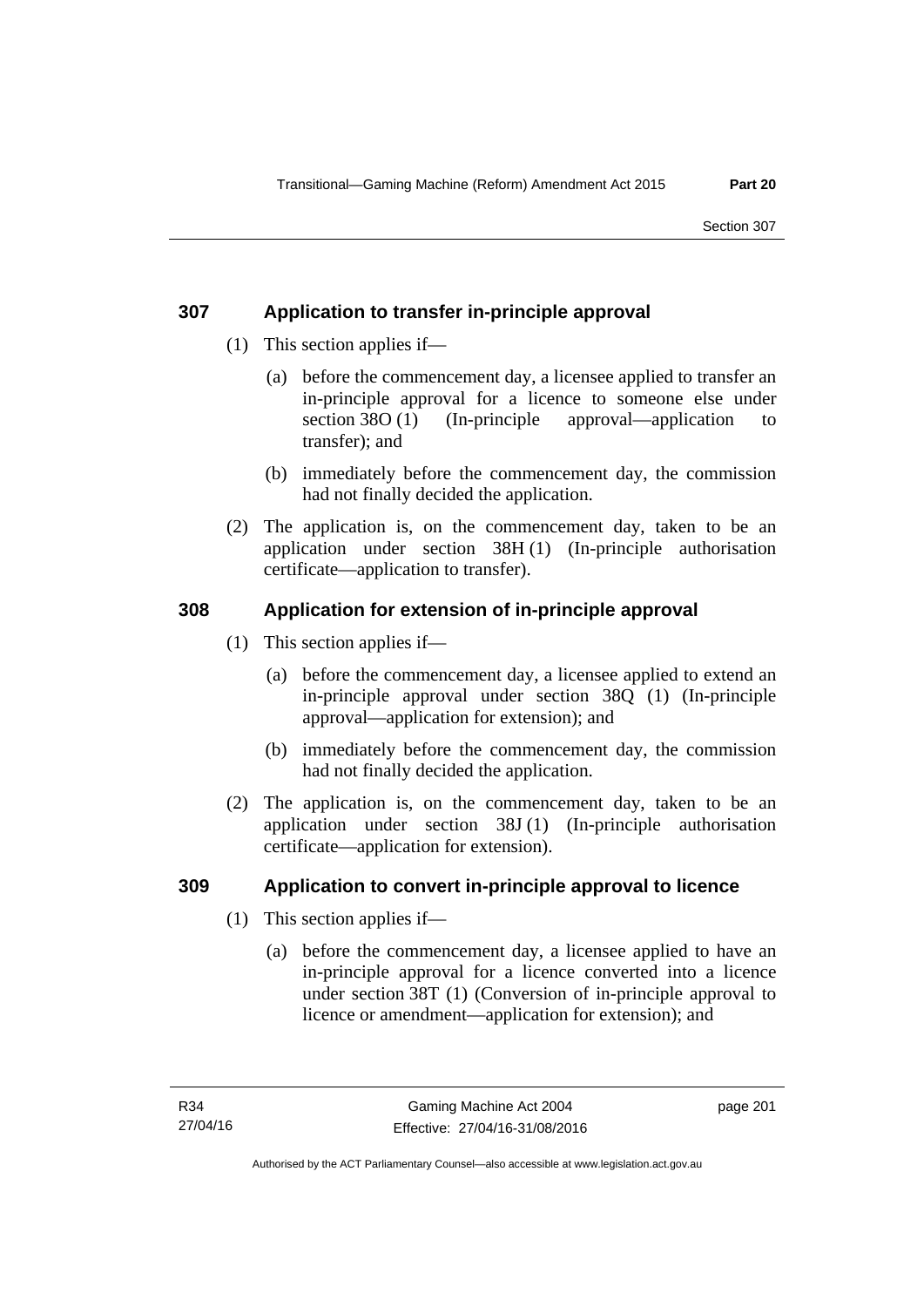## 307 Application to transfer in-principle approval

(1) This section applies if—

(a) before the commencement day, a licensee applied to transfer an in-principle approval for a licence to someone else under section 38O (1) (In-principle approval—application to transfer); and

(b) immediately before the commencement day, the commission had not finally decided the application.

(2) The application is, on the commencement day, taken to be an application under section 38H (1) (In-principle authorisation certificate—application to transfer).

## 308 Application for extension of in-principle approval

(1) This section applies if—

(a) before the commencement day, a licensee applied to extend an in-principle approval under section 38Q (1) (In-principle approval—application for extension); and

(b) immediately before the commencement day, the commission had not finally decided the application.

(2) The application is, on the commencement day, taken to be an application under section 38J (1) (In-principle authorisation certificate—application for extension).

## 309 Application to convert in-principle approval to licence

(1) This section applies if—

(a) before the commencement day, a licensee applied to have an in-principle approval for a licence converted into a licence under section 38T (1) (Conversion of in-principle approval to licence or amendment—application for extension); and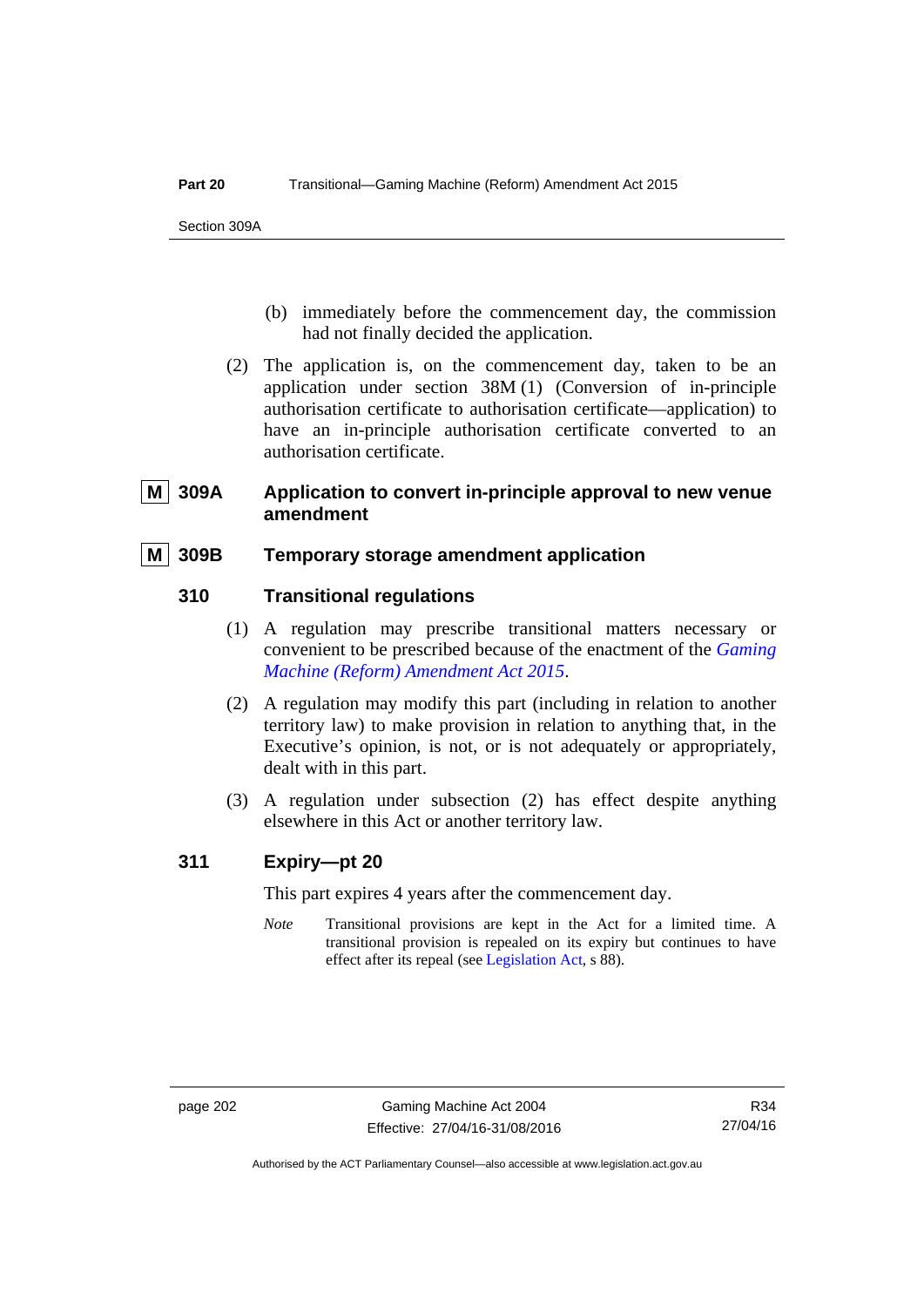(b) immediately before the commencement day, the commission had not finally decided the application.

(2) The application is, on the commencement day, taken to be an application under section 38M (1) (Conversion of in-principle authorisation certificate to authorisation certificate—application) to have an in-principle authorisation certificate converted to an authorisation certificate.

### M 309A Application to convert in-principle approval to new venue amendment

### M 309B Temporary storage amendment application

### 310 Transitional regulations

(1) A regulation may prescribe transitional matters necessary or convenient to be prescribed because of the enactment of the *Gaming Machine (Reform) Amendment Act 2015*.

(2) A regulation may modify this part (including in relation to another territory law) to make provision in relation to anything that, in the Executive's opinion, is not, or is not adequately or appropriately, dealt with in this part.

(3) A regulation under subsection (2) has effect despite anything elsewhere in this Act or another territory law.

### 311 Expiry—pt 20

This part expires 4 years after the commencement day.

*Note* Transitional provisions are kept in the Act for a limited time. A transitional provision is repealed on its expiry but continues to have effect after its repeal (see Legislation Act, s 88).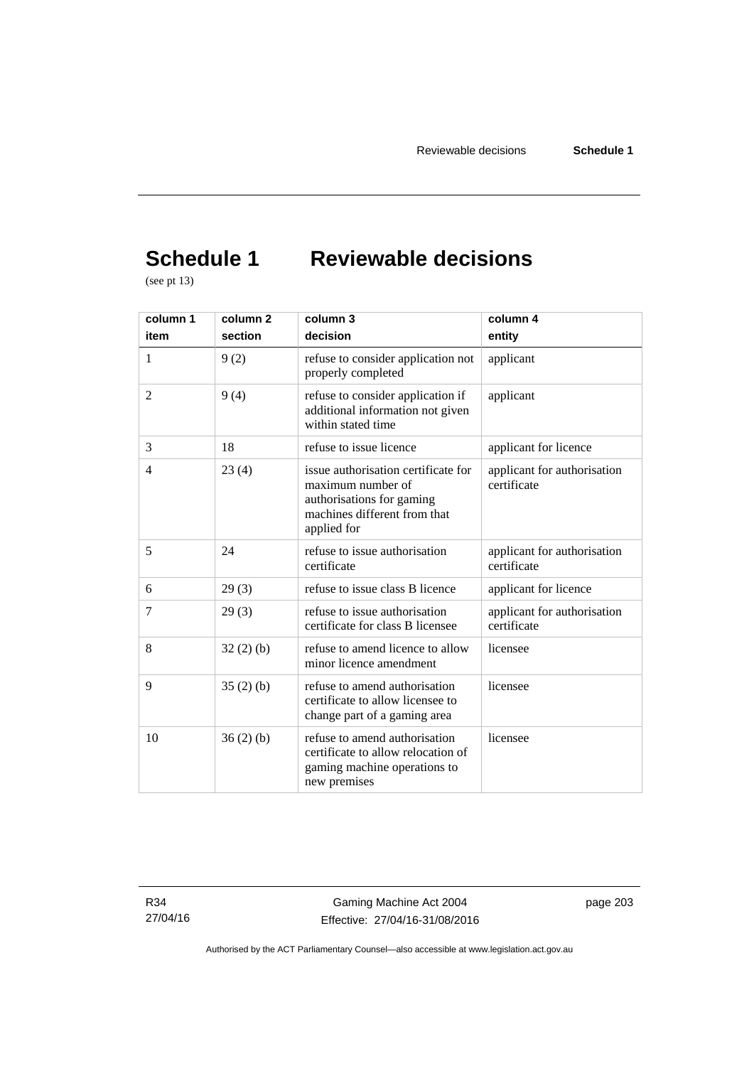# Schedule 1 Reviewable decisions

(see pt 13)

| column 1<br>item | column 2<br>section | column 3<br>decision | column 4<br>entity |
|---|---|---|---|
| 1 | 9 (2) | refuse to consider application not properly completed | applicant |
| 2 | 9 (4) | refuse to consider application if additional information not given within stated time | applicant |
| 3 | 18 | refuse to issue licence | applicant for licence |
| 4 | 23 (4) | issue authorisation certificate for maximum number of authorisations for gaming machines different from that applied for | applicant for authorisation certificate |
| 5 | 24 | refuse to issue authorisation certificate | applicant for authorisation certificate |
| 6 | 29 (3) | refuse to issue class B licence | applicant for licence |
| 7 | 29 (3) | refuse to issue authorisation certificate for class B licensee | applicant for authorisation certificate |
| 8 | 32 (2) (b) | refuse to amend licence to allow minor licence amendment | licensee |
| 9 | 35 (2) (b) | refuse to amend authorisation certificate to allow licensee to change part of a gaming area | licensee |
| 10 | 36 (2) (b) | refuse to amend authorisation certificate to allow relocation of gaming machine operations to new premises | licensee |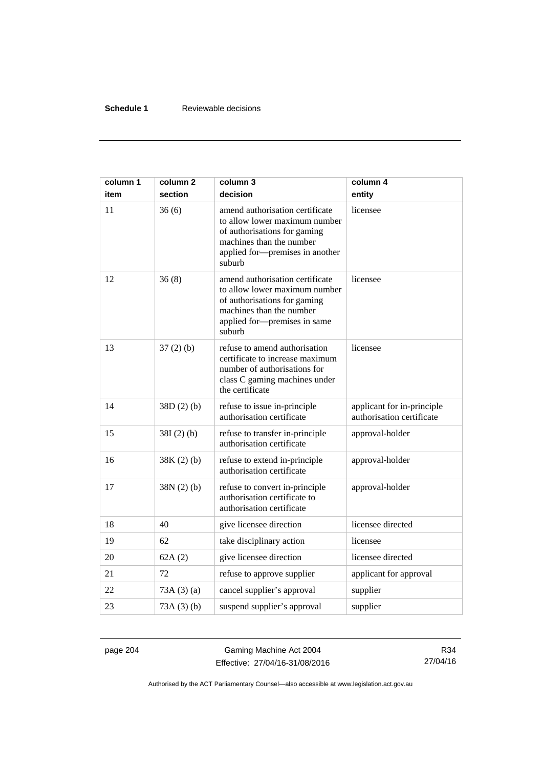| column 1 item | column 2 section | column 3 decision | column 4 entity |
|---|---|---|---|
| 11 | 36 (6) | amend authorisation certificate to allow lower maximum number of authorisations for gaming machines than the number applied for—premises in another suburb | licensee |
| 12 | 36 (8) | amend authorisation certificate to allow lower maximum number of authorisations for gaming machines than the number applied for—premises in same suburb | licensee |
| 13 | 37 (2) (b) | refuse to amend authorisation certificate to increase maximum number of authorisations for class C gaming machines under the certificate | licensee |
| 14 | 38D (2) (b) | refuse to issue in-principle authorisation certificate | applicant for in-principle authorisation certificate |
| 15 | 38I (2) (b) | refuse to transfer in-principle authorisation certificate | approval-holder |
| 16 | 38K (2) (b) | refuse to extend in-principle authorisation certificate | approval-holder |
| 17 | 38N (2) (b) | refuse to convert in-principle authorisation certificate to authorisation certificate | approval-holder |
| 18 | 40 | give licensee direction | licensee directed |
| 19 | 62 | take disciplinary action | licensee |
| 20 | 62A (2) | give licensee direction | licensee directed |
| 21 | 72 | refuse to approve supplier | applicant for approval |
| 22 | 73A (3) (a) | cancel supplier's approval | supplier |
| 23 | 73A (3) (b) | suspend supplier's approval | supplier |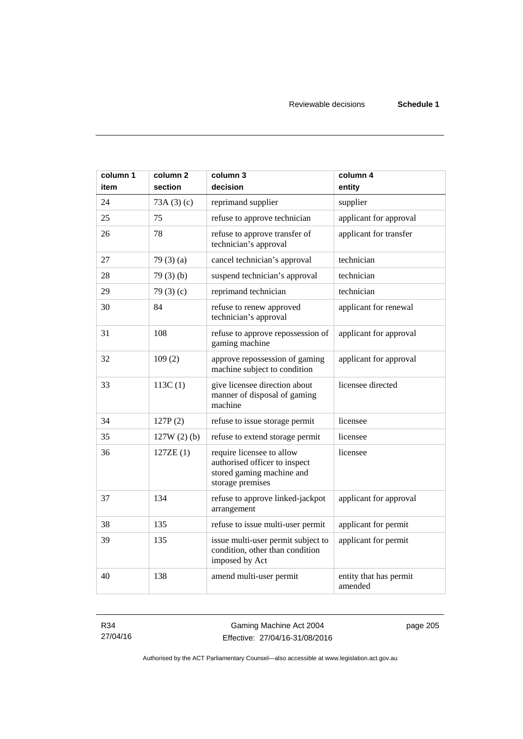| column 1 item | column 2 section | column 3 decision | column 4 entity |
|---|---|---|---|
| 24 | 73A (3) (c) | reprimand supplier | supplier |
| 25 | 75 | refuse to approve technician | applicant for approval |
| 26 | 78 | refuse to approve transfer of technician's approval | applicant for transfer |
| 27 | 79 (3) (a) | cancel technician's approval | technician |
| 28 | 79 (3) (b) | suspend technician's approval | technician |
| 29 | 79 (3) (c) | reprimand technician | technician |
| 30 | 84 | refuse to renew approved technician's approval | applicant for renewal |
| 31 | 108 | refuse to approve repossession of gaming machine | applicant for approval |
| 32 | 109 (2) | approve repossession of gaming machine subject to condition | applicant for approval |
| 33 | 113C (1) | give licensee direction about manner of disposal of gaming machine | licensee directed |
| 34 | 127P (2) | refuse to issue storage permit | licensee |
| 35 | 127W (2) (b) | refuse to extend storage permit | licensee |
| 36 | 127ZE (1) | require licensee to allow authorised officer to inspect stored gaming machine and storage premises | licensee |
| 37 | 134 | refuse to approve linked-jackpot arrangement | applicant for approval |
| 38 | 135 | refuse to issue multi-user permit | applicant for permit |
| 39 | 135 | issue multi-user permit subject to condition, other than condition imposed by Act | applicant for permit |
| 40 | 138 | amend multi-user permit | entity that has permit amended |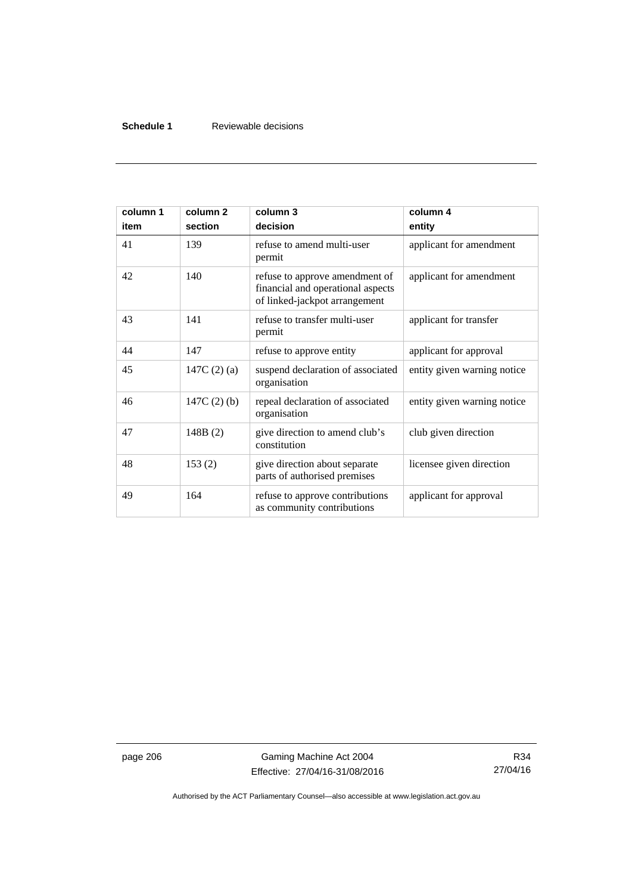| column 1<br>item | column 2<br>section | column 3<br>decision | column 4<br>entity |
|---|---|---|---|
| 41 | 139 | refuse to amend multi-user permit | applicant for amendment |
| 42 | 140 | refuse to approve amendment of financial and operational aspects of linked-jackpot arrangement | applicant for amendment |
| 43 | 141 | refuse to transfer multi-user permit | applicant for transfer |
| 44 | 147 | refuse to approve entity | applicant for approval |
| 45 | 147C (2) (a) | suspend declaration of associated organisation | entity given warning notice |
| 46 | 147C (2) (b) | repeal declaration of associated organisation | entity given warning notice |
| 47 | 148B (2) | give direction to amend club's constitution | club given direction |
| 48 | 153 (2) | give direction about separate parts of authorised premises | licensee given direction |
| 49 | 164 | refuse to approve contributions as community contributions | applicant for approval |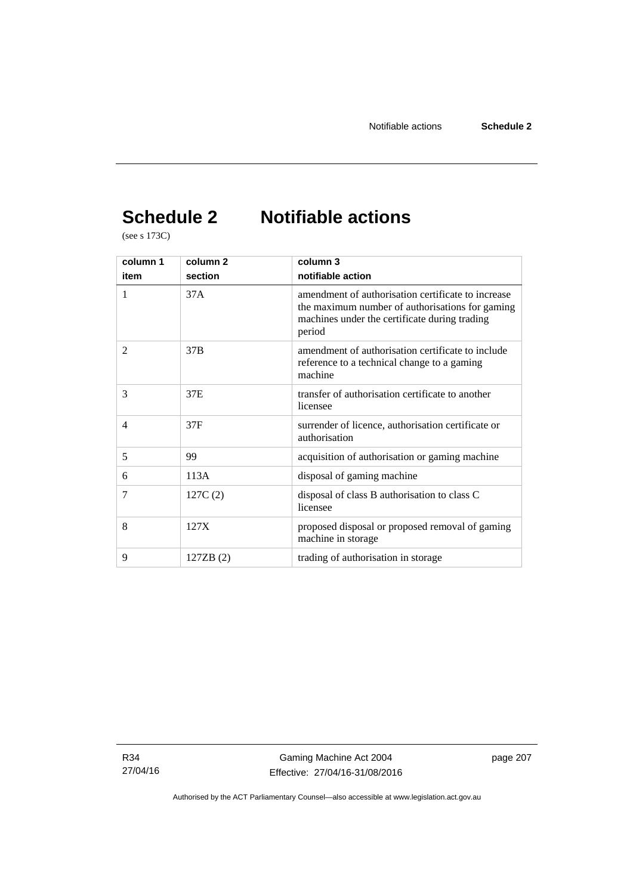# Schedule 2 Notifiable actions

(see s 173C)

| column 1<br>item | column 2<br>section | column 3<br>notifiable action |
|---|---|---|
| 1 | 37A | amendment of authorisation certificate to increase the maximum number of authorisations for gaming machines under the certificate during trading period |
| 2 | 37B | amendment of authorisation certificate to include reference to a technical change to a gaming machine |
| 3 | 37E | transfer of authorisation certificate to another licensee |
| 4 | 37F | surrender of licence, authorisation certificate or authorisation |
| 5 | 99 | acquisition of authorisation or gaming machine |
| 6 | 113A | disposal of gaming machine |
| 7 | 127C (2) | disposal of class B authorisation to class C licensee |
| 8 | 127X | proposed disposal or proposed removal of gaming machine in storage |
| 9 | 127ZB (2) | trading of authorisation in storage |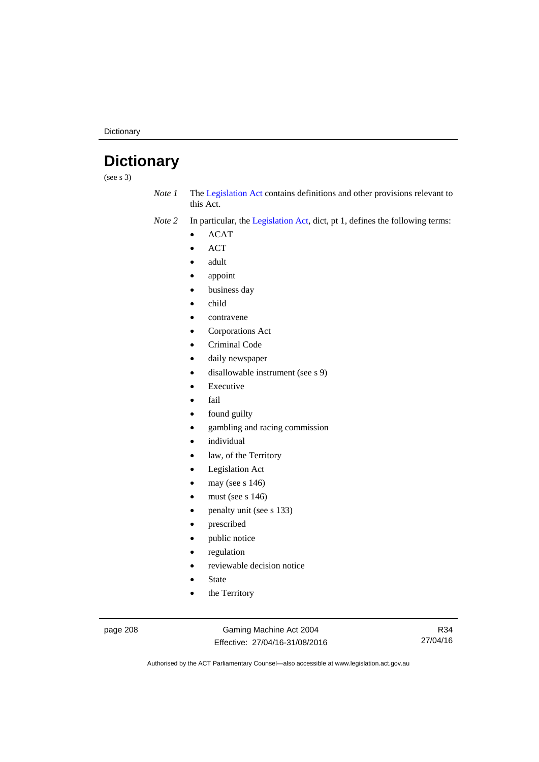# Dictionary

(see s 3)

*Note 1* The Legislation Act contains definitions and other provisions relevant to this Act.

*Note 2* In particular, the Legislation Act, dict, pt 1, defines the following terms:

- ACAT
- ACT
- adult
- appoint
- business day
- child
- contravene
- Corporations Act
- Criminal Code
- daily newspaper
- disallowable instrument (see s 9)
- Executive
- fail
- found guilty
- gambling and racing commission
- individual
- law, of the Territory
- Legislation Act
- may (see s 146)
- must (see s 146)
- penalty unit (see s 133)
- prescribed
- public notice
- regulation
- reviewable decision notice
- State
- the Territory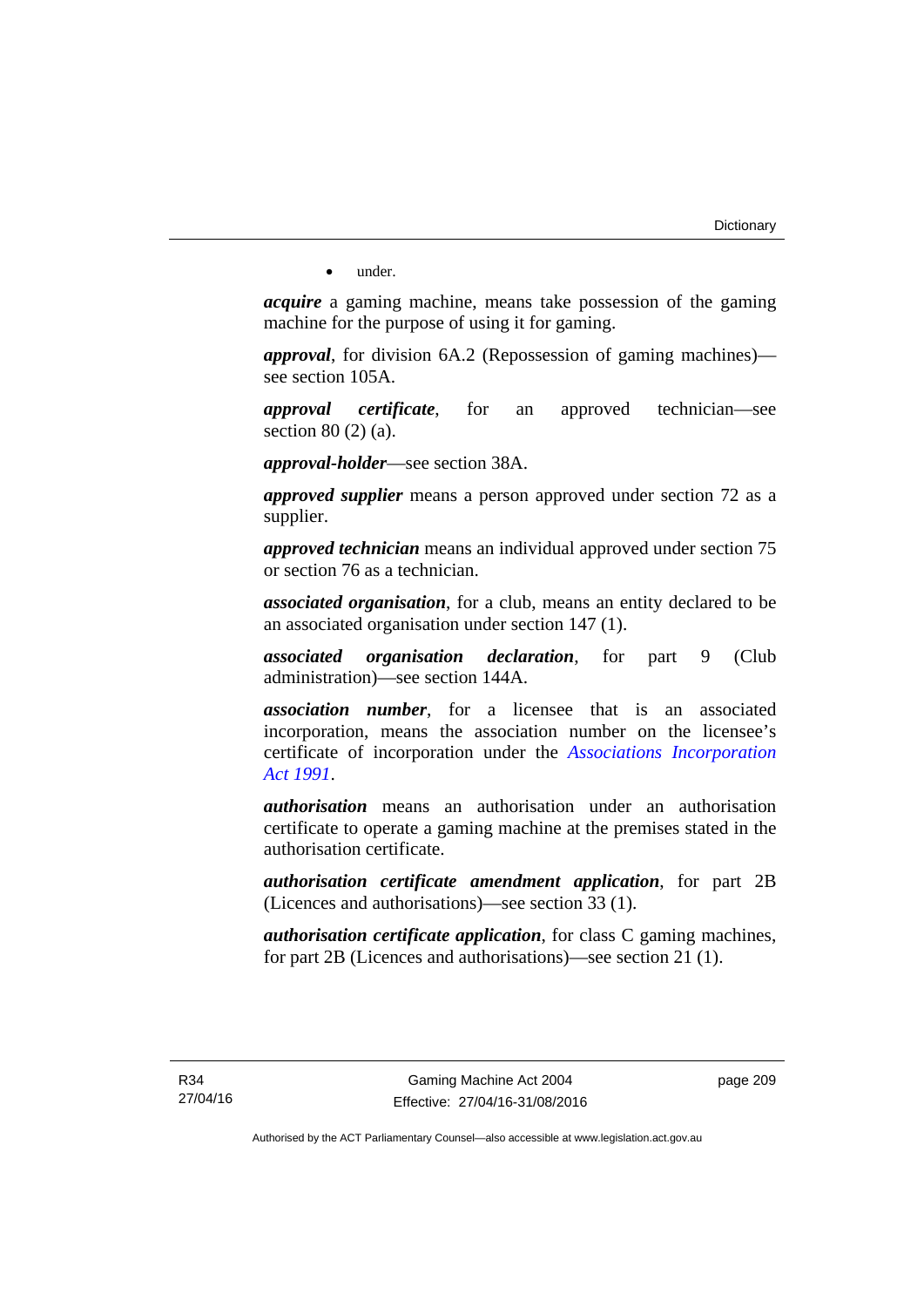- under.

***acquire*** a gaming machine, means take possession of the gaming machine for the purpose of using it for gaming.

***approval***, for division 6A.2 (Repossession of gaming machines)—see section 105A.

***approval certificate***, for an approved technician—see section 80 (2) (a).

***approval-holder***—see section 38A.

***approved supplier*** means a person approved under section 72 as a supplier.

***approved technician*** means an individual approved under section 75 or section 76 as a technician.

***associated organisation***, for a club, means an entity declared to be an associated organisation under section 147 (1).

***associated organisation declaration***, for part 9 (Club administration)—see section 144A.

***association number***, for a licensee that is an associated incorporation, means the association number on the licensee's certificate of incorporation under the *Associations Incorporation Act 1991*.

***authorisation*** means an authorisation under an authorisation certificate to operate a gaming machine at the premises stated in the authorisation certificate.

***authorisation certificate amendment application***, for part 2B (Licences and authorisations)—see section 33 (1).

***authorisation certificate application***, for class C gaming machines, for part 2B (Licences and authorisations)—see section 21 (1).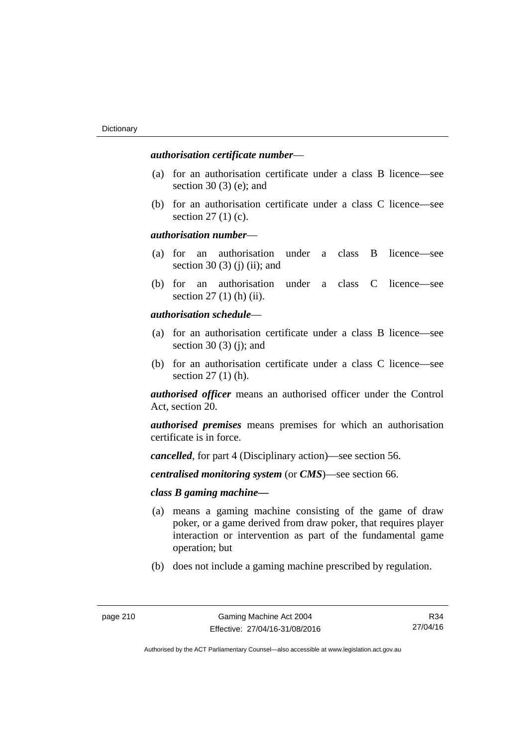***authorisation certificate number***—

(a) for an authorisation certificate under a class B licence—see section 30 (3) (e); and

(b) for an authorisation certificate under a class C licence—see section 27 (1) (c).

***authorisation number***—

(a) for an authorisation under a class B licence—see section 30 (3) (j) (ii); and

(b) for an authorisation under a class C licence—see section 27 (1) (h) (ii).

***authorisation schedule***—

(a) for an authorisation certificate under a class B licence—see section 30 (3) (j); and

(b) for an authorisation certificate under a class C licence—see section 27 (1) (h).

***authorised officer*** means an authorised officer under the Control Act, section 20.

***authorised premises*** means premises for which an authorisation certificate is in force.

***cancelled***, for part 4 (Disciplinary action)—see section 56.

***centralised monitoring system*** (or ***CMS***)—see section 66.

***class B gaming machine—***

(a) means a gaming machine consisting of the game of draw poker, or a game derived from draw poker, that requires player interaction or intervention as part of the fundamental game operation; but

(b) does not include a gaming machine prescribed by regulation.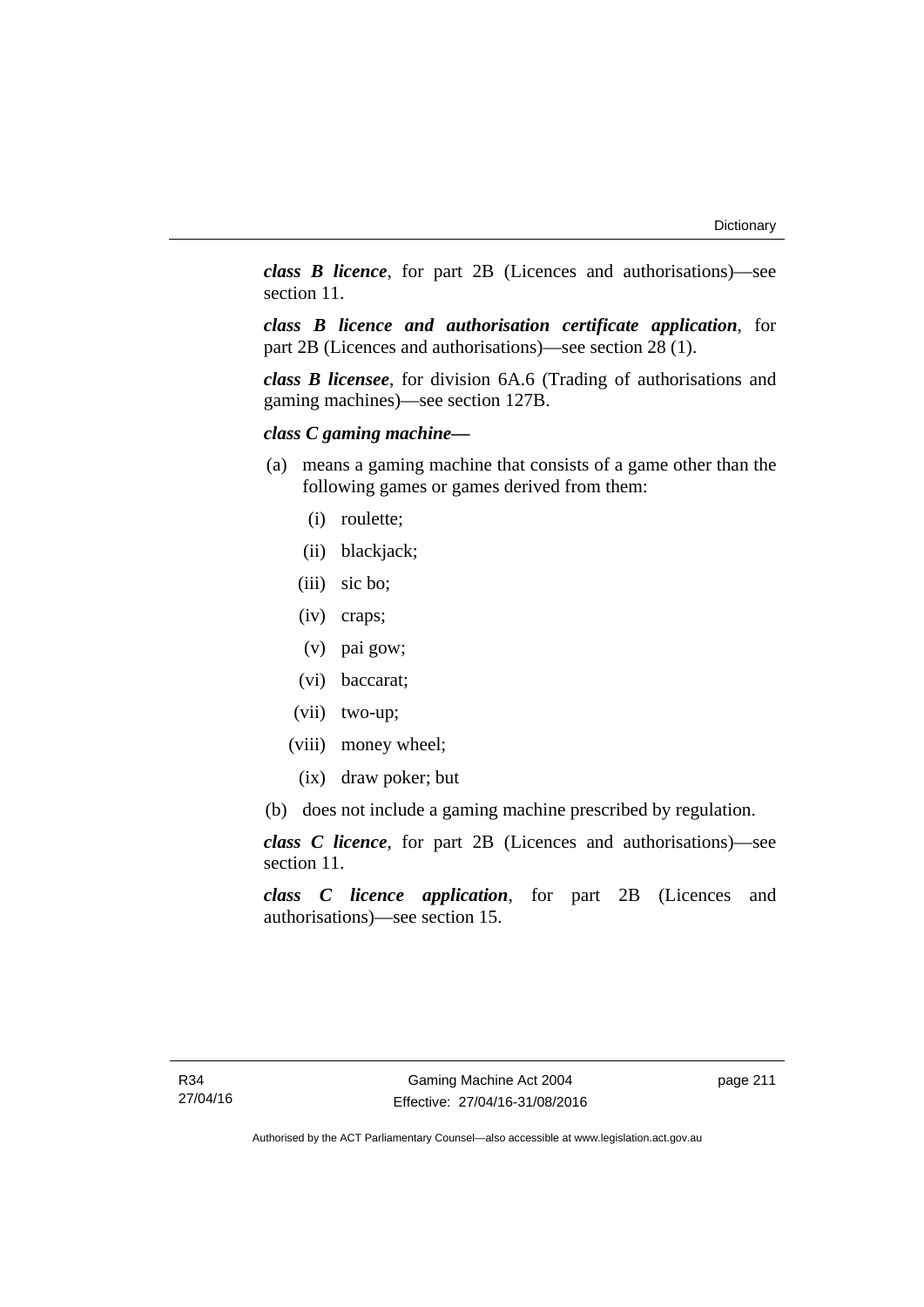***class B licence***, for part 2B (Licences and authorisations)—see section 11.

***class B licence and authorisation certificate application***, for part 2B (Licences and authorisations)—see section 28 (1).

***class B licensee***, for division 6A.6 (Trading of authorisations and gaming machines)—see section 127B.

***class C gaming machine***—

(a) means a gaming machine that consists of a game other than the following games or games derived from them:

  (i) roulette;

  (ii) blackjack;

  (iii) sic bo;

  (iv) craps;

  (v) pai gow;

  (vi) baccarat;

  (vii) two-up;

  (viii) money wheel;

  (ix) draw poker; but

(b) does not include a gaming machine prescribed by regulation.

***class C licence***, for part 2B (Licences and authorisations)—see section 11.

***class C licence application***, for part 2B (Licences and authorisations)—see section 15.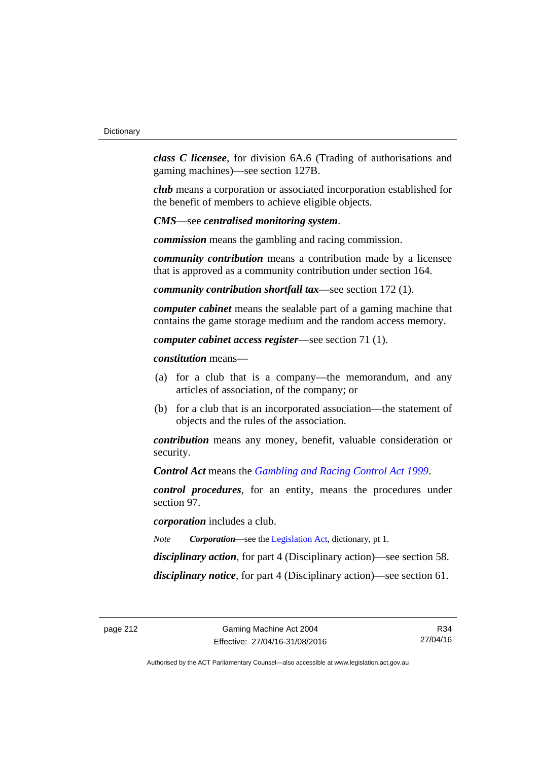***class C licensee***, for division 6A.6 (Trading of authorisations and gaming machines)—see section 127B.

***club*** means a corporation or associated incorporation established for the benefit of members to achieve eligible objects.

***CMS***—see ***centralised monitoring system***.

***commission*** means the gambling and racing commission.

***community contribution*** means a contribution made by a licensee that is approved as a community contribution under section 164.

***community contribution shortfall tax***—see section 172 (1).

***computer cabinet*** means the sealable part of a gaming machine that contains the game storage medium and the random access memory.

***computer cabinet access register***—see section 71 (1).

***constitution*** means—

(a) for a club that is a company—the memorandum, and any articles of association, of the company; or

(b) for a club that is an incorporated association—the statement of objects and the rules of the association.

***contribution*** means any money, benefit, valuable consideration or security.

***Control Act*** means the *Gambling and Racing Control Act 1999*.

***control procedures***, for an entity, means the procedures under section 97.

***corporation*** includes a club.

*Note* ***Corporation***—see the Legislation Act, dictionary, pt 1.

***disciplinary action***, for part 4 (Disciplinary action)—see section 58.

***disciplinary notice***, for part 4 (Disciplinary action)—see section 61.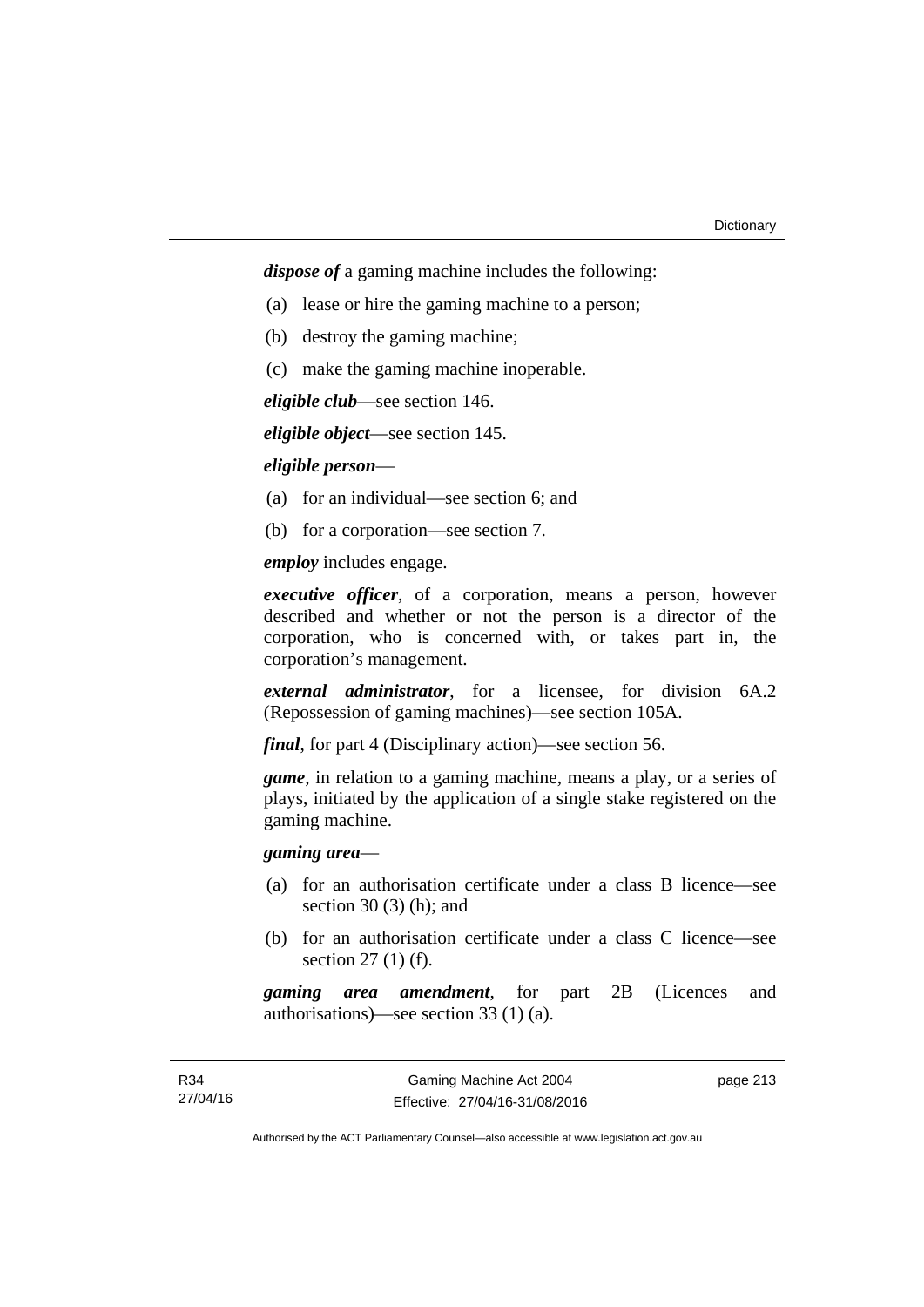***dispose of*** a gaming machine includes the following:

(a) lease or hire the gaming machine to a person;

(b) destroy the gaming machine;

(c) make the gaming machine inoperable.

***eligible club***—see section 146.

***eligible object***—see section 145.

***eligible person***—

(a) for an individual—see section 6; and

(b) for a corporation—see section 7.

***employ*** includes engage.

***executive officer***, of a corporation, means a person, however described and whether or not the person is a director of the corporation, who is concerned with, or takes part in, the corporation's management.

***external administrator***, for a licensee, for division 6A.2 (Repossession of gaming machines)—see section 105A.

***final***, for part 4 (Disciplinary action)—see section 56.

***game***, in relation to a gaming machine, means a play, or a series of plays, initiated by the application of a single stake registered on the gaming machine.

***gaming area***—

(a) for an authorisation certificate under a class B licence—see section 30 (3) (h); and

(b) for an authorisation certificate under a class C licence—see section 27 (1) (f).

***gaming area amendment***, for part 2B (Licences and authorisations)—see section 33 (1) (a).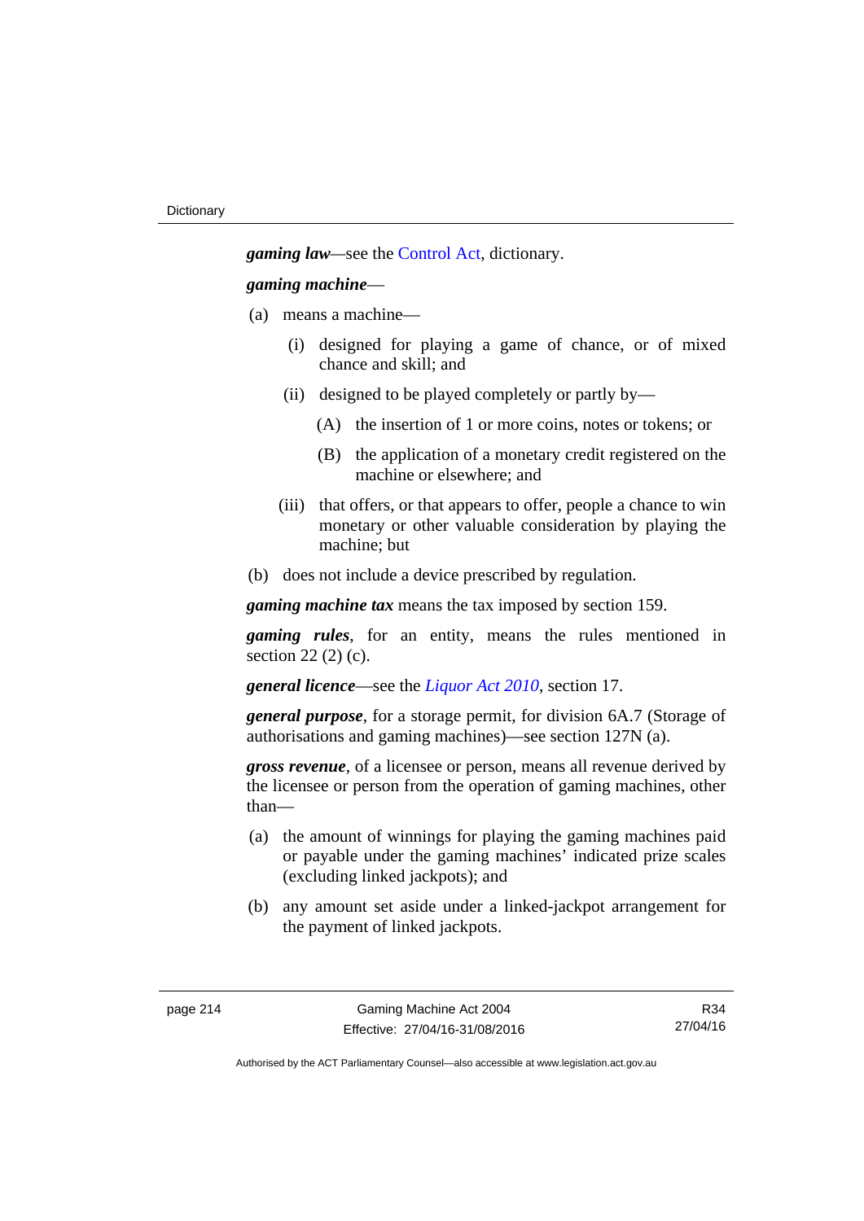***gaming law***—see the Control Act, dictionary.

***gaming machine***—

(a) means a machine—

(i) designed for playing a game of chance, or of mixed chance and skill; and

(ii) designed to be played completely or partly by—

(A) the insertion of 1 or more coins, notes or tokens; or

(B) the application of a monetary credit registered on the machine or elsewhere; and

(iii) that offers, or that appears to offer, people a chance to win monetary or other valuable consideration by playing the machine; but

(b) does not include a device prescribed by regulation.

***gaming machine tax*** means the tax imposed by section 159.

***gaming rules***, for an entity, means the rules mentioned in section 22 (2) (c).

***general licence***—see the *Liquor Act 2010*, section 17.

***general purpose***, for a storage permit, for division 6A.7 (Storage of authorisations and gaming machines)—see section 127N (a).

***gross revenue***, of a licensee or person, means all revenue derived by the licensee or person from the operation of gaming machines, other than—

(a) the amount of winnings for playing the gaming machines paid or payable under the gaming machines' indicated prize scales (excluding linked jackpots); and

(b) any amount set aside under a linked-jackpot arrangement for the payment of linked jackpots.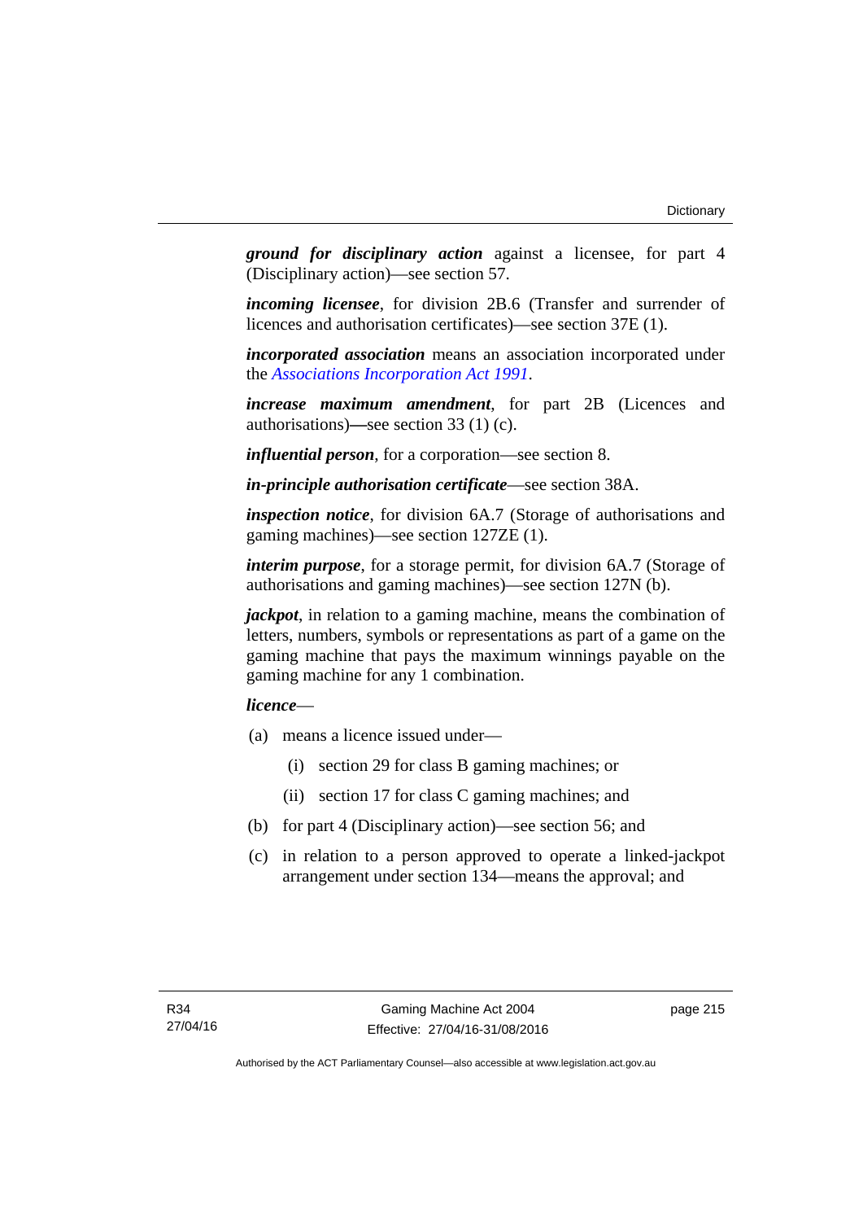***ground for disciplinary action*** against a licensee, for part 4 (Disciplinary action)—see section 57.

***incoming licensee***, for division 2B.6 (Transfer and surrender of licences and authorisation certificates)—see section 37E (1).

***incorporated association*** means an association incorporated under the *Associations Incorporation Act 1991*.

***increase maximum amendment***, for part 2B (Licences and authorisations)—see section 33 (1) (c).

***influential person***, for a corporation—see section 8.

***in-principle authorisation certificate***—see section 38A.

***inspection notice***, for division 6A.7 (Storage of authorisations and gaming machines)—see section 127ZE (1).

***interim purpose***, for a storage permit, for division 6A.7 (Storage of authorisations and gaming machines)—see section 127N (b).

***jackpot***, in relation to a gaming machine, means the combination of letters, numbers, symbols or representations as part of a game on the gaming machine that pays the maximum winnings payable on the gaming machine for any 1 combination.

***licence***—

(a) means a licence issued under—

  (i) section 29 for class B gaming machines; or

  (ii) section 17 for class C gaming machines; and

(b) for part 4 (Disciplinary action)—see section 56; and

(c) in relation to a person approved to operate a linked-jackpot arrangement under section 134—means the approval; and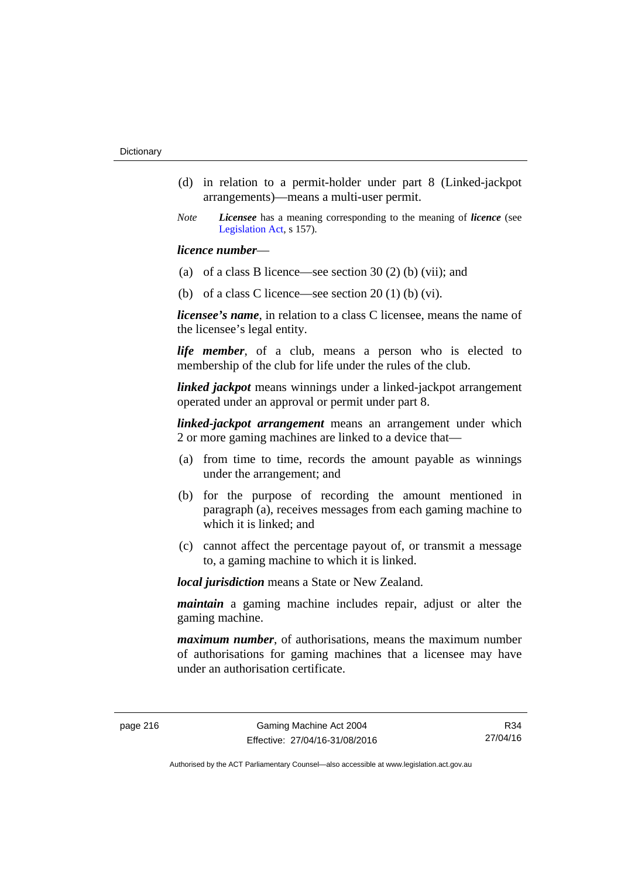(d) in relation to a permit-holder under part 8 (Linked-jackpot arrangements)—means a multi-user permit.

*Note* ***Licensee*** has a meaning corresponding to the meaning of ***licence*** (see Legislation Act, s 157).

***licence number***—

(a) of a class B licence—see section 30 (2) (b) (vii); and

(b) of a class C licence—see section 20 (1) (b) (vi).

***licensee's name***, in relation to a class C licensee, means the name of the licensee's legal entity.

***life member***, of a club, means a person who is elected to membership of the club for life under the rules of the club.

***linked jackpot*** means winnings under a linked-jackpot arrangement operated under an approval or permit under part 8.

***linked-jackpot arrangement*** means an arrangement under which 2 or more gaming machines are linked to a device that—

(a) from time to time, records the amount payable as winnings under the arrangement; and

(b) for the purpose of recording the amount mentioned in paragraph (a), receives messages from each gaming machine to which it is linked; and

(c) cannot affect the percentage payout of, or transmit a message to, a gaming machine to which it is linked.

***local jurisdiction*** means a State or New Zealand.

***maintain*** a gaming machine includes repair, adjust or alter the gaming machine.

***maximum number***, of authorisations, means the maximum number of authorisations for gaming machines that a licensee may have under an authorisation certificate.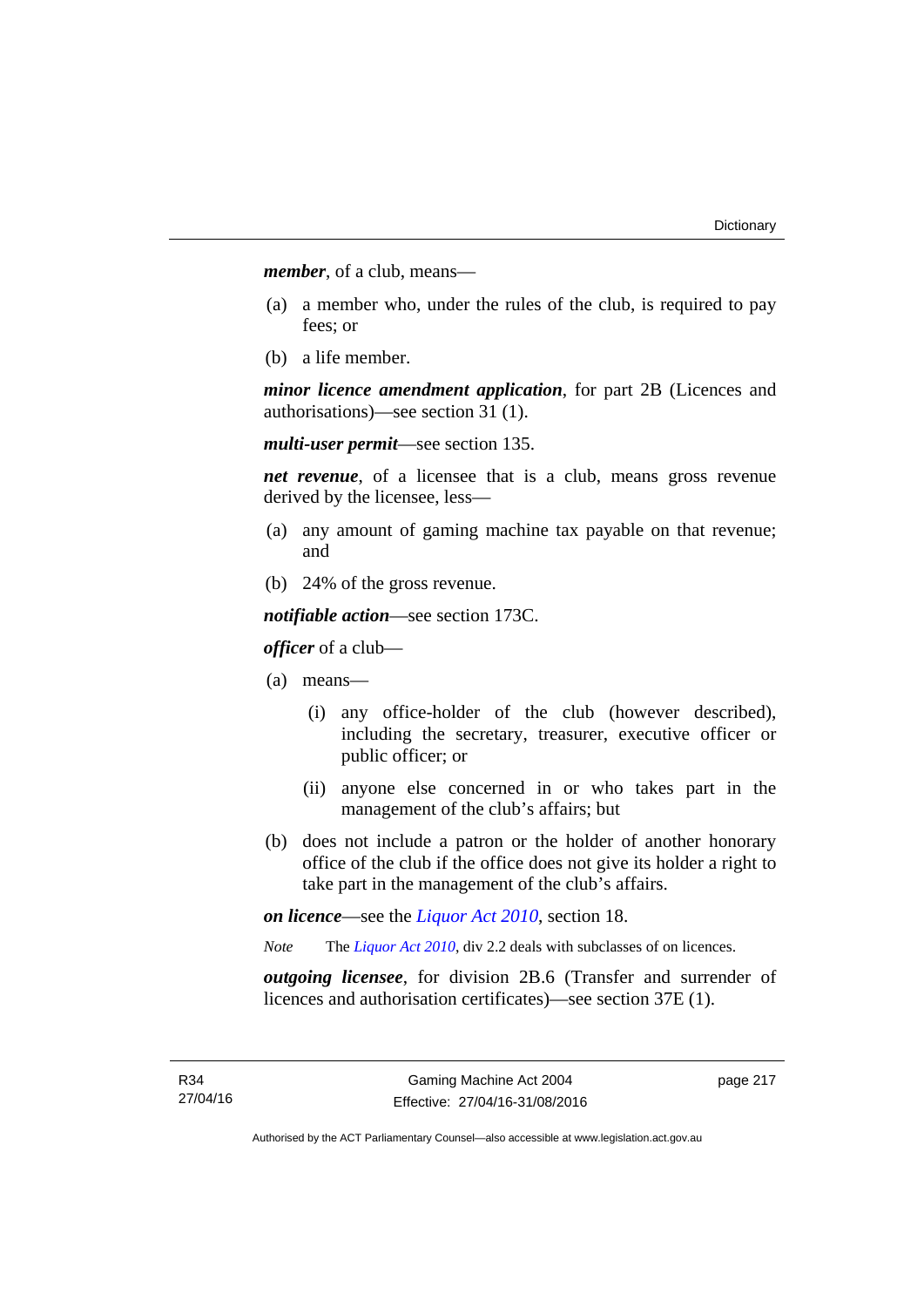***member***, of a club, means—

(a) a member who, under the rules of the club, is required to pay fees; or

(b) a life member.

***minor licence amendment application***, for part 2B (Licences and authorisations)—see section 31 (1).

***multi-user permit***—see section 135.

***net revenue***, of a licensee that is a club, means gross revenue derived by the licensee, less—

(a) any amount of gaming machine tax payable on that revenue; and

(b) 24% of the gross revenue.

***notifiable action***—see section 173C.

***officer*** of a club—

(a) means—

 (i) any office-holder of the club (however described), including the secretary, treasurer, executive officer or public officer; or

 (ii) anyone else concerned in or who takes part in the management of the club's affairs; but

(b) does not include a patron or the holder of another honorary office of the club if the office does not give its holder a right to take part in the management of the club's affairs.

***on licence***—see the *Liquor Act 2010*, section 18.

*Note* The *Liquor Act 2010*, div 2.2 deals with subclasses of on licences.

***outgoing licensee***, for division 2B.6 (Transfer and surrender of licences and authorisation certificates)—see section 37E (1).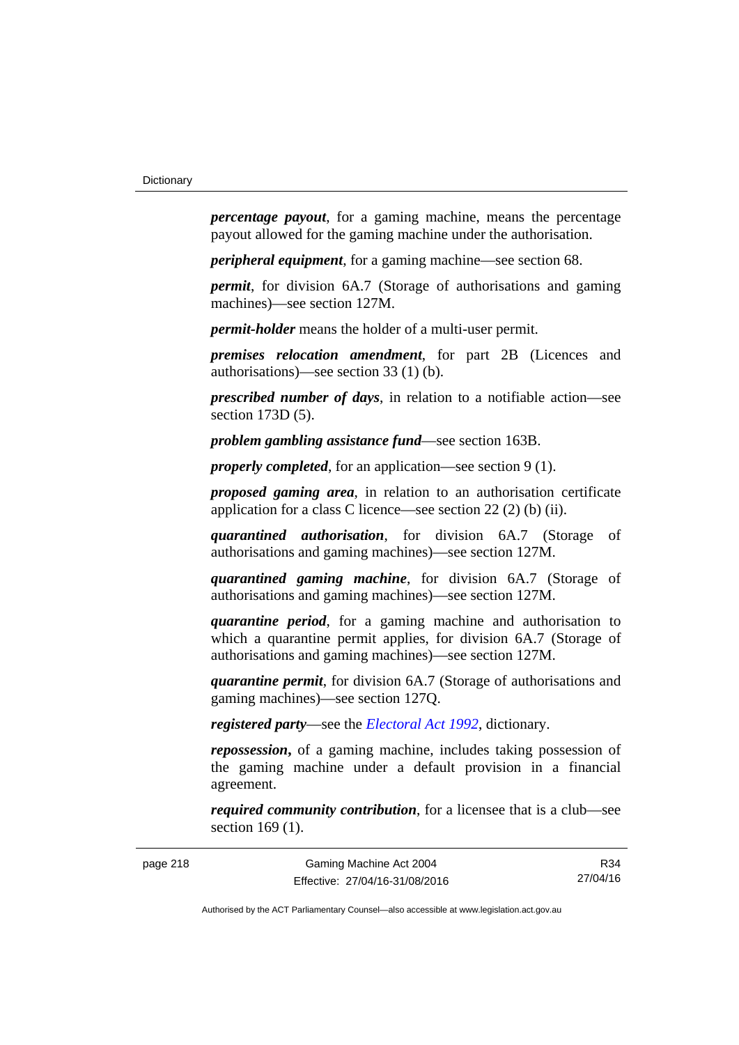***percentage payout***, for a gaming machine, means the percentage payout allowed for the gaming machine under the authorisation.

***peripheral equipment***, for a gaming machine—see section 68.

***permit***, for division 6A.7 (Storage of authorisations and gaming machines)—see section 127M.

***permit-holder*** means the holder of a multi-user permit.

***premises relocation amendment***, for part 2B (Licences and authorisations)—see section 33 (1) (b).

***prescribed number of days***, in relation to a notifiable action—see section 173D (5).

***problem gambling assistance fund***—see section 163B.

***properly completed***, for an application—see section 9 (1).

***proposed gaming area***, in relation to an authorisation certificate application for a class C licence—see section 22 (2) (b) (ii).

***quarantined authorisation***, for division 6A.7 (Storage of authorisations and gaming machines)—see section 127M.

***quarantined gaming machine***, for division 6A.7 (Storage of authorisations and gaming machines)—see section 127M.

***quarantine period***, for a gaming machine and authorisation to which a quarantine permit applies, for division 6A.7 (Storage of authorisations and gaming machines)—see section 127M.

***quarantine permit***, for division 6A.7 (Storage of authorisations and gaming machines)—see section 127Q.

***registered party***—see the *Electoral Act 1992*, dictionary.

***repossession*****,** of a gaming machine, includes taking possession of the gaming machine under a default provision in a financial agreement.

***required community contribution***, for a licensee that is a club—see section 169 (1).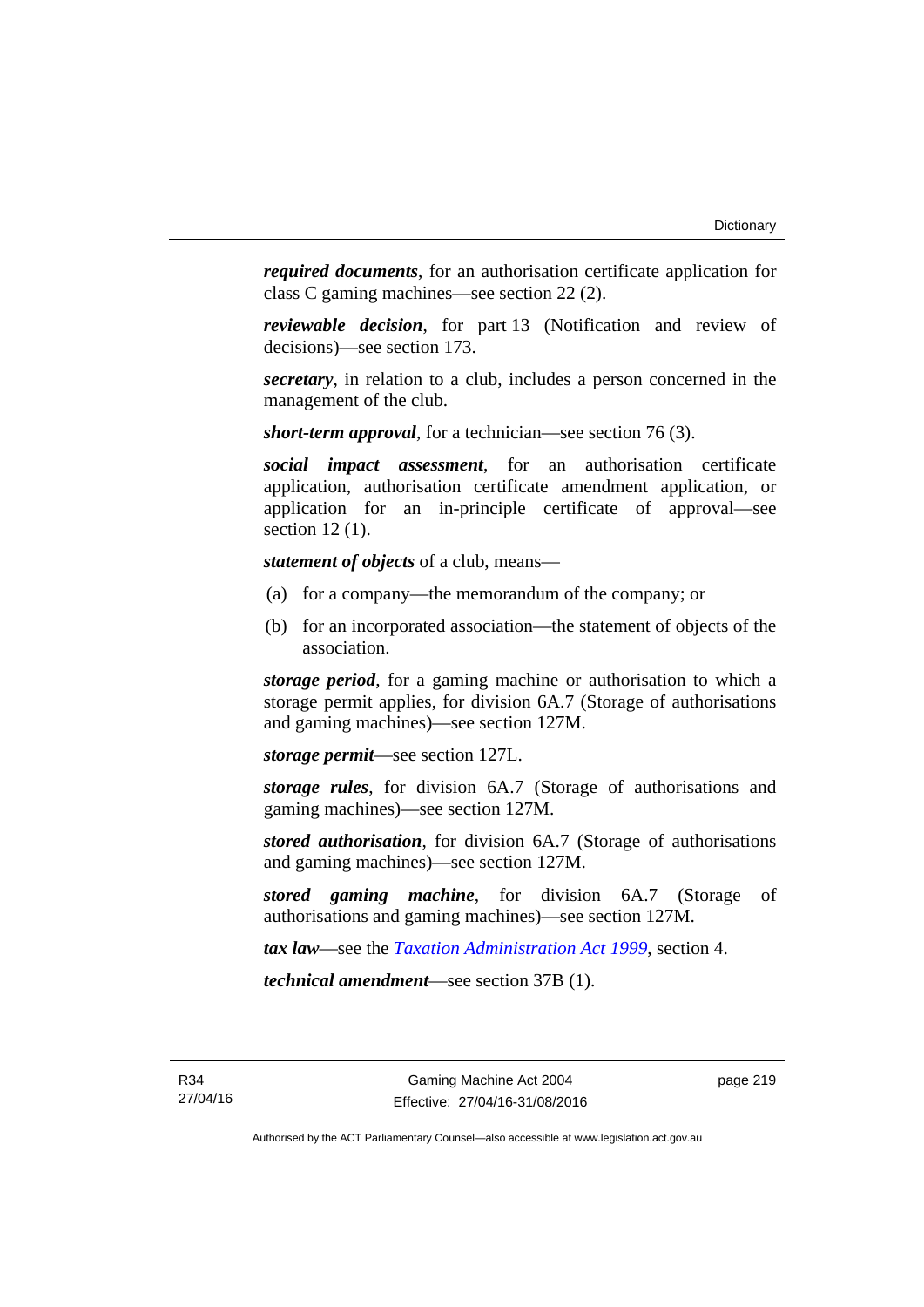***required documents***, for an authorisation certificate application for class C gaming machines—see section 22 (2).

***reviewable decision***, for part 13 (Notification and review of decisions)—see section 173.

***secretary***, in relation to a club, includes a person concerned in the management of the club.

***short-term approval***, for a technician—see section 76 (3).

***social impact assessment***, for an authorisation certificate application, authorisation certificate amendment application, or application for an in-principle certificate of approval—see section 12 (1).

***statement of objects*** of a club, means—

(a) for a company—the memorandum of the company; or

(b) for an incorporated association—the statement of objects of the association.

***storage period***, for a gaming machine or authorisation to which a storage permit applies, for division 6A.7 (Storage of authorisations and gaming machines)—see section 127M.

***storage permit***—see section 127L.

***storage rules***, for division 6A.7 (Storage of authorisations and gaming machines)—see section 127M.

***stored authorisation***, for division 6A.7 (Storage of authorisations and gaming machines)—see section 127M.

***stored gaming machine***, for division 6A.7 (Storage of authorisations and gaming machines)—see section 127M.

***tax law***—see the *Taxation Administration Act 1999*, section 4.

***technical amendment***—see section 37B (1).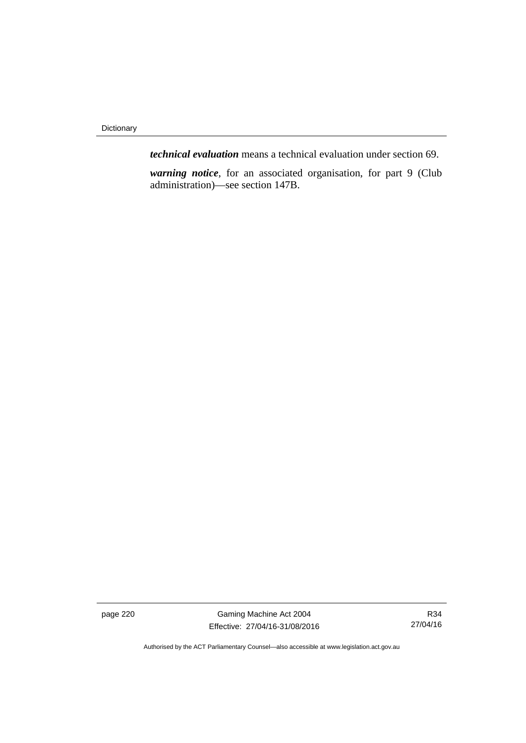***technical evaluation*** means a technical evaluation under section 69.

***warning notice***, for an associated organisation, for part 9 (Club administration)—see section 147B.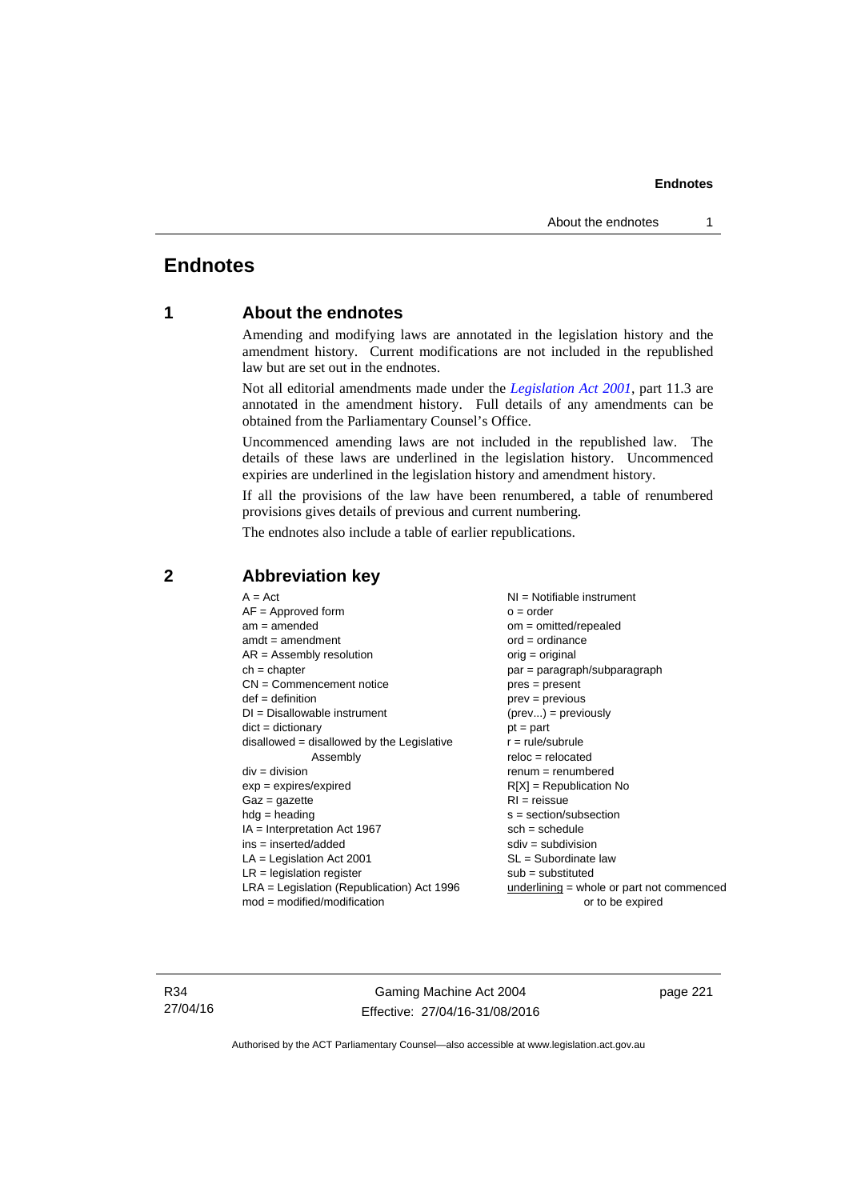# Endnotes

## 1 About the endnotes

Amending and modifying laws are annotated in the legislation history and the amendment history. Current modifications are not included in the republished law but are set out in the endnotes.

Not all editorial amendments made under the *Legislation Act 2001*, part 11.3 are annotated in the amendment history. Full details of any amendments can be obtained from the Parliamentary Counsel's Office.

Uncommenced amending laws are not included in the republished law. The details of these laws are underlined in the legislation history. Uncommenced expiries are underlined in the legislation history and amendment history.

If all the provisions of the law have been renumbered, a table of renumbered provisions gives details of previous and current numbering.

The endnotes also include a table of earlier republications.

## 2 Abbreviation key

A = Act
AF = Approved form
am = amended
amdt = amendment
AR = Assembly resolution
ch = chapter
CN = Commencement notice
def = definition
DI = Disallowable instrument
dict = dictionary
disallowed = disallowed by the Legislative Assembly
div = division
exp = expires/expired
Gaz = gazette
hdg = heading
IA = Interpretation Act 1967
ins = inserted/added
LA = Legislation Act 2001
LR = legislation register
LRA = Legislation (Republication) Act 1996
mod = modified/modification
NI = Notifiable instrument
o = order
om = omitted/repealed
ord = ordinance
orig = original
par = paragraph/subparagraph
pres = present
prev = previous
(prev...) = previously
pt = part
r = rule/subrule
reloc = relocated
renum = renumbered
R[X] = Republication No
RI = reissue
s = section/subsection
sch = schedule
sdiv = subdivision
SL = Subordinate law
sub = substituted
underlining = whole or part not commenced or to be expired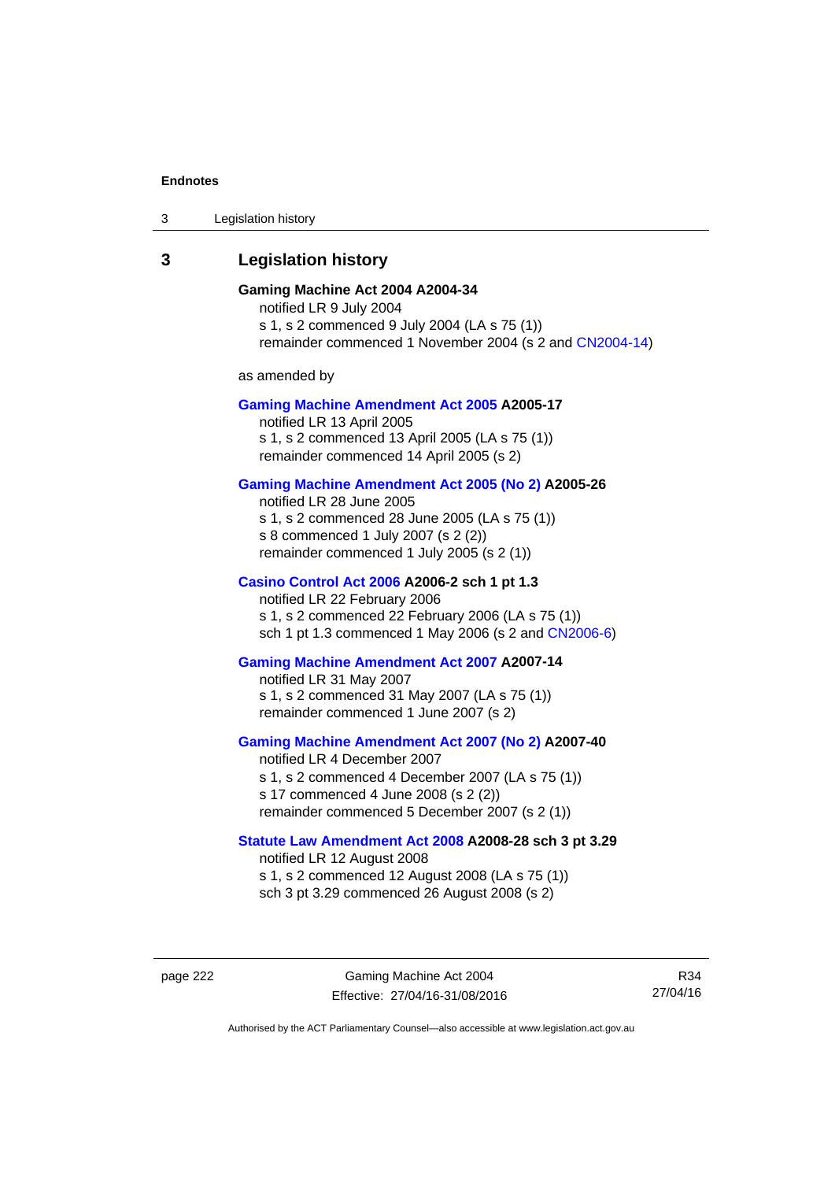# 3 Legislation history

**Gaming Machine Act 2004 A2004-34**
notified LR 9 July 2004
s 1, s 2 commenced 9 July 2004 (LA s 75 (1))
remainder commenced 1 November 2004 (s 2 and CN2004-14)

as amended by

**Gaming Machine Amendment Act 2005 A2005-17**
notified LR 13 April 2005
s 1, s 2 commenced 13 April 2005 (LA s 75 (1))
remainder commenced 14 April 2005 (s 2)

**Gaming Machine Amendment Act 2005 (No 2) A2005-26**
notified LR 28 June 2005
s 1, s 2 commenced 28 June 2005 (LA s 75 (1))
s 8 commenced 1 July 2007 (s 2 (2))
remainder commenced 1 July 2005 (s 2 (1))

**Casino Control Act 2006 A2006-2 sch 1 pt 1.3**
notified LR 22 February 2006
s 1, s 2 commenced 22 February 2006 (LA s 75 (1))
sch 1 pt 1.3 commenced 1 May 2006 (s 2 and CN2006-6)

**Gaming Machine Amendment Act 2007 A2007-14**
notified LR 31 May 2007
s 1, s 2 commenced 31 May 2007 (LA s 75 (1))
remainder commenced 1 June 2007 (s 2)

**Gaming Machine Amendment Act 2007 (No 2) A2007-40**
notified LR 4 December 2007
s 1, s 2 commenced 4 December 2007 (LA s 75 (1))
s 17 commenced 4 June 2008 (s 2 (2))
remainder commenced 5 December 2007 (s 2 (1))

**Statute Law Amendment Act 2008 A2008-28 sch 3 pt 3.29**
notified LR 12 August 2008
s 1, s 2 commenced 12 August 2008 (LA s 75 (1))
sch 3 pt 3.29 commenced 26 August 2008 (s 2)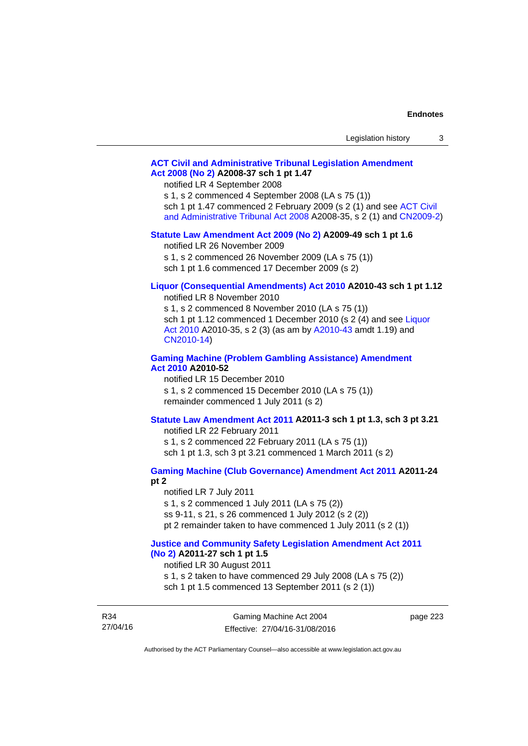**ACT Civil and Administrative Tribunal Legislation Amendment Act 2008 (No 2) A2008-37 sch 1 pt 1.47**

notified LR 4 September 2008

s 1, s 2 commenced 4 September 2008 (LA s 75 (1))

sch 1 pt 1.47 commenced 2 February 2009 (s 2 (1) and see ACT Civil and Administrative Tribunal Act 2008 A2008-35, s 2 (1) and CN2009-2)

**Statute Law Amendment Act 2009 (No 2) A2009-49 sch 1 pt 1.6**

notified LR 26 November 2009

s 1, s 2 commenced 26 November 2009 (LA s 75 (1))

sch 1 pt 1.6 commenced 17 December 2009 (s 2)

**Liquor (Consequential Amendments) Act 2010 A2010-43 sch 1 pt 1.12**

notified LR 8 November 2010

s 1, s 2 commenced 8 November 2010 (LA s 75 (1))

sch 1 pt 1.12 commenced 1 December 2010 (s 2 (4) and see Liquor Act 2010 A2010-35, s 2 (3) (as am by A2010-43 amdt 1.19) and CN2010-14)

**Gaming Machine (Problem Gambling Assistance) Amendment Act 2010 A2010-52**

notified LR 15 December 2010

s 1, s 2 commenced 15 December 2010 (LA s 75 (1))

remainder commenced 1 July 2011 (s 2)

**Statute Law Amendment Act 2011 A2011-3 sch 1 pt 1.3, sch 3 pt 3.21**

notified LR 22 February 2011

s 1, s 2 commenced 22 February 2011 (LA s 75 (1))

sch 1 pt 1.3, sch 3 pt 3.21 commenced 1 March 2011 (s 2)

**Gaming Machine (Club Governance) Amendment Act 2011 A2011-24 pt 2**

notified LR 7 July 2011

s 1, s 2 commenced 1 July 2011 (LA s 75 (2))

ss 9-11, s 21, s 26 commenced 1 July 2012 (s 2 (2))

pt 2 remainder taken to have commenced 1 July 2011 (s 2 (1))

**Justice and Community Safety Legislation Amendment Act 2011 (No 2) A2011-27 sch 1 pt 1.5**

notified LR 30 August 2011

s 1, s 2 taken to have commenced 29 July 2008 (LA s 75 (2))

sch 1 pt 1.5 commenced 13 September 2011 (s 2 (1))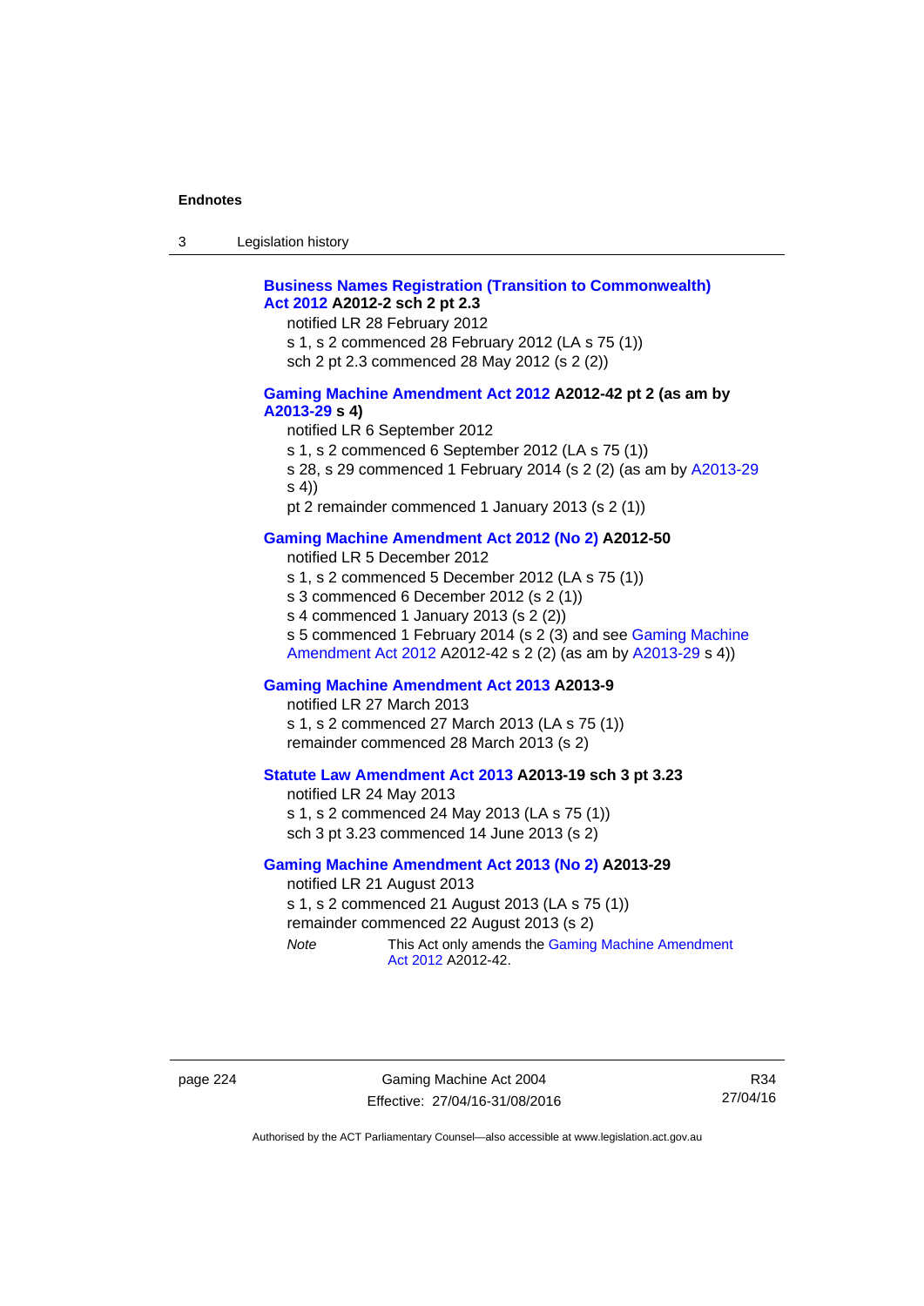**Business Names Registration (Transition to Commonwealth) Act 2012 A2012-2 sch 2 pt 2.3**

notified LR 28 February 2012

s 1, s 2 commenced 28 February 2012 (LA s 75 (1))

sch 2 pt 2.3 commenced 28 May 2012 (s 2 (2))

**Gaming Machine Amendment Act 2012 A2012-42 pt 2 (as am by A2013-29 s 4)**

notified LR 6 September 2012

s 1, s 2 commenced 6 September 2012 (LA s 75 (1))

s 28, s 29 commenced 1 February 2014 (s 2 (2) (as am by A2013-29 s 4))

pt 2 remainder commenced 1 January 2013 (s 2 (1))

**Gaming Machine Amendment Act 2012 (No 2) A2012-50**

notified LR 5 December 2012

s 1, s 2 commenced 5 December 2012 (LA s 75 (1))

s 3 commenced 6 December 2012 (s 2 (1))

s 4 commenced 1 January 2013 (s 2 (2))

s 5 commenced 1 February 2014 (s 2 (3) and see Gaming Machine Amendment Act 2012 A2012-42 s 2 (2) (as am by A2013-29 s 4))

**Gaming Machine Amendment Act 2013 A2013-9**

notified LR 27 March 2013

s 1, s 2 commenced 27 March 2013 (LA s 75 (1))

remainder commenced 28 March 2013 (s 2)

**Statute Law Amendment Act 2013 A2013-19 sch 3 pt 3.23**

notified LR 24 May 2013

s 1, s 2 commenced 24 May 2013 (LA s 75 (1))

sch 3 pt 3.23 commenced 14 June 2013 (s 2)

**Gaming Machine Amendment Act 2013 (No 2) A2013-29**

notified LR 21 August 2013

s 1, s 2 commenced 21 August 2013 (LA s 75 (1))

remainder commenced 22 August 2013 (s 2)

*Note* This Act only amends the Gaming Machine Amendment Act 2012 A2012-42.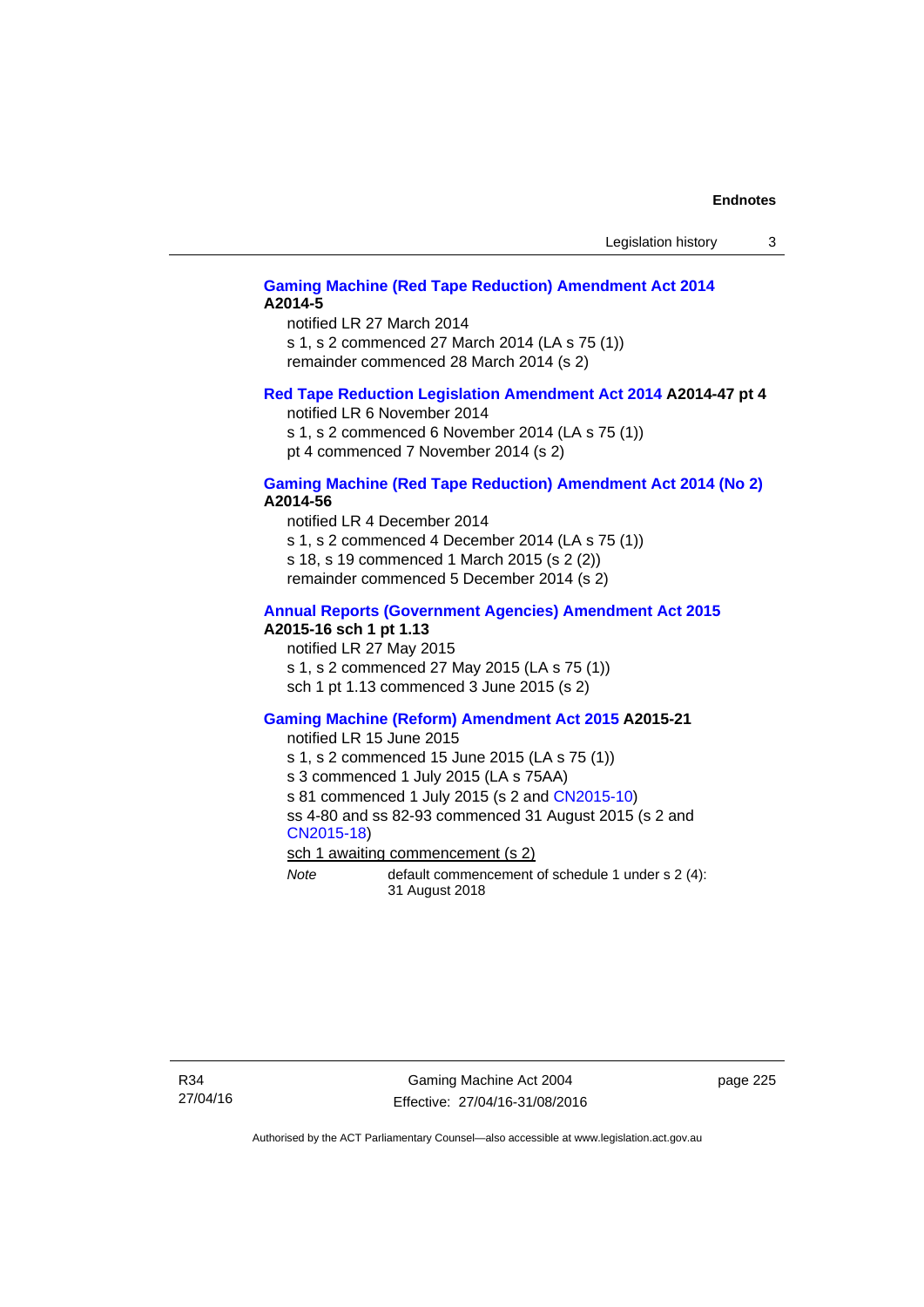**Gaming Machine (Red Tape Reduction) Amendment Act 2014 A2014-5**

notified LR 27 March 2014
s 1, s 2 commenced 27 March 2014 (LA s 75 (1))
remainder commenced 28 March 2014 (s 2)

**Red Tape Reduction Legislation Amendment Act 2014 A2014-47 pt 4**

notified LR 6 November 2014
s 1, s 2 commenced 6 November 2014 (LA s 75 (1))
pt 4 commenced 7 November 2014 (s 2)

**Gaming Machine (Red Tape Reduction) Amendment Act 2014 (No 2) A2014-56**

notified LR 4 December 2014
s 1, s 2 commenced 4 December 2014 (LA s 75 (1))
s 18, s 19 commenced 1 March 2015 (s 2 (2))
remainder commenced 5 December 2014 (s 2)

**Annual Reports (Government Agencies) Amendment Act 2015 A2015-16 sch 1 pt 1.13**

notified LR 27 May 2015
s 1, s 2 commenced 27 May 2015 (LA s 75 (1))
sch 1 pt 1.13 commenced 3 June 2015 (s 2)

**Gaming Machine (Reform) Amendment Act 2015 A2015-21**

notified LR 15 June 2015
s 1, s 2 commenced 15 June 2015 (LA s 75 (1))
s 3 commenced 1 July 2015 (LA s 75AA)
s 81 commenced 1 July 2015 (s 2 and CN2015-10)
ss 4-80 and ss 82-93 commenced 31 August 2015 (s 2 and CN2015-18)
sch 1 awaiting commencement (s 2)

*Note* default commencement of schedule 1 under s 2 (4): 31 August 2018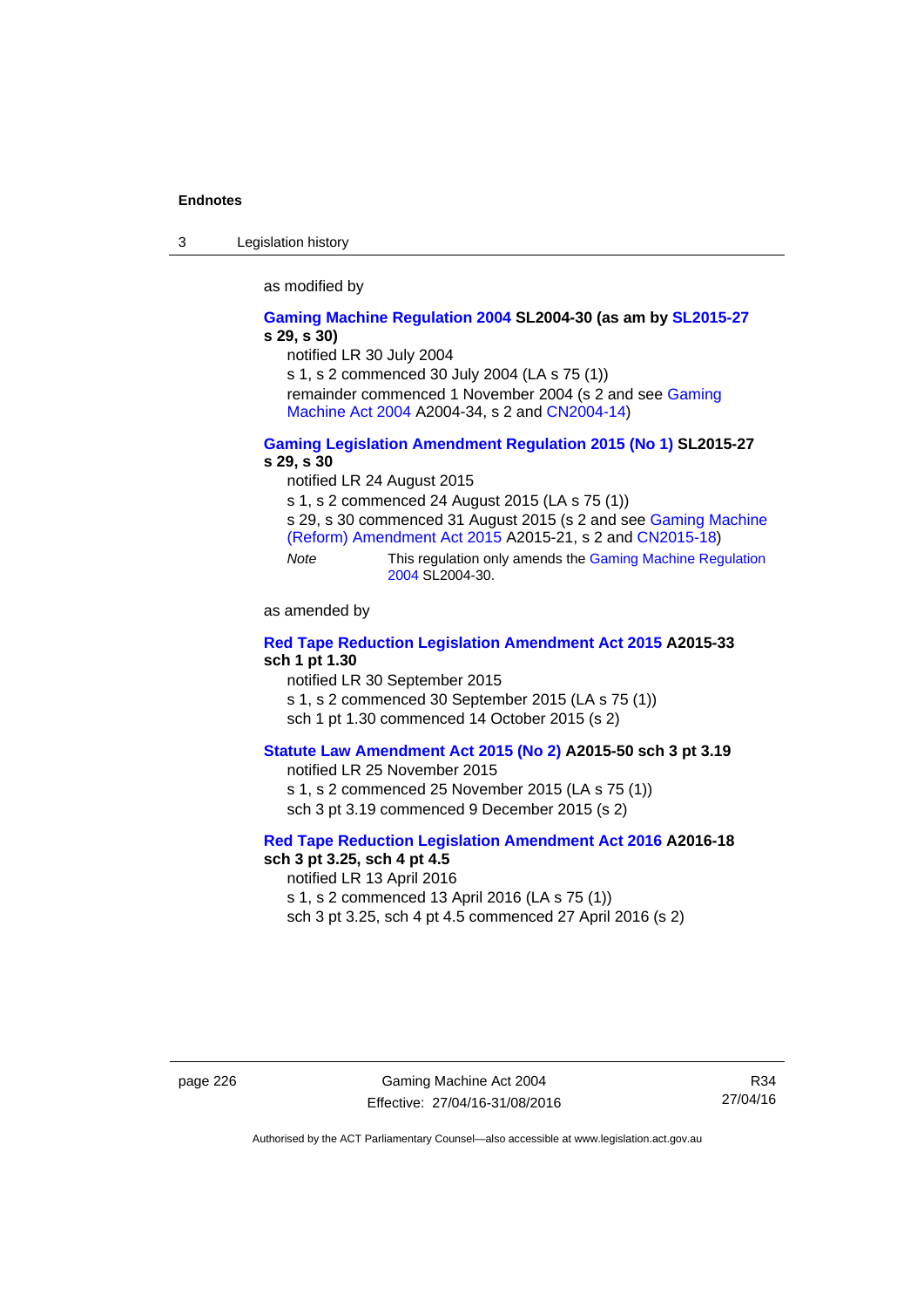as modified by

**Gaming Machine Regulation 2004 SL2004-30 (as am by SL2015-27 s 29, s 30)**

notified LR 30 July 2004

s 1, s 2 commenced 30 July 2004 (LA s 75 (1))

remainder commenced 1 November 2004 (s 2 and see Gaming Machine Act 2004 A2004-34, s 2 and CN2004-14)

**Gaming Legislation Amendment Regulation 2015 (No 1) SL2015-27 s 29, s 30**

notified LR 24 August 2015

s 1, s 2 commenced 24 August 2015 (LA s 75 (1))

s 29, s 30 commenced 31 August 2015 (s 2 and see Gaming Machine (Reform) Amendment Act 2015 A2015-21, s 2 and CN2015-18)

*Note* This regulation only amends the Gaming Machine Regulation 2004 SL2004-30.

as amended by

**Red Tape Reduction Legislation Amendment Act 2015 A2015-33 sch 1 pt 1.30**

notified LR 30 September 2015

s 1, s 2 commenced 30 September 2015 (LA s 75 (1))

sch 1 pt 1.30 commenced 14 October 2015 (s 2)

**Statute Law Amendment Act 2015 (No 2) A2015-50 sch 3 pt 3.19**

notified LR 25 November 2015

s 1, s 2 commenced 25 November 2015 (LA s 75 (1))

sch 3 pt 3.19 commenced 9 December 2015 (s 2)

**Red Tape Reduction Legislation Amendment Act 2016 A2016-18 sch 3 pt 3.25, sch 4 pt 4.5**

notified LR 13 April 2016

s 1, s 2 commenced 13 April 2016 (LA s 75 (1))

sch 3 pt 3.25, sch 4 pt 4.5 commenced 27 April 2016 (s 2)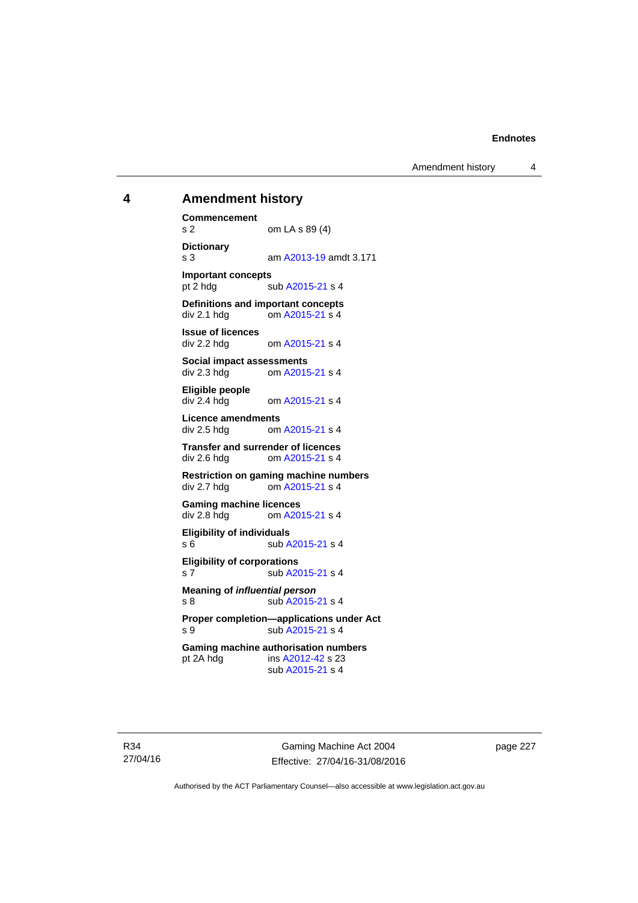## 4 Amendment history

**Commencement**
s 2 om LA s 89 (4)

**Dictionary**
s 3 am A2013-19 amdt 3.171

**Important concepts**
pt 2 hdg sub A2015-21 s 4

**Definitions and important concepts**
div 2.1 hdg om A2015-21 s 4

**Issue of licences**
div 2.2 hdg om A2015-21 s 4

**Social impact assessments**
div 2.3 hdg om A2015-21 s 4

**Eligible people**
div 2.4 hdg om A2015-21 s 4

**Licence amendments**
div 2.5 hdg om A2015-21 s 4

**Transfer and surrender of licences**
div 2.6 hdg om A2015-21 s 4

**Restriction on gaming machine numbers**
div 2.7 hdg om A2015-21 s 4

**Gaming machine licences**
div 2.8 hdg om A2015-21 s 4

**Eligibility of individuals**
s 6 sub A2015-21 s 4

**Eligibility of corporations**
s 7 sub A2015-21 s 4

**Meaning of *influential person***
s 8 sub A2015-21 s 4

**Proper completion—applications under Act**
s 9 sub A2015-21 s 4

**Gaming machine authorisation numbers**
pt 2A hdg ins A2012-42 s 23
sub A2015-21 s 4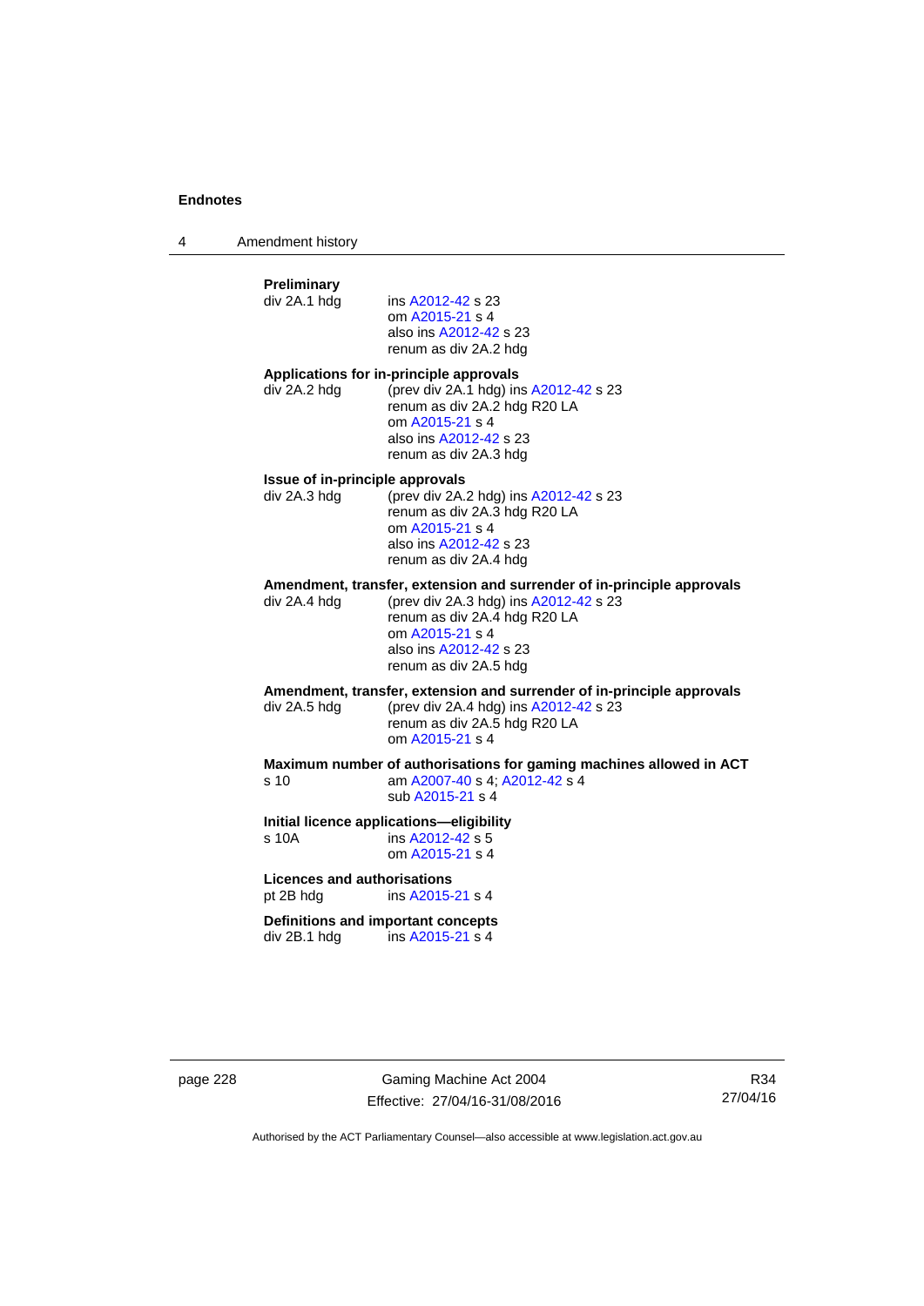**Preliminary**

div 2A.1 hdg — ins A2012-42 s 23
om A2015-21 s 4
also ins A2012-42 s 23
renum as div 2A.2 hdg

**Applications for in-principle approvals**

div 2A.2 hdg — (prev div 2A.1 hdg) ins A2012-42 s 23
renum as div 2A.2 hdg R20 LA
om A2015-21 s 4
also ins A2012-42 s 23
renum as div 2A.3 hdg

**Issue of in-principle approvals**

div 2A.3 hdg — (prev div 2A.2 hdg) ins A2012-42 s 23
renum as div 2A.3 hdg R20 LA
om A2015-21 s 4
also ins A2012-42 s 23
renum as div 2A.4 hdg

**Amendment, transfer, extension and surrender of in-principle approvals**

div 2A.4 hdg — (prev div 2A.3 hdg) ins A2012-42 s 23
renum as div 2A.4 hdg R20 LA
om A2015-21 s 4
also ins A2012-42 s 23
renum as div 2A.5 hdg

**Amendment, transfer, extension and surrender of in-principle approvals**

div 2A.5 hdg — (prev div 2A.4 hdg) ins A2012-42 s 23
renum as div 2A.5 hdg R20 LA
om A2015-21 s 4

**Maximum number of authorisations for gaming machines allowed in ACT**

s 10 — am A2007-40 s 4; A2012-42 s 4
sub A2015-21 s 4

**Initial licence applications—eligibility**

s 10A — ins A2012-42 s 5
om A2015-21 s 4

**Licences and authorisations**

pt 2B hdg — ins A2015-21 s 4

**Definitions and important concepts**

div 2B.1 hdg — ins A2015-21 s 4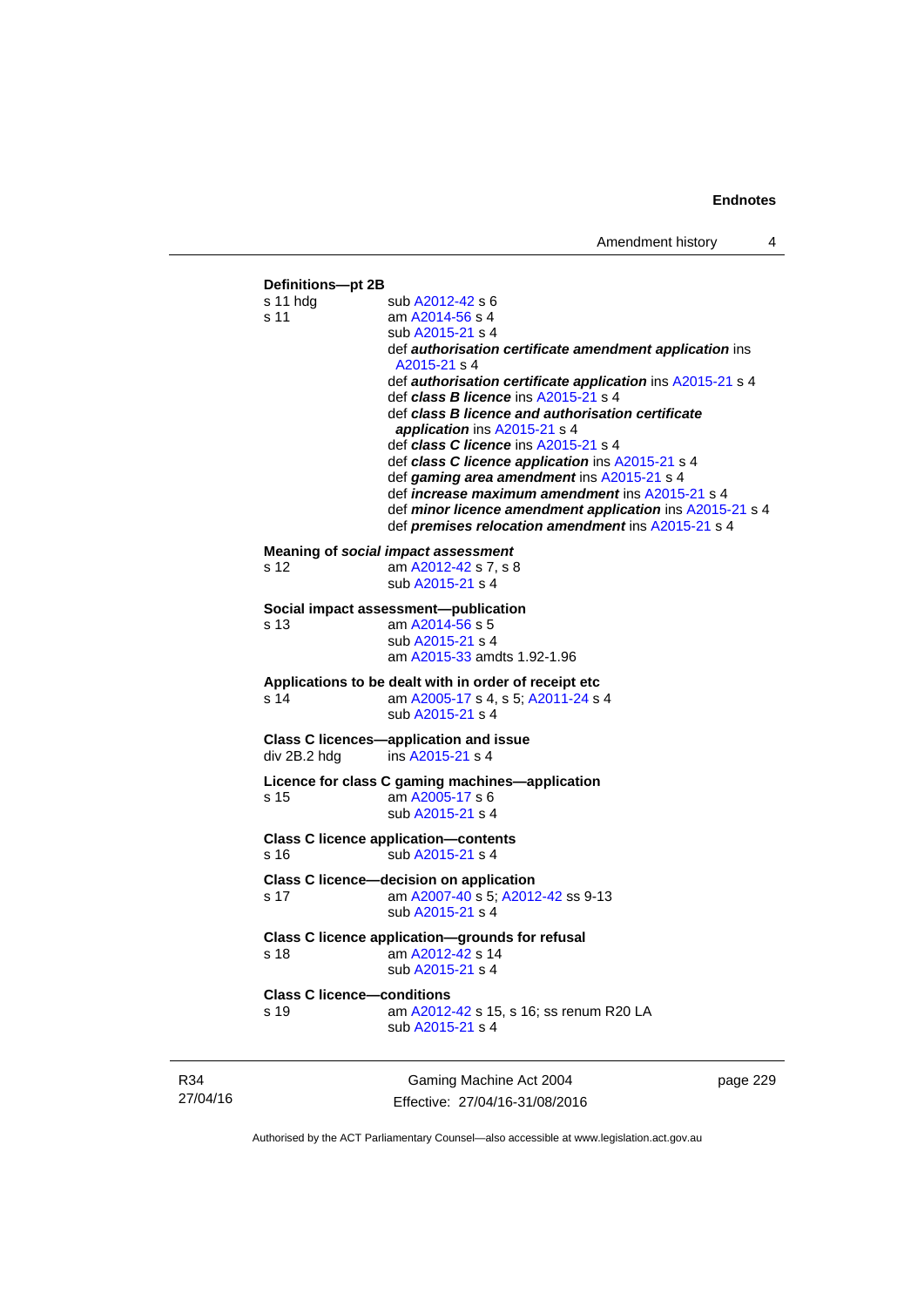**Definitions—pt 2B**

s 11 hdg — sub A2012-42 s 6

s 11 — am A2014-56 s 4
sub A2015-21 s 4
def ***authorisation certificate amendment application*** ins A2015-21 s 4
def ***authorisation certificate application*** ins A2015-21 s 4
def ***class B licence*** ins A2015-21 s 4
def ***class B licence and authorisation certificate application*** ins A2015-21 s 4
def ***class C licence*** ins A2015-21 s 4
def ***class C licence application*** ins A2015-21 s 4
def ***gaming area amendment*** ins A2015-21 s 4
def ***increase maximum amendment*** ins A2015-21 s 4
def ***minor licence amendment application*** ins A2015-21 s 4
def ***premises relocation amendment*** ins A2015-21 s 4

**Meaning of *social impact assessment***

s 12 — am A2012-42 s 7, s 8
sub A2015-21 s 4

**Social impact assessment—publication**

s 13 — am A2014-56 s 5
sub A2015-21 s 4
am A2015-33 amdts 1.92-1.96

**Applications to be dealt with in order of receipt etc**

s 14 — am A2005-17 s 4, s 5; A2011-24 s 4
sub A2015-21 s 4

**Class C licences—application and issue**

div 2B.2 hdg — ins A2015-21 s 4

**Licence for class C gaming machines—application**

s 15 — am A2005-17 s 6
sub A2015-21 s 4

**Class C licence application—contents**

s 16 — sub A2015-21 s 4

**Class C licence—decision on application**

s 17 — am A2007-40 s 5; A2012-42 ss 9-13
sub A2015-21 s 4

**Class C licence application—grounds for refusal**

s 18 — am A2012-42 s 14
sub A2015-21 s 4

**Class C licence—conditions**

s 19 — am A2012-42 s 15, s 16; ss renum R20 LA
sub A2015-21 s 4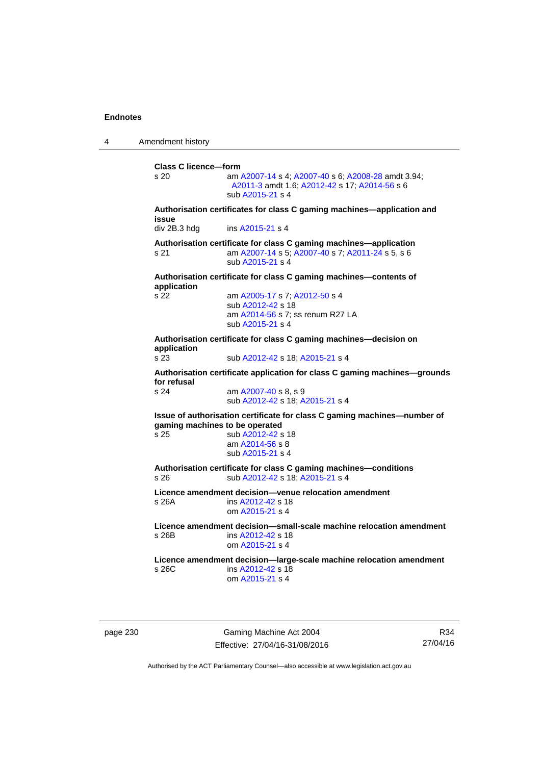**Class C licence—form**

s 20 am A2007-14 s 4; A2007-40 s 6; A2008-28 amdt 3.94; A2011-3 amdt 1.6; A2012-42 s 17; A2014-56 s 6
sub A2015-21 s 4

**Authorisation certificates for class C gaming machines—application and issue**

div 2B.3 hdg ins A2015-21 s 4

**Authorisation certificate for class C gaming machines—application**

s 21 am A2007-14 s 5; A2007-40 s 7; A2011-24 s 5, s 6
sub A2015-21 s 4

**Authorisation certificate for class C gaming machines—contents of application**

s 22 am A2005-17 s 7; A2012-50 s 4
sub A2012-42 s 18
am A2014-56 s 7; ss renum R27 LA
sub A2015-21 s 4

**Authorisation certificate for class C gaming machines—decision on application**

s 23 sub A2012-42 s 18; A2015-21 s 4

**Authorisation certificate application for class C gaming machines—grounds for refusal**

s 24 am A2007-40 s 8, s 9
sub A2012-42 s 18; A2015-21 s 4

**Issue of authorisation certificate for class C gaming machines—number of gaming machines to be operated**

s 25 sub A2012-42 s 18
am A2014-56 s 8
sub A2015-21 s 4

**Authorisation certificate for class C gaming machines—conditions**

s 26 sub A2012-42 s 18; A2015-21 s 4

**Licence amendment decision—venue relocation amendment**

s 26A ins A2012-42 s 18
om A2015-21 s 4

**Licence amendment decision—small-scale machine relocation amendment**

s 26B ins A2012-42 s 18
om A2015-21 s 4

**Licence amendment decision—large-scale machine relocation amendment**

s 26C ins A2012-42 s 18
om A2015-21 s 4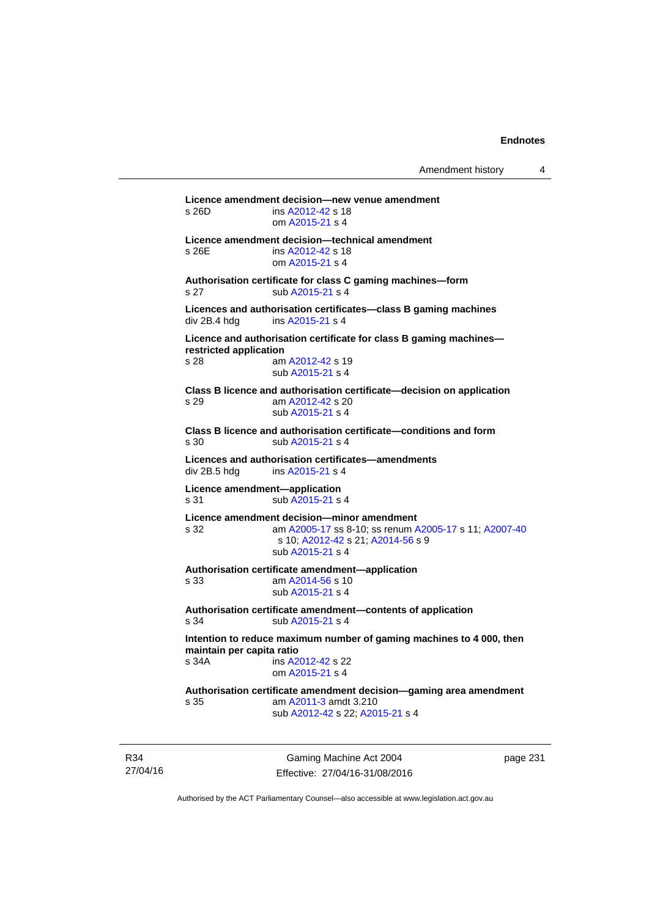**Licence amendment decision—new venue amendment**

s 26D ins A2012-42 s 18
om A2015-21 s 4

**Licence amendment decision—technical amendment**

s 26E ins A2012-42 s 18
om A2015-21 s 4

**Authorisation certificate for class C gaming machines—form**

s 27 sub A2015-21 s 4

**Licences and authorisation certificates—class B gaming machines**

div 2B.4 hdg ins A2015-21 s 4

**Licence and authorisation certificate for class B gaming machines—restricted application**

s 28 am A2012-42 s 19
sub A2015-21 s 4

**Class B licence and authorisation certificate—decision on application**

s 29 am A2012-42 s 20
sub A2015-21 s 4

**Class B licence and authorisation certificate—conditions and form**

s 30 sub A2015-21 s 4

**Licences and authorisation certificates—amendments**

div 2B.5 hdg ins A2015-21 s 4

**Licence amendment—application**

s 31 sub A2015-21 s 4

**Licence amendment decision—minor amendment**

s 32 am A2005-17 ss 8-10; ss renum A2005-17 s 11; A2007-40 s 10; A2012-42 s 21; A2014-56 s 9
sub A2015-21 s 4

**Authorisation certificate amendment—application**

s 33 am A2014-56 s 10
sub A2015-21 s 4

**Authorisation certificate amendment—contents of application**

s 34 sub A2015-21 s 4

**Intention to reduce maximum number of gaming machines to 4 000, then maintain per capita ratio**

s 34A ins A2012-42 s 22
om A2015-21 s 4

**Authorisation certificate amendment decision—gaming area amendment**

s 35 am A2011-3 amdt 3.210
sub A2012-42 s 22; A2015-21 s 4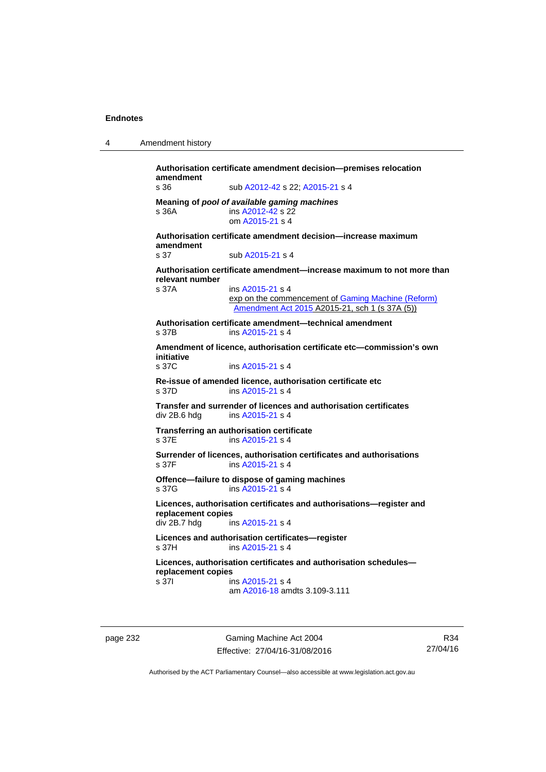**Authorisation certificate amendment decision—premises relocation amendment**
s 36 sub A2012-42 s 22; A2015-21 s 4

**Meaning of *pool of available gaming machines***
s 36A ins A2012-42 s 22
om A2015-21 s 4

**Authorisation certificate amendment decision—increase maximum amendment**
s 37 sub A2015-21 s 4

**Authorisation certificate amendment—increase maximum to not more than relevant number**
s 37A ins A2015-21 s 4
exp on the commencement of Gaming Machine (Reform) Amendment Act 2015 A2015-21, sch 1 (s 37A (5))

**Authorisation certificate amendment—technical amendment**
s 37B ins A2015-21 s 4

**Amendment of licence, authorisation certificate etc—commission's own initiative**
s 37C ins A2015-21 s 4

**Re-issue of amended licence, authorisation certificate etc**
s 37D ins A2015-21 s 4

**Transfer and surrender of licences and authorisation certificates**
div 2B.6 hdg ins A2015-21 s 4

**Transferring an authorisation certificate**
s 37E ins A2015-21 s 4

**Surrender of licences, authorisation certificates and authorisations**
s 37F ins A2015-21 s 4

**Offence—failure to dispose of gaming machines**
s 37G ins A2015-21 s 4

**Licences, authorisation certificates and authorisations—register and replacement copies**
div 2B.7 hdg ins A2015-21 s 4

**Licences and authorisation certificates—register**
s 37H ins A2015-21 s 4

**Licences, authorisation certificates and authorisation schedules—replacement copies**
s 37I ins A2015-21 s 4
am A2016-18 amdts 3.109-3.111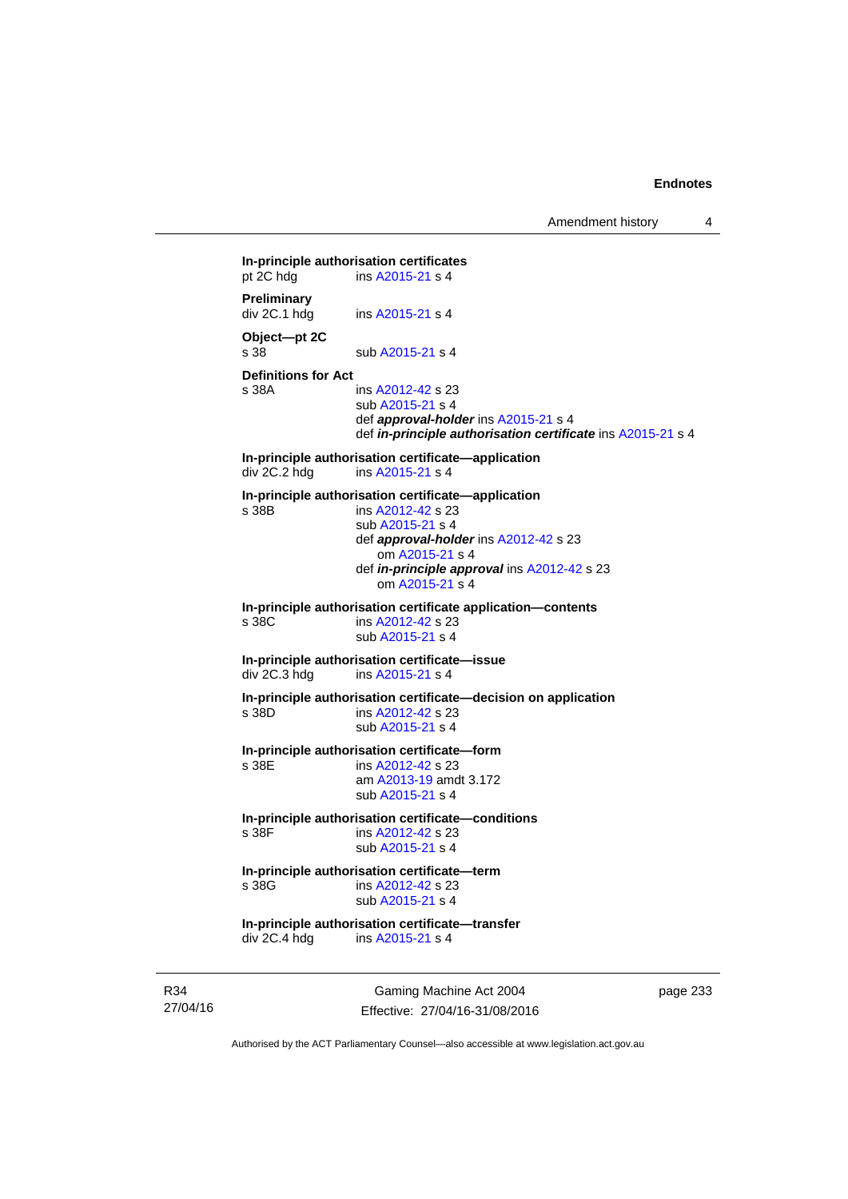**In-principle authorisation certificates**
pt 2C hdg ins A2015-21 s 4

**Preliminary**
div 2C.1 hdg ins A2015-21 s 4

**Object—pt 2C**
s 38 sub A2015-21 s 4

**Definitions for Act**
s 38A ins A2012-42 s 23
sub A2015-21 s 4
def ***approval-holder*** ins A2015-21 s 4
def ***in-principle authorisation certificate*** ins A2015-21 s 4

**In-principle authorisation certificate—application**
div 2C.2 hdg ins A2015-21 s 4

**In-principle authorisation certificate—application**
s 38B ins A2012-42 s 23
sub A2015-21 s 4
def ***approval-holder*** ins A2012-42 s 23
om A2015-21 s 4
def ***in-principle approval*** ins A2012-42 s 23
om A2015-21 s 4

**In-principle authorisation certificate application—contents**
s 38C ins A2012-42 s 23
sub A2015-21 s 4

**In-principle authorisation certificate—issue**
div 2C.3 hdg ins A2015-21 s 4

**In-principle authorisation certificate—decision on application**
s 38D ins A2012-42 s 23
sub A2015-21 s 4

**In-principle authorisation certificate—form**
s 38E ins A2012-42 s 23
am A2013-19 amdt 3.172
sub A2015-21 s 4

**In-principle authorisation certificate—conditions**
s 38F ins A2012-42 s 23
sub A2015-21 s 4

**In-principle authorisation certificate—term**
s 38G ins A2012-42 s 23
sub A2015-21 s 4

**In-principle authorisation certificate—transfer**
div 2C.4 hdg ins A2015-21 s 4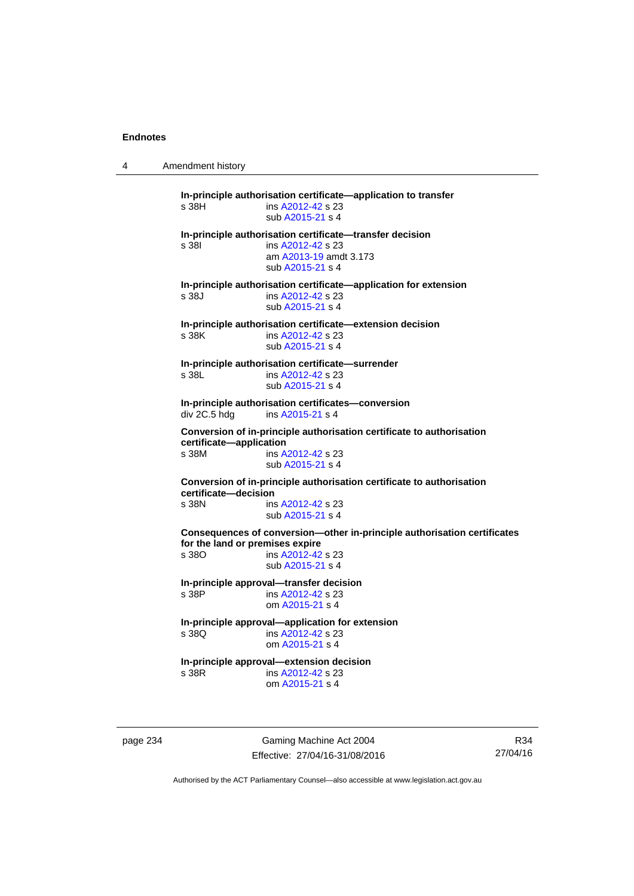**In-principle authorisation certificate—application to transfer**

s 38H ins A2012-42 s 23
sub A2015-21 s 4

**In-principle authorisation certificate—transfer decision**

s 38I ins A2012-42 s 23
am A2013-19 amdt 3.173
sub A2015-21 s 4

**In-principle authorisation certificate—application for extension**

s 38J ins A2012-42 s 23
sub A2015-21 s 4

**In-principle authorisation certificate—extension decision**

s 38K ins A2012-42 s 23
sub A2015-21 s 4

**In-principle authorisation certificate—surrender**

s 38L ins A2012-42 s 23
sub A2015-21 s 4

**In-principle authorisation certificates—conversion**

div 2C.5 hdg ins A2015-21 s 4

**Conversion of in-principle authorisation certificate to authorisation certificate—application**

s 38M ins A2012-42 s 23
sub A2015-21 s 4

**Conversion of in-principle authorisation certificate to authorisation certificate—decision**

s 38N ins A2012-42 s 23
sub A2015-21 s 4

**Consequences of conversion—other in-principle authorisation certificates for the land or premises expire**

s 38O ins A2012-42 s 23
sub A2015-21 s 4

**In-principle approval—transfer decision**

s 38P ins A2012-42 s 23
om A2015-21 s 4

**In-principle approval—application for extension**

s 38Q ins A2012-42 s 23
om A2015-21 s 4

**In-principle approval—extension decision**

s 38R ins A2012-42 s 23
om A2015-21 s 4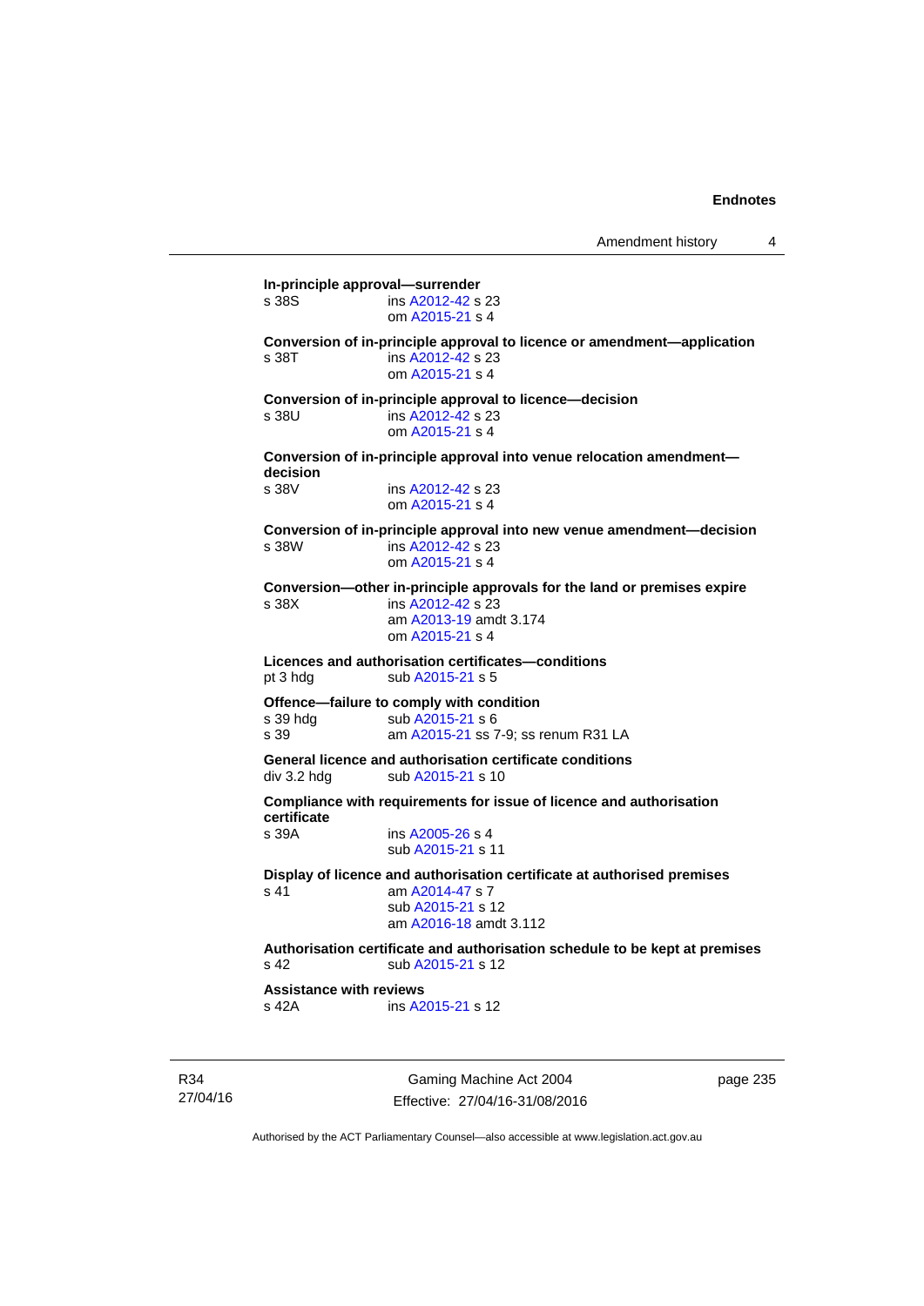**In-principle approval—surrender**

s 38S ins A2012-42 s 23
om A2015-21 s 4

**Conversion of in-principle approval to licence or amendment—application**

s 38T ins A2012-42 s 23
om A2015-21 s 4

**Conversion of in-principle approval to licence—decision**

s 38U ins A2012-42 s 23
om A2015-21 s 4

**Conversion of in-principle approval into venue relocation amendment—decision**

s 38V ins A2012-42 s 23
om A2015-21 s 4

**Conversion of in-principle approval into new venue amendment—decision**

s 38W ins A2012-42 s 23
om A2015-21 s 4

**Conversion—other in-principle approvals for the land or premises expire**

s 38X ins A2012-42 s 23
am A2013-19 amdt 3.174
om A2015-21 s 4

**Licences and authorisation certificates—conditions**

pt 3 hdg sub A2015-21 s 5

**Offence—failure to comply with condition**

s 39 hdg sub A2015-21 s 6
s 39 am A2015-21 ss 7-9; ss renum R31 LA

**General licence and authorisation certificate conditions**

div 3.2 hdg sub A2015-21 s 10

**Compliance with requirements for issue of licence and authorisation certificate**

s 39A ins A2005-26 s 4
sub A2015-21 s 11

**Display of licence and authorisation certificate at authorised premises**

s 41 am A2014-47 s 7
sub A2015-21 s 12
am A2016-18 amdt 3.112

**Authorisation certificate and authorisation schedule to be kept at premises**

s 42 sub A2015-21 s 12

**Assistance with reviews**

s 42A ins A2015-21 s 12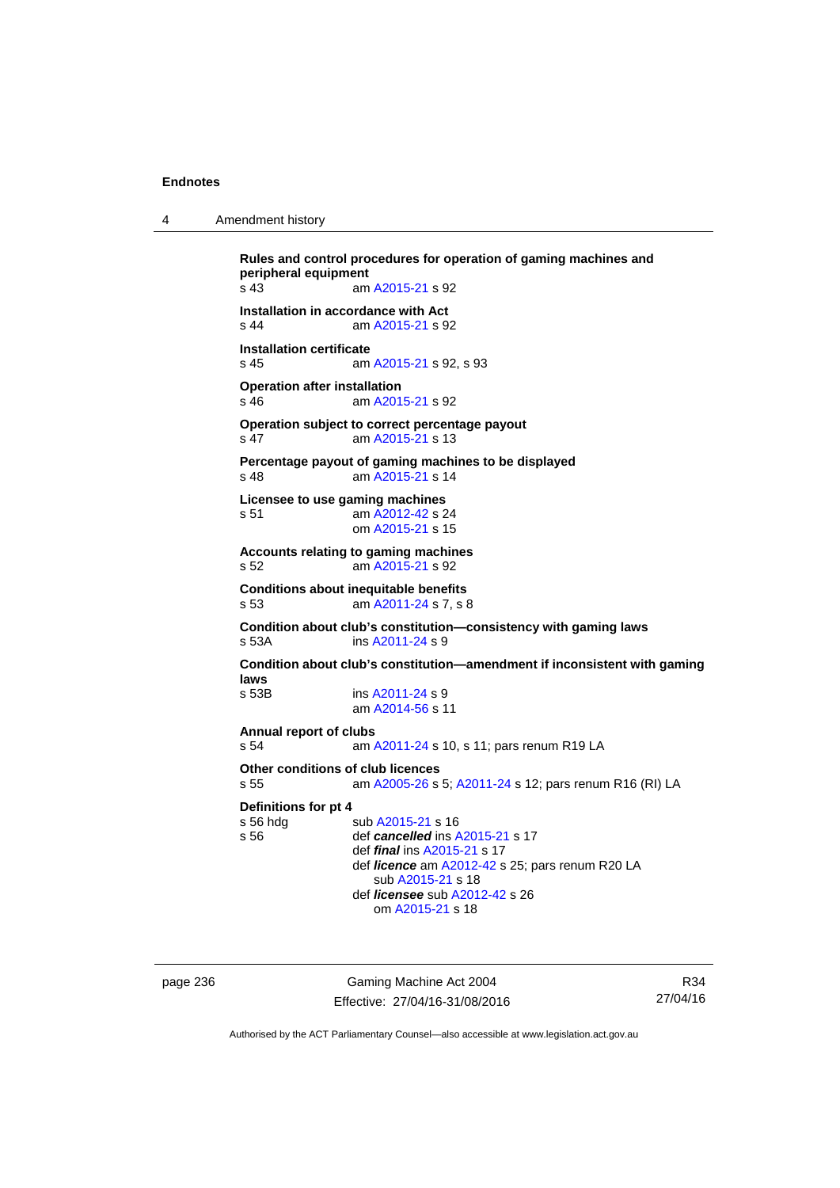**Rules and control procedures for operation of gaming machines and peripheral equipment**
s 43 am A2015-21 s 92

**Installation in accordance with Act**
s 44 am A2015-21 s 92

**Installation certificate**
s 45 am A2015-21 s 92, s 93

**Operation after installation**
s 46 am A2015-21 s 92

**Operation subject to correct percentage payout**
s 47 am A2015-21 s 13

**Percentage payout of gaming machines to be displayed**
s 48 am A2015-21 s 14

**Licensee to use gaming machines**
s 51 am A2012-42 s 24
om A2015-21 s 15

**Accounts relating to gaming machines**
s 52 am A2015-21 s 92

**Conditions about inequitable benefits**
s 53 am A2011-24 s 7, s 8

**Condition about club's constitution—consistency with gaming laws**
s 53A ins A2011-24 s 9

**Condition about club's constitution—amendment if inconsistent with gaming laws**
s 53B ins A2011-24 s 9
am A2014-56 s 11

**Annual report of clubs**
s 54 am A2011-24 s 10, s 11; pars renum R19 LA

**Other conditions of club licences**
s 55 am A2005-26 s 5; A2011-24 s 12; pars renum R16 (RI) LA

**Definitions for pt 4**
s 56 hdg sub A2015-21 s 16
s 56 def ***cancelled*** ins A2015-21 s 17
def ***final*** ins A2015-21 s 17
def ***licence*** am A2012-42 s 25; pars renum R20 LA
sub A2015-21 s 18
def ***licensee*** sub A2012-42 s 26
om A2015-21 s 18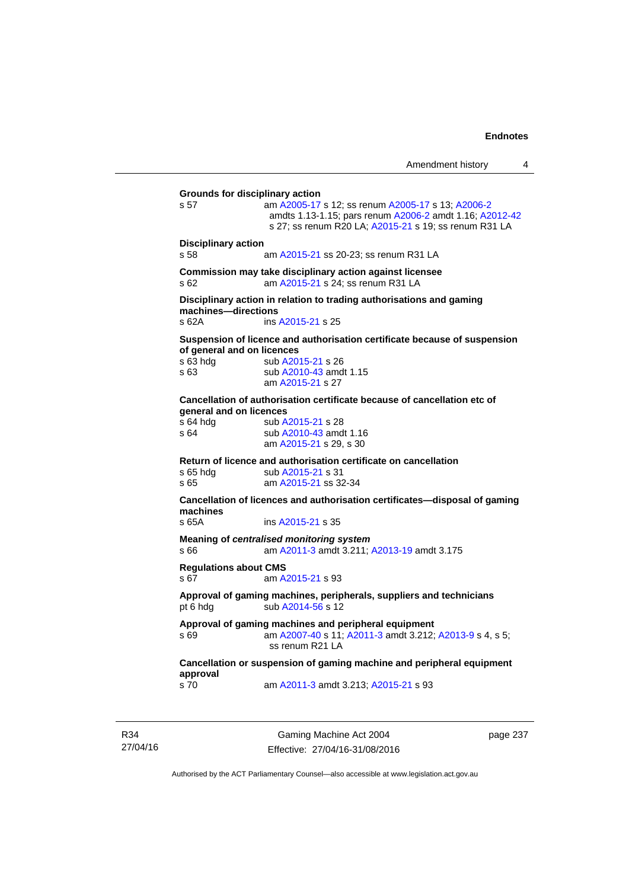**Grounds for disciplinary action**

s 57 am A2005-17 s 12; ss renum A2005-17 s 13; A2006-2 amdts 1.13-1.15; pars renum A2006-2 amdt 1.16; A2012-42 s 27; ss renum R20 LA; A2015-21 s 19; ss renum R31 LA

**Disciplinary action**

s 58 am A2015-21 ss 20-23; ss renum R31 LA

**Commission may take disciplinary action against licensee**

s 62 am A2015-21 s 24; ss renum R31 LA

**Disciplinary action in relation to trading authorisations and gaming machines—directions**

s 62A ins A2015-21 s 25

**Suspension of licence and authorisation certificate because of suspension of general and on licences**

s 63 hdg sub A2015-21 s 26
s 63 sub A2010-43 amdt 1.15
am A2015-21 s 27

**Cancellation of authorisation certificate because of cancellation etc of general and on licences**

s 64 hdg sub A2015-21 s 28
s 64 sub A2010-43 amdt 1.16
am A2015-21 s 29, s 30

**Return of licence and authorisation certificate on cancellation**

s 65 hdg sub A2015-21 s 31
s 65 am A2015-21 ss 32-34

**Cancellation of licences and authorisation certificates—disposal of gaming machines**

s 65A ins A2015-21 s 35

**Meaning of *centralised monitoring system***

s 66 am A2011-3 amdt 3.211; A2013-19 amdt 3.175

**Regulations about CMS**

s 67 am A2015-21 s 93

**Approval of gaming machines, peripherals, suppliers and technicians**

pt 6 hdg sub A2014-56 s 12

**Approval of gaming machines and peripheral equipment**

s 69 am A2007-40 s 11; A2011-3 amdt 3.212; A2013-9 s 4, s 5; ss renum R21 LA

**Cancellation or suspension of gaming machine and peripheral equipment approval**

s 70 am A2011-3 amdt 3.213; A2015-21 s 93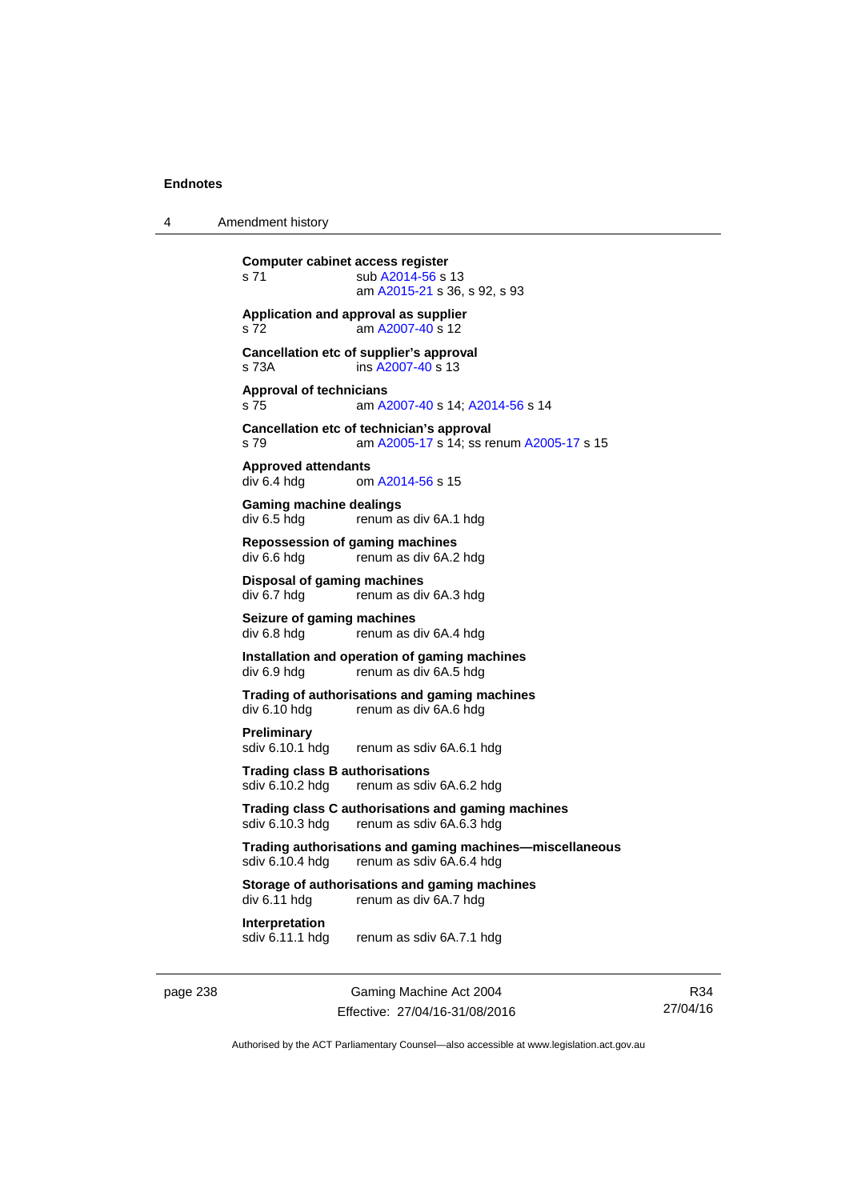**Computer cabinet access register**
s 71 sub A2014-56 s 13
am A2015-21 s 36, s 92, s 93

**Application and approval as supplier**
s 72 am A2007-40 s 12

**Cancellation etc of supplier's approval**
s 73A ins A2007-40 s 13

**Approval of technicians**
s 75 am A2007-40 s 14; A2014-56 s 14

**Cancellation etc of technician's approval**
s 79 am A2005-17 s 14; ss renum A2005-17 s 15

**Approved attendants**
div 6.4 hdg om A2014-56 s 15

**Gaming machine dealings**
div 6.5 hdg renum as div 6A.1 hdg

**Repossession of gaming machines**
div 6.6 hdg renum as div 6A.2 hdg

**Disposal of gaming machines**
div 6.7 hdg renum as div 6A.3 hdg

**Seizure of gaming machines**
div 6.8 hdg renum as div 6A.4 hdg

**Installation and operation of gaming machines**
div 6.9 hdg renum as div 6A.5 hdg

**Trading of authorisations and gaming machines**
div 6.10 hdg renum as div 6A.6 hdg

**Preliminary**
sdiv 6.10.1 hdg renum as sdiv 6A.6.1 hdg

**Trading class B authorisations**
sdiv 6.10.2 hdg renum as sdiv 6A.6.2 hdg

**Trading class C authorisations and gaming machines**
sdiv 6.10.3 hdg renum as sdiv 6A.6.3 hdg

**Trading authorisations and gaming machines—miscellaneous**
sdiv 6.10.4 hdg renum as sdiv 6A.6.4 hdg

**Storage of authorisations and gaming machines**
div 6.11 hdg renum as div 6A.7 hdg

**Interpretation**
sdiv 6.11.1 hdg renum as sdiv 6A.7.1 hdg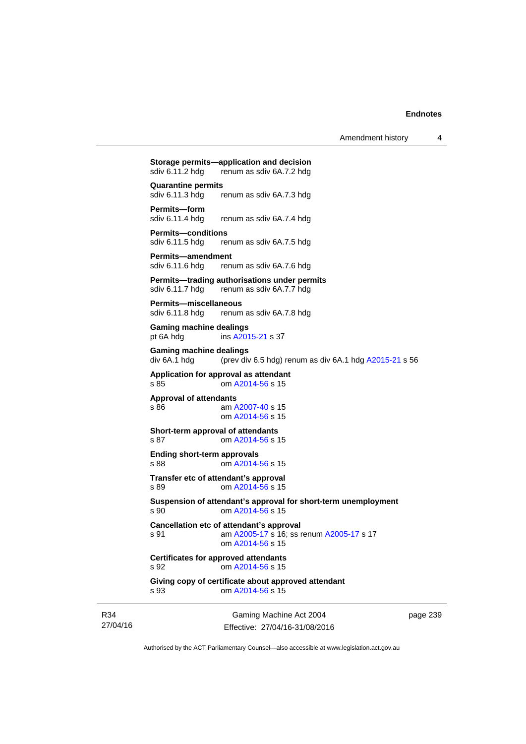**Storage permits—application and decision**
sdiv 6.11.2 hdg renum as sdiv 6A.7.2 hdg

**Quarantine permits**
sdiv 6.11.3 hdg renum as sdiv 6A.7.3 hdg

**Permits—form**
sdiv 6.11.4 hdg renum as sdiv 6A.7.4 hdg

**Permits—conditions**
sdiv 6.11.5 hdg renum as sdiv 6A.7.5 hdg

**Permits—amendment**
sdiv 6.11.6 hdg renum as sdiv 6A.7.6 hdg

**Permits—trading authorisations under permits**
sdiv 6.11.7 hdg renum as sdiv 6A.7.7 hdg

**Permits—miscellaneous**
sdiv 6.11.8 hdg renum as sdiv 6A.7.8 hdg

**Gaming machine dealings**
pt 6A hdg ins A2015-21 s 37

**Gaming machine dealings**
div 6A.1 hdg (prev div 6.5 hdg) renum as div 6A.1 hdg A2015-21 s 56

**Application for approval as attendant**
s 85 om A2014-56 s 15

**Approval of attendants**
s 86 am A2007-40 s 15
om A2014-56 s 15

**Short-term approval of attendants**
s 87 om A2014-56 s 15

**Ending short-term approvals**
s 88 om A2014-56 s 15

**Transfer etc of attendant's approval**
s 89 om A2014-56 s 15

**Suspension of attendant's approval for short-term unemployment**
s 90 om A2014-56 s 15

**Cancellation etc of attendant's approval**
s 91 am A2005-17 s 16; ss renum A2005-17 s 17
om A2014-56 s 15

**Certificates for approved attendants**
s 92 om A2014-56 s 15

**Giving copy of certificate about approved attendant**
s 93 om A2014-56 s 15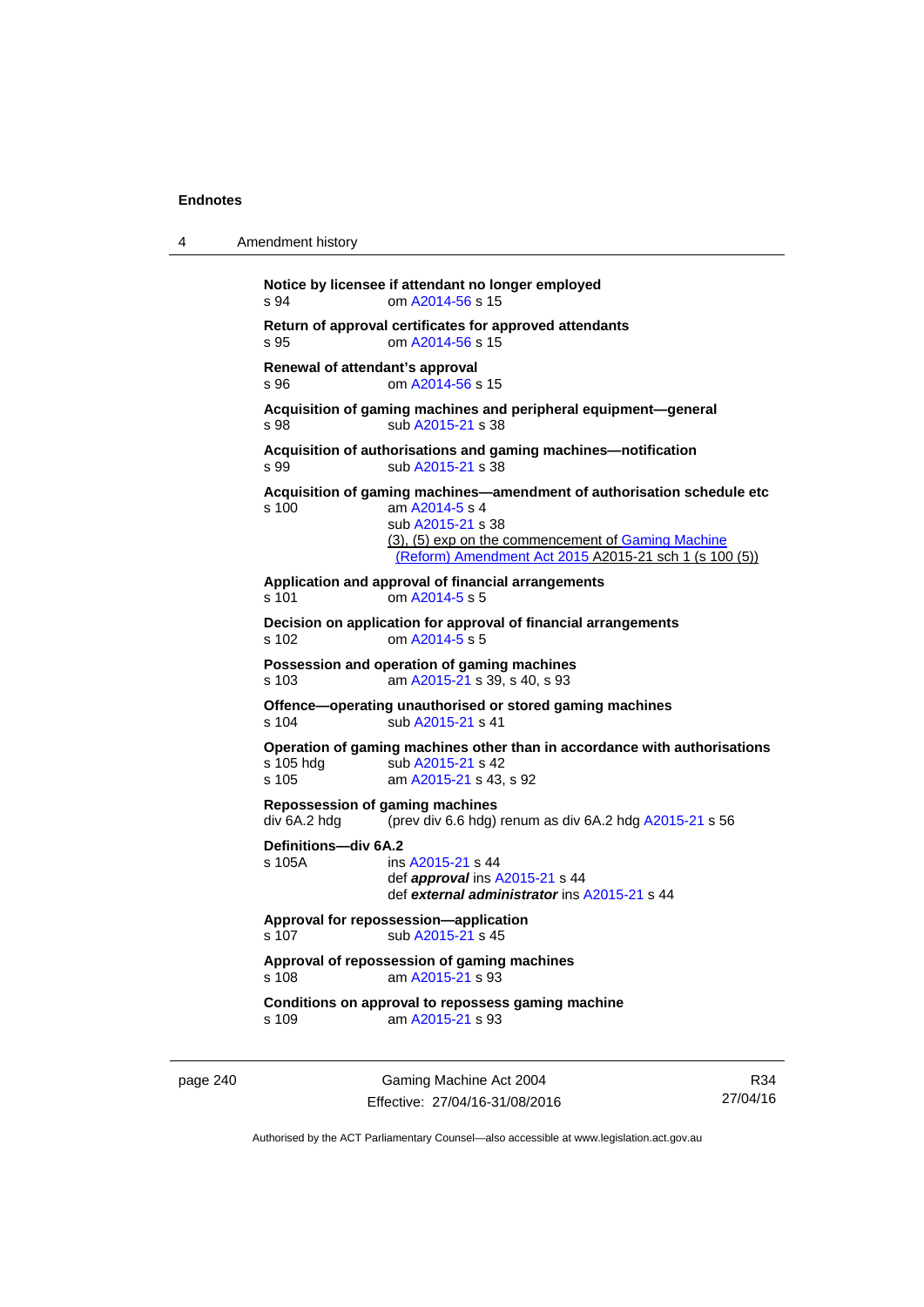**Notice by licensee if attendant no longer employed**
s 94 om A2014-56 s 15

**Return of approval certificates for approved attendants**
s 95 om A2014-56 s 15

**Renewal of attendant's approval**
s 96 om A2014-56 s 15

**Acquisition of gaming machines and peripheral equipment—general**
s 98 sub A2015-21 s 38

**Acquisition of authorisations and gaming machines—notification**
s 99 sub A2015-21 s 38

**Acquisition of gaming machines—amendment of authorisation schedule etc**
s 100 am A2014-5 s 4
sub A2015-21 s 38
(3), (5) exp on the commencement of Gaming Machine (Reform) Amendment Act 2015 A2015-21 sch 1 (s 100 (5))

**Application and approval of financial arrangements**
s 101 om A2014-5 s 5

**Decision on application for approval of financial arrangements**
s 102 om A2014-5 s 5

**Possession and operation of gaming machines**
s 103 am A2015-21 s 39, s 40, s 93

**Offence—operating unauthorised or stored gaming machines**
s 104 sub A2015-21 s 41

**Operation of gaming machines other than in accordance with authorisations**
s 105 hdg sub A2015-21 s 42
s 105 am A2015-21 s 43, s 92

**Repossession of gaming machines**
div 6A.2 hdg (prev div 6.6 hdg) renum as div 6A.2 hdg A2015-21 s 56

**Definitions—div 6A.2**
s 105A ins A2015-21 s 44
def ***approval*** ins A2015-21 s 44
def ***external administrator*** ins A2015-21 s 44

**Approval for repossession—application**
s 107 sub A2015-21 s 45

**Approval of repossession of gaming machines**
s 108 am A2015-21 s 93

**Conditions on approval to repossess gaming machine**
s 109 am A2015-21 s 93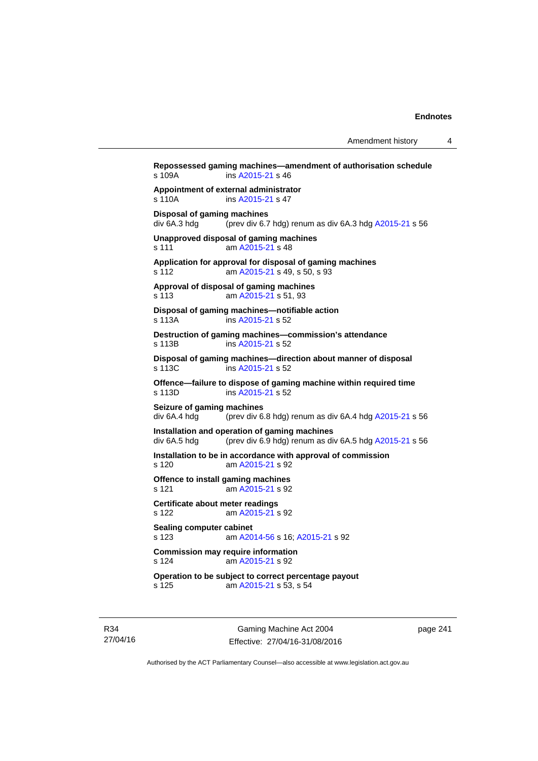**Repossessed gaming machines—amendment of authorisation schedule**
s 109A ins A2015-21 s 46

**Appointment of external administrator**
s 110A ins A2015-21 s 47

**Disposal of gaming machines**
div 6A.3 hdg (prev div 6.7 hdg) renum as div 6A.3 hdg A2015-21 s 56

**Unapproved disposal of gaming machines**
s 111 am A2015-21 s 48

**Application for approval for disposal of gaming machines**
s 112 am A2015-21 s 49, s 50, s 93

**Approval of disposal of gaming machines**
s 113 am A2015-21 s 51, 93

**Disposal of gaming machines—notifiable action**
s 113A ins A2015-21 s 52

**Destruction of gaming machines—commission's attendance**
s 113B ins A2015-21 s 52

**Disposal of gaming machines—direction about manner of disposal**
s 113C ins A2015-21 s 52

**Offence—failure to dispose of gaming machine within required time**
s 113D ins A2015-21 s 52

**Seizure of gaming machines**
div 6A.4 hdg (prev div 6.8 hdg) renum as div 6A.4 hdg A2015-21 s 56

**Installation and operation of gaming machines**
div 6A.5 hdg (prev div 6.9 hdg) renum as div 6A.5 hdg A2015-21 s 56

**Installation to be in accordance with approval of commission**
s 120 am A2015-21 s 92

**Offence to install gaming machines**
s 121 am A2015-21 s 92

**Certificate about meter readings**
s 122 am A2015-21 s 92

**Sealing computer cabinet**
s 123 am A2014-56 s 16; A2015-21 s 92

**Commission may require information**
s 124 am A2015-21 s 92

**Operation to be subject to correct percentage payout**
s 125 am A2015-21 s 53, s 54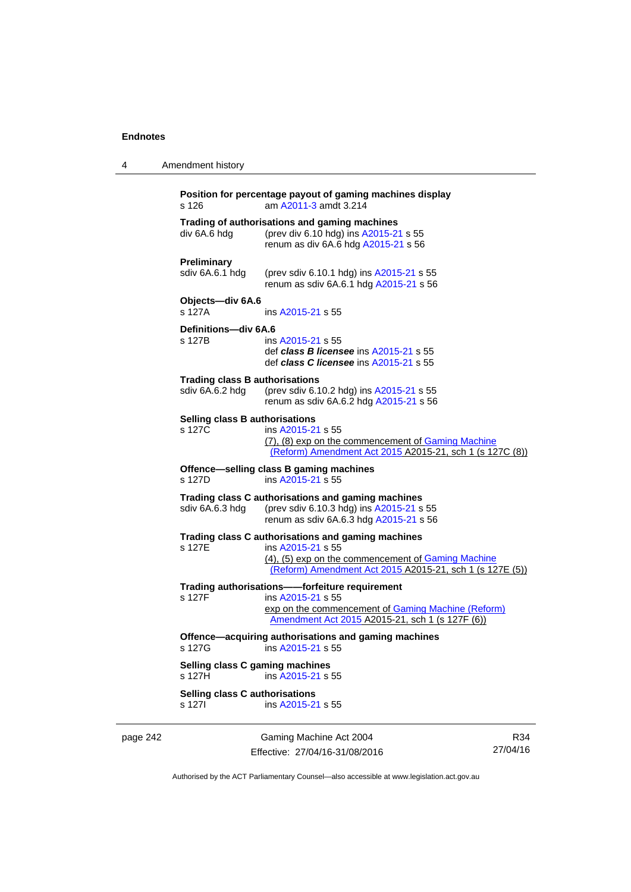**Position for percentage payout of gaming machines display**
s 126 am A2011-3 amdt 3.214

**Trading of authorisations and gaming machines**
div 6A.6 hdg (prev div 6.10 hdg) ins A2015-21 s 55
renum as div 6A.6 hdg A2015-21 s 56

**Preliminary**
sdiv 6A.6.1 hdg (prev sdiv 6.10.1 hdg) ins A2015-21 s 55
renum as sdiv 6A.6.1 hdg A2015-21 s 56

**Objects—div 6A.6**
s 127A ins A2015-21 s 55

**Definitions—div 6A.6**
s 127B ins A2015-21 s 55
def ***class B licensee*** ins A2015-21 s 55
def ***class C licensee*** ins A2015-21 s 55

**Trading class B authorisations**
sdiv 6A.6.2 hdg (prev sdiv 6.10.2 hdg) ins A2015-21 s 55
renum as sdiv 6A.6.2 hdg A2015-21 s 56

**Selling class B authorisations**
s 127C ins A2015-21 s 55
(7), (8) exp on the commencement of Gaming Machine (Reform) Amendment Act 2015 A2015-21, sch 1 (s 127C (8))

**Offence—selling class B gaming machines**
s 127D ins A2015-21 s 55

**Trading class C authorisations and gaming machines**
sdiv 6A.6.3 hdg (prev sdiv 6.10.3 hdg) ins A2015-21 s 55
renum as sdiv 6A.6.3 hdg A2015-21 s 56

**Trading class C authorisations and gaming machines**
s 127E ins A2015-21 s 55
(4), (5) exp on the commencement of Gaming Machine (Reform) Amendment Act 2015 A2015-21, sch 1 (s 127E (5))

**Trading authorisations——forfeiture requirement**
s 127F ins A2015-21 s 55
exp on the commencement of Gaming Machine (Reform) Amendment Act 2015 A2015-21, sch 1 (s 127F (6))

**Offence—acquiring authorisations and gaming machines**
s 127G ins A2015-21 s 55

**Selling class C gaming machines**
s 127H ins A2015-21 s 55

**Selling class C authorisations**
s 127I ins A2015-21 s 55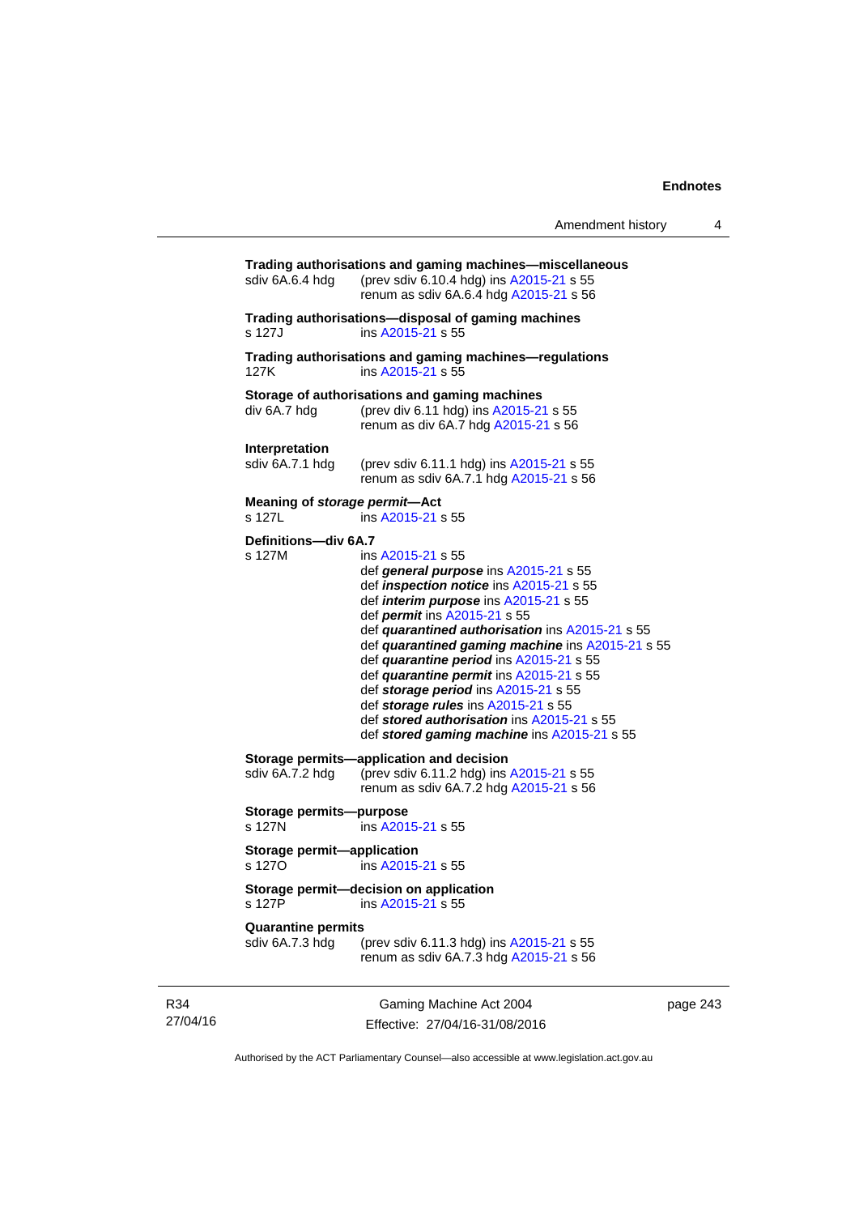**Trading authorisations and gaming machines—miscellaneous**

sdiv 6A.6.4 hdg (prev sdiv 6.10.4 hdg) ins A2015-21 s 55
renum as sdiv 6A.6.4 hdg A2015-21 s 56

**Trading authorisations—disposal of gaming machines**

s 127J ins A2015-21 s 55

**Trading authorisations and gaming machines—regulations**

127K ins A2015-21 s 55

**Storage of authorisations and gaming machines**

div 6A.7 hdg (prev div 6.11 hdg) ins A2015-21 s 55
renum as div 6A.7 hdg A2015-21 s 56

**Interpretation**

sdiv 6A.7.1 hdg (prev sdiv 6.11.1 hdg) ins A2015-21 s 55
renum as sdiv 6A.7.1 hdg A2015-21 s 56

**Meaning of *storage permit*—Act**

s 127L ins A2015-21 s 55

**Definitions—div 6A.7**

s 127M ins A2015-21 s 55
def ***general purpose*** ins A2015-21 s 55
def ***inspection notice*** ins A2015-21 s 55
def ***interim purpose*** ins A2015-21 s 55
def ***permit*** ins A2015-21 s 55
def ***quarantined authorisation*** ins A2015-21 s 55
def ***quarantined gaming machine*** ins A2015-21 s 55
def ***quarantine period*** ins A2015-21 s 55
def ***quarantine permit*** ins A2015-21 s 55
def ***storage period*** ins A2015-21 s 55
def ***storage rules*** ins A2015-21 s 55
def ***stored authorisation*** ins A2015-21 s 55
def ***stored gaming machine*** ins A2015-21 s 55

**Storage permits—application and decision**

sdiv 6A.7.2 hdg (prev sdiv 6.11.2 hdg) ins A2015-21 s 55
renum as sdiv 6A.7.2 hdg A2015-21 s 56

**Storage permits—purpose**

s 127N ins A2015-21 s 55

**Storage permit—application**

s 127O ins A2015-21 s 55

**Storage permit—decision on application**

s 127P ins A2015-21 s 55

**Quarantine permits**

sdiv 6A.7.3 hdg (prev sdiv 6.11.3 hdg) ins A2015-21 s 55
renum as sdiv 6A.7.3 hdg A2015-21 s 56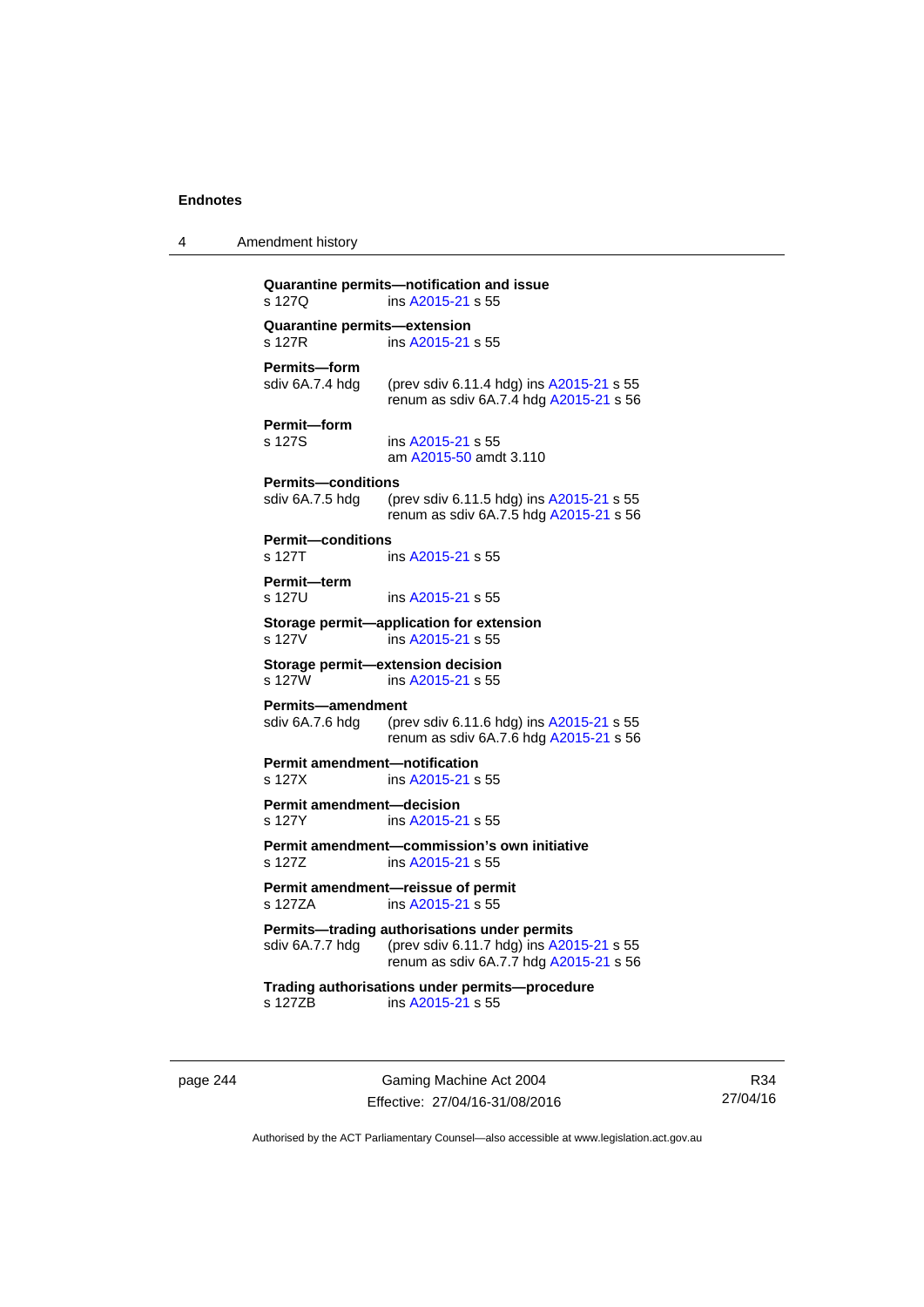**Quarantine permits—notification and issue**
s 127Q ins A2015-21 s 55

**Quarantine permits—extension**
s 127R ins A2015-21 s 55

**Permits—form**
sdiv 6A.7.4 hdg (prev sdiv 6.11.4 hdg) ins A2015-21 s 55
renum as sdiv 6A.7.4 hdg A2015-21 s 56

**Permit—form**
s 127S ins A2015-21 s 55
am A2015-50 amdt 3.110

**Permits—conditions**
sdiv 6A.7.5 hdg (prev sdiv 6.11.5 hdg) ins A2015-21 s 55
renum as sdiv 6A.7.5 hdg A2015-21 s 56

**Permit—conditions**
s 127T ins A2015-21 s 55

**Permit—term**
s 127U ins A2015-21 s 55

**Storage permit—application for extension**
s 127V ins A2015-21 s 55

**Storage permit—extension decision**
s 127W ins A2015-21 s 55

**Permits—amendment**
sdiv 6A.7.6 hdg (prev sdiv 6.11.6 hdg) ins A2015-21 s 55
renum as sdiv 6A.7.6 hdg A2015-21 s 56

**Permit amendment—notification**
s 127X ins A2015-21 s 55

**Permit amendment—decision**
s 127Y ins A2015-21 s 55

**Permit amendment—commission's own initiative**
s 127Z ins A2015-21 s 55

**Permit amendment—reissue of permit**
s 127ZA ins A2015-21 s 55

**Permits—trading authorisations under permits**
sdiv 6A.7.7 hdg (prev sdiv 6.11.7 hdg) ins A2015-21 s 55
renum as sdiv 6A.7.7 hdg A2015-21 s 56

**Trading authorisations under permits—procedure**
s 127ZB ins A2015-21 s 55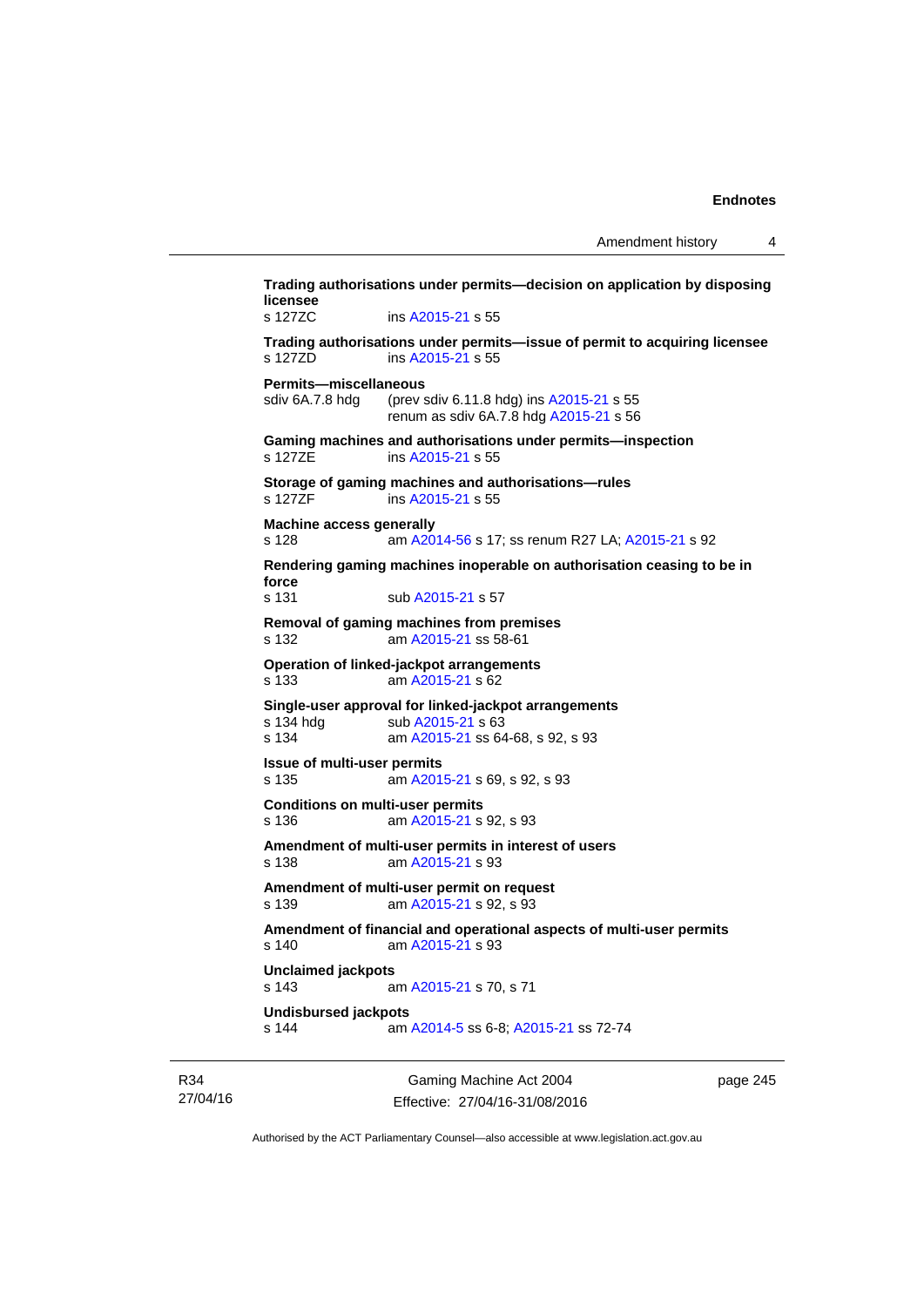**Trading authorisations under permits—decision on application by disposing licensee**
s 127ZC ins A2015-21 s 55

**Trading authorisations under permits—issue of permit to acquiring licensee**
s 127ZD ins A2015-21 s 55

**Permits—miscellaneous**
sdiv 6A.7.8 hdg (prev sdiv 6.11.8 hdg) ins A2015-21 s 55
renum as sdiv 6A.7.8 hdg A2015-21 s 56

**Gaming machines and authorisations under permits—inspection**
s 127ZE ins A2015-21 s 55

**Storage of gaming machines and authorisations—rules**
s 127ZF ins A2015-21 s 55

**Machine access generally**
s 128 am A2014-56 s 17; ss renum R27 LA; A2015-21 s 92

**Rendering gaming machines inoperable on authorisation ceasing to be in force**
s 131 sub A2015-21 s 57

**Removal of gaming machines from premises**
s 132 am A2015-21 ss 58-61

**Operation of linked-jackpot arrangements**
s 133 am A2015-21 s 62

**Single-user approval for linked-jackpot arrangements**
s 134 hdg sub A2015-21 s 63
s 134 am A2015-21 ss 64-68, s 92, s 93

**Issue of multi-user permits**
s 135 am A2015-21 s 69, s 92, s 93

**Conditions on multi-user permits**
s 136 am A2015-21 s 92, s 93

**Amendment of multi-user permits in interest of users**
s 138 am A2015-21 s 93

**Amendment of multi-user permit on request**
s 139 am A2015-21 s 92, s 93

**Amendment of financial and operational aspects of multi-user permits**
s 140 am A2015-21 s 93

**Unclaimed jackpots**
s 143 am A2015-21 s 70, s 71

**Undisbursed jackpots**
s 144 am A2014-5 ss 6-8; A2015-21 ss 72-74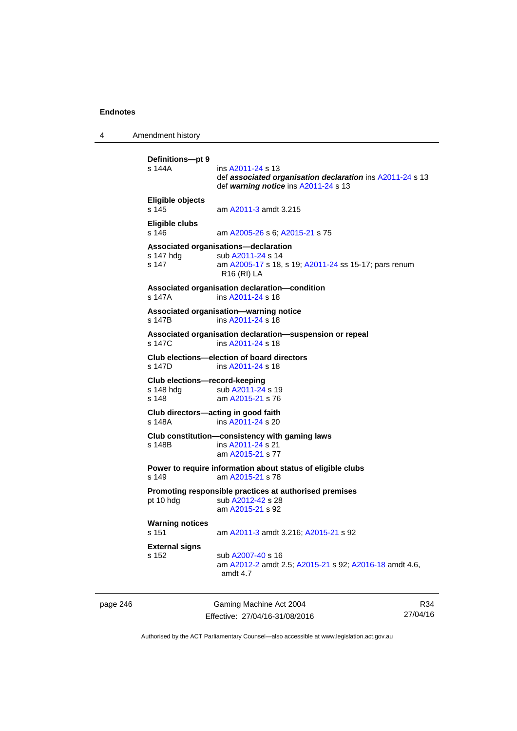**Definitions—pt 9**
s 144A ins A2011-24 s 13
def ***associated organisation declaration*** ins A2011-24 s 13
def ***warning notice*** ins A2011-24 s 13

**Eligible objects**
s 145 am A2011-3 amdt 3.215

**Eligible clubs**
s 146 am A2005-26 s 6; A2015-21 s 75

**Associated organisations—declaration**
s 147 hdg sub A2011-24 s 14
s 147 am A2005-17 s 18, s 19; A2011-24 ss 15-17; pars renum R16 (RI) LA

**Associated organisation declaration—condition**
s 147A ins A2011-24 s 18

**Associated organisation—warning notice**
s 147B ins A2011-24 s 18

**Associated organisation declaration—suspension or repeal**
s 147C ins A2011-24 s 18

**Club elections—election of board directors**
s 147D ins A2011-24 s 18

**Club elections—record-keeping**
s 148 hdg sub A2011-24 s 19
s 148 am A2015-21 s 76

**Club directors—acting in good faith**
s 148A ins A2011-24 s 20

**Club constitution—consistency with gaming laws**
s 148B ins A2011-24 s 21
am A2015-21 s 77

**Power to require information about status of eligible clubs**
s 149 am A2015-21 s 78

**Promoting responsible practices at authorised premises**
pt 10 hdg sub A2012-42 s 28
am A2015-21 s 92

**Warning notices**
s 151 am A2011-3 amdt 3.216; A2015-21 s 92

**External signs**
s 152 sub A2007-40 s 16
am A2012-2 amdt 2.5; A2015-21 s 92; A2016-18 amdt 4.6, amdt 4.7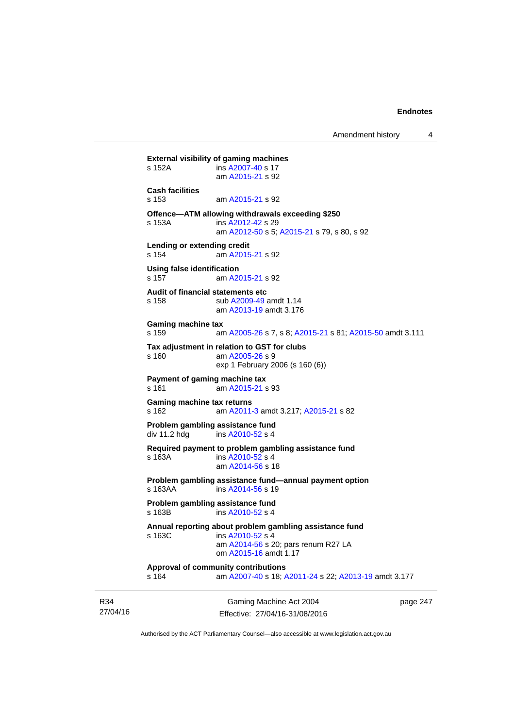**External visibility of gaming machines**
s 152A ins A2007-40 s 17
am A2015-21 s 92

**Cash facilities**
s 153 am A2015-21 s 92

**Offence—ATM allowing withdrawals exceeding $250**
s 153A ins A2012-42 s 29
am A2012-50 s 5; A2015-21 s 79, s 80, s 92

**Lending or extending credit**
s 154 am A2015-21 s 92

**Using false identification**
s 157 am A2015-21 s 92

**Audit of financial statements etc**
s 158 sub A2009-49 amdt 1.14
am A2013-19 amdt 3.176

**Gaming machine tax**
s 159 am A2005-26 s 7, s 8; A2015-21 s 81; A2015-50 amdt 3.111

**Tax adjustment in relation to GST for clubs**
s 160 am A2005-26 s 9
exp 1 February 2006 (s 160 (6))

**Payment of gaming machine tax**
s 161 am A2015-21 s 93

**Gaming machine tax returns**
s 162 am A2011-3 amdt 3.217; A2015-21 s 82

**Problem gambling assistance fund**
div 11.2 hdg ins A2010-52 s 4

**Required payment to problem gambling assistance fund**
s 163A ins A2010-52 s 4
am A2014-56 s 18

**Problem gambling assistance fund—annual payment option**
s 163AA ins A2014-56 s 19

**Problem gambling assistance fund**
s 163B ins A2010-52 s 4

**Annual reporting about problem gambling assistance fund**
s 163C ins A2010-52 s 4
am A2014-56 s 20; pars renum R27 LA
om A2015-16 amdt 1.17

**Approval of community contributions**
s 164 am A2007-40 s 18; A2011-24 s 22; A2013-19 amdt 3.177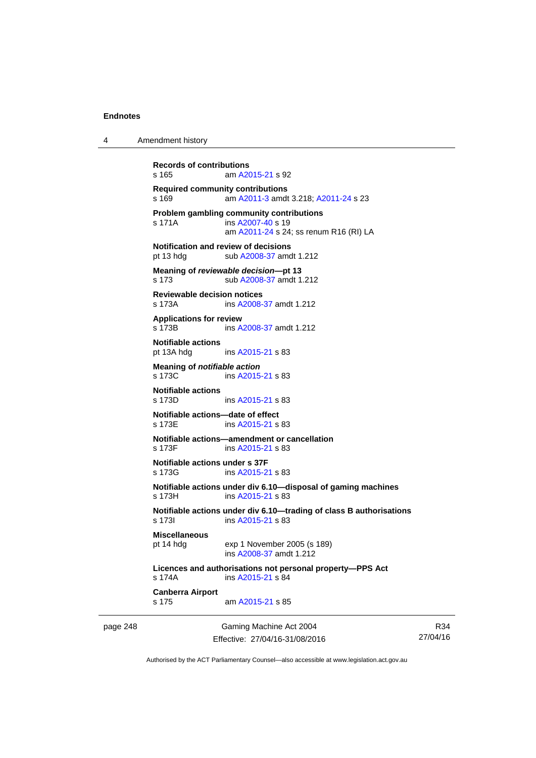**Records of contributions**
s 165 am A2015-21 s 92

**Required community contributions**
s 169 am A2011-3 amdt 3.218; A2011-24 s 23

**Problem gambling community contributions**
s 171A ins A2007-40 s 19
am A2011-24 s 24; ss renum R16 (RI) LA

**Notification and review of decisions**
pt 13 hdg sub A2008-37 amdt 1.212

**Meaning of *reviewable decision*—pt 13**
s 173 sub A2008-37 amdt 1.212

**Reviewable decision notices**
s 173A ins A2008-37 amdt 1.212

**Applications for review**
s 173B ins A2008-37 amdt 1.212

**Notifiable actions**
pt 13A hdg ins A2015-21 s 83

**Meaning of *notifiable action***
s 173C ins A2015-21 s 83

**Notifiable actions**
s 173D ins A2015-21 s 83

**Notifiable actions—date of effect**
s 173E ins A2015-21 s 83

**Notifiable actions—amendment or cancellation**
s 173F ins A2015-21 s 83

**Notifiable actions under s 37F**
s 173G ins A2015-21 s 83

**Notifiable actions under div 6.10—disposal of gaming machines**
s 173H ins A2015-21 s 83

**Notifiable actions under div 6.10—trading of class B authorisations**
s 173I ins A2015-21 s 83

**Miscellaneous**
pt 14 hdg exp 1 November 2005 (s 189)
ins A2008-37 amdt 1.212

**Licences and authorisations not personal property—PPS Act**
s 174A ins A2015-21 s 84

**Canberra Airport**
s 175 am A2015-21 s 85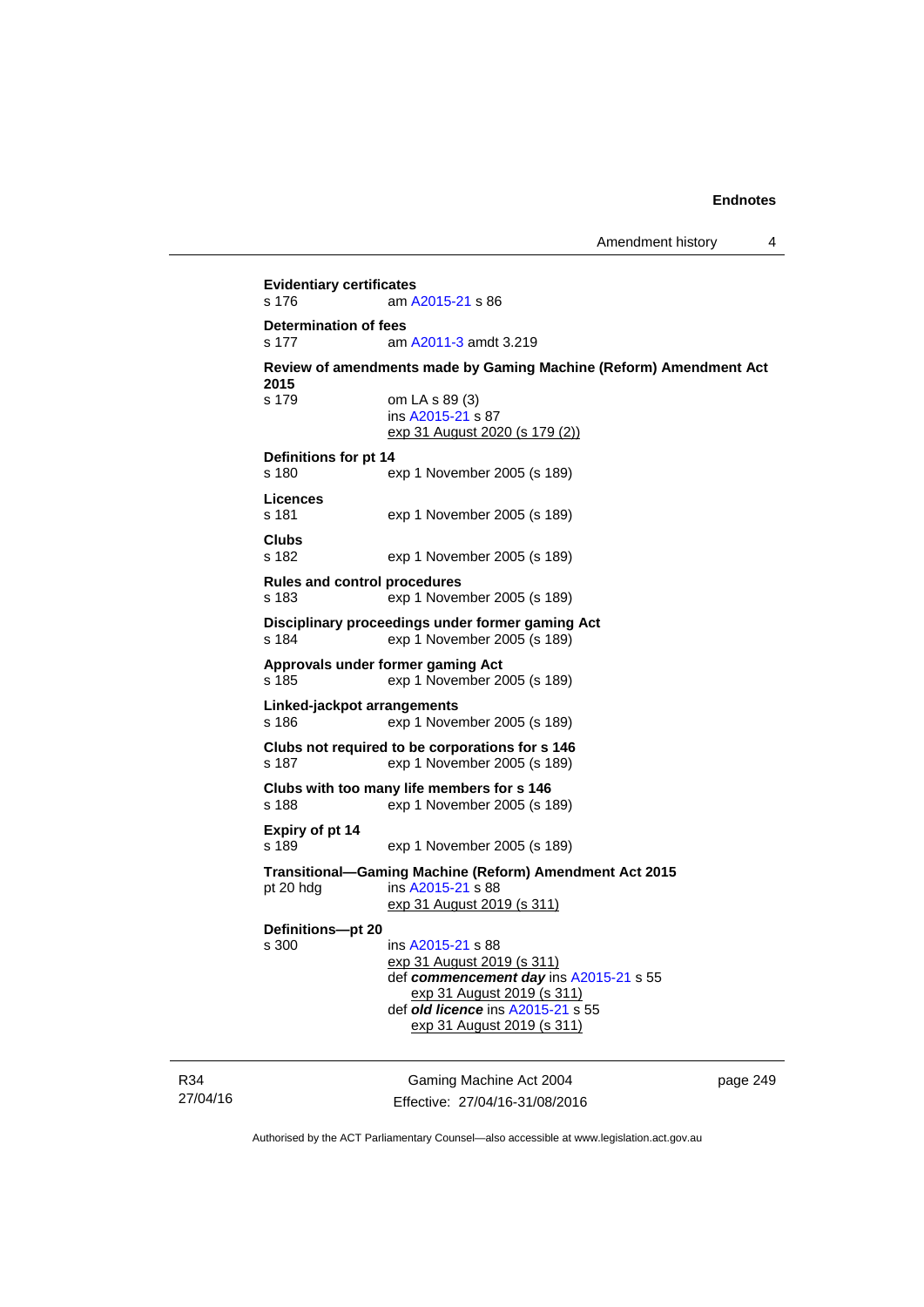**Evidentiary certificates**
s 176 am A2015-21 s 86

**Determination of fees**
s 177 am A2011-3 amdt 3.219

**Review of amendments made by Gaming Machine (Reform) Amendment Act 2015**
s 179 om LA s 89 (3)
ins A2015-21 s 87
exp 31 August 2020 (s 179 (2))

**Definitions for pt 14**
s 180 exp 1 November 2005 (s 189)

**Licences**
s 181 exp 1 November 2005 (s 189)

**Clubs**
s 182 exp 1 November 2005 (s 189)

**Rules and control procedures**
s 183 exp 1 November 2005 (s 189)

**Disciplinary proceedings under former gaming Act**
s 184 exp 1 November 2005 (s 189)

**Approvals under former gaming Act**
s 185 exp 1 November 2005 (s 189)

**Linked-jackpot arrangements**
s 186 exp 1 November 2005 (s 189)

**Clubs not required to be corporations for s 146**
s 187 exp 1 November 2005 (s 189)

**Clubs with too many life members for s 146**
s 188 exp 1 November 2005 (s 189)

**Expiry of pt 14**
s 189 exp 1 November 2005 (s 189)

**Transitional—Gaming Machine (Reform) Amendment Act 2015**
pt 20 hdg ins A2015-21 s 88
exp 31 August 2019 (s 311)

**Definitions—pt 20**
s 300 ins A2015-21 s 88
exp 31 August 2019 (s 311)
def ***commencement day*** ins A2015-21 s 55
exp 31 August 2019 (s 311)
def ***old licence*** ins A2015-21 s 55
exp 31 August 2019 (s 311)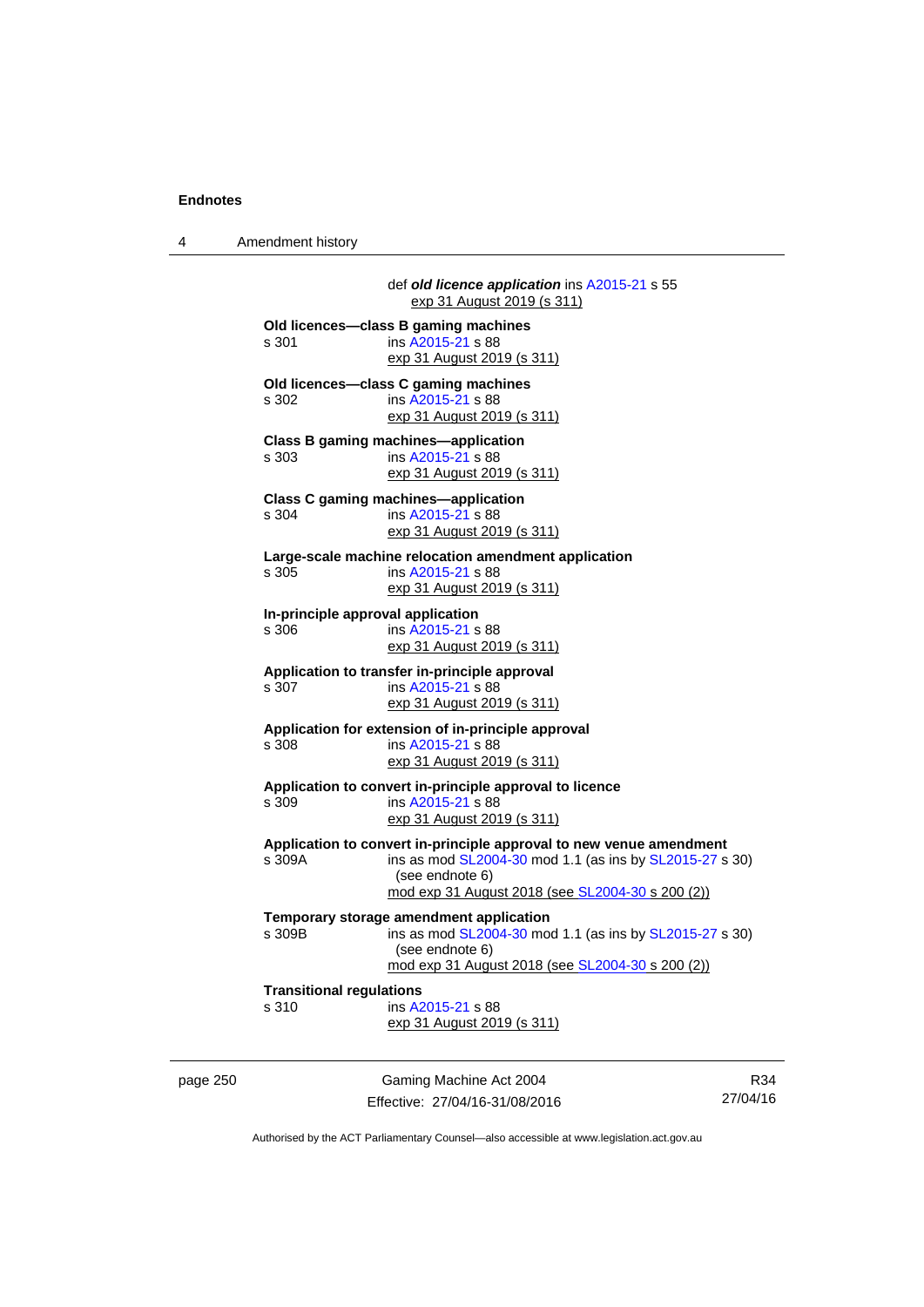def ***old licence application*** ins A2015-21 s 55
exp 31 August 2019 (s 311)

**Old licences—class B gaming machines**
s 301 ins A2015-21 s 88
exp 31 August 2019 (s 311)

**Old licences—class C gaming machines**
s 302 ins A2015-21 s 88
exp 31 August 2019 (s 311)

**Class B gaming machines—application**
s 303 ins A2015-21 s 88
exp 31 August 2019 (s 311)

**Class C gaming machines—application**
s 304 ins A2015-21 s 88
exp 31 August 2019 (s 311)

**Large-scale machine relocation amendment application**
s 305 ins A2015-21 s 88
exp 31 August 2019 (s 311)

**In-principle approval application**
s 306 ins A2015-21 s 88
exp 31 August 2019 (s 311)

**Application to transfer in-principle approval**
s 307 ins A2015-21 s 88
exp 31 August 2019 (s 311)

**Application for extension of in-principle approval**
s 308 ins A2015-21 s 88
exp 31 August 2019 (s 311)

**Application to convert in-principle approval to licence**
s 309 ins A2015-21 s 88
exp 31 August 2019 (s 311)

**Application to convert in-principle approval to new venue amendment**
s 309A ins as mod SL2004-30 mod 1.1 (as ins by SL2015-27 s 30) (see endnote 6)
mod exp 31 August 2018 (see SL2004-30 s 200 (2))

**Temporary storage amendment application**
s 309B ins as mod SL2004-30 mod 1.1 (as ins by SL2015-27 s 30) (see endnote 6)
mod exp 31 August 2018 (see SL2004-30 s 200 (2))

**Transitional regulations**
s 310 ins A2015-21 s 88
exp 31 August 2019 (s 311)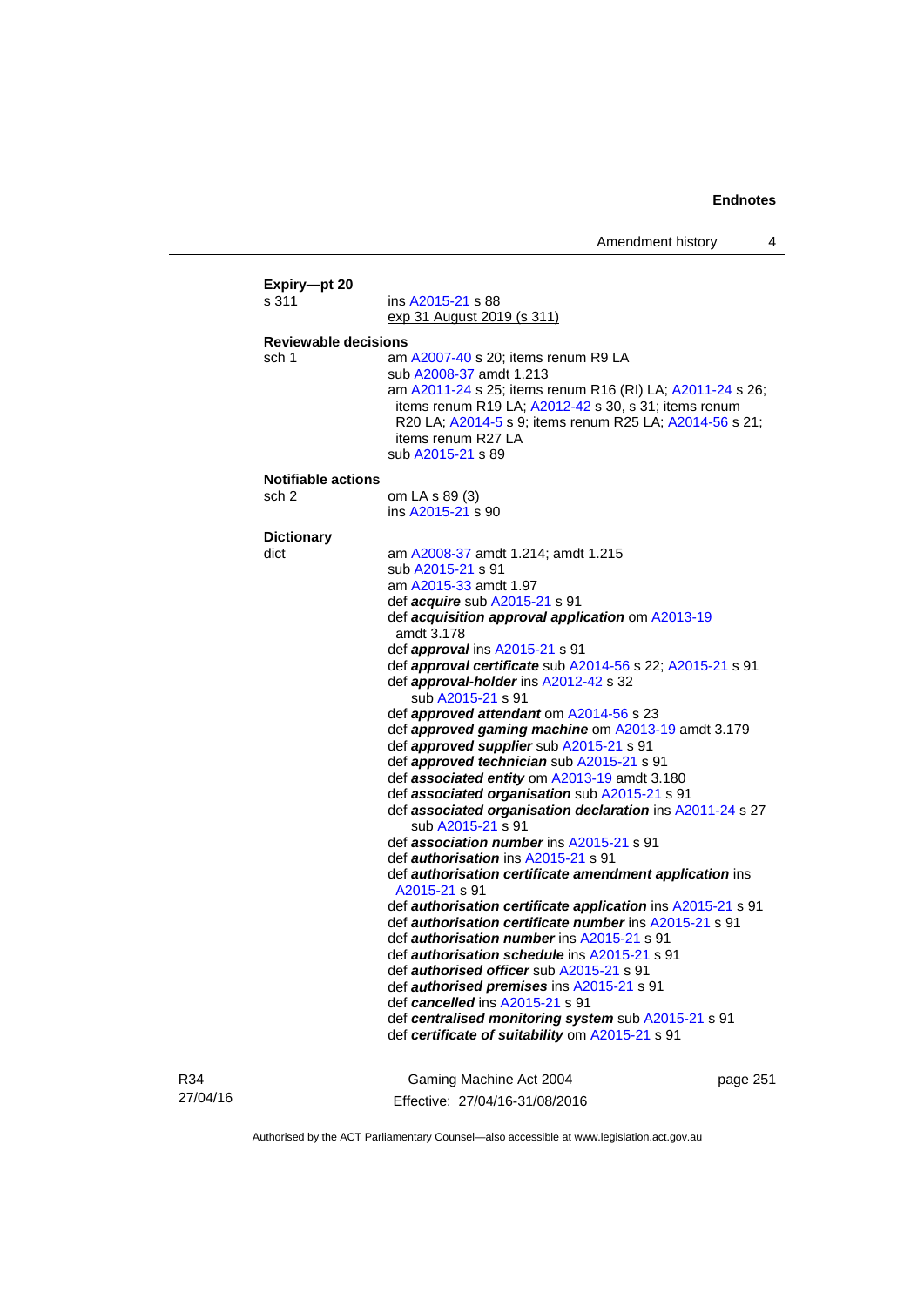**Expiry—pt 20**

s 311 ins A2015-21 s 88
exp 31 August 2019 (s 311)

**Reviewable decisions**

sch 1 am A2007-40 s 20; items renum R9 LA
sub A2008-37 amdt 1.213
am A2011-24 s 25; items renum R16 (RI) LA; A2011-24 s 26; items renum R19 LA; A2012-42 s 30, s 31; items renum R20 LA; A2014-5 s 9; items renum R25 LA; A2014-56 s 21; items renum R27 LA
sub A2015-21 s 89

**Notifiable actions**

sch 2 om LA s 89 (3)
ins A2015-21 s 90

**Dictionary**

dict am A2008-37 amdt 1.214; amdt 1.215
sub A2015-21 s 91
am A2015-33 amdt 1.97
def ***acquire*** sub A2015-21 s 91
def ***acquisition approval application*** om A2013-19 amdt 3.178
def ***approval*** ins A2015-21 s 91
def ***approval certificate*** sub A2014-56 s 22; A2015-21 s 91
def ***approval-holder*** ins A2012-42 s 32
sub A2015-21 s 91
def ***approved attendant*** om A2014-56 s 23
def ***approved gaming machine*** om A2013-19 amdt 3.179
def ***approved supplier*** sub A2015-21 s 91
def ***approved technician*** sub A2015-21 s 91
def ***associated entity*** om A2013-19 amdt 3.180
def ***associated organisation*** sub A2015-21 s 91
def ***associated organisation declaration*** ins A2011-24 s 27
sub A2015-21 s 91
def ***association number*** ins A2015-21 s 91
def ***authorisation*** ins A2015-21 s 91
def ***authorisation certificate amendment application*** ins A2015-21 s 91
def ***authorisation certificate application*** ins A2015-21 s 91
def ***authorisation certificate number*** ins A2015-21 s 91
def ***authorisation number*** ins A2015-21 s 91
def ***authorisation schedule*** ins A2015-21 s 91
def ***authorised officer*** sub A2015-21 s 91
def ***authorised premises*** ins A2015-21 s 91
def ***cancelled*** ins A2015-21 s 91
def ***centralised monitoring system*** sub A2015-21 s 91
def ***certificate of suitability*** om A2015-21 s 91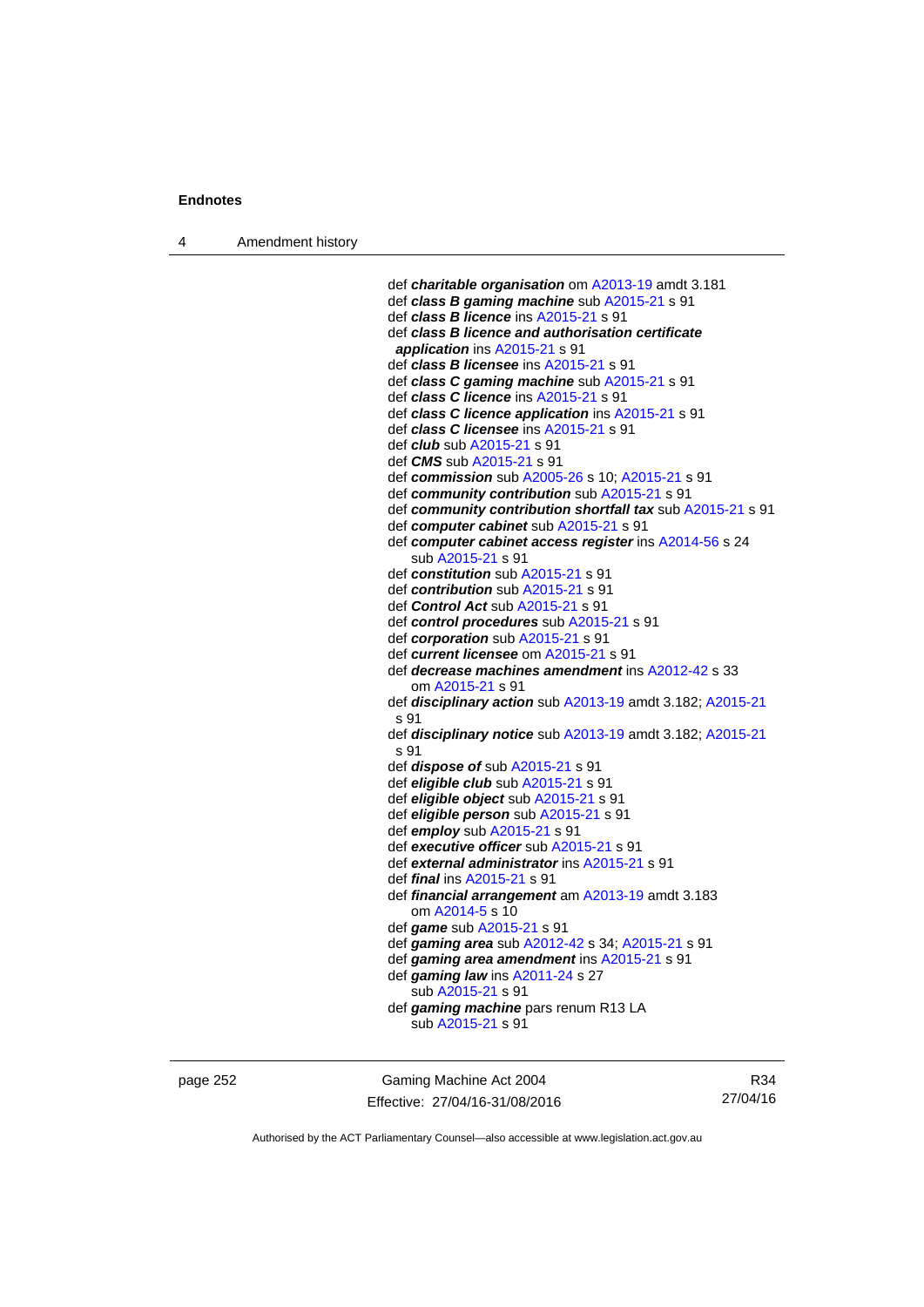def ***charitable organisation*** om A2013-19 amdt 3.181
def ***class B gaming machine*** sub A2015-21 s 91
def ***class B licence*** ins A2015-21 s 91
def ***class B licence and authorisation certificate application*** ins A2015-21 s 91
def ***class B licensee*** ins A2015-21 s 91
def ***class C gaming machine*** sub A2015-21 s 91
def ***class C licence*** ins A2015-21 s 91
def ***class C licence application*** ins A2015-21 s 91
def ***class C licensee*** ins A2015-21 s 91
def ***club*** sub A2015-21 s 91
def ***CMS*** sub A2015-21 s 91
def ***commission*** sub A2005-26 s 10; A2015-21 s 91
def ***community contribution*** sub A2015-21 s 91
def ***community contribution shortfall tax*** sub A2015-21 s 91
def ***computer cabinet*** sub A2015-21 s 91
def ***computer cabinet access register*** ins A2014-56 s 24
sub A2015-21 s 91
def ***constitution*** sub A2015-21 s 91
def ***contribution*** sub A2015-21 s 91
def ***Control Act*** sub A2015-21 s 91
def ***control procedures*** sub A2015-21 s 91
def ***corporation*** sub A2015-21 s 91
def ***current licensee*** om A2015-21 s 91
def ***decrease machines amendment*** ins A2012-42 s 33
om A2015-21 s 91
def ***disciplinary action*** sub A2013-19 amdt 3.182; A2015-21 s 91
def ***disciplinary notice*** sub A2013-19 amdt 3.182; A2015-21 s 91
def ***dispose of*** sub A2015-21 s 91
def ***eligible club*** sub A2015-21 s 91
def ***eligible object*** sub A2015-21 s 91
def ***eligible person*** sub A2015-21 s 91
def ***employ*** sub A2015-21 s 91
def ***executive officer*** sub A2015-21 s 91
def ***external administrator*** ins A2015-21 s 91
def ***final*** ins A2015-21 s 91
def ***financial arrangement*** am A2013-19 amdt 3.183
om A2014-5 s 10
def ***game*** sub A2015-21 s 91
def ***gaming area*** sub A2012-42 s 34; A2015-21 s 91
def ***gaming area amendment*** ins A2015-21 s 91
def ***gaming law*** ins A2011-24 s 27
sub A2015-21 s 91
def ***gaming machine*** pars renum R13 LA
sub A2015-21 s 91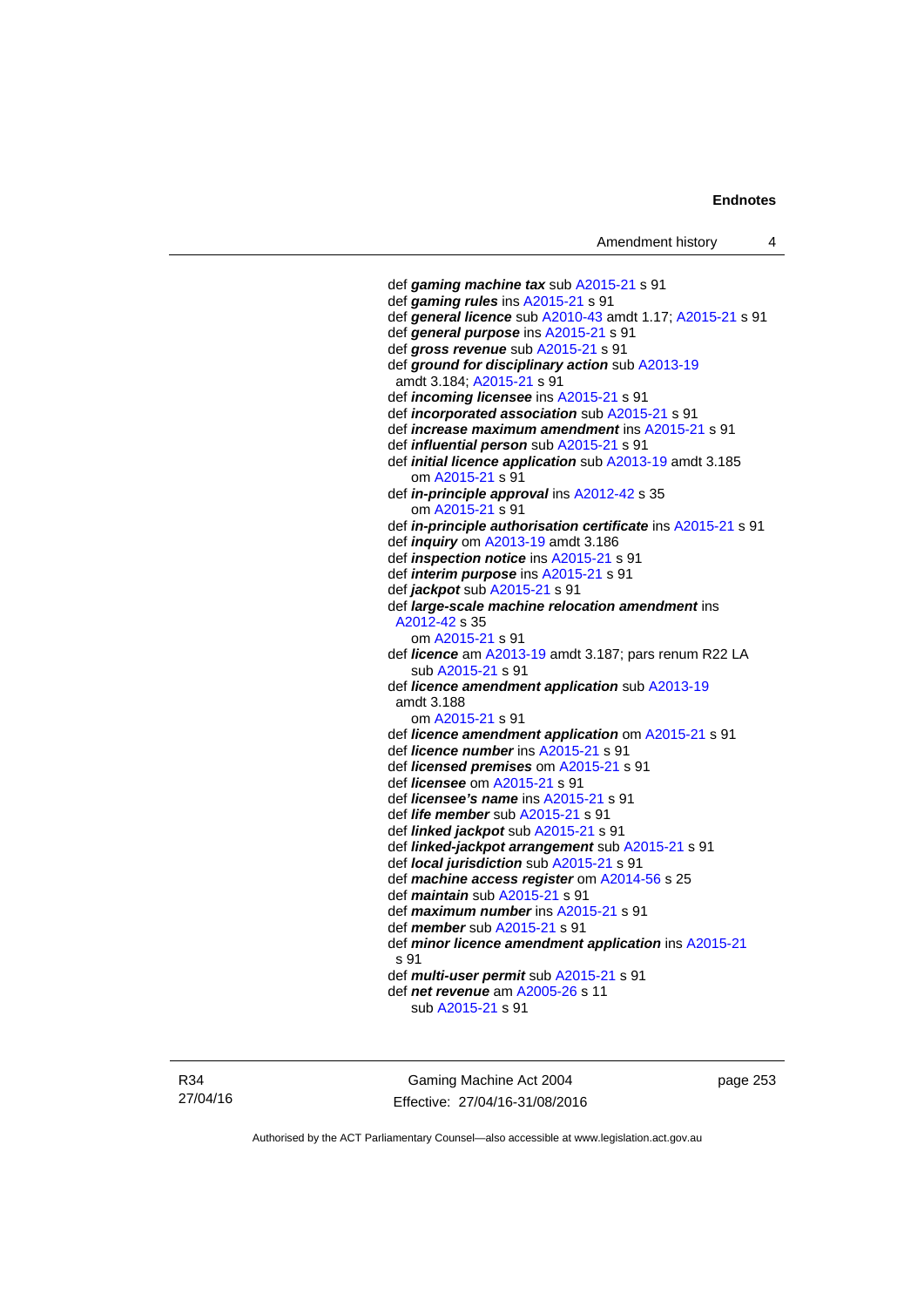def ***gaming machine tax*** sub A2015-21 s 91
def ***gaming rules*** ins A2015-21 s 91
def ***general licence*** sub A2010-43 amdt 1.17; A2015-21 s 91
def ***general purpose*** ins A2015-21 s 91
def ***gross revenue*** sub A2015-21 s 91
def ***ground for disciplinary action*** sub A2013-19 amdt 3.184; A2015-21 s 91
def ***incoming licensee*** ins A2015-21 s 91
def ***incorporated association*** sub A2015-21 s 91
def ***increase maximum amendment*** ins A2015-21 s 91
def ***influential person*** sub A2015-21 s 91
def ***initial licence application*** sub A2013-19 amdt 3.185
om A2015-21 s 91
def ***in-principle approval*** ins A2012-42 s 35
om A2015-21 s 91
def ***in-principle authorisation certificate*** ins A2015-21 s 91
def ***inquiry*** om A2013-19 amdt 3.186
def ***inspection notice*** ins A2015-21 s 91
def ***interim purpose*** ins A2015-21 s 91
def ***jackpot*** sub A2015-21 s 91
def ***large-scale machine relocation amendment*** ins A2012-42 s 35
om A2015-21 s 91
def ***licence*** am A2013-19 amdt 3.187; pars renum R22 LA
sub A2015-21 s 91
def ***licence amendment application*** sub A2013-19 amdt 3.188
om A2015-21 s 91
def ***licence amendment application*** om A2015-21 s 91
def ***licence number*** ins A2015-21 s 91
def ***licensed premises*** om A2015-21 s 91
def ***licensee*** om A2015-21 s 91
def ***licensee's name*** ins A2015-21 s 91
def ***life member*** sub A2015-21 s 91
def ***linked jackpot*** sub A2015-21 s 91
def ***linked-jackpot arrangement*** sub A2015-21 s 91
def ***local jurisdiction*** sub A2015-21 s 91
def ***machine access register*** om A2014-56 s 25
def ***maintain*** sub A2015-21 s 91
def ***maximum number*** ins A2015-21 s 91
def ***member*** sub A2015-21 s 91
def ***minor licence amendment application*** ins A2015-21 s 91
def ***multi-user permit*** sub A2015-21 s 91
def ***net revenue*** am A2005-26 s 11
sub A2015-21 s 91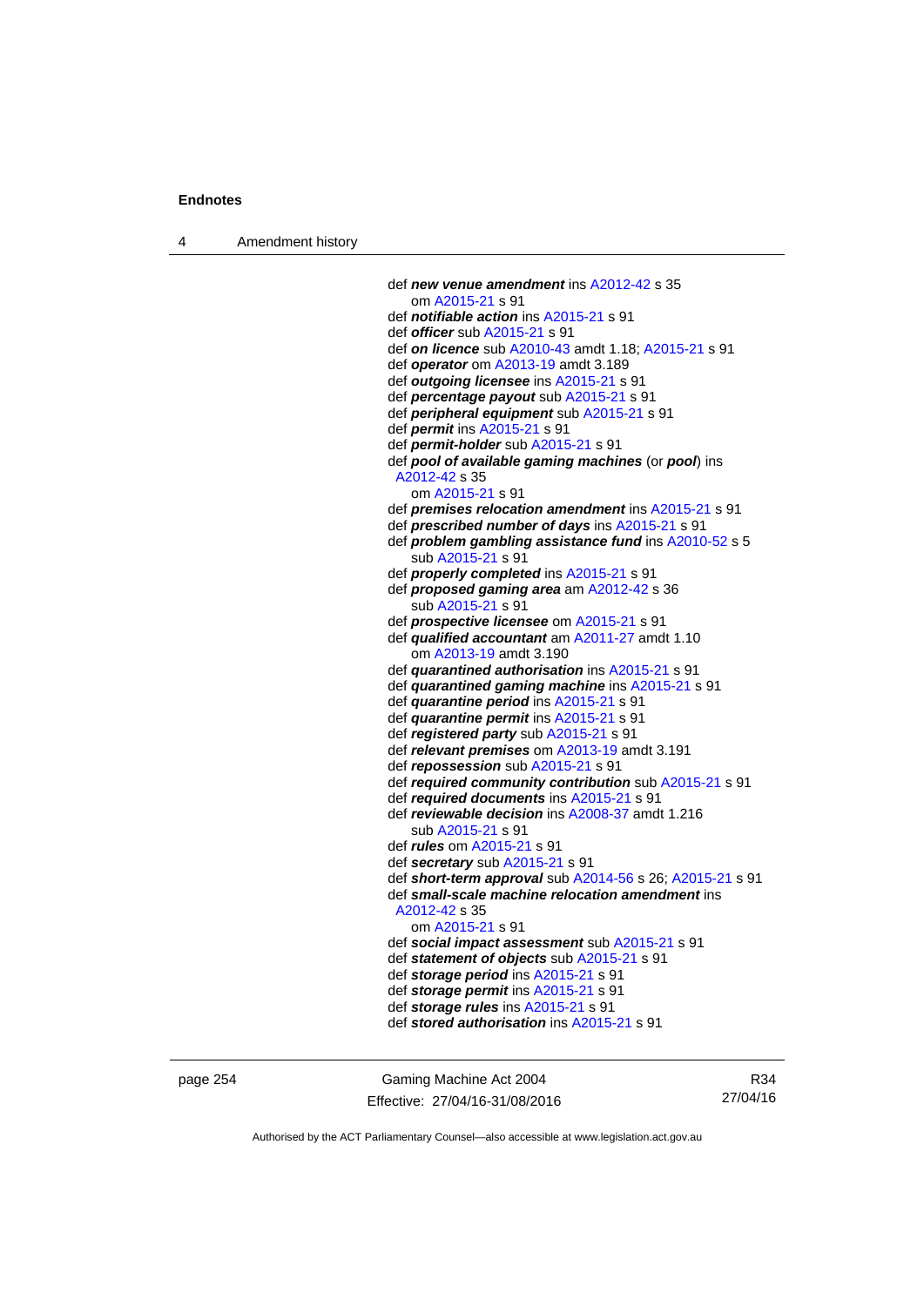def ***new venue amendment*** ins A2012-42 s 35
om A2015-21 s 91

def ***notifiable action*** ins A2015-21 s 91

def ***officer*** sub A2015-21 s 91

def ***on licence*** sub A2010-43 amdt 1.18; A2015-21 s 91

def ***operator*** om A2013-19 amdt 3.189

def ***outgoing licensee*** ins A2015-21 s 91

def ***percentage payout*** sub A2015-21 s 91

def ***peripheral equipment*** sub A2015-21 s 91

def ***permit*** ins A2015-21 s 91

def ***permit-holder*** sub A2015-21 s 91

def ***pool of available gaming machines*** (or ***pool***) ins A2012-42 s 35
om A2015-21 s 91

def ***premises relocation amendment*** ins A2015-21 s 91

def ***prescribed number of days*** ins A2015-21 s 91

def ***problem gambling assistance fund*** ins A2010-52 s 5
sub A2015-21 s 91

def ***properly completed*** ins A2015-21 s 91

def ***proposed gaming area*** am A2012-42 s 36
sub A2015-21 s 91

def ***prospective licensee*** om A2015-21 s 91

def ***qualified accountant*** am A2011-27 amdt 1.10
om A2013-19 amdt 3.190

def ***quarantined authorisation*** ins A2015-21 s 91

def ***quarantined gaming machine*** ins A2015-21 s 91

def ***quarantine period*** ins A2015-21 s 91

def ***quarantine permit*** ins A2015-21 s 91

def ***registered party*** sub A2015-21 s 91

def ***relevant premises*** om A2013-19 amdt 3.191

def ***repossession*** sub A2015-21 s 91

def ***required community contribution*** sub A2015-21 s 91

def ***required documents*** ins A2015-21 s 91

def ***reviewable decision*** ins A2008-37 amdt 1.216
sub A2015-21 s 91

def ***rules*** om A2015-21 s 91

def ***secretary*** sub A2015-21 s 91

def ***short-term approval*** sub A2014-56 s 26; A2015-21 s 91

def ***small-scale machine relocation amendment*** ins A2012-42 s 35
om A2015-21 s 91

def ***social impact assessment*** sub A2015-21 s 91

def ***statement of objects*** sub A2015-21 s 91

def ***storage period*** ins A2015-21 s 91

def ***storage permit*** ins A2015-21 s 91

def ***storage rules*** ins A2015-21 s 91

def ***stored authorisation*** ins A2015-21 s 91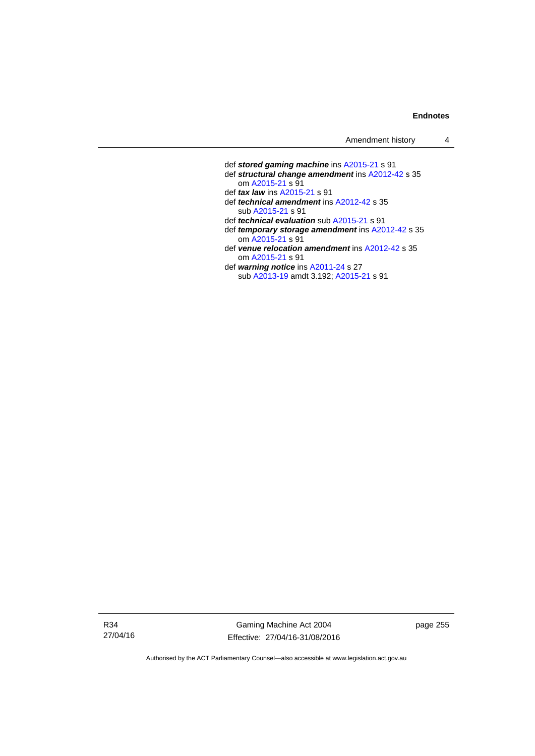def ***stored gaming machine*** ins A2015-21 s 91
def ***structural change amendment*** ins A2012-42 s 35
  om A2015-21 s 91
def ***tax law*** ins A2015-21 s 91
def ***technical amendment*** ins A2012-42 s 35
  sub A2015-21 s 91
def ***technical evaluation*** sub A2015-21 s 91
def ***temporary storage amendment*** ins A2012-42 s 35
  om A2015-21 s 91
def ***venue relocation amendment*** ins A2012-42 s 35
  om A2015-21 s 91
def ***warning notice*** ins A2011-24 s 27
  sub A2013-19 amdt 3.192; A2015-21 s 91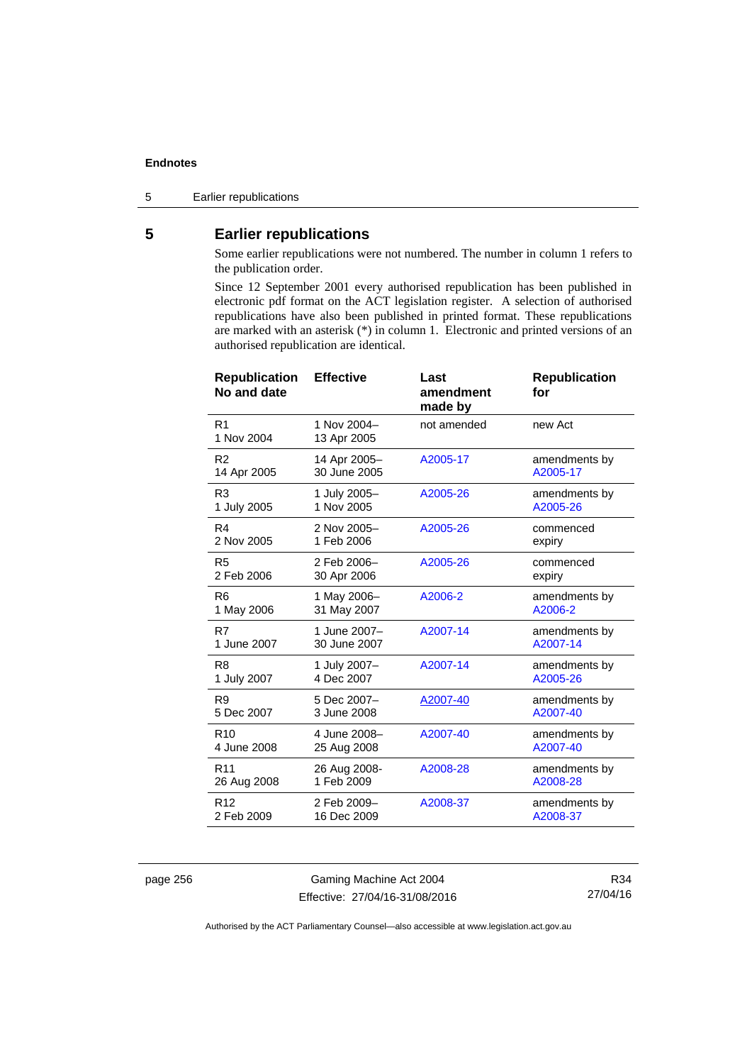## 5 Earlier republications

Some earlier republications were not numbered. The number in column 1 refers to the publication order.

Since 12 September 2001 every authorised republication has been published in electronic pdf format on the ACT legislation register. A selection of authorised republications have also been published in printed format. These republications are marked with an asterisk (*) in column 1. Electronic and printed versions of an authorised republication are identical.

| Republication No and date | Effective | Last amendment made by | Republication for |
|---|---|---|---|
| R1<br>1 Nov 2004 | 1 Nov 2004–<br>13 Apr 2005 | not amended | new Act |
| R2<br>14 Apr 2005 | 14 Apr 2005–<br>30 June 2005 | A2005-17 | amendments by A2005-17 |
| R3<br>1 July 2005 | 1 July 2005–<br>1 Nov 2005 | A2005-26 | amendments by A2005-26 |
| R4<br>2 Nov 2005 | 2 Nov 2005–<br>1 Feb 2006 | A2005-26 | commenced expiry |
| R5<br>2 Feb 2006 | 2 Feb 2006–<br>30 Apr 2006 | A2005-26 | commenced expiry |
| R6<br>1 May 2006 | 1 May 2006–<br>31 May 2007 | A2006-2 | amendments by A2006-2 |
| R7<br>1 June 2007 | 1 June 2007–<br>30 June 2007 | A2007-14 | amendments by A2007-14 |
| R8<br>1 July 2007 | 1 July 2007–<br>4 Dec 2007 | A2007-14 | amendments by A2005-26 |
| R9<br>5 Dec 2007 | 5 Dec 2007–<br>3 June 2008 | A2007-40 | amendments by A2007-40 |
| R10<br>4 June 2008 | 4 June 2008–<br>25 Aug 2008 | A2007-40 | amendments by A2007-40 |
| R11<br>26 Aug 2008 | 26 Aug 2008-<br>1 Feb 2009 | A2008-28 | amendments by A2008-28 |
| R12<br>2 Feb 2009 | 2 Feb 2009–<br>16 Dec 2009 | A2008-37 | amendments by A2008-37 |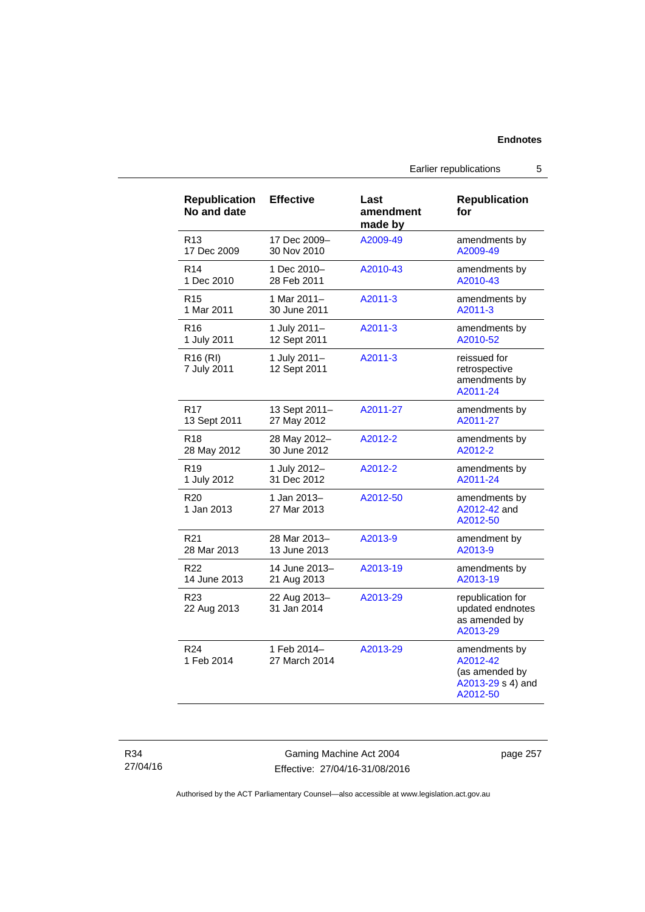| Republication No and date | Effective | Last amendment made by | Republication for |
|---|---|---|---|
| R13<br>17 Dec 2009 | 17 Dec 2009–<br>30 Nov 2010 | A2009-49 | amendments by A2009-49 |
| R14<br>1 Dec 2010 | 1 Dec 2010–<br>28 Feb 2011 | A2010-43 | amendments by A2010-43 |
| R15<br>1 Mar 2011 | 1 Mar 2011–<br>30 June 2011 | A2011-3 | amendments by A2011-3 |
| R16<br>1 July 2011 | 1 July 2011–<br>12 Sept 2011 | A2011-3 | amendments by A2010-52 |
| R16 (RI)<br>7 July 2011 | 1 July 2011–<br>12 Sept 2011 | A2011-3 | reissued for retrospective amendments by A2011-24 |
| R17<br>13 Sept 2011 | 13 Sept 2011–<br>27 May 2012 | A2011-27 | amendments by A2011-27 |
| R18<br>28 May 2012 | 28 May 2012–<br>30 June 2012 | A2012-2 | amendments by A2012-2 |
| R19<br>1 July 2012 | 1 July 2012–<br>31 Dec 2012 | A2012-2 | amendments by A2011-24 |
| R20<br>1 Jan 2013 | 1 Jan 2013–<br>27 Mar 2013 | A2012-50 | amendments by A2012-42 and A2012-50 |
| R21<br>28 Mar 2013 | 28 Mar 2013–<br>13 June 2013 | A2013-9 | amendment by A2013-9 |
| R22<br>14 June 2013 | 14 June 2013–<br>21 Aug 2013 | A2013-19 | amendments by A2013-19 |
| R23<br>22 Aug 2013 | 22 Aug 2013–<br>31 Jan 2014 | A2013-29 | republication for updated endnotes as amended by A2013-29 |
| R24<br>1 Feb 2014 | 1 Feb 2014–<br>27 March 2014 | A2013-29 | amendments by A2012-42 (as amended by A2013-29 s 4) and A2012-50 |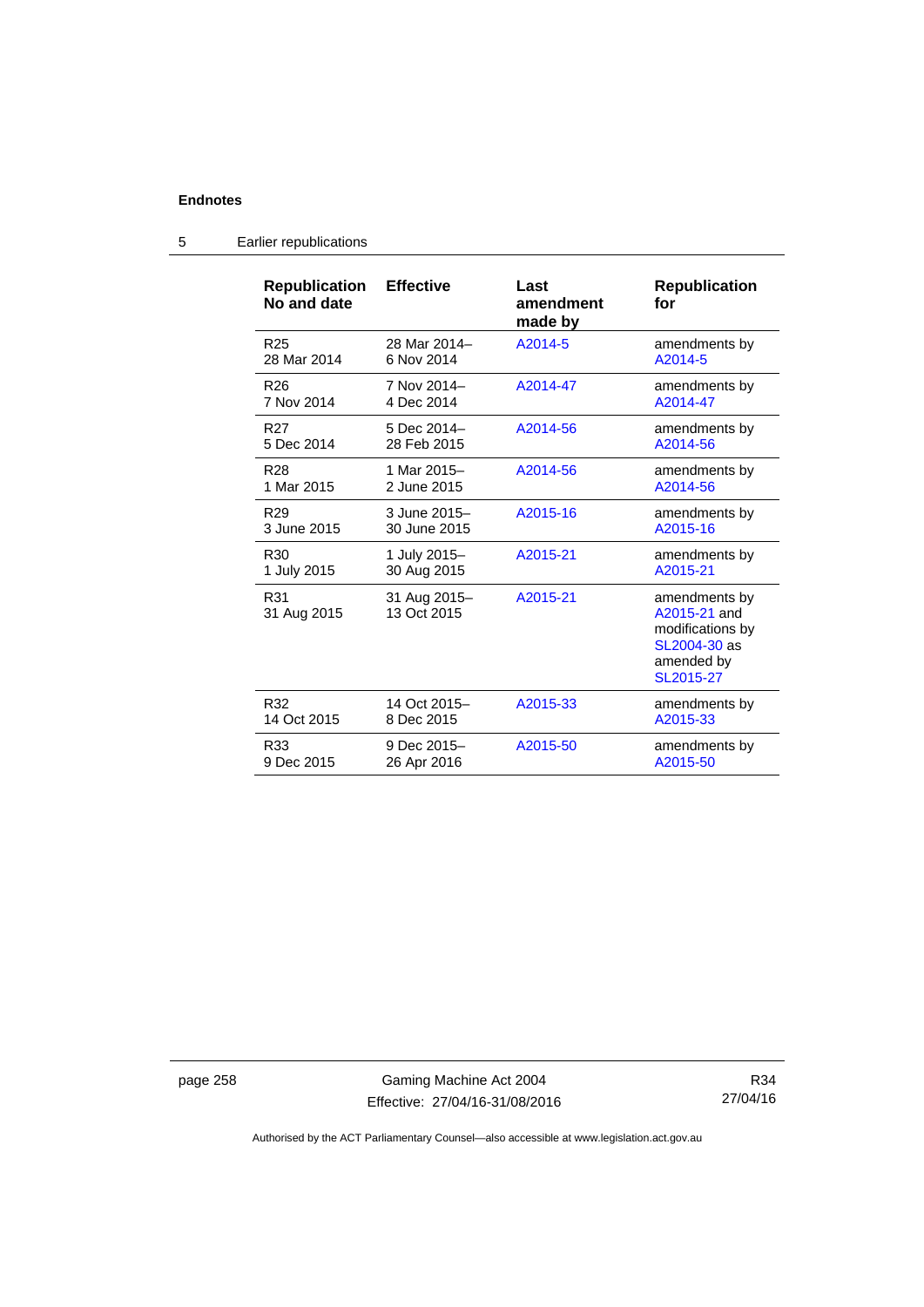## 5 Earlier republications

| Republication No and date | Effective | Last amendment made by | Republication for |
|---|---|---|---|
| R25<br>28 Mar 2014 | 28 Mar 2014–<br>6 Nov 2014 | A2014-5 | amendments by A2014-5 |
| R26<br>7 Nov 2014 | 7 Nov 2014–<br>4 Dec 2014 | A2014-47 | amendments by A2014-47 |
| R27<br>5 Dec 2014 | 5 Dec 2014–<br>28 Feb 2015 | A2014-56 | amendments by A2014-56 |
| R28<br>1 Mar 2015 | 1 Mar 2015–<br>2 June 2015 | A2014-56 | amendments by A2014-56 |
| R29<br>3 June 2015 | 3 June 2015–<br>30 June 2015 | A2015-16 | amendments by A2015-16 |
| R30<br>1 July 2015 | 1 July 2015–<br>30 Aug 2015 | A2015-21 | amendments by A2015-21 |
| R31<br>31 Aug 2015 | 31 Aug 2015–<br>13 Oct 2015 | A2015-21 | amendments by A2015-21 and modifications by SL2004-30 as amended by SL2015-27 |
| R32<br>14 Oct 2015 | 14 Oct 2015–<br>8 Dec 2015 | A2015-33 | amendments by A2015-33 |
| R33<br>9 Dec 2015 | 9 Dec 2015–<br>26 Apr 2016 | A2015-50 | amendments by A2015-50 |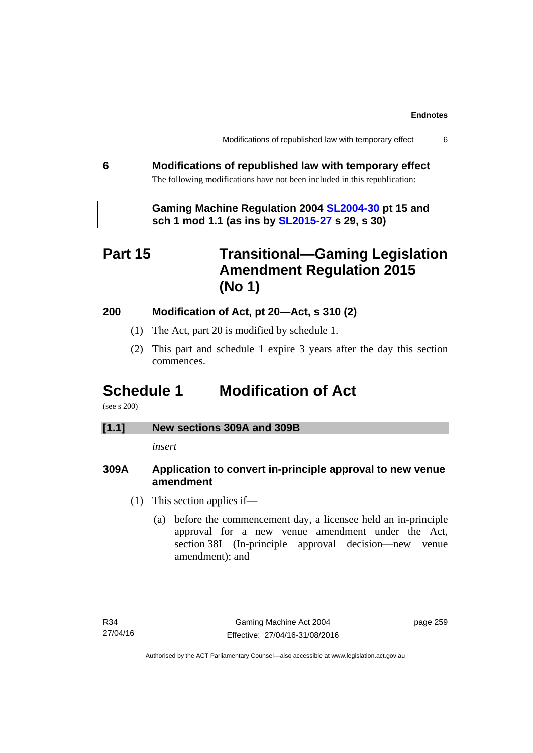## 6 Modifications of republished law with temporary effect

The following modifications have not been included in this republication:

**Gaming Machine Regulation 2004 SL2004-30 pt 15 and sch 1 mod 1.1 (as ins by SL2015-27 s 29, s 30)**

# Part 15 Transitional—Gaming Legislation Amendment Regulation 2015 (No 1)

### 200 Modification of Act, pt 20—Act, s 310 (2)

(1) The Act, part 20 is modified by schedule 1.

(2) This part and schedule 1 expire 3 years after the day this section commences.

# Schedule 1 Modification of Act

(see s 200)

**[1.1] New sections 309A and 309B**

*insert*

### 309A Application to convert in-principle approval to new venue amendment

(1) This section applies if—

(a) before the commencement day, a licensee held an in-principle approval for a new venue amendment under the Act, section 38I (In-principle approval decision—new venue amendment); and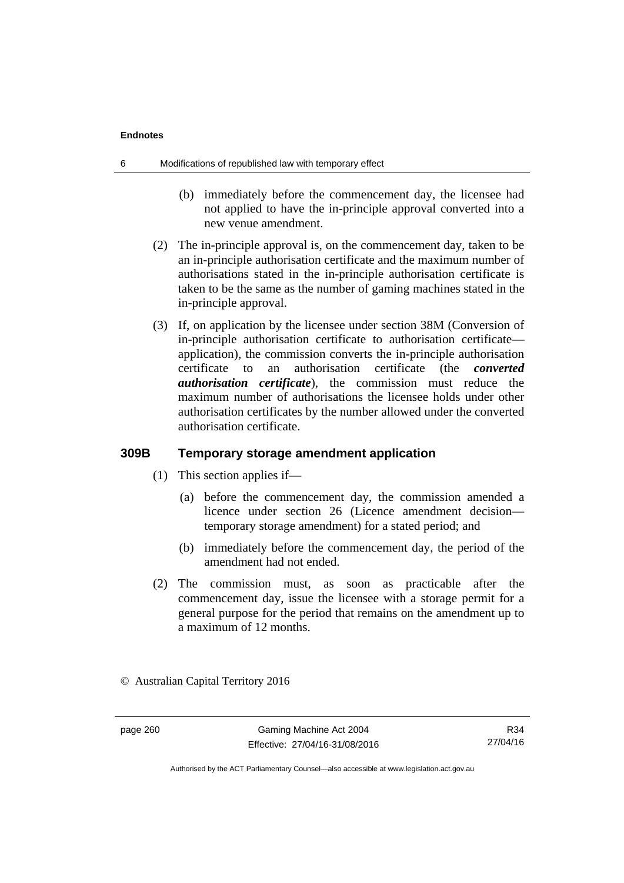(b) immediately before the commencement day, the licensee had not applied to have the in-principle approval converted into a new venue amendment.

(2) The in-principle approval is, on the commencement day, taken to be an in-principle authorisation certificate and the maximum number of authorisations stated in the in-principle authorisation certificate is taken to be the same as the number of gaming machines stated in the in-principle approval.

(3) If, on application by the licensee under section 38M (Conversion of in-principle authorisation certificate to authorisation certificate—application), the commission converts the in-principle authorisation certificate to an authorisation certificate (the ***converted authorisation certificate***), the commission must reduce the maximum number of authorisations the licensee holds under other authorisation certificates by the number allowed under the converted authorisation certificate.

### 309B Temporary storage amendment application

(1) This section applies if—

(a) before the commencement day, the commission amended a licence under section 26 (Licence amendment decision—temporary storage amendment) for a stated period; and

(b) immediately before the commencement day, the period of the amendment had not ended.

(2) The commission must, as soon as practicable after the commencement day, issue the licensee with a storage permit for a general purpose for the period that remains on the amendment up to a maximum of 12 months.

© Australian Capital Territory 2016